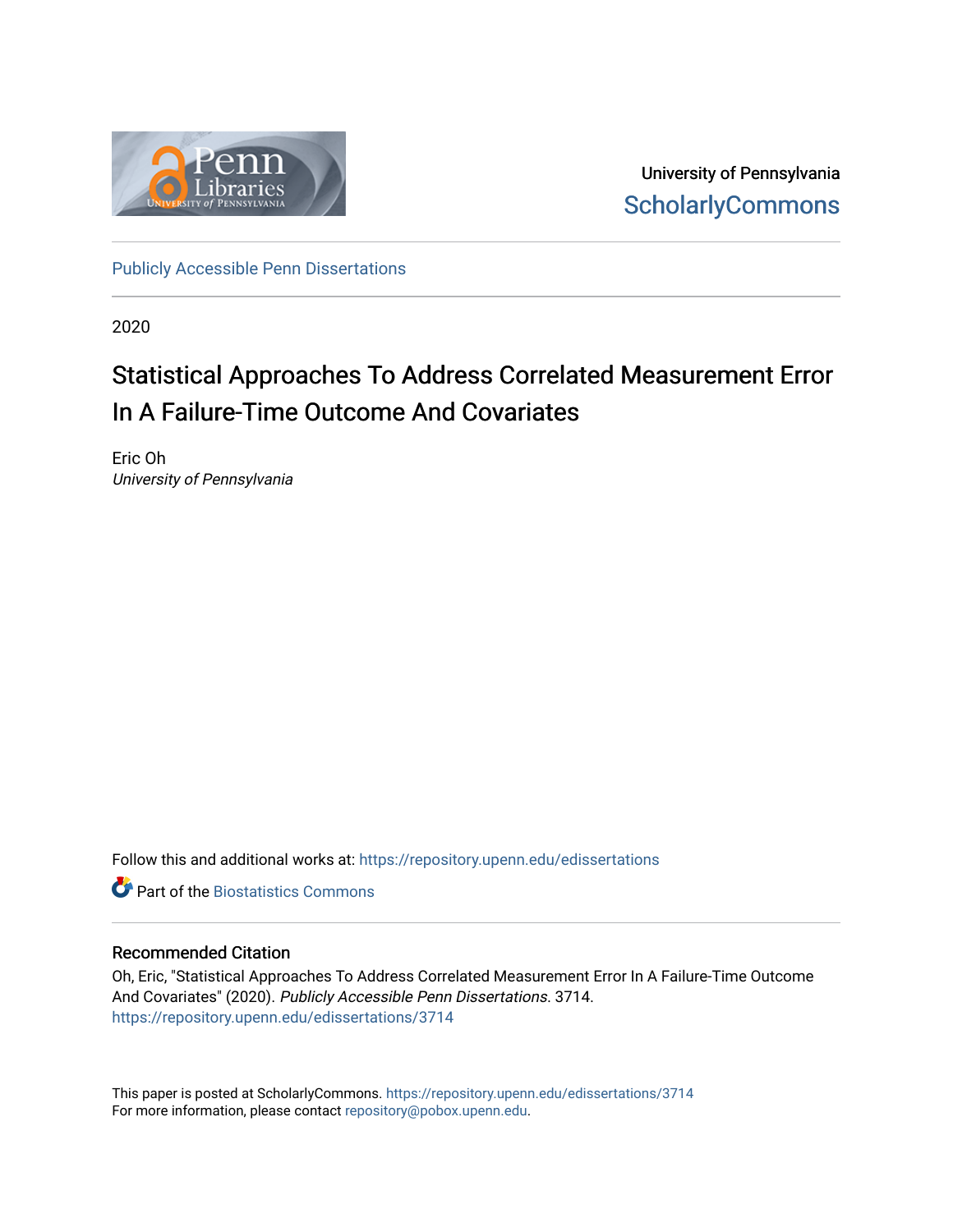University of Pennsylvania
ScholarlyCommons

Publicly Accessible Penn Dissertations

2020

# Statistical Approaches To Address Correlated Measurement Error In A Failure-Time Outcome And Covariates

Eric Oh
*University of Pennsylvania*

Follow this and additional works at: https://repository.upenn.edu/edissertations

Part of the Biostatistics Commons

## Recommended Citation

Oh, Eric, "Statistical Approaches To Address Correlated Measurement Error In A Failure-Time Outcome And Covariates" (2020). *Publicly Accessible Penn Dissertations*. 3714.
https://repository.upenn.edu/edissertations/3714

This paper is posted at ScholarlyCommons. https://repository.upenn.edu/edissertations/3714
For more information, please contact repository@pobox.upenn.edu.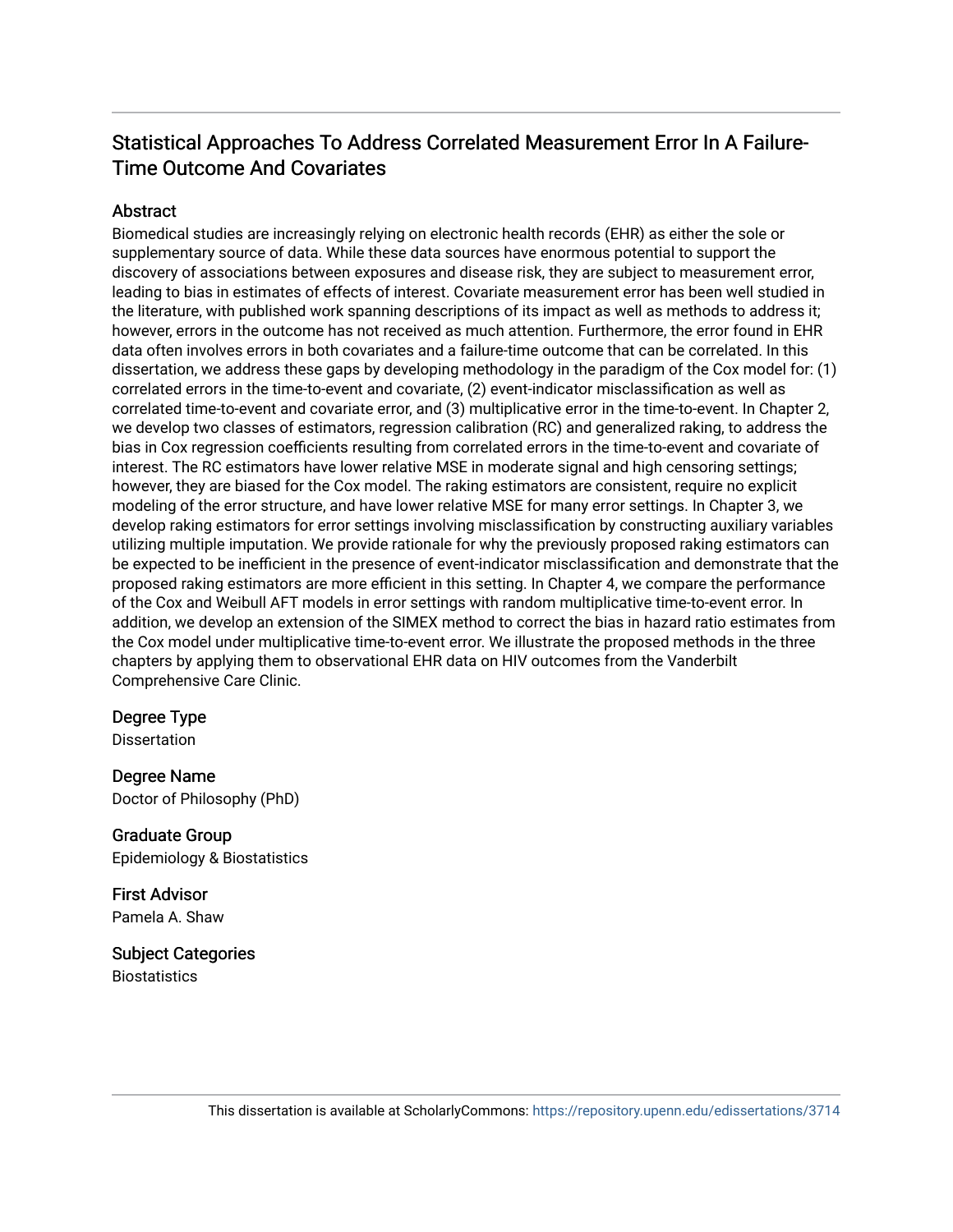# Statistical Approaches To Address Correlated Measurement Error In A Failure-Time Outcome And Covariates

## Abstract

Biomedical studies are increasingly relying on electronic health records (EHR) as either the sole or supplementary source of data. While these data sources have enormous potential to support the discovery of associations between exposures and disease risk, they are subject to measurement error, leading to bias in estimates of effects of interest. Covariate measurement error has been well studied in the literature, with published work spanning descriptions of its impact as well as methods to address it; however, errors in the outcome has not received as much attention. Furthermore, the error found in EHR data often involves errors in both covariates and a failure-time outcome that can be correlated. In this dissertation, we address these gaps by developing methodology in the paradigm of the Cox model for: (1) correlated errors in the time-to-event and covariate, (2) event-indicator misclassification as well as correlated time-to-event and covariate error, and (3) multiplicative error in the time-to-event. In Chapter 2, we develop two classes of estimators, regression calibration (RC) and generalized raking, to address the bias in Cox regression coefficients resulting from correlated errors in the time-to-event and covariate of interest. The RC estimators have lower relative MSE in moderate signal and high censoring settings; however, they are biased for the Cox model. The raking estimators are consistent, require no explicit modeling of the error structure, and have lower relative MSE for many error settings. In Chapter 3, we develop raking estimators for error settings involving misclassification by constructing auxiliary variables utilizing multiple imputation. We provide rationale for why the previously proposed raking estimators can be expected to be inefficient in the presence of event-indicator misclassification and demonstrate that the proposed raking estimators are more efficient in this setting. In Chapter 4, we compare the performance of the Cox and Weibull AFT models in error settings with random multiplicative time-to-event error. In addition, we develop an extension of the SIMEX method to correct the bias in hazard ratio estimates from the Cox model under multiplicative time-to-event error. We illustrate the proposed methods in the three chapters by applying them to observational EHR data on HIV outcomes from the Vanderbilt Comprehensive Care Clinic.

## Degree Type

Dissertation

## Degree Name

Doctor of Philosophy (PhD)

## Graduate Group

Epidemiology & Biostatistics

## First Advisor

Pamela A. Shaw

## Subject Categories

Biostatistics

This dissertation is available at ScholarlyCommons: https://repository.upenn.edu/edissertations/3714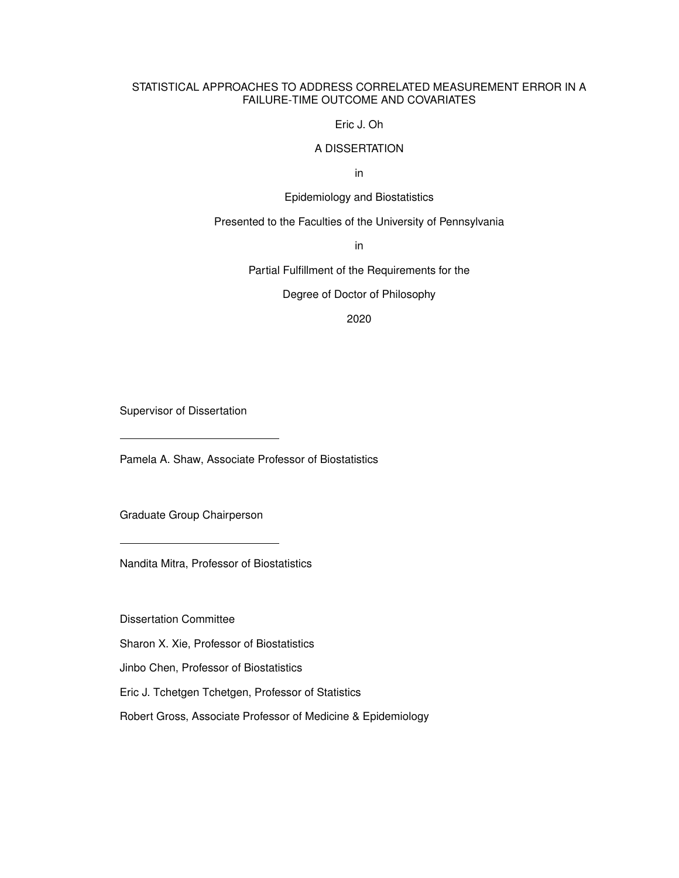# STATISTICAL APPROACHES TO ADDRESS CORRELATED MEASUREMENT ERROR IN A FAILURE-TIME OUTCOME AND COVARIATES

Eric J. Oh

A DISSERTATION

in

Epidemiology and Biostatistics

Presented to the Faculties of the University of Pennsylvania

in

Partial Fulfillment of the Requirements for the

Degree of Doctor of Philosophy

2020

Supervisor of Dissertation

\_\_\_\_\_\_\_\_\_\_\_\_\_\_\_\_\_\_\_\_\_\_\_\_\_\_\_\_

Pamela A. Shaw, Associate Professor of Biostatistics

Graduate Group Chairperson

\_\_\_\_\_\_\_\_\_\_\_\_\_\_\_\_\_\_\_\_\_\_\_\_\_\_\_\_

Nandita Mitra, Professor of Biostatistics

Dissertation Committee

Sharon X. Xie, Professor of Biostatistics

Jinbo Chen, Professor of Biostatistics

Eric J. Tchetgen Tchetgen, Professor of Statistics

Robert Gross, Associate Professor of Medicine & Epidemiology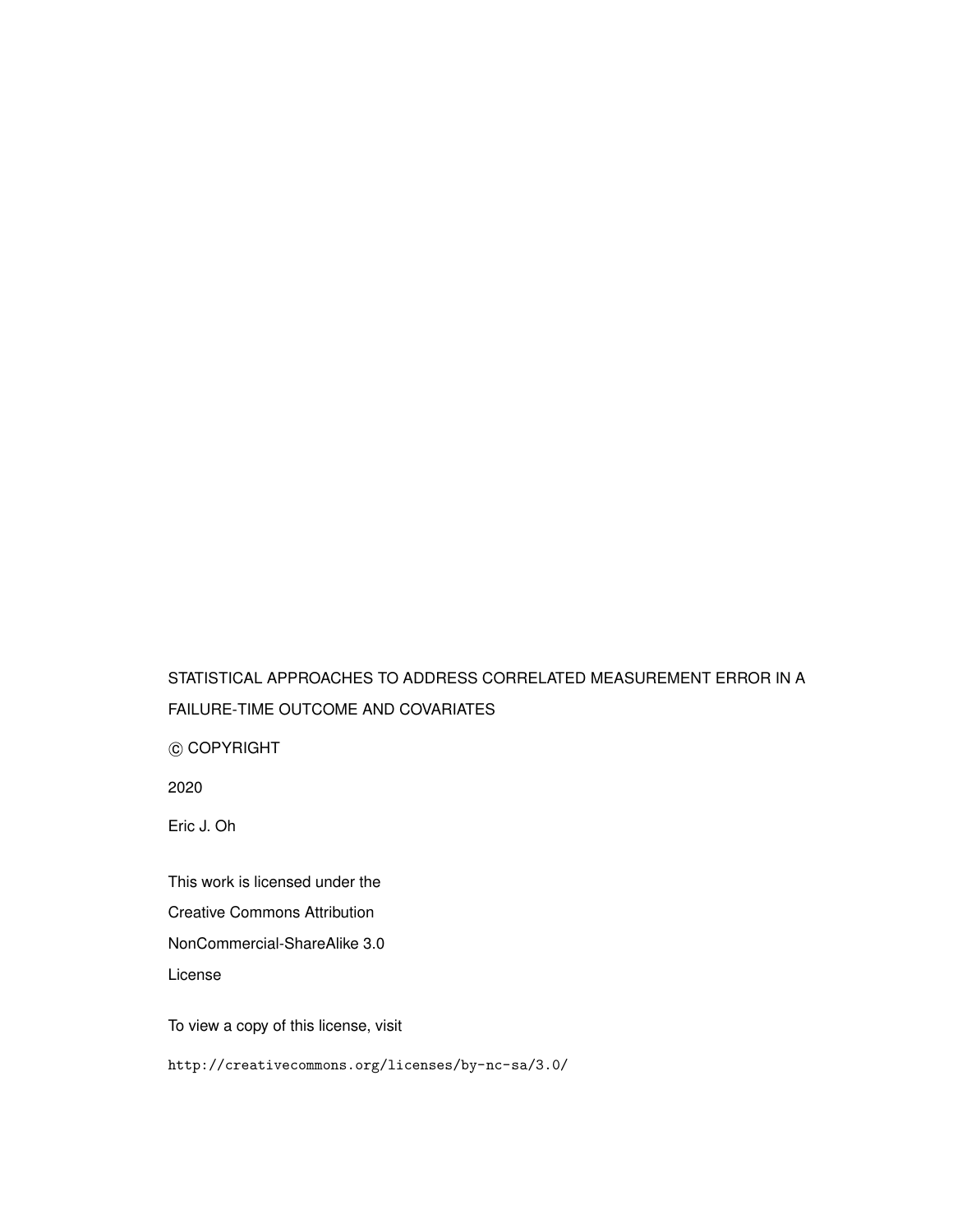STATISTICAL APPROACHES TO ADDRESS CORRELATED MEASUREMENT ERROR IN A FAILURE-TIME OUTCOME AND COVARIATES

© COPYRIGHT

2020

Eric J. Oh

This work is licensed under the

Creative Commons Attribution

NonCommercial-ShareAlike 3.0

License

To view a copy of this license, visit

`http://creativecommons.org/licenses/by-nc-sa/3.0/`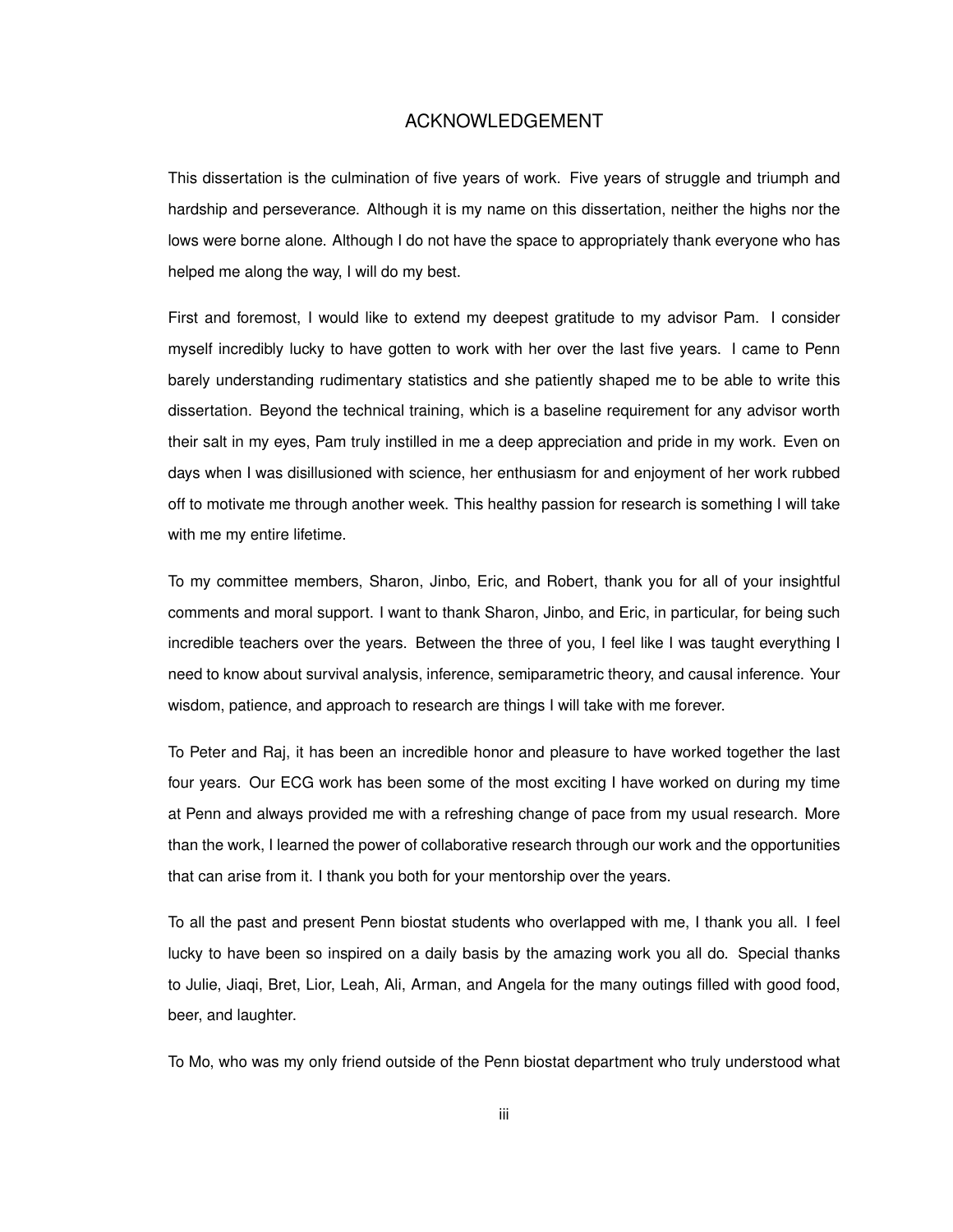# ACKNOWLEDGEMENT

This dissertation is the culmination of five years of work. Five years of struggle and triumph and hardship and perseverance. Although it is my name on this dissertation, neither the highs nor the lows were borne alone. Although I do not have the space to appropriately thank everyone who has helped me along the way, I will do my best.

First and foremost, I would like to extend my deepest gratitude to my advisor Pam. I consider myself incredibly lucky to have gotten to work with her over the last five years. I came to Penn barely understanding rudimentary statistics and she patiently shaped me to be able to write this dissertation. Beyond the technical training, which is a baseline requirement for any advisor worth their salt in my eyes, Pam truly instilled in me a deep appreciation and pride in my work. Even on days when I was disillusioned with science, her enthusiasm for and enjoyment of her work rubbed off to motivate me through another week. This healthy passion for research is something I will take with me my entire lifetime.

To my committee members, Sharon, Jinbo, Eric, and Robert, thank you for all of your insightful comments and moral support. I want to thank Sharon, Jinbo, and Eric, in particular, for being such incredible teachers over the years. Between the three of you, I feel like I was taught everything I need to know about survival analysis, inference, semiparametric theory, and causal inference. Your wisdom, patience, and approach to research are things I will take with me forever.

To Peter and Raj, it has been an incredible honor and pleasure to have worked together the last four years. Our ECG work has been some of the most exciting I have worked on during my time at Penn and always provided me with a refreshing change of pace from my usual research. More than the work, I learned the power of collaborative research through our work and the opportunities that can arise from it. I thank you both for your mentorship over the years.

To all the past and present Penn biostat students who overlapped with me, I thank you all. I feel lucky to have been so inspired on a daily basis by the amazing work you all do. Special thanks to Julie, Jiaqi, Bret, Lior, Leah, Ali, Arman, and Angela for the many outings filled with good food, beer, and laughter.

To Mo, who was my only friend outside of the Penn biostat department who truly understood what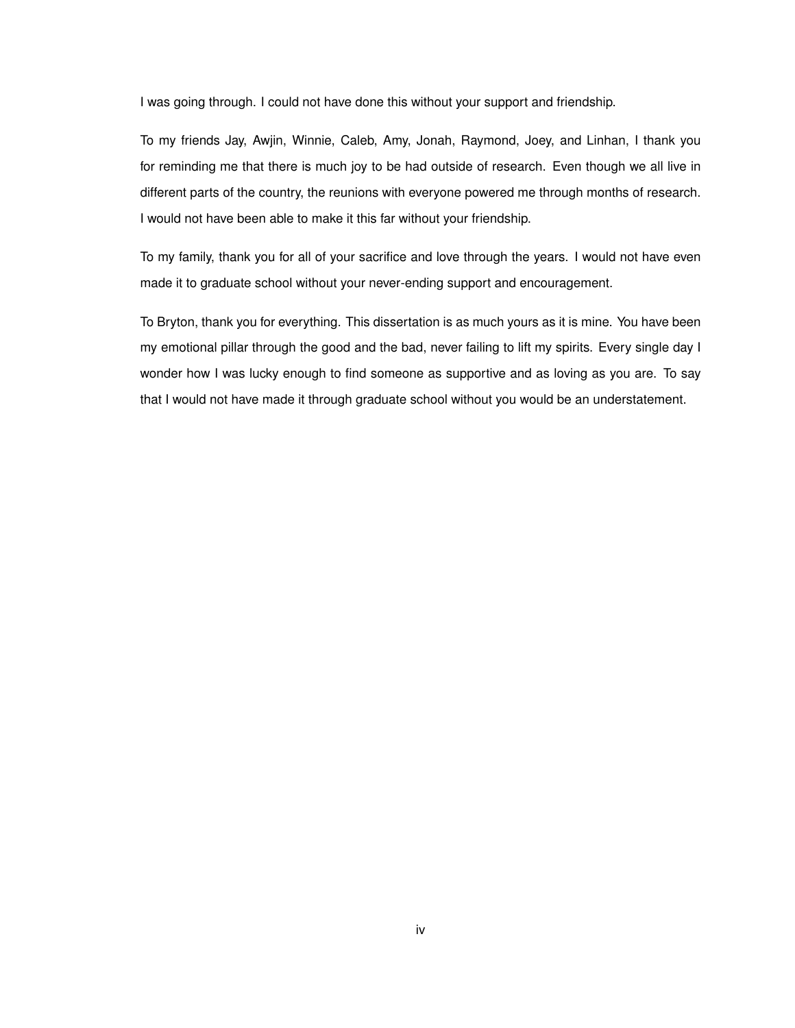I was going through. I could not have done this without your support and friendship.

To my friends Jay, Awjin, Winnie, Caleb, Amy, Jonah, Raymond, Joey, and Linhan, I thank you for reminding me that there is much joy to be had outside of research. Even though we all live in different parts of the country, the reunions with everyone powered me through months of research. I would not have been able to make it this far without your friendship.

To my family, thank you for all of your sacrifice and love through the years. I would not have even made it to graduate school without your never-ending support and encouragement.

To Bryton, thank you for everything. This dissertation is as much yours as it is mine. You have been my emotional pillar through the good and the bad, never failing to lift my spirits. Every single day I wonder how I was lucky enough to find someone as supportive and as loving as you are. To say that I would not have made it through graduate school without you would be an understatement.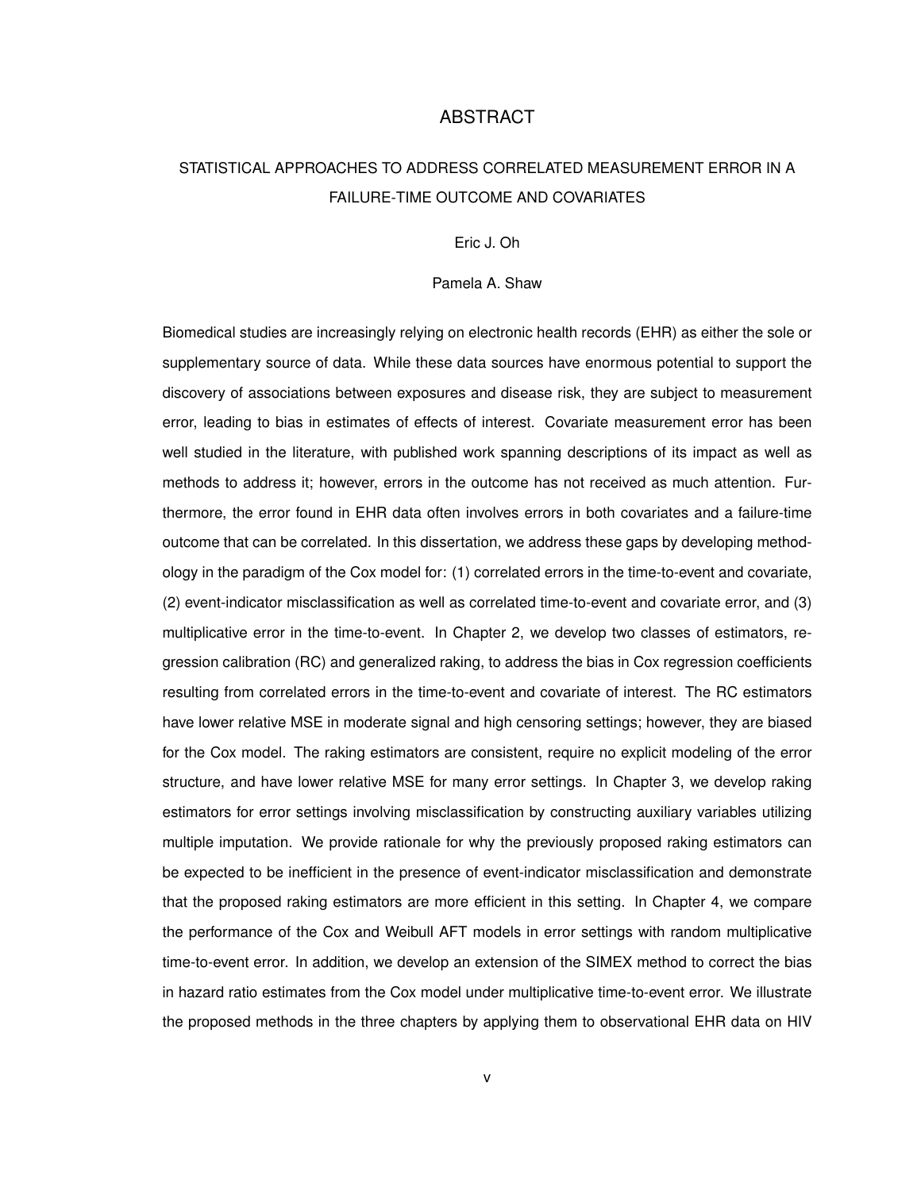# ABSTRACT

## STATISTICAL APPROACHES TO ADDRESS CORRELATED MEASUREMENT ERROR IN A FAILURE-TIME OUTCOME AND COVARIATES

Eric J. Oh

Pamela A. Shaw

Biomedical studies are increasingly relying on electronic health records (EHR) as either the sole or supplementary source of data. While these data sources have enormous potential to support the discovery of associations between exposures and disease risk, they are subject to measurement error, leading to bias in estimates of effects of interest. Covariate measurement error has been well studied in the literature, with published work spanning descriptions of its impact as well as methods to address it; however, errors in the outcome has not received as much attention. Furthermore, the error found in EHR data often involves errors in both covariates and a failure-time outcome that can be correlated. In this dissertation, we address these gaps by developing methodology in the paradigm of the Cox model for: (1) correlated errors in the time-to-event and covariate, (2) event-indicator misclassification as well as correlated time-to-event and covariate error, and (3) multiplicative error in the time-to-event. In Chapter 2, we develop two classes of estimators, regression calibration (RC) and generalized raking, to address the bias in Cox regression coefficients resulting from correlated errors in the time-to-event and covariate of interest. The RC estimators have lower relative MSE in moderate signal and high censoring settings; however, they are biased for the Cox model. The raking estimators are consistent, require no explicit modeling of the error structure, and have lower relative MSE for many error settings. In Chapter 3, we develop raking estimators for error settings involving misclassification by constructing auxiliary variables utilizing multiple imputation. We provide rationale for why the previously proposed raking estimators can be expected to be inefficient in the presence of event-indicator misclassification and demonstrate that the proposed raking estimators are more efficient in this setting. In Chapter 4, we compare the performance of the Cox and Weibull AFT models in error settings with random multiplicative time-to-event error. In addition, we develop an extension of the SIMEX method to correct the bias in hazard ratio estimates from the Cox model under multiplicative time-to-event error. We illustrate the proposed methods in the three chapters by applying them to observational EHR data on HIV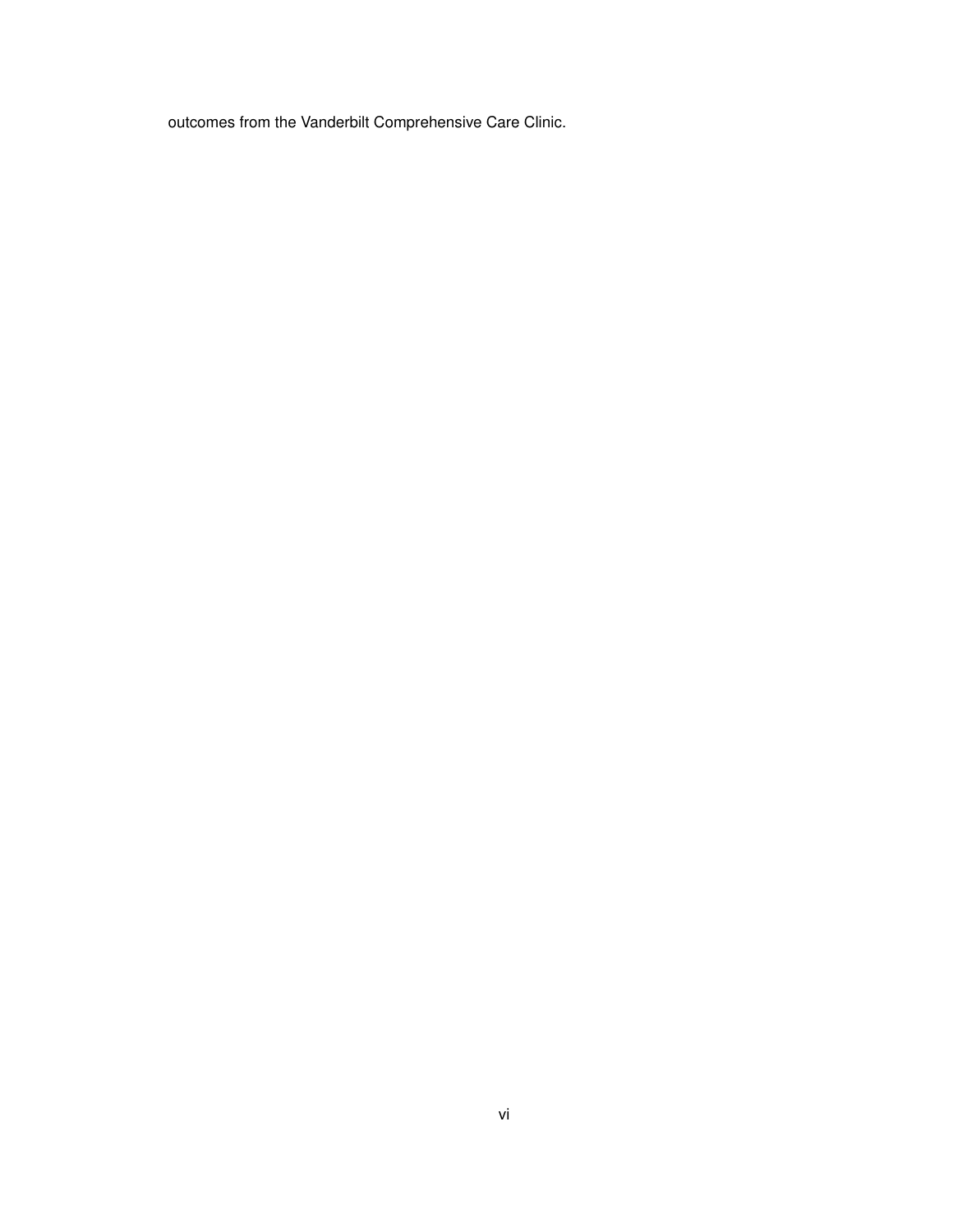outcomes from the Vanderbilt Comprehensive Care Clinic.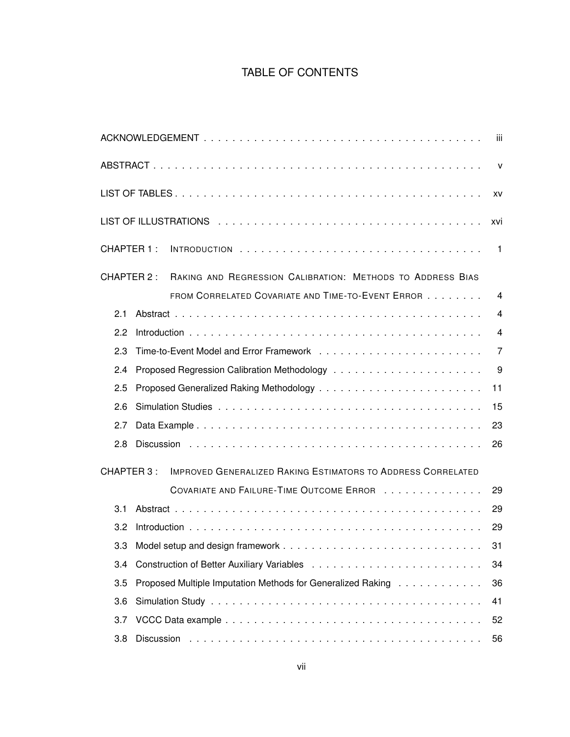# TABLE OF CONTENTS

ACKNOWLEDGEMENT . . . . . . . . . . . . . . . . . . . . . . . . . . . . . . . . . . . . . . . . iii

ABSTRACT . . . . . . . . . . . . . . . . . . . . . . . . . . . . . . . . . . . . . . . . . . . . . v

LIST OF TABLES . . . . . . . . . . . . . . . . . . . . . . . . . . . . . . . . . . . . . . . . . xv

LIST OF ILLUSTRATIONS . . . . . . . . . . . . . . . . . . . . . . . . . . . . . . . . . . . . xvi

CHAPTER 1 : INTRODUCTION . . . . . . . . . . . . . . . . . . . . . . . . . . . . . . . . . 1

CHAPTER 2 : RAKING AND REGRESSION CALIBRATION: METHODS TO ADDRESS BIAS FROM CORRELATED COVARIATE AND TIME-TO-EVENT ERROR . . . . . . . . 4

- 2.1 Abstract . . . . . . . . . . . . . . . . . . . . . . . . . . . . . . . . . . . . . . . . . 4
- 2.2 Introduction . . . . . . . . . . . . . . . . . . . . . . . . . . . . . . . . . . . . . . . 4
- 2.3 Time-to-Event Model and Error Framework . . . . . . . . . . . . . . . . . . . . . . . 7
- 2.4 Proposed Regression Calibration Methodology . . . . . . . . . . . . . . . . . . . . . 9
- 2.5 Proposed Generalized Raking Methodology . . . . . . . . . . . . . . . . . . . . . . . 11
- 2.6 Simulation Studies . . . . . . . . . . . . . . . . . . . . . . . . . . . . . . . . . . . 15
- 2.7 Data Example . . . . . . . . . . . . . . . . . . . . . . . . . . . . . . . . . . . . . . 23
- 2.8 Discussion . . . . . . . . . . . . . . . . . . . . . . . . . . . . . . . . . . . . . . . 26

CHAPTER 3 : IMPROVED GENERALIZED RAKING ESTIMATORS TO ADDRESS CORRELATED COVARIATE AND FAILURE-TIME OUTCOME ERROR . . . . . . . . . . . . . . 29

- 3.1 Abstract . . . . . . . . . . . . . . . . . . . . . . . . . . . . . . . . . . . . . . . . . 29
- 3.2 Introduction . . . . . . . . . . . . . . . . . . . . . . . . . . . . . . . . . . . . . . . 29
- 3.3 Model setup and design framework . . . . . . . . . . . . . . . . . . . . . . . . . . . 31
- 3.4 Construction of Better Auxiliary Variables . . . . . . . . . . . . . . . . . . . . . . . 34
- 3.5 Proposed Multiple Imputation Methods for Generalized Raking . . . . . . . . . . . . 36
- 3.6 Simulation Study . . . . . . . . . . . . . . . . . . . . . . . . . . . . . . . . . . . . 41
- 3.7 VCCC Data example . . . . . . . . . . . . . . . . . . . . . . . . . . . . . . . . . . . 52
- 3.8 Discussion . . . . . . . . . . . . . . . . . . . . . . . . . . . . . . . . . . . . . . . 56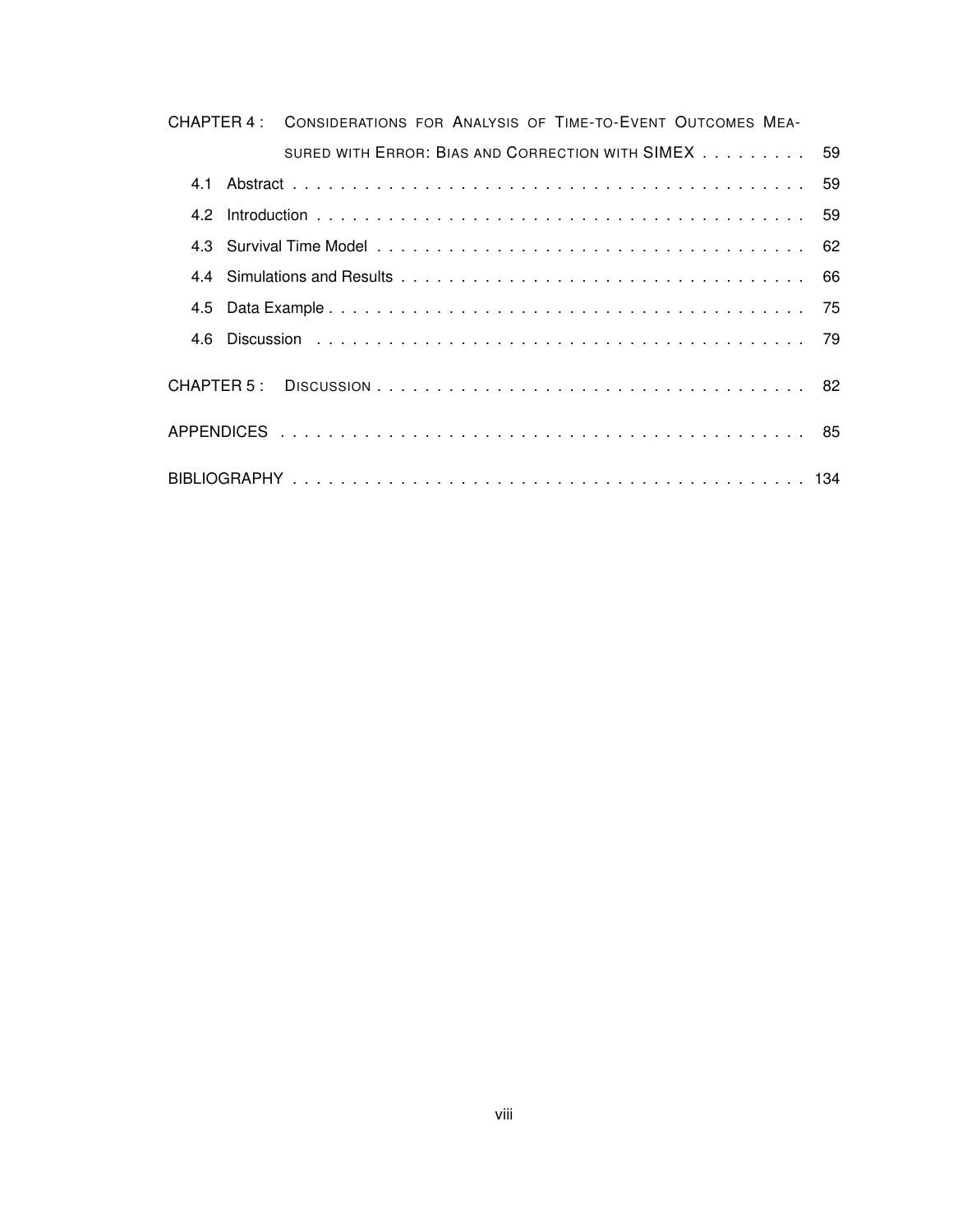CHAPTER 4 : CONSIDERATIONS FOR ANALYSIS OF TIME-TO-EVENT OUTCOMES MEASURED WITH ERROR: BIAS AND CORRECTION WITH SIMEX . . . . . . . . . 59

4.1 Abstract . . . . . . . . . . . . . . . . . . . . . . . . . . . . . . . . . . . . . . . . . . . 59

4.2 Introduction . . . . . . . . . . . . . . . . . . . . . . . . . . . . . . . . . . . . . . . . . 59

4.3 Survival Time Model . . . . . . . . . . . . . . . . . . . . . . . . . . . . . . . . . . . 62

4.4 Simulations and Results . . . . . . . . . . . . . . . . . . . . . . . . . . . . . . . . . 66

4.5 Data Example . . . . . . . . . . . . . . . . . . . . . . . . . . . . . . . . . . . . . . . 75

4.6 Discussion . . . . . . . . . . . . . . . . . . . . . . . . . . . . . . . . . . . . . . . . . 79

CHAPTER 5 : DISCUSSION . . . . . . . . . . . . . . . . . . . . . . . . . . . . . . . . . . . 82

APPENDICES . . . . . . . . . . . . . . . . . . . . . . . . . . . . . . . . . . . . . . . . . . . 85

BIBLIOGRAPHY . . . . . . . . . . . . . . . . . . . . . . . . . . . . . . . . . . . . . . . . . . 134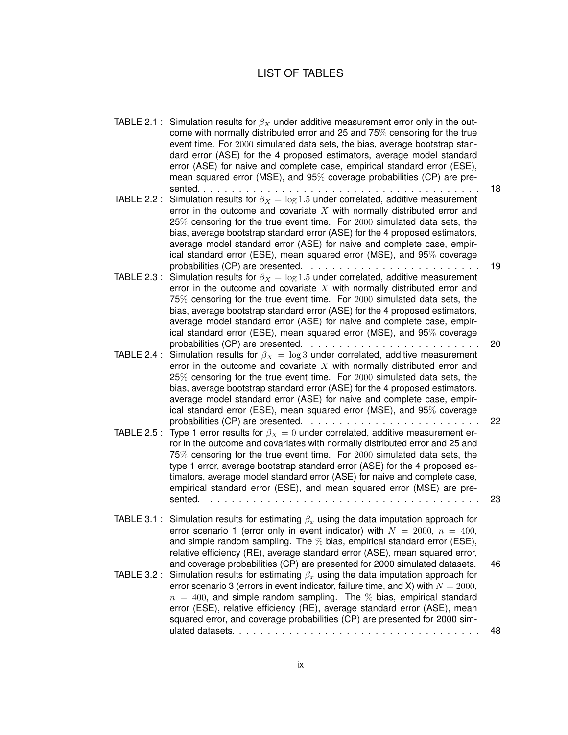# LIST OF TABLES

| | | |
|---|---|---|
| TABLE 2.1 : | Simulation results for $\beta_X$ under additive measurement error only in the outcome with normally distributed error and 25 and 75% censoring for the true event time. For $2000$ simulated data sets, the bias, average bootstrap standard error (ASE) for the 4 proposed estimators, average model standard error (ASE) for naive and complete case, empirical standard error (ESE), mean squared error (MSE), and 95% coverage probabilities (CP) are presented. | 18 |
| TABLE 2.2 : | Simulation results for $\beta_X = \log 1.5$ under correlated, additive measurement error in the outcome and covariate $X$ with normally distributed error and 25% censoring for the true event time. For $2000$ simulated data sets, the bias, average bootstrap standard error (ASE) for the 4 proposed estimators, average model standard error (ASE) for naive and complete case, empirical standard error (ESE), mean squared error (MSE), and 95% coverage probabilities (CP) are presented. | 19 |
| TABLE 2.3 : | Simulation results for $\beta_X = \log 1.5$ under correlated, additive measurement error in the outcome and covariate $X$ with normally distributed error and 75% censoring for the true event time. For $2000$ simulated data sets, the bias, average bootstrap standard error (ASE) for the 4 proposed estimators, average model standard error (ASE) for naive and complete case, empirical standard error (ESE), mean squared error (MSE), and 95% coverage probabilities (CP) are presented. | 20 |
| TABLE 2.4 : | Simulation results for $\beta_X = \log 3$ under correlated, additive measurement error in the outcome and covariate $X$ with normally distributed error and 25% censoring for the true event time. For $2000$ simulated data sets, the bias, average bootstrap standard error (ASE) for the 4 proposed estimators, average model standard error (ASE) for naive and complete case, empirical standard error (ESE), mean squared error (MSE), and 95% coverage probabilities (CP) are presented. | 22 |
| TABLE 2.5 : | Type 1 error results for $\beta_X = 0$ under correlated, additive measurement error in the outcome and covariates with normally distributed error and 25 and 75% censoring for the true event time. For $2000$ simulated data sets, the type 1 error, average bootstrap standard error (ASE) for the 4 proposed estimators, average model standard error (ASE) for naive and complete case, empirical standard error (ESE), and mean squared error (MSE) are presented. | 23 |
| TABLE 3.1 : | Simulation results for estimating $\beta_x$ using the data imputation approach for error scenario 1 (error only in event indicator) with $N = 2000$, $n = 400$, and simple random sampling. The % bias, empirical standard error (ESE), relative efficiency (RE), average standard error (ASE), mean squared error, and coverage probabilities (CP) are presented for 2000 simulated datasets. | 46 |
| TABLE 3.2 : | Simulation results for estimating $\beta_x$ using the data imputation approach for error scenario 3 (errors in event indicator, failure time, and X) with $N = 2000$, $n = 400$, and simple random sampling. The % bias, empirical standard error (ESE), relative efficiency (RE), average standard error (ASE), mean squared error, and coverage probabilities (CP) are presented for 2000 simulated datasets. | 48 |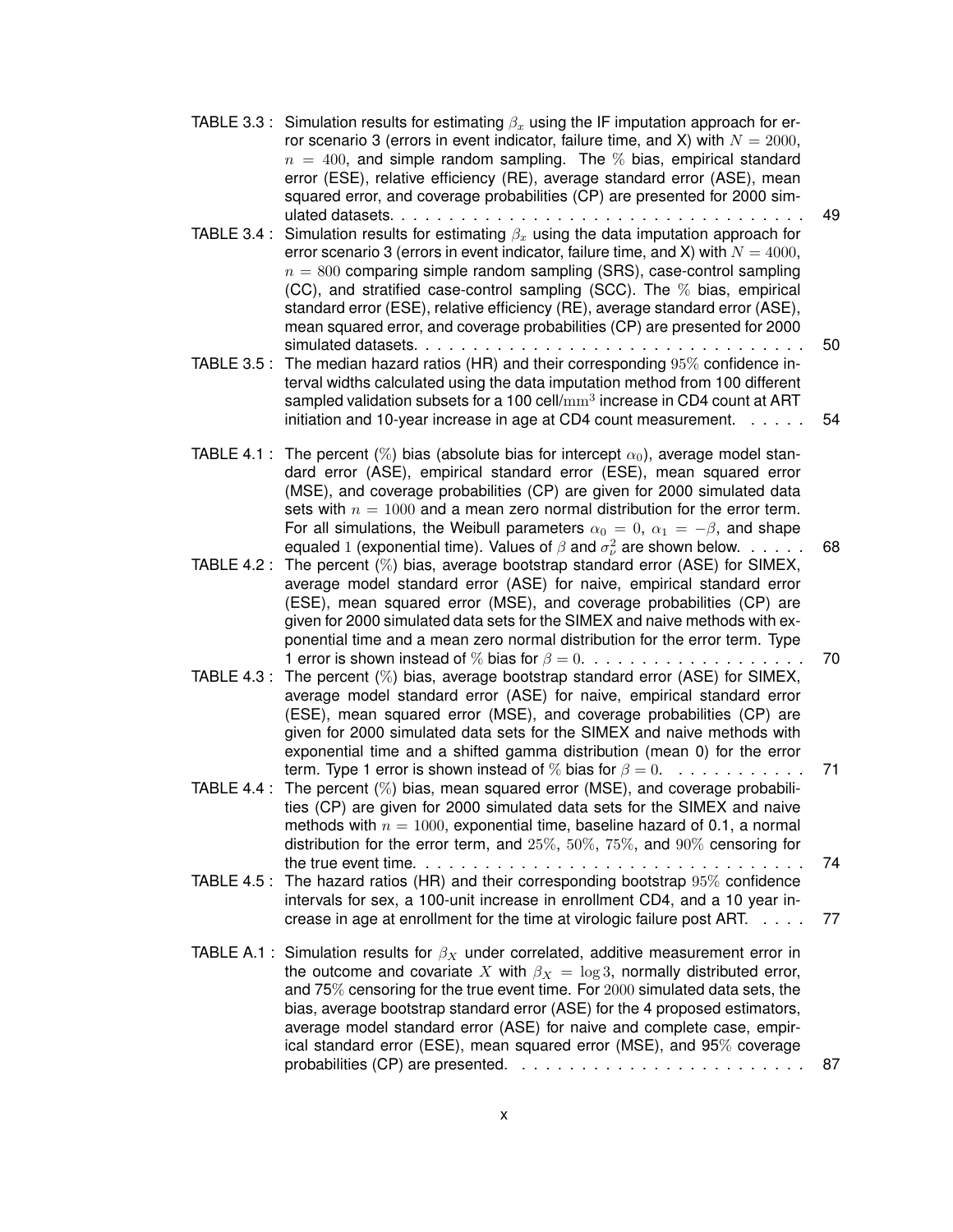TABLE 3.3 : Simulation results for estimating $\beta_x$ using the IF imputation approach for error scenario 3 (errors in event indicator, failure time, and X) with $N = 2000$, $n = 400$, and simple random sampling. The % bias, empirical standard error (ESE), relative efficiency (RE), average standard error (ASE), mean squared error, and coverage probabilities (CP) are presented for 2000 simulated datasets. . . . . . . . . . . . . . . . . . . . . . . . . . . . . . . . . . . 49

TABLE 3.4 : Simulation results for estimating $\beta_x$ using the data imputation approach for error scenario 3 (errors in event indicator, failure time, and X) with $N = 4000$, $n = 800$ comparing simple random sampling (SRS), case-control sampling (CC), and stratified case-control sampling (SCC). The % bias, empirical standard error (ESE), relative efficiency (RE), average standard error (ASE), mean squared error, and coverage probabilities (CP) are presented for 2000 simulated datasets. . . . . . . . . . . . . . . . . . . . . . . . . . . . . . . . . . . 50

TABLE 3.5 : The median hazard ratios (HR) and their corresponding 95% confidence interval widths calculated using the data imputation method from 100 different sampled validation subsets for a 100 cell/$\text{mm}^3$ increase in CD4 count at ART initiation and 10-year increase in age at CD4 count measurement. . . . . . 54

TABLE 4.1 : The percent (%) bias (absolute bias for intercept $\alpha_0$), average model standard error (ASE), empirical standard error (ESE), mean squared error (MSE), and coverage probabilities (CP) are given for 2000 simulated data sets with $n = 1000$ and a mean zero normal distribution for the error term. For all simulations, the Weibull parameters $\alpha_0 = 0$, $\alpha_1 = -\beta$, and shape equaled 1 (exponential time). Values of $\beta$ and $\sigma^2_\nu$ are shown below. . . . . . 68

TABLE 4.2 : The percent (%) bias, average bootstrap standard error (ASE) for SIMEX, average model standard error (ASE) for naive, empirical standard error (ESE), mean squared error (MSE), and coverage probabilities (CP) are given for 2000 simulated data sets for the SIMEX and naive methods with exponential time and a mean zero normal distribution for the error term. Type 1 error is shown instead of % bias for $\beta = 0$. . . . . . . . . . . . . . . . . . . 70

TABLE 4.3 : The percent (%) bias, average bootstrap standard error (ASE) for SIMEX, average model standard error (ASE) for naive, empirical standard error (ESE), mean squared error (MSE), and coverage probabilities (CP) are given for 2000 simulated data sets for the SIMEX and naive methods with exponential time and a shifted gamma distribution (mean 0) for the error term. Type 1 error is shown instead of % bias for $\beta = 0$. . . . . . . . . . . 71

TABLE 4.4 : The percent (%) bias, mean squared error (MSE), and coverage probabilities (CP) are given for 2000 simulated data sets for the SIMEX and naive methods with $n = 1000$, exponential time, baseline hazard of 0.1, a normal distribution for the error term, and 25%, 50%, 75%, and 90% censoring for the true event time. . . . . . . . . . . . . . . . . . . . . . . . . . . . . . . . . 74

TABLE 4.5 : The hazard ratios (HR) and their corresponding bootstrap 95% confidence intervals for sex, a 100-unit increase in enrollment CD4, and a 10 year increase in age at enrollment for the time at virologic failure post ART. . . . . 77

TABLE A.1 : Simulation results for $\beta_X$ under correlated, additive measurement error in the outcome and covariate $X$ with $\beta_X = \log 3$, normally distributed error, and 75% censoring for the true event time. For 2000 simulated data sets, the bias, average bootstrap standard error (ASE) for the 4 proposed estimators, average model standard error (ASE) for naive and complete case, empirical standard error (ESE), mean squared error (MSE), and 95% coverage probabilities (CP) are presented. . . . . . . . . . . . . . . . . . . . . . . . 87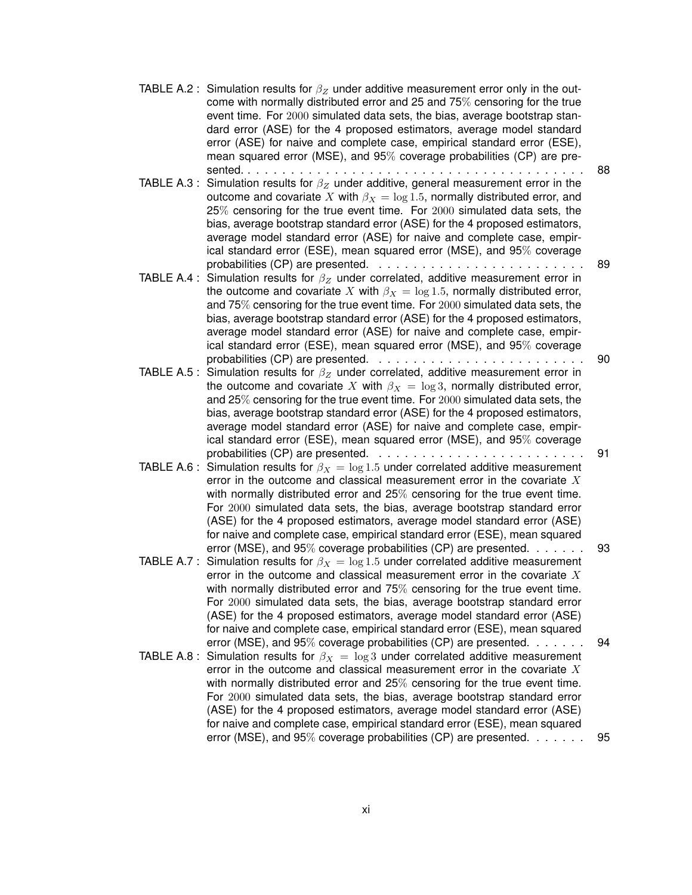TABLE A.2 : Simulation results for $\beta_Z$ under additive measurement error only in the outcome with normally distributed error and 25 and 75% censoring for the true event time. For $2000$ simulated data sets, the bias, average bootstrap standard error (ASE) for the 4 proposed estimators, average model standard error (ASE) for naive and complete case, empirical standard error (ESE), mean squared error (MSE), and 95% coverage probabilities (CP) are presented. . . . . . . . . . . . . . . . . . . . . . . . . . . . . . . . . . . . . . . 88

TABLE A.3 : Simulation results for $\beta_Z$ under additive, general measurement error in the outcome and covariate $X$ with $\beta_X = \log 1.5$, normally distributed error, and 25% censoring for the true event time. For $2000$ simulated data sets, the bias, average bootstrap standard error (ASE) for the 4 proposed estimators, average model standard error (ASE) for naive and complete case, empirical standard error (ESE), mean squared error (MSE), and 95% coverage probabilities (CP) are presented. . . . . . . . . . . . . . . . . . . . . . . . 89

TABLE A.4 : Simulation results for $\beta_Z$ under correlated, additive measurement error in the outcome and covariate $X$ with $\beta_X = \log 1.5$, normally distributed error, and 75% censoring for the true event time. For $2000$ simulated data sets, the bias, average bootstrap standard error (ASE) for the 4 proposed estimators, average model standard error (ASE) for naive and complete case, empirical standard error (ESE), mean squared error (MSE), and 95% coverage probabilities (CP) are presented. . . . . . . . . . . . . . . . . . . . . . . . 90

TABLE A.5 : Simulation results for $\beta_Z$ under correlated, additive measurement error in the outcome and covariate $X$ with $\beta_X = \log 3$, normally distributed error, and 25% censoring for the true event time. For $2000$ simulated data sets, the bias, average bootstrap standard error (ASE) for the 4 proposed estimators, average model standard error (ASE) for naive and complete case, empirical standard error (ESE), mean squared error (MSE), and 95% coverage probabilities (CP) are presented. . . . . . . . . . . . . . . . . . . . . . . . 91

TABLE A.6 : Simulation results for $\beta_X = \log 1.5$ under correlated additive measurement error in the outcome and classical measurement error in the covariate $X$ with normally distributed error and 25% censoring for the true event time. For $2000$ simulated data sets, the bias, average bootstrap standard error (ASE) for the 4 proposed estimators, average model standard error (ASE) for naive and complete case, empirical standard error (ESE), mean squared error (MSE), and 95% coverage probabilities (CP) are presented. . . . . . . 93

TABLE A.7 : Simulation results for $\beta_X = \log 1.5$ under correlated additive measurement error in the outcome and classical measurement error in the covariate $X$ with normally distributed error and 75% censoring for the true event time. For $2000$ simulated data sets, the bias, average bootstrap standard error (ASE) for the 4 proposed estimators, average model standard error (ASE) for naive and complete case, empirical standard error (ESE), mean squared error (MSE), and 95% coverage probabilities (CP) are presented. . . . . . . 94

TABLE A.8 : Simulation results for $\beta_X = \log 3$ under correlated additive measurement error in the outcome and classical measurement error in the covariate $X$ with normally distributed error and 25% censoring for the true event time. For $2000$ simulated data sets, the bias, average bootstrap standard error (ASE) for the 4 proposed estimators, average model standard error (ASE) for naive and complete case, empirical standard error (ESE), mean squared error (MSE), and 95% coverage probabilities (CP) are presented. . . . . . . 95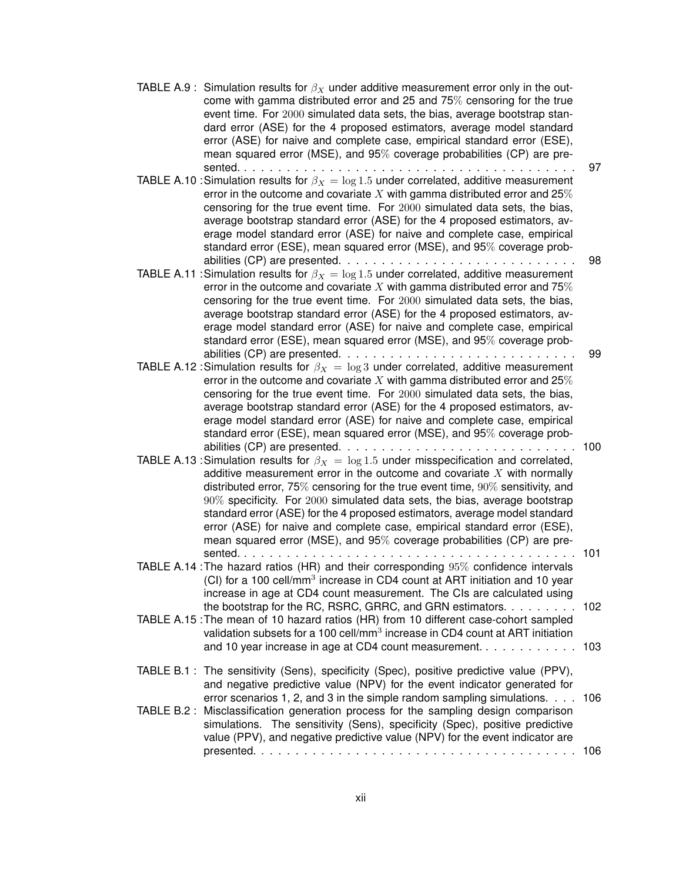TABLE A.9 : Simulation results for $\beta_X$ under additive measurement error only in the outcome with gamma distributed error and 25 and 75% censoring for the true event time. For $2000$ simulated data sets, the bias, average bootstrap standard error (ASE) for the 4 proposed estimators, average model standard error (ASE) for naive and complete case, empirical standard error (ESE), mean squared error (MSE), and 95% coverage probabilities (CP) are presented. . . . . . . . . . . . . . . . . . . . . . . . . . . . . . . . . . . . . . . . . 97

TABLE A.10 : Simulation results for $\beta_X = \log 1.5$ under correlated, additive measurement error in the outcome and covariate $X$ with gamma distributed error and 25% censoring for the true event time. For $2000$ simulated data sets, the bias, average bootstrap standard error (ASE) for the 4 proposed estimators, average model standard error (ASE) for naive and complete case, empirical standard error (ESE), mean squared error (MSE), and 95% coverage probabilities (CP) are presented. . . . . . . . . . . . . . . . . . . . . . . . . . . 98

TABLE A.11 : Simulation results for $\beta_X = \log 1.5$ under correlated, additive measurement error in the outcome and covariate $X$ with gamma distributed error and 75% censoring for the true event time. For $2000$ simulated data sets, the bias, average bootstrap standard error (ASE) for the 4 proposed estimators, average model standard error (ASE) for naive and complete case, empirical standard error (ESE), mean squared error (MSE), and 95% coverage probabilities (CP) are presented. . . . . . . . . . . . . . . . . . . . . . . . . . . 99

TABLE A.12 : Simulation results for $\beta_X = \log 3$ under correlated, additive measurement error in the outcome and covariate $X$ with gamma distributed error and 25% censoring for the true event time. For $2000$ simulated data sets, the bias, average bootstrap standard error (ASE) for the 4 proposed estimators, average model standard error (ASE) for naive and complete case, empirical standard error (ESE), mean squared error (MSE), and 95% coverage probabilities (CP) are presented. . . . . . . . . . . . . . . . . . . . . . . . . . . 100

TABLE A.13 : Simulation results for $\beta_X = \log 1.5$ under misspecification and correlated, additive measurement error in the outcome and covariate $X$ with normally distributed error, 75% censoring for the true event time, $90\%$ sensitivity, and $90\%$ specificity. For $2000$ simulated data sets, the bias, average bootstrap standard error (ASE) for the 4 proposed estimators, average model standard error (ASE) for naive and complete case, empirical standard error (ESE), mean squared error (MSE), and 95% coverage probabilities (CP) are presented. . . . . . . . . . . . . . . . . . . . . . . . . . . . . . . . . . . . . . . . 101

TABLE A.14 : The hazard ratios (HR) and their corresponding $95\%$ confidence intervals (CI) for a 100 cell/mm$^3$ increase in CD4 count at ART initiation and 10 year increase in age at CD4 count measurement. The CIs are calculated using the bootstrap for the RC, RSRC, GRRC, and GRN estimators. . . . . . . . . 102

TABLE A.15 : The mean of 10 hazard ratios (HR) from 10 different case-cohort sampled validation subsets for a 100 cell/mm$^3$ increase in CD4 count at ART initiation and 10 year increase in age at CD4 count measurement. . . . . . . . . . . 103

TABLE B.1 : The sensitivity (Sens), specificity (Spec), positive predictive value (PPV), and negative predictive value (NPV) for the event indicator generated for error scenarios 1, 2, and 3 in the simple random sampling simulations. . . . 106

TABLE B.2 : Misclassification generation process for the sampling design comparison simulations. The sensitivity (Sens), specificity (Spec), positive predictive value (PPV), and negative predictive value (NPV) for the event indicator are presented. . . . . . . . . . . . . . . . . . . . . . . . . . . . . . . . . . . . . . . 106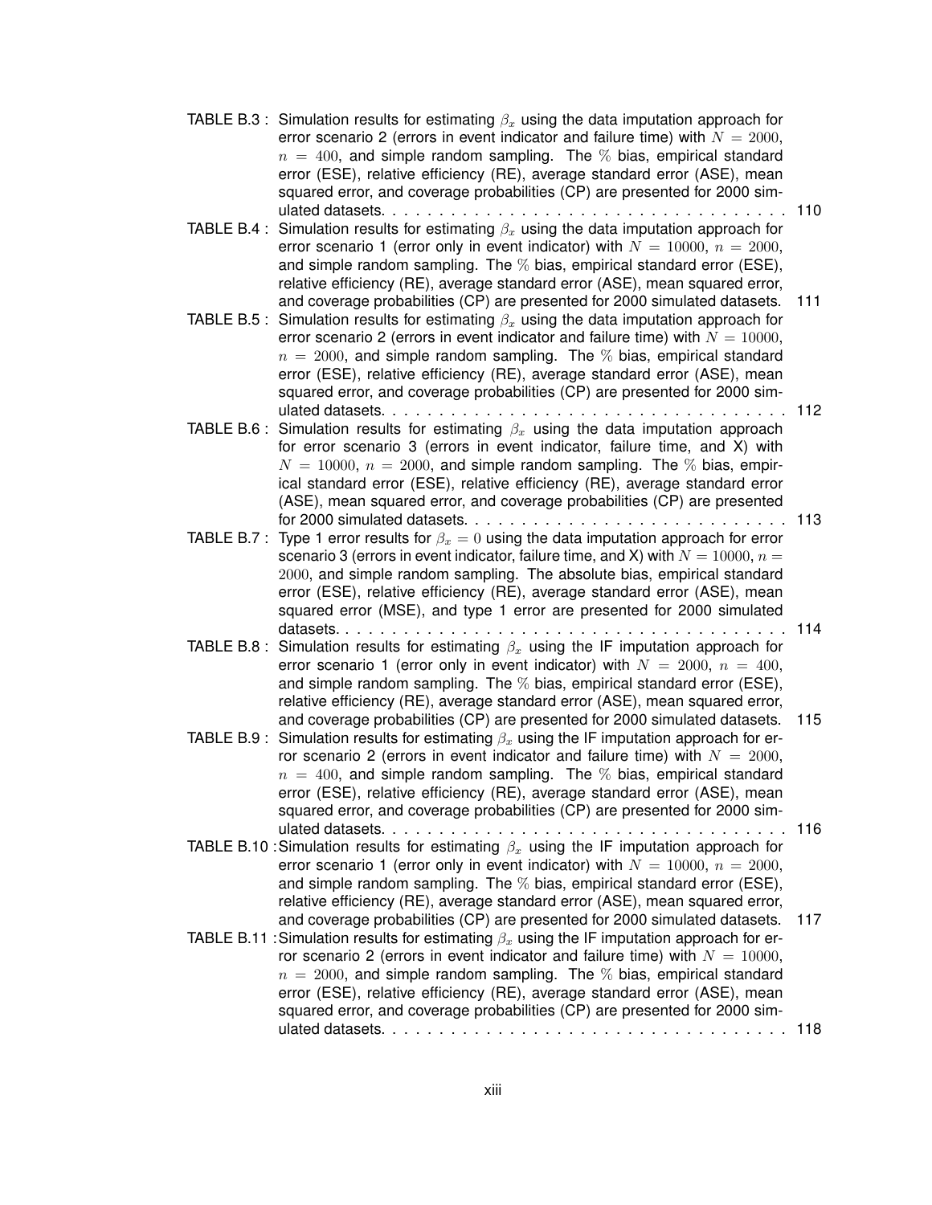TABLE B.3 : Simulation results for estimating $\beta_x$ using the data imputation approach for error scenario 2 (errors in event indicator and failure time) with $N = 2000$, $n = 400$, and simple random sampling. The $\%$ bias, empirical standard error (ESE), relative efficiency (RE), average standard error (ASE), mean squared error, and coverage probabilities (CP) are presented for 2000 simulated datasets. . . . . . . . . . . . . . . . . . . . . . . . . . . . . . . . . . 110

TABLE B.4 : Simulation results for estimating $\beta_x$ using the data imputation approach for error scenario 1 (error only in event indicator) with $N = 10000$, $n = 2000$, and simple random sampling. The $\%$ bias, empirical standard error (ESE), relative efficiency (RE), average standard error (ASE), mean squared error, and coverage probabilities (CP) are presented for 2000 simulated datasets. 111

TABLE B.5 : Simulation results for estimating $\beta_x$ using the data imputation approach for error scenario 2 (errors in event indicator and failure time) with $N = 10000$, $n = 2000$, and simple random sampling. The $\%$ bias, empirical standard error (ESE), relative efficiency (RE), average standard error (ASE), mean squared error, and coverage probabilities (CP) are presented for 2000 simulated datasets. . . . . . . . . . . . . . . . . . . . . . . . . . . . . . . . . . 112

TABLE B.6 : Simulation results for estimating $\beta_x$ using the data imputation approach for error scenario 3 (errors in event indicator, failure time, and X) with $N = 10000$, $n = 2000$, and simple random sampling. The $\%$ bias, empirical standard error (ESE), relative efficiency (RE), average standard error (ASE), mean squared error, and coverage probabilities (CP) are presented for 2000 simulated datasets. . . . . . . . . . . . . . . . . . . . . . . . . . 113

TABLE B.7 : Type 1 error results for $\beta_x = 0$ using the data imputation approach for error scenario 3 (errors in event indicator, failure time, and X) with $N = 10000$, $n = 2000$, and simple random sampling. The absolute bias, empirical standard error (ESE), relative efficiency (RE), average standard error (ASE), mean squared error (MSE), and type 1 error are presented for 2000 simulated datasets. . . . . . . . . . . . . . . . . . . . . . . . . . . . . . . . . . . . . . 114

TABLE B.8 : Simulation results for estimating $\beta_x$ using the IF imputation approach for error scenario 1 (error only in event indicator) with $N = 2000$, $n = 400$, and simple random sampling. The $\%$ bias, empirical standard error (ESE), relative efficiency (RE), average standard error (ASE), mean squared error, and coverage probabilities (CP) are presented for 2000 simulated datasets. 115

TABLE B.9 : Simulation results for estimating $\beta_x$ using the IF imputation approach for error scenario 2 (errors in event indicator and failure time) with $N = 2000$, $n = 400$, and simple random sampling. The $\%$ bias, empirical standard error (ESE), relative efficiency (RE), average standard error (ASE), mean squared error, and coverage probabilities (CP) are presented for 2000 simulated datasets. . . . . . . . . . . . . . . . . . . . . . . . . . . . . . . . . . 116

TABLE B.10 : Simulation results for estimating $\beta_x$ using the IF imputation approach for error scenario 1 (error only in event indicator) with $N = 10000$, $n = 2000$, and simple random sampling. The $\%$ bias, empirical standard error (ESE), relative efficiency (RE), average standard error (ASE), mean squared error, and coverage probabilities (CP) are presented for 2000 simulated datasets. 117

TABLE B.11 : Simulation results for estimating $\beta_x$ using the IF imputation approach for error scenario 2 (errors in event indicator and failure time) with $N = 10000$, $n = 2000$, and simple random sampling. The $\%$ bias, empirical standard error (ESE), relative efficiency (RE), average standard error (ASE), mean squared error, and coverage probabilities (CP) are presented for 2000 simulated datasets. . . . . . . . . . . . . . . . . . . . . . . . . . . . . . . . . . 118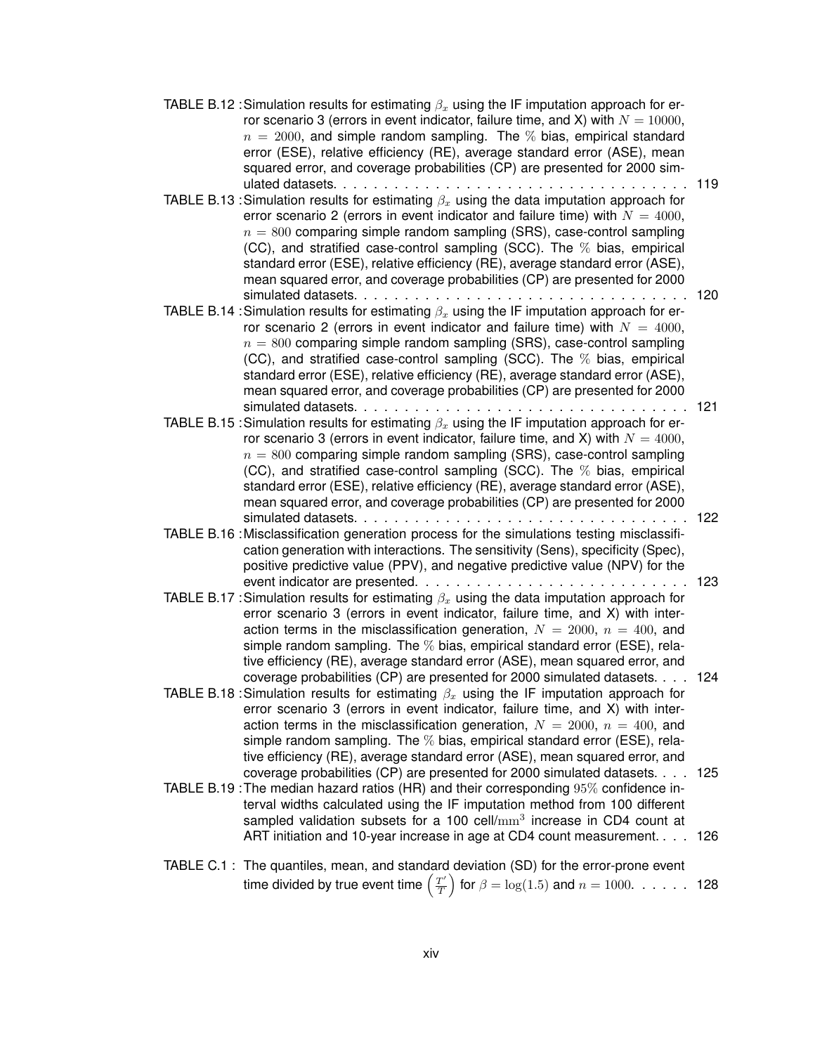TABLE B.12 : Simulation results for estimating $\beta_x$ using the IF imputation approach for error scenario 3 (errors in event indicator, failure time, and X) with $N = 10000$, $n = 2000$, and simple random sampling. The $\%$ bias, empirical standard error (ESE), relative efficiency (RE), average standard error (ASE), mean squared error, and coverage probabilities (CP) are presented for 2000 simulated datasets. . . . . . . . . . . . . . . . . . . . . . . . . . . . . . . . . . . 119

TABLE B.13 : Simulation results for estimating $\beta_x$ using the data imputation approach for error scenario 2 (errors in event indicator and failure time) with $N = 4000$, $n = 800$ comparing simple random sampling (SRS), case-control sampling (CC), and stratified case-control sampling (SCC). The $\%$ bias, empirical standard error (ESE), relative efficiency (RE), average standard error (ASE), mean squared error, and coverage probabilities (CP) are presented for 2000 simulated datasets. . . . . . . . . . . . . . . . . . . . . . . . . . . . . . . . . 120

TABLE B.14 : Simulation results for estimating $\beta_x$ using the IF imputation approach for error scenario 2 (errors in event indicator and failure time) with $N = 4000$, $n = 800$ comparing simple random sampling (SRS), case-control sampling (CC), and stratified case-control sampling (SCC). The $\%$ bias, empirical standard error (ESE), relative efficiency (RE), average standard error (ASE), mean squared error, and coverage probabilities (CP) are presented for 2000 simulated datasets. . . . . . . . . . . . . . . . . . . . . . . . . . . . . . . . . 121

TABLE B.15 : Simulation results for estimating $\beta_x$ using the IF imputation approach for error scenario 3 (errors in event indicator, failure time, and X) with $N = 4000$, $n = 800$ comparing simple random sampling (SRS), case-control sampling (CC), and stratified case-control sampling (SCC). The $\%$ bias, empirical standard error (ESE), relative efficiency (RE), average standard error (ASE), mean squared error, and coverage probabilities (CP) are presented for 2000 simulated datasets. . . . . . . . . . . . . . . . . . . . . . . . . . . . . . . . . 122

TABLE B.16 : Misclassification generation process for the simulations testing misclassification generation with interactions. The sensitivity (Sens), specificity (Spec), positive predictive value (PPV), and negative predictive value (NPV) for the event indicator are presented. . . . . . . . . . . . . . . . . . . . . . . . . . 123

TABLE B.17 : Simulation results for estimating $\beta_x$ using the data imputation approach for error scenario 3 (errors in event indicator, failure time, and X) with interaction terms in the misclassification generation, $N = 2000$, $n = 400$, and simple random sampling. The $\%$ bias, empirical standard error (ESE), relative efficiency (RE), average standard error (ASE), mean squared error, and coverage probabilities (CP) are presented for 2000 simulated datasets. . . . 124

TABLE B.18 : Simulation results for estimating $\beta_x$ using the IF imputation approach for error scenario 3 (errors in event indicator, failure time, and X) with interaction terms in the misclassification generation, $N = 2000$, $n = 400$, and simple random sampling. The $\%$ bias, empirical standard error (ESE), relative efficiency (RE), average standard error (ASE), mean squared error, and coverage probabilities (CP) are presented for 2000 simulated datasets. . . . 125

TABLE B.19 : The median hazard ratios (HR) and their corresponding $95\%$ confidence interval widths calculated using the IF imputation method from 100 different sampled validation subsets for a 100 cell/$\text{mm}^3$ increase in CD4 count at ART initiation and 10-year increase in age at CD4 count measurement. . . . 126

TABLE C.1 : The quantiles, mean, and standard deviation (SD) for the error-prone event time divided by true event time $\left(\frac{T'}{T}\right)$ for $\beta = \log(1.5)$ and $n = 1000$. . . . . . 128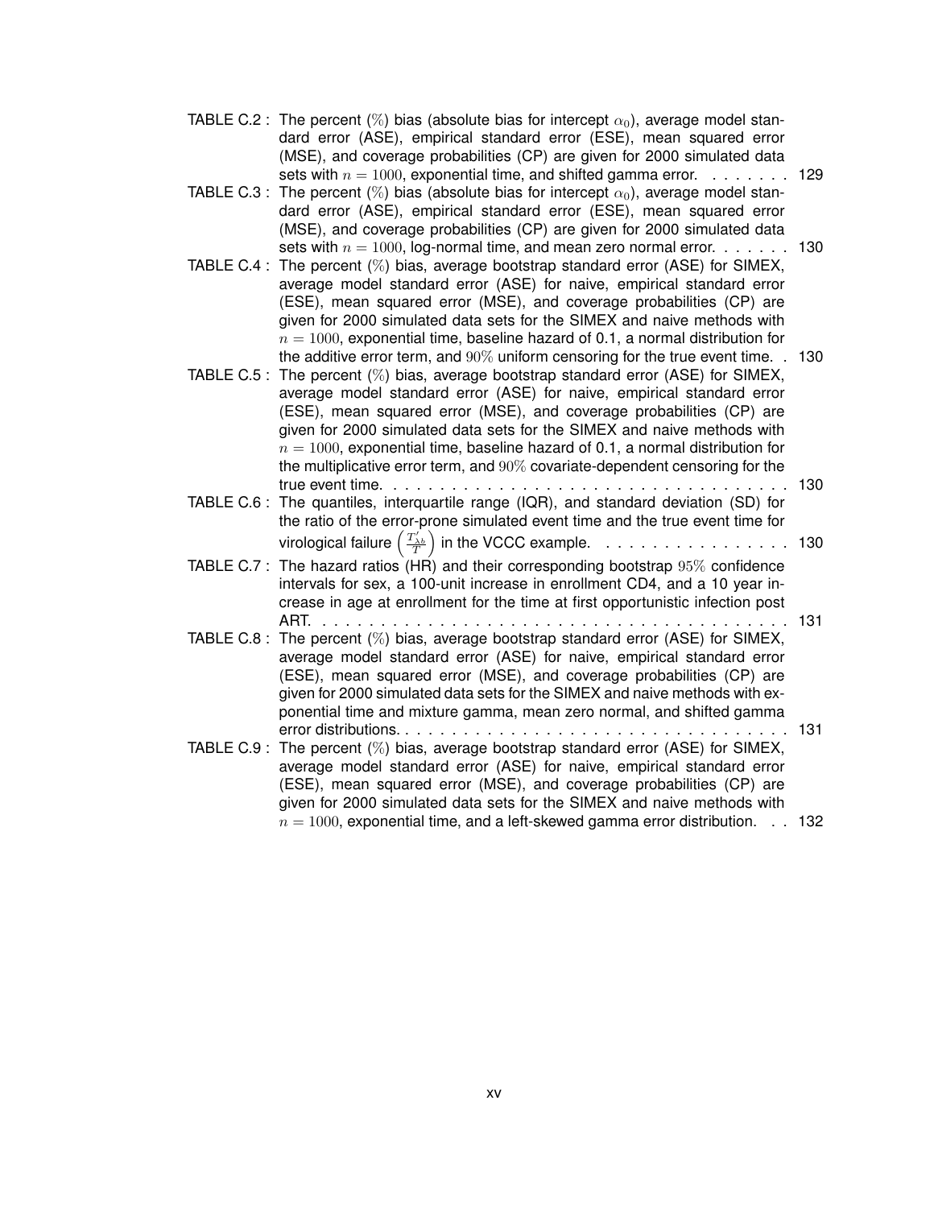TABLE C.2 : The percent (%) bias (absolute bias for intercept $\alpha_0$), average model standard error (ASE), empirical standard error (ESE), mean squared error (MSE), and coverage probabilities (CP) are given for 2000 simulated data sets with $n = 1000$, exponential time, and shifted gamma error. . . . . . . . 129

TABLE C.3 : The percent (%) bias (absolute bias for intercept $\alpha_0$), average model standard error (ASE), empirical standard error (ESE), mean squared error (MSE), and coverage probabilities (CP) are given for 2000 simulated data sets with $n = 1000$, log-normal time, and mean zero normal error. . . . . . . 130

TABLE C.4 : The percent (%) bias, average bootstrap standard error (ASE) for SIMEX, average model standard error (ASE) for naive, empirical standard error (ESE), mean squared error (MSE), and coverage probabilities (CP) are given for 2000 simulated data sets for the SIMEX and naive methods with $n = 1000$, exponential time, baseline hazard of 0.1, a normal distribution for the additive error term, and $90\%$ uniform censoring for the true event time. . 130

TABLE C.5 : The percent (%) bias, average bootstrap standard error (ASE) for SIMEX, average model standard error (ASE) for naive, empirical standard error (ESE), mean squared error (MSE), and coverage probabilities (CP) are given for 2000 simulated data sets for the SIMEX and naive methods with $n = 1000$, exponential time, baseline hazard of 0.1, a normal distribution for the multiplicative error term, and $90\%$ covariate-dependent censoring for the true event time. . . . . . . . . . . . . . . . . . . . . . . . . . . . . . . . . . . . 130

TABLE C.6 : The quantiles, interquartile range (IQR), and standard deviation (SD) for the ratio of the error-prone simulated event time and the true event time for virological failure $\left(\frac{T^{\prime}_{\lambda b}}{T}\right)$ in the VCCC example. . . . . . . . . . . . . . . . . 130

TABLE C.7 : The hazard ratios (HR) and their corresponding bootstrap $95\%$ confidence intervals for sex, a 100-unit increase in enrollment CD4, and a 10 year increase in age at enrollment for the time at first opportunistic infection post ART. . . . . . . . . . . . . . . . . . . . . . . . . . . . . . . . . . . . . . . . . 131

TABLE C.8 : The percent (%) bias, average bootstrap standard error (ASE) for SIMEX, average model standard error (ASE) for naive, empirical standard error (ESE), mean squared error (MSE), and coverage probabilities (CP) are given for 2000 simulated data sets for the SIMEX and naive methods with exponential time and mixture gamma, mean zero normal, and shifted gamma error distributions. . . . . . . . . . . . . . . . . . . . . . . . . . . . . . . . . . 131

TABLE C.9 : The percent (%) bias, average bootstrap standard error (ASE) for SIMEX, average model standard error (ASE) for naive, empirical standard error (ESE), mean squared error (MSE), and coverage probabilities (CP) are given for 2000 simulated data sets for the SIMEX and naive methods with $n = 1000$, exponential time, and a left-skewed gamma error distribution. . . 132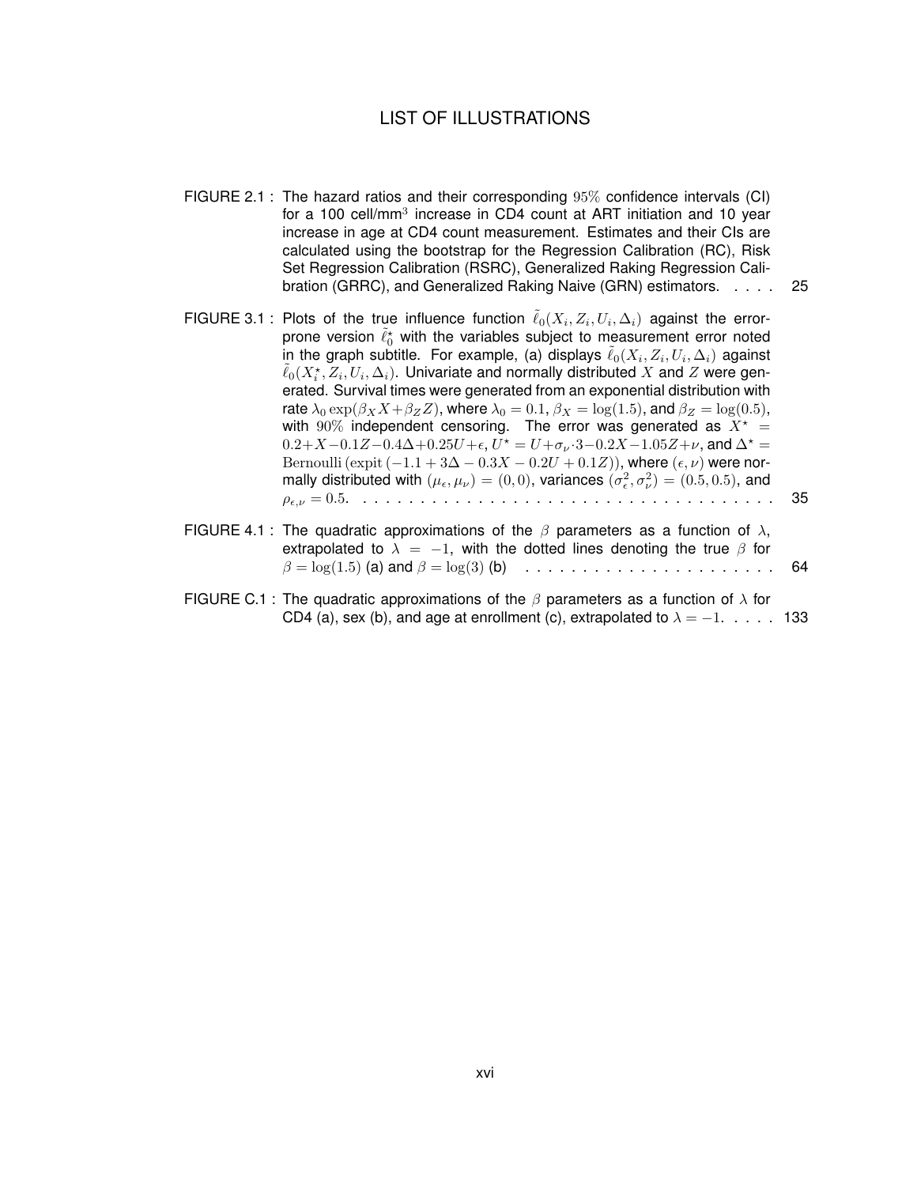# LIST OF ILLUSTRATIONS

FIGURE 2.1 : The hazard ratios and their corresponding $95\%$ confidence intervals (CI) for a 100 cell/mm$^3$ increase in CD4 count at ART initiation and 10 year increase in age at CD4 count measurement. Estimates and their CIs are calculated using the bootstrap for the Regression Calibration (RC), Risk Set Regression Calibration (RSRC), Generalized Raking Regression Calibration (GRRC), and Generalized Raking Naive (GRN) estimators. . . . . 25

FIGURE 3.1 : Plots of the true influence function $\tilde{\ell}_0(X_i, Z_i, U_i, \Delta_i)$ against the error-prone version $\tilde{\ell}_0^\star$ with the variables subject to measurement error noted in the graph subtitle. For example, (a) displays $\tilde{\ell}_0(X_i, Z_i, U_i, \Delta_i)$ against $\tilde{\ell}_0(X_i^\star, Z_i, U_i, \Delta_i)$. Univariate and normally distributed $X$ and $Z$ were generated. Survival times were generated from an exponential distribution with rate $\lambda_0 \exp(\beta_X X + \beta_Z Z)$, where $\lambda_0 = 0.1$, $\beta_X = \log(1.5)$, and $\beta_Z = \log(0.5)$, with $90\%$ independent censoring. The error was generated as $X^\star = 0.2 + X - 0.1Z - 0.4\Delta + 0.25U + \epsilon$, $U^\star = U + \sigma_\nu \cdot 3 - 0.2X - 1.05Z + \nu$, and $\Delta^\star = \mathrm{Bernoulli}\left(\mathrm{expit}\left(-1.1 + 3\Delta - 0.3X - 0.2U + 0.1Z\right)\right)$, where $(\epsilon, \nu)$ were normally distributed with $(\mu_\epsilon, \mu_\nu) = (0, 0)$, variances $(\sigma_\epsilon^2, \sigma_\nu^2) = (0.5, 0.5)$, and $\rho_{\epsilon,\nu} = 0.5$. . . . . . . . . . . . . . . . . . . . . . . . . . . . . . . . . . . . . 35

FIGURE 4.1 : The quadratic approximations of the $\beta$ parameters as a function of $\lambda$, extrapolated to $\lambda = -1$, with the dotted lines denoting the true $\beta$ for $\beta = \log(1.5)$ (a) and $\beta = \log(3)$ (b) . . . . . . . . . . . . . . . . . . . . . . 64

FIGURE C.1 : The quadratic approximations of the $\beta$ parameters as a function of $\lambda$ for CD4 (a), sex (b), and age at enrollment (c), extrapolated to $\lambda = -1$. . . . . 133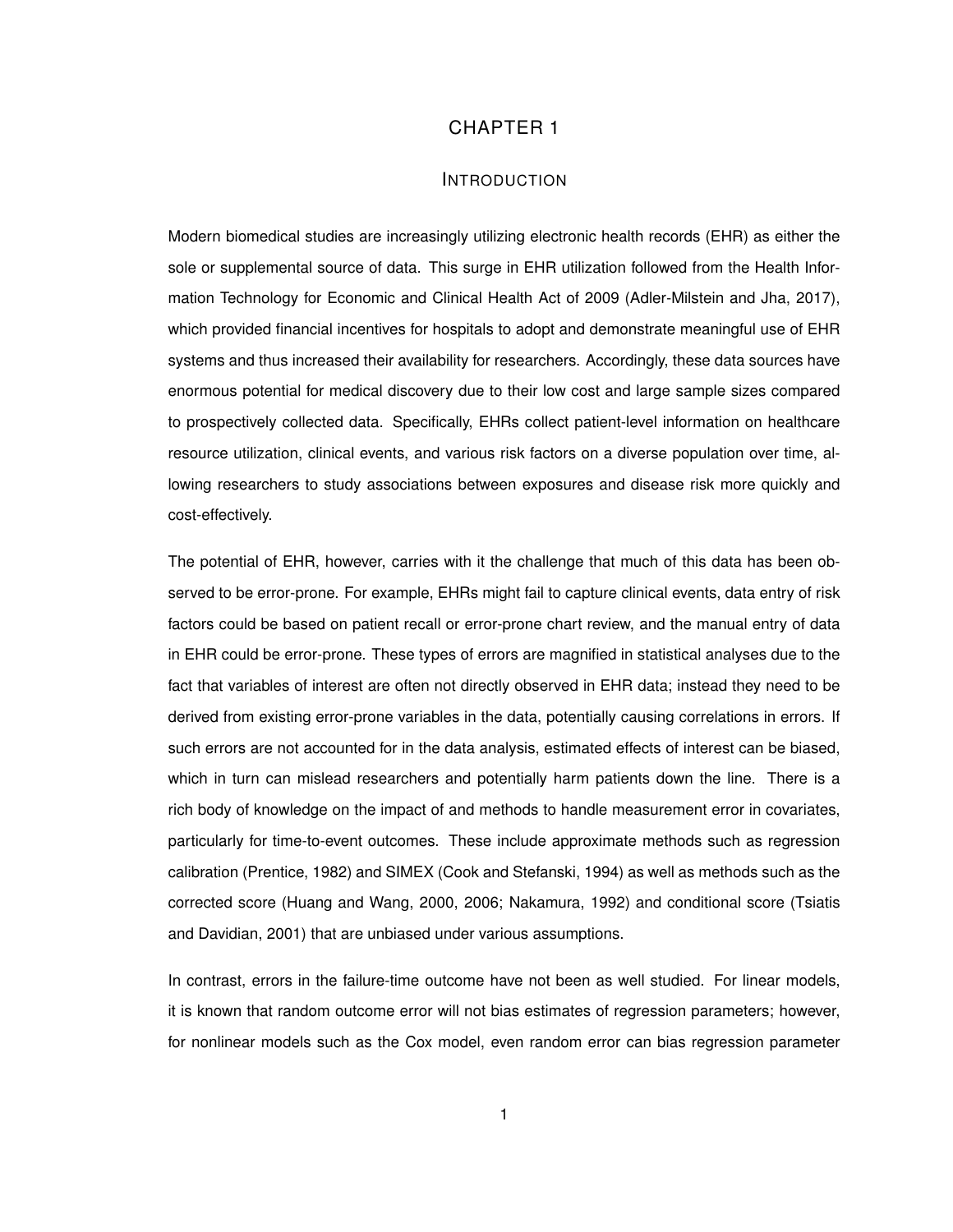# CHAPTER 1

## Introduction

Modern biomedical studies are increasingly utilizing electronic health records (EHR) as either the sole or supplemental source of data. This surge in EHR utilization followed from the Health Information Technology for Economic and Clinical Health Act of 2009 (Adler-Milstein and Jha, 2017), which provided financial incentives for hospitals to adopt and demonstrate meaningful use of EHR systems and thus increased their availability for researchers. Accordingly, these data sources have enormous potential for medical discovery due to their low cost and large sample sizes compared to prospectively collected data. Specifically, EHRs collect patient-level information on healthcare resource utilization, clinical events, and various risk factors on a diverse population over time, allowing researchers to study associations between exposures and disease risk more quickly and cost-effectively.

The potential of EHR, however, carries with it the challenge that much of this data has been observed to be error-prone. For example, EHRs might fail to capture clinical events, data entry of risk factors could be based on patient recall or error-prone chart review, and the manual entry of data in EHR could be error-prone. These types of errors are magnified in statistical analyses due to the fact that variables of interest are often not directly observed in EHR data; instead they need to be derived from existing error-prone variables in the data, potentially causing correlations in errors. If such errors are not accounted for in the data analysis, estimated effects of interest can be biased, which in turn can mislead researchers and potentially harm patients down the line. There is a rich body of knowledge on the impact of and methods to handle measurement error in covariates, particularly for time-to-event outcomes. These include approximate methods such as regression calibration (Prentice, 1982) and SIMEX (Cook and Stefanski, 1994) as well as methods such as the corrected score (Huang and Wang, 2000, 2006; Nakamura, 1992) and conditional score (Tsiatis and Davidian, 2001) that are unbiased under various assumptions.

In contrast, errors in the failure-time outcome have not been as well studied. For linear models, it is known that random outcome error will not bias estimates of regression parameters; however, for nonlinear models such as the Cox model, even random error can bias regression parameter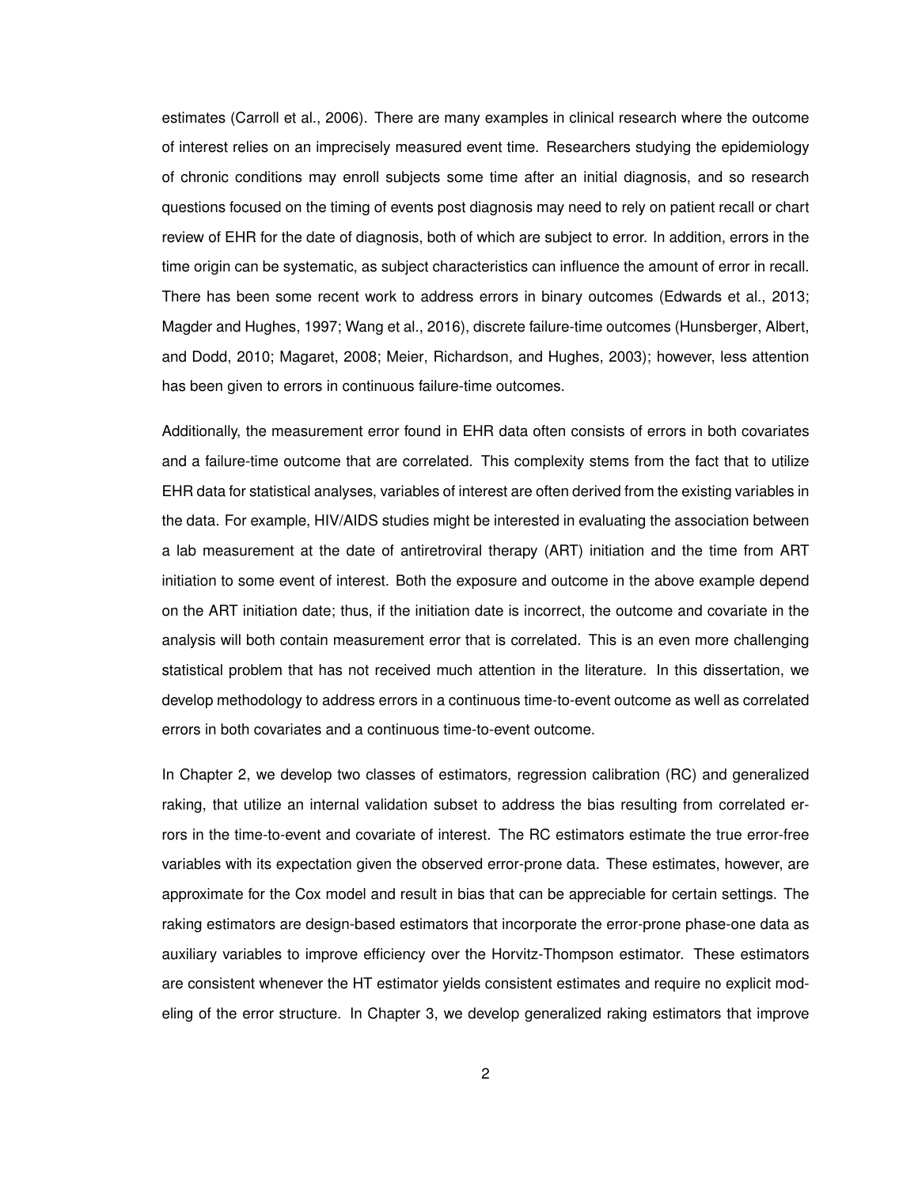estimates (Carroll et al., 2006). There are many examples in clinical research where the outcome of interest relies on an imprecisely measured event time. Researchers studying the epidemiology of chronic conditions may enroll subjects some time after an initial diagnosis, and so research questions focused on the timing of events post diagnosis may need to rely on patient recall or chart review of EHR for the date of diagnosis, both of which are subject to error. In addition, errors in the time origin can be systematic, as subject characteristics can influence the amount of error in recall. There has been some recent work to address errors in binary outcomes (Edwards et al., 2013; Magder and Hughes, 1997; Wang et al., 2016), discrete failure-time outcomes (Hunsberger, Albert, and Dodd, 2010; Magaret, 2008; Meier, Richardson, and Hughes, 2003); however, less attention has been given to errors in continuous failure-time outcomes.

Additionally, the measurement error found in EHR data often consists of errors in both covariates and a failure-time outcome that are correlated. This complexity stems from the fact that to utilize EHR data for statistical analyses, variables of interest are often derived from the existing variables in the data. For example, HIV/AIDS studies might be interested in evaluating the association between a lab measurement at the date of antiretroviral therapy (ART) initiation and the time from ART initiation to some event of interest. Both the exposure and outcome in the above example depend on the ART initiation date; thus, if the initiation date is incorrect, the outcome and covariate in the analysis will both contain measurement error that is correlated. This is an even more challenging statistical problem that has not received much attention in the literature. In this dissertation, we develop methodology to address errors in a continuous time-to-event outcome as well as correlated errors in both covariates and a continuous time-to-event outcome.

In Chapter 2, we develop two classes of estimators, regression calibration (RC) and generalized raking, that utilize an internal validation subset to address the bias resulting from correlated errors in the time-to-event and covariate of interest. The RC estimators estimate the true error-free variables with its expectation given the observed error-prone data. These estimates, however, are approximate for the Cox model and result in bias that can be appreciable for certain settings. The raking estimators are design-based estimators that incorporate the error-prone phase-one data as auxiliary variables to improve efficiency over the Horvitz-Thompson estimator. These estimators are consistent whenever the HT estimator yields consistent estimates and require no explicit modeling of the error structure. In Chapter 3, we develop generalized raking estimators that improve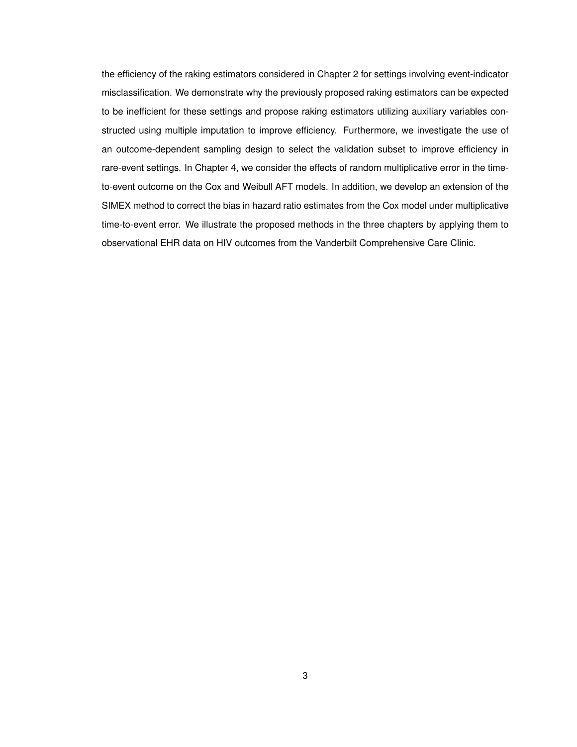the efficiency of the raking estimators considered in Chapter 2 for settings involving event-indicator misclassification. We demonstrate why the previously proposed raking estimators can be expected to be inefficient for these settings and propose raking estimators utilizing auxiliary variables constructed using multiple imputation to improve efficiency. Furthermore, we investigate the use of an outcome-dependent sampling design to select the validation subset to improve efficiency in rare-event settings. In Chapter 4, we consider the effects of random multiplicative error in the time-to-event outcome on the Cox and Weibull AFT models. In addition, we develop an extension of the SIMEX method to correct the bias in hazard ratio estimates from the Cox model under multiplicative time-to-event error. We illustrate the proposed methods in the three chapters by applying them to observational EHR data on HIV outcomes from the Vanderbilt Comprehensive Care Clinic.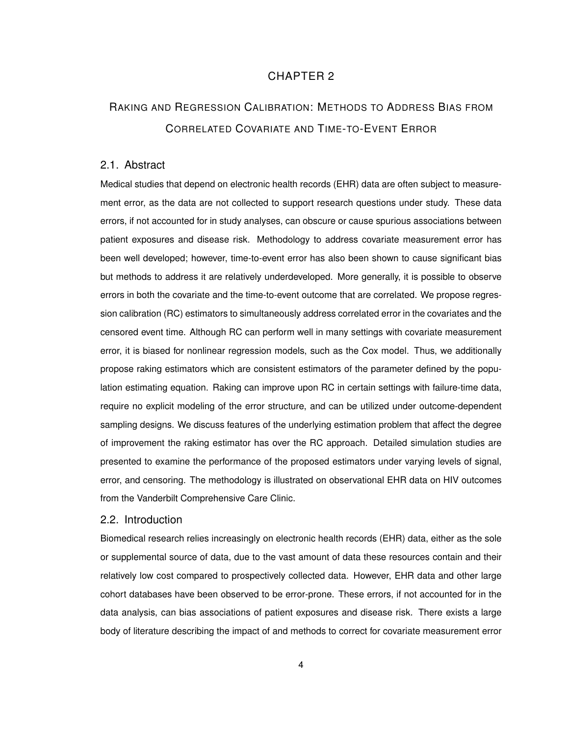# CHAPTER 2

# Raking and Regression Calibration: Methods to Address Bias from Correlated Covariate and Time-to-Event Error

## 2.1. Abstract

Medical studies that depend on electronic health records (EHR) data are often subject to measurement error, as the data are not collected to support research questions under study. These data errors, if not accounted for in study analyses, can obscure or cause spurious associations between patient exposures and disease risk. Methodology to address covariate measurement error has been well developed; however, time-to-event error has also been shown to cause significant bias but methods to address it are relatively underdeveloped. More generally, it is possible to observe errors in both the covariate and the time-to-event outcome that are correlated. We propose regression calibration (RC) estimators to simultaneously address correlated error in the covariates and the censored event time. Although RC can perform well in many settings with covariate measurement error, it is biased for nonlinear regression models, such as the Cox model. Thus, we additionally propose raking estimators which are consistent estimators of the parameter defined by the population estimating equation. Raking can improve upon RC in certain settings with failure-time data, require no explicit modeling of the error structure, and can be utilized under outcome-dependent sampling designs. We discuss features of the underlying estimation problem that affect the degree of improvement the raking estimator has over the RC approach. Detailed simulation studies are presented to examine the performance of the proposed estimators under varying levels of signal, error, and censoring. The methodology is illustrated on observational EHR data on HIV outcomes from the Vanderbilt Comprehensive Care Clinic.

## 2.2. Introduction

Biomedical research relies increasingly on electronic health records (EHR) data, either as the sole or supplemental source of data, due to the vast amount of data these resources contain and their relatively low cost compared to prospectively collected data. However, EHR data and other large cohort databases have been observed to be error-prone. These errors, if not accounted for in the data analysis, can bias associations of patient exposures and disease risk. There exists a large body of literature describing the impact of and methods to correct for covariate measurement error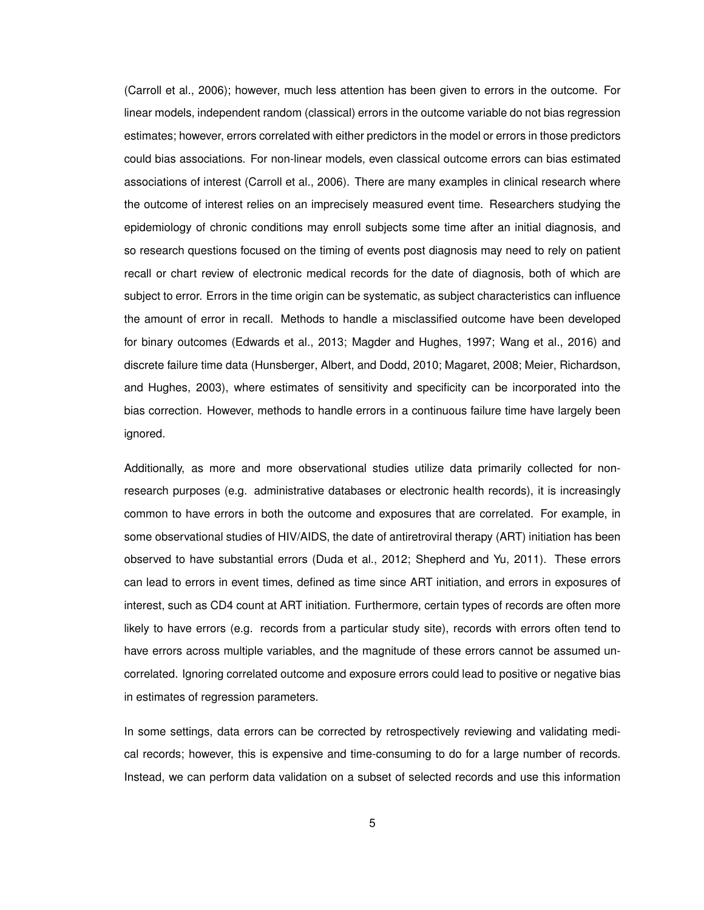(Carroll et al., 2006); however, much less attention has been given to errors in the outcome. For linear models, independent random (classical) errors in the outcome variable do not bias regression estimates; however, errors correlated with either predictors in the model or errors in those predictors could bias associations. For non-linear models, even classical outcome errors can bias estimated associations of interest (Carroll et al., 2006). There are many examples in clinical research where the outcome of interest relies on an imprecisely measured event time. Researchers studying the epidemiology of chronic conditions may enroll subjects some time after an initial diagnosis, and so research questions focused on the timing of events post diagnosis may need to rely on patient recall or chart review of electronic medical records for the date of diagnosis, both of which are subject to error. Errors in the time origin can be systematic, as subject characteristics can influence the amount of error in recall. Methods to handle a misclassified outcome have been developed for binary outcomes (Edwards et al., 2013; Magder and Hughes, 1997; Wang et al., 2016) and discrete failure time data (Hunsberger, Albert, and Dodd, 2010; Magaret, 2008; Meier, Richardson, and Hughes, 2003), where estimates of sensitivity and specificity can be incorporated into the bias correction. However, methods to handle errors in a continuous failure time have largely been ignored.

Additionally, as more and more observational studies utilize data primarily collected for non-research purposes (e.g. administrative databases or electronic health records), it is increasingly common to have errors in both the outcome and exposures that are correlated. For example, in some observational studies of HIV/AIDS, the date of antiretroviral therapy (ART) initiation has been observed to have substantial errors (Duda et al., 2012; Shepherd and Yu, 2011). These errors can lead to errors in event times, defined as time since ART initiation, and errors in exposures of interest, such as CD4 count at ART initiation. Furthermore, certain types of records are often more likely to have errors (e.g. records from a particular study site), records with errors often tend to have errors across multiple variables, and the magnitude of these errors cannot be assumed uncorrelated. Ignoring correlated outcome and exposure errors could lead to positive or negative bias in estimates of regression parameters.

In some settings, data errors can be corrected by retrospectively reviewing and validating medical records; however, this is expensive and time-consuming to do for a large number of records. Instead, we can perform data validation on a subset of selected records and use this information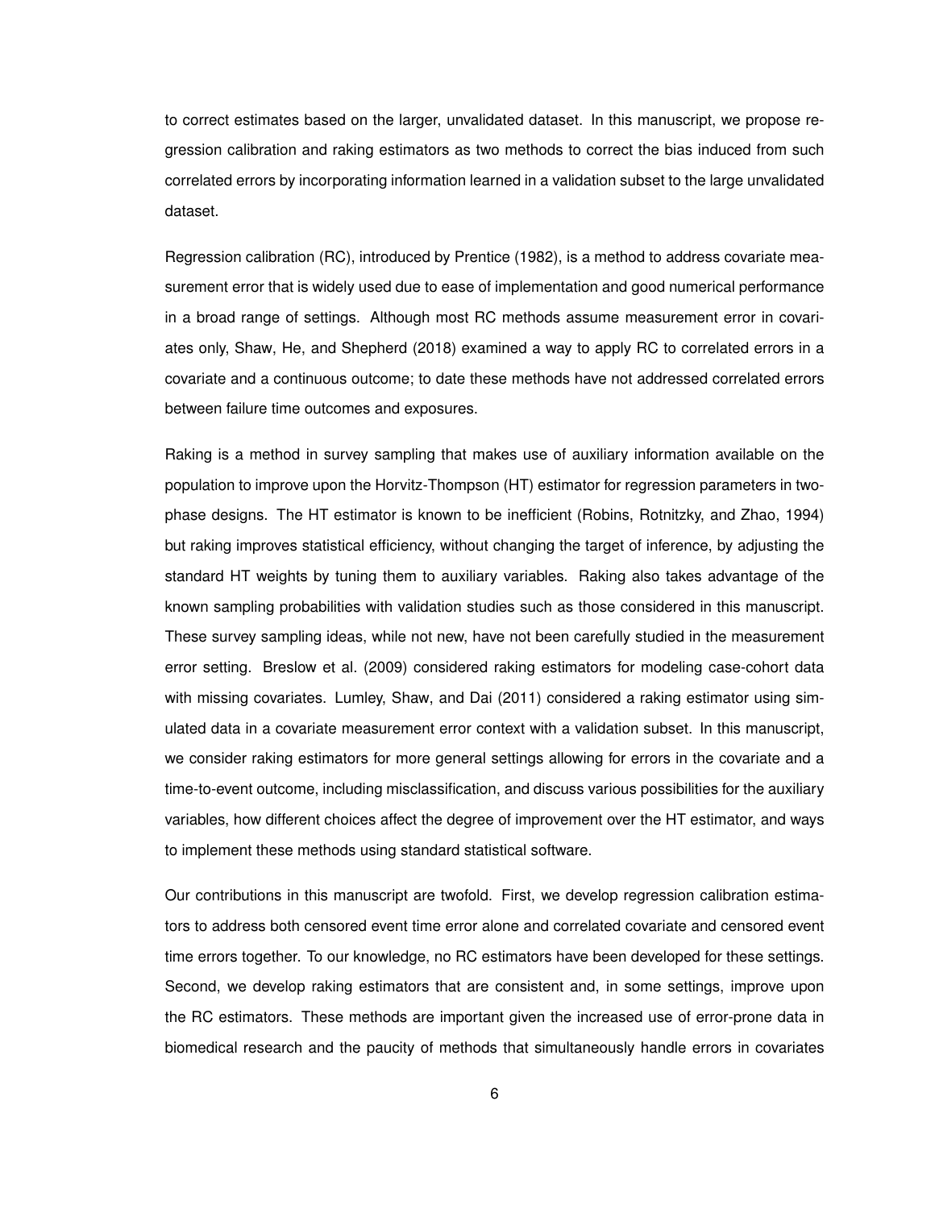to correct estimates based on the larger, unvalidated dataset. In this manuscript, we propose regression calibration and raking estimators as two methods to correct the bias induced from such correlated errors by incorporating information learned in a validation subset to the large unvalidated dataset.

Regression calibration (RC), introduced by Prentice (1982), is a method to address covariate measurement error that is widely used due to ease of implementation and good numerical performance in a broad range of settings. Although most RC methods assume measurement error in covariates only, Shaw, He, and Shepherd (2018) examined a way to apply RC to correlated errors in a covariate and a continuous outcome; to date these methods have not addressed correlated errors between failure time outcomes and exposures.

Raking is a method in survey sampling that makes use of auxiliary information available on the population to improve upon the Horvitz-Thompson (HT) estimator for regression parameters in two-phase designs. The HT estimator is known to be inefficient (Robins, Rotnitzky, and Zhao, 1994) but raking improves statistical efficiency, without changing the target of inference, by adjusting the standard HT weights by tuning them to auxiliary variables. Raking also takes advantage of the known sampling probabilities with validation studies such as those considered in this manuscript. These survey sampling ideas, while not new, have not been carefully studied in the measurement error setting. Breslow et al. (2009) considered raking estimators for modeling case-cohort data with missing covariates. Lumley, Shaw, and Dai (2011) considered a raking estimator using simulated data in a covariate measurement error context with a validation subset. In this manuscript, we consider raking estimators for more general settings allowing for errors in the covariate and a time-to-event outcome, including misclassification, and discuss various possibilities for the auxiliary variables, how different choices affect the degree of improvement over the HT estimator, and ways to implement these methods using standard statistical software.

Our contributions in this manuscript are twofold. First, we develop regression calibration estimators to address both censored event time error alone and correlated covariate and censored event time errors together. To our knowledge, no RC estimators have been developed for these settings. Second, we develop raking estimators that are consistent and, in some settings, improve upon the RC estimators. These methods are important given the increased use of error-prone data in biomedical research and the paucity of methods that simultaneously handle errors in covariates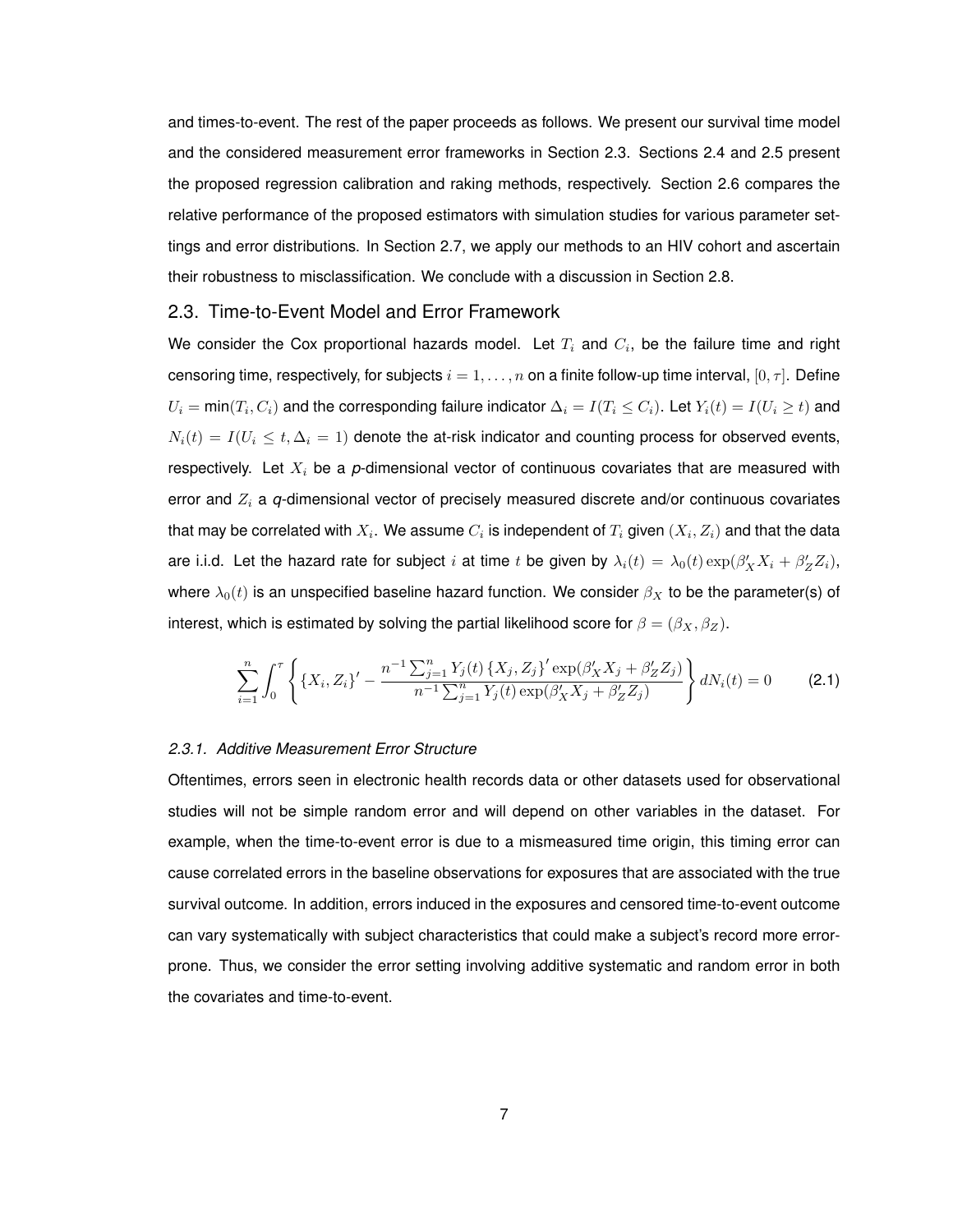and times-to-event. The rest of the paper proceeds as follows. We present our survival time model and the considered measurement error frameworks in Section 2.3. Sections 2.4 and 2.5 present the proposed regression calibration and raking methods, respectively. Section 2.6 compares the relative performance of the proposed estimators with simulation studies for various parameter settings and error distributions. In Section 2.7, we apply our methods to an HIV cohort and ascertain their robustness to misclassification. We conclude with a discussion in Section 2.8.

## 2.3. Time-to-Event Model and Error Framework

We consider the Cox proportional hazards model. Let $T_i$ and $C_i$, be the failure time and right censoring time, respectively, for subjects $i = 1, \ldots, n$ on a finite follow-up time interval, $[0, \tau]$. Define $U_i = \min(T_i, C_i)$ and the corresponding failure indicator $\Delta_i = I(T_i \leq C_i)$. Let $Y_i(t) = I(U_i \geq t)$ and $N_i(t) = I(U_i \leq t, \Delta_i = 1)$ denote the at-risk indicator and counting process for observed events, respectively. Let $X_i$ be a *p*-dimensional vector of continuous covariates that are measured with error and $Z_i$ a *q*-dimensional vector of precisely measured discrete and/or continuous covariates that may be correlated with $X_i$. We assume $C_i$ is independent of $T_i$ given $(X_i, Z_i)$ and that the data are i.i.d. Let the hazard rate for subject $i$ at time $t$ be given by $\lambda_i(t) = \lambda_0(t)\exp(\beta_X' X_i + \beta_Z' Z_i)$, where $\lambda_0(t)$ is an unspecified baseline hazard function. We consider $\beta_X$ to be the parameter(s) of interest, which is estimated by solving the partial likelihood score for $\beta = (\beta_X, \beta_Z)$.

$$\sum_{i=1}^{n} \int_0^{\tau} \left\{ \{X_i, Z_i\}' - \frac{n^{-1}\sum_{j=1}^{n} Y_j(t)\{X_j, Z_j\}' \exp(\beta_X' X_j + \beta_Z' Z_j)}{n^{-1}\sum_{j=1}^{n} Y_j(t)\exp(\beta_X' X_j + \beta_Z' Z_j)} \right\} dN_i(t) = 0 \qquad (2.1)$$

### *2.3.1. Additive Measurement Error Structure*

Oftentimes, errors seen in electronic health records data or other datasets used for observational studies will not be simple random error and will depend on other variables in the dataset. For example, when the time-to-event error is due to a mismeasured time origin, this timing error can cause correlated errors in the baseline observations for exposures that are associated with the true survival outcome. In addition, errors induced in the exposures and censored time-to-event outcome can vary systematically with subject characteristics that could make a subject's record more error-prone. Thus, we consider the error setting involving additive systematic and random error in both the covariates and time-to-event.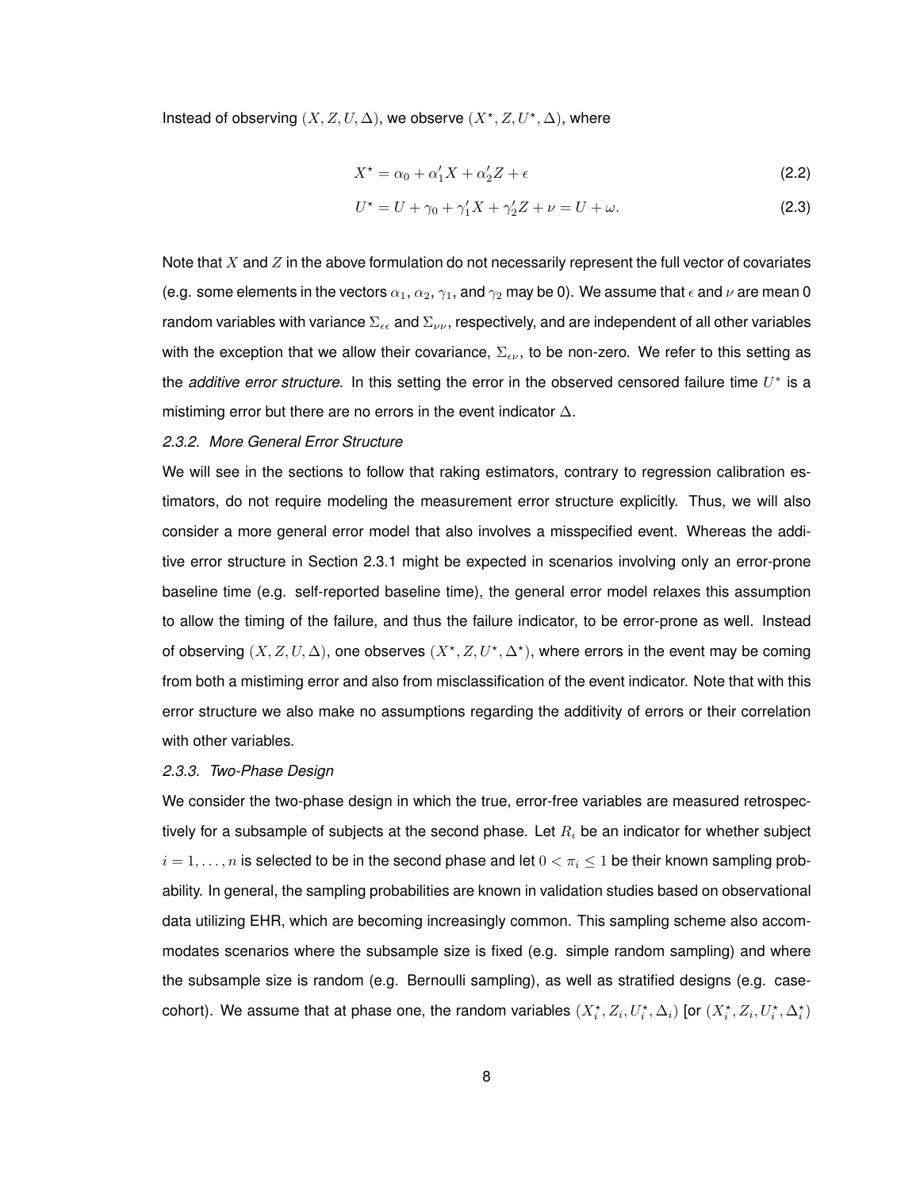Instead of observing $(X, Z, U, \Delta)$, we observe $(X^\star, Z, U^\star, \Delta)$, where

$$X^\star = \alpha_0 + \alpha_1' X + \alpha_2' Z + \epsilon \tag{2.2}$$

$$U^\star = U + \gamma_0 + \gamma_1' X + \gamma_2' Z + \nu = U + \omega. \tag{2.3}$$

Note that $X$ and $Z$ in the above formulation do not necessarily represent the full vector of covariates (e.g. some elements in the vectors $\alpha_1$, $\alpha_2$, $\gamma_1$, and $\gamma_2$ may be 0). We assume that $\epsilon$ and $\nu$ are mean 0 random variables with variance $\Sigma_{\epsilon\epsilon}$ and $\Sigma_{\nu\nu}$, respectively, and are independent of all other variables with the exception that we allow their covariance, $\Sigma_{\epsilon\nu}$, to be non-zero. We refer to this setting as the *additive error structure*. In this setting the error in the observed censored failure time $U^*$ is a mistiming error but there are no errors in the event indicator $\Delta$.

### *2.3.2. More General Error Structure*

We will see in the sections to follow that raking estimators, contrary to regression calibration estimators, do not require modeling the measurement error structure explicitly. Thus, we will also consider a more general error model that also involves a misspecified event. Whereas the additive error structure in Section 2.3.1 might be expected in scenarios involving only an error-prone baseline time (e.g. self-reported baseline time), the general error model relaxes this assumption to allow the timing of the failure, and thus the failure indicator, to be error-prone as well. Instead of observing $(X, Z, U, \Delta)$, one observes $(X^\star, Z, U^\star, \Delta^\star)$, where errors in the event may be coming from both a mistiming error and also from misclassification of the event indicator. Note that with this error structure we also make no assumptions regarding the additivity of errors or their correlation with other variables.

### *2.3.3. Two-Phase Design*

We consider the two-phase design in which the true, error-free variables are measured retrospectively for a subsample of subjects at the second phase. Let $R_i$ be an indicator for whether subject $i = 1, \ldots, n$ is selected to be in the second phase and let $0 < \pi_i \leq 1$ be their known sampling probability. In general, the sampling probabilities are known in validation studies based on observational data utilizing EHR, which are becoming increasingly common. This sampling scheme also accommodates scenarios where the subsample size is fixed (e.g. simple random sampling) and where the subsample size is random (e.g. Bernoulli sampling), as well as stratified designs (e.g. case-cohort). We assume that at phase one, the random variables $(X_i^\star, Z_i, U_i^\star, \Delta_i)$ [or $(X_i^\star, Z_i, U_i^\star, \Delta_i^\star)$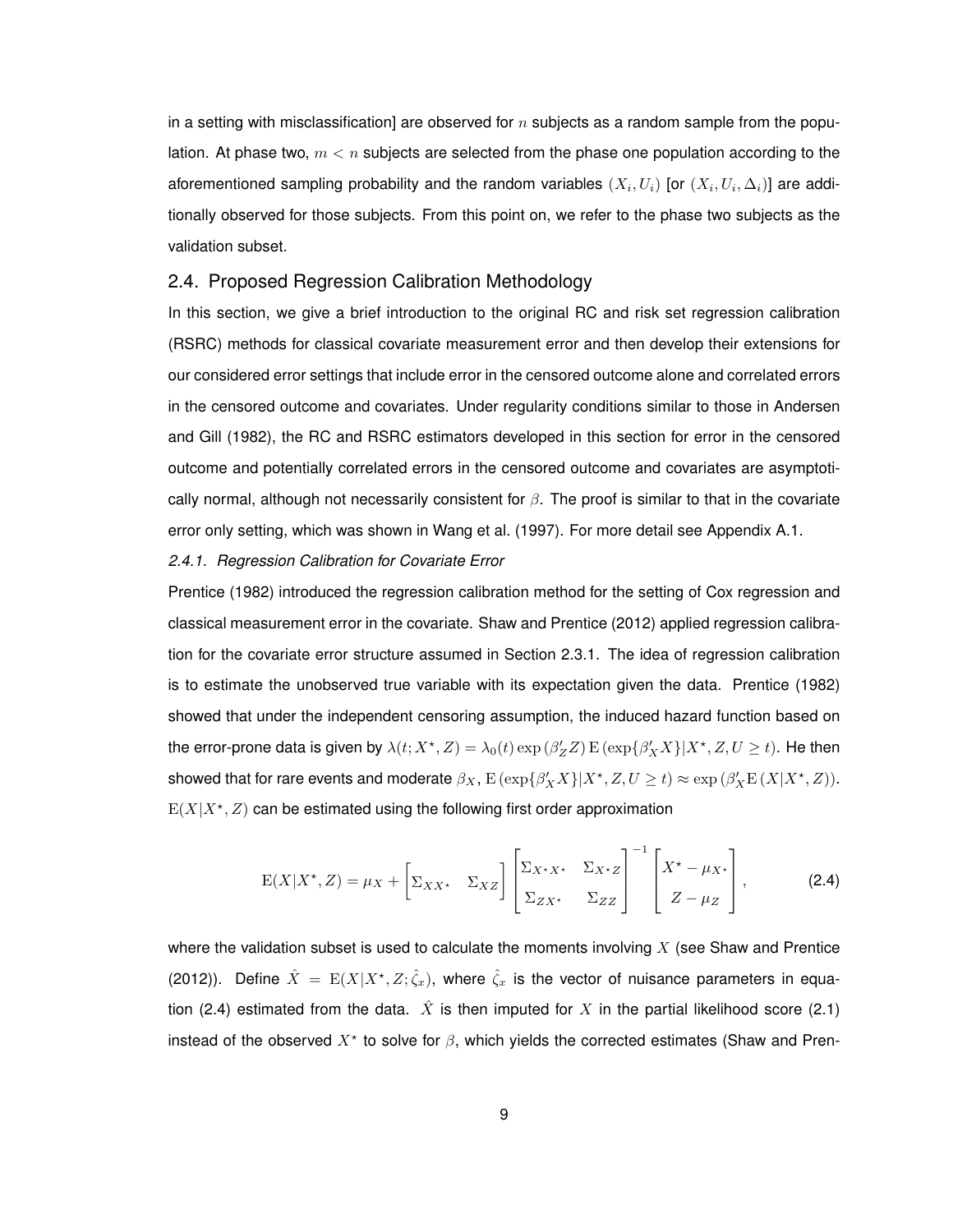in a setting with misclassification] are observed for $n$ subjects as a random sample from the population. At phase two, $m < n$ subjects are selected from the phase one population according to the aforementioned sampling probability and the random variables $(X_i, U_i)$ [or $(X_i, U_i, \Delta_i)$] are additionally observed for those subjects. From this point on, we refer to the phase two subjects as the validation subset.

## 2.4. Proposed Regression Calibration Methodology

In this section, we give a brief introduction to the original RC and risk set regression calibration (RSRC) methods for classical covariate measurement error and then develop their extensions for our considered error settings that include error in the censored outcome alone and correlated errors in the censored outcome and covariates. Under regularity conditions similar to those in Andersen and Gill (1982), the RC and RSRC estimators developed in this section for error in the censored outcome and potentially correlated errors in the censored outcome and covariates are asymptotically normal, although not necessarily consistent for $\beta$. The proof is similar to that in the covariate error only setting, which was shown in Wang et al. (1997). For more detail see Appendix A.1.

### *2.4.1. Regression Calibration for Covariate Error*

Prentice (1982) introduced the regression calibration method for the setting of Cox regression and classical measurement error in the covariate. Shaw and Prentice (2012) applied regression calibration for the covariate error structure assumed in Section 2.3.1. The idea of regression calibration is to estimate the unobserved true variable with its expectation given the data. Prentice (1982) showed that under the independent censoring assumption, the induced hazard function based on the error-prone data is given by $\lambda(t; X^\star, Z) = \lambda_0(t) \exp(\beta_Z' Z) \, \mathrm{E}(\exp\{\beta_X' X\} | X^\star, Z, U \geq t)$. He then showed that for rare events and moderate $\beta_X$, $\mathrm{E}(\exp\{\beta_X' X\} | X^\star, Z, U \geq t) \approx \exp(\beta_X' \mathrm{E}(X | X^\star, Z))$. $\mathrm{E}(X | X^\star, Z)$ can be estimated using the following first order approximation

$$
\mathrm{E}(X|X^\star, Z) = \mu_X + \begin{bmatrix} \Sigma_{XX^\star} & \Sigma_{XZ} \end{bmatrix} \begin{bmatrix} \Sigma_{X^\star X^\star} & \Sigma_{X^\star Z} \\ \Sigma_{ZX^\star} & \Sigma_{ZZ} \end{bmatrix}^{-1} \begin{bmatrix} X^\star - \mu_{X^\star} \\ Z - \mu_Z \end{bmatrix}, \tag{2.4}
$$

where the validation subset is used to calculate the moments involving $X$ (see Shaw and Prentice (2012)). Define $\hat{X} = \mathrm{E}(X|X^\star, Z; \hat{\zeta}_x)$, where $\hat{\zeta}_x$ is the vector of nuisance parameters in equation (2.4) estimated from the data. $\hat{X}$ is then imputed for $X$ in the partial likelihood score (2.1) instead of the observed $X^\star$ to solve for $\beta$, which yields the corrected estimates (Shaw and Pren-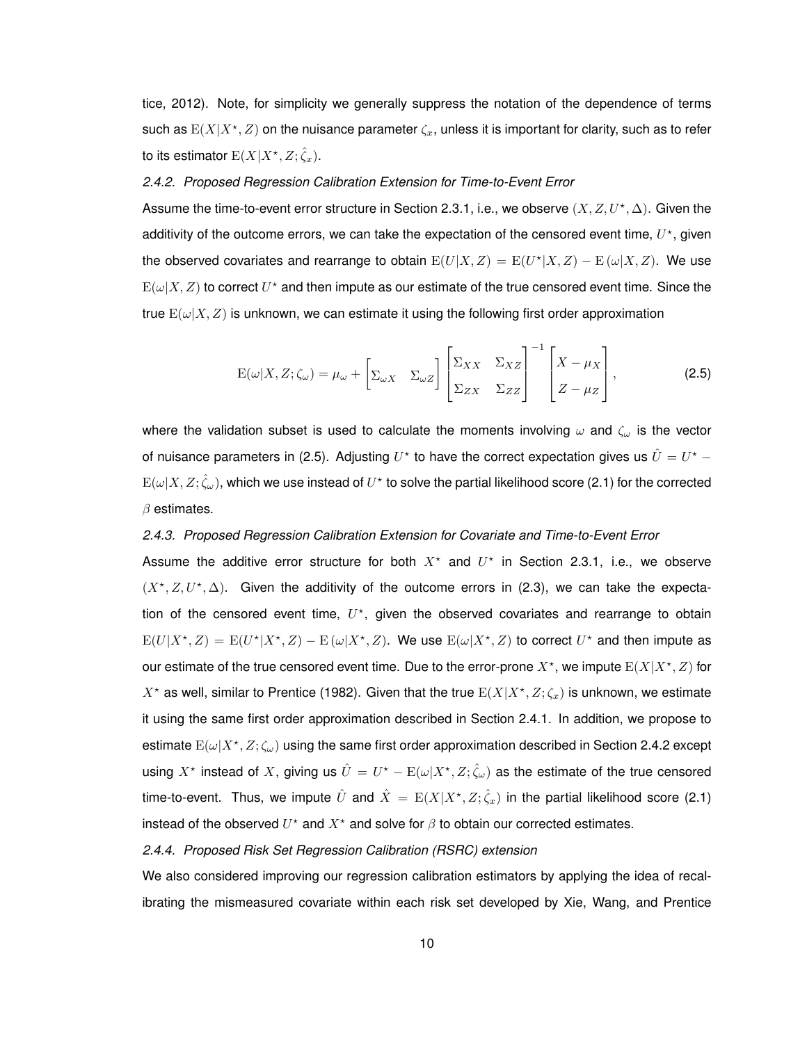tice, 2012). Note, for simplicity we generally suppress the notation of the dependence of terms such as $\mathrm{E}(X|X^{\star}, Z)$ on the nuisance parameter $\zeta_x$, unless it is important for clarity, such as to refer to its estimator $\mathrm{E}(X|X^{\star}, Z; \hat{\zeta}_x)$.

#### *2.4.2. Proposed Regression Calibration Extension for Time-to-Event Error*

Assume the time-to-event error structure in Section 2.3.1, i.e., we observe $(X, Z, U^{\star}, \Delta)$. Given the additivity of the outcome errors, we can take the expectation of the censored event time, $U^{\star}$, given the observed covariates and rearrange to obtain $\mathrm{E}(U|X, Z) = \mathrm{E}(U^{\star}|X, Z) - \mathrm{E}(\omega|X, Z)$. We use $\mathrm{E}(\omega|X, Z)$ to correct $U^{\star}$ and then impute as our estimate of the true censored event time. Since the true $\mathrm{E}(\omega|X, Z)$ is unknown, we can estimate it using the following first order approximation

$$\mathrm{E}(\omega|X, Z; \zeta_{\omega}) = \mu_{\omega} + \begin{bmatrix} \Sigma_{\omega X} & \Sigma_{\omega Z} \end{bmatrix} \begin{bmatrix} \Sigma_{XX} & \Sigma_{XZ} \\ \Sigma_{ZX} & \Sigma_{ZZ} \end{bmatrix}^{-1} \begin{bmatrix} X - \mu_X \\ Z - \mu_Z \end{bmatrix}, \tag{2.5}$$

where the validation subset is used to calculate the moments involving $\omega$ and $\zeta_{\omega}$ is the vector of nuisance parameters in (2.5). Adjusting $U^{\star}$ to have the correct expectation gives us $\hat{U} = U^{\star} - \mathrm{E}(\omega|X, Z; \hat{\zeta}_{\omega})$, which we use instead of $U^{\star}$ to solve the partial likelihood score (2.1) for the corrected $\beta$ estimates.

#### *2.4.3. Proposed Regression Calibration Extension for Covariate and Time-to-Event Error*

Assume the additive error structure for both $X^{\star}$ and $U^{\star}$ in Section 2.3.1, i.e., we observe $(X^{\star}, Z, U^{\star}, \Delta)$. Given the additivity of the outcome errors in (2.3), we can take the expectation of the censored event time, $U^{\star}$, given the observed covariates and rearrange to obtain $\mathrm{E}(U|X^{\star}, Z) = \mathrm{E}(U^{\star}|X^{\star}, Z) - \mathrm{E}(\omega|X^{\star}, Z)$. We use $\mathrm{E}(\omega|X^{\star}, Z)$ to correct $U^{\star}$ and then impute as our estimate of the true censored event time. Due to the error-prone $X^{\star}$, we impute $\mathrm{E}(X|X^{\star}, Z)$ for $X^{\star}$ as well, similar to Prentice (1982). Given that the true $\mathrm{E}(X|X^{\star}, Z; \zeta_x)$ is unknown, we estimate it using the same first order approximation described in Section 2.4.1. In addition, we propose to estimate $\mathrm{E}(\omega|X^{\star}, Z; \zeta_{\omega})$ using the same first order approximation described in Section 2.4.2 except using $X^{\star}$ instead of $X$, giving us $\hat{U} = U^{\star} - \mathrm{E}(\omega|X^{\star}, Z; \hat{\zeta}_{\omega})$ as the estimate of the true censored time-to-event. Thus, we impute $\hat{U}$ and $\hat{X} = \mathrm{E}(X|X^{\star}, Z; \hat{\zeta}_x)$ in the partial likelihood score (2.1) instead of the observed $U^{\star}$ and $X^{\star}$ and solve for $\beta$ to obtain our corrected estimates.

#### *2.4.4. Proposed Risk Set Regression Calibration (RSRC) extension*

We also considered improving our regression calibration estimators by applying the idea of recalibrating the mismeasured covariate within each risk set developed by Xie, Wang, and Prentice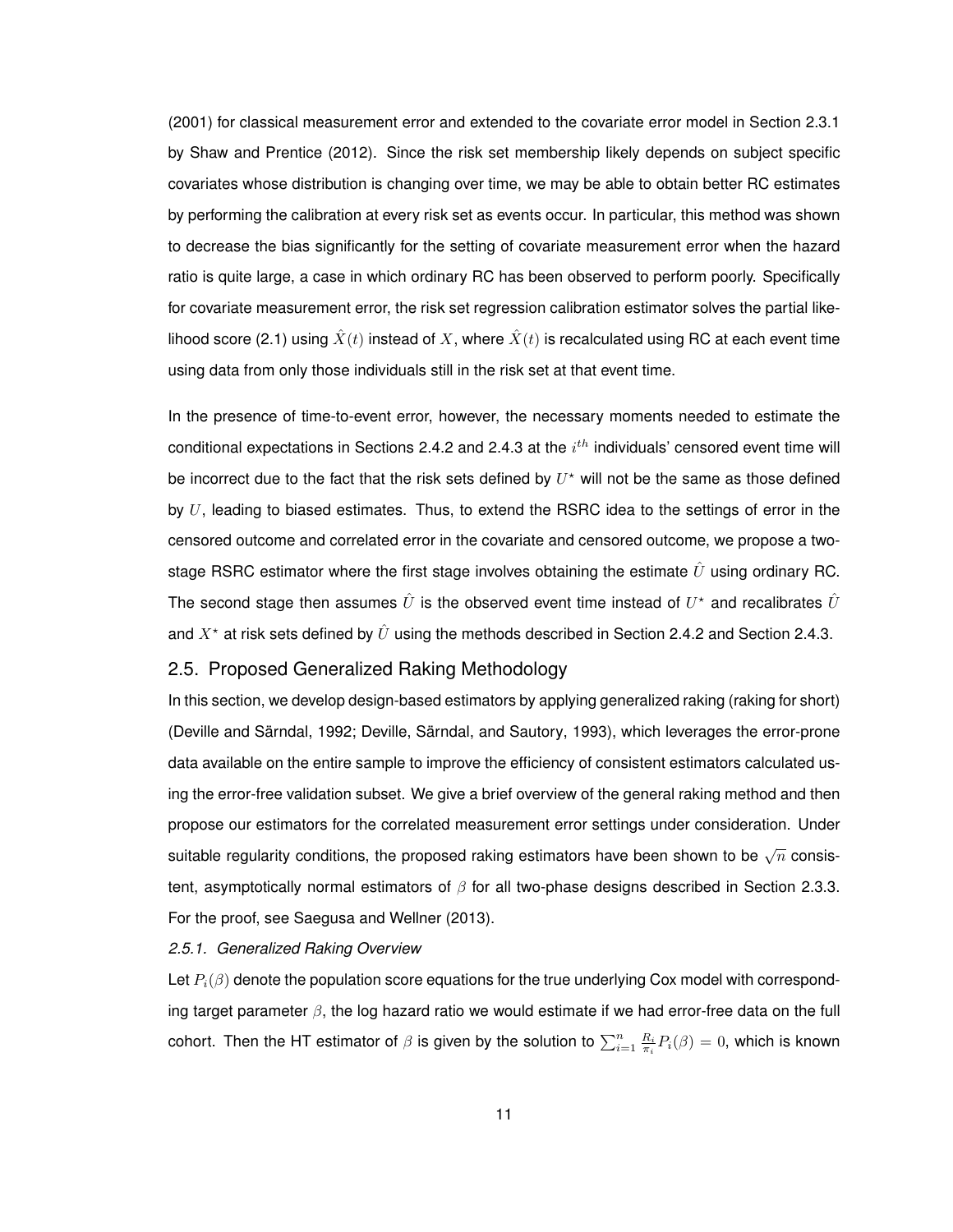(2001) for classical measurement error and extended to the covariate error model in Section 2.3.1 by Shaw and Prentice (2012). Since the risk set membership likely depends on subject specific covariates whose distribution is changing over time, we may be able to obtain better RC estimates by performing the calibration at every risk set as events occur. In particular, this method was shown to decrease the bias significantly for the setting of covariate measurement error when the hazard ratio is quite large, a case in which ordinary RC has been observed to perform poorly. Specifically for covariate measurement error, the risk set regression calibration estimator solves the partial likelihood score (2.1) using $\hat{X}(t)$ instead of $X$, where $\hat{X}(t)$ is recalculated using RC at each event time using data from only those individuals still in the risk set at that event time.

In the presence of time-to-event error, however, the necessary moments needed to estimate the conditional expectations in Sections 2.4.2 and 2.4.3 at the $i^{th}$ individuals' censored event time will be incorrect due to the fact that the risk sets defined by $U^{\star}$ will not be the same as those defined by $U$, leading to biased estimates. Thus, to extend the RSRC idea to the settings of error in the censored outcome and correlated error in the covariate and censored outcome, we propose a two-stage RSRC estimator where the first stage involves obtaining the estimate $\hat{U}$ using ordinary RC. The second stage then assumes $\hat{U}$ is the observed event time instead of $U^{\star}$ and recalibrates $\hat{U}$ and $X^{\star}$ at risk sets defined by $\hat{U}$ using the methods described in Section 2.4.2 and Section 2.4.3.

## 2.5. Proposed Generalized Raking Methodology

In this section, we develop design-based estimators by applying generalized raking (raking for short) (Deville and Särndal, 1992; Deville, Särndal, and Sautory, 1993), which leverages the error-prone data available on the entire sample to improve the efficiency of consistent estimators calculated using the error-free validation subset. We give a brief overview of the general raking method and then propose our estimators for the correlated measurement error settings under consideration. Under suitable regularity conditions, the proposed raking estimators have been shown to be $\sqrt{n}$ consistent, asymptotically normal estimators of $\beta$ for all two-phase designs described in Section 2.3.3. For the proof, see Saegusa and Wellner (2013).

### *2.5.1. Generalized Raking Overview*

Let $P_i(\beta)$ denote the population score equations for the true underlying Cox model with corresponding target parameter $\beta$, the log hazard ratio we would estimate if we had error-free data on the full cohort. Then the HT estimator of $\beta$ is given by the solution to $\sum_{i=1}^{n} \frac{R_i}{\pi_i} P_i(\beta) = 0$, which is known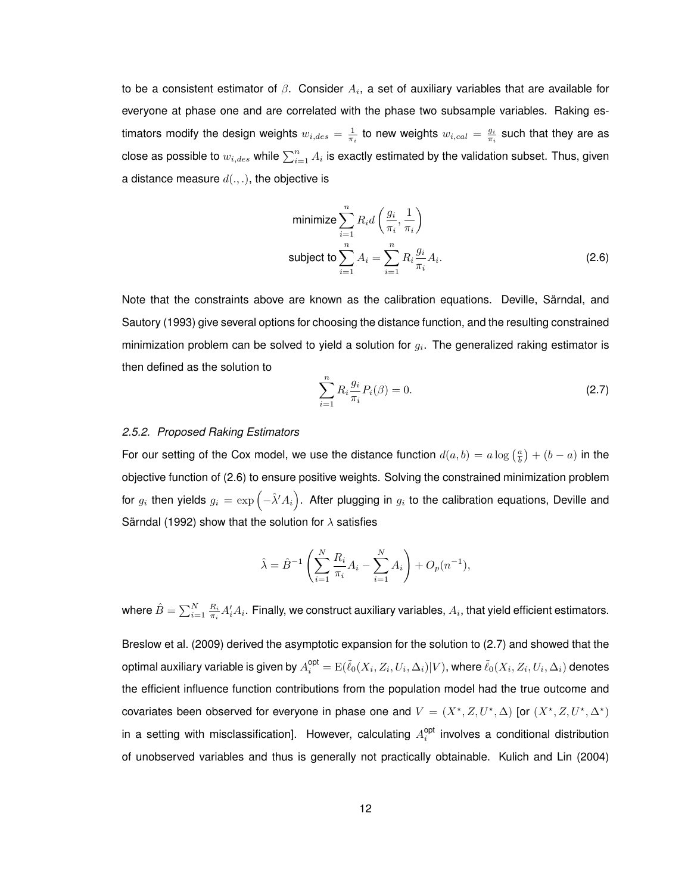to be a consistent estimator of $\beta$. Consider $A_i$, a set of auxiliary variables that are available for everyone at phase one and are correlated with the phase two subsample variables. Raking estimators modify the design weights $w_{i,des} = \frac{1}{\pi_i}$ to new weights $w_{i,cal} = \frac{g_i}{\pi_i}$ such that they are as close as possible to $w_{i,des}$ while $\sum_{i=1}^n A_i$ is exactly estimated by the validation subset. Thus, given a distance measure $d(.,.)$, the objective is

$$
\begin{aligned}
&\text{minimize} \sum_{i=1}^{n} R_i d\left(\frac{g_i}{\pi_i}, \frac{1}{\pi_i}\right) \\
&\text{subject to} \sum_{i=1}^{n} A_i = \sum_{i=1}^{n} R_i \frac{g_i}{\pi_i} A_i.
\end{aligned} \tag{2.6}
$$

Note that the constraints above are known as the calibration equations. Deville, Särndal, and Sautory (1993) give several options for choosing the distance function, and the resulting constrained minimization problem can be solved to yield a solution for $g_i$. The generalized raking estimator is then defined as the solution to

$$
\sum_{i=1}^{n} R_i \frac{g_i}{\pi_i} P_i(\beta) = 0. \tag{2.7}
$$

### *2.5.2. Proposed Raking Estimators*

For our setting of the Cox model, we use the distance function $d(a, b) = a \log\left(\frac{a}{b}\right) + (b - a)$ in the objective function of (2.6) to ensure positive weights. Solving the constrained minimization problem for $g_i$ then yields $g_i = \exp\left(-\hat{\lambda}' A_i\right)$. After plugging in $g_i$ to the calibration equations, Deville and Särndal (1992) show that the solution for $\lambda$ satisfies

$$
\hat{\lambda} = \hat{B}^{-1}\left(\sum_{i=1}^{N} \frac{R_i}{\pi_i} A_i - \sum_{i=1}^{N} A_i\right) + O_p(n^{-1}),
$$

where $\hat{B} = \sum_{i=1}^{N} \frac{R_i}{\pi_i} A_i' A_i$. Finally, we construct auxiliary variables, $A_i$, that yield efficient estimators.

Breslow et al. (2009) derived the asymptotic expansion for the solution to (2.7) and showed that the optimal auxiliary variable is given by $A_i^{\text{opt}} = \mathrm{E}(\tilde{\ell}_0(X_i, Z_i, U_i, \Delta_i)|V)$, where $\tilde{\ell}_0(X_i, Z_i, U_i, \Delta_i)$ denotes the efficient influence function contributions from the population model had the true outcome and covariates been observed for everyone in phase one and $V = (X^\star, Z, U^\star, \Delta)$ [or $(X^\star, Z, U^\star, \Delta^\star)$ in a setting with misclassification]. However, calculating $A_i^{\text{opt}}$ involves a conditional distribution of unobserved variables and thus is generally not practically obtainable. Kulich and Lin (2004)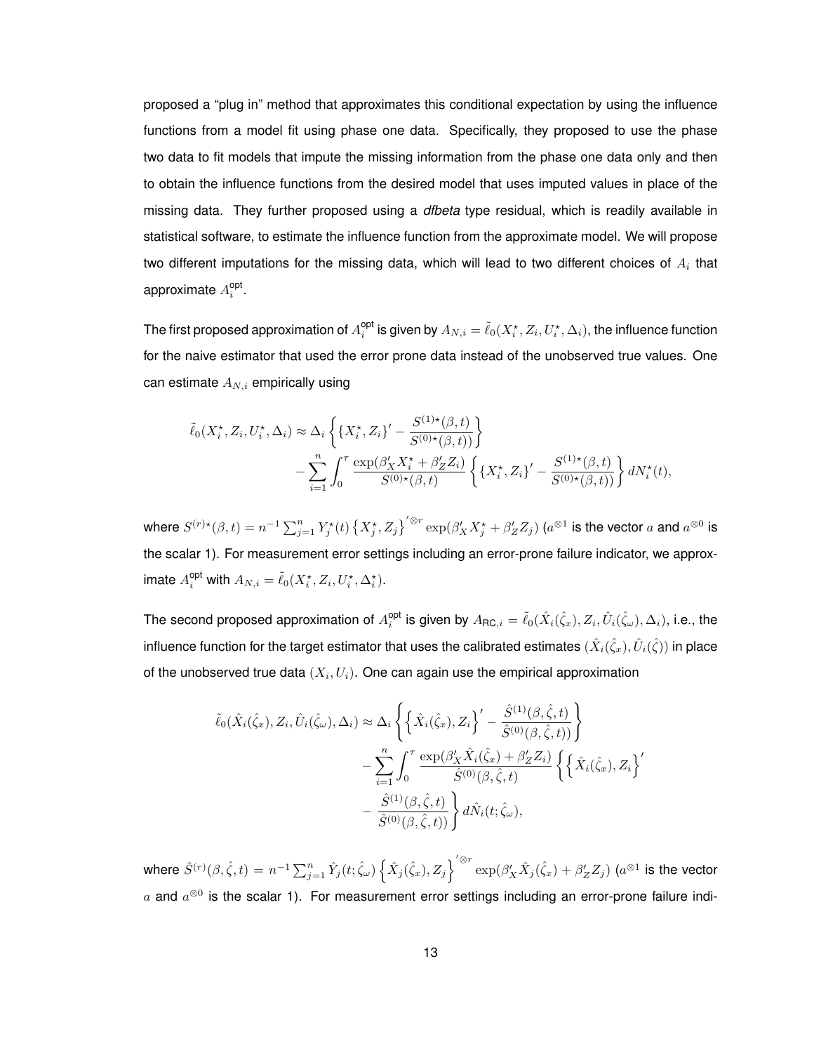proposed a "plug in" method that approximates this conditional expectation by using the influence functions from a model fit using phase one data. Specifically, they proposed to use the phase two data to fit models that impute the missing information from the phase one data only and then to obtain the influence functions from the desired model that uses imputed values in place of the missing data. They further proposed using a *dfbeta* type residual, which is readily available in statistical software, to estimate the influence function from the approximate model. We will propose two different imputations for the missing data, which will lead to two different choices of $A_i$ that approximate $A_i^{\text{opt}}$.

The first proposed approximation of $A_i^{\text{opt}}$ is given by $A_{N,i} = \tilde{\ell}_0(X_i^\star, Z_i, U_i^\star, \Delta_i)$, the influence function for the naive estimator that used the error prone data instead of the unobserved true values. One can estimate $A_{N,i}$ empirically using

$$
\begin{aligned}
\tilde{\ell}_0(X_i^\star, Z_i, U_i^\star, \Delta_i) \approx \Delta_i &\left\{ \{X_i^\star, Z_i\}' - \frac{S^{(1)\star}(\beta, t)}{S^{(0)\star}(\beta, t))} \right\} \\
&- \sum_{i=1}^{n} \int_0^{\tau} \frac{\exp(\beta_X' X_i^\star + \beta_Z' Z_i)}{S^{(0)\star}(\beta, t)} \left\{ \{X_i^\star, Z_i\}' - \frac{S^{(1)\star}(\beta, t)}{S^{(0)\star}(\beta, t))} \right\} dN_i^\star(t),
\end{aligned}
$$

where $S^{(r)\star}(\beta, t) = n^{-1} \sum_{j=1}^{n} Y_j^\star(t) \left\{X_j^\star, Z_j\right\}'^{\otimes r} \exp(\beta_X' X_j^\star + \beta_Z' Z_j)$ ($a^{\otimes 1}$ is the vector $a$ and $a^{\otimes 0}$ is the scalar 1). For measurement error settings including an error-prone failure indicator, we approximate $A_i^{\text{opt}}$ with $A_{N,i} = \tilde{\ell}_0(X_i^\star, Z_i, U_i^\star, \Delta_i^\star)$.

The second proposed approximation of $A_i^{\text{opt}}$ is given by $A_{\text{RC},i} = \tilde{\ell}_0(\hat{X}_i(\hat{\zeta}_x), Z_i, \hat{U}_i(\hat{\zeta}_\omega), \Delta_i)$, i.e., the influence function for the target estimator that uses the calibrated estimates $(\hat{X}_i(\hat{\zeta}_x), \hat{U}_i(\hat{\zeta}))$ in place of the unobserved true data $(X_i, U_i)$. One can again use the empirical approximation

$$
\begin{aligned}
\tilde{\ell}_0(\hat{X}_i(\hat{\zeta}_x), Z_i, \hat{U}_i(\hat{\zeta}_\omega), \Delta_i) \approx \Delta_i &\left\{ \left\{ \hat{X}_i(\hat{\zeta}_x), Z_i \right\}' - \frac{\hat{S}^{(1)}(\beta, \hat{\zeta}, t)}{\hat{S}^{(0)}(\beta, \hat{\zeta}, t))} \right\} \\
&- \sum_{i=1}^{n} \int_0^{\tau} \frac{\exp(\beta_X' \hat{X}_i(\hat{\zeta}_x) + \beta_Z' Z_i)}{\hat{S}^{(0)}(\beta, \hat{\zeta}, t)} \left\{ \left\{ \hat{X}_i(\hat{\zeta}_x), Z_i \right\}' \right. \\
&\left. - \frac{\hat{S}^{(1)}(\beta, \hat{\zeta}, t)}{\hat{S}^{(0)}(\beta, \hat{\zeta}, t))} \right\} d\hat{N}_i(t; \hat{\zeta}_\omega),
\end{aligned}
$$

where $\hat{S}^{(r)}(\beta, \hat{\zeta}, t) = n^{-1} \sum_{j=1}^{n} \hat{Y}_j(t; \hat{\zeta}_\omega) \left\{ \hat{X}_j(\hat{\zeta}_x), Z_j \right\}'^{\otimes r} \exp(\beta_X' \hat{X}_j(\hat{\zeta}_x) + \beta_Z' Z_j)$ ($a^{\otimes 1}$ is the vector $a$ and $a^{\otimes 0}$ is the scalar 1). For measurement error settings including an error-prone failure indi-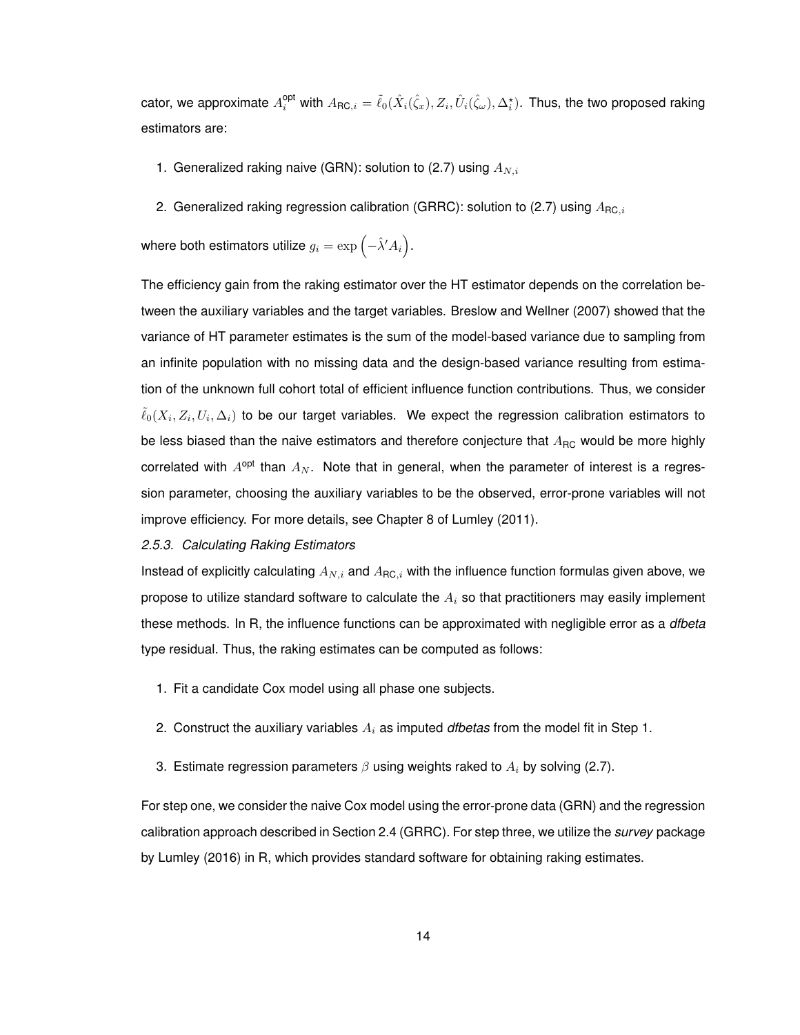cator, we approximate $A_i^{\text{opt}}$ with $A_{\text{RC},i} = \tilde{\ell}_0(\hat{X}_i(\hat{\zeta}_x), Z_i, \hat{U}_i(\hat{\zeta}_\omega), \Delta_i^\star)$. Thus, the two proposed raking estimators are:

1. Generalized raking naive (GRN): solution to (2.7) using $A_{N,i}$
2. Generalized raking regression calibration (GRRC): solution to (2.7) using $A_{\text{RC},i}$

where both estimators utilize $g_i = \exp\left(-\hat{\lambda}' A_i\right)$.

The efficiency gain from the raking estimator over the HT estimator depends on the correlation between the auxiliary variables and the target variables. Breslow and Wellner (2007) showed that the variance of HT parameter estimates is the sum of the model-based variance due to sampling from an infinite population with no missing data and the design-based variance resulting from estimation of the unknown full cohort total of efficient influence function contributions. Thus, we consider $\tilde{\ell}_0(X_i, Z_i, U_i, \Delta_i)$ to be our target variables. We expect the regression calibration estimators to be less biased than the naive estimators and therefore conjecture that $A_{\text{RC}}$ would be more highly correlated with $A^{\text{opt}}$ than $A_N$. Note that in general, when the parameter of interest is a regression parameter, choosing the auxiliary variables to be the observed, error-prone variables will not improve efficiency. For more details, see Chapter 8 of Lumley (2011).

### *2.5.3. Calculating Raking Estimators*

Instead of explicitly calculating $A_{N,i}$ and $A_{\text{RC},i}$ with the influence function formulas given above, we propose to utilize standard software to calculate the $A_i$ so that practitioners may easily implement these methods. In R, the influence functions can be approximated with negligible error as a *dfbeta* type residual. Thus, the raking estimates can be computed as follows:

1. Fit a candidate Cox model using all phase one subjects.
2. Construct the auxiliary variables $A_i$ as imputed *dfbetas* from the model fit in Step 1.
3. Estimate regression parameters $\beta$ using weights raked to $A_i$ by solving (2.7).

For step one, we consider the naive Cox model using the error-prone data (GRN) and the regression calibration approach described in Section 2.4 (GRRC). For step three, we utilize the *survey* package by Lumley (2016) in R, which provides standard software for obtaining raking estimates.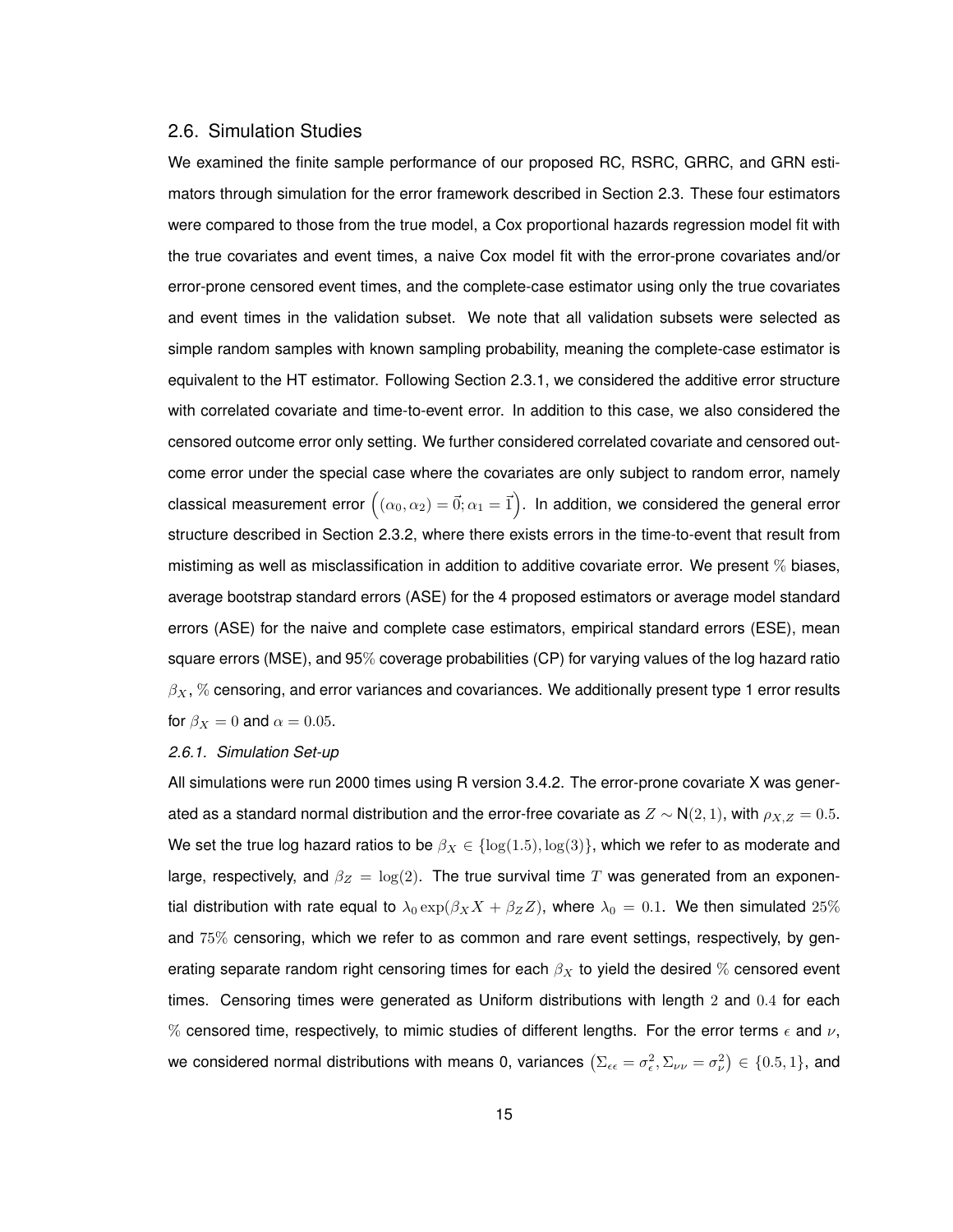## 2.6. Simulation Studies

We examined the finite sample performance of our proposed RC, RSRC, GRRC, and GRN estimators through simulation for the error framework described in Section 2.3. These four estimators were compared to those from the true model, a Cox proportional hazards regression model fit with the true covariates and event times, a naive Cox model fit with the error-prone covariates and/or error-prone censored event times, and the complete-case estimator using only the true covariates and event times in the validation subset. We note that all validation subsets were selected as simple random samples with known sampling probability, meaning the complete-case estimator is equivalent to the HT estimator. Following Section 2.3.1, we considered the additive error structure with correlated covariate and time-to-event error. In addition to this case, we also considered the censored outcome error only setting. We further considered correlated covariate and censored outcome error under the special case where the covariates are only subject to random error, namely classical measurement error $\left((\alpha_0, \alpha_2) = \vec{0}; \alpha_1 = \vec{1}\right)$. In addition, we considered the general error structure described in Section 2.3.2, where there exists errors in the time-to-event that result from mistiming as well as misclassification in addition to additive covariate error. We present % biases, average bootstrap standard errors (ASE) for the 4 proposed estimators or average model standard errors (ASE) for the naive and complete case estimators, empirical standard errors (ESE), mean square errors (MSE), and 95% coverage probabilities (CP) for varying values of the log hazard ratio $\beta_X$, % censoring, and error variances and covariances. We additionally present type 1 error results for $\beta_X = 0$ and $\alpha = 0.05$.

### *2.6.1. Simulation Set-up*

All simulations were run 2000 times using R version 3.4.2. The error-prone covariate X was generated as a standard normal distribution and the error-free covariate as $Z \sim \text{N}(2, 1)$, with $\rho_{X,Z} = 0.5$. We set the true log hazard ratios to be $\beta_X \in \{\log(1.5), \log(3)\}$, which we refer to as moderate and large, respectively, and $\beta_Z = \log(2)$. The true survival time $T$ was generated from an exponential distribution with rate equal to $\lambda_0 \exp(\beta_X X + \beta_Z Z)$, where $\lambda_0 = 0.1$. We then simulated 25% and 75% censoring, which we refer to as common and rare event settings, respectively, by generating separate random right censoring times for each $\beta_X$ to yield the desired % censored event times. Censoring times were generated as Uniform distributions with length 2 and 0.4 for each % censored time, respectively, to mimic studies of different lengths. For the error terms $\epsilon$ and $\nu$, we considered normal distributions with means 0, variances $\left(\Sigma_{\epsilon\epsilon} = \sigma_\epsilon^2, \Sigma_{\nu\nu} = \sigma_\nu^2\right) \in \{0.5, 1\}$, and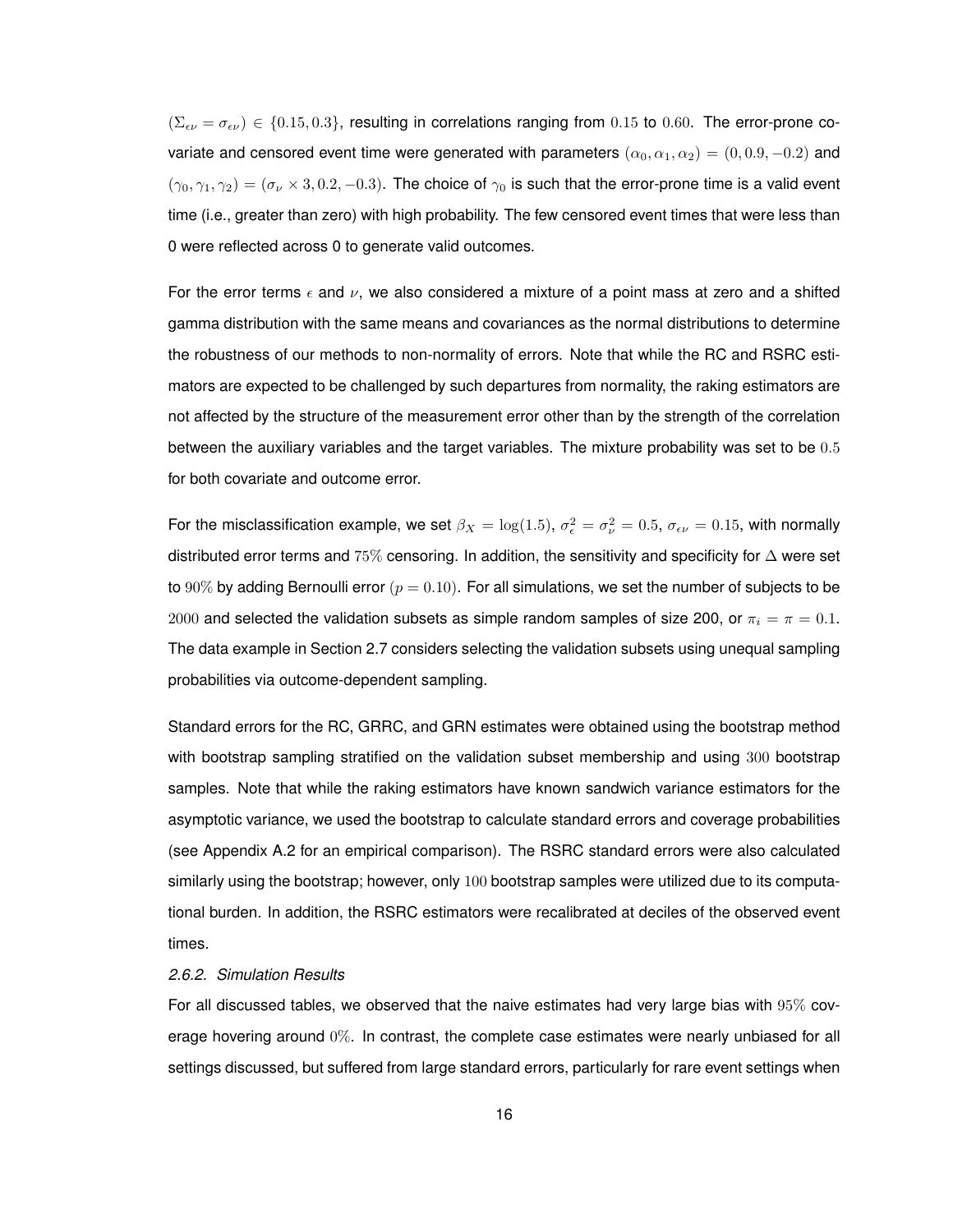$(\Sigma_{\epsilon\nu} = \sigma_{\epsilon\nu}) \in \{0.15, 0.3\}$, resulting in correlations ranging from $0.15$ to $0.60$. The error-prone covariate and censored event time were generated with parameters $(\alpha_0, \alpha_1, \alpha_2) = (0, 0.9, -0.2)$ and $(\gamma_0, \gamma_1, \gamma_2) = (\sigma_\nu \times 3, 0.2, -0.3)$. The choice of $\gamma_0$ is such that the error-prone time is a valid event time (i.e., greater than zero) with high probability. The few censored event times that were less than 0 were reflected across 0 to generate valid outcomes.

For the error terms $\epsilon$ and $\nu$, we also considered a mixture of a point mass at zero and a shifted gamma distribution with the same means and covariances as the normal distributions to determine the robustness of our methods to non-normality of errors. Note that while the RC and RSRC estimators are expected to be challenged by such departures from normality, the raking estimators are not affected by the structure of the measurement error other than by the strength of the correlation between the auxiliary variables and the target variables. The mixture probability was set to be $0.5$ for both covariate and outcome error.

For the misclassification example, we set $\beta_X = \log(1.5)$, $\sigma_\epsilon^2 = \sigma_\nu^2 = 0.5$, $\sigma_{\epsilon\nu} = 0.15$, with normally distributed error terms and $75\%$ censoring. In addition, the sensitivity and specificity for $\Delta$ were set to $90\%$ by adding Bernoulli error ($p = 0.10$). For all simulations, we set the number of subjects to be $2000$ and selected the validation subsets as simple random samples of size 200, or $\pi_i = \pi = 0.1$. The data example in Section 2.7 considers selecting the validation subsets using unequal sampling probabilities via outcome-dependent sampling.

Standard errors for the RC, GRRC, and GRN estimates were obtained using the bootstrap method with bootstrap sampling stratified on the validation subset membership and using $300$ bootstrap samples. Note that while the raking estimators have known sandwich variance estimators for the asymptotic variance, we used the bootstrap to calculate standard errors and coverage probabilities (see Appendix A.2 for an empirical comparison). The RSRC standard errors were also calculated similarly using the bootstrap; however, only $100$ bootstrap samples were utilized due to its computational burden. In addition, the RSRC estimators were recalibrated at deciles of the observed event times.

#### *2.6.2. Simulation Results*

For all discussed tables, we observed that the naive estimates had very large bias with $95\%$ coverage hovering around $0\%$. In contrast, the complete case estimates were nearly unbiased for all settings discussed, but suffered from large standard errors, particularly for rare event settings when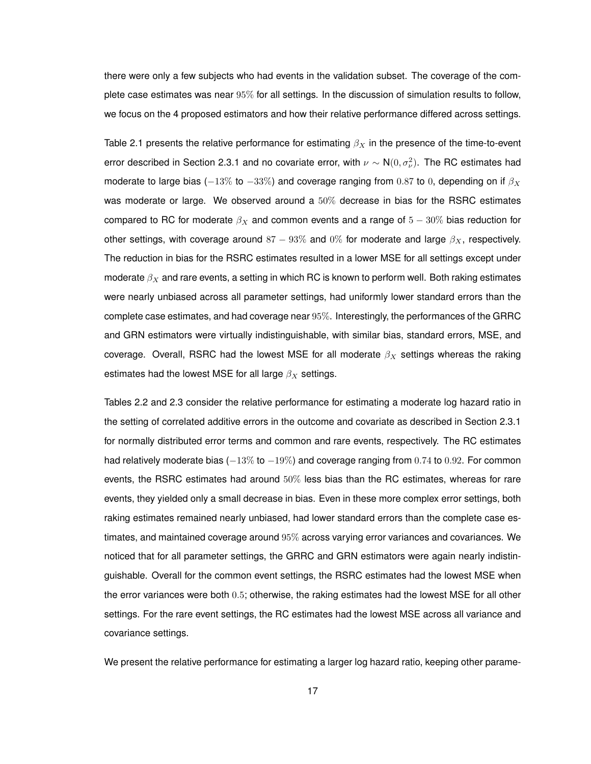there were only a few subjects who had events in the validation subset. The coverage of the complete case estimates was near $95\%$ for all settings. In the discussion of simulation results to follow, we focus on the 4 proposed estimators and how their relative performance differed across settings.

Table 2.1 presents the relative performance for estimating $\beta_X$ in the presence of the time-to-event error described in Section 2.3.1 and no covariate error, with $\nu \sim \mathsf{N}(0, \sigma_\nu^2)$. The RC estimates had moderate to large bias ($-13\%$ to $-33\%$) and coverage ranging from $0.87$ to $0$, depending on if $\beta_X$ was moderate or large. We observed around a $50\%$ decrease in bias for the RSRC estimates compared to RC for moderate $\beta_X$ and common events and a range of $5-30\%$ bias reduction for other settings, with coverage around $87-93\%$ and $0\%$ for moderate and large $\beta_X$, respectively. The reduction in bias for the RSRC estimates resulted in a lower MSE for all settings except under moderate $\beta_X$ and rare events, a setting in which RC is known to perform well. Both raking estimates were nearly unbiased across all parameter settings, had uniformly lower standard errors than the complete case estimates, and had coverage near $95\%$. Interestingly, the performances of the GRRC and GRN estimators were virtually indistinguishable, with similar bias, standard errors, MSE, and coverage. Overall, RSRC had the lowest MSE for all moderate $\beta_X$ settings whereas the raking estimates had the lowest MSE for all large $\beta_X$ settings.

Tables 2.2 and 2.3 consider the relative performance for estimating a moderate log hazard ratio in the setting of correlated additive errors in the outcome and covariate as described in Section 2.3.1 for normally distributed error terms and common and rare events, respectively. The RC estimates had relatively moderate bias ($-13\%$ to $-19\%$) and coverage ranging from $0.74$ to $0.92$. For common events, the RSRC estimates had around $50\%$ less bias than the RC estimates, whereas for rare events, they yielded only a small decrease in bias. Even in these more complex error settings, both raking estimates remained nearly unbiased, had lower standard errors than the complete case estimates, and maintained coverage around $95\%$ across varying error variances and covariances. We noticed that for all parameter settings, the GRRC and GRN estimators were again nearly indistinguishable. Overall for the common event settings, the RSRC estimates had the lowest MSE when the error variances were both $0.5$; otherwise, the raking estimates had the lowest MSE for all other settings. For the rare event settings, the RC estimates had the lowest MSE across all variance and covariance settings.

We present the relative performance for estimating a larger log hazard ratio, keeping other parame-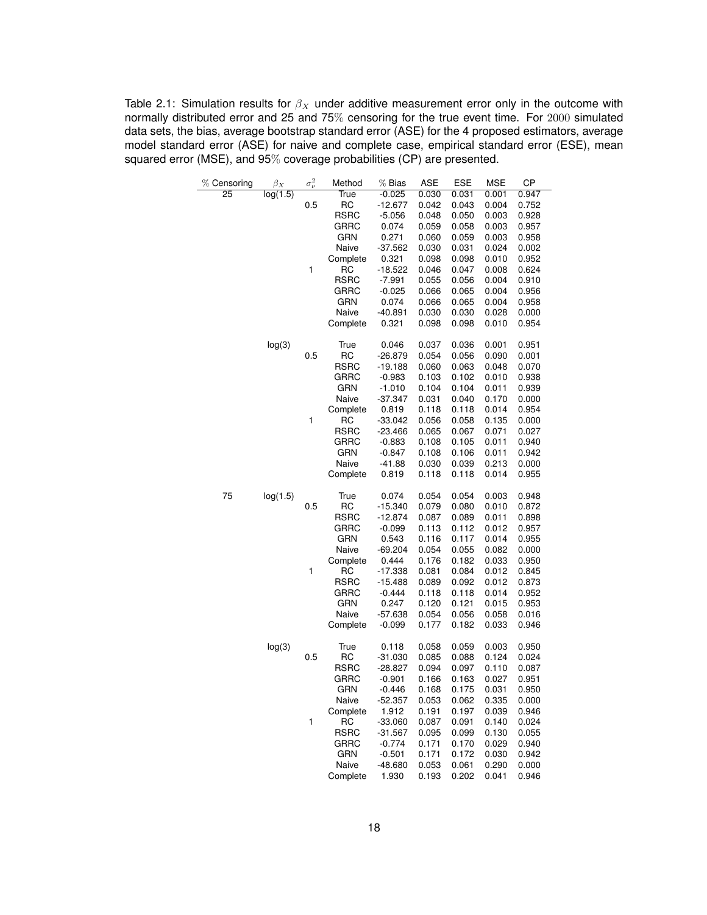Table 2.1: Simulation results for $\beta_X$ under additive measurement error only in the outcome with normally distributed error and 25 and 75% censoring for the true event time. For $2000$ simulated data sets, the bias, average bootstrap standard error (ASE) for the 4 proposed estimators, average model standard error (ASE) for naive and complete case, empirical standard error (ESE), mean squared error (MSE), and 95% coverage probabilities (CP) are presented.

| % Censoring | $\beta_X$ | $\sigma^2_\nu$ | Method | % Bias | ASE | ESE | MSE | CP |
|---|---|---|---|---|---|---|---|---|
| 25 | log(1.5) | | True | -0.025 | 0.030 | 0.031 | 0.001 | 0.947 |
| | | 0.5 | RC | -12.677 | 0.042 | 0.043 | 0.004 | 0.752 |
| | | | RSRC | -5.056 | 0.048 | 0.050 | 0.003 | 0.928 |
| | | | GRRC | 0.074 | 0.059 | 0.058 | 0.003 | 0.957 |
| | | | GRN | 0.271 | 0.060 | 0.059 | 0.003 | 0.958 |
| | | | Naive | -37.562 | 0.030 | 0.031 | 0.024 | 0.002 |
| | | | Complete | 0.321 | 0.098 | 0.098 | 0.010 | 0.952 |
| | | 1 | RC | -18.522 | 0.046 | 0.047 | 0.008 | 0.624 |
| | | | RSRC | -7.991 | 0.055 | 0.056 | 0.004 | 0.910 |
| | | | GRRC | -0.025 | 0.066 | 0.065 | 0.004 | 0.956 |
| | | | GRN | 0.074 | 0.066 | 0.065 | 0.004 | 0.958 |
| | | | Naive | -40.891 | 0.030 | 0.030 | 0.028 | 0.000 |
| | | | Complete | 0.321 | 0.098 | 0.098 | 0.010 | 0.954 |
| | log(3) | | True | 0.046 | 0.037 | 0.036 | 0.001 | 0.951 |
| | | 0.5 | RC | -26.879 | 0.054 | 0.056 | 0.090 | 0.001 |
| | | | RSRC | -19.188 | 0.060 | 0.063 | 0.048 | 0.070 |
| | | | GRRC | -0.983 | 0.103 | 0.102 | 0.010 | 0.938 |
| | | | GRN | -1.010 | 0.104 | 0.104 | 0.011 | 0.939 |
| | | | Naive | -37.347 | 0.031 | 0.040 | 0.170 | 0.000 |
| | | | Complete | 0.819 | 0.118 | 0.118 | 0.014 | 0.954 |
| | | 1 | RC | -33.042 | 0.056 | 0.058 | 0.135 | 0.000 |
| | | | RSRC | -23.466 | 0.065 | 0.067 | 0.071 | 0.027 |
| | | | GRRC | -0.883 | 0.108 | 0.105 | 0.011 | 0.940 |
| | | | GRN | -0.847 | 0.108 | 0.106 | 0.011 | 0.942 |
| | | | Naive | -41.88 | 0.030 | 0.039 | 0.213 | 0.000 |
| | | | Complete | 0.819 | 0.118 | 0.118 | 0.014 | 0.955 |
| 75 | log(1.5) | | True | 0.074 | 0.054 | 0.054 | 0.003 | 0.948 |
| | | 0.5 | RC | -15.340 | 0.079 | 0.080 | 0.010 | 0.872 |
| | | | RSRC | -12.874 | 0.087 | 0.089 | 0.011 | 0.898 |
| | | | GRRC | -0.099 | 0.113 | 0.112 | 0.012 | 0.957 |
| | | | GRN | 0.543 | 0.116 | 0.117 | 0.014 | 0.955 |
| | | | Naive | -69.204 | 0.054 | 0.055 | 0.082 | 0.000 |
| | | | Complete | 0.444 | 0.176 | 0.182 | 0.033 | 0.950 |
| | | 1 | RC | -17.338 | 0.081 | 0.084 | 0.012 | 0.845 |
| | | | RSRC | -15.488 | 0.089 | 0.092 | 0.012 | 0.873 |
| | | | GRRC | -0.444 | 0.118 | 0.118 | 0.014 | 0.952 |
| | | | GRN | 0.247 | 0.120 | 0.121 | 0.015 | 0.953 |
| | | | Naive | -57.638 | 0.054 | 0.056 | 0.058 | 0.016 |
| | | | Complete | -0.099 | 0.177 | 0.182 | 0.033 | 0.946 |
| | log(3) | | True | 0.118 | 0.058 | 0.059 | 0.003 | 0.950 |
| | | 0.5 | RC | -31.030 | 0.085 | 0.088 | 0.124 | 0.024 |
| | | | RSRC | -28.827 | 0.094 | 0.097 | 0.110 | 0.087 |
| | | | GRRC | -0.901 | 0.166 | 0.163 | 0.027 | 0.951 |
| | | | GRN | -0.446 | 0.168 | 0.175 | 0.031 | 0.950 |
| | | | Naive | -52.357 | 0.053 | 0.062 | 0.335 | 0.000 |
| | | | Complete | 1.912 | 0.191 | 0.197 | 0.039 | 0.946 |
| | | 1 | RC | -33.060 | 0.087 | 0.091 | 0.140 | 0.024 |
| | | | RSRC | -31.567 | 0.095 | 0.099 | 0.130 | 0.055 |
| | | | GRRC | -0.774 | 0.171 | 0.170 | 0.029 | 0.940 |
| | | | GRN | -0.501 | 0.171 | 0.172 | 0.030 | 0.942 |
| | | | Naive | -48.680 | 0.053 | 0.061 | 0.290 | 0.000 |
| | | | Complete | 1.930 | 0.193 | 0.202 | 0.041 | 0.946 |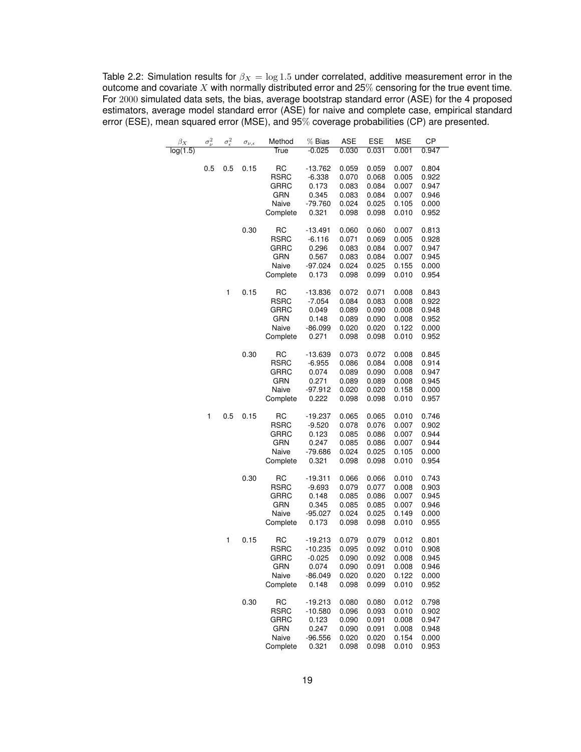Table 2.2: Simulation results for $\beta_X = \log 1.5$ under correlated, additive measurement error in the outcome and covariate $X$ with normally distributed error and 25% censoring for the true event time. For 2000 simulated data sets, the bias, average bootstrap standard error (ASE) for the 4 proposed estimators, average model standard error (ASE) for naive and complete case, empirical standard error (ESE), mean squared error (MSE), and 95% coverage probabilities (CP) are presented.

| $\beta_X$ | $\sigma^2_\nu$ | $\sigma^2_\epsilon$ | $\sigma_{\nu,\epsilon}$ | Method | % Bias | ASE | ESE | MSE | CP |
|---|---|---|---|---|---|---|---|---|---|
| log(1.5) | | | | True | -0.025 | 0.030 | 0.031 | 0.001 | 0.947 |
| | 0.5 | 0.5 | 0.15 | RC | -13.762 | 0.059 | 0.059 | 0.007 | 0.804 |
| | | | | RSRC | -6.338 | 0.070 | 0.068 | 0.005 | 0.922 |
| | | | | GRRC | 0.173 | 0.083 | 0.084 | 0.007 | 0.947 |
| | | | | GRN | 0.345 | 0.083 | 0.084 | 0.007 | 0.946 |
| | | | | Naive | -79.760 | 0.024 | 0.025 | 0.105 | 0.000 |
| | | | | Complete | 0.321 | 0.098 | 0.098 | 0.010 | 0.952 |
| | | | 0.30 | RC | -13.491 | 0.060 | 0.060 | 0.007 | 0.813 |
| | | | | RSRC | -6.116 | 0.071 | 0.069 | 0.005 | 0.928 |
| | | | | GRRC | 0.296 | 0.083 | 0.084 | 0.007 | 0.947 |
| | | | | GRN | 0.567 | 0.083 | 0.084 | 0.007 | 0.945 |
| | | | | Naive | -97.024 | 0.024 | 0.025 | 0.155 | 0.000 |
| | | | | Complete | 0.173 | 0.098 | 0.099 | 0.010 | 0.954 |
| | | 1 | 0.15 | RC | -13.836 | 0.072 | 0.071 | 0.008 | 0.843 |
| | | | | RSRC | -7.054 | 0.084 | 0.083 | 0.008 | 0.922 |
| | | | | GRRC | 0.049 | 0.089 | 0.090 | 0.008 | 0.948 |
| | | | | GRN | 0.148 | 0.089 | 0.090 | 0.008 | 0.952 |
| | | | | Naive | -86.099 | 0.020 | 0.020 | 0.122 | 0.000 |
| | | | | Complete | 0.271 | 0.098 | 0.098 | 0.010 | 0.952 |
| | | | 0.30 | RC | -13.639 | 0.073 | 0.072 | 0.008 | 0.845 |
| | | | | RSRC | -6.955 | 0.086 | 0.084 | 0.008 | 0.914 |
| | | | | GRRC | 0.074 | 0.089 | 0.090 | 0.008 | 0.947 |
| | | | | GRN | 0.271 | 0.089 | 0.089 | 0.008 | 0.945 |
| | | | | Naive | -97.912 | 0.020 | 0.020 | 0.158 | 0.000 |
| | | | | Complete | 0.222 | 0.098 | 0.098 | 0.010 | 0.957 |
| | 1 | 0.5 | 0.15 | RC | -19.237 | 0.065 | 0.065 | 0.010 | 0.746 |
| | | | | RSRC | -9.520 | 0.078 | 0.076 | 0.007 | 0.902 |
| | | | | GRRC | 0.123 | 0.085 | 0.086 | 0.007 | 0.944 |
| | | | | GRN | 0.247 | 0.085 | 0.086 | 0.007 | 0.944 |
| | | | | Naive | -79.686 | 0.024 | 0.025 | 0.105 | 0.000 |
| | | | | Complete | 0.321 | 0.098 | 0.098 | 0.010 | 0.954 |
| | | | 0.30 | RC | -19.311 | 0.066 | 0.066 | 0.010 | 0.743 |
| | | | | RSRC | -9.693 | 0.079 | 0.077 | 0.008 | 0.903 |
| | | | | GRRC | 0.148 | 0.085 | 0.086 | 0.007 | 0.945 |
| | | | | GRN | 0.345 | 0.085 | 0.085 | 0.007 | 0.946 |
| | | | | Naive | -95.027 | 0.024 | 0.025 | 0.149 | 0.000 |
| | | | | Complete | 0.173 | 0.098 | 0.098 | 0.010 | 0.955 |
| | | 1 | 0.15 | RC | -19.213 | 0.079 | 0.079 | 0.012 | 0.801 |
| | | | | RSRC | -10.235 | 0.095 | 0.092 | 0.010 | 0.908 |
| | | | | GRRC | -0.025 | 0.090 | 0.092 | 0.008 | 0.945 |
| | | | | GRN | 0.074 | 0.090 | 0.091 | 0.008 | 0.946 |
| | | | | Naive | -86.049 | 0.020 | 0.020 | 0.122 | 0.000 |
| | | | | Complete | 0.148 | 0.098 | 0.099 | 0.010 | 0.952 |
| | | | 0.30 | RC | -19.213 | 0.080 | 0.080 | 0.012 | 0.798 |
| | | | | RSRC | -10.580 | 0.096 | 0.093 | 0.010 | 0.902 |
| | | | | GRRC | 0.123 | 0.090 | 0.091 | 0.008 | 0.947 |
| | | | | GRN | 0.247 | 0.090 | 0.091 | 0.008 | 0.948 |
| | | | | Naive | -96.556 | 0.020 | 0.020 | 0.154 | 0.000 |
| | | | | Complete | 0.321 | 0.098 | 0.098 | 0.010 | 0.953 |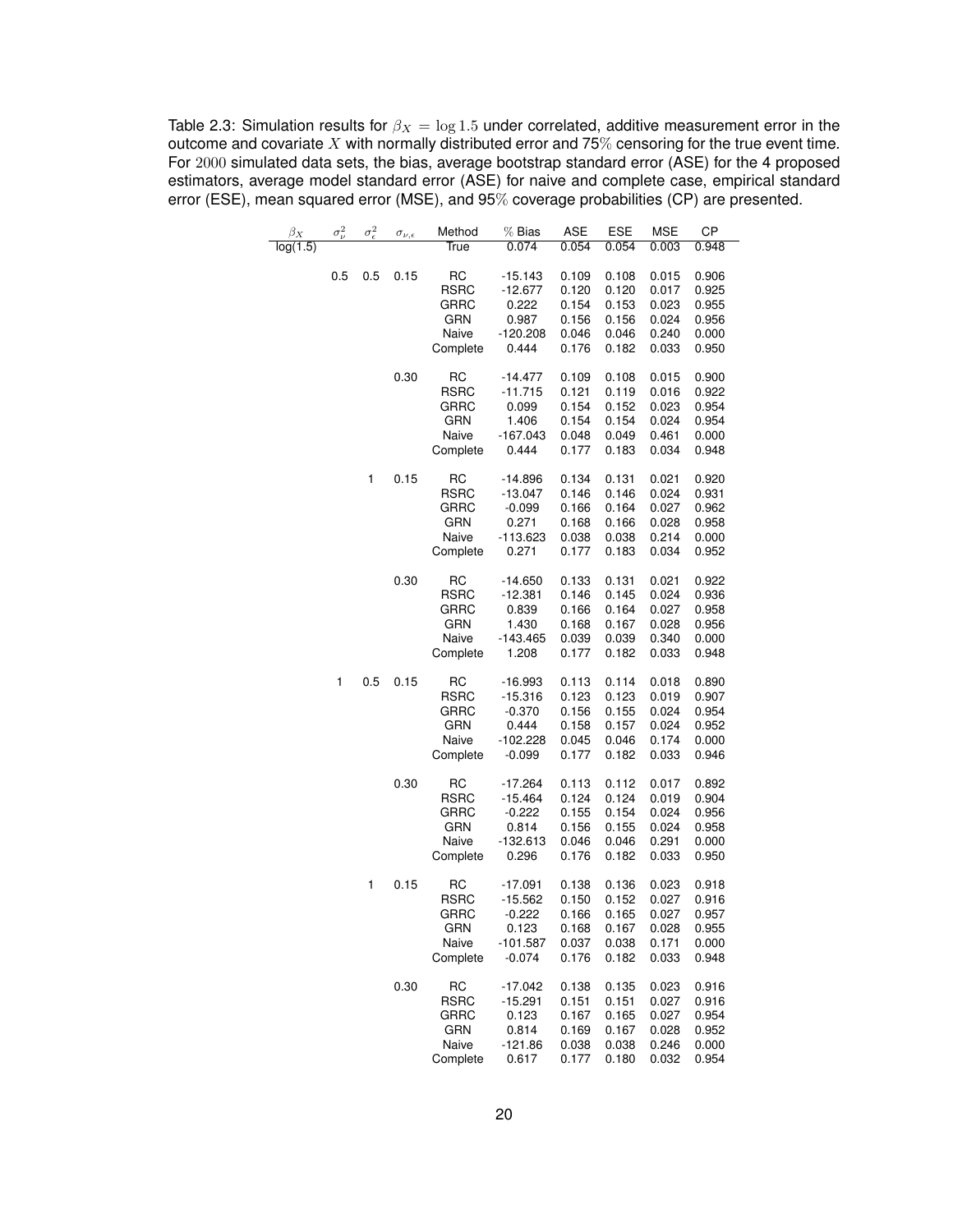Table 2.3: Simulation results for $\beta_X = \log 1.5$ under correlated, additive measurement error in the outcome and covariate $X$ with normally distributed error and 75% censoring for the true event time. For 2000 simulated data sets, the bias, average bootstrap standard error (ASE) for the 4 proposed estimators, average model standard error (ASE) for naive and complete case, empirical standard error (ESE), mean squared error (MSE), and 95% coverage probabilities (CP) are presented.

| $\beta_X$ | $\sigma^2_\nu$ | $\sigma^2_\epsilon$ | $\sigma_{\nu,\epsilon}$ | Method | % Bias | ASE | ESE | MSE | CP |
|---|---|---|---|---|---|---|---|---|---|
| log(1.5) | | | | True | 0.074 | 0.054 | 0.054 | 0.003 | 0.948 |
| | 0.5 | 0.5 | 0.15 | RC | -15.143 | 0.109 | 0.108 | 0.015 | 0.906 |
| | | | | RSRC | -12.677 | 0.120 | 0.120 | 0.017 | 0.925 |
| | | | | GRRC | 0.222 | 0.154 | 0.153 | 0.023 | 0.955 |
| | | | | GRN | 0.987 | 0.156 | 0.156 | 0.024 | 0.956 |
| | | | | Naive | -120.208 | 0.046 | 0.046 | 0.240 | 0.000 |
| | | | | Complete | 0.444 | 0.176 | 0.182 | 0.033 | 0.950 |
| | | | 0.30 | RC | -14.477 | 0.109 | 0.108 | 0.015 | 0.900 |
| | | | | RSRC | -11.715 | 0.121 | 0.119 | 0.016 | 0.922 |
| | | | | GRRC | 0.099 | 0.154 | 0.152 | 0.023 | 0.954 |
| | | | | GRN | 1.406 | 0.154 | 0.154 | 0.024 | 0.954 |
| | | | | Naive | -167.043 | 0.048 | 0.049 | 0.461 | 0.000 |
| | | | | Complete | 0.444 | 0.177 | 0.183 | 0.034 | 0.948 |
| | | 1 | 0.15 | RC | -14.896 | 0.134 | 0.131 | 0.021 | 0.920 |
| | | | | RSRC | -13.047 | 0.146 | 0.146 | 0.024 | 0.931 |
| | | | | GRRC | -0.099 | 0.166 | 0.164 | 0.027 | 0.962 |
| | | | | GRN | 0.271 | 0.168 | 0.166 | 0.028 | 0.958 |
| | | | | Naive | -113.623 | 0.038 | 0.038 | 0.214 | 0.000 |
| | | | | Complete | 0.271 | 0.177 | 0.183 | 0.034 | 0.952 |
| | | | 0.30 | RC | -14.650 | 0.133 | 0.131 | 0.021 | 0.922 |
| | | | | RSRC | -12.381 | 0.146 | 0.145 | 0.024 | 0.936 |
| | | | | GRRC | 0.839 | 0.166 | 0.164 | 0.027 | 0.958 |
| | | | | GRN | 1.430 | 0.168 | 0.167 | 0.028 | 0.956 |
| | | | | Naive | -143.465 | 0.039 | 0.039 | 0.340 | 0.000 |
| | | | | Complete | 1.208 | 0.177 | 0.182 | 0.033 | 0.948 |
| | 1 | 0.5 | 0.15 | RC | -16.993 | 0.113 | 0.114 | 0.018 | 0.890 |
| | | | | RSRC | -15.316 | 0.123 | 0.123 | 0.019 | 0.907 |
| | | | | GRRC | -0.370 | 0.156 | 0.155 | 0.024 | 0.954 |
| | | | | GRN | 0.444 | 0.158 | 0.157 | 0.024 | 0.952 |
| | | | | Naive | -102.228 | 0.045 | 0.046 | 0.174 | 0.000 |
| | | | | Complete | -0.099 | 0.177 | 0.182 | 0.033 | 0.946 |
| | | | 0.30 | RC | -17.264 | 0.113 | 0.112 | 0.017 | 0.892 |
| | | | | RSRC | -15.464 | 0.124 | 0.124 | 0.019 | 0.904 |
| | | | | GRRC | -0.222 | 0.155 | 0.154 | 0.024 | 0.956 |
| | | | | GRN | 0.814 | 0.156 | 0.155 | 0.024 | 0.958 |
| | | | | Naive | -132.613 | 0.046 | 0.046 | 0.291 | 0.000 |
| | | | | Complete | 0.296 | 0.176 | 0.182 | 0.033 | 0.950 |
| | | 1 | 0.15 | RC | -17.091 | 0.138 | 0.136 | 0.023 | 0.918 |
| | | | | RSRC | -15.562 | 0.150 | 0.152 | 0.027 | 0.916 |
| | | | | GRRC | -0.222 | 0.166 | 0.165 | 0.027 | 0.957 |
| | | | | GRN | 0.123 | 0.168 | 0.167 | 0.028 | 0.955 |
| | | | | Naive | -101.587 | 0.037 | 0.038 | 0.171 | 0.000 |
| | | | | Complete | -0.074 | 0.176 | 0.182 | 0.033 | 0.948 |
| | | | 0.30 | RC | -17.042 | 0.138 | 0.135 | 0.023 | 0.916 |
| | | | | RSRC | -15.291 | 0.151 | 0.151 | 0.027 | 0.916 |
| | | | | GRRC | 0.123 | 0.167 | 0.165 | 0.027 | 0.954 |
| | | | | GRN | 0.814 | 0.169 | 0.167 | 0.028 | 0.952 |
| | | | | Naive | -121.86 | 0.038 | 0.038 | 0.246 | 0.000 |
| | | | | Complete | 0.617 | 0.177 | 0.180 | 0.032 | 0.954 |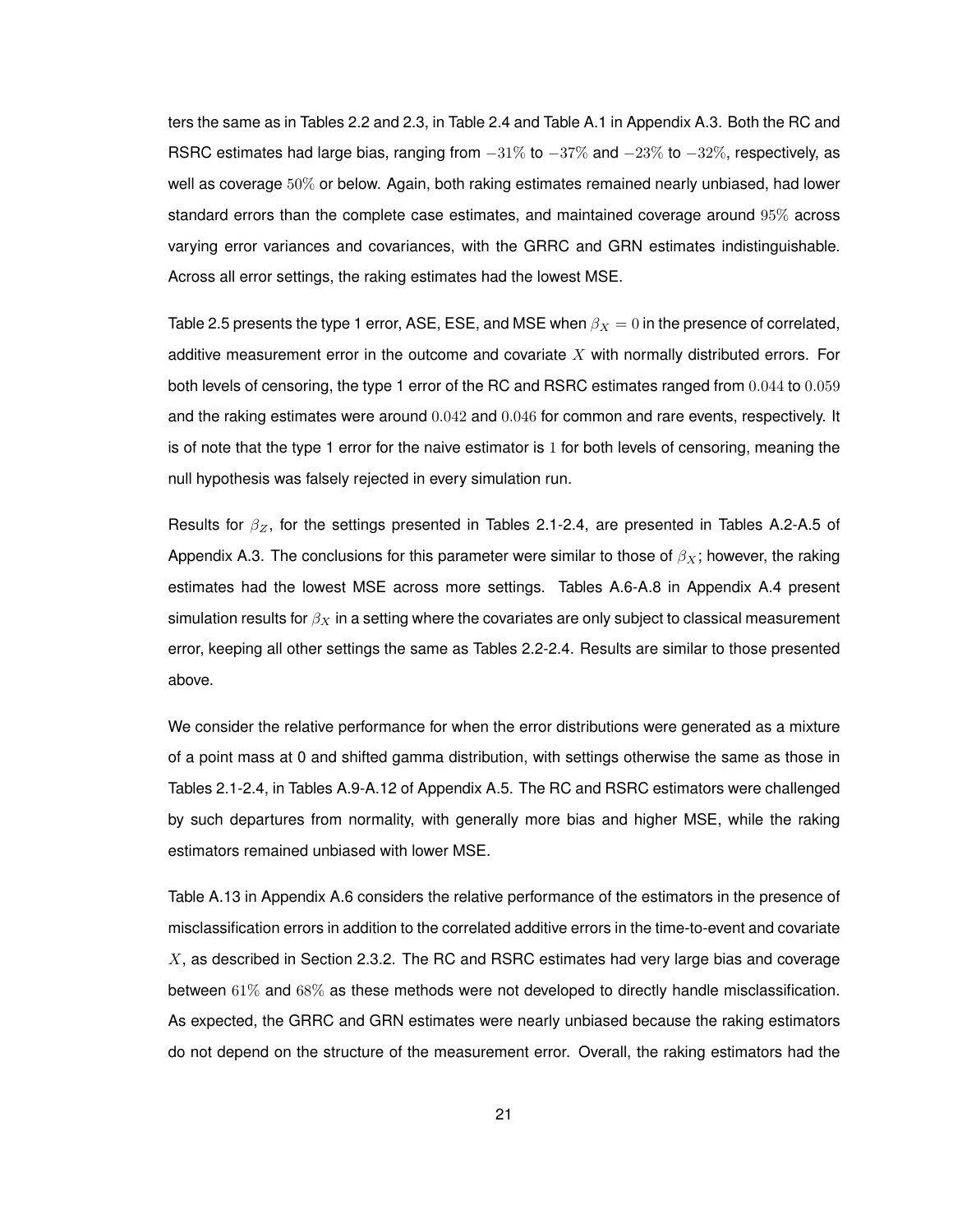ters the same as in Tables 2.2 and 2.3, in Table 2.4 and Table A.1 in Appendix A.3. Both the RC and RSRC estimates had large bias, ranging from $-31\%$ to $-37\%$ and $-23\%$ to $-32\%$, respectively, as well as coverage $50\%$ or below. Again, both raking estimates remained nearly unbiased, had lower standard errors than the complete case estimates, and maintained coverage around $95\%$ across varying error variances and covariances, with the GRRC and GRN estimates indistinguishable. Across all error settings, the raking estimates had the lowest MSE.

Table 2.5 presents the type 1 error, ASE, ESE, and MSE when $\beta_X = 0$ in the presence of correlated, additive measurement error in the outcome and covariate $X$ with normally distributed errors. For both levels of censoring, the type 1 error of the RC and RSRC estimates ranged from $0.044$ to $0.059$ and the raking estimates were around $0.042$ and $0.046$ for common and rare events, respectively. It is of note that the type 1 error for the naive estimator is $1$ for both levels of censoring, meaning the null hypothesis was falsely rejected in every simulation run.

Results for $\beta_Z$, for the settings presented in Tables 2.1-2.4, are presented in Tables A.2-A.5 of Appendix A.3. The conclusions for this parameter were similar to those of $\beta_X$; however, the raking estimates had the lowest MSE across more settings. Tables A.6-A.8 in Appendix A.4 present simulation results for $\beta_X$ in a setting where the covariates are only subject to classical measurement error, keeping all other settings the same as Tables 2.2-2.4. Results are similar to those presented above.

We consider the relative performance for when the error distributions were generated as a mixture of a point mass at 0 and shifted gamma distribution, with settings otherwise the same as those in Tables 2.1-2.4, in Tables A.9-A.12 of Appendix A.5. The RC and RSRC estimators were challenged by such departures from normality, with generally more bias and higher MSE, while the raking estimators remained unbiased with lower MSE.

Table A.13 in Appendix A.6 considers the relative performance of the estimators in the presence of misclassification errors in addition to the correlated additive errors in the time-to-event and covariate $X$, as described in Section 2.3.2. The RC and RSRC estimates had very large bias and coverage between $61\%$ and $68\%$ as these methods were not developed to directly handle misclassification. As expected, the GRRC and GRN estimates were nearly unbiased because the raking estimators do not depend on the structure of the measurement error. Overall, the raking estimators had the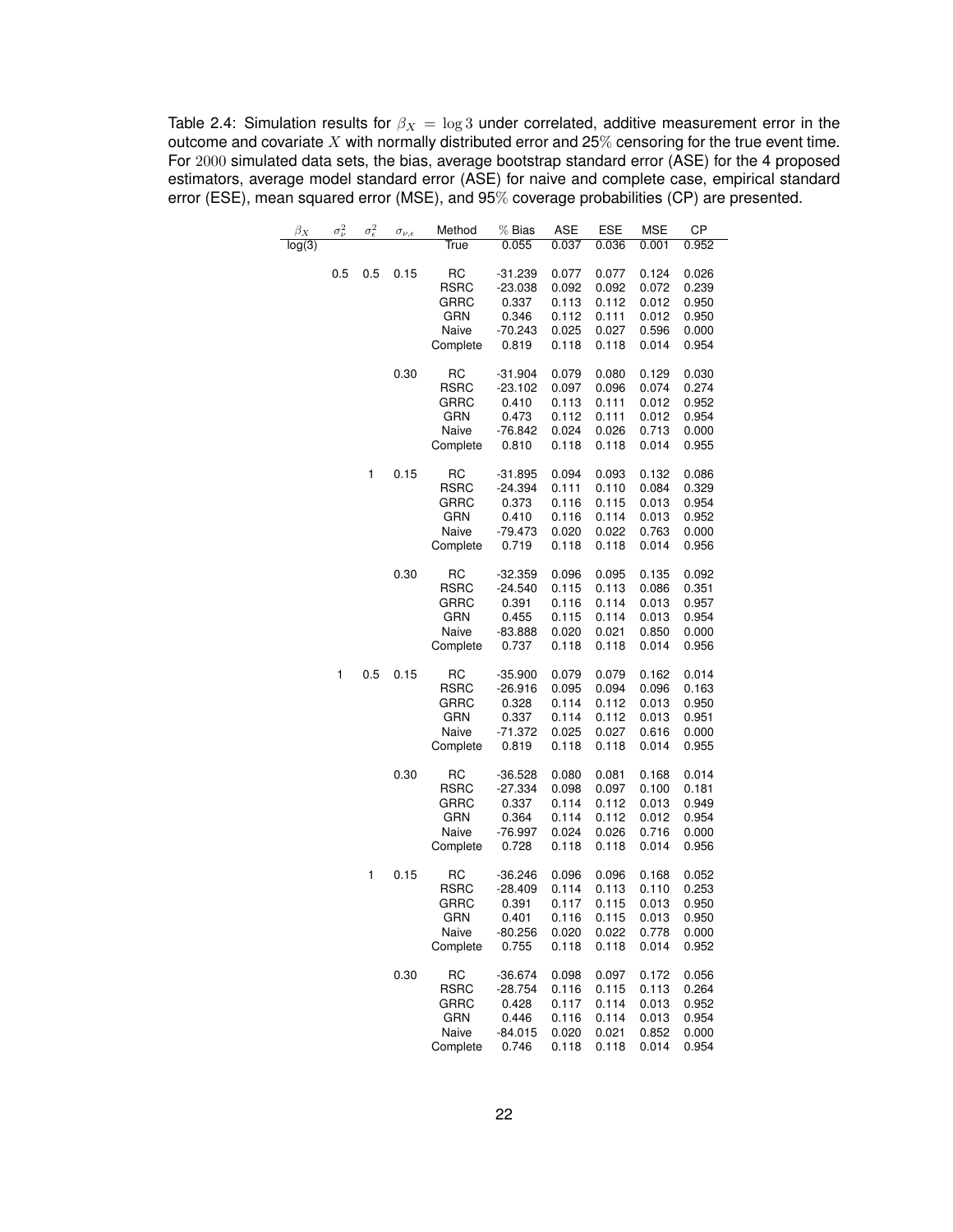Table 2.4: Simulation results for $\beta_X = \log 3$ under correlated, additive measurement error in the outcome and covariate $X$ with normally distributed error and 25% censoring for the true event time. For $2000$ simulated data sets, the bias, average bootstrap standard error (ASE) for the 4 proposed estimators, average model standard error (ASE) for naive and complete case, empirical standard error (ESE), mean squared error (MSE), and 95% coverage probabilities (CP) are presented.

| $\beta_X$ | $\sigma^2_\nu$ | $\sigma^2_\epsilon$ | $\sigma_{\nu,\epsilon}$ | Method | % Bias | ASE | ESE | MSE | CP |
|---|---|---|---|---|---|---|---|---|---|
| log(3) | | | | True | 0.055 | 0.037 | 0.036 | 0.001 | 0.952 |
| | 0.5 | 0.5 | 0.15 | RC | -31.239 | 0.077 | 0.077 | 0.124 | 0.026 |
| | | | | RSRC | -23.038 | 0.092 | 0.092 | 0.072 | 0.239 |
| | | | | GRRC | 0.337 | 0.113 | 0.112 | 0.012 | 0.950 |
| | | | | GRN | 0.346 | 0.112 | 0.111 | 0.012 | 0.950 |
| | | | | Naive | -70.243 | 0.025 | 0.027 | 0.596 | 0.000 |
| | | | | Complete | 0.819 | 0.118 | 0.118 | 0.014 | 0.954 |
| | | | 0.30 | RC | -31.904 | 0.079 | 0.080 | 0.129 | 0.030 |
| | | | | RSRC | -23.102 | 0.097 | 0.096 | 0.074 | 0.274 |
| | | | | GRRC | 0.410 | 0.113 | 0.111 | 0.012 | 0.952 |
| | | | | GRN | 0.473 | 0.112 | 0.111 | 0.012 | 0.954 |
| | | | | Naive | -76.842 | 0.024 | 0.026 | 0.713 | 0.000 |
| | | | | Complete | 0.810 | 0.118 | 0.118 | 0.014 | 0.955 |
| | | 1 | 0.15 | RC | -31.895 | 0.094 | 0.093 | 0.132 | 0.086 |
| | | | | RSRC | -24.394 | 0.111 | 0.110 | 0.084 | 0.329 |
| | | | | GRRC | 0.373 | 0.116 | 0.115 | 0.013 | 0.954 |
| | | | | GRN | 0.410 | 0.116 | 0.114 | 0.013 | 0.952 |
| | | | | Naive | -79.473 | 0.020 | 0.022 | 0.763 | 0.000 |
| | | | | Complete | 0.719 | 0.118 | 0.118 | 0.014 | 0.956 |
| | | | 0.30 | RC | -32.359 | 0.096 | 0.095 | 0.135 | 0.092 |
| | | | | RSRC | -24.540 | 0.115 | 0.113 | 0.086 | 0.351 |
| | | | | GRRC | 0.391 | 0.116 | 0.114 | 0.013 | 0.957 |
| | | | | GRN | 0.455 | 0.115 | 0.114 | 0.013 | 0.954 |
| | | | | Naive | -83.888 | 0.020 | 0.021 | 0.850 | 0.000 |
| | | | | Complete | 0.737 | 0.118 | 0.118 | 0.014 | 0.956 |
| | 1 | 0.5 | 0.15 | RC | -35.900 | 0.079 | 0.079 | 0.162 | 0.014 |
| | | | | RSRC | -26.916 | 0.095 | 0.094 | 0.096 | 0.163 |
| | | | | GRRC | 0.328 | 0.114 | 0.112 | 0.013 | 0.950 |
| | | | | GRN | 0.337 | 0.114 | 0.112 | 0.013 | 0.951 |
| | | | | Naive | -71.372 | 0.025 | 0.027 | 0.616 | 0.000 |
| | | | | Complete | 0.819 | 0.118 | 0.118 | 0.014 | 0.955 |
| | | | 0.30 | RC | -36.528 | 0.080 | 0.081 | 0.168 | 0.014 |
| | | | | RSRC | -27.334 | 0.098 | 0.097 | 0.100 | 0.181 |
| | | | | GRRC | 0.337 | 0.114 | 0.112 | 0.013 | 0.949 |
| | | | | GRN | 0.364 | 0.114 | 0.112 | 0.012 | 0.954 |
| | | | | Naive | -76.997 | 0.024 | 0.026 | 0.716 | 0.000 |
| | | | | Complete | 0.728 | 0.118 | 0.118 | 0.014 | 0.956 |
| | | 1 | 0.15 | RC | -36.246 | 0.096 | 0.096 | 0.168 | 0.052 |
| | | | | RSRC | -28.409 | 0.114 | 0.113 | 0.110 | 0.253 |
| | | | | GRRC | 0.391 | 0.117 | 0.115 | 0.013 | 0.950 |
| | | | | GRN | 0.401 | 0.116 | 0.115 | 0.013 | 0.950 |
| | | | | Naive | -80.256 | 0.020 | 0.022 | 0.778 | 0.000 |
| | | | | Complete | 0.755 | 0.118 | 0.118 | 0.014 | 0.952 |
| | | | 0.30 | RC | -36.674 | 0.098 | 0.097 | 0.172 | 0.056 |
| | | | | RSRC | -28.754 | 0.116 | 0.115 | 0.113 | 0.264 |
| | | | | GRRC | 0.428 | 0.117 | 0.114 | 0.013 | 0.952 |
| | | | | GRN | 0.446 | 0.116 | 0.114 | 0.013 | 0.954 |
| | | | | Naive | -84.015 | 0.020 | 0.021 | 0.852 | 0.000 |
| | | | | Complete | 0.746 | 0.118 | 0.118 | 0.014 | 0.954 |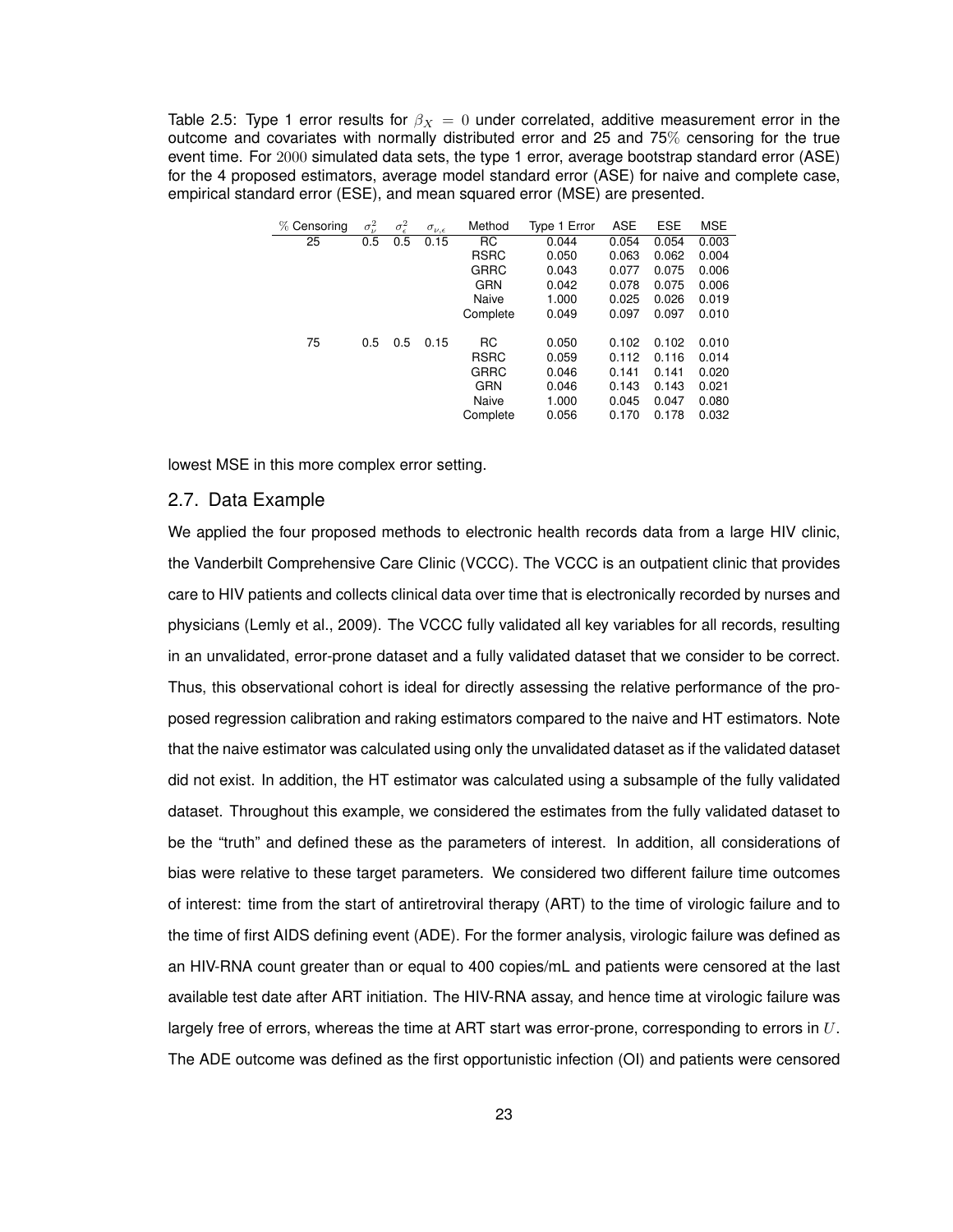Table 2.5: Type 1 error results for $\beta_X = 0$ under correlated, additive measurement error in the outcome and covariates with normally distributed error and 25 and 75% censoring for the true event time. For 2000 simulated data sets, the type 1 error, average bootstrap standard error (ASE) for the 4 proposed estimators, average model standard error (ASE) for naive and complete case, empirical standard error (ESE), and mean squared error (MSE) are presented.

| % Censoring | $\sigma^2_\nu$ | $\sigma^2_\epsilon$ | $\sigma_{\nu,\epsilon}$ | Method | Type 1 Error | ASE | ESE | MSE |
|---|---|---|---|---|---|---|---|---|
| 25 | 0.5 | 0.5 | 0.15 | RC | 0.044 | 0.054 | 0.054 | 0.003 |
| | | | | RSRC | 0.050 | 0.063 | 0.062 | 0.004 |
| | | | | GRRC | 0.043 | 0.077 | 0.075 | 0.006 |
| | | | | GRN | 0.042 | 0.078 | 0.075 | 0.006 |
| | | | | Naive | 1.000 | 0.025 | 0.026 | 0.019 |
| | | | | Complete | 0.049 | 0.097 | 0.097 | 0.010 |
| 75 | 0.5 | 0.5 | 0.15 | RC | 0.050 | 0.102 | 0.102 | 0.010 |
| | | | | RSRC | 0.059 | 0.112 | 0.116 | 0.014 |
| | | | | GRRC | 0.046 | 0.141 | 0.141 | 0.020 |
| | | | | GRN | 0.046 | 0.143 | 0.143 | 0.021 |
| | | | | Naive | 1.000 | 0.045 | 0.047 | 0.080 |
| | | | | Complete | 0.056 | 0.170 | 0.178 | 0.032 |

lowest MSE in this more complex error setting.

## 2.7. Data Example

We applied the four proposed methods to electronic health records data from a large HIV clinic, the Vanderbilt Comprehensive Care Clinic (VCCC). The VCCC is an outpatient clinic that provides care to HIV patients and collects clinical data over time that is electronically recorded by nurses and physicians (Lemly et al., 2009). The VCCC fully validated all key variables for all records, resulting in an unvalidated, error-prone dataset and a fully validated dataset that we consider to be correct. Thus, this observational cohort is ideal for directly assessing the relative performance of the proposed regression calibration and raking estimators compared to the naive and HT estimators. Note that the naive estimator was calculated using only the unvalidated dataset as if the validated dataset did not exist. In addition, the HT estimator was calculated using a subsample of the fully validated dataset. Throughout this example, we considered the estimates from the fully validated dataset to be the "truth" and defined these as the parameters of interest. In addition, all considerations of bias were relative to these target parameters. We considered two different failure time outcomes of interest: time from the start of antiretroviral therapy (ART) to the time of virologic failure and to the time of first AIDS defining event (ADE). For the former analysis, virologic failure was defined as an HIV-RNA count greater than or equal to 400 copies/mL and patients were censored at the last available test date after ART initiation. The HIV-RNA assay, and hence time at virologic failure was largely free of errors, whereas the time at ART start was error-prone, corresponding to errors in $U$. The ADE outcome was defined as the first opportunistic infection (OI) and patients were censored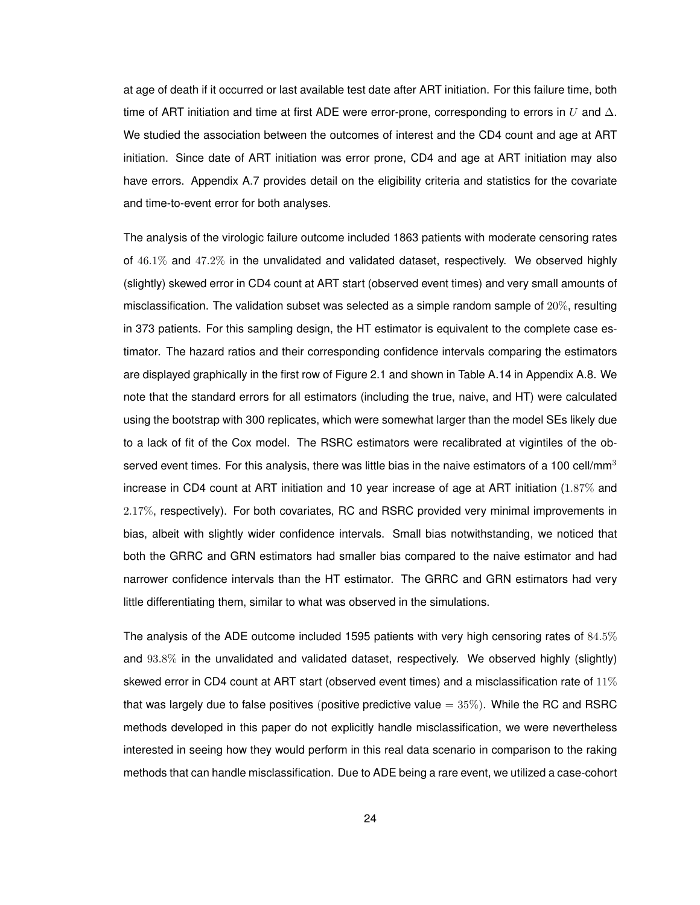at age of death if it occurred or last available test date after ART initiation. For this failure time, both time of ART initiation and time at first ADE were error-prone, corresponding to errors in $U$ and $\Delta$. We studied the association between the outcomes of interest and the CD4 count and age at ART initiation. Since date of ART initiation was error prone, CD4 and age at ART initiation may also have errors. Appendix A.7 provides detail on the eligibility criteria and statistics for the covariate and time-to-event error for both analyses.

The analysis of the virologic failure outcome included 1863 patients with moderate censoring rates of $46.1\%$ and $47.2\%$ in the unvalidated and validated dataset, respectively. We observed highly (slightly) skewed error in CD4 count at ART start (observed event times) and very small amounts of misclassification. The validation subset was selected as a simple random sample of $20\%$, resulting in 373 patients. For this sampling design, the HT estimator is equivalent to the complete case estimator. The hazard ratios and their corresponding confidence intervals comparing the estimators are displayed graphically in the first row of Figure 2.1 and shown in Table A.14 in Appendix A.8. We note that the standard errors for all estimators (including the true, naive, and HT) were calculated using the bootstrap with 300 replicates, which were somewhat larger than the model SEs likely due to a lack of fit of the Cox model. The RSRC estimators were recalibrated at vigintiles of the observed event times. For this analysis, there was little bias in the naive estimators of a 100 cell/mm$^3$ increase in CD4 count at ART initiation and 10 year increase of age at ART initiation ($1.87\%$ and $2.17\%$, respectively). For both covariates, RC and RSRC provided very minimal improvements in bias, albeit with slightly wider confidence intervals. Small bias notwithstanding, we noticed that both the GRRC and GRN estimators had smaller bias compared to the naive estimator and had narrower confidence intervals than the HT estimator. The GRRC and GRN estimators had very little differentiating them, similar to what was observed in the simulations.

The analysis of the ADE outcome included 1595 patients with very high censoring rates of $84.5\%$ and $93.8\%$ in the unvalidated and validated dataset, respectively. We observed highly (slightly) skewed error in CD4 count at ART start (observed event times) and a misclassification rate of $11\%$ that was largely due to false positives (positive predictive value $= 35\%$). While the RC and RSRC methods developed in this paper do not explicitly handle misclassification, we were nevertheless interested in seeing how they would perform in this real data scenario in comparison to the raking methods that can handle misclassification. Due to ADE being a rare event, we utilized a case-cohort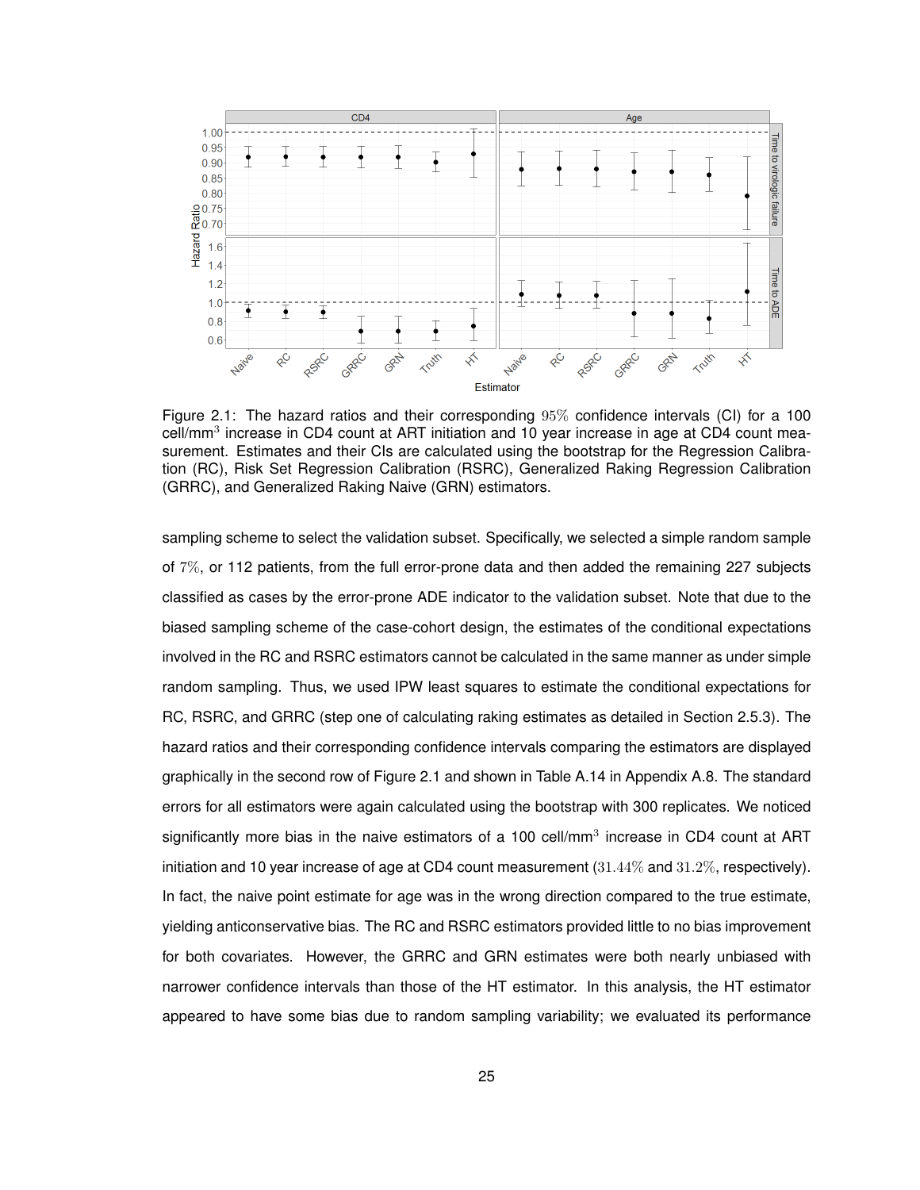Figure 2.1: The hazard ratios and their corresponding $95\%$ confidence intervals (CI) for a 100 cell/mm$^3$ increase in CD4 count at ART initiation and 10 year increase in age at CD4 count measurement. Estimates and their CIs are calculated using the bootstrap for the Regression Calibration (RC), Risk Set Regression Calibration (RSRC), Generalized Raking Regression Calibration (GRRC), and Generalized Raking Naive (GRN) estimators.

sampling scheme to select the validation subset. Specifically, we selected a simple random sample of $7\%$, or 112 patients, from the full error-prone data and then added the remaining 227 subjects classified as cases by the error-prone ADE indicator to the validation subset. Note that due to the biased sampling scheme of the case-cohort design, the estimates of the conditional expectations involved in the RC and RSRC estimators cannot be calculated in the same manner as under simple random sampling. Thus, we used IPW least squares to estimate the conditional expectations for RC, RSRC, and GRRC (step one of calculating raking estimates as detailed in Section 2.5.3). The hazard ratios and their corresponding confidence intervals comparing the estimators are displayed graphically in the second row of Figure 2.1 and shown in Table A.14 in Appendix A.8. The standard errors for all estimators were again calculated using the bootstrap with 300 replicates. We noticed significantly more bias in the naive estimators of a 100 cell/mm$^3$ increase in CD4 count at ART initiation and 10 year increase of age at CD4 count measurement ($31.44\%$ and $31.2\%$, respectively). In fact, the naive point estimate for age was in the wrong direction compared to the true estimate, yielding anticonservative bias. The RC and RSRC estimators provided little to no bias improvement for both covariates. However, the GRRC and GRN estimates were both nearly unbiased with narrower confidence intervals than those of the HT estimator. In this analysis, the HT estimator appeared to have some bias due to random sampling variability; we evaluated its performance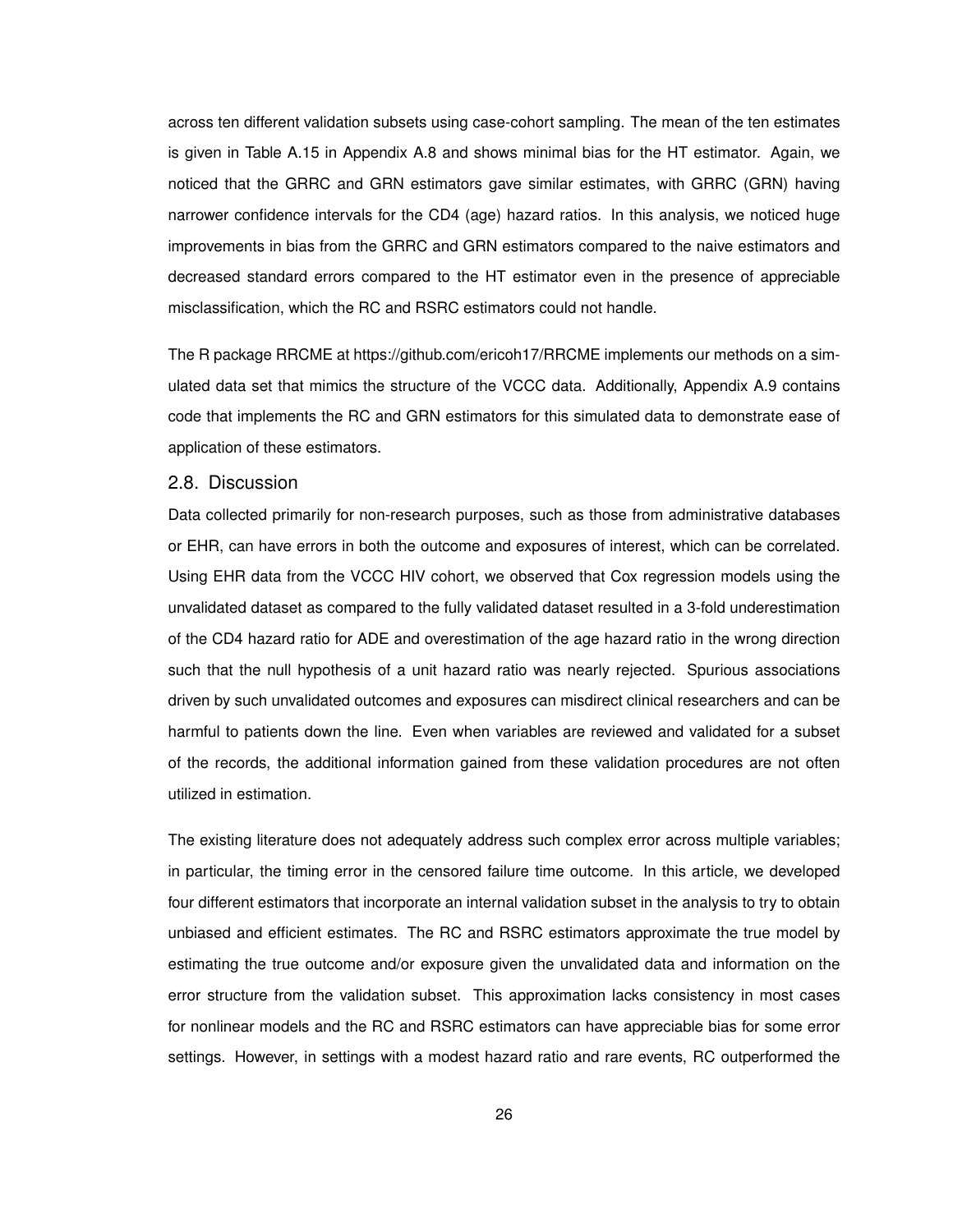across ten different validation subsets using case-cohort sampling. The mean of the ten estimates is given in Table A.15 in Appendix A.8 and shows minimal bias for the HT estimator. Again, we noticed that the GRRC and GRN estimators gave similar estimates, with GRRC (GRN) having narrower confidence intervals for the CD4 (age) hazard ratios. In this analysis, we noticed huge improvements in bias from the GRRC and GRN estimators compared to the naive estimators and decreased standard errors compared to the HT estimator even in the presence of appreciable misclassification, which the RC and RSRC estimators could not handle.

The R package RRCME at https://github.com/ericoh17/RRCME implements our methods on a simulated data set that mimics the structure of the VCCC data. Additionally, Appendix A.9 contains code that implements the RC and GRN estimators for this simulated data to demonstrate ease of application of these estimators.

## 2.8. Discussion

Data collected primarily for non-research purposes, such as those from administrative databases or EHR, can have errors in both the outcome and exposures of interest, which can be correlated. Using EHR data from the VCCC HIV cohort, we observed that Cox regression models using the unvalidated dataset as compared to the fully validated dataset resulted in a 3-fold underestimation of the CD4 hazard ratio for ADE and overestimation of the age hazard ratio in the wrong direction such that the null hypothesis of a unit hazard ratio was nearly rejected. Spurious associations driven by such unvalidated outcomes and exposures can misdirect clinical researchers and can be harmful to patients down the line. Even when variables are reviewed and validated for a subset of the records, the additional information gained from these validation procedures are not often utilized in estimation.

The existing literature does not adequately address such complex error across multiple variables; in particular, the timing error in the censored failure time outcome. In this article, we developed four different estimators that incorporate an internal validation subset in the analysis to try to obtain unbiased and efficient estimates. The RC and RSRC estimators approximate the true model by estimating the true outcome and/or exposure given the unvalidated data and information on the error structure from the validation subset. This approximation lacks consistency in most cases for nonlinear models and the RC and RSRC estimators can have appreciable bias for some error settings. However, in settings with a modest hazard ratio and rare events, RC outperformed the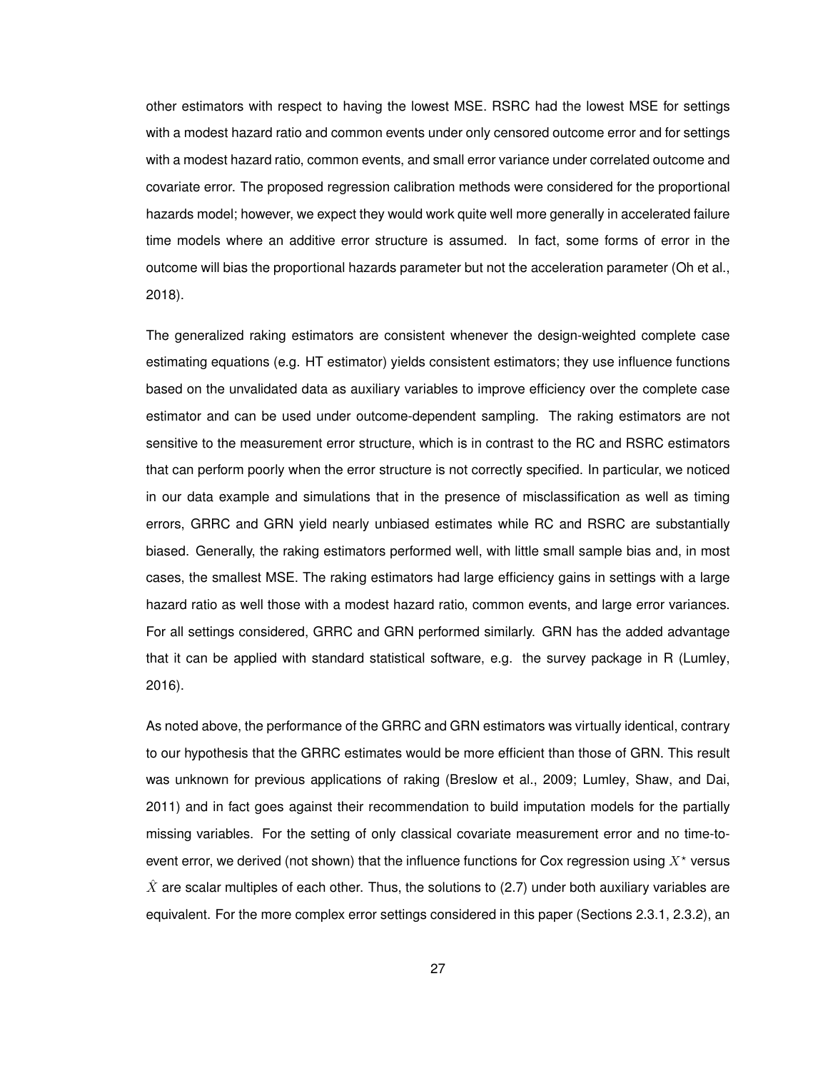other estimators with respect to having the lowest MSE. RSRC had the lowest MSE for settings with a modest hazard ratio and common events under only censored outcome error and for settings with a modest hazard ratio, common events, and small error variance under correlated outcome and covariate error. The proposed regression calibration methods were considered for the proportional hazards model; however, we expect they would work quite well more generally in accelerated failure time models where an additive error structure is assumed. In fact, some forms of error in the outcome will bias the proportional hazards parameter but not the acceleration parameter (Oh et al., 2018).

The generalized raking estimators are consistent whenever the design-weighted complete case estimating equations (e.g. HT estimator) yields consistent estimators; they use influence functions based on the unvalidated data as auxiliary variables to improve efficiency over the complete case estimator and can be used under outcome-dependent sampling. The raking estimators are not sensitive to the measurement error structure, which is in contrast to the RC and RSRC estimators that can perform poorly when the error structure is not correctly specified. In particular, we noticed in our data example and simulations that in the presence of misclassification as well as timing errors, GRRC and GRN yield nearly unbiased estimates while RC and RSRC are substantially biased. Generally, the raking estimators performed well, with little small sample bias and, in most cases, the smallest MSE. The raking estimators had large efficiency gains in settings with a large hazard ratio as well those with a modest hazard ratio, common events, and large error variances. For all settings considered, GRRC and GRN performed similarly. GRN has the added advantage that it can be applied with standard statistical software, e.g. the survey package in R (Lumley, 2016).

As noted above, the performance of the GRRC and GRN estimators was virtually identical, contrary to our hypothesis that the GRRC estimates would be more efficient than those of GRN. This result was unknown for previous applications of raking (Breslow et al., 2009; Lumley, Shaw, and Dai, 2011) and in fact goes against their recommendation to build imputation models for the partially missing variables. For the setting of only classical covariate measurement error and no time-to-event error, we derived (not shown) that the influence functions for Cox regression using $X^{\star}$ versus $\hat{X}$ are scalar multiples of each other. Thus, the solutions to (2.7) under both auxiliary variables are equivalent. For the more complex error settings considered in this paper (Sections 2.3.1, 2.3.2), an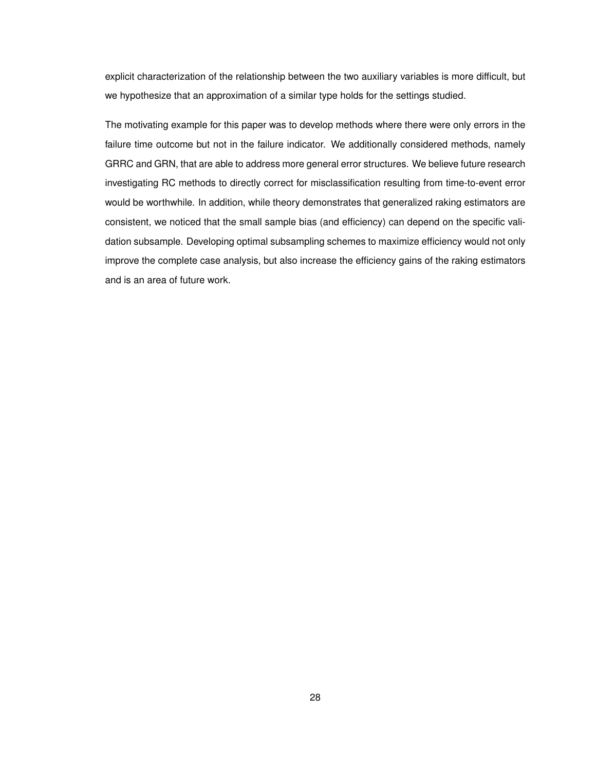explicit characterization of the relationship between the two auxiliary variables is more difficult, but we hypothesize that an approximation of a similar type holds for the settings studied.

The motivating example for this paper was to develop methods where there were only errors in the failure time outcome but not in the failure indicator. We additionally considered methods, namely GRRC and GRN, that are able to address more general error structures. We believe future research investigating RC methods to directly correct for misclassification resulting from time-to-event error would be worthwhile. In addition, while theory demonstrates that generalized raking estimators are consistent, we noticed that the small sample bias (and efficiency) can depend on the specific validation subsample. Developing optimal subsampling schemes to maximize efficiency would not only improve the complete case analysis, but also increase the efficiency gains of the raking estimators and is an area of future work.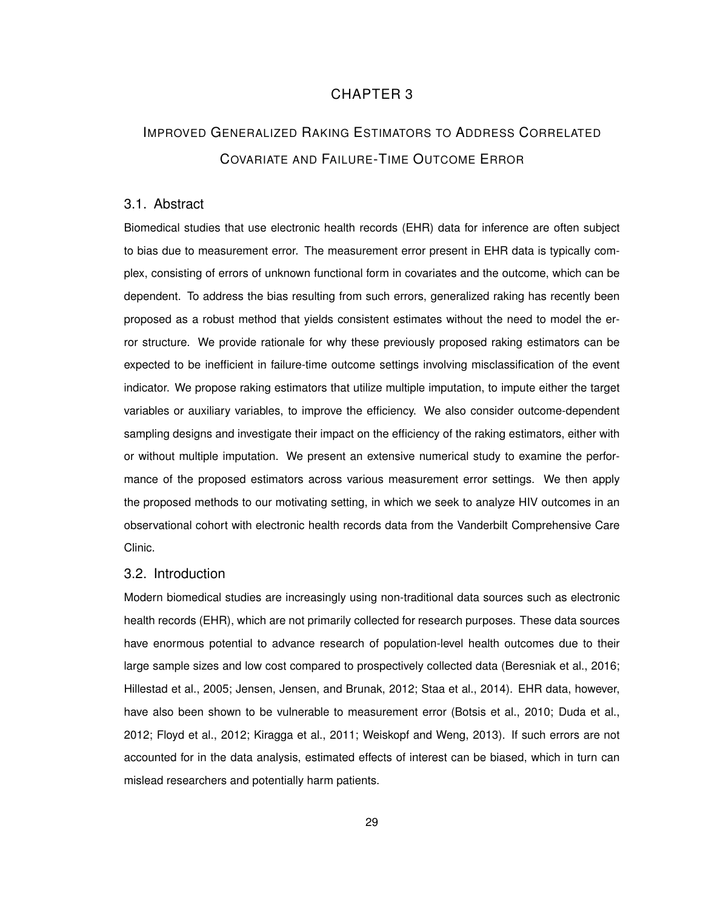# CHAPTER 3

# IMPROVED GENERALIZED RAKING ESTIMATORS TO ADDRESS CORRELATED COVARIATE AND FAILURE-TIME OUTCOME ERROR

## 3.1. Abstract

Biomedical studies that use electronic health records (EHR) data for inference are often subject to bias due to measurement error. The measurement error present in EHR data is typically complex, consisting of errors of unknown functional form in covariates and the outcome, which can be dependent. To address the bias resulting from such errors, generalized raking has recently been proposed as a robust method that yields consistent estimates without the need to model the error structure. We provide rationale for why these previously proposed raking estimators can be expected to be inefficient in failure-time outcome settings involving misclassification of the event indicator. We propose raking estimators that utilize multiple imputation, to impute either the target variables or auxiliary variables, to improve the efficiency. We also consider outcome-dependent sampling designs and investigate their impact on the efficiency of the raking estimators, either with or without multiple imputation. We present an extensive numerical study to examine the performance of the proposed estimators across various measurement error settings. We then apply the proposed methods to our motivating setting, in which we seek to analyze HIV outcomes in an observational cohort with electronic health records data from the Vanderbilt Comprehensive Care Clinic.

## 3.2. Introduction

Modern biomedical studies are increasingly using non-traditional data sources such as electronic health records (EHR), which are not primarily collected for research purposes. These data sources have enormous potential to advance research of population-level health outcomes due to their large sample sizes and low cost compared to prospectively collected data (Beresniak et al., 2016; Hillestad et al., 2005; Jensen, Jensen, and Brunak, 2012; Staa et al., 2014). EHR data, however, have also been shown to be vulnerable to measurement error (Botsis et al., 2010; Duda et al., 2012; Floyd et al., 2012; Kiragga et al., 2011; Weiskopf and Weng, 2013). If such errors are not accounted for in the data analysis, estimated effects of interest can be biased, which in turn can mislead researchers and potentially harm patients.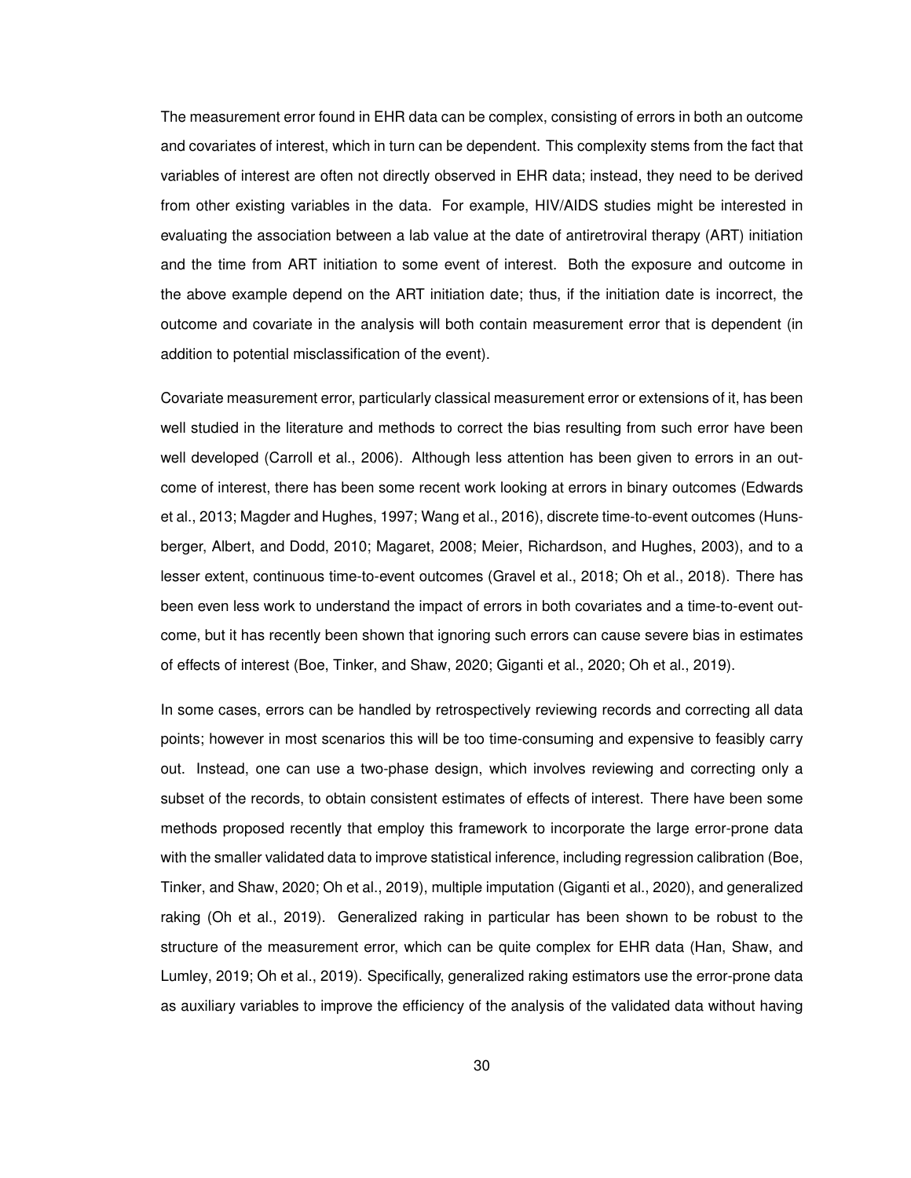The measurement error found in EHR data can be complex, consisting of errors in both an outcome and covariates of interest, which in turn can be dependent. This complexity stems from the fact that variables of interest are often not directly observed in EHR data; instead, they need to be derived from other existing variables in the data. For example, HIV/AIDS studies might be interested in evaluating the association between a lab value at the date of antiretroviral therapy (ART) initiation and the time from ART initiation to some event of interest. Both the exposure and outcome in the above example depend on the ART initiation date; thus, if the initiation date is incorrect, the outcome and covariate in the analysis will both contain measurement error that is dependent (in addition to potential misclassification of the event).

Covariate measurement error, particularly classical measurement error or extensions of it, has been well studied in the literature and methods to correct the bias resulting from such error have been well developed (Carroll et al., 2006). Although less attention has been given to errors in an outcome of interest, there has been some recent work looking at errors in binary outcomes (Edwards et al., 2013; Magder and Hughes, 1997; Wang et al., 2016), discrete time-to-event outcomes (Hunsberger, Albert, and Dodd, 2010; Magaret, 2008; Meier, Richardson, and Hughes, 2003), and to a lesser extent, continuous time-to-event outcomes (Gravel et al., 2018; Oh et al., 2018). There has been even less work to understand the impact of errors in both covariates and a time-to-event outcome, but it has recently been shown that ignoring such errors can cause severe bias in estimates of effects of interest (Boe, Tinker, and Shaw, 2020; Giganti et al., 2020; Oh et al., 2019).

In some cases, errors can be handled by retrospectively reviewing records and correcting all data points; however in most scenarios this will be too time-consuming and expensive to feasibly carry out. Instead, one can use a two-phase design, which involves reviewing and correcting only a subset of the records, to obtain consistent estimates of effects of interest. There have been some methods proposed recently that employ this framework to incorporate the large error-prone data with the smaller validated data to improve statistical inference, including regression calibration (Boe, Tinker, and Shaw, 2020; Oh et al., 2019), multiple imputation (Giganti et al., 2020), and generalized raking (Oh et al., 2019). Generalized raking in particular has been shown to be robust to the structure of the measurement error, which can be quite complex for EHR data (Han, Shaw, and Lumley, 2019; Oh et al., 2019). Specifically, generalized raking estimators use the error-prone data as auxiliary variables to improve the efficiency of the analysis of the validated data without having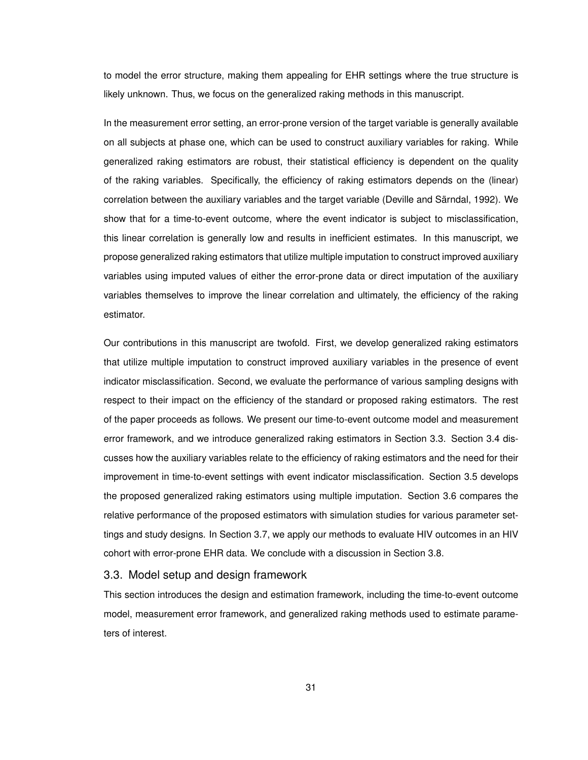to model the error structure, making them appealing for EHR settings where the true structure is likely unknown. Thus, we focus on the generalized raking methods in this manuscript.

In the measurement error setting, an error-prone version of the target variable is generally available on all subjects at phase one, which can be used to construct auxiliary variables for raking. While generalized raking estimators are robust, their statistical efficiency is dependent on the quality of the raking variables. Specifically, the efficiency of raking estimators depends on the (linear) correlation between the auxiliary variables and the target variable (Deville and Särndal, 1992). We show that for a time-to-event outcome, where the event indicator is subject to misclassification, this linear correlation is generally low and results in inefficient estimates. In this manuscript, we propose generalized raking estimators that utilize multiple imputation to construct improved auxiliary variables using imputed values of either the error-prone data or direct imputation of the auxiliary variables themselves to improve the linear correlation and ultimately, the efficiency of the raking estimator.

Our contributions in this manuscript are twofold. First, we develop generalized raking estimators that utilize multiple imputation to construct improved auxiliary variables in the presence of event indicator misclassification. Second, we evaluate the performance of various sampling designs with respect to their impact on the efficiency of the standard or proposed raking estimators. The rest of the paper proceeds as follows. We present our time-to-event outcome model and measurement error framework, and we introduce generalized raking estimators in Section 3.3. Section 3.4 discusses how the auxiliary variables relate to the efficiency of raking estimators and the need for their improvement in time-to-event settings with event indicator misclassification. Section 3.5 develops the proposed generalized raking estimators using multiple imputation. Section 3.6 compares the relative performance of the proposed estimators with simulation studies for various parameter settings and study designs. In Section 3.7, we apply our methods to evaluate HIV outcomes in an HIV cohort with error-prone EHR data. We conclude with a discussion in Section 3.8.

## 3.3. Model setup and design framework

This section introduces the design and estimation framework, including the time-to-event outcome model, measurement error framework, and generalized raking methods used to estimate parameters of interest.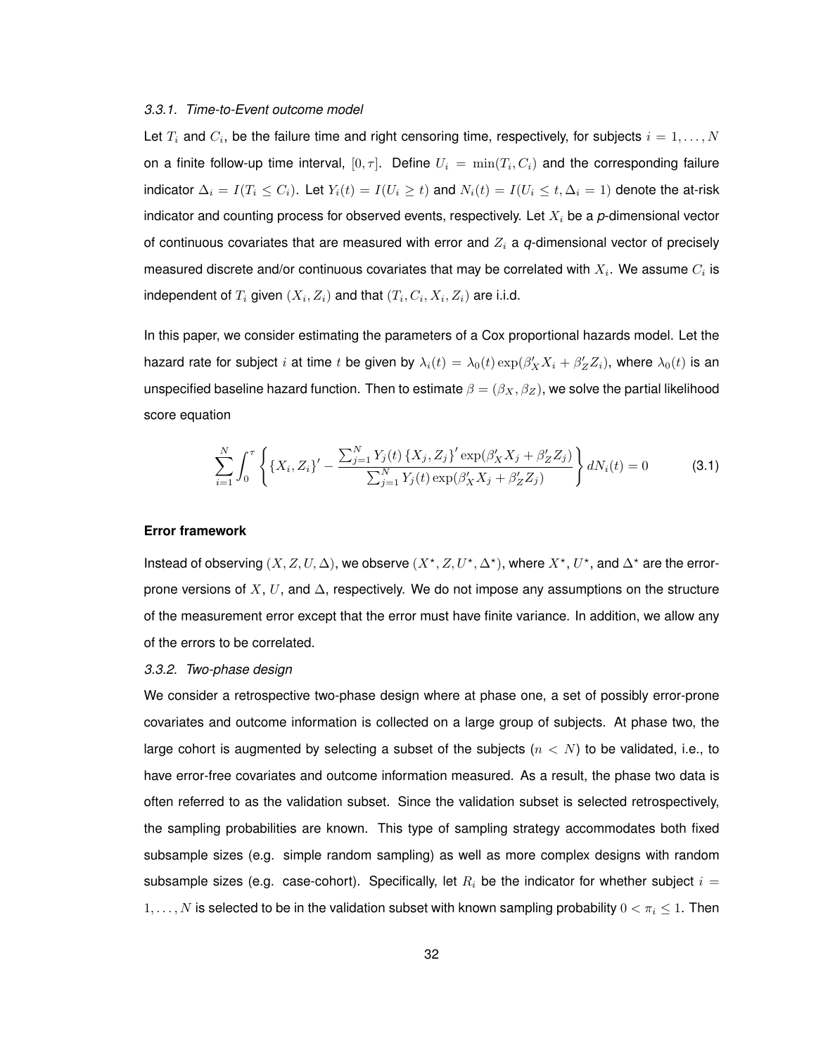### *3.3.1. Time-to-Event outcome model*

Let $T_i$ and $C_i$, be the failure time and right censoring time, respectively, for subjects $i = 1, \ldots, N$ on a finite follow-up time interval, $[0, \tau]$. Define $U_i = \min(T_i, C_i)$ and the corresponding failure indicator $\Delta_i = I(T_i \leq C_i)$. Let $Y_i(t) = I(U_i \geq t)$ and $N_i(t) = I(U_i \leq t, \Delta_i = 1)$ denote the at-risk indicator and counting process for observed events, respectively. Let $X_i$ be a *p*-dimensional vector of continuous covariates that are measured with error and $Z_i$ a *q*-dimensional vector of precisely measured discrete and/or continuous covariates that may be correlated with $X_i$. We assume $C_i$ is independent of $T_i$ given $(X_i, Z_i)$ and that $(T_i, C_i, X_i, Z_i)$ are i.i.d.

In this paper, we consider estimating the parameters of a Cox proportional hazards model. Let the hazard rate for subject $i$ at time $t$ be given by $\lambda_i(t) = \lambda_0(t)\exp(\beta_X' X_i + \beta_Z' Z_i)$, where $\lambda_0(t)$ is an unspecified baseline hazard function. Then to estimate $\beta = (\beta_X, \beta_Z)$, we solve the partial likelihood score equation

$$\sum_{i=1}^{N} \int_0^{\tau} \left\{ \{X_i, Z_i\}' - \frac{\sum_{j=1}^{N} Y_j(t) \{X_j, Z_j\}' \exp(\beta_X' X_j + \beta_Z' Z_j)}{\sum_{j=1}^{N} Y_j(t) \exp(\beta_X' X_j + \beta_Z' Z_j)} \right\} dN_i(t) = 0 \tag{3.1}$$

**Error framework**

Instead of observing $(X, Z, U, \Delta)$, we observe $(X^\star, Z, U^\star, \Delta^\star)$, where $X^\star$, $U^\star$, and $\Delta^\star$ are the error-prone versions of $X$, $U$, and $\Delta$, respectively. We do not impose any assumptions on the structure of the measurement error except that the error must have finite variance. In addition, we allow any of the errors to be correlated.

### *3.3.2. Two-phase design*

We consider a retrospective two-phase design where at phase one, a set of possibly error-prone covariates and outcome information is collected on a large group of subjects. At phase two, the large cohort is augmented by selecting a subset of the subjects ($n < N$) to be validated, i.e., to have error-free covariates and outcome information measured. As a result, the phase two data is often referred to as the validation subset. Since the validation subset is selected retrospectively, the sampling probabilities are known. This type of sampling strategy accommodates both fixed subsample sizes (e.g. simple random sampling) as well as more complex designs with random subsample sizes (e.g. case-cohort). Specifically, let $R_i$ be the indicator for whether subject $i = 1, \ldots, N$ is selected to be in the validation subset with known sampling probability $0 < \pi_i \leq 1$. Then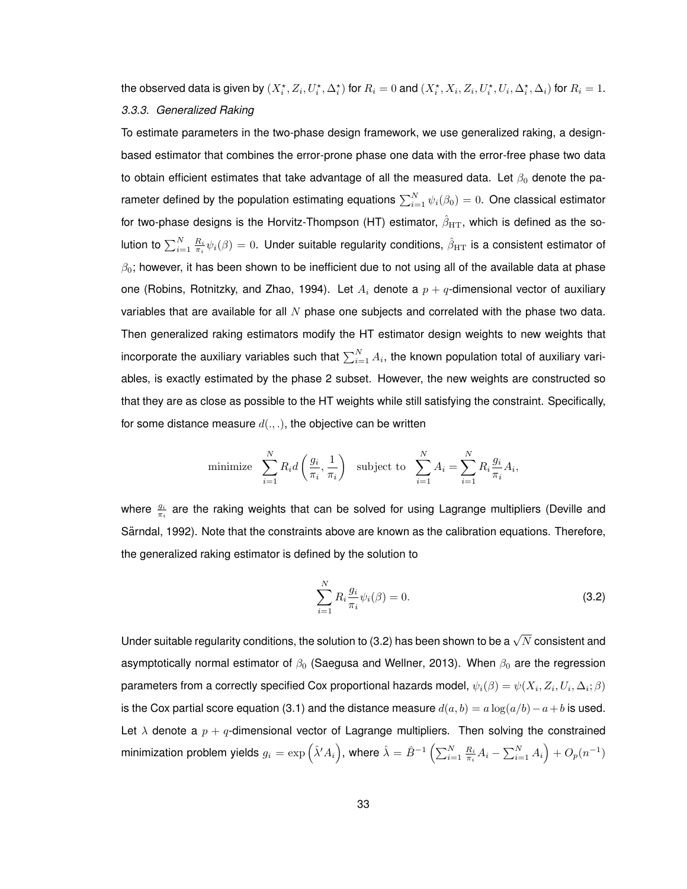the observed data is given by $(X_i^\star, Z_i, U_i^\star, \Delta_i^\star)$ for $R_i = 0$ and $(X_i^\star, X_i, Z_i, U_i^\star, U_i, \Delta_i^\star, \Delta_i)$ for $R_i = 1$.

### *3.3.3. Generalized Raking*

To estimate parameters in the two-phase design framework, we use generalized raking, a design-based estimator that combines the error-prone phase one data with the error-free phase two data to obtain efficient estimates that take advantage of all the measured data. Let $\beta_0$ denote the parameter defined by the population estimating equations $\sum_{i=1}^N \psi_i(\beta_0) = 0$. One classical estimator for two-phase designs is the Horvitz-Thompson (HT) estimator, $\hat{\beta}_{\mathrm{HT}}$, which is defined as the solution to $\sum_{i=1}^N \frac{R_i}{\pi_i}\psi_i(\beta) = 0$. Under suitable regularity conditions, $\hat{\beta}_{\mathrm{HT}}$ is a consistent estimator of $\beta_0$; however, it has been shown to be inefficient due to not using all of the available data at phase one (Robins, Rotnitzky, and Zhao, 1994). Let $A_i$ denote a $p+q$-dimensional vector of auxiliary variables that are available for all $N$ phase one subjects and correlated with the phase two data. Then generalized raking estimators modify the HT estimator design weights to new weights that incorporate the auxiliary variables such that $\sum_{i=1}^N A_i$, the known population total of auxiliary variables, is exactly estimated by the phase 2 subset. However, the new weights are constructed so that they are as close as possible to the HT weights while still satisfying the constraint. Specifically, for some distance measure $d(.,.)$, the objective can be written

$$\text{minimize} \quad \sum_{i=1}^N R_i d\left(\frac{g_i}{\pi_i}, \frac{1}{\pi_i}\right) \quad \text{subject to} \quad \sum_{i=1}^N A_i = \sum_{i=1}^N R_i \frac{g_i}{\pi_i} A_i,$$

where $\frac{g_i}{\pi_i}$ are the raking weights that can be solved for using Lagrange multipliers (Deville and Särndal, 1992). Note that the constraints above are known as the calibration equations. Therefore, the generalized raking estimator is defined by the solution to

$$\sum_{i=1}^N R_i \frac{g_i}{\pi_i}\psi_i(\beta) = 0. \tag{3.2}$$

Under suitable regularity conditions, the solution to (3.2) has been shown to be a $\sqrt{N}$ consistent and asymptotically normal estimator of $\beta_0$ (Saegusa and Wellner, 2013). When $\beta_0$ are the regression parameters from a correctly specified Cox proportional hazards model, $\psi_i(\beta) = \psi(X_i, Z_i, U_i, \Delta_i; \beta)$ is the Cox partial score equation (3.1) and the distance measure $d(a,b) = a\log(a/b) - a + b$ is used. Let $\lambda$ denote a $p+q$-dimensional vector of Lagrange multipliers. Then solving the constrained minimization problem yields $g_i = \exp\left(\hat{\lambda}' A_i\right)$, where $\hat{\lambda} = \hat{B}^{-1}\left(\sum_{i=1}^N \frac{R_i}{\pi_i} A_i - \sum_{i=1}^N A_i\right) + O_p(n^{-1})$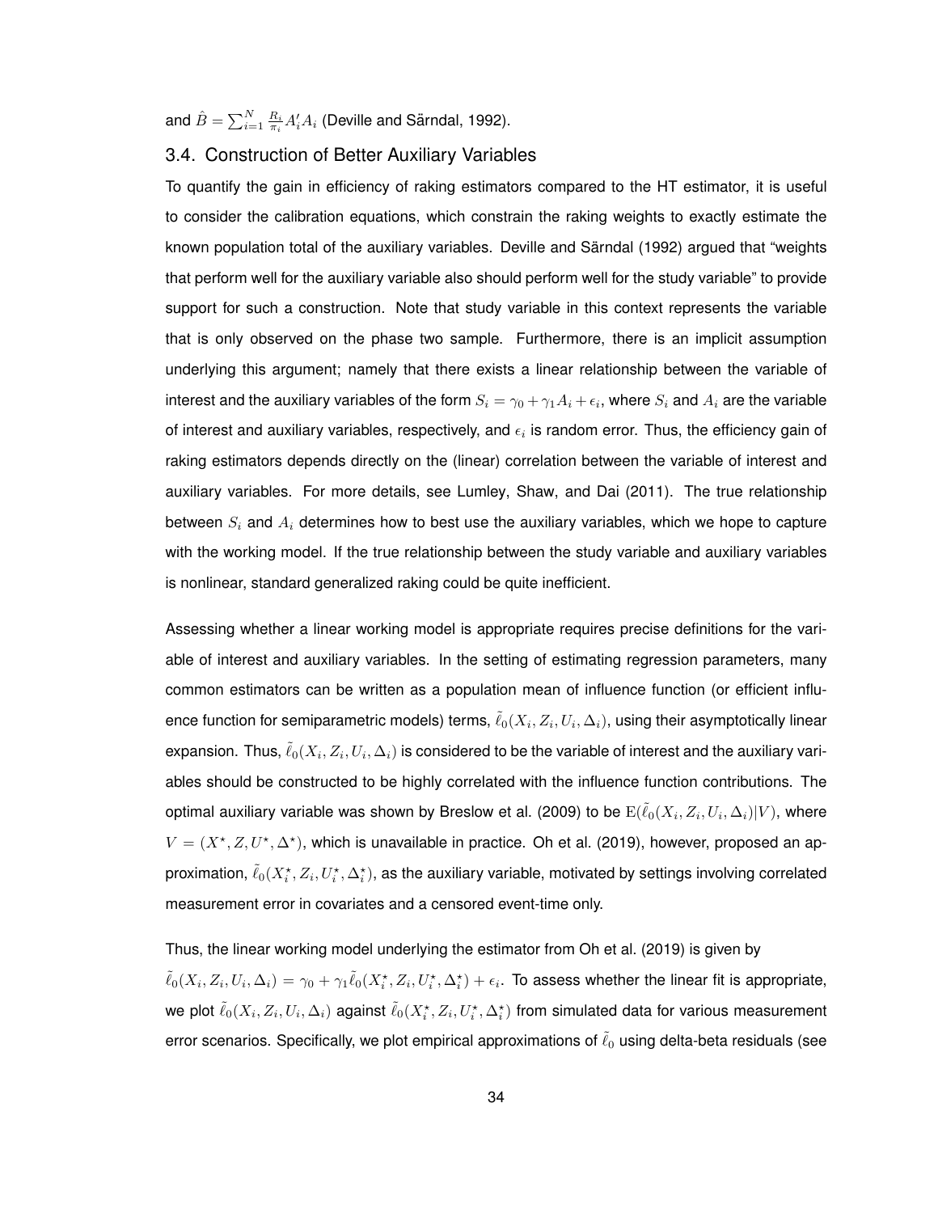and $\hat{B} = \sum_{i=1}^{N} \frac{R_i}{\pi_i} A_i' A_i$ (Deville and Särndal, 1992).

## 3.4. Construction of Better Auxiliary Variables

To quantify the gain in efficiency of raking estimators compared to the HT estimator, it is useful to consider the calibration equations, which constrain the raking weights to exactly estimate the known population total of the auxiliary variables. Deville and Särndal (1992) argued that "weights that perform well for the auxiliary variable also should perform well for the study variable" to provide support for such a construction. Note that study variable in this context represents the variable that is only observed on the phase two sample. Furthermore, there is an implicit assumption underlying this argument; namely that there exists a linear relationship between the variable of interest and the auxiliary variables of the form $S_i = \gamma_0 + \gamma_1 A_i + \epsilon_i$, where $S_i$ and $A_i$ are the variable of interest and auxiliary variables, respectively, and $\epsilon_i$ is random error. Thus, the efficiency gain of raking estimators depends directly on the (linear) correlation between the variable of interest and auxiliary variables. For more details, see Lumley, Shaw, and Dai (2011). The true relationship between $S_i$ and $A_i$ determines how to best use the auxiliary variables, which we hope to capture with the working model. If the true relationship between the study variable and auxiliary variables is nonlinear, standard generalized raking could be quite inefficient.

Assessing whether a linear working model is appropriate requires precise definitions for the variable of interest and auxiliary variables. In the setting of estimating regression parameters, many common estimators can be written as a population mean of influence function (or efficient influence function for semiparametric models) terms, $\tilde{\ell}_0(X_i, Z_i, U_i, \Delta_i)$, using their asymptotically linear expansion. Thus, $\tilde{\ell}_0(X_i, Z_i, U_i, \Delta_i)$ is considered to be the variable of interest and the auxiliary variables should be constructed to be highly correlated with the influence function contributions. The optimal auxiliary variable was shown by Breslow et al. (2009) to be $\mathrm{E}(\tilde{\ell}_0(X_i, Z_i, U_i, \Delta_i)|V)$, where $V = (X^\star, Z, U^\star, \Delta^\star)$, which is unavailable in practice. Oh et al. (2019), however, proposed an approximation, $\tilde{\ell}_0(X_i^\star, Z_i, U_i^\star, \Delta_i^\star)$, as the auxiliary variable, motivated by settings involving correlated measurement error in covariates and a censored event-time only.

Thus, the linear working model underlying the estimator from Oh et al. (2019) is given by $\tilde{\ell}_0(X_i, Z_i, U_i, \Delta_i) = \gamma_0 + \gamma_1 \tilde{\ell}_0(X_i^\star, Z_i, U_i^\star, \Delta_i^\star) + \epsilon_i$. To assess whether the linear fit is appropriate, we plot $\tilde{\ell}_0(X_i, Z_i, U_i, \Delta_i)$ against $\tilde{\ell}_0(X_i^\star, Z_i, U_i^\star, \Delta_i^\star)$ from simulated data for various measurement error scenarios. Specifically, we plot empirical approximations of $\tilde{\ell}_0$ using delta-beta residuals (see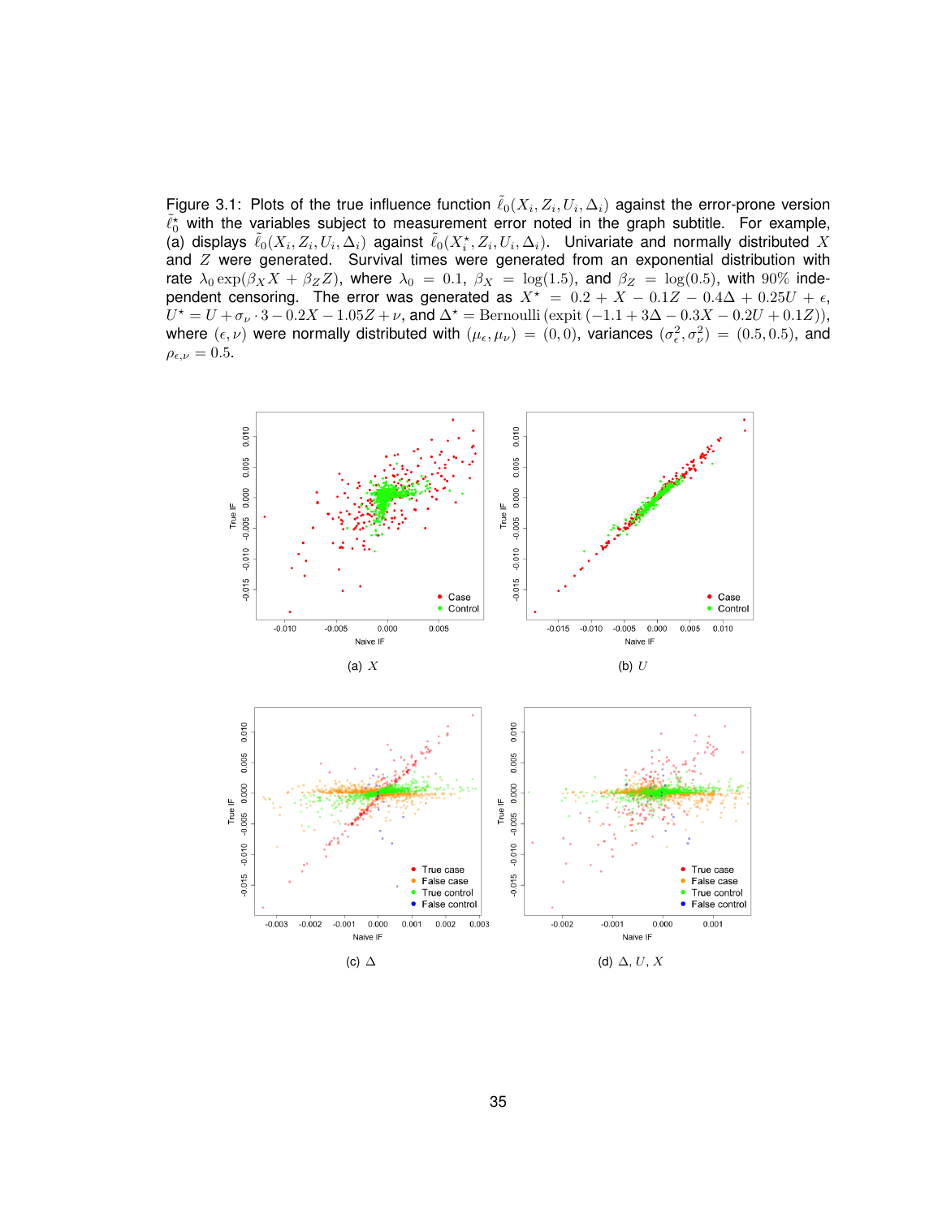Figure 3.1: Plots of the true influence function $\tilde{\ell}_0(X_i, Z_i, U_i, \Delta_i)$ against the error-prone version $\tilde{\ell}_0^\star$ with the variables subject to measurement error noted in the graph subtitle. For example, (a) displays $\tilde{\ell}_0(X_i, Z_i, U_i, \Delta_i)$ against $\tilde{\ell}_0(X_i^\star, Z_i, U_i, \Delta_i)$. Univariate and normally distributed $X$ and $Z$ were generated. Survival times were generated from an exponential distribution with rate $\lambda_0 \exp(\beta_X X + \beta_Z Z)$, where $\lambda_0 = 0.1$, $\beta_X = \log(1.5)$, and $\beta_Z = \log(0.5)$, with 90% independent censoring. The error was generated as $X^\star = 0.2 + X - 0.1Z - 0.4\Delta + 0.25U + \epsilon$, $U^\star = U + \sigma_\nu \cdot 3 - 0.2X - 1.05Z + \nu$, and $\Delta^\star = \text{Bernoulli}\left(\text{expit}\left(-1.1 + 3\Delta - 0.3X - 0.2U + 0.1Z\right)\right)$, where $(\epsilon, \nu)$ were normally distributed with $(\mu_\epsilon, \mu_\nu) = (0, 0)$, variances $(\sigma_\epsilon^2, \sigma_\nu^2) = (0.5, 0.5)$, and $\rho_{\epsilon,\nu} = 0.5$.

(a) $X$

(b) $U$

(c) $\Delta$

(d) $\Delta, U, X$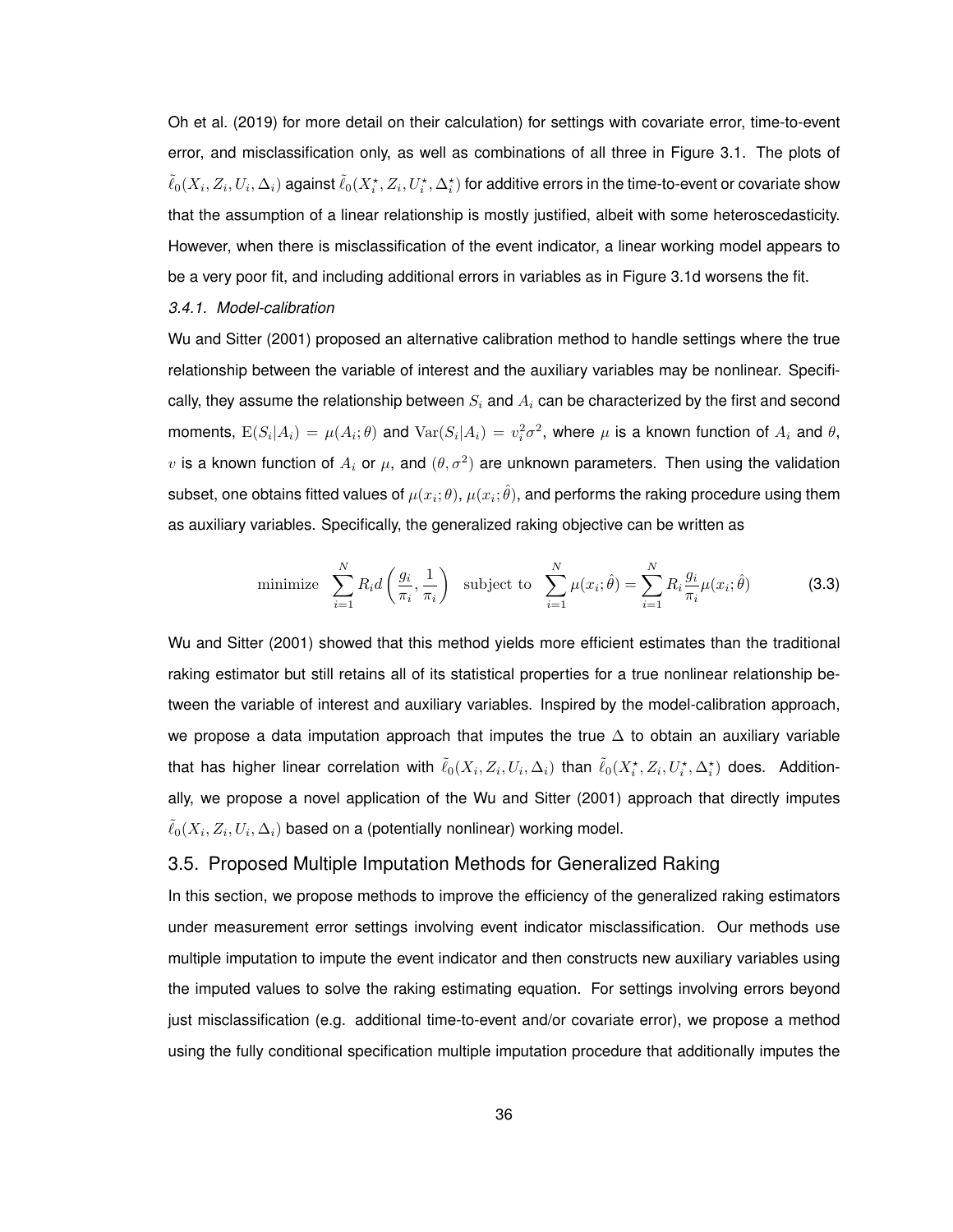Oh et al. (2019) for more detail on their calculation) for settings with covariate error, time-to-event error, and misclassification only, as well as combinations of all three in Figure 3.1. The plots of $\tilde{\ell}_0(X_i, Z_i, U_i, \Delta_i)$ against $\tilde{\ell}_0(X_i^\star, Z_i, U_i^\star, \Delta_i^\star)$ for additive errors in the time-to-event or covariate show that the assumption of a linear relationship is mostly justified, albeit with some heteroscedasticity. However, when there is misclassification of the event indicator, a linear working model appears to be a very poor fit, and including additional errors in variables as in Figure 3.1d worsens the fit.

#### *3.4.1. Model-calibration*

Wu and Sitter (2001) proposed an alternative calibration method to handle settings where the true relationship between the variable of interest and the auxiliary variables may be nonlinear. Specifically, they assume the relationship between $S_i$ and $A_i$ can be characterized by the first and second moments, $\mathrm{E}(S_i|A_i) = \mu(A_i; \theta)$ and $\mathrm{Var}(S_i|A_i) = v_i^2\sigma^2$, where $\mu$ is a known function of $A_i$ and $\theta$, $v$ is a known function of $A_i$ or $\mu$, and $(\theta, \sigma^2)$ are unknown parameters. Then using the validation subset, one obtains fitted values of $\mu(x_i; \theta)$, $\mu(x_i; \hat{\theta})$, and performs the raking procedure using them as auxiliary variables. Specifically, the generalized raking objective can be written as

$$\text{minimize} \quad \sum_{i=1}^{N} R_i d\left(\frac{g_i}{\pi_i}, \frac{1}{\pi_i}\right) \quad \text{subject to} \quad \sum_{i=1}^{N} \mu(x_i; \hat{\theta}) = \sum_{i=1}^{N} R_i \frac{g_i}{\pi_i} \mu(x_i; \hat{\theta}) \tag{3.3}$$

Wu and Sitter (2001) showed that this method yields more efficient estimates than the traditional raking estimator but still retains all of its statistical properties for a true nonlinear relationship between the variable of interest and auxiliary variables. Inspired by the model-calibration approach, we propose a data imputation approach that imputes the true $\Delta$ to obtain an auxiliary variable that has higher linear correlation with $\tilde{\ell}_0(X_i, Z_i, U_i, \Delta_i)$ than $\tilde{\ell}_0(X_i^\star, Z_i, U_i^\star, \Delta_i^\star)$ does. Additionally, we propose a novel application of the Wu and Sitter (2001) approach that directly imputes $\tilde{\ell}_0(X_i, Z_i, U_i, \Delta_i)$ based on a (potentially nonlinear) working model.

## 3.5. Proposed Multiple Imputation Methods for Generalized Raking

In this section, we propose methods to improve the efficiency of the generalized raking estimators under measurement error settings involving event indicator misclassification. Our methods use multiple imputation to impute the event indicator and then constructs new auxiliary variables using the imputed values to solve the raking estimating equation. For settings involving errors beyond just misclassification (e.g. additional time-to-event and/or covariate error), we propose a method using the fully conditional specification multiple imputation procedure that additionally imputes the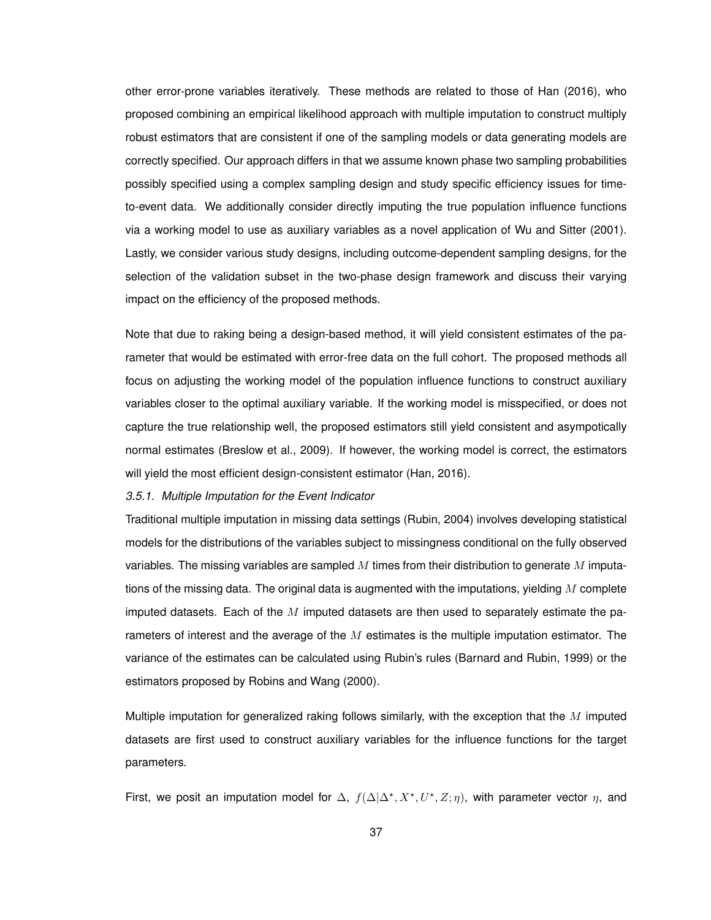other error-prone variables iteratively. These methods are related to those of Han (2016), who proposed combining an empirical likelihood approach with multiple imputation to construct multiply robust estimators that are consistent if one of the sampling models or data generating models are correctly specified. Our approach differs in that we assume known phase two sampling probabilities possibly specified using a complex sampling design and study specific efficiency issues for time-to-event data. We additionally consider directly imputing the true population influence functions via a working model to use as auxiliary variables as a novel application of Wu and Sitter (2001). Lastly, we consider various study designs, including outcome-dependent sampling designs, for the selection of the validation subset in the two-phase design framework and discuss their varying impact on the efficiency of the proposed methods.

Note that due to raking being a design-based method, it will yield consistent estimates of the parameter that would be estimated with error-free data on the full cohort. The proposed methods all focus on adjusting the working model of the population influence functions to construct auxiliary variables closer to the optimal auxiliary variable. If the working model is misspecified, or does not capture the true relationship well, the proposed estimators still yield consistent and asympotically normal estimates (Breslow et al., 2009). If however, the working model is correct, the estimators will yield the most efficient design-consistent estimator (Han, 2016).

*3.5.1. Multiple Imputation for the Event Indicator*

Traditional multiple imputation in missing data settings (Rubin, 2004) involves developing statistical models for the distributions of the variables subject to missingness conditional on the fully observed variables. The missing variables are sampled $M$ times from their distribution to generate $M$ imputations of the missing data. The original data is augmented with the imputations, yielding $M$ complete imputed datasets. Each of the $M$ imputed datasets are then used to separately estimate the parameters of interest and the average of the $M$ estimates is the multiple imputation estimator. The variance of the estimates can be calculated using Rubin's rules (Barnard and Rubin, 1999) or the estimators proposed by Robins and Wang (2000).

Multiple imputation for generalized raking follows similarly, with the exception that the $M$ imputed datasets are first used to construct auxiliary variables for the influence functions for the target parameters.

First, we posit an imputation model for $\Delta$, $f(\Delta|\Delta^{\star}, X^{\star}, U^{\star}, Z; \eta)$, with parameter vector $\eta$, and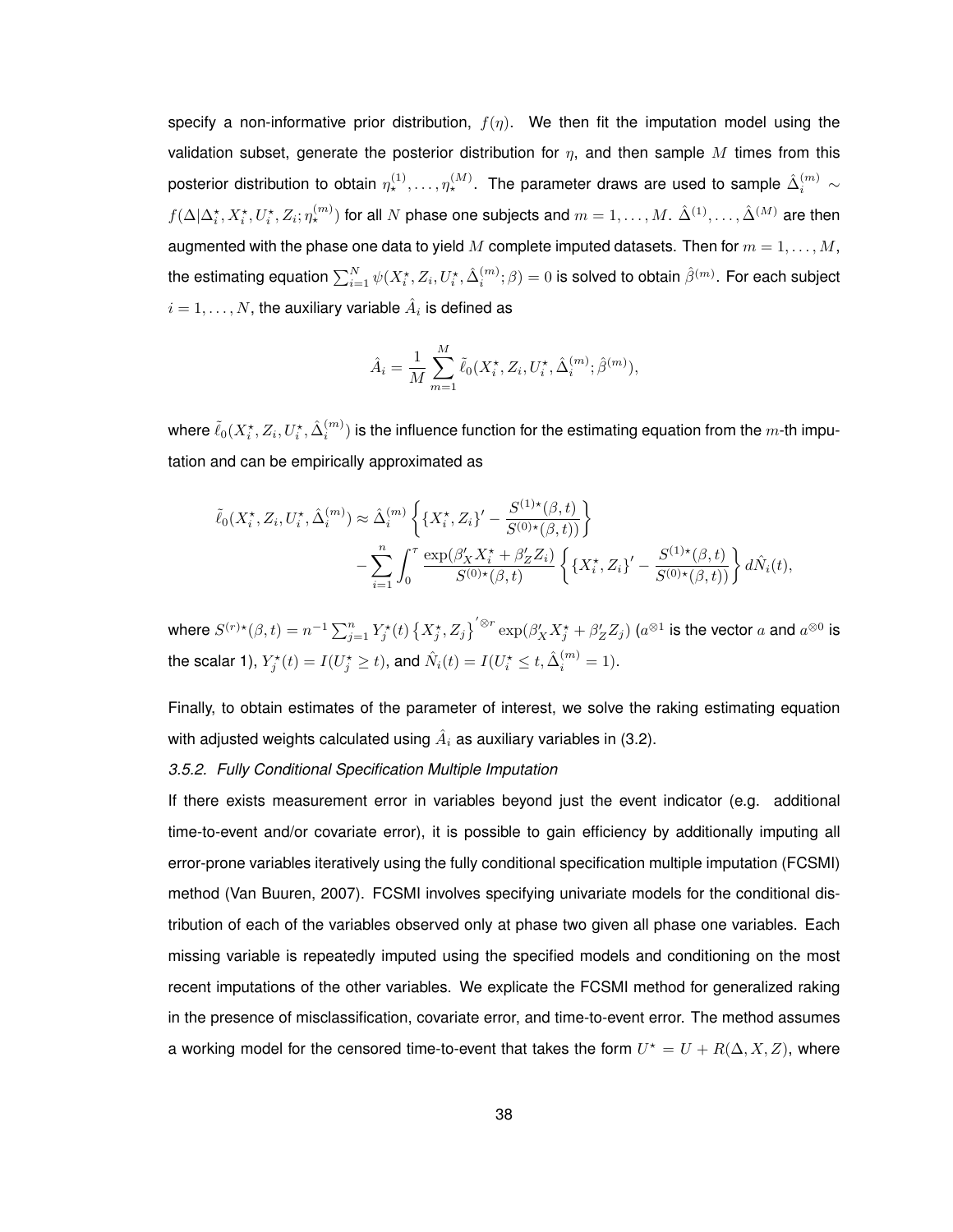specify a non-informative prior distribution, $f(\eta)$. We then fit the imputation model using the validation subset, generate the posterior distribution for $\eta$, and then sample $M$ times from this posterior distribution to obtain $\eta_\star^{(1)}, \ldots, \eta_\star^{(M)}$. The parameter draws are used to sample $\hat{\Delta}_i^{(m)} \sim f(\Delta|\Delta_i^\star, X_i^\star, U_i^\star, Z_i; \eta_\star^{(m)})$ for all $N$ phase one subjects and $m = 1, \ldots, M$. $\hat{\Delta}^{(1)}, \ldots, \hat{\Delta}^{(M)}$ are then augmented with the phase one data to yield $M$ complete imputed datasets. Then for $m = 1, \ldots, M$, the estimating equation $\sum_{i=1}^N \psi(X_i^\star, Z_i, U_i^\star, \hat{\Delta}_i^{(m)}; \beta) = 0$ is solved to obtain $\hat{\beta}^{(m)}$. For each subject $i = 1, \ldots, N$, the auxiliary variable $\hat{A}_i$ is defined as

$$\hat{A}_i = \frac{1}{M} \sum_{m=1}^M \tilde{\ell}_0(X_i^\star, Z_i, U_i^\star, \hat{\Delta}_i^{(m)}; \hat{\beta}^{(m)}),$$

where $\tilde{\ell}_0(X_i^\star, Z_i, U_i^\star, \hat{\Delta}_i^{(m)})$ is the influence function for the estimating equation from the $m$-th imputation and can be empirically approximated as

$$\begin{aligned}
\tilde{\ell}_0(X_i^\star, Z_i, U_i^\star, \hat{\Delta}_i^{(m)}) \approx \hat{\Delta}_i^{(m)} &\left\{ \{X_i^\star, Z_i\}' - \frac{S^{(1)\star}(\beta, t)}{S^{(0)\star}(\beta, t))} \right\} \\
&- \sum_{i=1}^n \int_0^\tau \frac{\exp(\beta_X' X_i^\star + \beta_Z' Z_i)}{S^{(0)\star}(\beta, t)} \left\{ \{X_i^\star, Z_i\}' - \frac{S^{(1)\star}(\beta, t)}{S^{(0)\star}(\beta, t))} \right\} d\hat{N}_i(t),
\end{aligned}$$

where $S^{(r)\star}(\beta, t) = n^{-1} \sum_{j=1}^n Y_j^\star(t) \left\{ X_j^\star, Z_j \right\}'^{\otimes r} \exp(\beta_X' X_j^\star + \beta_Z' Z_j)$ ($a^{\otimes 1}$ is the vector $a$ and $a^{\otimes 0}$ is the scalar 1), $Y_j^\star(t) = I(U_j^\star \geq t)$, and $\hat{N}_i(t) = I(U_i^\star \leq t, \hat{\Delta}_i^{(m)} = 1)$.

Finally, to obtain estimates of the parameter of interest, we solve the raking estimating equation with adjusted weights calculated using $\hat{A}_i$ as auxiliary variables in (3.2).

### *3.5.2. Fully Conditional Specification Multiple Imputation*

If there exists measurement error in variables beyond just the event indicator (e.g. additional time-to-event and/or covariate error), it is possible to gain efficiency by additionally imputing all error-prone variables iteratively using the fully conditional specification multiple imputation (FCSMI) method (Van Buuren, 2007). FCSMI involves specifying univariate models for the conditional distribution of each of the variables observed only at phase two given all phase one variables. Each missing variable is repeatedly imputed using the specified models and conditioning on the most recent imputations of the other variables. We explicate the FCSMI method for generalized raking in the presence of misclassification, covariate error, and time-to-event error. The method assumes a working model for the censored time-to-event that takes the form $U^\star = U + R(\Delta, X, Z)$, where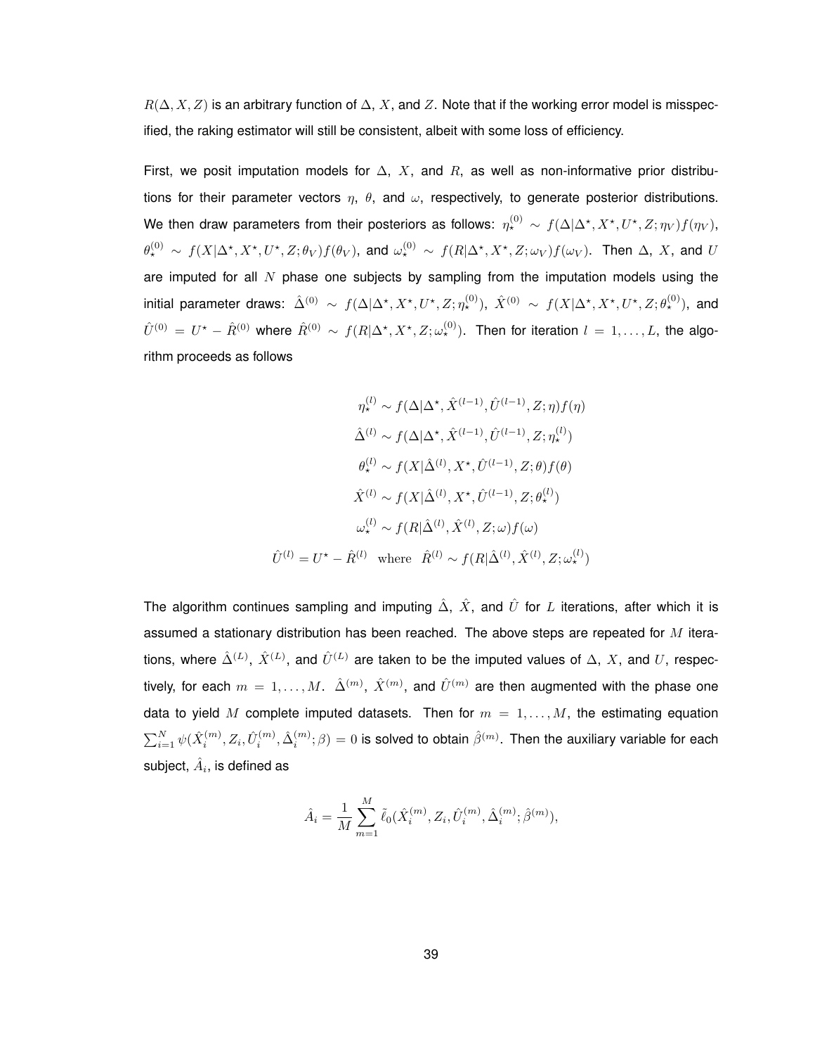$R(\Delta, X, Z)$ is an arbitrary function of $\Delta$, $X$, and $Z$. Note that if the working error model is misspecified, the raking estimator will still be consistent, albeit with some loss of efficiency.

First, we posit imputation models for $\Delta$, $X$, and $R$, as well as non-informative prior distributions for their parameter vectors $\eta$, $\theta$, and $\omega$, respectively, to generate posterior distributions. We then draw parameters from their posteriors as follows: $\eta_\star^{(0)} \sim f(\Delta|\Delta^\star, X^\star, U^\star, Z; \eta_V)f(\eta_V)$, $\theta_\star^{(0)} \sim f(X|\Delta^\star, X^\star, U^\star, Z; \theta_V)f(\theta_V)$, and $\omega_\star^{(0)} \sim f(R|\Delta^\star, X^\star, Z; \omega_V)f(\omega_V)$. Then $\Delta$, $X$, and $U$ are imputed for all $N$ phase one subjects by sampling from the imputation models using the initial parameter draws: $\hat{\Delta}^{(0)} \sim f(\Delta|\Delta^\star, X^\star, U^\star, Z; \eta_\star^{(0)})$, $\hat{X}^{(0)} \sim f(X|\Delta^\star, X^\star, U^\star, Z; \theta_\star^{(0)})$, and $\hat{U}^{(0)} = U^\star - \hat{R}^{(0)}$ where $\hat{R}^{(0)} \sim f(R|\Delta^\star, X^\star, Z; \omega_\star^{(0)})$. Then for iteration $l = 1, \ldots, L$, the algorithm proceeds as follows

$$
\begin{aligned}
\eta_\star^{(l)} &\sim f(\Delta|\Delta^\star, \hat{X}^{(l-1)}, \hat{U}^{(l-1)}, Z; \eta)f(\eta) \\
\hat{\Delta}^{(l)} &\sim f(\Delta|\Delta^\star, \hat{X}^{(l-1)}, \hat{U}^{(l-1)}, Z; \eta_\star^{(l)}) \\
\theta_\star^{(l)} &\sim f(X|\hat{\Delta}^{(l)}, X^\star, \hat{U}^{(l-1)}, Z; \theta)f(\theta) \\
\hat{X}^{(l)} &\sim f(X|\hat{\Delta}^{(l)}, X^\star, \hat{U}^{(l-1)}, Z; \theta_\star^{(l)}) \\
\omega_\star^{(l)} &\sim f(R|\hat{\Delta}^{(l)}, \hat{X}^{(l)}, Z; \omega)f(\omega) \\
\hat{U}^{(l)} = U^\star - \hat{R}^{(l)} \quad &\text{where} \quad \hat{R}^{(l)} \sim f(R|\hat{\Delta}^{(l)}, \hat{X}^{(l)}, Z; \omega_\star^{(l)})
\end{aligned}
$$

The algorithm continues sampling and imputing $\hat{\Delta}$, $\hat{X}$, and $\hat{U}$ for $L$ iterations, after which it is assumed a stationary distribution has been reached. The above steps are repeated for $M$ iterations, where $\hat{\Delta}^{(L)}$, $\hat{X}^{(L)}$, and $\hat{U}^{(L)}$ are taken to be the imputed values of $\Delta$, $X$, and $U$, respectively, for each $m = 1, \ldots, M$. $\hat{\Delta}^{(m)}$, $\hat{X}^{(m)}$, and $\hat{U}^{(m)}$ are then augmented with the phase one data to yield $M$ complete imputed datasets. Then for $m = 1, \ldots, M$, the estimating equation $\sum_{i=1}^{N} \psi(\hat{X}_i^{(m)}, Z_i, \hat{U}_i^{(m)}, \hat{\Delta}_i^{(m)}; \beta) = 0$ is solved to obtain $\hat{\beta}^{(m)}$. Then the auxiliary variable for each subject, $\hat{A}_i$, is defined as

$$
\hat{A}_i = \frac{1}{M} \sum_{m=1}^{M} \tilde{\ell}_0(\hat{X}_i^{(m)}, Z_i, \hat{U}_i^{(m)}, \hat{\Delta}_i^{(m)}; \hat{\beta}^{(m)}),
$$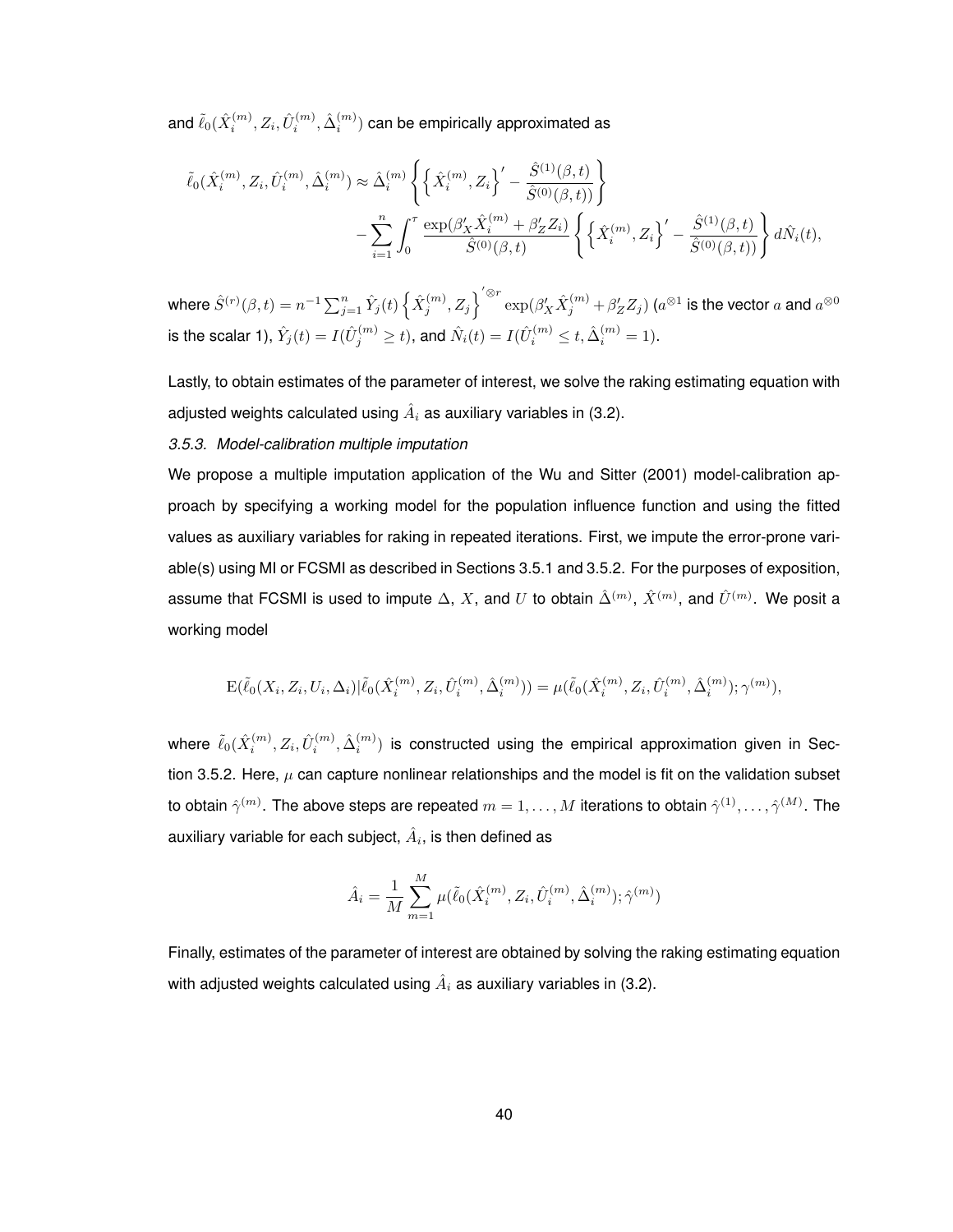and $\tilde{\ell}_0(\hat{X}_i^{(m)}, Z_i, \hat{U}_i^{(m)}, \hat{\Delta}_i^{(m)})$ can be empirically approximated as

$$
\begin{aligned}
\tilde{\ell}_0(\hat{X}_i^{(m)}, Z_i, \hat{U}_i^{(m)}, \hat{\Delta}_i^{(m)}) \approx \hat{\Delta}_i^{(m)} \left\{ \left\{ \hat{X}_i^{(m)}, Z_i \right\}' - \frac{\hat{S}^{(1)}(\beta, t)}{\hat{S}^{(0)}(\beta, t))} \right\} \\
- \sum_{i=1}^{n} \int_0^{\tau} \frac{\exp(\beta_X' \hat{X}_i^{(m)} + \beta_Z' Z_i)}{\hat{S}^{(0)}(\beta, t)} \left\{ \left\{ \hat{X}_i^{(m)}, Z_i \right\}' - \frac{\hat{S}^{(1)}(\beta, t)}{\hat{S}^{(0)}(\beta, t))} \right\} d\hat{N}_i(t),
\end{aligned}
$$

where $\hat{S}^{(r)}(\beta, t) = n^{-1} \sum_{j=1}^{n} \hat{Y}_j(t) \left\{ \hat{X}_j^{(m)}, Z_j \right\}'^{\otimes r} \exp(\beta_X' \hat{X}_j^{(m)} + \beta_Z' Z_j)$ ($a^{\otimes 1}$ is the vector $a$ and $a^{\otimes 0}$ is the scalar 1), $\hat{Y}_j(t) = I(\hat{U}_j^{(m)} \geq t)$, and $\hat{N}_i(t) = I(\hat{U}_i^{(m)} \leq t, \hat{\Delta}_i^{(m)} = 1)$.

Lastly, to obtain estimates of the parameter of interest, we solve the raking estimating equation with adjusted weights calculated using $\hat{A}_i$ as auxiliary variables in (3.2).

*3.5.3. Model-calibration multiple imputation*

We propose a multiple imputation application of the Wu and Sitter (2001) model-calibration approach by specifying a working model for the population influence function and using the fitted values as auxiliary variables for raking in repeated iterations. First, we impute the error-prone variable(s) using MI or FCSMI as described in Sections 3.5.1 and 3.5.2. For the purposes of exposition, assume that FCSMI is used to impute $\Delta$, $X$, and $U$ to obtain $\hat{\Delta}^{(m)}$, $\hat{X}^{(m)}$, and $\hat{U}^{(m)}$. We posit a working model

$$
\mathrm{E}(\tilde{\ell}_0(X_i, Z_i, U_i, \Delta_i) | \tilde{\ell}_0(\hat{X}_i^{(m)}, Z_i, \hat{U}_i^{(m)}, \hat{\Delta}_i^{(m)})) = \mu(\tilde{\ell}_0(\hat{X}_i^{(m)}, Z_i, \hat{U}_i^{(m)}, \hat{\Delta}_i^{(m)}); \gamma^{(m)}),
$$

where $\tilde{\ell}_0(\hat{X}_i^{(m)}, Z_i, \hat{U}_i^{(m)}, \hat{\Delta}_i^{(m)})$ is constructed using the empirical approximation given in Section 3.5.2. Here, $\mu$ can capture nonlinear relationships and the model is fit on the validation subset to obtain $\hat{\gamma}^{(m)}$. The above steps are repeated $m = 1, \ldots, M$ iterations to obtain $\hat{\gamma}^{(1)}, \ldots, \hat{\gamma}^{(M)}$. The auxiliary variable for each subject, $\hat{A}_i$, is then defined as

$$
\hat{A}_i = \frac{1}{M} \sum_{m=1}^{M} \mu(\tilde{\ell}_0(\hat{X}_i^{(m)}, Z_i, \hat{U}_i^{(m)}, \hat{\Delta}_i^{(m)}); \hat{\gamma}^{(m)})
$$

Finally, estimates of the parameter of interest are obtained by solving the raking estimating equation with adjusted weights calculated using $\hat{A}_i$ as auxiliary variables in (3.2).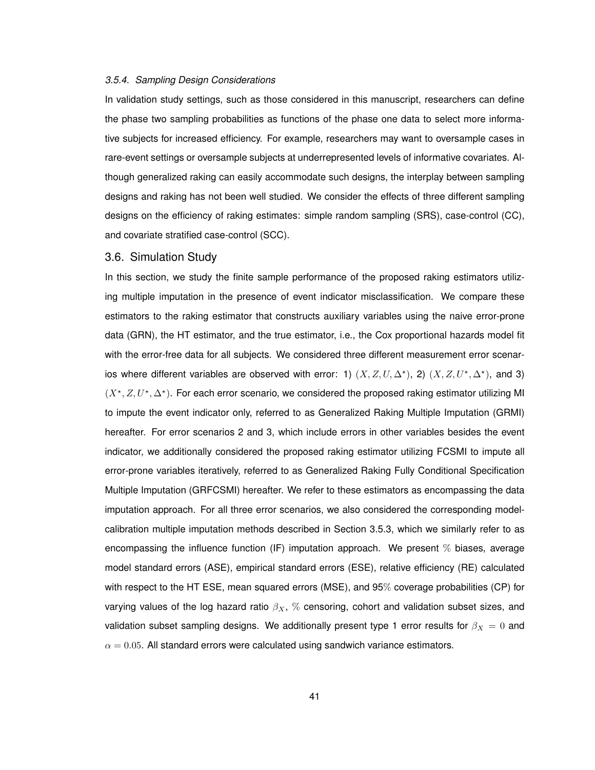#### *3.5.4. Sampling Design Considerations*

In validation study settings, such as those considered in this manuscript, researchers can define the phase two sampling probabilities as functions of the phase one data to select more informative subjects for increased efficiency. For example, researchers may want to oversample cases in rare-event settings or oversample subjects at underrepresented levels of informative covariates. Although generalized raking can easily accommodate such designs, the interplay between sampling designs and raking has not been well studied. We consider the effects of three different sampling designs on the efficiency of raking estimates: simple random sampling (SRS), case-control (CC), and covariate stratified case-control (SCC).

## 3.6. Simulation Study

In this section, we study the finite sample performance of the proposed raking estimators utilizing multiple imputation in the presence of event indicator misclassification. We compare these estimators to the raking estimator that constructs auxiliary variables using the naive error-prone data (GRN), the HT estimator, and the true estimator, i.e., the Cox proportional hazards model fit with the error-free data for all subjects. We considered three different measurement error scenarios where different variables are observed with error: 1) $(X, Z, U, \Delta^\star)$, 2) $(X, Z, U^\star, \Delta^\star)$, and 3) $(X^\star, Z, U^\star, \Delta^\star)$. For each error scenario, we considered the proposed raking estimator utilizing MI to impute the event indicator only, referred to as Generalized Raking Multiple Imputation (GRMI) hereafter. For error scenarios 2 and 3, which include errors in other variables besides the event indicator, we additionally considered the proposed raking estimator utilizing FCSMI to impute all error-prone variables iteratively, referred to as Generalized Raking Fully Conditional Specification Multiple Imputation (GRFCSMI) hereafter. We refer to these estimators as encompassing the data imputation approach. For all three error scenarios, we also considered the corresponding model-calibration multiple imputation methods described in Section 3.5.3, which we similarly refer to as encompassing the influence function (IF) imputation approach. We present % biases, average model standard errors (ASE), empirical standard errors (ESE), relative efficiency (RE) calculated with respect to the HT ESE, mean squared errors (MSE), and 95% coverage probabilities (CP) for varying values of the log hazard ratio $\beta_X$, % censoring, cohort and validation subset sizes, and validation subset sampling designs. We additionally present type 1 error results for $\beta_X = 0$ and $\alpha = 0.05$. All standard errors were calculated using sandwich variance estimators.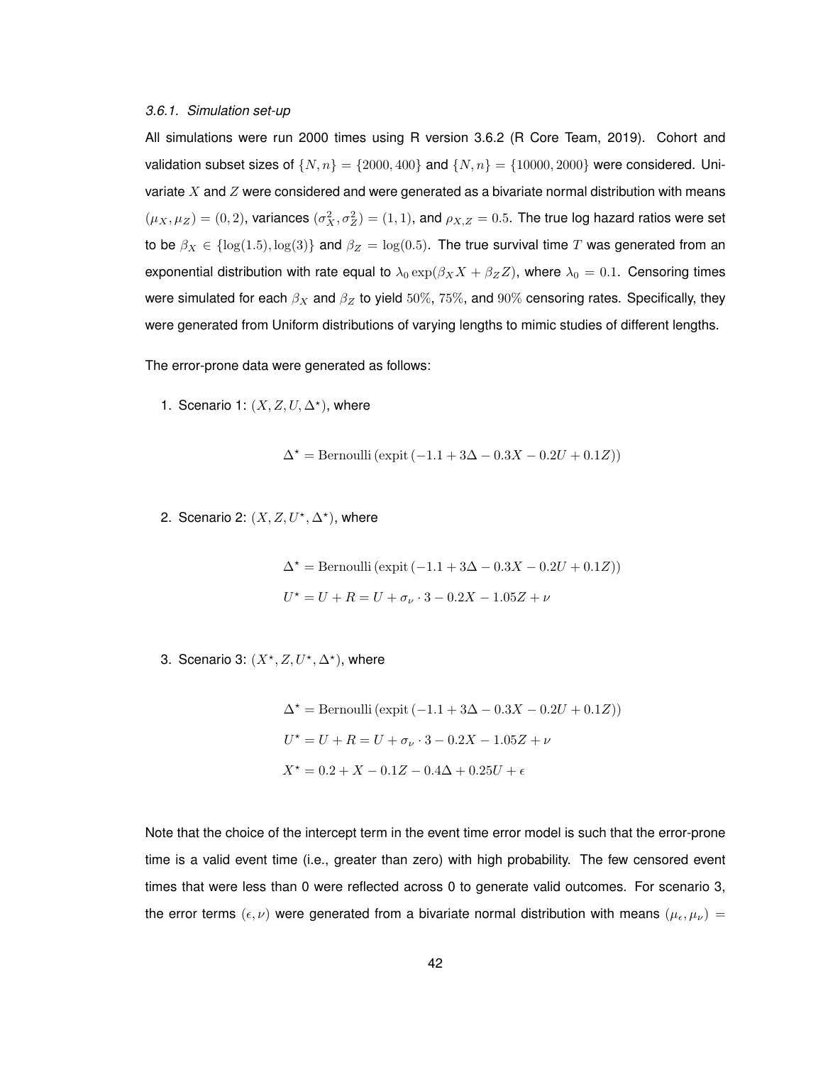#### *3.6.1. Simulation set-up*

All simulations were run 2000 times using R version 3.6.2 (R Core Team, 2019). Cohort and validation subset sizes of $\{N, n\} = \{2000, 400\}$ and $\{N, n\} = \{10000, 2000\}$ were considered. Univariate $X$ and $Z$ were considered and were generated as a bivariate normal distribution with means $(\mu_X, \mu_Z) = (0, 2)$, variances $(\sigma_X^2, \sigma_Z^2) = (1, 1)$, and $\rho_{X,Z} = 0.5$. The true log hazard ratios were set to be $\beta_X \in \{\log(1.5), \log(3)\}$ and $\beta_Z = \log(0.5)$. The true survival time $T$ was generated from an exponential distribution with rate equal to $\lambda_0 \exp(\beta_X X + \beta_Z Z)$, where $\lambda_0 = 0.1$. Censoring times were simulated for each $\beta_X$ and $\beta_Z$ to yield $50\%$, $75\%$, and $90\%$ censoring rates. Specifically, they were generated from Uniform distributions of varying lengths to mimic studies of different lengths.

The error-prone data were generated as follows:

1. Scenario 1: $(X, Z, U, \Delta^\star)$, where

$$\Delta^\star = \text{Bernoulli}\left(\text{expit}\left(-1.1 + 3\Delta - 0.3X - 0.2U + 0.1Z\right)\right)$$

2. Scenario 2: $(X, Z, U^\star, \Delta^\star)$, where

$$\Delta^\star = \text{Bernoulli}\left(\text{expit}\left(-1.1 + 3\Delta - 0.3X - 0.2U + 0.1Z\right)\right)$$
$$U^\star = U + R = U + \sigma_\nu \cdot 3 - 0.2X - 1.05Z + \nu$$

3. Scenario 3: $(X^\star, Z, U^\star, \Delta^\star)$, where

$$\Delta^\star = \text{Bernoulli}\left(\text{expit}\left(-1.1 + 3\Delta - 0.3X - 0.2U + 0.1Z\right)\right)$$
$$U^\star = U + R = U + \sigma_\nu \cdot 3 - 0.2X - 1.05Z + \nu$$
$$X^\star = 0.2 + X - 0.1Z - 0.4\Delta + 0.25U + \epsilon$$

Note that the choice of the intercept term in the event time error model is such that the error-prone time is a valid event time (i.e., greater than zero) with high probability. The few censored event times that were less than 0 were reflected across 0 to generate valid outcomes. For scenario 3, the error terms $(\epsilon, \nu)$ were generated from a bivariate normal distribution with means $(\mu_\epsilon, \mu_\nu) =$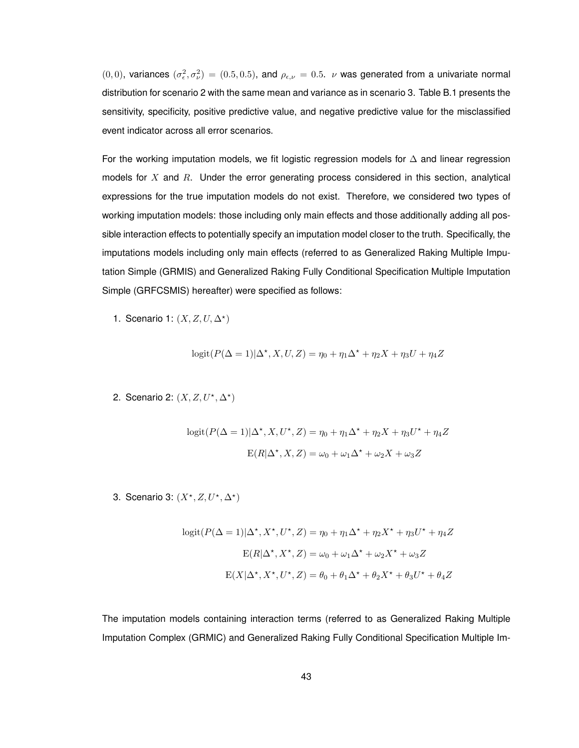$(0, 0)$, variances $(\sigma^2_\epsilon, \sigma^2_\nu) = (0.5, 0.5)$, and $\rho_{\epsilon,\nu} = 0.5$. $\nu$ was generated from a univariate normal distribution for scenario 2 with the same mean and variance as in scenario 3. Table B.1 presents the sensitivity, specificity, positive predictive value, and negative predictive value for the misclassified event indicator across all error scenarios.

For the working imputation models, we fit logistic regression models for $\Delta$ and linear regression models for $X$ and $R$. Under the error generating process considered in this section, analytical expressions for the true imputation models do not exist. Therefore, we considered two types of working imputation models: those including only main effects and those additionally adding all possible interaction effects to potentially specify an imputation model closer to the truth. Specifically, the imputations models including only main effects (referred to as Generalized Raking Multiple Imputation Simple (GRMIS) and Generalized Raking Fully Conditional Specification Multiple Imputation Simple (GRFCSMIS) hereafter) were specified as follows:

1. Scenario 1: $(X, Z, U, \Delta^\star)$

$$\text{logit}(P(\Delta = 1)|\Delta^\star, X, U, Z) = \eta_0 + \eta_1\Delta^\star + \eta_2 X + \eta_3 U + \eta_4 Z$$

2. Scenario 2: $(X, Z, U^\star, \Delta^\star)$

$$\text{logit}(P(\Delta = 1)|\Delta^\star, X, U^\star, Z) = \eta_0 + \eta_1\Delta^\star + \eta_2 X + \eta_3 U^\star + \eta_4 Z$$

$$\text{E}(R|\Delta^\star, X, Z) = \omega_0 + \omega_1\Delta^\star + \omega_2 X + \omega_3 Z$$

3. Scenario 3: $(X^\star, Z, U^\star, \Delta^\star)$

$$\text{logit}(P(\Delta = 1)|\Delta^\star, X^\star, U^\star, Z) = \eta_0 + \eta_1\Delta^\star + \eta_2 X^\star + \eta_3 U^\star + \eta_4 Z$$

$$\text{E}(R|\Delta^\star, X^\star, Z) = \omega_0 + \omega_1\Delta^\star + \omega_2 X^\star + \omega_3 Z$$

$$\text{E}(X|\Delta^\star, X^\star, U^\star, Z) = \theta_0 + \theta_1\Delta^\star + \theta_2 X^\star + \theta_3 U^\star + \theta_4 Z$$

The imputation models containing interaction terms (referred to as Generalized Raking Multiple Imputation Complex (GRMIC) and Generalized Raking Fully Conditional Specification Multiple Im-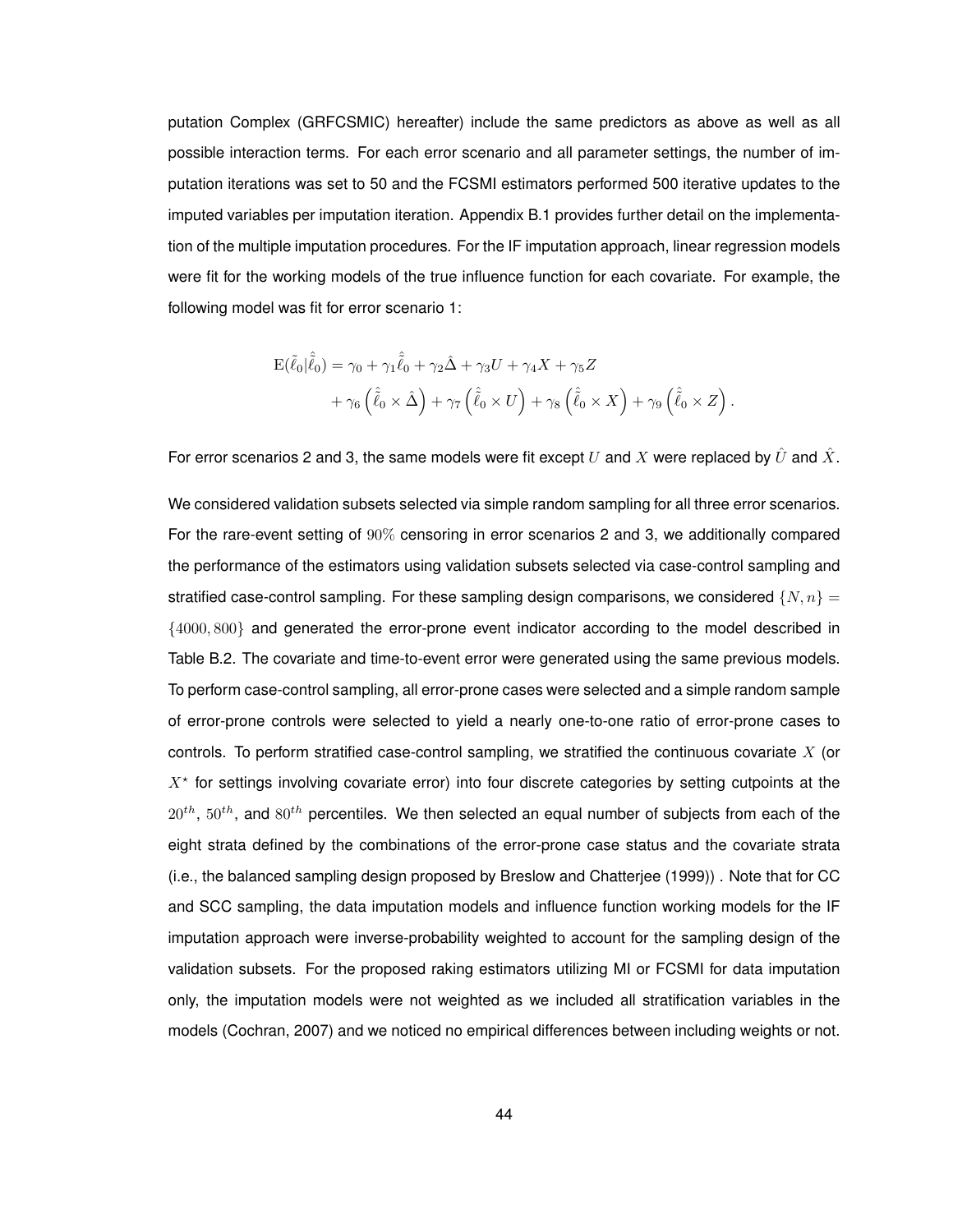putation Complex (GRFCSMIC) hereafter) include the same predictors as above as well as all possible interaction terms. For each error scenario and all parameter settings, the number of imputation iterations was set to 50 and the FCSMI estimators performed 500 iterative updates to the imputed variables per imputation iteration. Appendix B.1 provides further detail on the implementation of the multiple imputation procedures. For the IF imputation approach, linear regression models were fit for the working models of the true influence function for each covariate. For example, the following model was fit for error scenario 1:

$$
\begin{aligned}
\mathrm{E}(\tilde{\ell}_0|\hat{\tilde{\ell}}_0) &= \gamma_0 + \gamma_1 \hat{\tilde{\ell}}_0 + \gamma_2 \hat{\Delta} + \gamma_3 U + \gamma_4 X + \gamma_5 Z \\
&\quad + \gamma_6 \left(\hat{\tilde{\ell}}_0 \times \hat{\Delta}\right) + \gamma_7 \left(\hat{\tilde{\ell}}_0 \times U\right) + \gamma_8 \left(\hat{\tilde{\ell}}_0 \times X\right) + \gamma_9 \left(\hat{\tilde{\ell}}_0 \times Z\right).
\end{aligned}
$$

For error scenarios 2 and 3, the same models were fit except $U$ and $X$ were replaced by $\hat{U}$ and $\hat{X}$.

We considered validation subsets selected via simple random sampling for all three error scenarios. For the rare-event setting of $90\%$ censoring in error scenarios 2 and 3, we additionally compared the performance of the estimators using validation subsets selected via case-control sampling and stratified case-control sampling. For these sampling design comparisons, we considered $\{N, n\} = \{4000, 800\}$ and generated the error-prone event indicator according to the model described in Table B.2. The covariate and time-to-event error were generated using the same previous models. To perform case-control sampling, all error-prone cases were selected and a simple random sample of error-prone controls were selected to yield a nearly one-to-one ratio of error-prone cases to controls. To perform stratified case-control sampling, we stratified the continuous covariate $X$ (or $X^{\star}$ for settings involving covariate error) into four discrete categories by setting cutpoints at the $20^{th}$, $50^{th}$, and $80^{th}$ percentiles. We then selected an equal number of subjects from each of the eight strata defined by the combinations of the error-prone case status and the covariate strata (i.e., the balanced sampling design proposed by Breslow and Chatterjee (1999)) . Note that for CC and SCC sampling, the data imputation models and influence function working models for the IF imputation approach were inverse-probability weighted to account for the sampling design of the validation subsets. For the proposed raking estimators utilizing MI or FCSMI for data imputation only, the imputation models were not weighted as we included all stratification variables in the models (Cochran, 2007) and we noticed no empirical differences between including weights or not.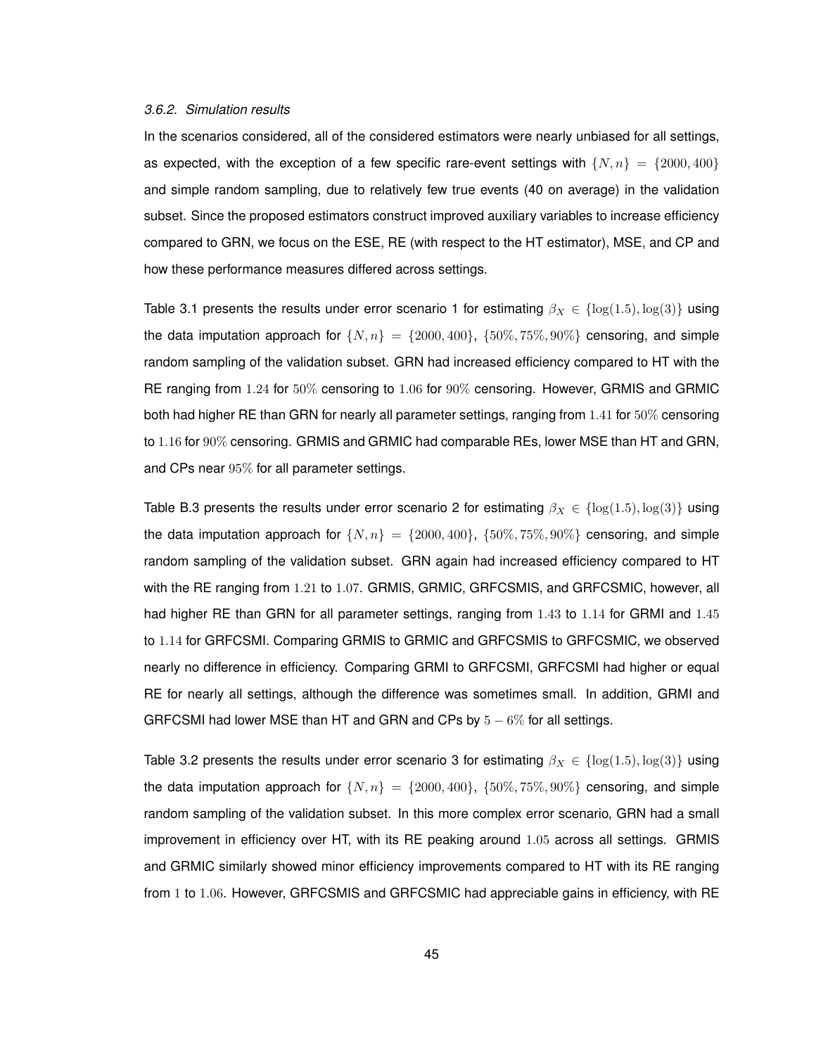### 3.6.2. Simulation results

In the scenarios considered, all of the considered estimators were nearly unbiased for all settings, as expected, with the exception of a few specific rare-event settings with $\{N, n\} = \{2000, 400\}$ and simple random sampling, due to relatively few true events (40 on average) in the validation subset. Since the proposed estimators construct improved auxiliary variables to increase efficiency compared to GRN, we focus on the ESE, RE (with respect to the HT estimator), MSE, and CP and how these performance measures differed across settings.

Table 3.1 presents the results under error scenario 1 for estimating $\beta_X \in \{\log(1.5), \log(3)\}$ using the data imputation approach for $\{N, n\} = \{2000, 400\}$, $\{50\%, 75\%, 90\%\}$ censoring, and simple random sampling of the validation subset. GRN had increased efficiency compared to HT with the RE ranging from $1.24$ for $50\%$ censoring to $1.06$ for $90\%$ censoring. However, GRMIS and GRMIC both had higher RE than GRN for nearly all parameter settings, ranging from $1.41$ for $50\%$ censoring to $1.16$ for $90\%$ censoring. GRMIS and GRMIC had comparable REs, lower MSE than HT and GRN, and CPs near $95\%$ for all parameter settings.

Table B.3 presents the results under error scenario 2 for estimating $\beta_X \in \{\log(1.5), \log(3)\}$ using the data imputation approach for $\{N, n\} = \{2000, 400\}$, $\{50\%, 75\%, 90\%\}$ censoring, and simple random sampling of the validation subset. GRN again had increased efficiency compared to HT with the RE ranging from $1.21$ to $1.07$. GRMIS, GRMIC, GRFCSMIS, and GRFCSMIC, however, all had higher RE than GRN for all parameter settings, ranging from $1.43$ to $1.14$ for GRMI and $1.45$ to $1.14$ for GRFCSMI. Comparing GRMIS to GRMIC and GRFCSMIS to GRFCSMIC, we observed nearly no difference in efficiency. Comparing GRMI to GRFCSMI, GRFCSMI had higher or equal RE for nearly all settings, although the difference was sometimes small. In addition, GRMI and GRFCSMI had lower MSE than HT and GRN and CPs by $5-6\%$ for all settings.

Table 3.2 presents the results under error scenario 3 for estimating $\beta_X \in \{\log(1.5), \log(3)\}$ using the data imputation approach for $\{N, n\} = \{2000, 400\}$, $\{50\%, 75\%, 90\%\}$ censoring, and simple random sampling of the validation subset. In this more complex error scenario, GRN had a small improvement in efficiency over HT, with its RE peaking around $1.05$ across all settings. GRMIS and GRMIC similarly showed minor efficiency improvements compared to HT with its RE ranging from $1$ to $1.06$. However, GRFCSMIS and GRFCSMIC had appreciable gains in efficiency, with RE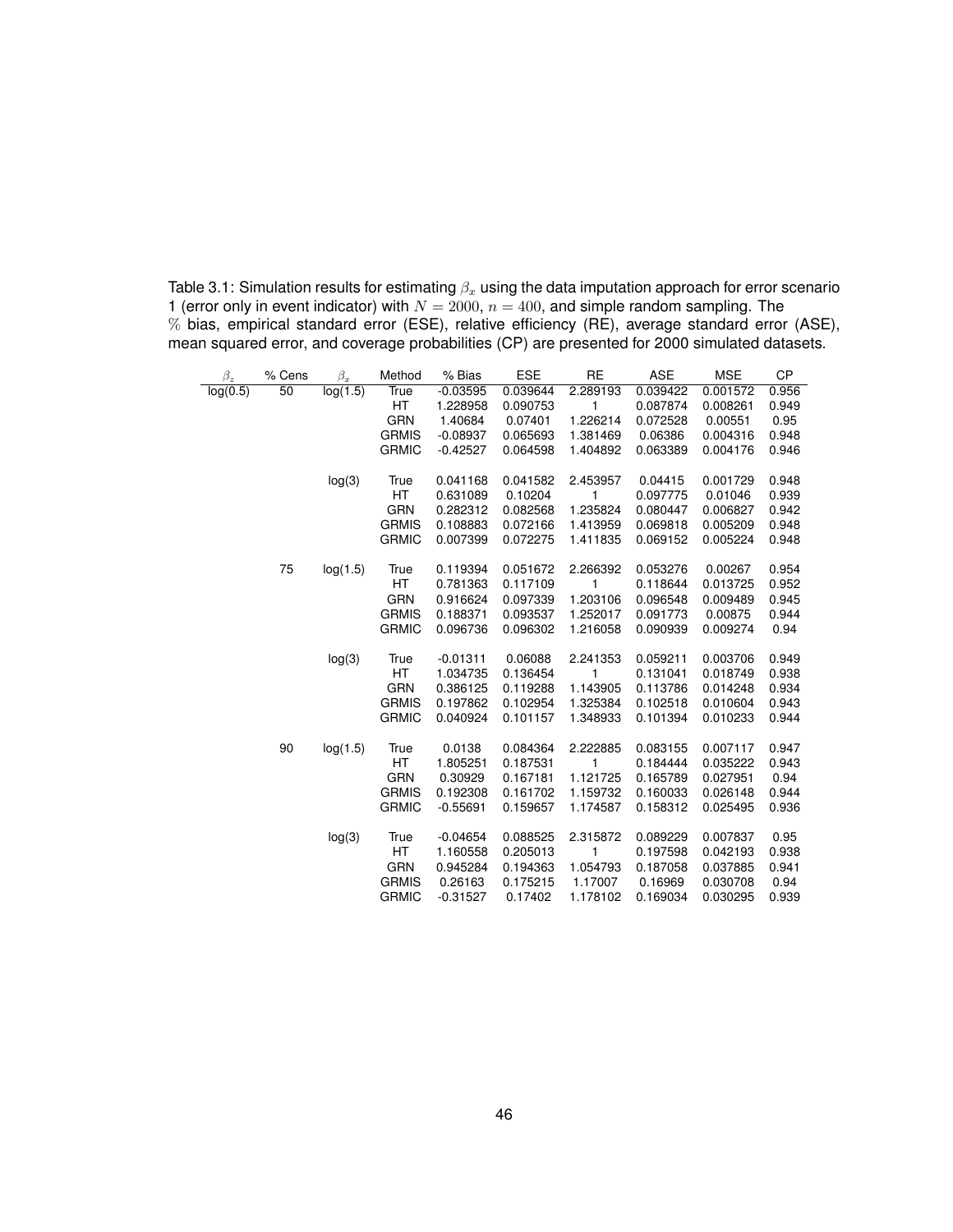Table 3.1: Simulation results for estimating $\beta_x$ using the data imputation approach for error scenario 1 (error only in event indicator) with $N = 2000$, $n = 400$, and simple random sampling. The $\%$ bias, empirical standard error (ESE), relative efficiency (RE), average standard error (ASE), mean squared error, and coverage probabilities (CP) are presented for 2000 simulated datasets.

| $\beta_z$ | % Cens | $\beta_x$ | Method | % Bias | ESE | RE | ASE | MSE | CP |
|---|---|---|---|---|---|---|---|---|---|
| log(0.5) | 50 | log(1.5) | True | -0.03595 | 0.039644 | 2.289193 | 0.039422 | 0.001572 | 0.956 |
| | | | HT | 1.228958 | 0.090753 | 1 | 0.087874 | 0.008261 | 0.949 |
| | | | GRN | 1.40684 | 0.07401 | 1.226214 | 0.072528 | 0.00551 | 0.95 |
| | | | GRMIS | -0.08937 | 0.065693 | 1.381469 | 0.06386 | 0.004316 | 0.948 |
| | | | GRMIC | -0.42527 | 0.064598 | 1.404892 | 0.063389 | 0.004176 | 0.946 |
| | | log(3) | True | 0.041168 | 0.041582 | 2.453957 | 0.04415 | 0.001729 | 0.948 |
| | | | HT | 0.631089 | 0.10204 | 1 | 0.097775 | 0.01046 | 0.939 |
| | | | GRN | 0.282312 | 0.082568 | 1.235824 | 0.080447 | 0.006827 | 0.942 |
| | | | GRMIS | 0.108883 | 0.072166 | 1.413959 | 0.069818 | 0.005209 | 0.948 |
| | | | GRMIC | 0.007399 | 0.072275 | 1.411835 | 0.069152 | 0.005224 | 0.948 |
| | 75 | log(1.5) | True | 0.119394 | 0.051672 | 2.266392 | 0.053276 | 0.00267 | 0.954 |
| | | | HT | 0.781363 | 0.117109 | 1 | 0.118644 | 0.013725 | 0.952 |
| | | | GRN | 0.916624 | 0.097339 | 1.203106 | 0.096548 | 0.009489 | 0.945 |
| | | | GRMIS | 0.188371 | 0.093537 | 1.252017 | 0.091773 | 0.00875 | 0.944 |
| | | | GRMIC | 0.096736 | 0.096302 | 1.216058 | 0.090939 | 0.009274 | 0.94 |
| | | log(3) | True | -0.01311 | 0.06088 | 2.241353 | 0.059211 | 0.003706 | 0.949 |
| | | | HT | 1.034735 | 0.136454 | 1 | 0.131041 | 0.018749 | 0.938 |
| | | | GRN | 0.386125 | 0.119288 | 1.143905 | 0.113786 | 0.014248 | 0.934 |
| | | | GRMIS | 0.197862 | 0.102954 | 1.325384 | 0.102518 | 0.010604 | 0.943 |
| | | | GRMIC | 0.040924 | 0.101157 | 1.348933 | 0.101394 | 0.010233 | 0.944 |
| | 90 | log(1.5) | True | 0.0138 | 0.084364 | 2.222885 | 0.083155 | 0.007117 | 0.947 |
| | | | HT | 1.805251 | 0.187531 | 1 | 0.184444 | 0.035222 | 0.943 |
| | | | GRN | 0.30929 | 0.167181 | 1.121725 | 0.165789 | 0.027951 | 0.94 |
| | | | GRMIS | 0.192308 | 0.161702 | 1.159732 | 0.160033 | 0.026148 | 0.944 |
| | | | GRMIC | -0.55691 | 0.159657 | 1.174587 | 0.158312 | 0.025495 | 0.936 |
| | | log(3) | True | -0.04654 | 0.088525 | 2.315872 | 0.089229 | 0.007837 | 0.95 |
| | | | HT | 1.160558 | 0.205013 | 1 | 0.197598 | 0.042193 | 0.938 |
| | | | GRN | 0.945284 | 0.194363 | 1.054793 | 0.187058 | 0.037885 | 0.941 |
| | | | GRMIS | 0.26163 | 0.175215 | 1.17007 | 0.16969 | 0.030708 | 0.94 |
| | | | GRMIC | -0.31527 | 0.17402 | 1.178102 | 0.169034 | 0.030295 | 0.939 |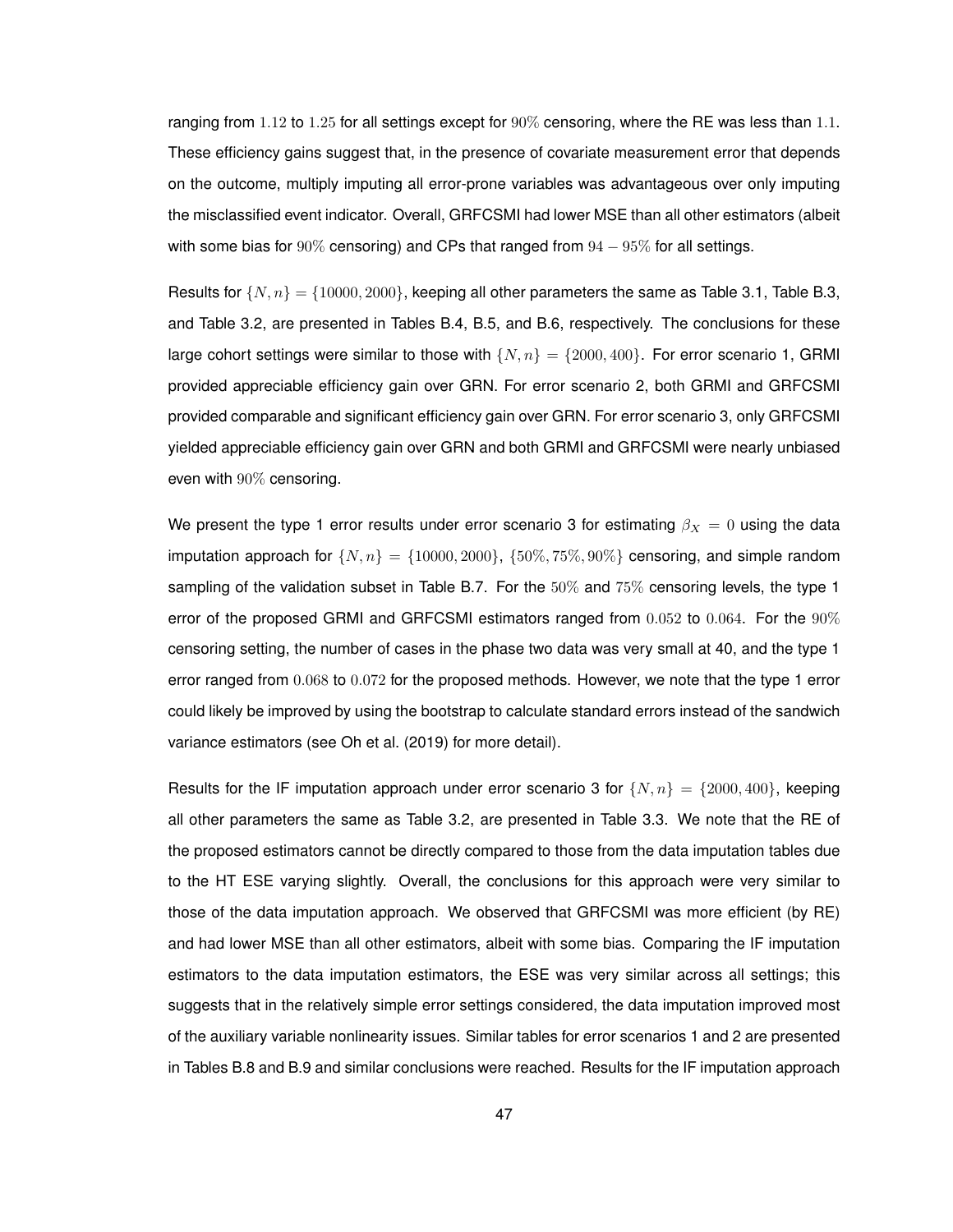ranging from $1.12$ to $1.25$ for all settings except for $90\%$ censoring, where the RE was less than $1.1$. These efficiency gains suggest that, in the presence of covariate measurement error that depends on the outcome, multiply imputing all error-prone variables was advantageous over only imputing the misclassified event indicator. Overall, GRFCSMI had lower MSE than all other estimators (albeit with some bias for $90\%$ censoring) and CPs that ranged from $94-95\%$ for all settings.

Results for $\{N, n\} = \{10000, 2000\}$, keeping all other parameters the same as Table 3.1, Table B.3, and Table 3.2, are presented in Tables B.4, B.5, and B.6, respectively. The conclusions for these large cohort settings were similar to those with $\{N, n\} = \{2000, 400\}$. For error scenario 1, GRMI provided appreciable efficiency gain over GRN. For error scenario 2, both GRMI and GRFCSMI provided comparable and significant efficiency gain over GRN. For error scenario 3, only GRFCSMI yielded appreciable efficiency gain over GRN and both GRMI and GRFCSMI were nearly unbiased even with $90\%$ censoring.

We present the type 1 error results under error scenario 3 for estimating $\beta_X = 0$ using the data imputation approach for $\{N, n\} = \{10000, 2000\}$, $\{50\%, 75\%, 90\%\}$ censoring, and simple random sampling of the validation subset in Table B.7. For the $50\%$ and $75\%$ censoring levels, the type 1 error of the proposed GRMI and GRFCSMI estimators ranged from $0.052$ to $0.064$. For the $90\%$ censoring setting, the number of cases in the phase two data was very small at 40, and the type 1 error ranged from $0.068$ to $0.072$ for the proposed methods. However, we note that the type 1 error could likely be improved by using the bootstrap to calculate standard errors instead of the sandwich variance estimators (see Oh et al. (2019) for more detail).

Results for the IF imputation approach under error scenario 3 for $\{N, n\} = \{2000, 400\}$, keeping all other parameters the same as Table 3.2, are presented in Table 3.3. We note that the RE of the proposed estimators cannot be directly compared to those from the data imputation tables due to the HT ESE varying slightly. Overall, the conclusions for this approach were very similar to those of the data imputation approach. We observed that GRFCSMI was more efficient (by RE) and had lower MSE than all other estimators, albeit with some bias. Comparing the IF imputation estimators to the data imputation estimators, the ESE was very similar across all settings; this suggests that in the relatively simple error settings considered, the data imputation improved most of the auxiliary variable nonlinearity issues. Similar tables for error scenarios 1 and 2 are presented in Tables B.8 and B.9 and similar conclusions were reached. Results for the IF imputation approach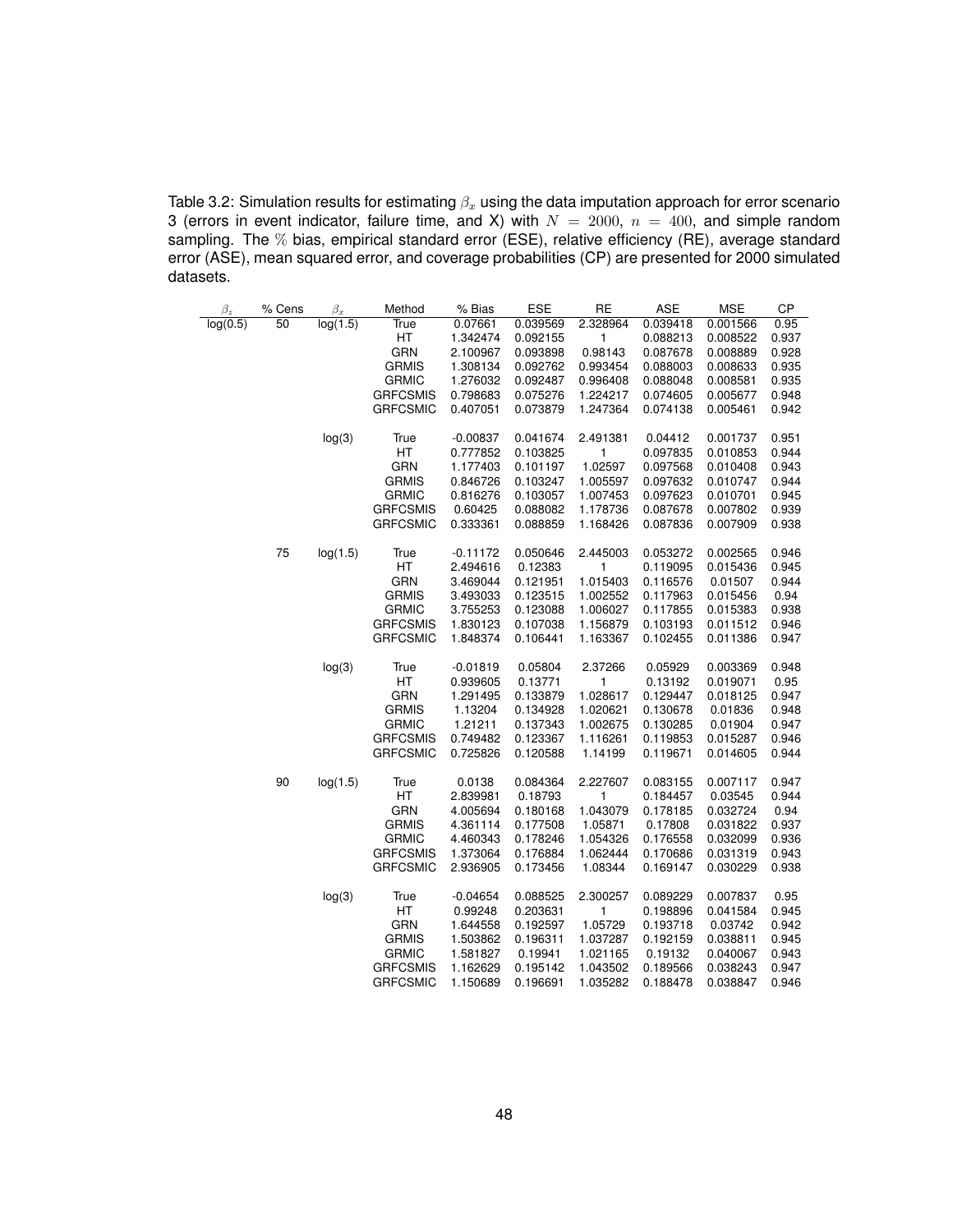Table 3.2: Simulation results for estimating $\beta_x$ using the data imputation approach for error scenario 3 (errors in event indicator, failure time, and X) with $N = 2000$, $n = 400$, and simple random sampling. The % bias, empirical standard error (ESE), relative efficiency (RE), average standard error (ASE), mean squared error, and coverage probabilities (CP) are presented for 2000 simulated datasets.

| $\beta_z$ | % Cens | $\beta_x$ | Method | % Bias | ESE | RE | ASE | MSE | CP |
|---|---|---|---|---|---|---|---|---|---|
| log(0.5) | 50 | log(1.5) | True | 0.07661 | 0.039569 | 2.328964 | 0.039418 | 0.001566 | 0.95 |
| | | | HT | 1.342474 | 0.092155 | 1 | 0.088213 | 0.008522 | 0.937 |
| | | | GRN | 2.100967 | 0.093898 | 0.98143 | 0.087678 | 0.008889 | 0.928 |
| | | | GRMIS | 1.308134 | 0.092762 | 0.993454 | 0.088003 | 0.008633 | 0.935 |
| | | | GRMIC | 1.276032 | 0.092487 | 0.996408 | 0.088048 | 0.008581 | 0.935 |
| | | | GRFCSMIS | 0.798683 | 0.075276 | 1.224217 | 0.074605 | 0.005677 | 0.948 |
| | | | GRFCSMIC | 0.407051 | 0.073879 | 1.247364 | 0.074138 | 0.005461 | 0.942 |
| | | log(3) | True | -0.00837 | 0.041674 | 2.491381 | 0.04412 | 0.001737 | 0.951 |
| | | | HT | 0.777852 | 0.103825 | 1 | 0.097835 | 0.010853 | 0.944 |
| | | | GRN | 1.177403 | 0.101197 | 1.02597 | 0.097568 | 0.010408 | 0.943 |
| | | | GRMIS | 0.846726 | 0.103247 | 1.005597 | 0.097632 | 0.010747 | 0.944 |
| | | | GRMIC | 0.816276 | 0.103057 | 1.007453 | 0.097623 | 0.010701 | 0.945 |
| | | | GRFCSMIS | 0.60425 | 0.088082 | 1.178736 | 0.087678 | 0.007802 | 0.939 |
| | | | GRFCSMIC | 0.333361 | 0.088859 | 1.168426 | 0.087836 | 0.007909 | 0.938 |
| | 75 | log(1.5) | True | -0.11172 | 0.050646 | 2.445003 | 0.053272 | 0.002565 | 0.946 |
| | | | HT | 2.494616 | 0.12383 | 1 | 0.119095 | 0.015436 | 0.945 |
| | | | GRN | 3.469044 | 0.121951 | 1.015403 | 0.116576 | 0.01507 | 0.944 |
| | | | GRMIS | 3.493033 | 0.123515 | 1.002552 | 0.117963 | 0.015456 | 0.94 |
| | | | GRMIC | 3.755253 | 0.123088 | 1.006027 | 0.117855 | 0.015383 | 0.938 |
| | | | GRFCSMIS | 1.830123 | 0.107038 | 1.156879 | 0.103193 | 0.011512 | 0.946 |
| | | | GRFCSMIC | 1.848374 | 0.106441 | 1.163367 | 0.102455 | 0.011386 | 0.947 |
| | | log(3) | True | -0.01819 | 0.05804 | 2.37266 | 0.05929 | 0.003369 | 0.948 |
| | | | HT | 0.939605 | 0.13771 | 1 | 0.13192 | 0.019071 | 0.95 |
| | | | GRN | 1.291495 | 0.133879 | 1.028617 | 0.129447 | 0.018125 | 0.947 |
| | | | GRMIS | 1.13204 | 0.134928 | 1.020621 | 0.130678 | 0.01836 | 0.948 |
| | | | GRMIC | 1.21211 | 0.137343 | 1.002675 | 0.130285 | 0.01904 | 0.947 |
| | | | GRFCSMIS | 0.749482 | 0.123367 | 1.116261 | 0.119853 | 0.015287 | 0.946 |
| | | | GRFCSMIC | 0.725826 | 0.120588 | 1.14199 | 0.119671 | 0.014605 | 0.944 |
| | 90 | log(1.5) | True | 0.0138 | 0.084364 | 2.227607 | 0.083155 | 0.007117 | 0.947 |
| | | | HT | 2.839981 | 0.18793 | 1 | 0.184457 | 0.03545 | 0.944 |
| | | | GRN | 4.005694 | 0.180168 | 1.043079 | 0.178185 | 0.032724 | 0.94 |
| | | | GRMIS | 4.361114 | 0.177508 | 1.05871 | 0.17808 | 0.031822 | 0.937 |
| | | | GRMIC | 4.460343 | 0.178246 | 1.054326 | 0.176558 | 0.032099 | 0.936 |
| | | | GRFCSMIS | 1.373064 | 0.176884 | 1.062444 | 0.170686 | 0.031319 | 0.943 |
| | | | GRFCSMIC | 2.936905 | 0.173456 | 1.08344 | 0.169147 | 0.030229 | 0.938 |
| | | log(3) | True | -0.04654 | 0.088525 | 2.300257 | 0.089229 | 0.007837 | 0.95 |
| | | | HT | 0.99248 | 0.203631 | 1 | 0.198896 | 0.041584 | 0.945 |
| | | | GRN | 1.644558 | 0.192597 | 1.05729 | 0.193718 | 0.03742 | 0.942 |
| | | | GRMIS | 1.503862 | 0.196311 | 1.037287 | 0.192159 | 0.038811 | 0.945 |
| | | | GRMIC | 1.581827 | 0.19941 | 1.021165 | 0.19132 | 0.040067 | 0.943 |
| | | | GRFCSMIS | 1.162629 | 0.195142 | 1.043502 | 0.189566 | 0.038243 | 0.947 |
| | | | GRFCSMIC | 1.150689 | 0.196691 | 1.035282 | 0.188478 | 0.038847 | 0.946 |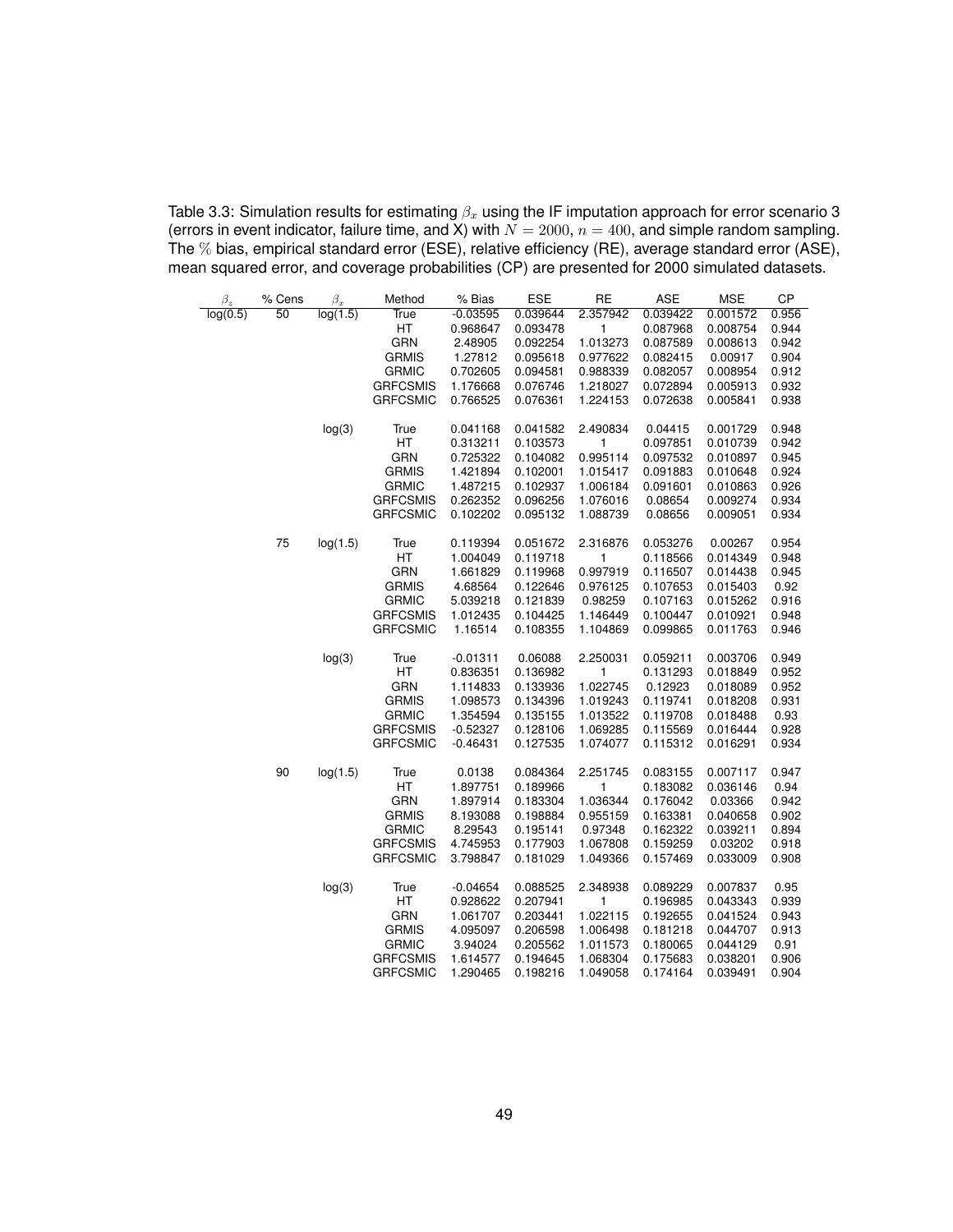Table 3.3: Simulation results for estimating $\beta_x$ using the IF imputation approach for error scenario 3 (errors in event indicator, failure time, and X) with $N = 2000$, $n = 400$, and simple random sampling. The % bias, empirical standard error (ESE), relative efficiency (RE), average standard error (ASE), mean squared error, and coverage probabilities (CP) are presented for 2000 simulated datasets.

| $\beta_z$ | % Cens | $\beta_x$ | Method | % Bias | ESE | RE | ASE | MSE | CP |
|---|---|---|---|---|---|---|---|---|---|
| log(0.5) | 50 | log(1.5) | True | -0.03595 | 0.039644 | 2.357942 | 0.039422 | 0.001572 | 0.956 |
| | | | HT | 0.968647 | 0.093478 | 1 | 0.087968 | 0.008754 | 0.944 |
| | | | GRN | 2.48905 | 0.092254 | 1.013273 | 0.087589 | 0.008613 | 0.942 |
| | | | GRMIS | 1.27812 | 0.095618 | 0.977622 | 0.082415 | 0.00917 | 0.904 |
| | | | GRMIC | 0.702605 | 0.094581 | 0.988339 | 0.082057 | 0.008954 | 0.912 |
| | | | GRFCSMIS | 1.176668 | 0.076746 | 1.218027 | 0.072894 | 0.005913 | 0.932 |
| | | | GRFCSMIC | 0.766525 | 0.076361 | 1.224153 | 0.072638 | 0.005841 | 0.938 |
| | | log(3) | True | 0.041168 | 0.041582 | 2.490834 | 0.04415 | 0.001729 | 0.948 |
| | | | HT | 0.313211 | 0.103573 | 1 | 0.097851 | 0.010739 | 0.942 |
| | | | GRN | 0.725322 | 0.104082 | 0.995114 | 0.097532 | 0.010897 | 0.945 |
| | | | GRMIS | 1.421894 | 0.102001 | 1.015417 | 0.091883 | 0.010648 | 0.924 |
| | | | GRMIC | 1.487215 | 0.102937 | 1.006184 | 0.091601 | 0.010863 | 0.926 |
| | | | GRFCSMIS | 0.262352 | 0.096256 | 1.076016 | 0.08654 | 0.009274 | 0.934 |
| | | | GRFCSMIC | 0.102202 | 0.095132 | 1.088739 | 0.08656 | 0.009051 | 0.934 |
| | 75 | log(1.5) | True | 0.119394 | 0.051672 | 2.316876 | 0.053276 | 0.00267 | 0.954 |
| | | | HT | 1.004049 | 0.119718 | 1 | 0.118566 | 0.014349 | 0.948 |
| | | | GRN | 1.661829 | 0.119968 | 0.997919 | 0.116507 | 0.014438 | 0.945 |
| | | | GRMIS | 4.68564 | 0.122646 | 0.976125 | 0.107653 | 0.015403 | 0.92 |
| | | | GRMIC | 5.039218 | 0.121839 | 0.98259 | 0.107163 | 0.015262 | 0.916 |
| | | | GRFCSMIS | 1.012435 | 0.104425 | 1.146449 | 0.100447 | 0.010921 | 0.948 |
| | | | GRFCSMIC | 1.16514 | 0.108355 | 1.104869 | 0.099865 | 0.011763 | 0.946 |
| | | log(3) | True | -0.01311 | 0.06088 | 2.250031 | 0.059211 | 0.003706 | 0.949 |
| | | | HT | 0.836351 | 0.136982 | 1 | 0.131293 | 0.018849 | 0.952 |
| | | | GRN | 1.114833 | 0.133936 | 1.022745 | 0.12923 | 0.018089 | 0.952 |
| | | | GRMIS | 1.098573 | 0.134396 | 1.019243 | 0.119741 | 0.018208 | 0.931 |
| | | | GRMIC | 1.354594 | 0.135155 | 1.013522 | 0.119708 | 0.018488 | 0.93 |
| | | | GRFCSMIS | -0.52327 | 0.128106 | 1.069285 | 0.115569 | 0.016444 | 0.928 |
| | | | GRFCSMIC | -0.46431 | 0.127535 | 1.074077 | 0.115312 | 0.016291 | 0.934 |
| | 90 | log(1.5) | True | 0.0138 | 0.084364 | 2.251745 | 0.083155 | 0.007117 | 0.947 |
| | | | HT | 1.897751 | 0.189966 | 1 | 0.183082 | 0.036146 | 0.94 |
| | | | GRN | 1.897914 | 0.183304 | 1.036344 | 0.176042 | 0.03366 | 0.942 |
| | | | GRMIS | 8.193088 | 0.198884 | 0.955159 | 0.163381 | 0.040658 | 0.902 |
| | | | GRMIC | 8.29543 | 0.195141 | 0.97348 | 0.162322 | 0.039211 | 0.894 |
| | | | GRFCSMIS | 4.745953 | 0.177903 | 1.067808 | 0.159259 | 0.03202 | 0.918 |
| | | | GRFCSMIC | 3.798847 | 0.181029 | 1.049366 | 0.157469 | 0.033009 | 0.908 |
| | | log(3) | True | -0.04654 | 0.088525 | 2.348938 | 0.089229 | 0.007837 | 0.95 |
| | | | HT | 0.928622 | 0.207941 | 1 | 0.196985 | 0.043343 | 0.939 |
| | | | GRN | 1.061707 | 0.203441 | 1.022115 | 0.192655 | 0.041524 | 0.943 |
| | | | GRMIS | 4.095097 | 0.206598 | 1.006498 | 0.181218 | 0.044707 | 0.913 |
| | | | GRMIC | 3.94024 | 0.205562 | 1.011573 | 0.180065 | 0.044129 | 0.91 |
| | | | GRFCSMIS | 1.614577 | 0.194645 | 1.068304 | 0.175683 | 0.038201 | 0.906 |
| | | | GRFCSMIC | 1.290465 | 0.198216 | 1.049058 | 0.174164 | 0.039491 | 0.904 |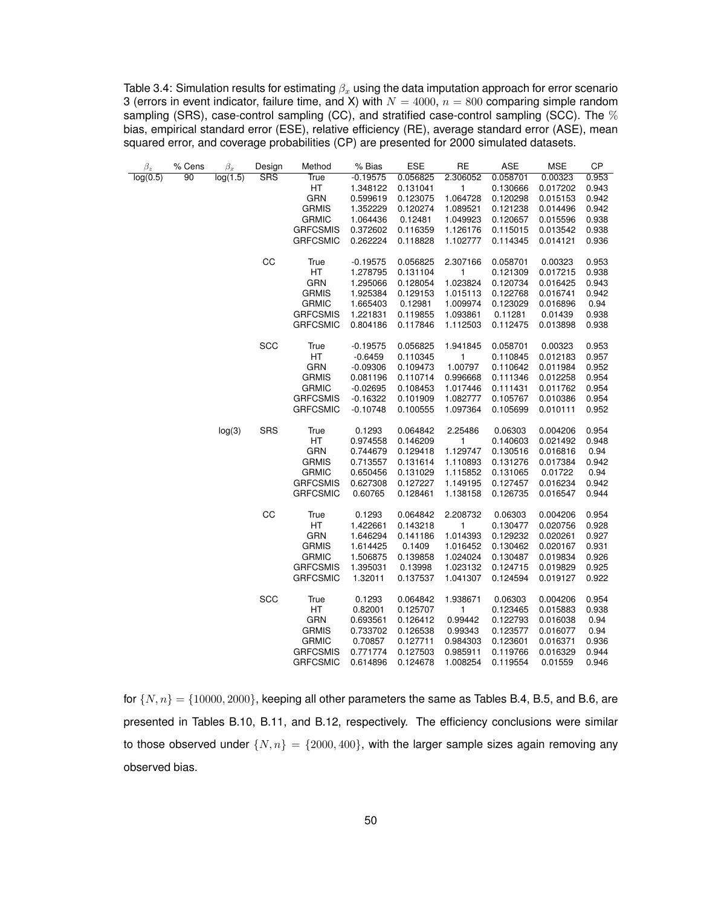Table 3.4: Simulation results for estimating $\beta_x$ using the data imputation approach for error scenario 3 (errors in event indicator, failure time, and X) with $N = 4000$, $n = 800$ comparing simple random sampling (SRS), case-control sampling (CC), and stratified case-control sampling (SCC). The % bias, empirical standard error (ESE), relative efficiency (RE), average standard error (ASE), mean squared error, and coverage probabilities (CP) are presented for 2000 simulated datasets.

| $\beta_z$ | % Cens | $\beta_x$ | Design | Method | % Bias | ESE | RE | ASE | MSE | CP |
|---|---|---|---|---|---|---|---|---|---|---|
| log(0.5) | 90 | log(1.5) | SRS | True | -0.19575 | 0.056825 | 2.306052 | 0.058701 | 0.00323 | 0.953 |
| | | | | HT | 1.348122 | 0.131041 | 1 | 0.130666 | 0.017202 | 0.943 |
| | | | | GRN | 0.599619 | 0.123075 | 1.064728 | 0.120298 | 0.015153 | 0.942 |
| | | | | GRMIS | 1.352229 | 0.120274 | 1.089521 | 0.121238 | 0.014496 | 0.942 |
| | | | | GRMIC | 1.064436 | 0.12481 | 1.049923 | 0.120657 | 0.015596 | 0.938 |
| | | | | GRFCSMIS | 0.372602 | 0.116359 | 1.126176 | 0.115015 | 0.013542 | 0.938 |
| | | | | GRFCSMIC | 0.262224 | 0.118828 | 1.102777 | 0.114345 | 0.014121 | 0.936 |
| | | | CC | True | -0.19575 | 0.056825 | 2.307166 | 0.058701 | 0.00323 | 0.953 |
| | | | | HT | 1.278795 | 0.131104 | 1 | 0.121309 | 0.017215 | 0.938 |
| | | | | GRN | 1.295066 | 0.128054 | 1.023824 | 0.120734 | 0.016425 | 0.943 |
| | | | | GRMIS | 1.925384 | 0.129153 | 1.015113 | 0.122768 | 0.016741 | 0.942 |
| | | | | GRMIC | 1.665403 | 0.12981 | 1.009974 | 0.123029 | 0.016896 | 0.94 |
| | | | | GRFCSMIS | 1.221831 | 0.119855 | 1.093861 | 0.11281 | 0.01439 | 0.938 |
| | | | | GRFCSMIC | 0.804186 | 0.117846 | 1.112503 | 0.112475 | 0.013898 | 0.938 |
| | | | SCC | True | -0.19575 | 0.056825 | 1.941845 | 0.058701 | 0.00323 | 0.953 |
| | | | | HT | -0.6459 | 0.110345 | 1 | 0.110845 | 0.012183 | 0.957 |
| | | | | GRN | -0.09306 | 0.109473 | 1.00797 | 0.110642 | 0.011984 | 0.952 |
| | | | | GRMIS | 0.081196 | 0.110714 | 0.996668 | 0.111346 | 0.012258 | 0.954 |
| | | | | GRMIC | -0.02695 | 0.108453 | 1.017446 | 0.111431 | 0.011762 | 0.954 |
| | | | | GRFCSMIS | -0.16322 | 0.101909 | 1.082777 | 0.105767 | 0.010386 | 0.954 |
| | | | | GRFCSMIC | -0.10748 | 0.100555 | 1.097364 | 0.105699 | 0.010111 | 0.952 |
| | | log(3) | SRS | True | 0.1293 | 0.064842 | 2.25486 | 0.06303 | 0.004206 | 0.954 |
| | | | | HT | 0.974558 | 0.146209 | 1 | 0.140603 | 0.021492 | 0.948 |
| | | | | GRN | 0.744679 | 0.129418 | 1.129747 | 0.130516 | 0.016816 | 0.94 |
| | | | | GRMIS | 0.713557 | 0.131614 | 1.110893 | 0.131276 | 0.017384 | 0.942 |
| | | | | GRMIC | 0.650456 | 0.131029 | 1.115852 | 0.131065 | 0.01722 | 0.94 |
| | | | | GRFCSMIS | 0.627308 | 0.127227 | 1.149195 | 0.127457 | 0.016234 | 0.942 |
| | | | | GRFCSMIC | 0.60765 | 0.128461 | 1.138158 | 0.126735 | 0.016547 | 0.944 |
| | | | CC | True | 0.1293 | 0.064842 | 2.208732 | 0.06303 | 0.004206 | 0.954 |
| | | | | HT | 1.422661 | 0.143218 | 1 | 0.130477 | 0.020756 | 0.928 |
| | | | | GRN | 1.646294 | 0.141186 | 1.014393 | 0.129232 | 0.020261 | 0.927 |
| | | | | GRMIS | 1.614425 | 0.1409 | 1.016452 | 0.130462 | 0.020167 | 0.931 |
| | | | | GRMIC | 1.506875 | 0.139858 | 1.024024 | 0.130487 | 0.019834 | 0.926 |
| | | | | GRFCSMIS | 1.395031 | 0.13998 | 1.023132 | 0.124715 | 0.019829 | 0.925 |
| | | | | GRFCSMIC | 1.32011 | 0.137537 | 1.041307 | 0.124594 | 0.019127 | 0.922 |
| | | | SCC | True | 0.1293 | 0.064842 | 1.938671 | 0.06303 | 0.004206 | 0.954 |
| | | | | HT | 0.82001 | 0.125707 | 1 | 0.123465 | 0.015883 | 0.938 |
| | | | | GRN | 0.693561 | 0.126412 | 0.99442 | 0.122793 | 0.016038 | 0.94 |
| | | | | GRMIS | 0.733702 | 0.126538 | 0.99343 | 0.123577 | 0.016077 | 0.94 |
| | | | | GRMIC | 0.70857 | 0.127711 | 0.984303 | 0.123601 | 0.016371 | 0.936 |
| | | | | GRFCSMIS | 0.771774 | 0.127503 | 0.985911 | 0.119766 | 0.016329 | 0.944 |
| | | | | GRFCSMIC | 0.614896 | 0.124678 | 1.008254 | 0.119554 | 0.01559 | 0.946 |

for $\{N, n\} = \{10000, 2000\}$, keeping all other parameters the same as Tables B.4, B.5, and B.6, are presented in Tables B.10, B.11, and B.12, respectively. The efficiency conclusions were similar to those observed under $\{N, n\} = \{2000, 400\}$, with the larger sample sizes again removing any observed bias.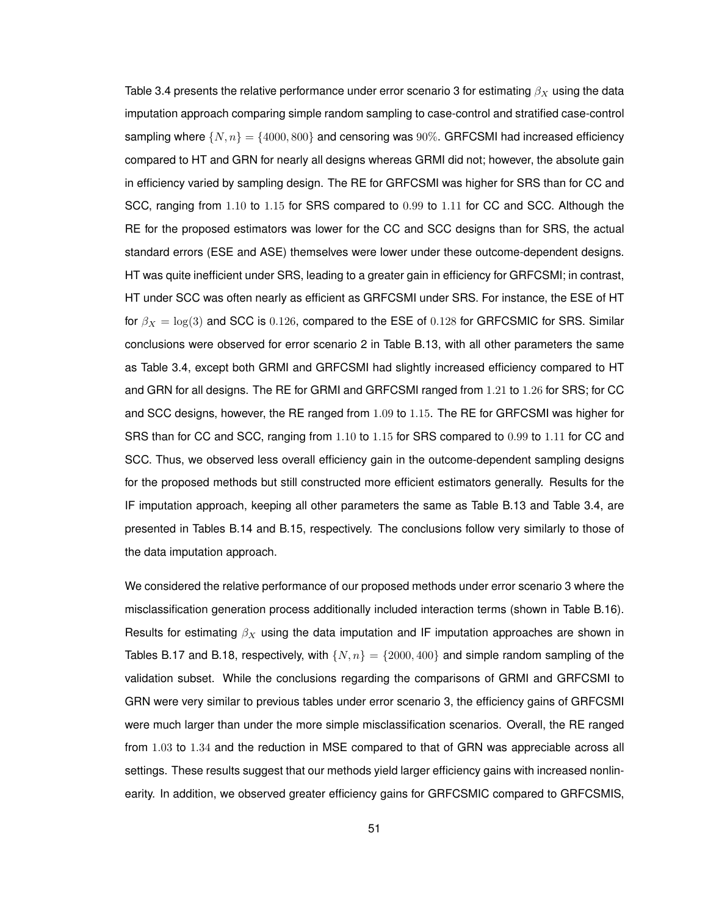Table 3.4 presents the relative performance under error scenario 3 for estimating $\beta_X$ using the data imputation approach comparing simple random sampling to case-control and stratified case-control sampling where $\{N, n\} = \{4000, 800\}$ and censoring was $90\%$. GRFCSMI had increased efficiency compared to HT and GRN for nearly all designs whereas GRMI did not; however, the absolute gain in efficiency varied by sampling design. The RE for GRFCSMI was higher for SRS than for CC and SCC, ranging from $1.10$ to $1.15$ for SRS compared to $0.99$ to $1.11$ for CC and SCC. Although the RE for the proposed estimators was lower for the CC and SCC designs than for SRS, the actual standard errors (ESE and ASE) themselves were lower under these outcome-dependent designs. HT was quite inefficient under SRS, leading to a greater gain in efficiency for GRFCSMI; in contrast, HT under SCC was often nearly as efficient as GRFCSMI under SRS. For instance, the ESE of HT for $\beta_X = \log(3)$ and SCC is $0.126$, compared to the ESE of $0.128$ for GRFCSMIC for SRS. Similar conclusions were observed for error scenario 2 in Table B.13, with all other parameters the same as Table 3.4, except both GRMI and GRFCSMI had slightly increased efficiency compared to HT and GRN for all designs. The RE for GRMI and GRFCSMI ranged from $1.21$ to $1.26$ for SRS; for CC and SCC designs, however, the RE ranged from $1.09$ to $1.15$. The RE for GRFCSMI was higher for SRS than for CC and SCC, ranging from $1.10$ to $1.15$ for SRS compared to $0.99$ to $1.11$ for CC and SCC. Thus, we observed less overall efficiency gain in the outcome-dependent sampling designs for the proposed methods but still constructed more efficient estimators generally. Results for the IF imputation approach, keeping all other parameters the same as Table B.13 and Table 3.4, are presented in Tables B.14 and B.15, respectively. The conclusions follow very similarly to those of the data imputation approach.

We considered the relative performance of our proposed methods under error scenario 3 where the misclassification generation process additionally included interaction terms (shown in Table B.16). Results for estimating $\beta_X$ using the data imputation and IF imputation approaches are shown in Tables B.17 and B.18, respectively, with $\{N, n\} = \{2000, 400\}$ and simple random sampling of the validation subset. While the conclusions regarding the comparisons of GRMI and GRFCSMI to GRN were very similar to previous tables under error scenario 3, the efficiency gains of GRFCSMI were much larger than under the more simple misclassification scenarios. Overall, the RE ranged from $1.03$ to $1.34$ and the reduction in MSE compared to that of GRN was appreciable across all settings. These results suggest that our methods yield larger efficiency gains with increased nonlinearity. In addition, we observed greater efficiency gains for GRFCSMIC compared to GRFCSMIS,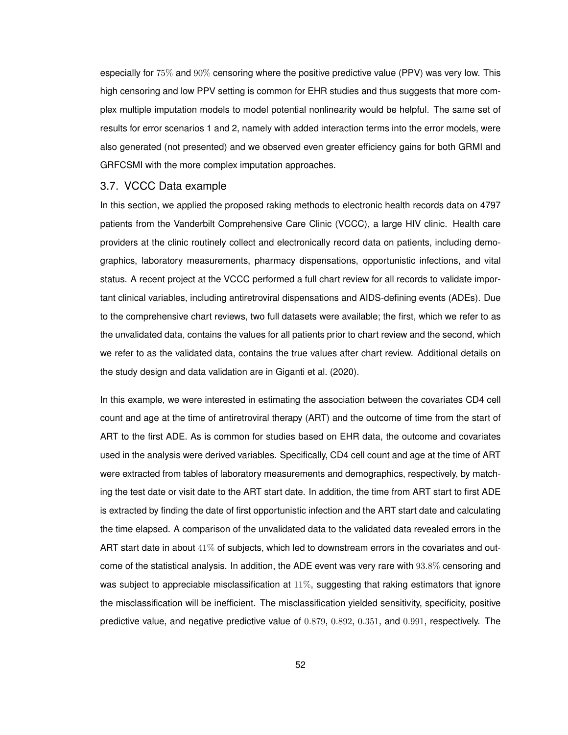especially for $75\%$ and $90\%$ censoring where the positive predictive value (PPV) was very low. This high censoring and low PPV setting is common for EHR studies and thus suggests that more complex multiple imputation models to model potential nonlinearity would be helpful. The same set of results for error scenarios 1 and 2, namely with added interaction terms into the error models, were also generated (not presented) and we observed even greater efficiency gains for both GRMI and GRFCSMI with the more complex imputation approaches.

### 3.7. VCCC Data example

In this section, we applied the proposed raking methods to electronic health records data on 4797 patients from the Vanderbilt Comprehensive Care Clinic (VCCC), a large HIV clinic. Health care providers at the clinic routinely collect and electronically record data on patients, including demographics, laboratory measurements, pharmacy dispensations, opportunistic infections, and vital status. A recent project at the VCCC performed a full chart review for all records to validate important clinical variables, including antiretroviral dispensations and AIDS-defining events (ADEs). Due to the comprehensive chart reviews, two full datasets were available; the first, which we refer to as the unvalidated data, contains the values for all patients prior to chart review and the second, which we refer to as the validated data, contains the true values after chart review. Additional details on the study design and data validation are in Giganti et al. (2020).

In this example, we were interested in estimating the association between the covariates CD4 cell count and age at the time of antiretroviral therapy (ART) and the outcome of time from the start of ART to the first ADE. As is common for studies based on EHR data, the outcome and covariates used in the analysis were derived variables. Specifically, CD4 cell count and age at the time of ART were extracted from tables of laboratory measurements and demographics, respectively, by matching the test date or visit date to the ART start date. In addition, the time from ART start to first ADE is extracted by finding the date of first opportunistic infection and the ART start date and calculating the time elapsed. A comparison of the unvalidated data to the validated data revealed errors in the ART start date in about $41\%$ of subjects, which led to downstream errors in the covariates and outcome of the statistical analysis. In addition, the ADE event was very rare with $93.8\%$ censoring and was subject to appreciable misclassification at $11\%$, suggesting that raking estimators that ignore the misclassification will be inefficient. The misclassification yielded sensitivity, specificity, positive predictive value, and negative predictive value of $0.879$, $0.892$, $0.351$, and $0.991$, respectively. The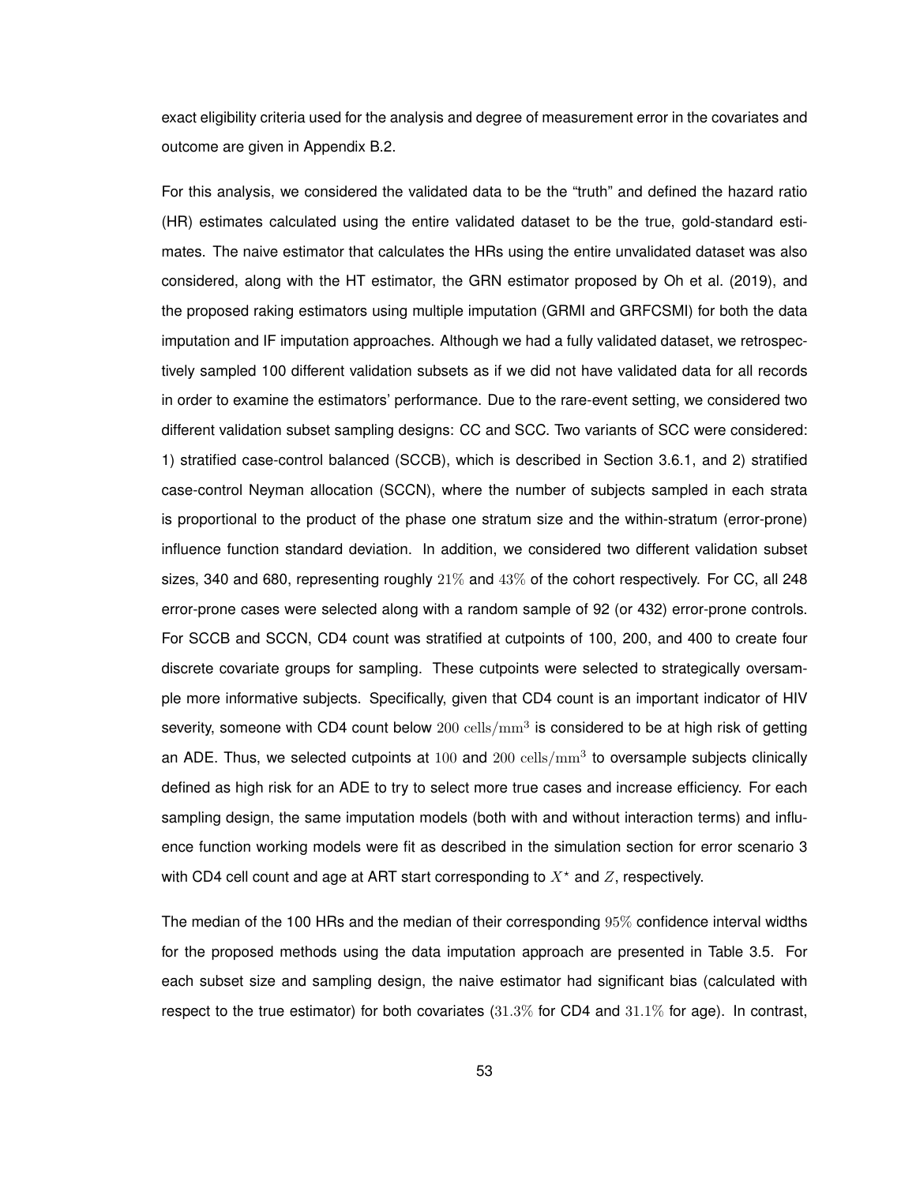exact eligibility criteria used for the analysis and degree of measurement error in the covariates and outcome are given in Appendix B.2.

For this analysis, we considered the validated data to be the "truth" and defined the hazard ratio (HR) estimates calculated using the entire validated dataset to be the true, gold-standard estimates. The naive estimator that calculates the HRs using the entire unvalidated dataset was also considered, along with the HT estimator, the GRN estimator proposed by Oh et al. (2019), and the proposed raking estimators using multiple imputation (GRMI and GRFCSMI) for both the data imputation and IF imputation approaches. Although we had a fully validated dataset, we retrospectively sampled 100 different validation subsets as if we did not have validated data for all records in order to examine the estimators' performance. Due to the rare-event setting, we considered two different validation subset sampling designs: CC and SCC. Two variants of SCC were considered: 1) stratified case-control balanced (SCCB), which is described in Section 3.6.1, and 2) stratified case-control Neyman allocation (SCCN), where the number of subjects sampled in each strata is proportional to the product of the phase one stratum size and the within-stratum (error-prone) influence function standard deviation. In addition, we considered two different validation subset sizes, 340 and 680, representing roughly $21\%$ and $43\%$ of the cohort respectively. For CC, all 248 error-prone cases were selected along with a random sample of 92 (or 432) error-prone controls. For SCCB and SCCN, CD4 count was stratified at cutpoints of 100, 200, and 400 to create four discrete covariate groups for sampling. These cutpoints were selected to strategically oversample more informative subjects. Specifically, given that CD4 count is an important indicator of HIV severity, someone with CD4 count below $200\ \mathrm{cells/mm^3}$ is considered to be at high risk of getting an ADE. Thus, we selected cutpoints at $100$ and $200\ \mathrm{cells/mm^3}$ to oversample subjects clinically defined as high risk for an ADE to try to select more true cases and increase efficiency. For each sampling design, the same imputation models (both with and without interaction terms) and influence function working models were fit as described in the simulation section for error scenario 3 with CD4 cell count and age at ART start corresponding to $X^\star$ and $Z$, respectively.

The median of the 100 HRs and the median of their corresponding $95\%$ confidence interval widths for the proposed methods using the data imputation approach are presented in Table 3.5. For each subset size and sampling design, the naive estimator had significant bias (calculated with respect to the true estimator) for both covariates ($31.3\%$ for CD4 and $31.1\%$ for age). In contrast,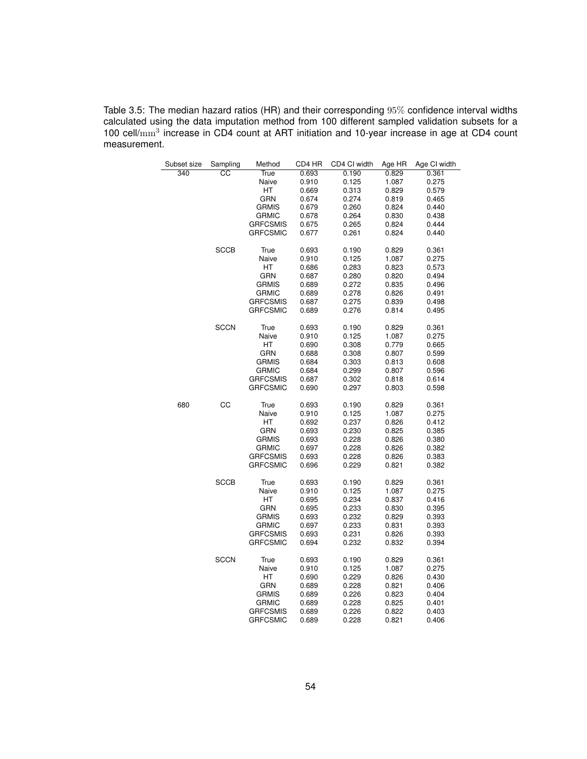Table 3.5: The median hazard ratios (HR) and their corresponding $95\%$ confidence interval widths calculated using the data imputation method from 100 different sampled validation subsets for a 100 cell/$\mathrm{mm}^3$ increase in CD4 count at ART initiation and 10-year increase in age at CD4 count measurement.

| Subset size | Sampling | Method | CD4 HR | CD4 CI width | Age HR | Age CI width |
|---|---|---|---|---|---|---|
| 340 | CC | True | 0.693 | 0.190 | 0.829 | 0.361 |
| | | Naive | 0.910 | 0.125 | 1.087 | 0.275 |
| | | HT | 0.669 | 0.313 | 0.829 | 0.579 |
| | | GRN | 0.674 | 0.274 | 0.819 | 0.465 |
| | | GRMIS | 0.679 | 0.260 | 0.824 | 0.440 |
| | | GRMIC | 0.678 | 0.264 | 0.830 | 0.438 |
| | | GRFCSMIS | 0.675 | 0.265 | 0.824 | 0.444 |
| | | GRFCSMIC | 0.677 | 0.261 | 0.824 | 0.440 |
| | SCCB | True | 0.693 | 0.190 | 0.829 | 0.361 |
| | | Naive | 0.910 | 0.125 | 1.087 | 0.275 |
| | | HT | 0.686 | 0.283 | 0.823 | 0.573 |
| | | GRN | 0.687 | 0.280 | 0.820 | 0.494 |
| | | GRMIS | 0.689 | 0.272 | 0.835 | 0.496 |
| | | GRMIC | 0.689 | 0.278 | 0.826 | 0.491 |
| | | GRFCSMIS | 0.687 | 0.275 | 0.839 | 0.498 |
| | | GRFCSMIC | 0.689 | 0.276 | 0.814 | 0.495 |
| | SCCN | True | 0.693 | 0.190 | 0.829 | 0.361 |
| | | Naive | 0.910 | 0.125 | 1.087 | 0.275 |
| | | HT | 0.690 | 0.308 | 0.779 | 0.665 |
| | | GRN | 0.688 | 0.308 | 0.807 | 0.599 |
| | | GRMIS | 0.684 | 0.303 | 0.813 | 0.608 |
| | | GRMIC | 0.684 | 0.299 | 0.807 | 0.596 |
| | | GRFCSMIS | 0.687 | 0.302 | 0.818 | 0.614 |
| | | GRFCSMIC | 0.690 | 0.297 | 0.803 | 0.598 |
| 680 | CC | True | 0.693 | 0.190 | 0.829 | 0.361 |
| | | Naive | 0.910 | 0.125 | 1.087 | 0.275 |
| | | HT | 0.692 | 0.237 | 0.826 | 0.412 |
| | | GRN | 0.693 | 0.230 | 0.825 | 0.385 |
| | | GRMIS | 0.693 | 0.228 | 0.826 | 0.380 |
| | | GRMIC | 0.697 | 0.228 | 0.826 | 0.382 |
| | | GRFCSMIS | 0.693 | 0.228 | 0.826 | 0.383 |
| | | GRFCSMIC | 0.696 | 0.229 | 0.821 | 0.382 |
| | SCCB | True | 0.693 | 0.190 | 0.829 | 0.361 |
| | | Naive | 0.910 | 0.125 | 1.087 | 0.275 |
| | | HT | 0.695 | 0.234 | 0.837 | 0.416 |
| | | GRN | 0.695 | 0.233 | 0.830 | 0.395 |
| | | GRMIS | 0.693 | 0.232 | 0.829 | 0.393 |
| | | GRMIC | 0.697 | 0.233 | 0.831 | 0.393 |
| | | GRFCSMIS | 0.693 | 0.231 | 0.826 | 0.393 |
| | | GRFCSMIC | 0.694 | 0.232 | 0.832 | 0.394 |
| | SCCN | True | 0.693 | 0.190 | 0.829 | 0.361 |
| | | Naive | 0.910 | 0.125 | 1.087 | 0.275 |
| | | HT | 0.690 | 0.229 | 0.826 | 0.430 |
| | | GRN | 0.689 | 0.228 | 0.821 | 0.406 |
| | | GRMIS | 0.689 | 0.226 | 0.823 | 0.404 |
| | | GRMIC | 0.689 | 0.228 | 0.825 | 0.401 |
| | | GRFCSMIS | 0.689 | 0.226 | 0.822 | 0.403 |
| | | GRFCSMIC | 0.689 | 0.228 | 0.821 | 0.406 |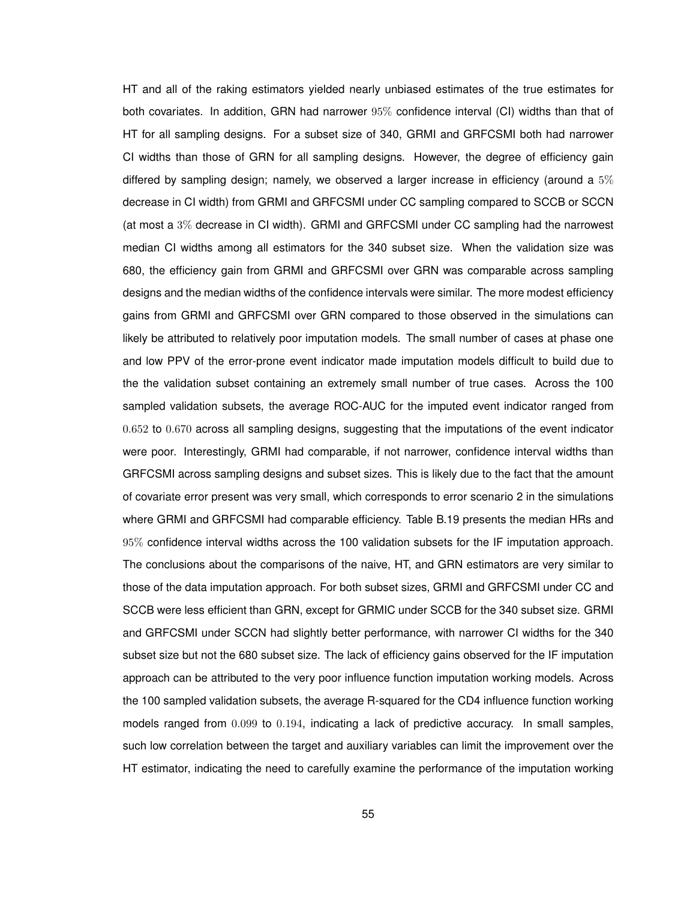HT and all of the raking estimators yielded nearly unbiased estimates of the true estimates for both covariates. In addition, GRN had narrower $95\%$ confidence interval (CI) widths than that of HT for all sampling designs. For a subset size of 340, GRMI and GRFCSMI both had narrower CI widths than those of GRN for all sampling designs. However, the degree of efficiency gain differed by sampling design; namely, we observed a larger increase in efficiency (around a $5\%$ decrease in CI width) from GRMI and GRFCSMI under CC sampling compared to SCCB or SCCN (at most a $3\%$ decrease in CI width). GRMI and GRFCSMI under CC sampling had the narrowest median CI widths among all estimators for the 340 subset size. When the validation size was 680, the efficiency gain from GRMI and GRFCSMI over GRN was comparable across sampling designs and the median widths of the confidence intervals were similar. The more modest efficiency gains from GRMI and GRFCSMI over GRN compared to those observed in the simulations can likely be attributed to relatively poor imputation models. The small number of cases at phase one and low PPV of the error-prone event indicator made imputation models difficult to build due to the the validation subset containing an extremely small number of true cases. Across the 100 sampled validation subsets, the average ROC-AUC for the imputed event indicator ranged from $0.652$ to $0.670$ across all sampling designs, suggesting that the imputations of the event indicator were poor. Interestingly, GRMI had comparable, if not narrower, confidence interval widths than GRFCSMI across sampling designs and subset sizes. This is likely due to the fact that the amount of covariate error present was very small, which corresponds to error scenario 2 in the simulations where GRMI and GRFCSMI had comparable efficiency. Table B.19 presents the median HRs and $95\%$ confidence interval widths across the 100 validation subsets for the IF imputation approach. The conclusions about the comparisons of the naive, HT, and GRN estimators are very similar to those of the data imputation approach. For both subset sizes, GRMI and GRFCSMI under CC and SCCB were less efficient than GRN, except for GRMIC under SCCB for the 340 subset size. GRMI and GRFCSMI under SCCN had slightly better performance, with narrower CI widths for the 340 subset size but not the 680 subset size. The lack of efficiency gains observed for the IF imputation approach can be attributed to the very poor influence function imputation working models. Across the 100 sampled validation subsets, the average R-squared for the CD4 influence function working models ranged from $0.099$ to $0.194$, indicating a lack of predictive accuracy. In small samples, such low correlation between the target and auxiliary variables can limit the improvement over the HT estimator, indicating the need to carefully examine the performance of the imputation working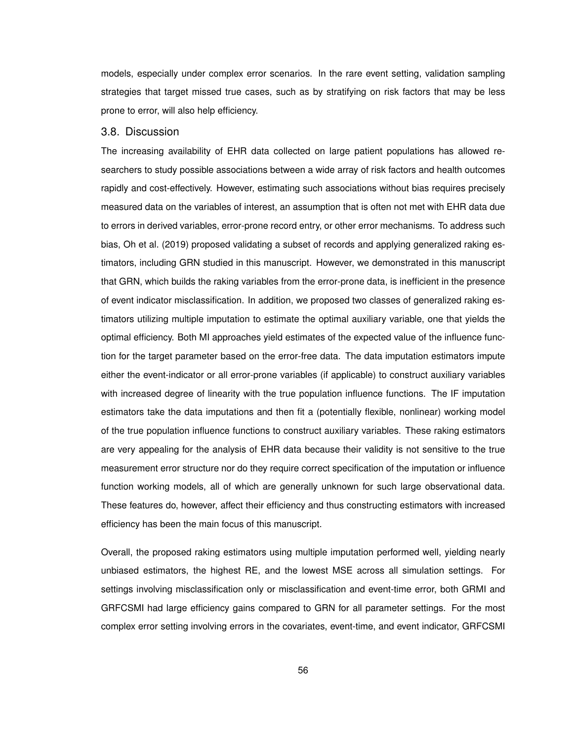models, especially under complex error scenarios. In the rare event setting, validation sampling strategies that target missed true cases, such as by stratifying on risk factors that may be less prone to error, will also help efficiency.

### 3.8. Discussion

The increasing availability of EHR data collected on large patient populations has allowed researchers to study possible associations between a wide array of risk factors and health outcomes rapidly and cost-effectively. However, estimating such associations without bias requires precisely measured data on the variables of interest, an assumption that is often not met with EHR data due to errors in derived variables, error-prone record entry, or other error mechanisms. To address such bias, Oh et al. (2019) proposed validating a subset of records and applying generalized raking estimators, including GRN studied in this manuscript. However, we demonstrated in this manuscript that GRN, which builds the raking variables from the error-prone data, is inefficient in the presence of event indicator misclassification. In addition, we proposed two classes of generalized raking estimators utilizing multiple imputation to estimate the optimal auxiliary variable, one that yields the optimal efficiency. Both MI approaches yield estimates of the expected value of the influence function for the target parameter based on the error-free data. The data imputation estimators impute either the event-indicator or all error-prone variables (if applicable) to construct auxiliary variables with increased degree of linearity with the true population influence functions. The IF imputation estimators take the data imputations and then fit a (potentially flexible, nonlinear) working model of the true population influence functions to construct auxiliary variables. These raking estimators are very appealing for the analysis of EHR data because their validity is not sensitive to the true measurement error structure nor do they require correct specification of the imputation or influence function working models, all of which are generally unknown for such large observational data. These features do, however, affect their efficiency and thus constructing estimators with increased efficiency has been the main focus of this manuscript.

Overall, the proposed raking estimators using multiple imputation performed well, yielding nearly unbiased estimators, the highest RE, and the lowest MSE across all simulation settings. For settings involving misclassification only or misclassification and event-time error, both GRMI and GRFCSMI had large efficiency gains compared to GRN for all parameter settings. For the most complex error setting involving errors in the covariates, event-time, and event indicator, GRFCSMI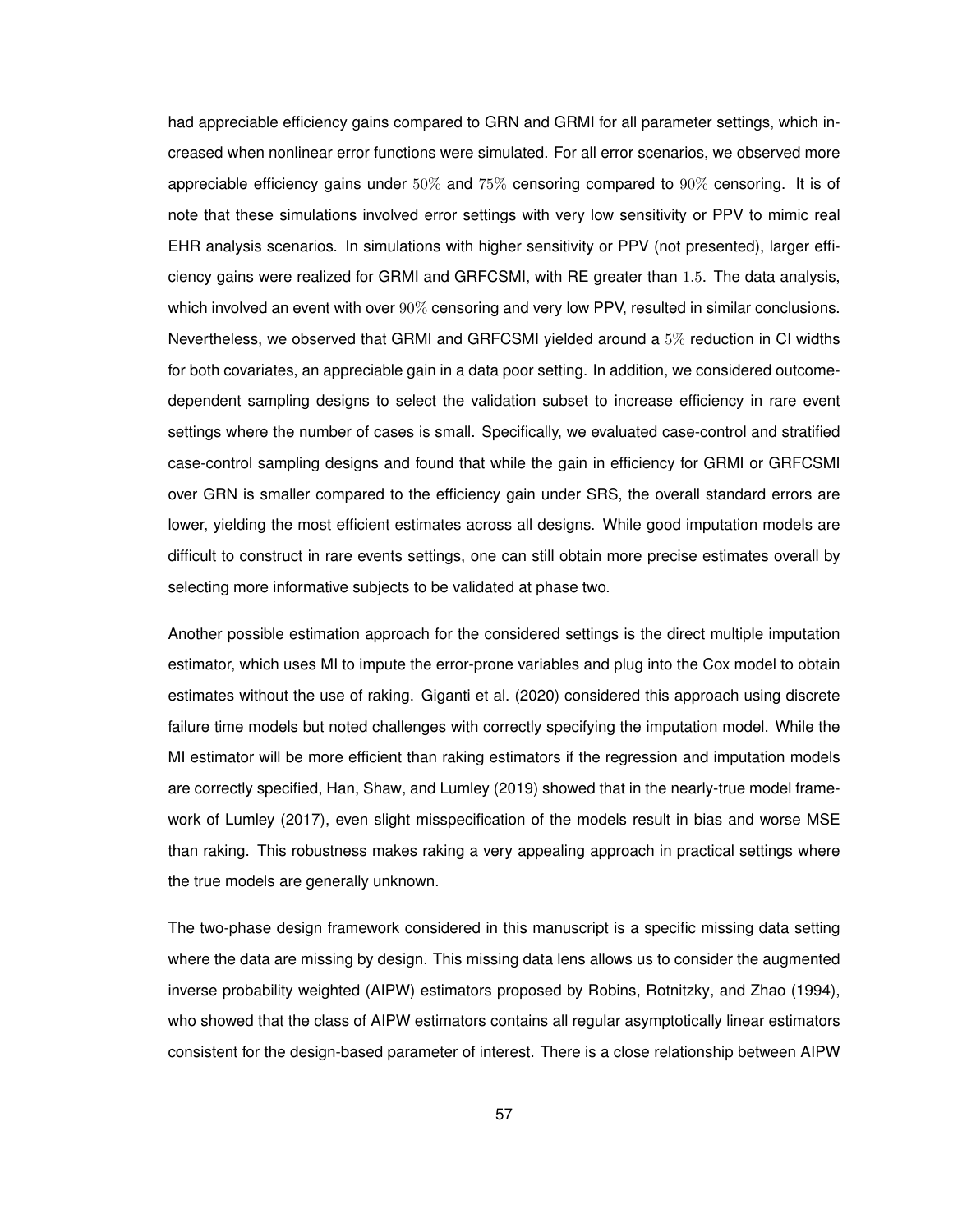had appreciable efficiency gains compared to GRN and GRMI for all parameter settings, which increased when nonlinear error functions were simulated. For all error scenarios, we observed more appreciable efficiency gains under $50\%$ and $75\%$ censoring compared to $90\%$ censoring. It is of note that these simulations involved error settings with very low sensitivity or PPV to mimic real EHR analysis scenarios. In simulations with higher sensitivity or PPV (not presented), larger efficiency gains were realized for GRMI and GRFCSMI, with RE greater than $1.5$. The data analysis, which involved an event with over $90\%$ censoring and very low PPV, resulted in similar conclusions. Nevertheless, we observed that GRMI and GRFCSMI yielded around a $5\%$ reduction in CI widths for both covariates, an appreciable gain in a data poor setting. In addition, we considered outcome-dependent sampling designs to select the validation subset to increase efficiency in rare event settings where the number of cases is small. Specifically, we evaluated case-control and stratified case-control sampling designs and found that while the gain in efficiency for GRMI or GRFCSMI over GRN is smaller compared to the efficiency gain under SRS, the overall standard errors are lower, yielding the most efficient estimates across all designs. While good imputation models are difficult to construct in rare events settings, one can still obtain more precise estimates overall by selecting more informative subjects to be validated at phase two.

Another possible estimation approach for the considered settings is the direct multiple imputation estimator, which uses MI to impute the error-prone variables and plug into the Cox model to obtain estimates without the use of raking. Giganti et al. (2020) considered this approach using discrete failure time models but noted challenges with correctly specifying the imputation model. While the MI estimator will be more efficient than raking estimators if the regression and imputation models are correctly specified, Han, Shaw, and Lumley (2019) showed that in the nearly-true model framework of Lumley (2017), even slight misspecification of the models result in bias and worse MSE than raking. This robustness makes raking a very appealing approach in practical settings where the true models are generally unknown.

The two-phase design framework considered in this manuscript is a specific missing data setting where the data are missing by design. This missing data lens allows us to consider the augmented inverse probability weighted (AIPW) estimators proposed by Robins, Rotnitzky, and Zhao (1994), who showed that the class of AIPW estimators contains all regular asymptotically linear estimators consistent for the design-based parameter of interest. There is a close relationship between AIPW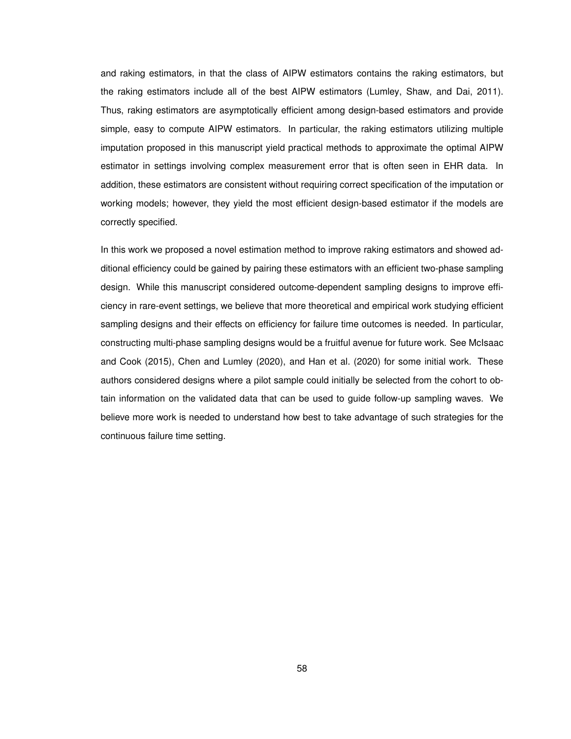and raking estimators, in that the class of AIPW estimators contains the raking estimators, but the raking estimators include all of the best AIPW estimators (Lumley, Shaw, and Dai, 2011). Thus, raking estimators are asymptotically efficient among design-based estimators and provide simple, easy to compute AIPW estimators. In particular, the raking estimators utilizing multiple imputation proposed in this manuscript yield practical methods to approximate the optimal AIPW estimator in settings involving complex measurement error that is often seen in EHR data. In addition, these estimators are consistent without requiring correct specification of the imputation or working models; however, they yield the most efficient design-based estimator if the models are correctly specified.

In this work we proposed a novel estimation method to improve raking estimators and showed additional efficiency could be gained by pairing these estimators with an efficient two-phase sampling design. While this manuscript considered outcome-dependent sampling designs to improve efficiency in rare-event settings, we believe that more theoretical and empirical work studying efficient sampling designs and their effects on efficiency for failure time outcomes is needed. In particular, constructing multi-phase sampling designs would be a fruitful avenue for future work. See McIsaac and Cook (2015), Chen and Lumley (2020), and Han et al. (2020) for some initial work. These authors considered designs where a pilot sample could initially be selected from the cohort to obtain information on the validated data that can be used to guide follow-up sampling waves. We believe more work is needed to understand how best to take advantage of such strategies for the continuous failure time setting.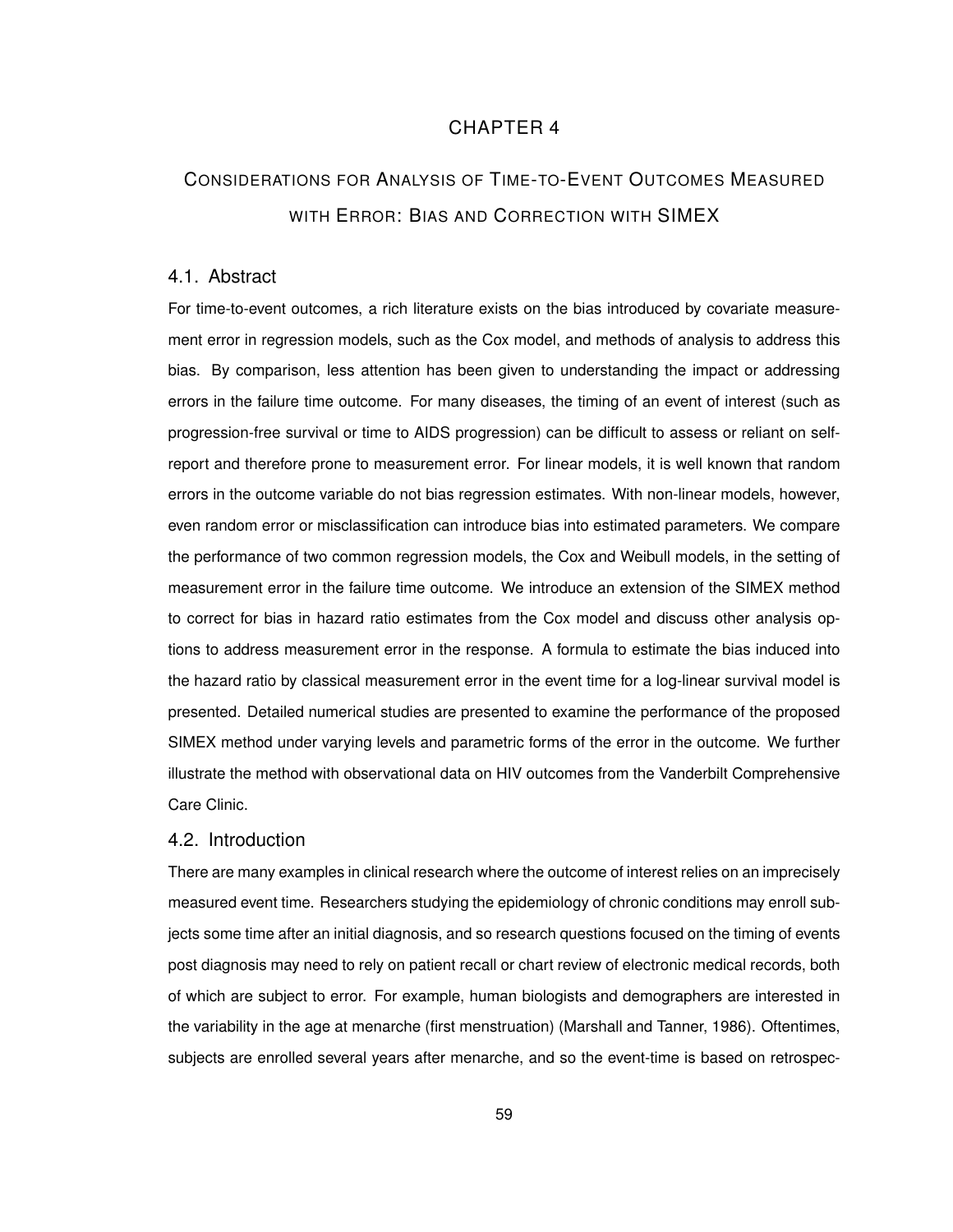# CHAPTER 4

# Considerations for Analysis of Time-to-Event Outcomes Measured with Error: Bias and Correction with SIMEX

## 4.1. Abstract

For time-to-event outcomes, a rich literature exists on the bias introduced by covariate measurement error in regression models, such as the Cox model, and methods of analysis to address this bias. By comparison, less attention has been given to understanding the impact or addressing errors in the failure time outcome. For many diseases, the timing of an event of interest (such as progression-free survival or time to AIDS progression) can be difficult to assess or reliant on self-report and therefore prone to measurement error. For linear models, it is well known that random errors in the outcome variable do not bias regression estimates. With non-linear models, however, even random error or misclassification can introduce bias into estimated parameters. We compare the performance of two common regression models, the Cox and Weibull models, in the setting of measurement error in the failure time outcome. We introduce an extension of the SIMEX method to correct for bias in hazard ratio estimates from the Cox model and discuss other analysis options to address measurement error in the response. A formula to estimate the bias induced into the hazard ratio by classical measurement error in the event time for a log-linear survival model is presented. Detailed numerical studies are presented to examine the performance of the proposed SIMEX method under varying levels and parametric forms of the error in the outcome. We further illustrate the method with observational data on HIV outcomes from the Vanderbilt Comprehensive Care Clinic.

## 4.2. Introduction

There are many examples in clinical research where the outcome of interest relies on an imprecisely measured event time. Researchers studying the epidemiology of chronic conditions may enroll subjects some time after an initial diagnosis, and so research questions focused on the timing of events post diagnosis may need to rely on patient recall or chart review of electronic medical records, both of which are subject to error. For example, human biologists and demographers are interested in the variability in the age at menarche (first menstruation) (Marshall and Tanner, 1986). Oftentimes, subjects are enrolled several years after menarche, and so the event-time is based on retrospec-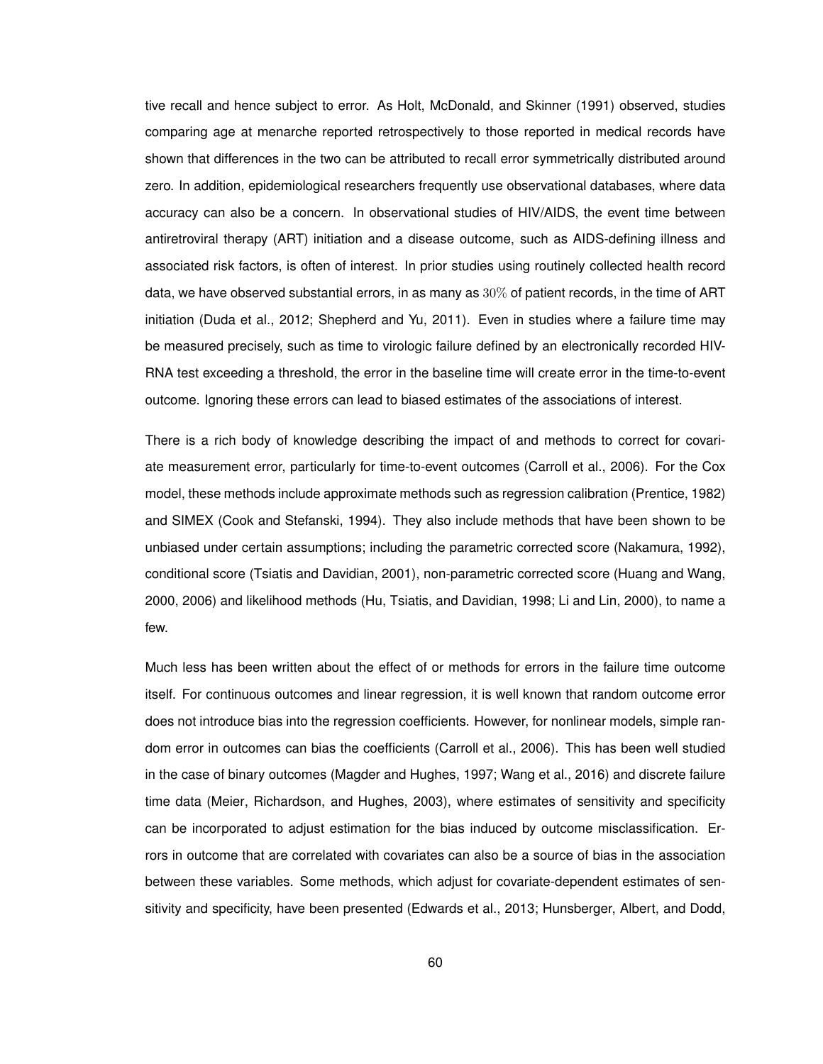tive recall and hence subject to error. As Holt, McDonald, and Skinner (1991) observed, studies comparing age at menarche reported retrospectively to those reported in medical records have shown that differences in the two can be attributed to recall error symmetrically distributed around zero. In addition, epidemiological researchers frequently use observational databases, where data accuracy can also be a concern. In observational studies of HIV/AIDS, the event time between antiretroviral therapy (ART) initiation and a disease outcome, such as AIDS-defining illness and associated risk factors, is often of interest. In prior studies using routinely collected health record data, we have observed substantial errors, in as many as $30\%$ of patient records, in the time of ART initiation (Duda et al., 2012; Shepherd and Yu, 2011). Even in studies where a failure time may be measured precisely, such as time to virologic failure defined by an electronically recorded HIV-RNA test exceeding a threshold, the error in the baseline time will create error in the time-to-event outcome. Ignoring these errors can lead to biased estimates of the associations of interest.

There is a rich body of knowledge describing the impact of and methods to correct for covariate measurement error, particularly for time-to-event outcomes (Carroll et al., 2006). For the Cox model, these methods include approximate methods such as regression calibration (Prentice, 1982) and SIMEX (Cook and Stefanski, 1994). They also include methods that have been shown to be unbiased under certain assumptions; including the parametric corrected score (Nakamura, 1992), conditional score (Tsiatis and Davidian, 2001), non-parametric corrected score (Huang and Wang, 2000, 2006) and likelihood methods (Hu, Tsiatis, and Davidian, 1998; Li and Lin, 2000), to name a few.

Much less has been written about the effect of or methods for errors in the failure time outcome itself. For continuous outcomes and linear regression, it is well known that random outcome error does not introduce bias into the regression coefficients. However, for nonlinear models, simple random error in outcomes can bias the coefficients (Carroll et al., 2006). This has been well studied in the case of binary outcomes (Magder and Hughes, 1997; Wang et al., 2016) and discrete failure time data (Meier, Richardson, and Hughes, 2003), where estimates of sensitivity and specificity can be incorporated to adjust estimation for the bias induced by outcome misclassification. Errors in outcome that are correlated with covariates can also be a source of bias in the association between these variables. Some methods, which adjust for covariate-dependent estimates of sensitivity and specificity, have been presented (Edwards et al., 2013; Hunsberger, Albert, and Dodd,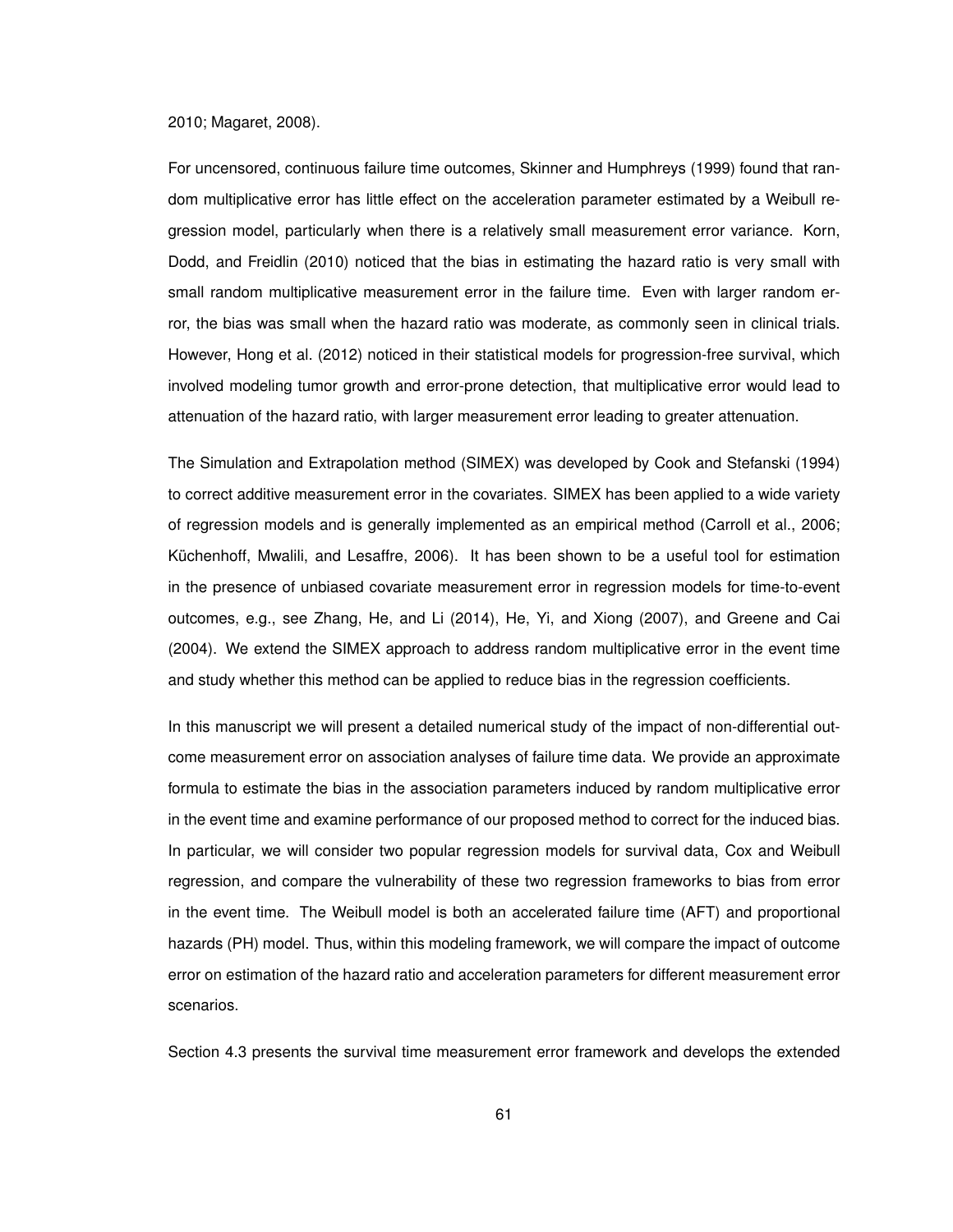2010; Magaret, 2008).

For uncensored, continuous failure time outcomes, Skinner and Humphreys (1999) found that random multiplicative error has little effect on the acceleration parameter estimated by a Weibull regression model, particularly when there is a relatively small measurement error variance. Korn, Dodd, and Freidlin (2010) noticed that the bias in estimating the hazard ratio is very small with small random multiplicative measurement error in the failure time. Even with larger random error, the bias was small when the hazard ratio was moderate, as commonly seen in clinical trials. However, Hong et al. (2012) noticed in their statistical models for progression-free survival, which involved modeling tumor growth and error-prone detection, that multiplicative error would lead to attenuation of the hazard ratio, with larger measurement error leading to greater attenuation.

The Simulation and Extrapolation method (SIMEX) was developed by Cook and Stefanski (1994) to correct additive measurement error in the covariates. SIMEX has been applied to a wide variety of regression models and is generally implemented as an empirical method (Carroll et al., 2006; Küchenhoff, Mwalili, and Lesaffre, 2006). It has been shown to be a useful tool for estimation in the presence of unbiased covariate measurement error in regression models for time-to-event outcomes, e.g., see Zhang, He, and Li (2014), He, Yi, and Xiong (2007), and Greene and Cai (2004). We extend the SIMEX approach to address random multiplicative error in the event time and study whether this method can be applied to reduce bias in the regression coefficients.

In this manuscript we will present a detailed numerical study of the impact of non-differential outcome measurement error on association analyses of failure time data. We provide an approximate formula to estimate the bias in the association parameters induced by random multiplicative error in the event time and examine performance of our proposed method to correct for the induced bias. In particular, we will consider two popular regression models for survival data, Cox and Weibull regression, and compare the vulnerability of these two regression frameworks to bias from error in the event time. The Weibull model is both an accelerated failure time (AFT) and proportional hazards (PH) model. Thus, within this modeling framework, we will compare the impact of outcome error on estimation of the hazard ratio and acceleration parameters for different measurement error scenarios.

Section 4.3 presents the survival time measurement error framework and develops the extended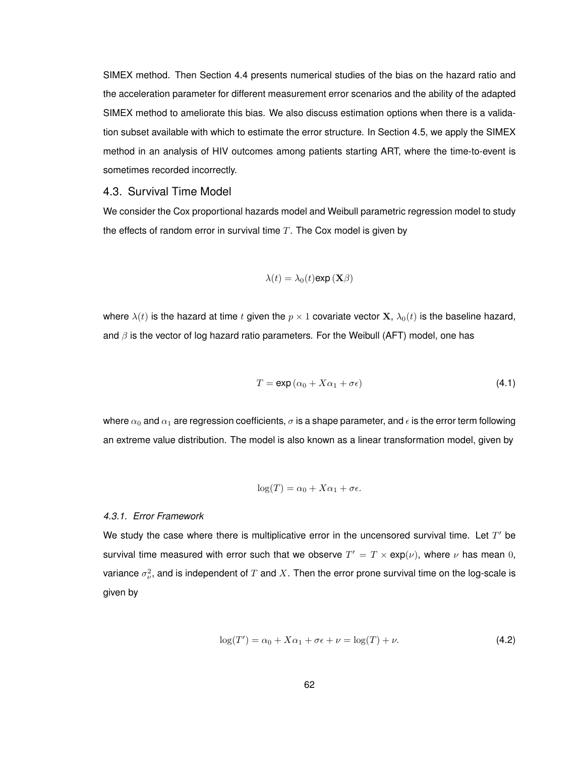SIMEX method. Then Section 4.4 presents numerical studies of the bias on the hazard ratio and the acceleration parameter for different measurement error scenarios and the ability of the adapted SIMEX method to ameliorate this bias. We also discuss estimation options when there is a validation subset available with which to estimate the error structure. In Section 4.5, we apply the SIMEX method in an analysis of HIV outcomes among patients starting ART, where the time-to-event is sometimes recorded incorrectly.

## 4.3. Survival Time Model

We consider the Cox proportional hazards model and Weibull parametric regression model to study the effects of random error in survival time $T$. The Cox model is given by

$$\lambda(t) = \lambda_0(t)\exp(\mathbf{X}\beta)$$

where $\lambda(t)$ is the hazard at time $t$ given the $p \times 1$ covariate vector $\mathbf{X}$, $\lambda_0(t)$ is the baseline hazard, and $\beta$ is the vector of log hazard ratio parameters. For the Weibull (AFT) model, one has

$$T = \exp(\alpha_0 + X\alpha_1 + \sigma\epsilon) \tag{4.1}$$

where $\alpha_0$ and $\alpha_1$ are regression coefficients, $\sigma$ is a shape parameter, and $\epsilon$ is the error term following an extreme value distribution. The model is also known as a linear transformation model, given by

$$\log(T) = \alpha_0 + X\alpha_1 + \sigma\epsilon.$$

### *4.3.1. Error Framework*

We study the case where there is multiplicative error in the uncensored survival time. Let $T'$ be survival time measured with error such that we observe $T' = T \times \exp(\nu)$, where $\nu$ has mean $0$, variance $\sigma_\nu^2$, and is independent of $T$ and $X$. Then the error prone survival time on the log-scale is given by

$$\log(T') = \alpha_0 + X\alpha_1 + \sigma\epsilon + \nu = \log(T) + \nu. \tag{4.2}$$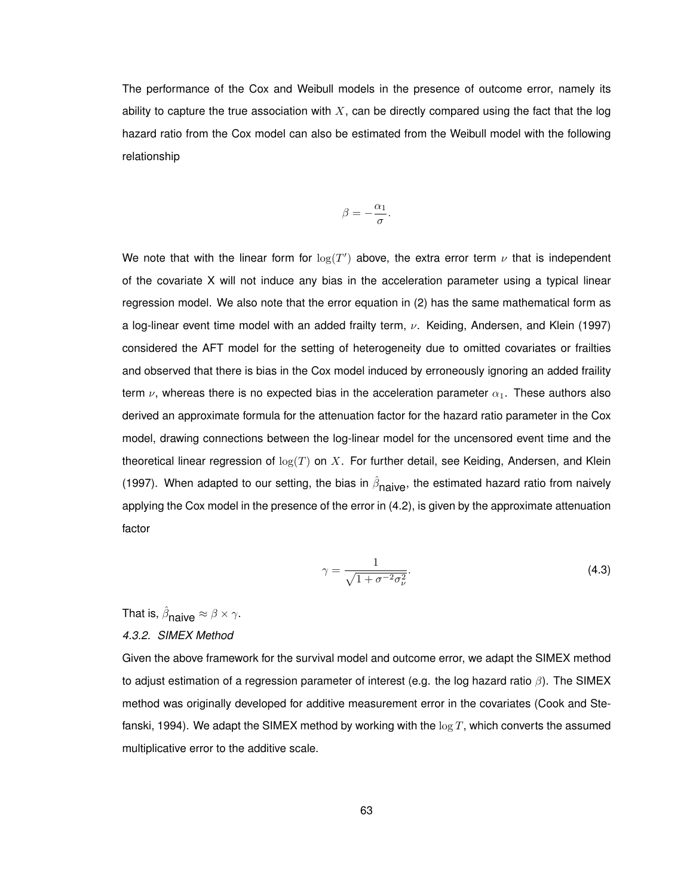The performance of the Cox and Weibull models in the presence of outcome error, namely its ability to capture the true association with $X$, can be directly compared using the fact that the log hazard ratio from the Cox model can also be estimated from the Weibull model with the following relationship

$$\beta = -\frac{\alpha_1}{\sigma}.$$

We note that with the linear form for $\log(T')$ above, the extra error term $\nu$ that is independent of the covariate X will not induce any bias in the acceleration parameter using a typical linear regression model. We also note that the error equation in (2) has the same mathematical form as a log-linear event time model with an added frailty term, $\nu$. Keiding, Andersen, and Klein (1997) considered the AFT model for the setting of heterogeneity due to omitted covariates or frailties and observed that there is bias in the Cox model induced by erroneously ignoring an added fraility term $\nu$, whereas there is no expected bias in the acceleration parameter $\alpha_1$. These authors also derived an approximate formula for the attenuation factor for the hazard ratio parameter in the Cox model, drawing connections between the log-linear model for the uncensored event time and the theoretical linear regression of $\log(T)$ on $X$. For further detail, see Keiding, Andersen, and Klein (1997). When adapted to our setting, the bias in $\hat{\beta}_{\text{naive}}$, the estimated hazard ratio from naively applying the Cox model in the presence of the error in (4.2), is given by the approximate attenuation factor

$$\gamma = \frac{1}{\sqrt{1 + \sigma^{-2}\sigma_{\nu}^{2}}}. \tag{4.3}$$

That is, $\hat{\beta}_{\text{naive}} \approx \beta \times \gamma$.

*4.3.2. SIMEX Method*

Given the above framework for the survival model and outcome error, we adapt the SIMEX method to adjust estimation of a regression parameter of interest (e.g. the log hazard ratio $\beta$). The SIMEX method was originally developed for additive measurement error in the covariates (Cook and Stefanski, 1994). We adapt the SIMEX method by working with the $\log T$, which converts the assumed multiplicative error to the additive scale.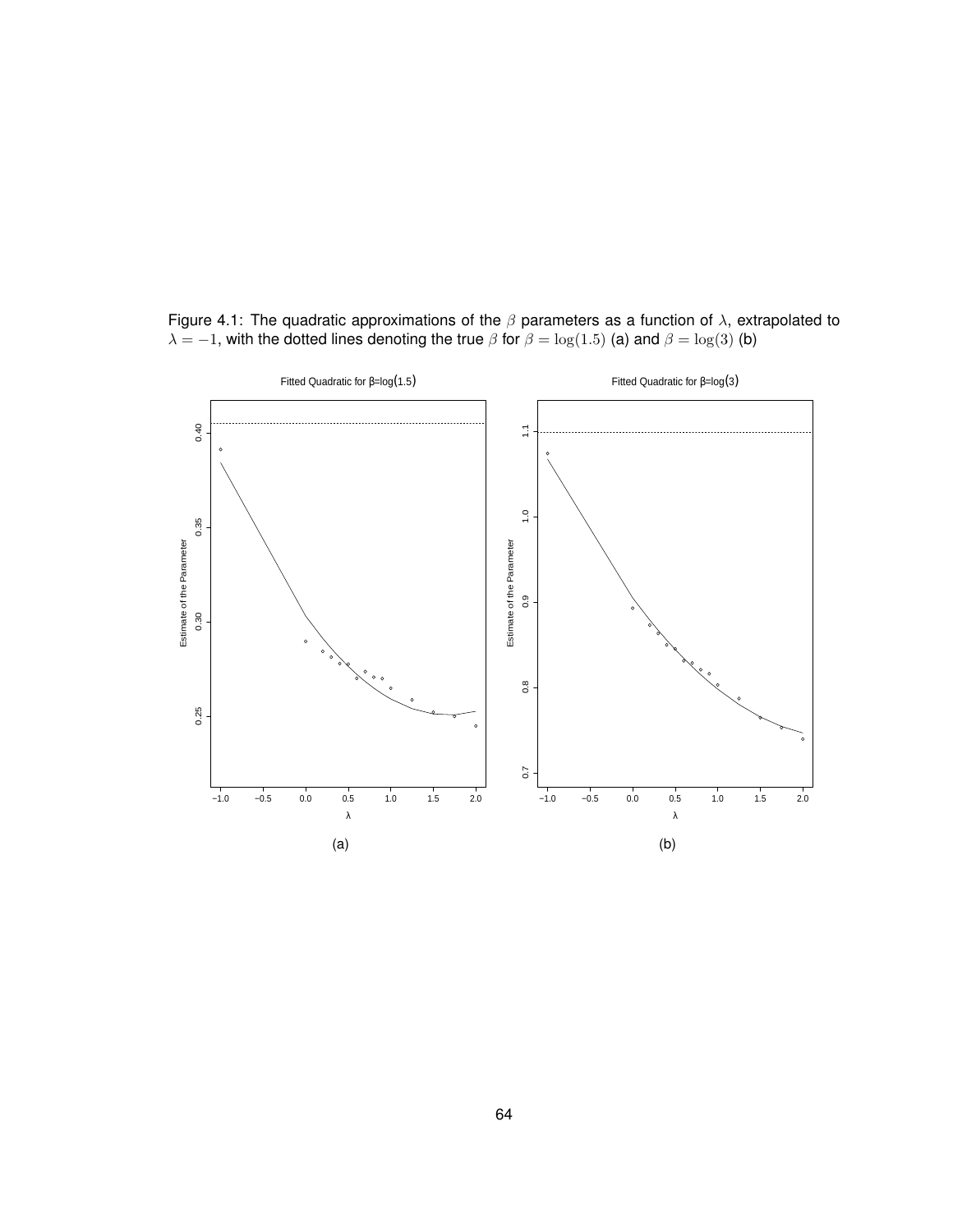Figure 4.1: The quadratic approximations of the $\beta$ parameters as a function of $\lambda$, extrapolated to $\lambda = -1$, with the dotted lines denoting the true $\beta$ for $\beta = \log(1.5)$ (a) and $\beta = \log(3)$ (b)

(a)

(b)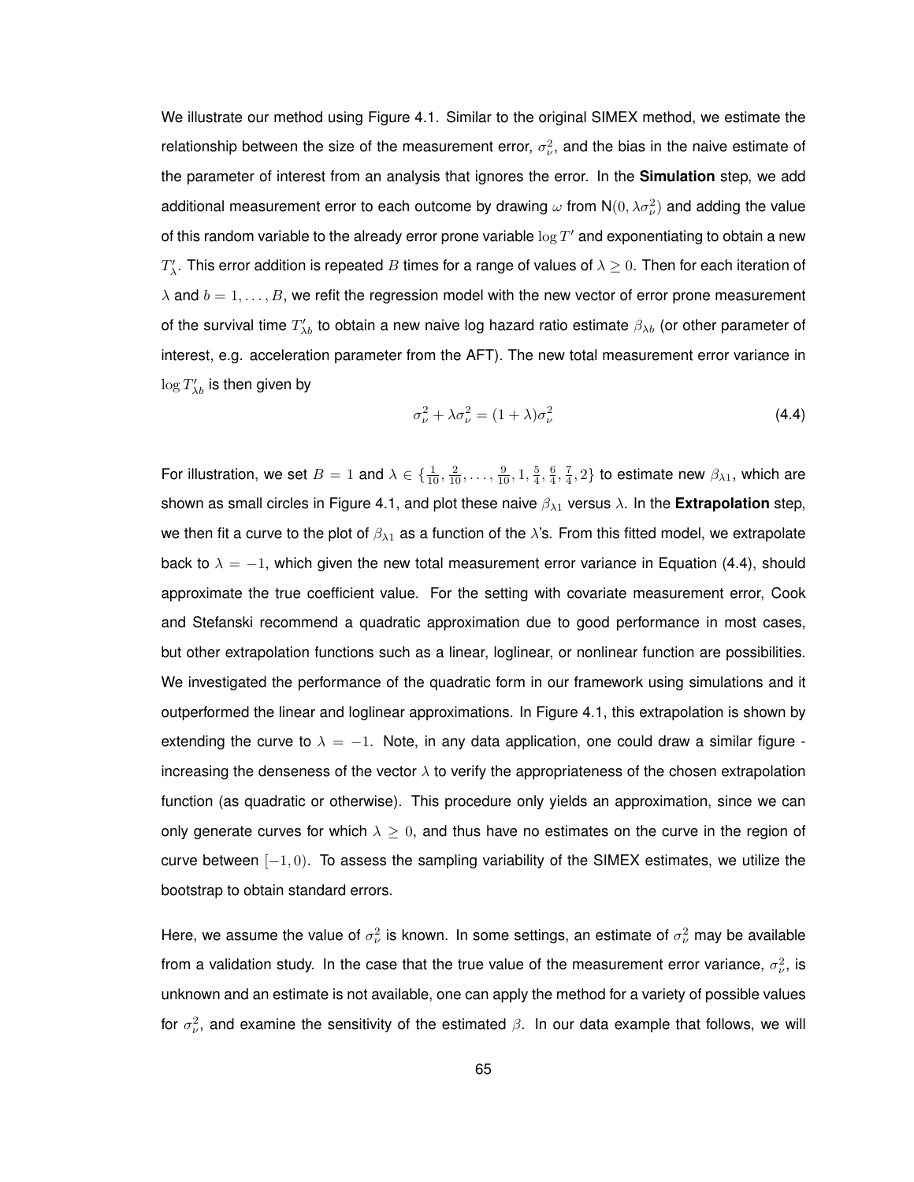We illustrate our method using Figure 4.1. Similar to the original SIMEX method, we estimate the relationship between the size of the measurement error, $\sigma_\nu^2$, and the bias in the naive estimate of the parameter of interest from an analysis that ignores the error. In the **Simulation** step, we add additional measurement error to each outcome by drawing $\omega$ from $\mathsf{N}(0, \lambda\sigma_\nu^2)$ and adding the value of this random variable to the already error prone variable $\log T'$ and exponentiating to obtain a new $T'_\lambda$. This error addition is repeated $B$ times for a range of values of $\lambda \geq 0$. Then for each iteration of $\lambda$ and $b = 1, \ldots, B$, we refit the regression model with the new vector of error prone measurement of the survival time $T'_{\lambda b}$ to obtain a new naive log hazard ratio estimate $\beta_{\lambda b}$ (or other parameter of interest, e.g. acceleration parameter from the AFT). The new total measurement error variance in $\log T'_{\lambda b}$ is then given by

$$\sigma_\nu^2 + \lambda\sigma_\nu^2 = (1 + \lambda)\sigma_\nu^2 \tag{4.4}$$

For illustration, we set $B = 1$ and $\lambda \in \{\frac{1}{10}, \frac{2}{10}, \ldots, \frac{9}{10}, 1, \frac{5}{4}, \frac{6}{4}, \frac{7}{4}, 2\}$ to estimate new $\beta_{\lambda 1}$, which are shown as small circles in Figure 4.1, and plot these naive $\beta_{\lambda 1}$ versus $\lambda$. In the **Extrapolation** step, we then fit a curve to the plot of $\beta_{\lambda 1}$ as a function of the $\lambda$'s. From this fitted model, we extrapolate back to $\lambda = -1$, which given the new total measurement error variance in Equation (4.4), should approximate the true coefficient value. For the setting with covariate measurement error, Cook and Stefanski recommend a quadratic approximation due to good performance in most cases, but other extrapolation functions such as a linear, loglinear, or nonlinear function are possibilities. We investigated the performance of the quadratic form in our framework using simulations and it outperformed the linear and loglinear approximations. In Figure 4.1, this extrapolation is shown by extending the curve to $\lambda = -1$. Note, in any data application, one could draw a similar figure - increasing the denseness of the vector $\lambda$ to verify the appropriateness of the chosen extrapolation function (as quadratic or otherwise). This procedure only yields an approximation, since we can only generate curves for which $\lambda \geq 0$, and thus have no estimates on the curve in the region of curve between $[-1, 0)$. To assess the sampling variability of the SIMEX estimates, we utilize the bootstrap to obtain standard errors.

Here, we assume the value of $\sigma_\nu^2$ is known. In some settings, an estimate of $\sigma_\nu^2$ may be available from a validation study. In the case that the true value of the measurement error variance, $\sigma_\nu^2$, is unknown and an estimate is not available, one can apply the method for a variety of possible values for $\sigma_\nu^2$, and examine the sensitivity of the estimated $\beta$. In our data example that follows, we will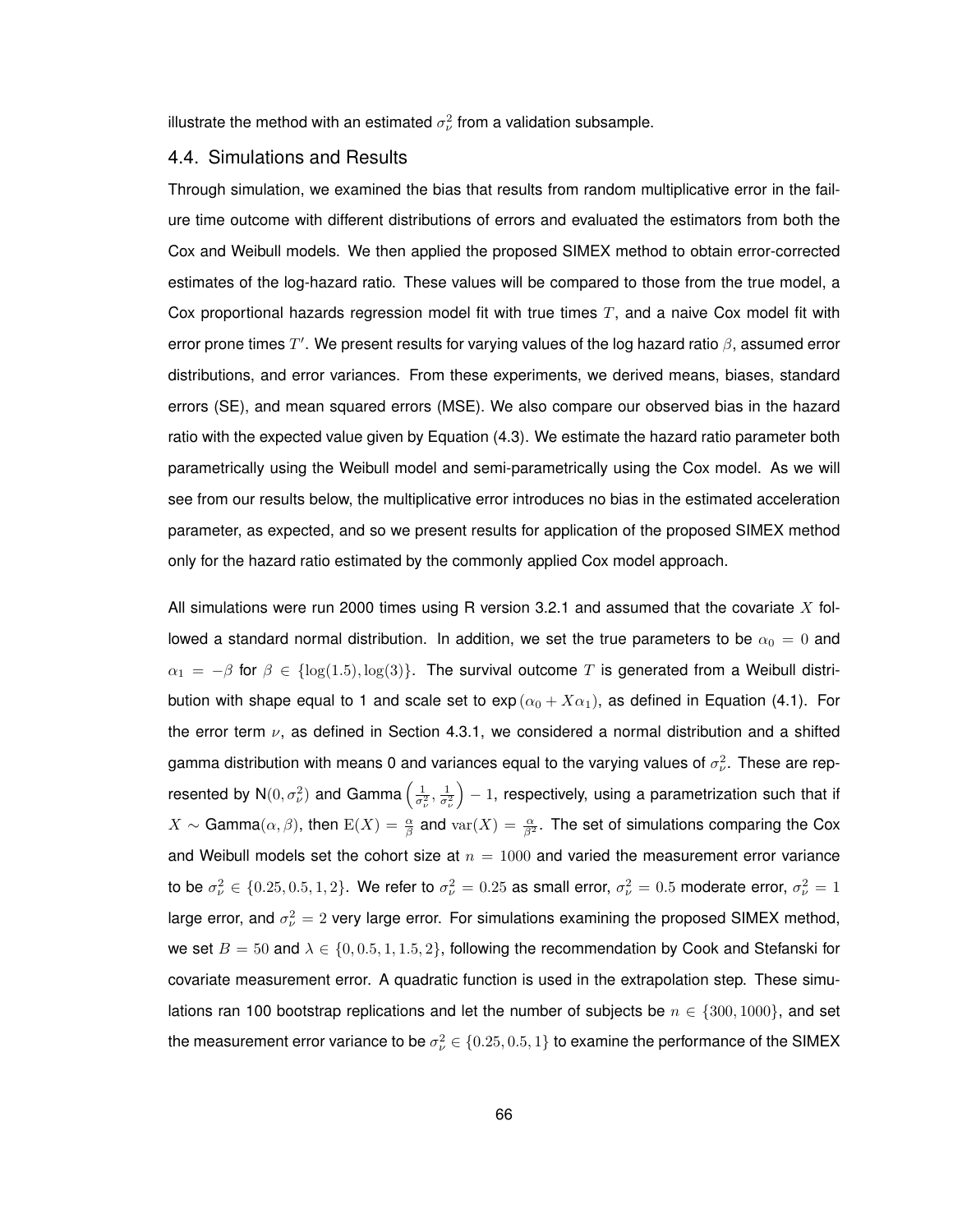illustrate the method with an estimated $\sigma_\nu^2$ from a validation subsample.

## 4.4. Simulations and Results

Through simulation, we examined the bias that results from random multiplicative error in the failure time outcome with different distributions of errors and evaluated the estimators from both the Cox and Weibull models. We then applied the proposed SIMEX method to obtain error-corrected estimates of the log-hazard ratio. These values will be compared to those from the true model, a Cox proportional hazards regression model fit with true times $T$, and a naive Cox model fit with error prone times $T'$. We present results for varying values of the log hazard ratio $\beta$, assumed error distributions, and error variances. From these experiments, we derived means, biases, standard errors (SE), and mean squared errors (MSE). We also compare our observed bias in the hazard ratio with the expected value given by Equation (4.3). We estimate the hazard ratio parameter both parametrically using the Weibull model and semi-parametrically using the Cox model. As we will see from our results below, the multiplicative error introduces no bias in the estimated acceleration parameter, as expected, and so we present results for application of the proposed SIMEX method only for the hazard ratio estimated by the commonly applied Cox model approach.

All simulations were run 2000 times using R version 3.2.1 and assumed that the covariate $X$ followed a standard normal distribution. In addition, we set the true parameters to be $\alpha_0 = 0$ and $\alpha_1 = -\beta$ for $\beta \in \{\log(1.5), \log(3)\}$. The survival outcome $T$ is generated from a Weibull distribution with shape equal to 1 and scale set to $\exp(\alpha_0 + X\alpha_1)$, as defined in Equation (4.1). For the error term $\nu$, as defined in Section 4.3.1, we considered a normal distribution and a shifted gamma distribution with means 0 and variances equal to the varying values of $\sigma_\nu^2$. These are represented by $\mathrm{N}(0, \sigma_\nu^2)$ and $\mathrm{Gamma}\left(\frac{1}{\sigma_\nu^2}, \frac{1}{\sigma_\nu^2}\right) - 1$, respectively, using a parametrization such that if $X \sim \mathrm{Gamma}(\alpha, \beta)$, then $\mathrm{E}(X) = \frac{\alpha}{\beta}$ and $\mathrm{var}(X) = \frac{\alpha}{\beta^2}$. The set of simulations comparing the Cox and Weibull models set the cohort size at $n = 1000$ and varied the measurement error variance to be $\sigma_\nu^2 \in \{0.25, 0.5, 1, 2\}$. We refer to $\sigma_\nu^2 = 0.25$ as small error, $\sigma_\nu^2 = 0.5$ moderate error, $\sigma_\nu^2 = 1$ large error, and $\sigma_\nu^2 = 2$ very large error. For simulations examining the proposed SIMEX method, we set $B = 50$ and $\lambda \in \{0, 0.5, 1, 1.5, 2\}$, following the recommendation by Cook and Stefanski for covariate measurement error. A quadratic function is used in the extrapolation step. These simulations ran 100 bootstrap replications and let the number of subjects be $n \in \{300, 1000\}$, and set the measurement error variance to be $\sigma_\nu^2 \in \{0.25, 0.5, 1\}$ to examine the performance of the SIMEX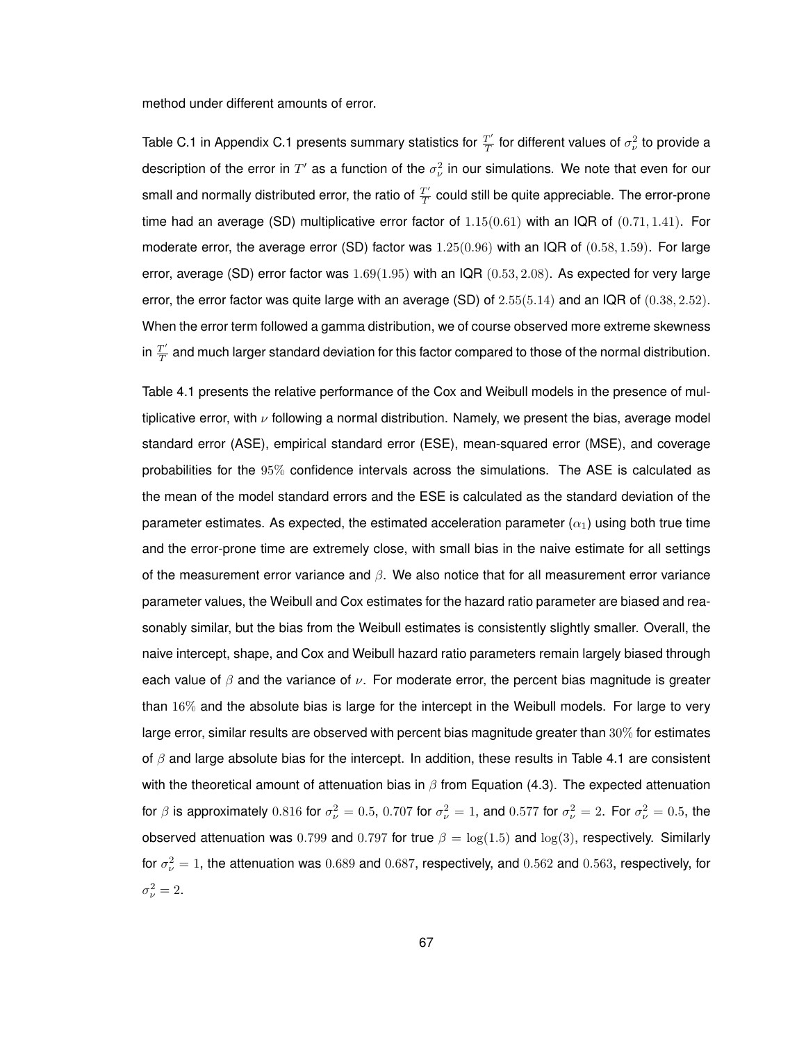method under different amounts of error.

Table C.1 in Appendix C.1 presents summary statistics for $\frac{T'}{T}$ for different values of $\sigma^2_\nu$ to provide a description of the error in $T'$ as a function of the $\sigma^2_\nu$ in our simulations. We note that even for our small and normally distributed error, the ratio of $\frac{T'}{T}$ could still be quite appreciable. The error-prone time had an average (SD) multiplicative error factor of $1.15(0.61)$ with an IQR of $(0.71, 1.41)$. For moderate error, the average error (SD) factor was $1.25(0.96)$ with an IQR of $(0.58, 1.59)$. For large error, average (SD) error factor was $1.69(1.95)$ with an IQR $(0.53, 2.08)$. As expected for very large error, the error factor was quite large with an average (SD) of $2.55(5.14)$ and an IQR of $(0.38, 2.52)$. When the error term followed a gamma distribution, we of course observed more extreme skewness in $\frac{T'}{T}$ and much larger standard deviation for this factor compared to those of the normal distribution.

Table 4.1 presents the relative performance of the Cox and Weibull models in the presence of multiplicative error, with $\nu$ following a normal distribution. Namely, we present the bias, average model standard error (ASE), empirical standard error (ESE), mean-squared error (MSE), and coverage probabilities for the $95\%$ confidence intervals across the simulations. The ASE is calculated as the mean of the model standard errors and the ESE is calculated as the standard deviation of the parameter estimates. As expected, the estimated acceleration parameter ($\alpha_1$) using both true time and the error-prone time are extremely close, with small bias in the naive estimate for all settings of the measurement error variance and $\beta$. We also notice that for all measurement error variance parameter values, the Weibull and Cox estimates for the hazard ratio parameter are biased and reasonably similar, but the bias from the Weibull estimates is consistently slightly smaller. Overall, the naive intercept, shape, and Cox and Weibull hazard ratio parameters remain largely biased through each value of $\beta$ and the variance of $\nu$. For moderate error, the percent bias magnitude is greater than $16\%$ and the absolute bias is large for the intercept in the Weibull models. For large to very large error, similar results are observed with percent bias magnitude greater than $30\%$ for estimates of $\beta$ and large absolute bias for the intercept. In addition, these results in Table 4.1 are consistent with the theoretical amount of attenuation bias in $\beta$ from Equation (4.3). The expected attenuation for $\beta$ is approximately $0.816$ for $\sigma^2_\nu = 0.5$, $0.707$ for $\sigma^2_\nu = 1$, and $0.577$ for $\sigma^2_\nu = 2$. For $\sigma^2_\nu = 0.5$, the observed attenuation was $0.799$ and $0.797$ for true $\beta = \log(1.5)$ and $\log(3)$, respectively. Similarly for $\sigma^2_\nu = 1$, the attenuation was $0.689$ and $0.687$, respectively, and $0.562$ and $0.563$, respectively, for $\sigma^2_\nu = 2$.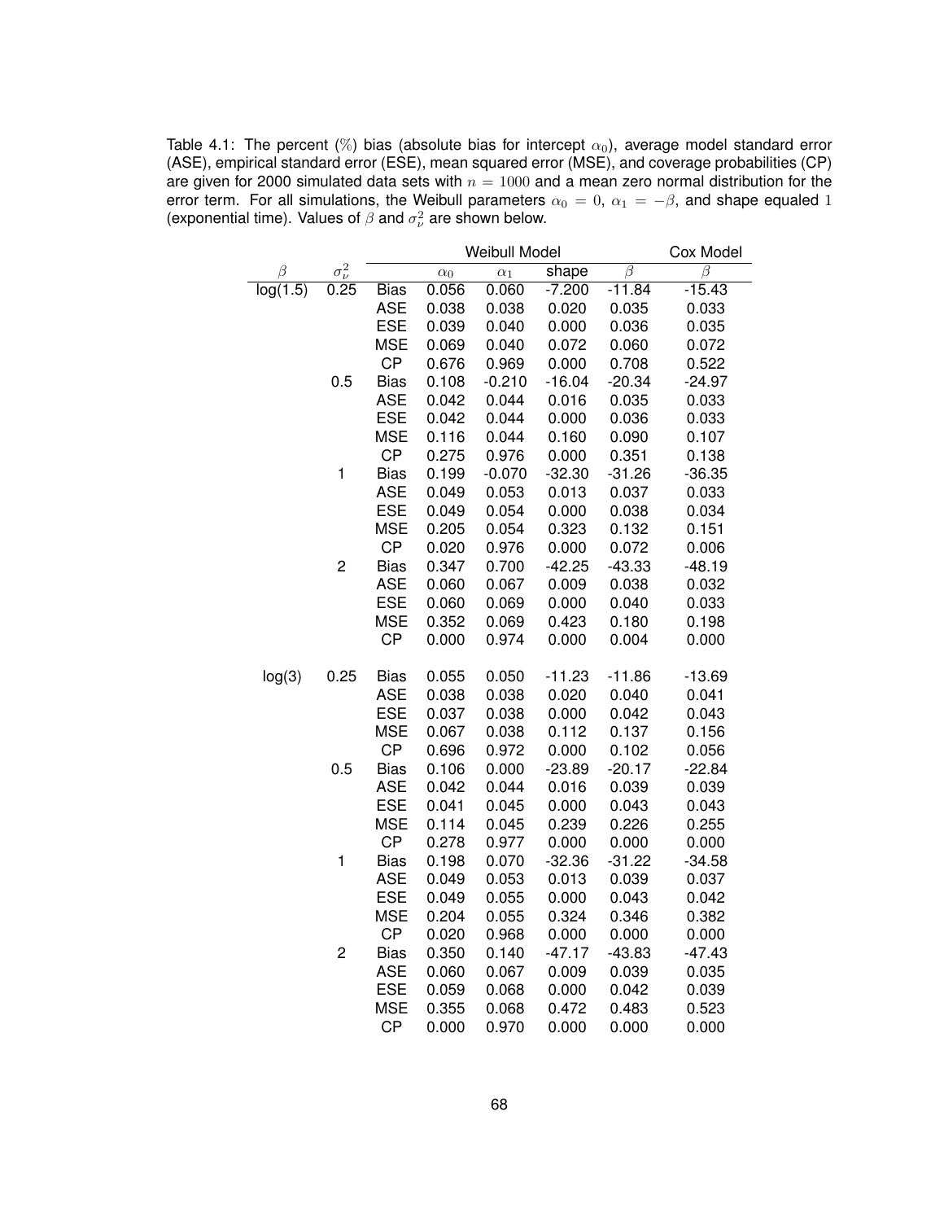Table 4.1: The percent (%) bias (absolute bias for intercept $\alpha_0$), average model standard error (ASE), empirical standard error (ESE), mean squared error (MSE), and coverage probabilities (CP) are given for 2000 simulated data sets with $n = 1000$ and a mean zero normal distribution for the error term. For all simulations, the Weibull parameters $\alpha_0 = 0$, $\alpha_1 = -\beta$, and shape equaled 1 (exponential time). Values of $\beta$ and $\sigma^2_\nu$ are shown below.

| | | | Weibull Model | | | | Cox Model |
|---|---|---|---|---|---|---|---|
| $\beta$ | $\sigma^2_\nu$ | | $\alpha_0$ | $\alpha_1$ | shape | $\beta$ | $\beta$ |
| log(1.5) | 0.25 | Bias | 0.056 | 0.060 | -7.200 | -11.84 | -15.43 |
| | | ASE | 0.038 | 0.038 | 0.020 | 0.035 | 0.033 |
| | | ESE | 0.039 | 0.040 | 0.000 | 0.036 | 0.035 |
| | | MSE | 0.069 | 0.040 | 0.072 | 0.060 | 0.072 |
| | | CP | 0.676 | 0.969 | 0.000 | 0.708 | 0.522 |
| | 0.5 | Bias | 0.108 | -0.210 | -16.04 | -20.34 | -24.97 |
| | | ASE | 0.042 | 0.044 | 0.016 | 0.035 | 0.033 |
| | | ESE | 0.042 | 0.044 | 0.000 | 0.036 | 0.033 |
| | | MSE | 0.116 | 0.044 | 0.160 | 0.090 | 0.107 |
| | | CP | 0.275 | 0.976 | 0.000 | 0.351 | 0.138 |
| | 1 | Bias | 0.199 | -0.070 | -32.30 | -31.26 | -36.35 |
| | | ASE | 0.049 | 0.053 | 0.013 | 0.037 | 0.033 |
| | | ESE | 0.049 | 0.054 | 0.000 | 0.038 | 0.034 |
| | | MSE | 0.205 | 0.054 | 0.323 | 0.132 | 0.151 |
| | | CP | 0.020 | 0.976 | 0.000 | 0.072 | 0.006 |
| | 2 | Bias | 0.347 | 0.700 | -42.25 | -43.33 | -48.19 |
| | | ASE | 0.060 | 0.067 | 0.009 | 0.038 | 0.032 |
| | | ESE | 0.060 | 0.069 | 0.000 | 0.040 | 0.033 |
| | | MSE | 0.352 | 0.069 | 0.423 | 0.180 | 0.198 |
| | | CP | 0.000 | 0.974 | 0.000 | 0.004 | 0.000 |
| log(3) | 0.25 | Bias | 0.055 | 0.050 | -11.23 | -11.86 | -13.69 |
| | | ASE | 0.038 | 0.038 | 0.020 | 0.040 | 0.041 |
| | | ESE | 0.037 | 0.038 | 0.000 | 0.042 | 0.043 |
| | | MSE | 0.067 | 0.038 | 0.112 | 0.137 | 0.156 |
| | | CP | 0.696 | 0.972 | 0.000 | 0.102 | 0.056 |
| | 0.5 | Bias | 0.106 | 0.000 | -23.89 | -20.17 | -22.84 |
| | | ASE | 0.042 | 0.044 | 0.016 | 0.039 | 0.039 |
| | | ESE | 0.041 | 0.045 | 0.000 | 0.043 | 0.043 |
| | | MSE | 0.114 | 0.045 | 0.239 | 0.226 | 0.255 |
| | | CP | 0.278 | 0.977 | 0.000 | 0.000 | 0.000 |
| | 1 | Bias | 0.198 | 0.070 | -32.36 | -31.22 | -34.58 |
| | | ASE | 0.049 | 0.053 | 0.013 | 0.039 | 0.037 |
| | | ESE | 0.049 | 0.055 | 0.000 | 0.043 | 0.042 |
| | | MSE | 0.204 | 0.055 | 0.324 | 0.346 | 0.382 |
| | | CP | 0.020 | 0.968 | 0.000 | 0.000 | 0.000 |
| | 2 | Bias | 0.350 | 0.140 | -47.17 | -43.83 | -47.43 |
| | | ASE | 0.060 | 0.067 | 0.009 | 0.039 | 0.035 |
| | | ESE | 0.059 | 0.068 | 0.000 | 0.042 | 0.039 |
| | | MSE | 0.355 | 0.068 | 0.472 | 0.483 | 0.523 |
| | | CP | 0.000 | 0.970 | 0.000 | 0.000 | 0.000 |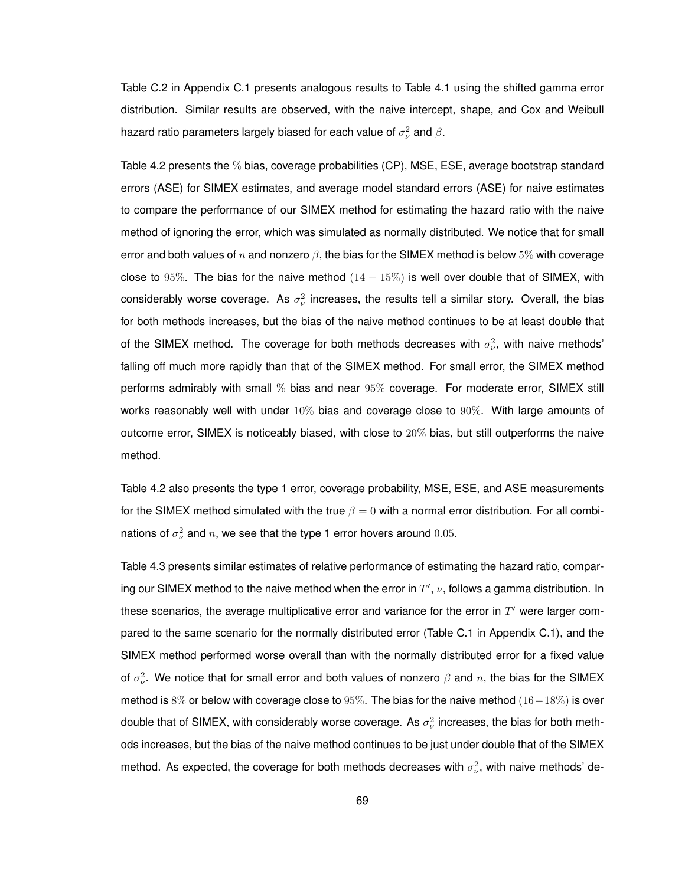Table C.2 in Appendix C.1 presents analogous results to Table 4.1 using the shifted gamma error distribution. Similar results are observed, with the naive intercept, shape, and Cox and Weibull hazard ratio parameters largely biased for each value of $\sigma_{\nu}^2$ and $\beta$.

Table 4.2 presents the $\%$ bias, coverage probabilities (CP), MSE, ESE, average bootstrap standard errors (ASE) for SIMEX estimates, and average model standard errors (ASE) for naive estimates to compare the performance of our SIMEX method for estimating the hazard ratio with the naive method of ignoring the error, which was simulated as normally distributed. We notice that for small error and both values of $n$ and nonzero $\beta$, the bias for the SIMEX method is below $5\%$ with coverage close to $95\%$. The bias for the naive method $(14-15\%)$ is well over double that of SIMEX, with considerably worse coverage. As $\sigma_{\nu}^2$ increases, the results tell a similar story. Overall, the bias for both methods increases, but the bias of the naive method continues to be at least double that of the SIMEX method. The coverage for both methods decreases with $\sigma_{\nu}^2$, with naive methods' falling off much more rapidly than that of the SIMEX method. For small error, the SIMEX method performs admirably with small $\%$ bias and near $95\%$ coverage. For moderate error, SIMEX still works reasonably well with under $10\%$ bias and coverage close to $90\%$. With large amounts of outcome error, SIMEX is noticeably biased, with close to $20\%$ bias, but still outperforms the naive method.

Table 4.2 also presents the type 1 error, coverage probability, MSE, ESE, and ASE measurements for the SIMEX method simulated with the true $\beta = 0$ with a normal error distribution. For all combinations of $\sigma_{\nu}^2$ and $n$, we see that the type 1 error hovers around $0.05$.

Table 4.3 presents similar estimates of relative performance of estimating the hazard ratio, comparing our SIMEX method to the naive method when the error in $T'$, $\nu$, follows a gamma distribution. In these scenarios, the average multiplicative error and variance for the error in $T'$ were larger compared to the same scenario for the normally distributed error (Table C.1 in Appendix C.1), and the SIMEX method performed worse overall than with the normally distributed error for a fixed value of $\sigma_{\nu}^2$. We notice that for small error and both values of nonzero $\beta$ and $n$, the bias for the SIMEX method is $8\%$ or below with coverage close to $95\%$. The bias for the naive method $(16-18\%)$ is over double that of SIMEX, with considerably worse coverage. As $\sigma_{\nu}^2$ increases, the bias for both methods increases, but the bias of the naive method continues to be just under double that of the SIMEX method. As expected, the coverage for both methods decreases with $\sigma_{\nu}^2$, with naive methods' de-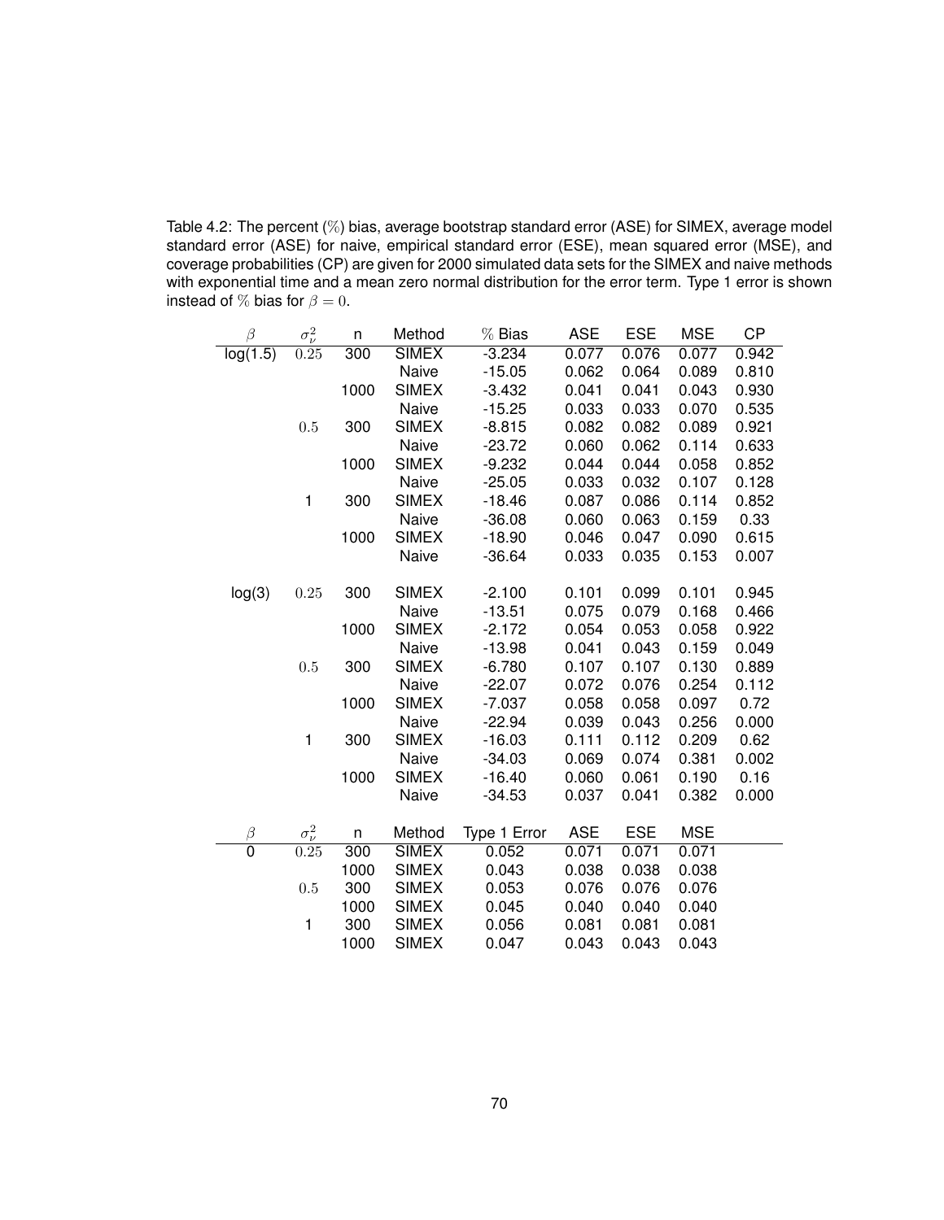Table 4.2: The percent (%) bias, average bootstrap standard error (ASE) for SIMEX, average model standard error (ASE) for naive, empirical standard error (ESE), mean squared error (MSE), and coverage probabilities (CP) are given for 2000 simulated data sets for the SIMEX and naive methods with exponential time and a mean zero normal distribution for the error term. Type 1 error is shown instead of % bias for $\beta = 0$.

| $\beta$ | $\sigma^2_\nu$ | n | Method | % Bias | ASE | ESE | MSE | CP |
|---|---|---|---|---|---|---|---|---|
| log(1.5) | $0.25$ | 300 | SIMEX | -3.234 | 0.077 | 0.076 | 0.077 | 0.942 |
| | | | Naive | -15.05 | 0.062 | 0.064 | 0.089 | 0.810 |
| | | 1000 | SIMEX | -3.432 | 0.041 | 0.041 | 0.043 | 0.930 |
| | | | Naive | -15.25 | 0.033 | 0.033 | 0.070 | 0.535 |
| | $0.5$ | 300 | SIMEX | -8.815 | 0.082 | 0.082 | 0.089 | 0.921 |
| | | | Naive | -23.72 | 0.060 | 0.062 | 0.114 | 0.633 |
| | | 1000 | SIMEX | -9.232 | 0.044 | 0.044 | 0.058 | 0.852 |
| | | | Naive | -25.05 | 0.033 | 0.032 | 0.107 | 0.128 |
| | 1 | 300 | SIMEX | -18.46 | 0.087 | 0.086 | 0.114 | 0.852 |
| | | | Naive | -36.08 | 0.060 | 0.063 | 0.159 | 0.33 |
| | | 1000 | SIMEX | -18.90 | 0.046 | 0.047 | 0.090 | 0.615 |
| | | | Naive | -36.64 | 0.033 | 0.035 | 0.153 | 0.007 |
| log(3) | $0.25$ | 300 | SIMEX | -2.100 | 0.101 | 0.099 | 0.101 | 0.945 |
| | | | Naive | -13.51 | 0.075 | 0.079 | 0.168 | 0.466 |
| | | 1000 | SIMEX | -2.172 | 0.054 | 0.053 | 0.058 | 0.922 |
| | | | Naive | -13.98 | 0.041 | 0.043 | 0.159 | 0.049 |
| | $0.5$ | 300 | SIMEX | -6.780 | 0.107 | 0.107 | 0.130 | 0.889 |
| | | | Naive | -22.07 | 0.072 | 0.076 | 0.254 | 0.112 |
| | | 1000 | SIMEX | -7.037 | 0.058 | 0.058 | 0.097 | 0.72 |
| | | | Naive | -22.94 | 0.039 | 0.043 | 0.256 | 0.000 |
| | 1 | 300 | SIMEX | -16.03 | 0.111 | 0.112 | 0.209 | 0.62 |
| | | | Naive | -34.03 | 0.069 | 0.074 | 0.381 | 0.002 |
| | | 1000 | SIMEX | -16.40 | 0.060 | 0.061 | 0.190 | 0.16 |
| | | | Naive | -34.53 | 0.037 | 0.041 | 0.382 | 0.000 |

| $\beta$ | $\sigma^2_\nu$ | n | Method | Type 1 Error | ASE | ESE | MSE |
|---|---|---|---|---|---|---|---|
| 0 | $0.25$ | 300 | SIMEX | 0.052 | 0.071 | 0.071 | 0.071 |
| | | 1000 | SIMEX | 0.043 | 0.038 | 0.038 | 0.038 |
| | $0.5$ | 300 | SIMEX | 0.053 | 0.076 | 0.076 | 0.076 |
| | | 1000 | SIMEX | 0.045 | 0.040 | 0.040 | 0.040 |
| | 1 | 300 | SIMEX | 0.056 | 0.081 | 0.081 | 0.081 |
| | | 1000 | SIMEX | 0.047 | 0.043 | 0.043 | 0.043 |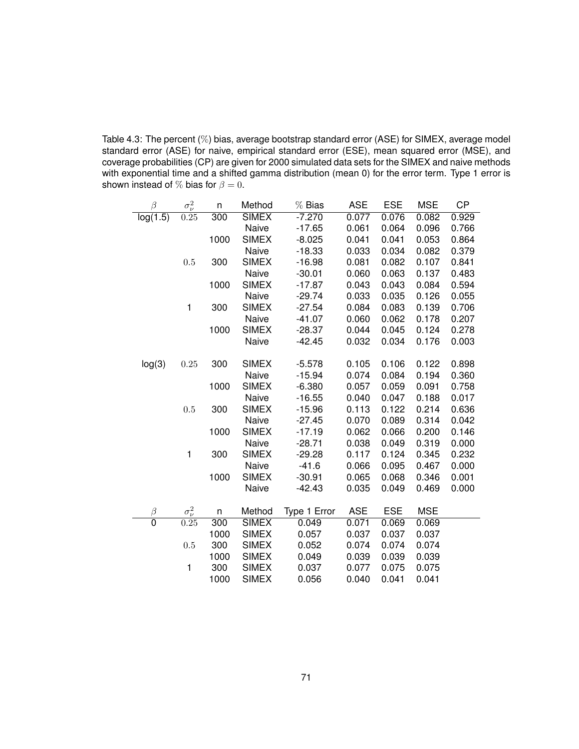Table 4.3: The percent (%) bias, average bootstrap standard error (ASE) for SIMEX, average model standard error (ASE) for naive, empirical standard error (ESE), mean squared error (MSE), and coverage probabilities (CP) are given for 2000 simulated data sets for the SIMEX and naive methods with exponential time and a shifted gamma distribution (mean 0) for the error term. Type 1 error is shown instead of % bias for $\beta = 0$.

| $\beta$ | $\sigma^2_\nu$ | n | Method | % Bias | ASE | ESE | MSE | CP |
|---|---|---|---|---|---|---|---|---|
| log(1.5) | $0.25$ | 300 | SIMEX | -7.270 | 0.077 | 0.076 | 0.082 | 0.929 |
| | | | Naive | -17.65 | 0.061 | 0.064 | 0.096 | 0.766 |
| | | 1000 | SIMEX | -8.025 | 0.041 | 0.041 | 0.053 | 0.864 |
| | | | Naive | -18.33 | 0.033 | 0.034 | 0.082 | 0.379 |
| | $0.5$ | 300 | SIMEX | -16.98 | 0.081 | 0.082 | 0.107 | 0.841 |
| | | | Naive | -30.01 | 0.060 | 0.063 | 0.137 | 0.483 |
| | | 1000 | SIMEX | -17.87 | 0.043 | 0.043 | 0.084 | 0.594 |
| | | | Naive | -29.74 | 0.033 | 0.035 | 0.126 | 0.055 |
| | 1 | 300 | SIMEX | -27.54 | 0.084 | 0.083 | 0.139 | 0.706 |
| | | | Naive | -41.07 | 0.060 | 0.062 | 0.178 | 0.207 |
| | | 1000 | SIMEX | -28.37 | 0.044 | 0.045 | 0.124 | 0.278 |
| | | | Naive | -42.45 | 0.032 | 0.034 | 0.176 | 0.003 |
| log(3) | $0.25$ | 300 | SIMEX | -5.578 | 0.105 | 0.106 | 0.122 | 0.898 |
| | | | Naive | -15.94 | 0.074 | 0.084 | 0.194 | 0.360 |
| | | 1000 | SIMEX | -6.380 | 0.057 | 0.059 | 0.091 | 0.758 |
| | | | Naive | -16.55 | 0.040 | 0.047 | 0.188 | 0.017 |
| | $0.5$ | 300 | SIMEX | -15.96 | 0.113 | 0.122 | 0.214 | 0.636 |
| | | | Naive | -27.45 | 0.070 | 0.089 | 0.314 | 0.042 |
| | | 1000 | SIMEX | -17.19 | 0.062 | 0.066 | 0.200 | 0.146 |
| | | | Naive | -28.71 | 0.038 | 0.049 | 0.319 | 0.000 |
| | 1 | 300 | SIMEX | -29.28 | 0.117 | 0.124 | 0.345 | 0.232 |
| | | | Naive | -41.6 | 0.066 | 0.095 | 0.467 | 0.000 |
| | | 1000 | SIMEX | -30.91 | 0.065 | 0.068 | 0.346 | 0.001 |
| | | | Naive | -42.43 | 0.035 | 0.049 | 0.469 | 0.000 |

| $\beta$ | $\sigma^2_\nu$ | n | Method | Type 1 Error | ASE | ESE | MSE |
|---|---|---|---|---|---|---|---|
| 0 | $0.25$ | 300 | SIMEX | 0.049 | 0.071 | 0.069 | 0.069 |
| | | 1000 | SIMEX | 0.057 | 0.037 | 0.037 | 0.037 |
| | $0.5$ | 300 | SIMEX | 0.052 | 0.074 | 0.074 | 0.074 |
| | | 1000 | SIMEX | 0.049 | 0.039 | 0.039 | 0.039 |
| | 1 | 300 | SIMEX | 0.037 | 0.077 | 0.075 | 0.075 |
| | | 1000 | SIMEX | 0.056 | 0.040 | 0.041 | 0.041 |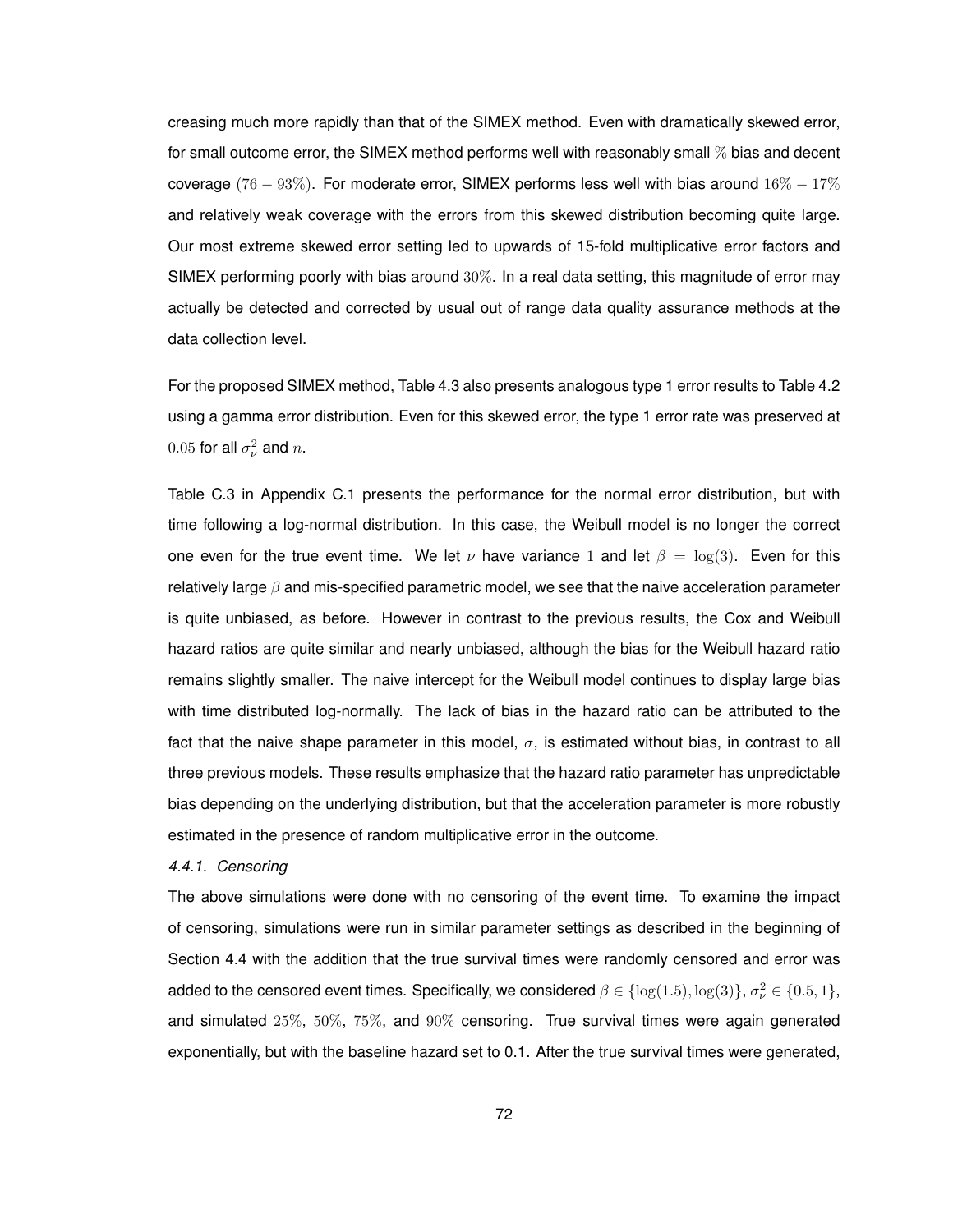creasing much more rapidly than that of the SIMEX method. Even with dramatically skewed error, for small outcome error, the SIMEX method performs well with reasonably small $\%$ bias and decent coverage $(76-93\%)$. For moderate error, SIMEX performs less well with bias around $16\%-17\%$ and relatively weak coverage with the errors from this skewed distribution becoming quite large. Our most extreme skewed error setting led to upwards of 15-fold multiplicative error factors and SIMEX performing poorly with bias around $30\%$. In a real data setting, this magnitude of error may actually be detected and corrected by usual out of range data quality assurance methods at the data collection level.

For the proposed SIMEX method, Table 4.3 also presents analogous type 1 error results to Table 4.2 using a gamma error distribution. Even for this skewed error, the type 1 error rate was preserved at $0.05$ for all $\sigma_\nu^2$ and $n$.

Table C.3 in Appendix C.1 presents the performance for the normal error distribution, but with time following a log-normal distribution. In this case, the Weibull model is no longer the correct one even for the true event time. We let $\nu$ have variance $1$ and let $\beta = \log(3)$. Even for this relatively large $\beta$ and mis-specified parametric model, we see that the naive acceleration parameter is quite unbiased, as before. However in contrast to the previous results, the Cox and Weibull hazard ratios are quite similar and nearly unbiased, although the bias for the Weibull hazard ratio remains slightly smaller. The naive intercept for the Weibull model continues to display large bias with time distributed log-normally. The lack of bias in the hazard ratio can be attributed to the fact that the naive shape parameter in this model, $\sigma$, is estimated without bias, in contrast to all three previous models. These results emphasize that the hazard ratio parameter has unpredictable bias depending on the underlying distribution, but that the acceleration parameter is more robustly estimated in the presence of random multiplicative error in the outcome.

#### *4.4.1. Censoring*

The above simulations were done with no censoring of the event time. To examine the impact of censoring, simulations were run in similar parameter settings as described in the beginning of Section 4.4 with the addition that the true survival times were randomly censored and error was added to the censored event times. Specifically, we considered $\beta \in \{\log(1.5), \log(3)\}$, $\sigma_\nu^2 \in \{0.5, 1\}$, and simulated $25\%$, $50\%$, $75\%$, and $90\%$ censoring. True survival times were again generated exponentially, but with the baseline hazard set to 0.1. After the true survival times were generated,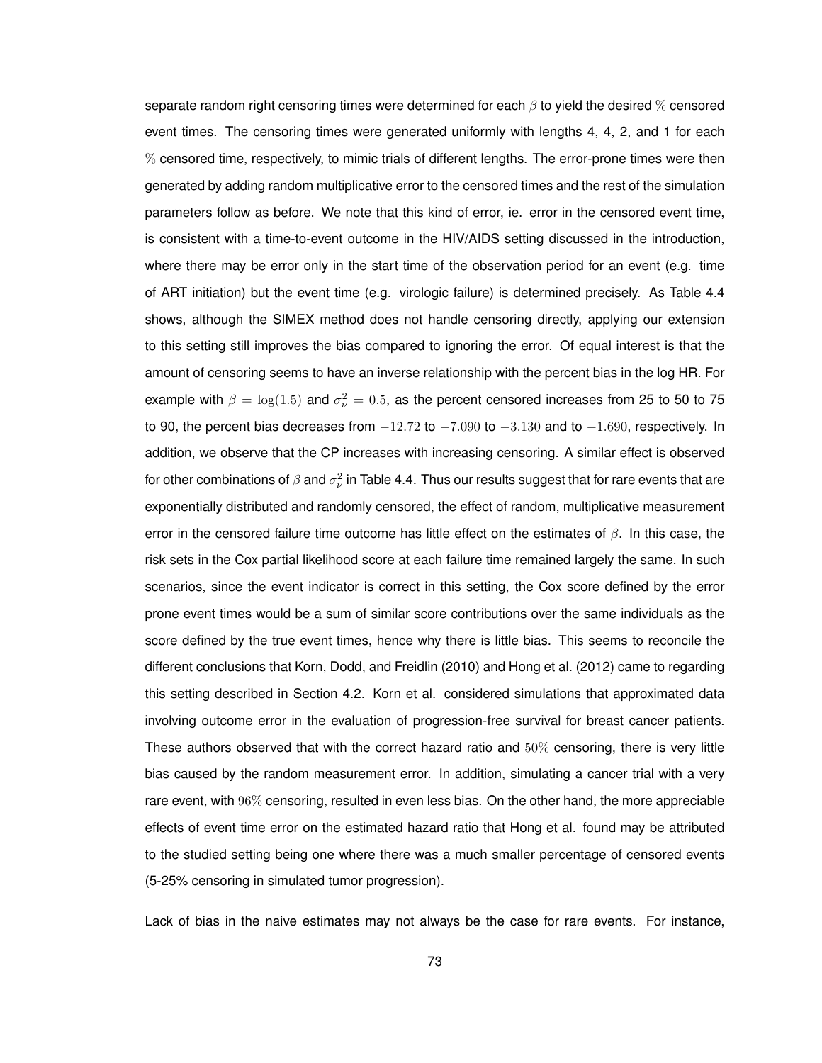separate random right censoring times were determined for each $\beta$ to yield the desired $\%$ censored event times. The censoring times were generated uniformly with lengths 4, 4, 2, and 1 for each $\%$ censored time, respectively, to mimic trials of different lengths. The error-prone times were then generated by adding random multiplicative error to the censored times and the rest of the simulation parameters follow as before. We note that this kind of error, ie. error in the censored event time, is consistent with a time-to-event outcome in the HIV/AIDS setting discussed in the introduction, where there may be error only in the start time of the observation period for an event (e.g. time of ART initiation) but the event time (e.g. virologic failure) is determined precisely. As Table 4.4 shows, although the SIMEX method does not handle censoring directly, applying our extension to this setting still improves the bias compared to ignoring the error. Of equal interest is that the amount of censoring seems to have an inverse relationship with the percent bias in the log HR. For example with $\beta = \log(1.5)$ and $\sigma_\nu^2 = 0.5$, as the percent censored increases from 25 to 50 to 75 to 90, the percent bias decreases from $-12.72$ to $-7.090$ to $-3.130$ and to $-1.690$, respectively. In addition, we observe that the CP increases with increasing censoring. A similar effect is observed for other combinations of $\beta$ and $\sigma_\nu^2$ in Table 4.4. Thus our results suggest that for rare events that are exponentially distributed and randomly censored, the effect of random, multiplicative measurement error in the censored failure time outcome has little effect on the estimates of $\beta$. In this case, the risk sets in the Cox partial likelihood score at each failure time remained largely the same. In such scenarios, since the event indicator is correct in this setting, the Cox score defined by the error prone event times would be a sum of similar score contributions over the same individuals as the score defined by the true event times, hence why there is little bias. This seems to reconcile the different conclusions that Korn, Dodd, and Freidlin (2010) and Hong et al. (2012) came to regarding this setting described in Section 4.2. Korn et al. considered simulations that approximated data involving outcome error in the evaluation of progression-free survival for breast cancer patients. These authors observed that with the correct hazard ratio and $50\%$ censoring, there is very little bias caused by the random measurement error. In addition, simulating a cancer trial with a very rare event, with $96\%$ censoring, resulted in even less bias. On the other hand, the more appreciable effects of event time error on the estimated hazard ratio that Hong et al. found may be attributed to the studied setting being one where there was a much smaller percentage of censored events (5-25% censoring in simulated tumor progression).

Lack of bias in the naive estimates may not always be the case for rare events. For instance,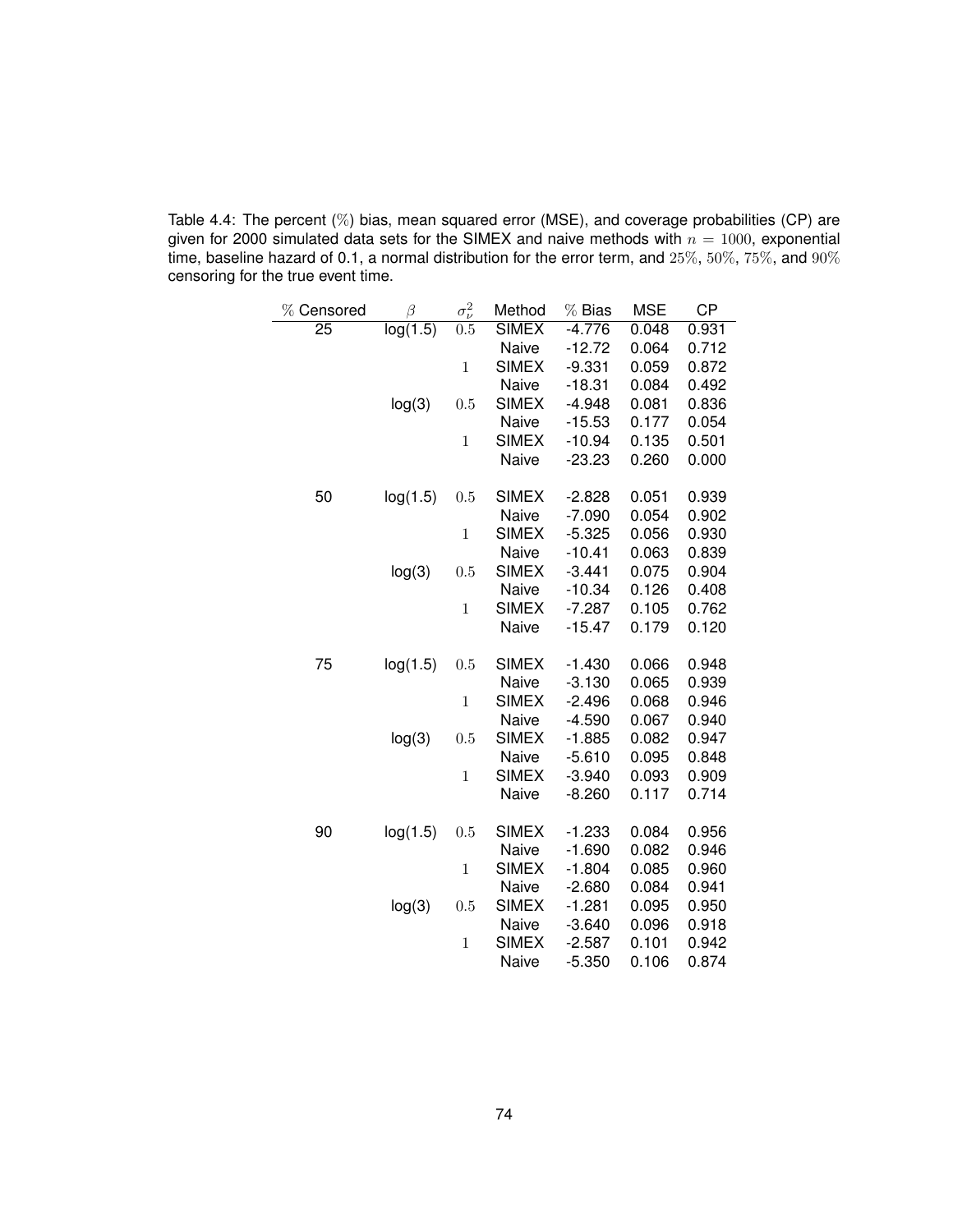Table 4.4: The percent (%) bias, mean squared error (MSE), and coverage probabilities (CP) are given for 2000 simulated data sets for the SIMEX and naive methods with $n = 1000$, exponential time, baseline hazard of 0.1, a normal distribution for the error term, and 25%, 50%, 75%, and 90% censoring for the true event time.

| % Censored | $\beta$ | $\sigma_\nu^2$ | Method | % Bias | MSE | CP |
|---|---|---|---|---|---|---|
| 25 | log(1.5) | 0.5 | SIMEX | -4.776 | 0.048 | 0.931 |
| | | | Naive | -12.72 | 0.064 | 0.712 |
| | | 1 | SIMEX | -9.331 | 0.059 | 0.872 |
| | | | Naive | -18.31 | 0.084 | 0.492 |
| | log(3) | 0.5 | SIMEX | -4.948 | 0.081 | 0.836 |
| | | | Naive | -15.53 | 0.177 | 0.054 |
| | | 1 | SIMEX | -10.94 | 0.135 | 0.501 |
| | | | Naive | -23.23 | 0.260 | 0.000 |
| 50 | log(1.5) | 0.5 | SIMEX | -2.828 | 0.051 | 0.939 |
| | | | Naive | -7.090 | 0.054 | 0.902 |
| | | 1 | SIMEX | -5.325 | 0.056 | 0.930 |
| | | | Naive | -10.41 | 0.063 | 0.839 |
| | log(3) | 0.5 | SIMEX | -3.441 | 0.075 | 0.904 |
| | | | Naive | -10.34 | 0.126 | 0.408 |
| | | 1 | SIMEX | -7.287 | 0.105 | 0.762 |
| | | | Naive | -15.47 | 0.179 | 0.120 |
| 75 | log(1.5) | 0.5 | SIMEX | -1.430 | 0.066 | 0.948 |
| | | | Naive | -3.130 | 0.065 | 0.939 |
| | | 1 | SIMEX | -2.496 | 0.068 | 0.946 |
| | | | Naive | -4.590 | 0.067 | 0.940 |
| | log(3) | 0.5 | SIMEX | -1.885 | 0.082 | 0.947 |
| | | | Naive | -5.610 | 0.095 | 0.848 |
| | | 1 | SIMEX | -3.940 | 0.093 | 0.909 |
| | | | Naive | -8.260 | 0.117 | 0.714 |
| 90 | log(1.5) | 0.5 | SIMEX | -1.233 | 0.084 | 0.956 |
| | | | Naive | -1.690 | 0.082 | 0.946 |
| | | 1 | SIMEX | -1.804 | 0.085 | 0.960 |
| | | | Naive | -2.680 | 0.084 | 0.941 |
| | log(3) | 0.5 | SIMEX | -1.281 | 0.095 | 0.950 |
| | | | Naive | -3.640 | 0.096 | 0.918 |
| | | 1 | SIMEX | -2.587 | 0.101 | 0.942 |
| | | | Naive | -5.350 | 0.106 | 0.874 |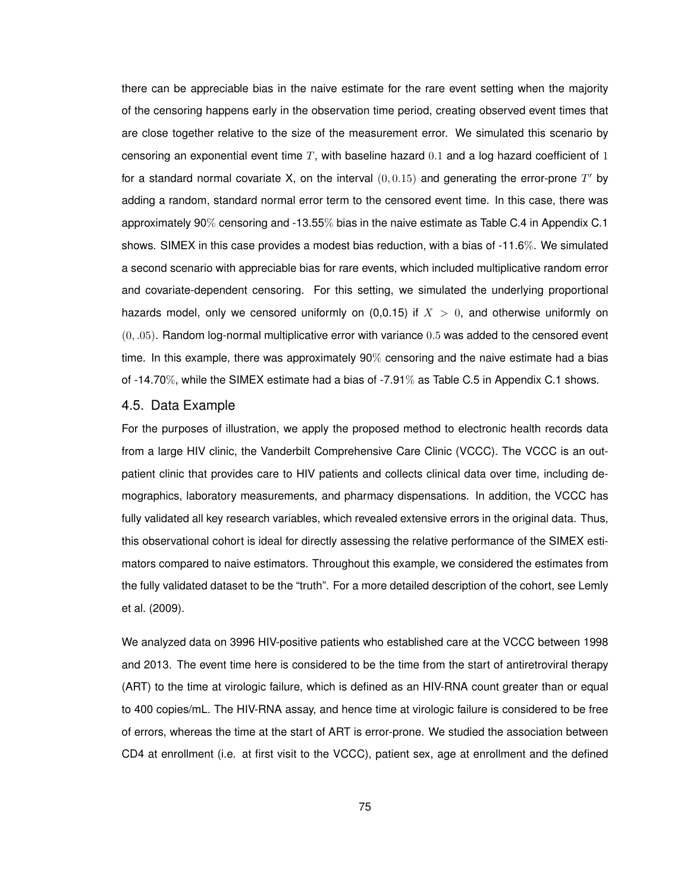there can be appreciable bias in the naive estimate for the rare event setting when the majority of the censoring happens early in the observation time period, creating observed event times that are close together relative to the size of the measurement error. We simulated this scenario by censoring an exponential event time $T$, with baseline hazard $0.1$ and a log hazard coefficient of $1$ for a standard normal covariate X, on the interval $(0, 0.15)$ and generating the error-prone $T'$ by adding a random, standard normal error term to the censored event time. In this case, there was approximately 90% censoring and -13.55% bias in the naive estimate as Table C.4 in Appendix C.1 shows. SIMEX in this case provides a modest bias reduction, with a bias of -11.6%. We simulated a second scenario with appreciable bias for rare events, which included multiplicative random error and covariate-dependent censoring. For this setting, we simulated the underlying proportional hazards model, only we censored uniformly on (0,0.15) if $X > 0$, and otherwise uniformly on $(0, .05)$. Random log-normal multiplicative error with variance $0.5$ was added to the censored event time. In this example, there was approximately 90% censoring and the naive estimate had a bias of -14.70%, while the SIMEX estimate had a bias of -7.91% as Table C.5 in Appendix C.1 shows.

## 4.5. Data Example

For the purposes of illustration, we apply the proposed method to electronic health records data from a large HIV clinic, the Vanderbilt Comprehensive Care Clinic (VCCC). The VCCC is an outpatient clinic that provides care to HIV patients and collects clinical data over time, including demographics, laboratory measurements, and pharmacy dispensations. In addition, the VCCC has fully validated all key research variables, which revealed extensive errors in the original data. Thus, this observational cohort is ideal for directly assessing the relative performance of the SIMEX estimators compared to naive estimators. Throughout this example, we considered the estimates from the fully validated dataset to be the "truth". For a more detailed description of the cohort, see Lemly et al. (2009).

We analyzed data on 3996 HIV-positive patients who established care at the VCCC between 1998 and 2013. The event time here is considered to be the time from the start of antiretroviral therapy (ART) to the time at virologic failure, which is defined as an HIV-RNA count greater than or equal to 400 copies/mL. The HIV-RNA assay, and hence time at virologic failure is considered to be free of errors, whereas the time at the start of ART is error-prone. We studied the association between CD4 at enrollment (i.e. at first visit to the VCCC), patient sex, age at enrollment and the defined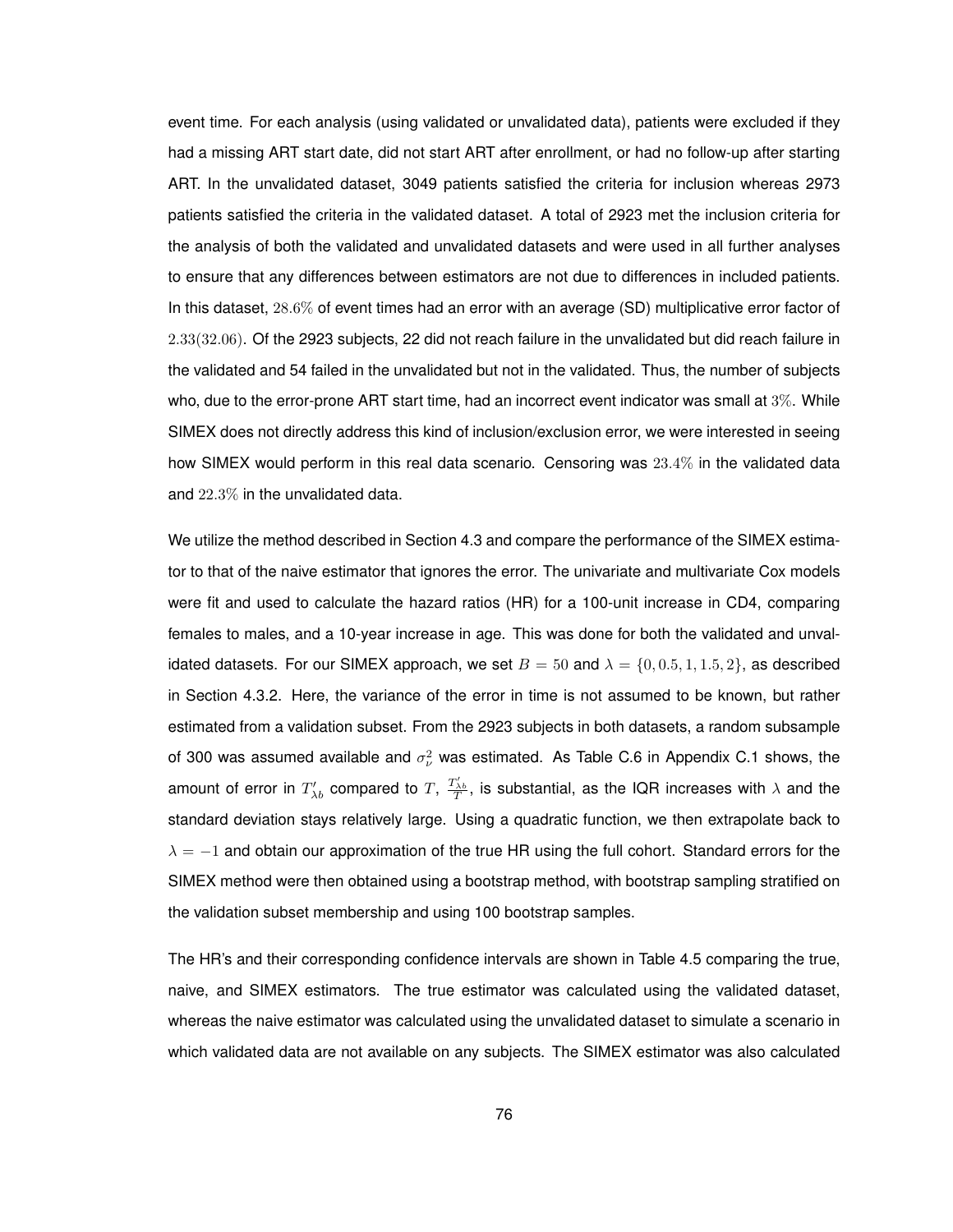event time. For each analysis (using validated or unvalidated data), patients were excluded if they had a missing ART start date, did not start ART after enrollment, or had no follow-up after starting ART. In the unvalidated dataset, 3049 patients satisfied the criteria for inclusion whereas 2973 patients satisfied the criteria in the validated dataset. A total of 2923 met the inclusion criteria for the analysis of both the validated and unvalidated datasets and were used in all further analyses to ensure that any differences between estimators are not due to differences in included patients. In this dataset, $28.6\%$ of event times had an error with an average (SD) multiplicative error factor of $2.33(32.06)$. Of the 2923 subjects, 22 did not reach failure in the unvalidated but did reach failure in the validated and 54 failed in the unvalidated but not in the validated. Thus, the number of subjects who, due to the error-prone ART start time, had an incorrect event indicator was small at $3\%$. While SIMEX does not directly address this kind of inclusion/exclusion error, we were interested in seeing how SIMEX would perform in this real data scenario. Censoring was $23.4\%$ in the validated data and $22.3\%$ in the unvalidated data.

We utilize the method described in Section 4.3 and compare the performance of the SIMEX estimator to that of the naive estimator that ignores the error. The univariate and multivariate Cox models were fit and used to calculate the hazard ratios (HR) for a 100-unit increase in CD4, comparing females to males, and a 10-year increase in age. This was done for both the validated and unvalidated datasets. For our SIMEX approach, we set $B = 50$ and $\lambda = \{0, 0.5, 1, 1.5, 2\}$, as described in Section 4.3.2. Here, the variance of the error in time is not assumed to be known, but rather estimated from a validation subset. From the 2923 subjects in both datasets, a random subsample of 300 was assumed available and $\sigma_\nu^2$ was estimated. As Table C.6 in Appendix C.1 shows, the amount of error in $T'_{\lambda b}$ compared to $T$, $\frac{T'_{\lambda b}}{T}$, is substantial, as the IQR increases with $\lambda$ and the standard deviation stays relatively large. Using a quadratic function, we then extrapolate back to $\lambda = -1$ and obtain our approximation of the true HR using the full cohort. Standard errors for the SIMEX method were then obtained using a bootstrap method, with bootstrap sampling stratified on the validation subset membership and using 100 bootstrap samples.

The HR's and their corresponding confidence intervals are shown in Table 4.5 comparing the true, naive, and SIMEX estimators. The true estimator was calculated using the validated dataset, whereas the naive estimator was calculated using the unvalidated dataset to simulate a scenario in which validated data are not available on any subjects. The SIMEX estimator was also calculated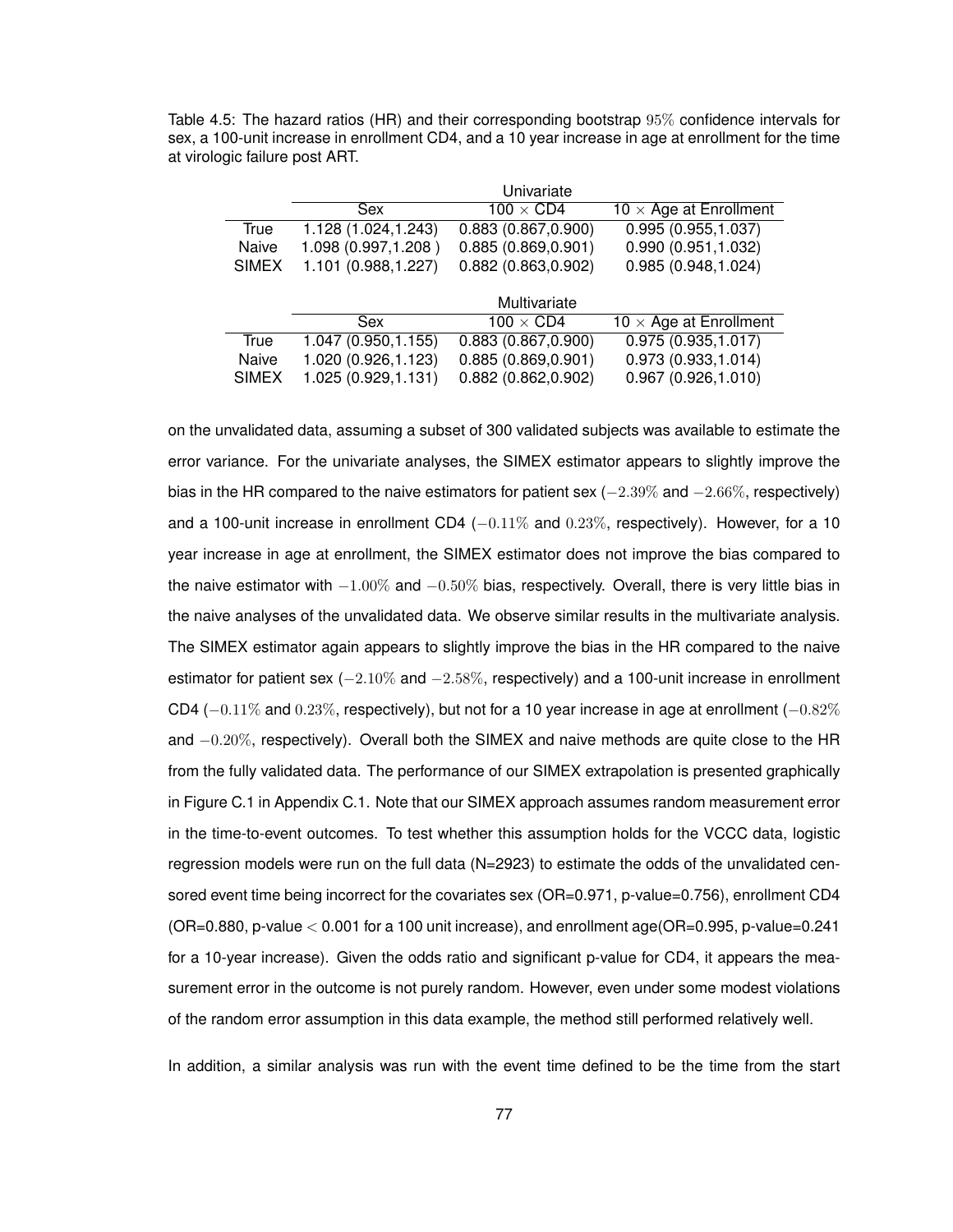Table 4.5: The hazard ratios (HR) and their corresponding bootstrap $95\%$ confidence intervals for sex, a 100-unit increase in enrollment CD4, and a 10 year increase in age at enrollment for the time at virologic failure post ART.

| | Univariate | | |
|---|---|---|---|
| | Sex | $100 \times$ CD4 | $10 \times$ Age at Enrollment |
| True | 1.128 (1.024,1.243) | 0.883 (0.867,0.900) | 0.995 (0.955,1.037) |
| Naive | 1.098 (0.997,1.208 ) | 0.885 (0.869,0.901) | 0.990 (0.951,1.032) |
| SIMEX | 1.101 (0.988,1.227) | 0.882 (0.863,0.902) | 0.985 (0.948,1.024) |
| | **Multivariate** | | |
| | Sex | $100 \times$ CD4 | $10 \times$ Age at Enrollment |
| True | 1.047 (0.950,1.155) | 0.883 (0.867,0.900) | 0.975 (0.935,1.017) |
| Naive | 1.020 (0.926,1.123) | 0.885 (0.869,0.901) | 0.973 (0.933,1.014) |
| SIMEX | 1.025 (0.929,1.131) | 0.882 (0.862,0.902) | 0.967 (0.926,1.010) |

on the unvalidated data, assuming a subset of 300 validated subjects was available to estimate the error variance. For the univariate analyses, the SIMEX estimator appears to slightly improve the bias in the HR compared to the naive estimators for patient sex ($-2.39\%$ and $-2.66\%$, respectively) and a 100-unit increase in enrollment CD4 ($-0.11\%$ and $0.23\%$, respectively). However, for a 10 year increase in age at enrollment, the SIMEX estimator does not improve the bias compared to the naive estimator with $-1.00\%$ and $-0.50\%$ bias, respectively. Overall, there is very little bias in the naive analyses of the unvalidated data. We observe similar results in the multivariate analysis. The SIMEX estimator again appears to slightly improve the bias in the HR compared to the naive estimator for patient sex ($-2.10\%$ and $-2.58\%$, respectively) and a 100-unit increase in enrollment CD4 ($-0.11\%$ and $0.23\%$, respectively), but not for a 10 year increase in age at enrollment ($-0.82\%$ and $-0.20\%$, respectively). Overall both the SIMEX and naive methods are quite close to the HR from the fully validated data. The performance of our SIMEX extrapolation is presented graphically in Figure C.1 in Appendix C.1. Note that our SIMEX approach assumes random measurement error in the time-to-event outcomes. To test whether this assumption holds for the VCCC data, logistic regression models were run on the full data (N=2923) to estimate the odds of the unvalidated censored event time being incorrect for the covariates sex (OR=0.971, p-value=0.756), enrollment CD4 (OR=0.880, p-value $< 0.001$ for a 100 unit increase), and enrollment age(OR=0.995, p-value=0.241 for a 10-year increase). Given the odds ratio and significant p-value for CD4, it appears the measurement error in the outcome is not purely random. However, even under some modest violations of the random error assumption in this data example, the method still performed relatively well.

In addition, a similar analysis was run with the event time defined to be the time from the start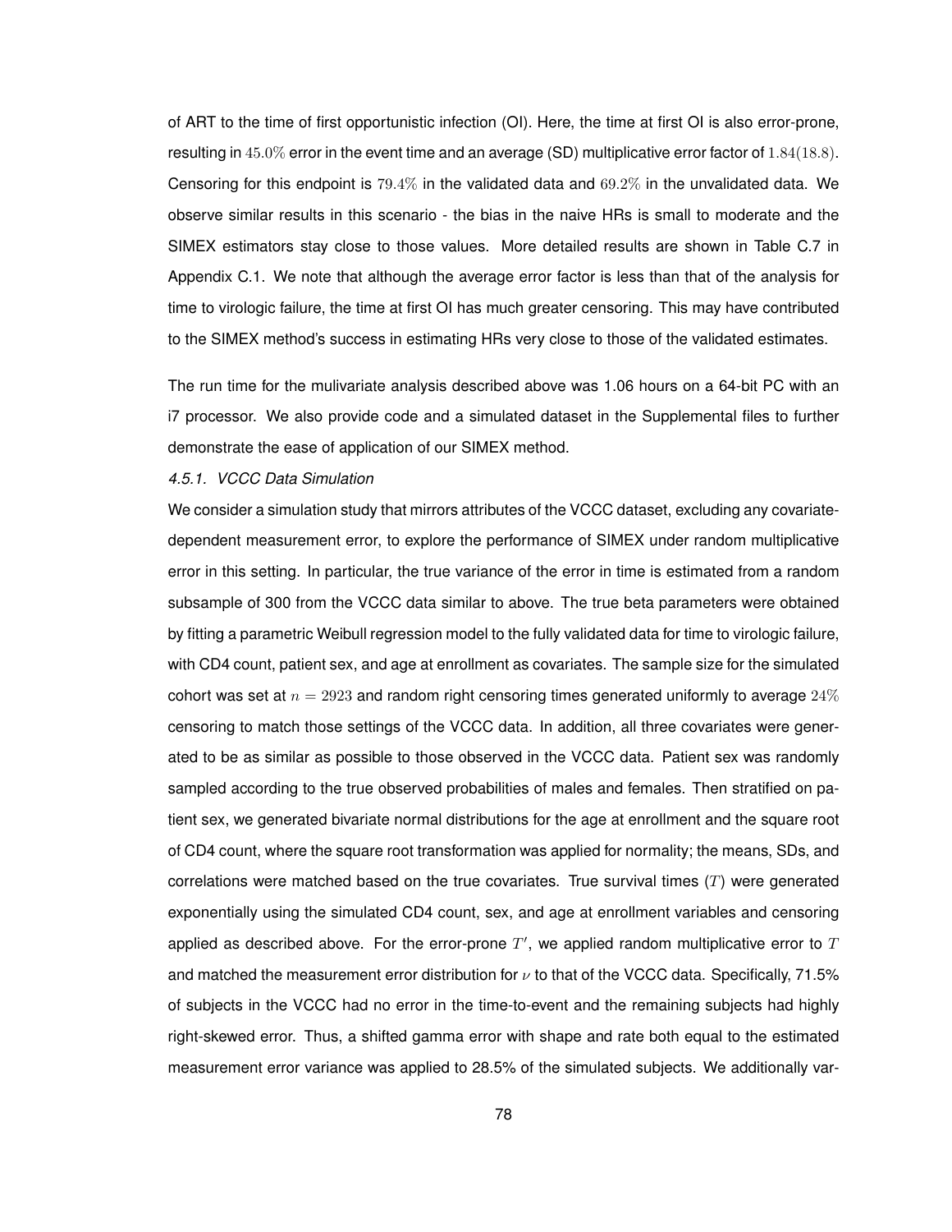of ART to the time of first opportunistic infection (OI). Here, the time at first OI is also error-prone, resulting in $45.0\%$ error in the event time and an average (SD) multiplicative error factor of $1.84(18.8)$. Censoring for this endpoint is $79.4\%$ in the validated data and $69.2\%$ in the unvalidated data. We observe similar results in this scenario - the bias in the naive HRs is small to moderate and the SIMEX estimators stay close to those values. More detailed results are shown in Table C.7 in Appendix C.1. We note that although the average error factor is less than that of the analysis for time to virologic failure, the time at first OI has much greater censoring. This may have contributed to the SIMEX method's success in estimating HRs very close to those of the validated estimates.

The run time for the mulivariate analysis described above was 1.06 hours on a 64-bit PC with an i7 processor. We also provide code and a simulated dataset in the Supplemental files to further demonstrate the ease of application of our SIMEX method.

*4.5.1. VCCC Data Simulation*

We consider a simulation study that mirrors attributes of the VCCC dataset, excluding any covariate-dependent measurement error, to explore the performance of SIMEX under random multiplicative error in this setting. In particular, the true variance of the error in time is estimated from a random subsample of 300 from the VCCC data similar to above. The true beta parameters were obtained by fitting a parametric Weibull regression model to the fully validated data for time to virologic failure, with CD4 count, patient sex, and age at enrollment as covariates. The sample size for the simulated cohort was set at $n = 2923$ and random right censoring times generated uniformly to average $24\%$ censoring to match those settings of the VCCC data. In addition, all three covariates were generated to be as similar as possible to those observed in the VCCC data. Patient sex was randomly sampled according to the true observed probabilities of males and females. Then stratified on patient sex, we generated bivariate normal distributions for the age at enrollment and the square root of CD4 count, where the square root transformation was applied for normality; the means, SDs, and correlations were matched based on the true covariates. True survival times ($T$) were generated exponentially using the simulated CD4 count, sex, and age at enrollment variables and censoring applied as described above. For the error-prone $T'$, we applied random multiplicative error to $T$ and matched the measurement error distribution for $\nu$ to that of the VCCC data. Specifically, 71.5% of subjects in the VCCC had no error in the time-to-event and the remaining subjects had highly right-skewed error. Thus, a shifted gamma error with shape and rate both equal to the estimated measurement error variance was applied to 28.5% of the simulated subjects. We additionally var-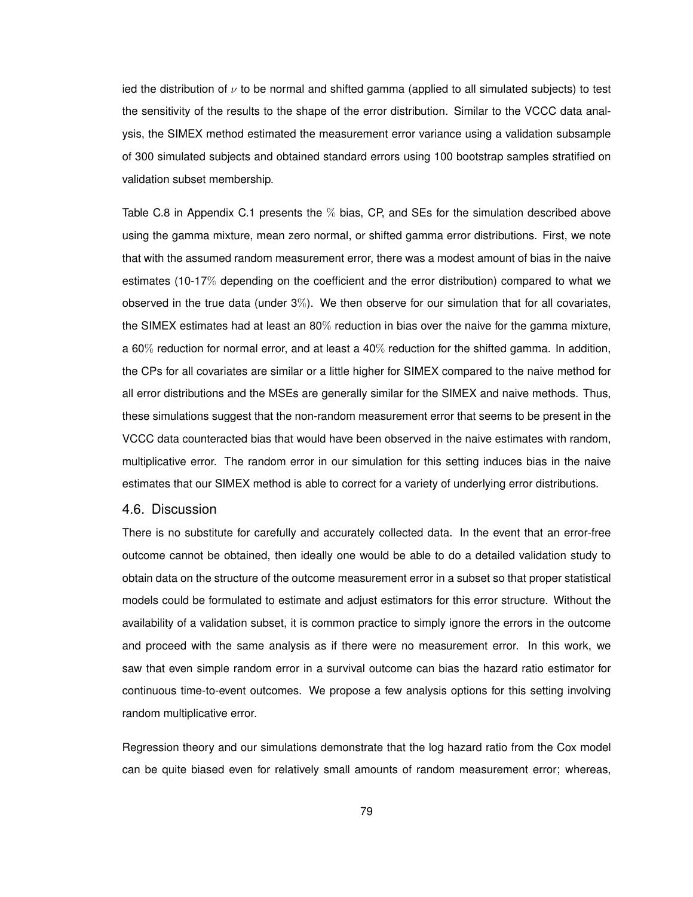ied the distribution of $\nu$ to be normal and shifted gamma (applied to all simulated subjects) to test the sensitivity of the results to the shape of the error distribution. Similar to the VCCC data analysis, the SIMEX method estimated the measurement error variance using a validation subsample of 300 simulated subjects and obtained standard errors using 100 bootstrap samples stratified on validation subset membership.

Table C.8 in Appendix C.1 presents the $\%$ bias, CP, and SEs for the simulation described above using the gamma mixture, mean zero normal, or shifted gamma error distributions. First, we note that with the assumed random measurement error, there was a modest amount of bias in the naive estimates (10-17$\%$ depending on the coefficient and the error distribution) compared to what we observed in the true data (under 3$\%$). We then observe for our simulation that for all covariates, the SIMEX estimates had at least an 80$\%$ reduction in bias over the naive for the gamma mixture, a 60$\%$ reduction for normal error, and at least a 40$\%$ reduction for the shifted gamma. In addition, the CPs for all covariates are similar or a little higher for SIMEX compared to the naive method for all error distributions and the MSEs are generally similar for the SIMEX and naive methods. Thus, these simulations suggest that the non-random measurement error that seems to be present in the VCCC data counteracted bias that would have been observed in the naive estimates with random, multiplicative error. The random error in our simulation for this setting induces bias in the naive estimates that our SIMEX method is able to correct for a variety of underlying error distributions.

## 4.6. Discussion

There is no substitute for carefully and accurately collected data. In the event that an error-free outcome cannot be obtained, then ideally one would be able to do a detailed validation study to obtain data on the structure of the outcome measurement error in a subset so that proper statistical models could be formulated to estimate and adjust estimators for this error structure. Without the availability of a validation subset, it is common practice to simply ignore the errors in the outcome and proceed with the same analysis as if there were no measurement error. In this work, we saw that even simple random error in a survival outcome can bias the hazard ratio estimator for continuous time-to-event outcomes. We propose a few analysis options for this setting involving random multiplicative error.

Regression theory and our simulations demonstrate that the log hazard ratio from the Cox model can be quite biased even for relatively small amounts of random measurement error; whereas,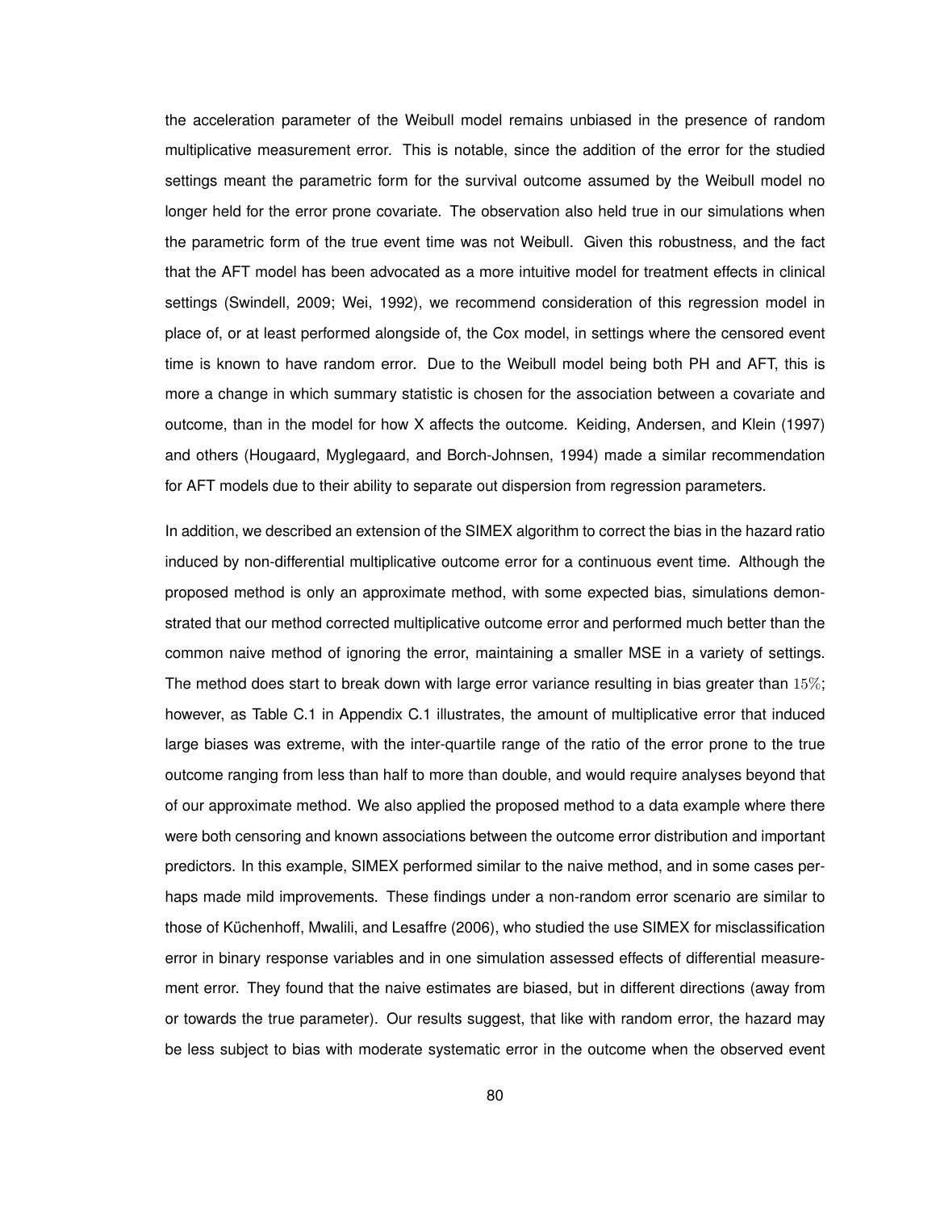the acceleration parameter of the Weibull model remains unbiased in the presence of random multiplicative measurement error. This is notable, since the addition of the error for the studied settings meant the parametric form for the survival outcome assumed by the Weibull model no longer held for the error prone covariate. The observation also held true in our simulations when the parametric form of the true event time was not Weibull. Given this robustness, and the fact that the AFT model has been advocated as a more intuitive model for treatment effects in clinical settings (Swindell, 2009; Wei, 1992), we recommend consideration of this regression model in place of, or at least performed alongside of, the Cox model, in settings where the censored event time is known to have random error. Due to the Weibull model being both PH and AFT, this is more a change in which summary statistic is chosen for the association between a covariate and outcome, than in the model for how X affects the outcome. Keiding, Andersen, and Klein (1997) and others (Hougaard, Myglegaard, and Borch-Johnsen, 1994) made a similar recommendation for AFT models due to their ability to separate out dispersion from regression parameters.

In addition, we described an extension of the SIMEX algorithm to correct the bias in the hazard ratio induced by non-differential multiplicative outcome error for a continuous event time. Although the proposed method is only an approximate method, with some expected bias, simulations demonstrated that our method corrected multiplicative outcome error and performed much better than the common naive method of ignoring the error, maintaining a smaller MSE in a variety of settings. The method does start to break down with large error variance resulting in bias greater than $15\%$; however, as Table C.1 in Appendix C.1 illustrates, the amount of multiplicative error that induced large biases was extreme, with the inter-quartile range of the ratio of the error prone to the true outcome ranging from less than half to more than double, and would require analyses beyond that of our approximate method. We also applied the proposed method to a data example where there were both censoring and known associations between the outcome error distribution and important predictors. In this example, SIMEX performed similar to the naive method, and in some cases perhaps made mild improvements. These findings under a non-random error scenario are similar to those of Küchenhoff, Mwalili, and Lesaffre (2006), who studied the use SIMEX for misclassification error in binary response variables and in one simulation assessed effects of differential measurement error. They found that the naive estimates are biased, but in different directions (away from or towards the true parameter). Our results suggest, that like with random error, the hazard may be less subject to bias with moderate systematic error in the outcome when the observed event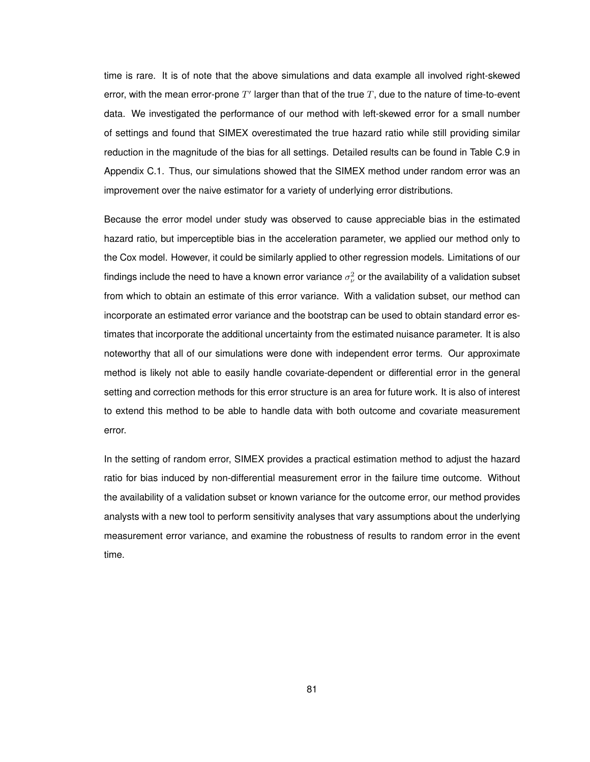time is rare. It is of note that the above simulations and data example all involved right-skewed error, with the mean error-prone $T'$ larger than that of the true $T$, due to the nature of time-to-event data. We investigated the performance of our method with left-skewed error for a small number of settings and found that SIMEX overestimated the true hazard ratio while still providing similar reduction in the magnitude of the bias for all settings. Detailed results can be found in Table C.9 in Appendix C.1. Thus, our simulations showed that the SIMEX method under random error was an improvement over the naive estimator for a variety of underlying error distributions.

Because the error model under study was observed to cause appreciable bias in the estimated hazard ratio, but imperceptible bias in the acceleration parameter, we applied our method only to the Cox model. However, it could be similarly applied to other regression models. Limitations of our findings include the need to have a known error variance $\sigma_\nu^2$ or the availability of a validation subset from which to obtain an estimate of this error variance. With a validation subset, our method can incorporate an estimated error variance and the bootstrap can be used to obtain standard error estimates that incorporate the additional uncertainty from the estimated nuisance parameter. It is also noteworthy that all of our simulations were done with independent error terms. Our approximate method is likely not able to easily handle covariate-dependent or differential error in the general setting and correction methods for this error structure is an area for future work. It is also of interest to extend this method to be able to handle data with both outcome and covariate measurement error.

In the setting of random error, SIMEX provides a practical estimation method to adjust the hazard ratio for bias induced by non-differential measurement error in the failure time outcome. Without the availability of a validation subset or known variance for the outcome error, our method provides analysts with a new tool to perform sensitivity analyses that vary assumptions about the underlying measurement error variance, and examine the robustness of results to random error in the event time.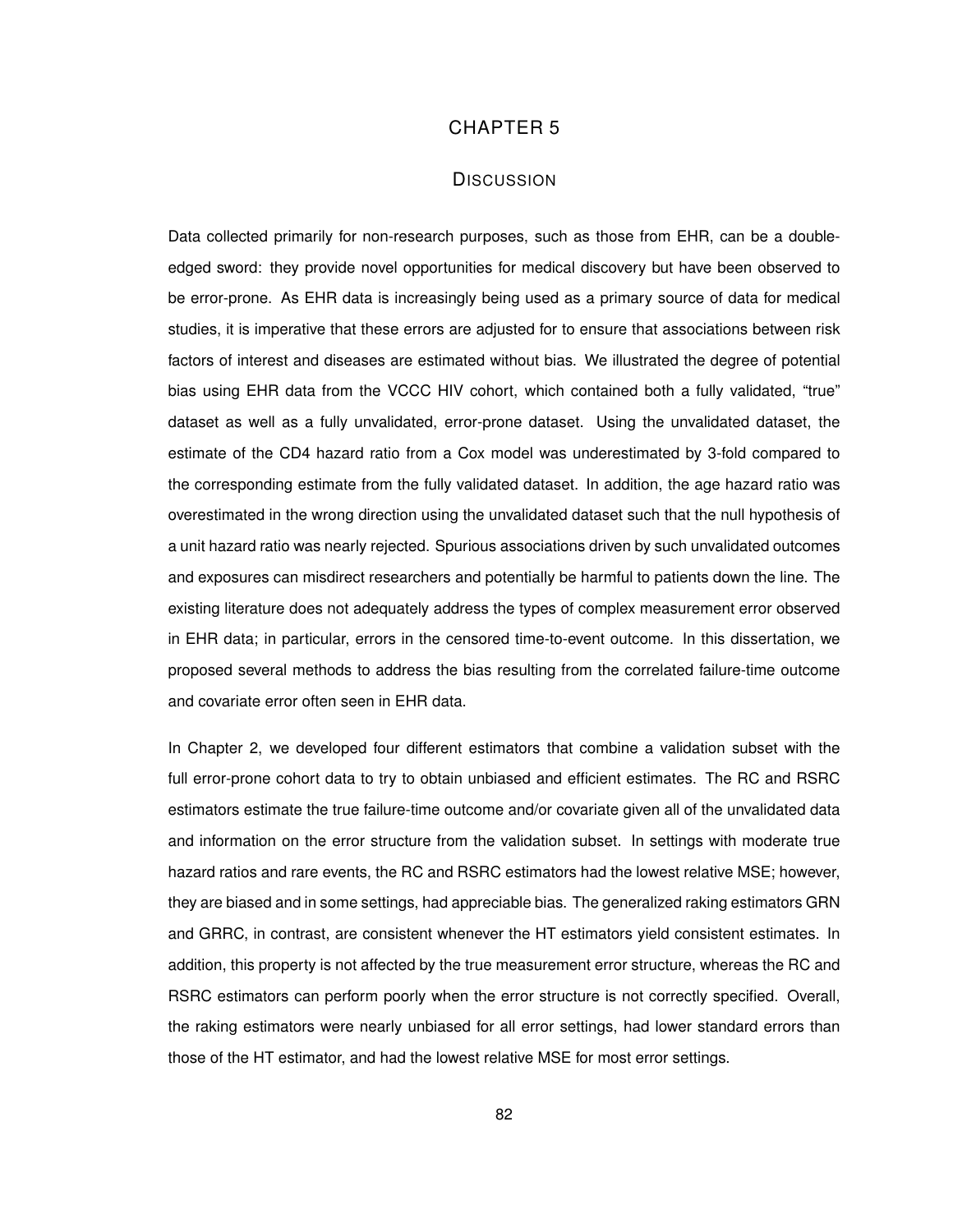# CHAPTER 5

## DISCUSSION

Data collected primarily for non-research purposes, such as those from EHR, can be a double-edged sword: they provide novel opportunities for medical discovery but have been observed to be error-prone. As EHR data is increasingly being used as a primary source of data for medical studies, it is imperative that these errors are adjusted for to ensure that associations between risk factors of interest and diseases are estimated without bias. We illustrated the degree of potential bias using EHR data from the VCCC HIV cohort, which contained both a fully validated, "true" dataset as well as a fully unvalidated, error-prone dataset. Using the unvalidated dataset, the estimate of the CD4 hazard ratio from a Cox model was underestimated by 3-fold compared to the corresponding estimate from the fully validated dataset. In addition, the age hazard ratio was overestimated in the wrong direction using the unvalidated dataset such that the null hypothesis of a unit hazard ratio was nearly rejected. Spurious associations driven by such unvalidated outcomes and exposures can misdirect researchers and potentially be harmful to patients down the line. The existing literature does not adequately address the types of complex measurement error observed in EHR data; in particular, errors in the censored time-to-event outcome. In this dissertation, we proposed several methods to address the bias resulting from the correlated failure-time outcome and covariate error often seen in EHR data.

In Chapter 2, we developed four different estimators that combine a validation subset with the full error-prone cohort data to try to obtain unbiased and efficient estimates. The RC and RSRC estimators estimate the true failure-time outcome and/or covariate given all of the unvalidated data and information on the error structure from the validation subset. In settings with moderate true hazard ratios and rare events, the RC and RSRC estimators had the lowest relative MSE; however, they are biased and in some settings, had appreciable bias. The generalized raking estimators GRN and GRRC, in contrast, are consistent whenever the HT estimators yield consistent estimates. In addition, this property is not affected by the true measurement error structure, whereas the RC and RSRC estimators can perform poorly when the error structure is not correctly specified. Overall, the raking estimators were nearly unbiased for all error settings, had lower standard errors than those of the HT estimator, and had the lowest relative MSE for most error settings.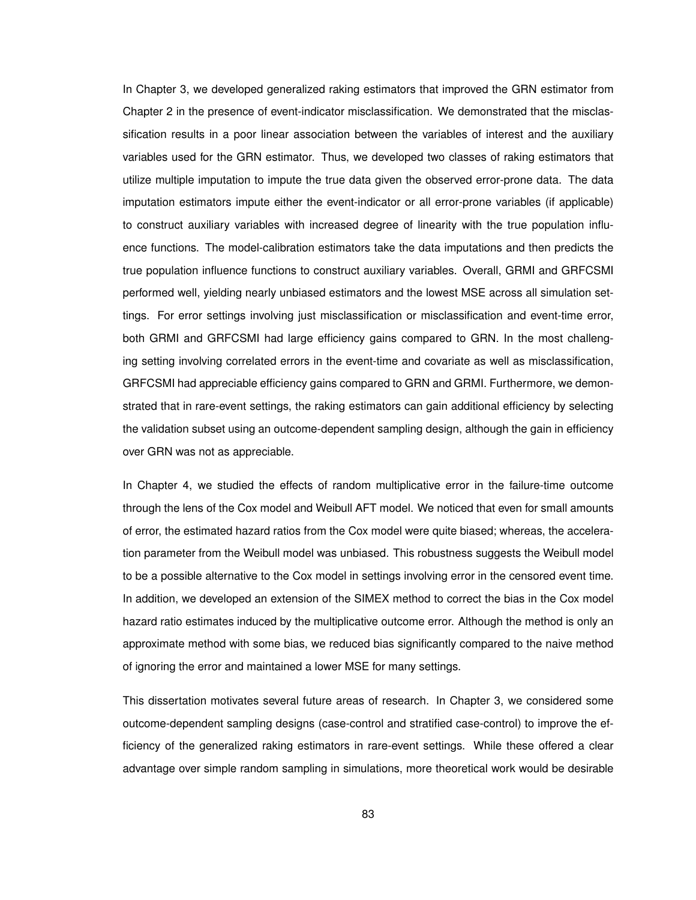In Chapter 3, we developed generalized raking estimators that improved the GRN estimator from Chapter 2 in the presence of event-indicator misclassification. We demonstrated that the misclassification results in a poor linear association between the variables of interest and the auxiliary variables used for the GRN estimator. Thus, we developed two classes of raking estimators that utilize multiple imputation to impute the true data given the observed error-prone data. The data imputation estimators impute either the event-indicator or all error-prone variables (if applicable) to construct auxiliary variables with increased degree of linearity with the true population influence functions. The model-calibration estimators take the data imputations and then predicts the true population influence functions to construct auxiliary variables. Overall, GRMI and GRFCSMI performed well, yielding nearly unbiased estimators and the lowest MSE across all simulation settings. For error settings involving just misclassification or misclassification and event-time error, both GRMI and GRFCSMI had large efficiency gains compared to GRN. In the most challenging setting involving correlated errors in the event-time and covariate as well as misclassification, GRFCSMI had appreciable efficiency gains compared to GRN and GRMI. Furthermore, we demonstrated that in rare-event settings, the raking estimators can gain additional efficiency by selecting the validation subset using an outcome-dependent sampling design, although the gain in efficiency over GRN was not as appreciable.

In Chapter 4, we studied the effects of random multiplicative error in the failure-time outcome through the lens of the Cox model and Weibull AFT model. We noticed that even for small amounts of error, the estimated hazard ratios from the Cox model were quite biased; whereas, the acceleration parameter from the Weibull model was unbiased. This robustness suggests the Weibull model to be a possible alternative to the Cox model in settings involving error in the censored event time. In addition, we developed an extension of the SIMEX method to correct the bias in the Cox model hazard ratio estimates induced by the multiplicative outcome error. Although the method is only an approximate method with some bias, we reduced bias significantly compared to the naive method of ignoring the error and maintained a lower MSE for many settings.

This dissertation motivates several future areas of research. In Chapter 3, we considered some outcome-dependent sampling designs (case-control and stratified case-control) to improve the efficiency of the generalized raking estimators in rare-event settings. While these offered a clear advantage over simple random sampling in simulations, more theoretical work would be desirable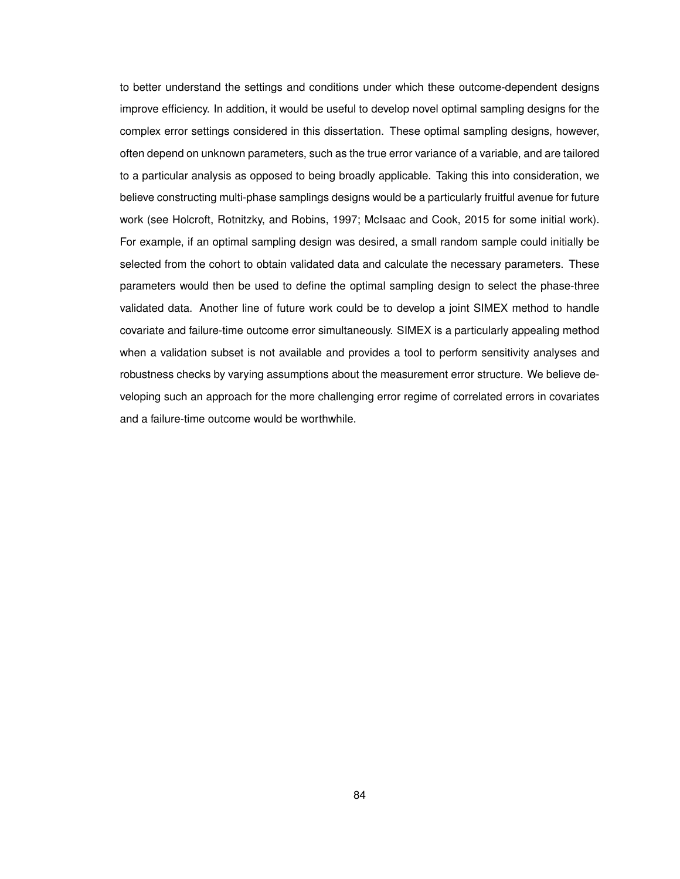to better understand the settings and conditions under which these outcome-dependent designs improve efficiency. In addition, it would be useful to develop novel optimal sampling designs for the complex error settings considered in this dissertation. These optimal sampling designs, however, often depend on unknown parameters, such as the true error variance of a variable, and are tailored to a particular analysis as opposed to being broadly applicable. Taking this into consideration, we believe constructing multi-phase samplings designs would be a particularly fruitful avenue for future work (see Holcroft, Rotnitzky, and Robins, 1997; McIsaac and Cook, 2015 for some initial work). For example, if an optimal sampling design was desired, a small random sample could initially be selected from the cohort to obtain validated data and calculate the necessary parameters. These parameters would then be used to define the optimal sampling design to select the phase-three validated data. Another line of future work could be to develop a joint SIMEX method to handle covariate and failure-time outcome error simultaneously. SIMEX is a particularly appealing method when a validation subset is not available and provides a tool to perform sensitivity analyses and robustness checks by varying assumptions about the measurement error structure. We believe developing such an approach for the more challenging error regime of correlated errors in covariates and a failure-time outcome would be worthwhile.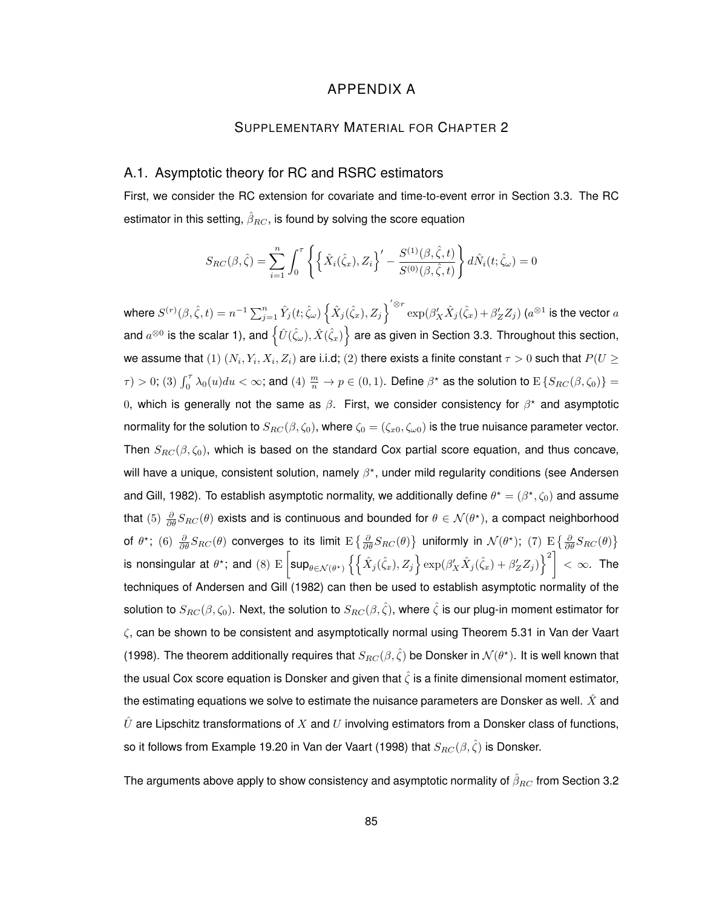# APPENDIX A

## Supplementary Material for Chapter 2

### A.1. Asymptotic theory for RC and RSRC estimators

First, we consider the RC extension for covariate and time-to-event error in Section 3.3. The RC estimator in this setting, $\hat{\beta}_{RC}$, is found by solving the score equation

$$S_{RC}(\beta, \hat{\zeta}) = \sum_{i=1}^{n} \int_0^{\tau} \left\{ \left\{ \hat{X}_i(\hat{\zeta}_x), Z_i \right\}' - \frac{S^{(1)}(\beta, \hat{\zeta}, t)}{S^{(0)}(\beta, \hat{\zeta}, t)} \right\} d\hat{N}_i(t; \hat{\zeta}_\omega) = 0$$

where $S^{(r)}(\beta, \hat{\zeta}, t) = n^{-1} \sum_{j=1}^{n} \hat{Y}_j(t; \hat{\zeta}_\omega) \left\{ \hat{X}_j(\hat{\zeta}_x), Z_j \right\}'^{\otimes r} \exp(\beta_X' \hat{X}_j(\hat{\zeta}_x) + \beta_Z' Z_j)$ ($a^{\otimes 1}$ is the vector $a$ and $a^{\otimes 0}$ is the scalar 1), and $\left\{ \hat{U}(\hat{\zeta}_\omega), \hat{X}(\hat{\zeta}_x) \right\}$ are as given in Section 3.3. Throughout this section, we assume that $(1)$ $(N_i, Y_i, X_i, Z_i)$ are i.i.d; $(2)$ there exists a finite constant $\tau > 0$ such that $P(U \geq \tau) > 0$; $(3)$ $\int_0^{\tau} \lambda_0(u) du < \infty$; and $(4)$ $\frac{m}{n} \to p \in (0, 1)$. Define $\beta^{\star}$ as the solution to $\mathrm{E}\left\{ S_{RC}(\beta, \zeta_0) \right\} = 0$, which is generally not the same as $\beta$. First, we consider consistency for $\beta^{\star}$ and asymptotic normality for the solution to $S_{RC}(\beta, \zeta_0)$, where $\zeta_0 = (\zeta_{x0}, \zeta_{\omega 0})$ is the true nuisance parameter vector. Then $S_{RC}(\beta, \zeta_0)$, which is based on the standard Cox partial score equation, and thus concave, will have a unique, consistent solution, namely $\beta^{\star}$, under mild regularity conditions (see Andersen and Gill, 1982). To establish asymptotic normality, we additionally define $\theta^{\star} = (\beta^{\star}, \zeta_0)$ and assume that $(5)$ $\frac{\partial}{\partial \theta} S_{RC}(\theta)$ exists and is continuous and bounded for $\theta \in \mathcal{N}(\theta^{\star})$, a compact neighborhood of $\theta^{\star}$; $(6)$ $\frac{\partial}{\partial \theta} S_{RC}(\theta)$ converges to its limit $\mathrm{E}\left\{ \frac{\partial}{\partial \theta} S_{RC}(\theta) \right\}$ uniformly in $\mathcal{N}(\theta^{\star})$; $(7)$ $\mathrm{E}\left\{ \frac{\partial}{\partial \theta} S_{RC}(\theta) \right\}$ is nonsingular at $\theta^{\star}$; and $(8)$ $\mathrm{E}\left[ \sup_{\theta \in \mathcal{N}(\theta^{\star})} \left\{ \left\{ \hat{X}_j(\hat{\zeta}_x), Z_j \right\} \exp(\beta_X' \hat{X}_j(\hat{\zeta}_x) + \beta_Z' Z_j) \right\}^2 \right] < \infty$. The techniques of Andersen and Gill (1982) can then be used to establish asymptotic normality of the solution to $S_{RC}(\beta, \zeta_0)$. Next, the solution to $S_{RC}(\beta, \hat{\zeta})$, where $\hat{\zeta}$ is our plug-in moment estimator for $\zeta$, can be shown to be consistent and asymptotically normal using Theorem 5.31 in Van der Vaart (1998). The theorem additionally requires that $S_{RC}(\beta, \hat{\zeta})$ be Donsker in $\mathcal{N}(\theta^{\star})$. It is well known that the usual Cox score equation is Donsker and given that $\hat{\zeta}$ is a finite dimensional moment estimator, the estimating equations we solve to estimate the nuisance parameters are Donsker as well. $\hat{X}$ and $\hat{U}$ are Lipschitz transformations of $X$ and $U$ involving estimators from a Donsker class of functions, so it follows from Example 19.20 in Van der Vaart (1998) that $S_{RC}(\beta, \hat{\zeta})$ is Donsker.

The arguments above apply to show consistency and asymptotic normality of $\hat{\beta}_{RC}$ from Section 3.2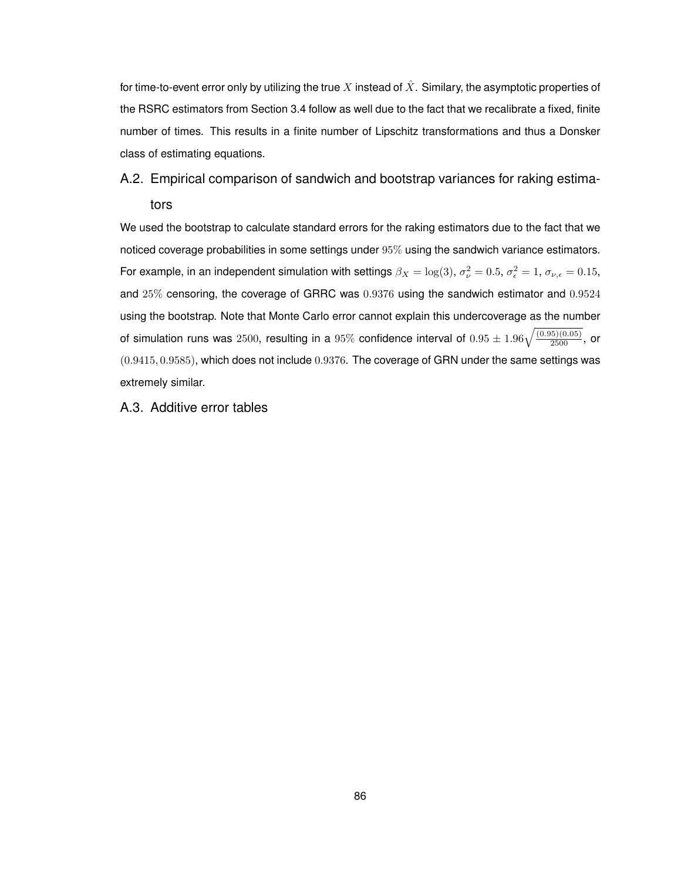for time-to-event error only by utilizing the true $X$ instead of $\hat{X}$. Similary, the asymptotic properties of the RSRC estimators from Section 3.4 follow as well due to the fact that we recalibrate a fixed, finite number of times. This results in a finite number of Lipschitz transformations and thus a Donsker class of estimating equations.

## A.2. Empirical comparison of sandwich and bootstrap variances for raking estimators

We used the bootstrap to calculate standard errors for the raking estimators due to the fact that we noticed coverage probabilities in some settings under $95\%$ using the sandwich variance estimators. For example, in an independent simulation with settings $\beta_X = \log(3)$, $\sigma_\nu^2 = 0.5$, $\sigma_\epsilon^2 = 1$, $\sigma_{\nu,\epsilon} = 0.15$, and $25\%$ censoring, the coverage of GRRC was $0.9376$ using the sandwich estimator and $0.9524$ using the bootstrap. Note that Monte Carlo error cannot explain this undercoverage as the number of simulation runs was $2500$, resulting in a $95\%$ confidence interval of $0.95 \pm 1.96\sqrt{\frac{(0.95)(0.05)}{2500}}$, or $(0.9415, 0.9585)$, which does not include $0.9376$. The coverage of GRN under the same settings was extremely similar.

## A.3. Additive error tables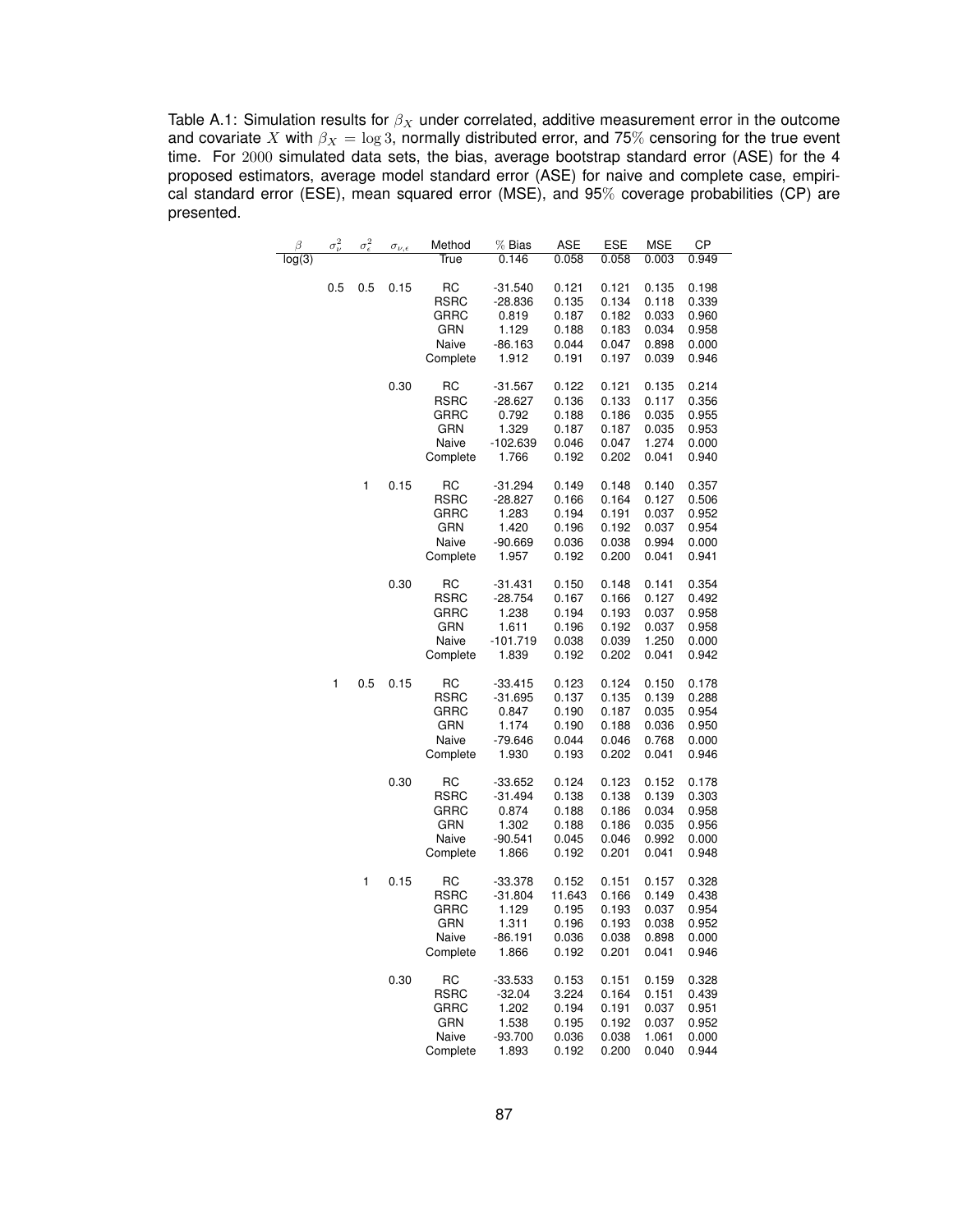Table A.1: Simulation results for $\beta_X$ under correlated, additive measurement error in the outcome and covariate $X$ with $\beta_X = \log 3$, normally distributed error, and 75% censoring for the true event time. For 2000 simulated data sets, the bias, average bootstrap standard error (ASE) for the 4 proposed estimators, average model standard error (ASE) for naive and complete case, empirical standard error (ESE), mean squared error (MSE), and 95% coverage probabilities (CP) are presented.

| $\beta$ | $\sigma_\nu^2$ | $\sigma_\epsilon^2$ | $\sigma_{\nu,\epsilon}$ | Method | % Bias | ASE | ESE | MSE | CP |
|---|---|---|---|---|---|---|---|---|---|
| log(3) | | | | True | 0.146 | 0.058 | 0.058 | 0.003 | 0.949 |
| | 0.5 | 0.5 | 0.15 | RC | -31.540 | 0.121 | 0.121 | 0.135 | 0.198 |
| | | | | RSRC | -28.836 | 0.135 | 0.134 | 0.118 | 0.339 |
| | | | | GRRC | 0.819 | 0.187 | 0.182 | 0.033 | 0.960 |
| | | | | GRN | 1.129 | 0.188 | 0.183 | 0.034 | 0.958 |
| | | | | Naive | -86.163 | 0.044 | 0.047 | 0.898 | 0.000 |
| | | | | Complete | 1.912 | 0.191 | 0.197 | 0.039 | 0.946 |
| | | | 0.30 | RC | -31.567 | 0.122 | 0.121 | 0.135 | 0.214 |
| | | | | RSRC | -28.627 | 0.136 | 0.133 | 0.117 | 0.356 |
| | | | | GRRC | 0.792 | 0.188 | 0.186 | 0.035 | 0.955 |
| | | | | GRN | 1.329 | 0.187 | 0.187 | 0.035 | 0.953 |
| | | | | Naive | -102.639 | 0.046 | 0.047 | 1.274 | 0.000 |
| | | | | Complete | 1.766 | 0.192 | 0.202 | 0.041 | 0.940 |
| | | 1 | 0.15 | RC | -31.294 | 0.149 | 0.148 | 0.140 | 0.357 |
| | | | | RSRC | -28.827 | 0.166 | 0.164 | 0.127 | 0.506 |
| | | | | GRRC | 1.283 | 0.194 | 0.191 | 0.037 | 0.952 |
| | | | | GRN | 1.420 | 0.196 | 0.192 | 0.037 | 0.954 |
| | | | | Naive | -90.669 | 0.036 | 0.038 | 0.994 | 0.000 |
| | | | | Complete | 1.957 | 0.192 | 0.200 | 0.041 | 0.941 |
| | | | 0.30 | RC | -31.431 | 0.150 | 0.148 | 0.141 | 0.354 |
| | | | | RSRC | -28.754 | 0.167 | 0.166 | 0.127 | 0.492 |
| | | | | GRRC | 1.238 | 0.194 | 0.193 | 0.037 | 0.958 |
| | | | | GRN | 1.611 | 0.196 | 0.192 | 0.037 | 0.958 |
| | | | | Naive | -101.719 | 0.038 | 0.039 | 1.250 | 0.000 |
| | | | | Complete | 1.839 | 0.192 | 0.202 | 0.041 | 0.942 |
| | 1 | 0.5 | 0.15 | RC | -33.415 | 0.123 | 0.124 | 0.150 | 0.178 |
| | | | | RSRC | -31.695 | 0.137 | 0.135 | 0.139 | 0.288 |
| | | | | GRRC | 0.847 | 0.190 | 0.187 | 0.035 | 0.954 |
| | | | | GRN | 1.174 | 0.190 | 0.188 | 0.036 | 0.950 |
| | | | | Naive | -79.646 | 0.044 | 0.046 | 0.768 | 0.000 |
| | | | | Complete | 1.930 | 0.193 | 0.202 | 0.041 | 0.946 |
| | | | 0.30 | RC | -33.652 | 0.124 | 0.123 | 0.152 | 0.178 |
| | | | | RSRC | -31.494 | 0.138 | 0.138 | 0.139 | 0.303 |
| | | | | GRRC | 0.874 | 0.188 | 0.186 | 0.034 | 0.958 |
| | | | | GRN | 1.302 | 0.188 | 0.186 | 0.035 | 0.956 |
| | | | | Naive | -90.541 | 0.045 | 0.046 | 0.992 | 0.000 |
| | | | | Complete | 1.866 | 0.192 | 0.201 | 0.041 | 0.948 |
| | | 1 | 0.15 | RC | -33.378 | 0.152 | 0.151 | 0.157 | 0.328 |
| | | | | RSRC | -31.804 | 11.643 | 0.166 | 0.149 | 0.438 |
| | | | | GRRC | 1.129 | 0.195 | 0.193 | 0.037 | 0.954 |
| | | | | GRN | 1.311 | 0.196 | 0.193 | 0.038 | 0.952 |
| | | | | Naive | -86.191 | 0.036 | 0.038 | 0.898 | 0.000 |
| | | | | Complete | 1.866 | 0.192 | 0.201 | 0.041 | 0.946 |
| | | | 0.30 | RC | -33.533 | 0.153 | 0.151 | 0.159 | 0.328 |
| | | | | RSRC | -32.04 | 3.224 | 0.164 | 0.151 | 0.439 |
| | | | | GRRC | 1.202 | 0.194 | 0.191 | 0.037 | 0.951 |
| | | | | GRN | 1.538 | 0.195 | 0.192 | 0.037 | 0.952 |
| | | | | Naive | -93.700 | 0.036 | 0.038 | 1.061 | 0.000 |
| | | | | Complete | 1.893 | 0.192 | 0.200 | 0.040 | 0.944 |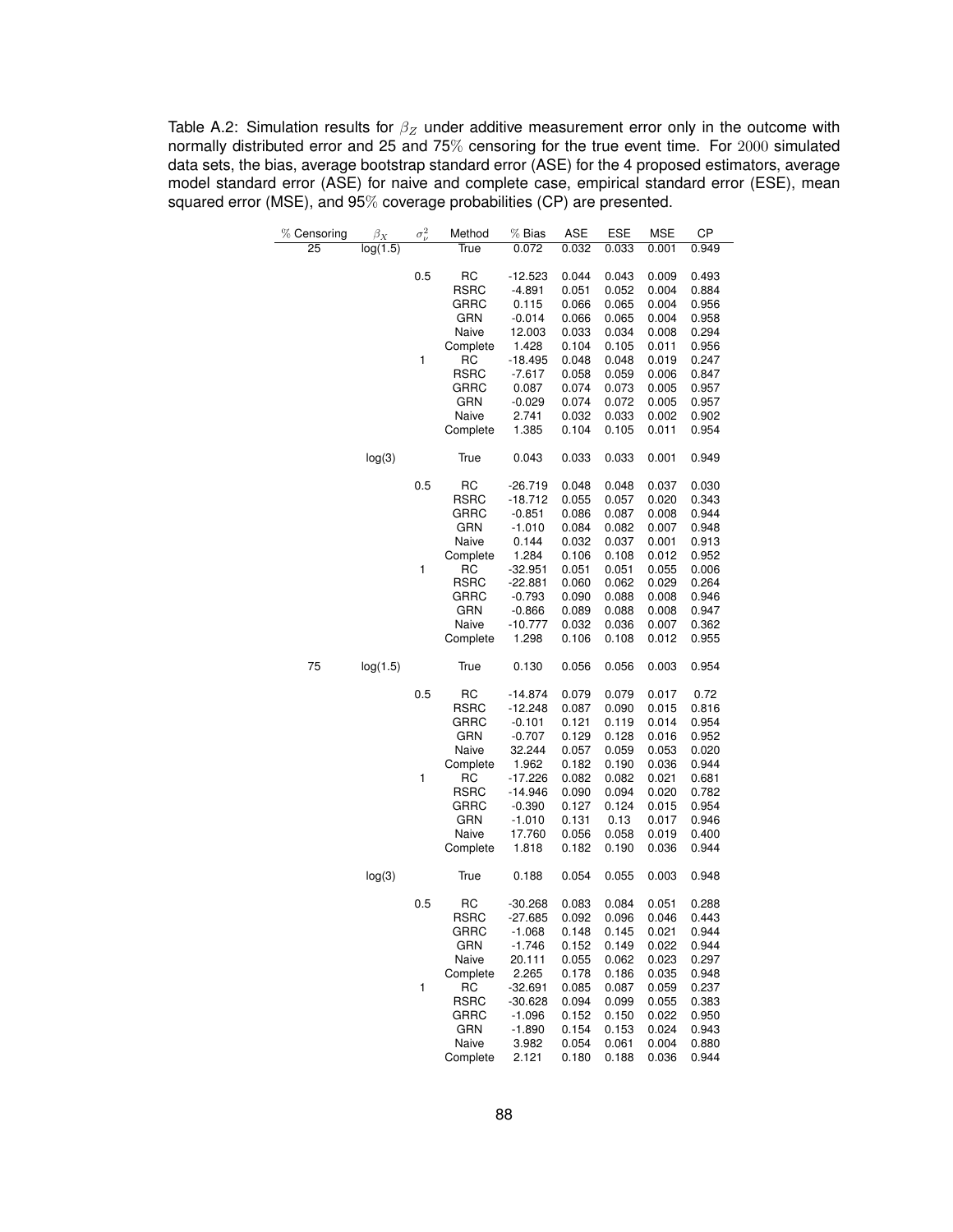Table A.2: Simulation results for $\beta_Z$ under additive measurement error only in the outcome with normally distributed error and 25 and 75% censoring for the true event time. For 2000 simulated data sets, the bias, average bootstrap standard error (ASE) for the 4 proposed estimators, average model standard error (ASE) for naive and complete case, empirical standard error (ESE), mean squared error (MSE), and 95% coverage probabilities (CP) are presented.

| % Censoring | $\beta_X$ | $\sigma^2_\nu$ | Method | % Bias | ASE | ESE | MSE | CP |
|---|---|---|---|---|---|---|---|---|
| 25 | log(1.5) | | True | 0.072 | 0.032 | 0.033 | 0.001 | 0.949 |
| | | 0.5 | RC | -12.523 | 0.044 | 0.043 | 0.009 | 0.493 |
| | | | RSRC | -4.891 | 0.051 | 0.052 | 0.004 | 0.884 |
| | | | GRRC | 0.115 | 0.066 | 0.065 | 0.004 | 0.956 |
| | | | GRN | -0.014 | 0.066 | 0.065 | 0.004 | 0.958 |
| | | | Naive | 12.003 | 0.033 | 0.034 | 0.008 | 0.294 |
| | | | Complete | 1.428 | 0.104 | 0.105 | 0.011 | 0.956 |
| | | 1 | RC | -18.495 | 0.048 | 0.048 | 0.019 | 0.247 |
| | | | RSRC | -7.617 | 0.058 | 0.059 | 0.006 | 0.847 |
| | | | GRRC | 0.087 | 0.074 | 0.073 | 0.005 | 0.957 |
| | | | GRN | -0.029 | 0.074 | 0.072 | 0.005 | 0.957 |
| | | | Naive | 2.741 | 0.032 | 0.033 | 0.002 | 0.902 |
| | | | Complete | 1.385 | 0.104 | 0.105 | 0.011 | 0.954 |
| | log(3) | | True | 0.043 | 0.033 | 0.033 | 0.001 | 0.949 |
| | | 0.5 | RC | -26.719 | 0.048 | 0.048 | 0.037 | 0.030 |
| | | | RSRC | -18.712 | 0.055 | 0.057 | 0.020 | 0.343 |
| | | | GRRC | -0.851 | 0.086 | 0.087 | 0.008 | 0.944 |
| | | | GRN | -1.010 | 0.084 | 0.082 | 0.007 | 0.948 |
| | | | Naive | 0.144 | 0.032 | 0.037 | 0.001 | 0.913 |
| | | | Complete | 1.284 | 0.106 | 0.108 | 0.012 | 0.952 |
| | | 1 | RC | -32.951 | 0.051 | 0.051 | 0.055 | 0.006 |
| | | | RSRC | -22.881 | 0.060 | 0.062 | 0.029 | 0.264 |
| | | | GRRC | -0.793 | 0.090 | 0.088 | 0.008 | 0.946 |
| | | | GRN | -0.866 | 0.089 | 0.088 | 0.008 | 0.947 |
| | | | Naive | -10.777 | 0.032 | 0.036 | 0.007 | 0.362 |
| | | | Complete | 1.298 | 0.106 | 0.108 | 0.012 | 0.955 |
| 75 | log(1.5) | | True | 0.130 | 0.056 | 0.056 | 0.003 | 0.954 |
| | | 0.5 | RC | -14.874 | 0.079 | 0.079 | 0.017 | 0.72 |
| | | | RSRC | -12.248 | 0.087 | 0.090 | 0.015 | 0.816 |
| | | | GRRC | -0.101 | 0.121 | 0.119 | 0.014 | 0.954 |
| | | | GRN | -0.707 | 0.129 | 0.128 | 0.016 | 0.952 |
| | | | Naive | 32.244 | 0.057 | 0.059 | 0.053 | 0.020 |
| | | | Complete | 1.962 | 0.182 | 0.190 | 0.036 | 0.944 |
| | | 1 | RC | -17.226 | 0.082 | 0.082 | 0.021 | 0.681 |
| | | | RSRC | -14.946 | 0.090 | 0.094 | 0.020 | 0.782 |
| | | | GRRC | -0.390 | 0.127 | 0.124 | 0.015 | 0.954 |
| | | | GRN | -1.010 | 0.131 | 0.13 | 0.017 | 0.946 |
| | | | Naive | 17.760 | 0.056 | 0.058 | 0.019 | 0.400 |
| | | | Complete | 1.818 | 0.182 | 0.190 | 0.036 | 0.944 |
| | log(3) | | True | 0.188 | 0.054 | 0.055 | 0.003 | 0.948 |
| | | 0.5 | RC | -30.268 | 0.083 | 0.084 | 0.051 | 0.288 |
| | | | RSRC | -27.685 | 0.092 | 0.096 | 0.046 | 0.443 |
| | | | GRRC | -1.068 | 0.148 | 0.145 | 0.021 | 0.944 |
| | | | GRN | -1.746 | 0.152 | 0.149 | 0.022 | 0.944 |
| | | | Naive | 20.111 | 0.055 | 0.062 | 0.023 | 0.297 |
| | | | Complete | 2.265 | 0.178 | 0.186 | 0.035 | 0.948 |
| | | 1 | RC | -32.691 | 0.085 | 0.087 | 0.059 | 0.237 |
| | | | RSRC | -30.628 | 0.094 | 0.099 | 0.055 | 0.383 |
| | | | GRRC | -1.096 | 0.152 | 0.150 | 0.022 | 0.950 |
| | | | GRN | -1.890 | 0.154 | 0.153 | 0.024 | 0.943 |
| | | | Naive | 3.982 | 0.054 | 0.061 | 0.004 | 0.880 |
| | | | Complete | 2.121 | 0.180 | 0.188 | 0.036 | 0.944 |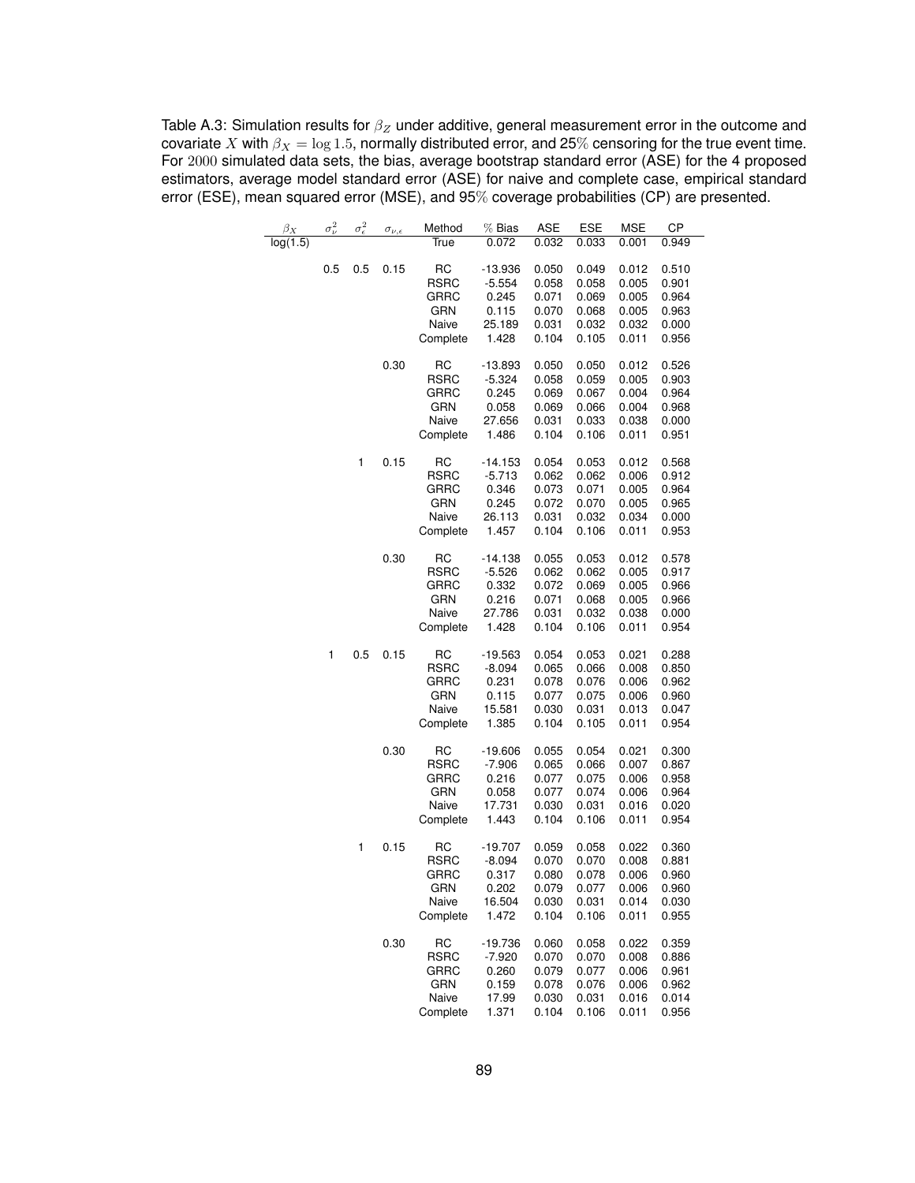Table A.3: Simulation results for $\beta_Z$ under additive, general measurement error in the outcome and covariate $X$ with $\beta_X = \log 1.5$, normally distributed error, and 25% censoring for the true event time. For 2000 simulated data sets, the bias, average bootstrap standard error (ASE) for the 4 proposed estimators, average model standard error (ASE) for naive and complete case, empirical standard error (ESE), mean squared error (MSE), and 95% coverage probabilities (CP) are presented.

| $\beta_X$ | $\sigma_\nu^2$ | $\sigma_\epsilon^2$ | $\sigma_{\nu,\epsilon}$ | Method | % Bias | ASE | ESE | MSE | CP |
|---|---|---|---|---|---|---|---|---|---|
| log(1.5) | | | | True | 0.072 | 0.032 | 0.033 | 0.001 | 0.949 |
| | 0.5 | 0.5 | 0.15 | RC | -13.936 | 0.050 | 0.049 | 0.012 | 0.510 |
| | | | | RSRC | -5.554 | 0.058 | 0.058 | 0.005 | 0.901 |
| | | | | GRRC | 0.245 | 0.071 | 0.069 | 0.005 | 0.964 |
| | | | | GRN | 0.115 | 0.070 | 0.068 | 0.005 | 0.963 |
| | | | | Naive | 25.189 | 0.031 | 0.032 | 0.032 | 0.000 |
| | | | | Complete | 1.428 | 0.104 | 0.105 | 0.011 | 0.956 |
| | | | 0.30 | RC | -13.893 | 0.050 | 0.050 | 0.012 | 0.526 |
| | | | | RSRC | -5.324 | 0.058 | 0.059 | 0.005 | 0.903 |
| | | | | GRRC | 0.245 | 0.069 | 0.067 | 0.004 | 0.964 |
| | | | | GRN | 0.058 | 0.069 | 0.066 | 0.004 | 0.968 |
| | | | | Naive | 27.656 | 0.031 | 0.033 | 0.038 | 0.000 |
| | | | | Complete | 1.486 | 0.104 | 0.106 | 0.011 | 0.951 |
| | | 1 | 0.15 | RC | -14.153 | 0.054 | 0.053 | 0.012 | 0.568 |
| | | | | RSRC | -5.713 | 0.062 | 0.062 | 0.006 | 0.912 |
| | | | | GRRC | 0.346 | 0.073 | 0.071 | 0.005 | 0.964 |
| | | | | GRN | 0.245 | 0.072 | 0.070 | 0.005 | 0.965 |
| | | | | Naive | 26.113 | 0.031 | 0.032 | 0.034 | 0.000 |
| | | | | Complete | 1.457 | 0.104 | 0.106 | 0.011 | 0.953 |
| | | | 0.30 | RC | -14.138 | 0.055 | 0.053 | 0.012 | 0.578 |
| | | | | RSRC | -5.526 | 0.062 | 0.062 | 0.005 | 0.917 |
| | | | | GRRC | 0.332 | 0.072 | 0.069 | 0.005 | 0.966 |
| | | | | GRN | 0.216 | 0.071 | 0.068 | 0.005 | 0.966 |
| | | | | Naive | 27.786 | 0.031 | 0.032 | 0.038 | 0.000 |
| | | | | Complete | 1.428 | 0.104 | 0.106 | 0.011 | 0.954 |
| | 1 | 0.5 | 0.15 | RC | -19.563 | 0.054 | 0.053 | 0.021 | 0.288 |
| | | | | RSRC | -8.094 | 0.065 | 0.066 | 0.008 | 0.850 |
| | | | | GRRC | 0.231 | 0.078 | 0.076 | 0.006 | 0.962 |
| | | | | GRN | 0.115 | 0.077 | 0.075 | 0.006 | 0.960 |
| | | | | Naive | 15.581 | 0.030 | 0.031 | 0.013 | 0.047 |
| | | | | Complete | 1.385 | 0.104 | 0.105 | 0.011 | 0.954 |
| | | | 0.30 | RC | -19.606 | 0.055 | 0.054 | 0.021 | 0.300 |
| | | | | RSRC | -7.906 | 0.065 | 0.066 | 0.007 | 0.867 |
| | | | | GRRC | 0.216 | 0.077 | 0.075 | 0.006 | 0.958 |
| | | | | GRN | 0.058 | 0.077 | 0.074 | 0.006 | 0.964 |
| | | | | Naive | 17.731 | 0.030 | 0.031 | 0.016 | 0.020 |
| | | | | Complete | 1.443 | 0.104 | 0.106 | 0.011 | 0.954 |
| | | 1 | 0.15 | RC | -19.707 | 0.059 | 0.058 | 0.022 | 0.360 |
| | | | | RSRC | -8.094 | 0.070 | 0.070 | 0.008 | 0.881 |
| | | | | GRRC | 0.317 | 0.080 | 0.078 | 0.006 | 0.960 |
| | | | | GRN | 0.202 | 0.079 | 0.077 | 0.006 | 0.960 |
| | | | | Naive | 16.504 | 0.030 | 0.031 | 0.014 | 0.030 |
| | | | | Complete | 1.472 | 0.104 | 0.106 | 0.011 | 0.955 |
| | | | 0.30 | RC | -19.736 | 0.060 | 0.058 | 0.022 | 0.359 |
| | | | | RSRC | -7.920 | 0.070 | 0.070 | 0.008 | 0.886 |
| | | | | GRRC | 0.260 | 0.079 | 0.077 | 0.006 | 0.961 |
| | | | | GRN | 0.159 | 0.078 | 0.076 | 0.006 | 0.962 |
| | | | | Naive | 17.99 | 0.030 | 0.031 | 0.016 | 0.014 |
| | | | | Complete | 1.371 | 0.104 | 0.106 | 0.011 | 0.956 |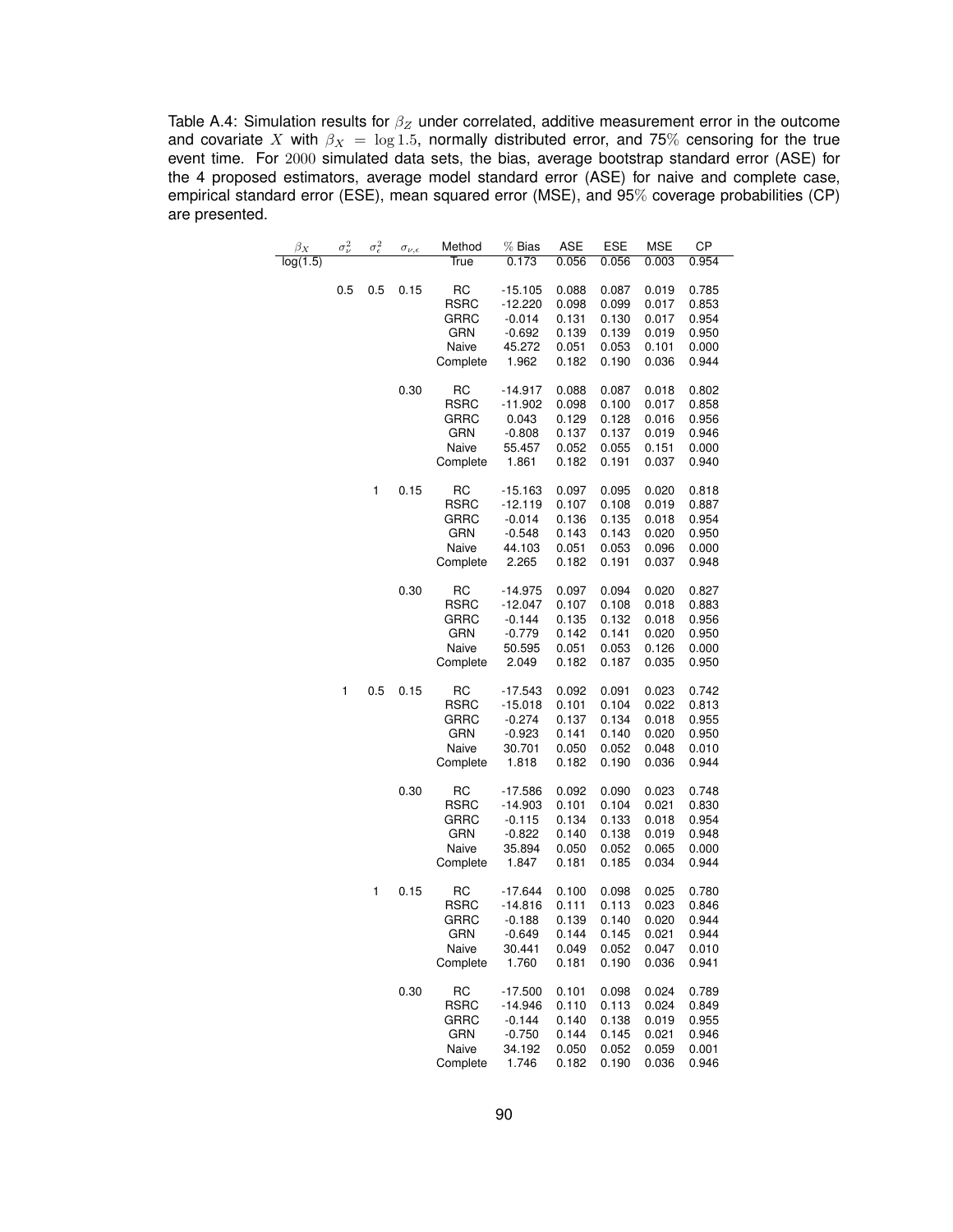Table A.4: Simulation results for $\beta_Z$ under correlated, additive measurement error in the outcome and covariate $X$ with $\beta_X = \log 1.5$, normally distributed error, and 75% censoring for the true event time. For 2000 simulated data sets, the bias, average bootstrap standard error (ASE) for the 4 proposed estimators, average model standard error (ASE) for naive and complete case, empirical standard error (ESE), mean squared error (MSE), and 95% coverage probabilities (CP) are presented.

| $\beta_X$ | $\sigma^2_\nu$ | $\sigma^2_\epsilon$ | $\sigma_{\nu,\epsilon}$ | Method | % Bias | ASE | ESE | MSE | CP |
|---|---|---|---|---|---|---|---|---|---|
| log(1.5) | | | | True | 0.173 | 0.056 | 0.056 | 0.003 | 0.954 |
| | 0.5 | 0.5 | 0.15 | RC | -15.105 | 0.088 | 0.087 | 0.019 | 0.785 |
| | | | | RSRC | -12.220 | 0.098 | 0.099 | 0.017 | 0.853 |
| | | | | GRRC | -0.014 | 0.131 | 0.130 | 0.017 | 0.954 |
| | | | | GRN | -0.692 | 0.139 | 0.139 | 0.019 | 0.950 |
| | | | | Naive | 45.272 | 0.051 | 0.053 | 0.101 | 0.000 |
| | | | | Complete | 1.962 | 0.182 | 0.190 | 0.036 | 0.944 |
| | | | 0.30 | RC | -14.917 | 0.088 | 0.087 | 0.018 | 0.802 |
| | | | | RSRC | -11.902 | 0.098 | 0.100 | 0.017 | 0.858 |
| | | | | GRRC | 0.043 | 0.129 | 0.128 | 0.016 | 0.956 |
| | | | | GRN | -0.808 | 0.137 | 0.137 | 0.019 | 0.946 |
| | | | | Naive | 55.457 | 0.052 | 0.055 | 0.151 | 0.000 |
| | | | | Complete | 1.861 | 0.182 | 0.191 | 0.037 | 0.940 |
| | | 1 | 0.15 | RC | -15.163 | 0.097 | 0.095 | 0.020 | 0.818 |
| | | | | RSRC | -12.119 | 0.107 | 0.108 | 0.019 | 0.887 |
| | | | | GRRC | -0.014 | 0.136 | 0.135 | 0.018 | 0.954 |
| | | | | GRN | -0.548 | 0.143 | 0.143 | 0.020 | 0.950 |
| | | | | Naive | 44.103 | 0.051 | 0.053 | 0.096 | 0.000 |
| | | | | Complete | 2.265 | 0.182 | 0.191 | 0.037 | 0.948 |
| | | | 0.30 | RC | -14.975 | 0.097 | 0.094 | 0.020 | 0.827 |
| | | | | RSRC | -12.047 | 0.107 | 0.108 | 0.018 | 0.883 |
| | | | | GRRC | -0.144 | 0.135 | 0.132 | 0.018 | 0.956 |
| | | | | GRN | -0.779 | 0.142 | 0.141 | 0.020 | 0.950 |
| | | | | Naive | 50.595 | 0.051 | 0.053 | 0.126 | 0.000 |
| | | | | Complete | 2.049 | 0.182 | 0.187 | 0.035 | 0.950 |
| | 1 | 0.5 | 0.15 | RC | -17.543 | 0.092 | 0.091 | 0.023 | 0.742 |
| | | | | RSRC | -15.018 | 0.101 | 0.104 | 0.022 | 0.813 |
| | | | | GRRC | -0.274 | 0.137 | 0.134 | 0.018 | 0.955 |
| | | | | GRN | -0.923 | 0.141 | 0.140 | 0.020 | 0.950 |
| | | | | Naive | 30.701 | 0.050 | 0.052 | 0.048 | 0.010 |
| | | | | Complete | 1.818 | 0.182 | 0.190 | 0.036 | 0.944 |
| | | | 0.30 | RC | -17.586 | 0.092 | 0.090 | 0.023 | 0.748 |
| | | | | RSRC | -14.903 | 0.101 | 0.104 | 0.021 | 0.830 |
| | | | | GRRC | -0.115 | 0.134 | 0.133 | 0.018 | 0.954 |
| | | | | GRN | -0.822 | 0.140 | 0.138 | 0.019 | 0.948 |
| | | | | Naive | 35.894 | 0.050 | 0.052 | 0.065 | 0.000 |
| | | | | Complete | 1.847 | 0.181 | 0.185 | 0.034 | 0.944 |
| | | 1 | 0.15 | RC | -17.644 | 0.100 | 0.098 | 0.025 | 0.780 |
| | | | | RSRC | -14.816 | 0.111 | 0.113 | 0.023 | 0.846 |
| | | | | GRRC | -0.188 | 0.139 | 0.140 | 0.020 | 0.944 |
| | | | | GRN | -0.649 | 0.144 | 0.145 | 0.021 | 0.944 |
| | | | | Naive | 30.441 | 0.049 | 0.052 | 0.047 | 0.010 |
| | | | | Complete | 1.760 | 0.181 | 0.190 | 0.036 | 0.941 |
| | | | 0.30 | RC | -17.500 | 0.101 | 0.098 | 0.024 | 0.789 |
| | | | | RSRC | -14.946 | 0.110 | 0.113 | 0.024 | 0.849 |
| | | | | GRRC | -0.144 | 0.140 | 0.138 | 0.019 | 0.955 |
| | | | | GRN | -0.750 | 0.144 | 0.145 | 0.021 | 0.946 |
| | | | | Naive | 34.192 | 0.050 | 0.052 | 0.059 | 0.001 |
| | | | | Complete | 1.746 | 0.182 | 0.190 | 0.036 | 0.946 |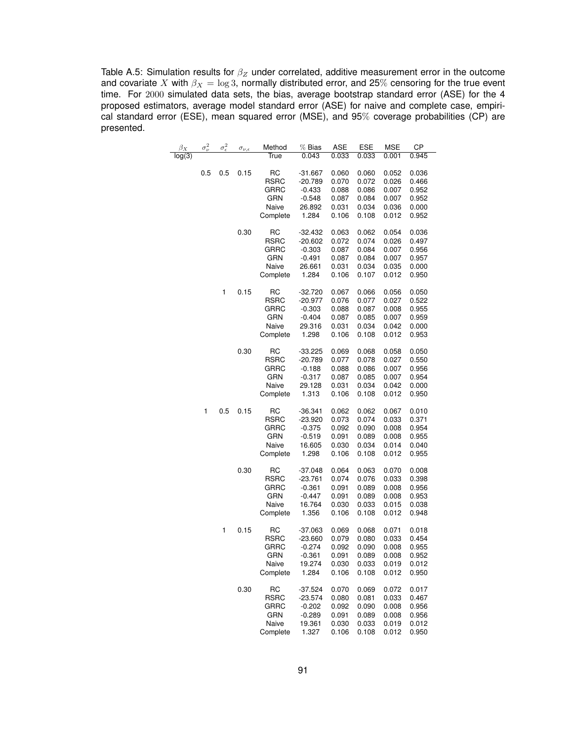Table A.5: Simulation results for $\beta_Z$ under correlated, additive measurement error in the outcome and covariate $X$ with $\beta_X = \log 3$, normally distributed error, and 25% censoring for the true event time. For 2000 simulated data sets, the bias, average bootstrap standard error (ASE) for the 4 proposed estimators, average model standard error (ASE) for naive and complete case, empirical standard error (ESE), mean squared error (MSE), and 95% coverage probabilities (CP) are presented.

| $\beta_X$ | $\sigma^2_\nu$ | $\sigma^2_\epsilon$ | $\sigma_{\nu,\epsilon}$ | Method | % Bias | ASE | ESE | MSE | CP |
|---|---|---|---|---|---|---|---|---|---|
| log(3) | | | | True | 0.043 | 0.033 | 0.033 | 0.001 | 0.945 |
| | 0.5 | 0.5 | 0.15 | RC | -31.667 | 0.060 | 0.060 | 0.052 | 0.036 |
| | | | | RSRC | -20.789 | 0.070 | 0.072 | 0.026 | 0.466 |
| | | | | GRRC | -0.433 | 0.088 | 0.086 | 0.007 | 0.952 |
| | | | | GRN | -0.548 | 0.087 | 0.084 | 0.007 | 0.952 |
| | | | | Naive | 26.892 | 0.031 | 0.034 | 0.036 | 0.000 |
| | | | | Complete | 1.284 | 0.106 | 0.108 | 0.012 | 0.952 |
| | | | 0.30 | RC | -32.432 | 0.063 | 0.062 | 0.054 | 0.036 |
| | | | | RSRC | -20.602 | 0.072 | 0.074 | 0.026 | 0.497 |
| | | | | GRRC | -0.303 | 0.087 | 0.084 | 0.007 | 0.956 |
| | | | | GRN | -0.491 | 0.087 | 0.084 | 0.007 | 0.957 |
| | | | | Naive | 26.661 | 0.031 | 0.034 | 0.035 | 0.000 |
| | | | | Complete | 1.284 | 0.106 | 0.107 | 0.012 | 0.950 |
| | | 1 | 0.15 | RC | -32.720 | 0.067 | 0.066 | 0.056 | 0.050 |
| | | | | RSRC | -20.977 | 0.076 | 0.077 | 0.027 | 0.522 |
| | | | | GRRC | -0.303 | 0.088 | 0.087 | 0.008 | 0.955 |
| | | | | GRN | -0.404 | 0.087 | 0.085 | 0.007 | 0.959 |
| | | | | Naive | 29.316 | 0.031 | 0.034 | 0.042 | 0.000 |
| | | | | Complete | 1.298 | 0.106 | 0.108 | 0.012 | 0.953 |
| | | | 0.30 | RC | -33.225 | 0.069 | 0.068 | 0.058 | 0.050 |
| | | | | RSRC | -20.789 | 0.077 | 0.078 | 0.027 | 0.550 |
| | | | | GRRC | -0.188 | 0.088 | 0.086 | 0.007 | 0.956 |
| | | | | GRN | -0.317 | 0.087 | 0.085 | 0.007 | 0.954 |
| | | | | Naive | 29.128 | 0.031 | 0.034 | 0.042 | 0.000 |
| | | | | Complete | 1.313 | 0.106 | 0.108 | 0.012 | 0.950 |
| | 1 | 0.5 | 0.15 | RC | -36.341 | 0.062 | 0.062 | 0.067 | 0.010 |
| | | | | RSRC | -23.920 | 0.073 | 0.074 | 0.033 | 0.371 |
| | | | | GRRC | -0.375 | 0.092 | 0.090 | 0.008 | 0.954 |
| | | | | GRN | -0.519 | 0.091 | 0.089 | 0.008 | 0.955 |
| | | | | Naive | 16.605 | 0.030 | 0.034 | 0.014 | 0.040 |
| | | | | Complete | 1.298 | 0.106 | 0.108 | 0.012 | 0.955 |
| | | | 0.30 | RC | -37.048 | 0.064 | 0.063 | 0.070 | 0.008 |
| | | | | RSRC | -23.761 | 0.074 | 0.076 | 0.033 | 0.398 |
| | | | | GRRC | -0.361 | 0.091 | 0.089 | 0.008 | 0.956 |
| | | | | GRN | -0.447 | 0.091 | 0.089 | 0.008 | 0.953 |
| | | | | Naive | 16.764 | 0.030 | 0.033 | 0.015 | 0.038 |
| | | | | Complete | 1.356 | 0.106 | 0.108 | 0.012 | 0.948 |
| | | 1 | 0.15 | RC | -37.063 | 0.069 | 0.068 | 0.071 | 0.018 |
| | | | | RSRC | -23.660 | 0.079 | 0.080 | 0.033 | 0.454 |
| | | | | GRRC | -0.274 | 0.092 | 0.090 | 0.008 | 0.955 |
| | | | | GRN | -0.361 | 0.091 | 0.089 | 0.008 | 0.952 |
| | | | | Naive | 19.274 | 0.030 | 0.033 | 0.019 | 0.012 |
| | | | | Complete | 1.284 | 0.106 | 0.108 | 0.012 | 0.950 |
| | | | 0.30 | RC | -37.524 | 0.070 | 0.069 | 0.072 | 0.017 |
| | | | | RSRC | -23.574 | 0.080 | 0.081 | 0.033 | 0.467 |
| | | | | GRRC | -0.202 | 0.092 | 0.090 | 0.008 | 0.956 |
| | | | | GRN | -0.289 | 0.091 | 0.089 | 0.008 | 0.956 |
| | | | | Naive | 19.361 | 0.030 | 0.033 | 0.019 | 0.012 |
| | | | | Complete | 1.327 | 0.106 | 0.108 | 0.012 | 0.950 |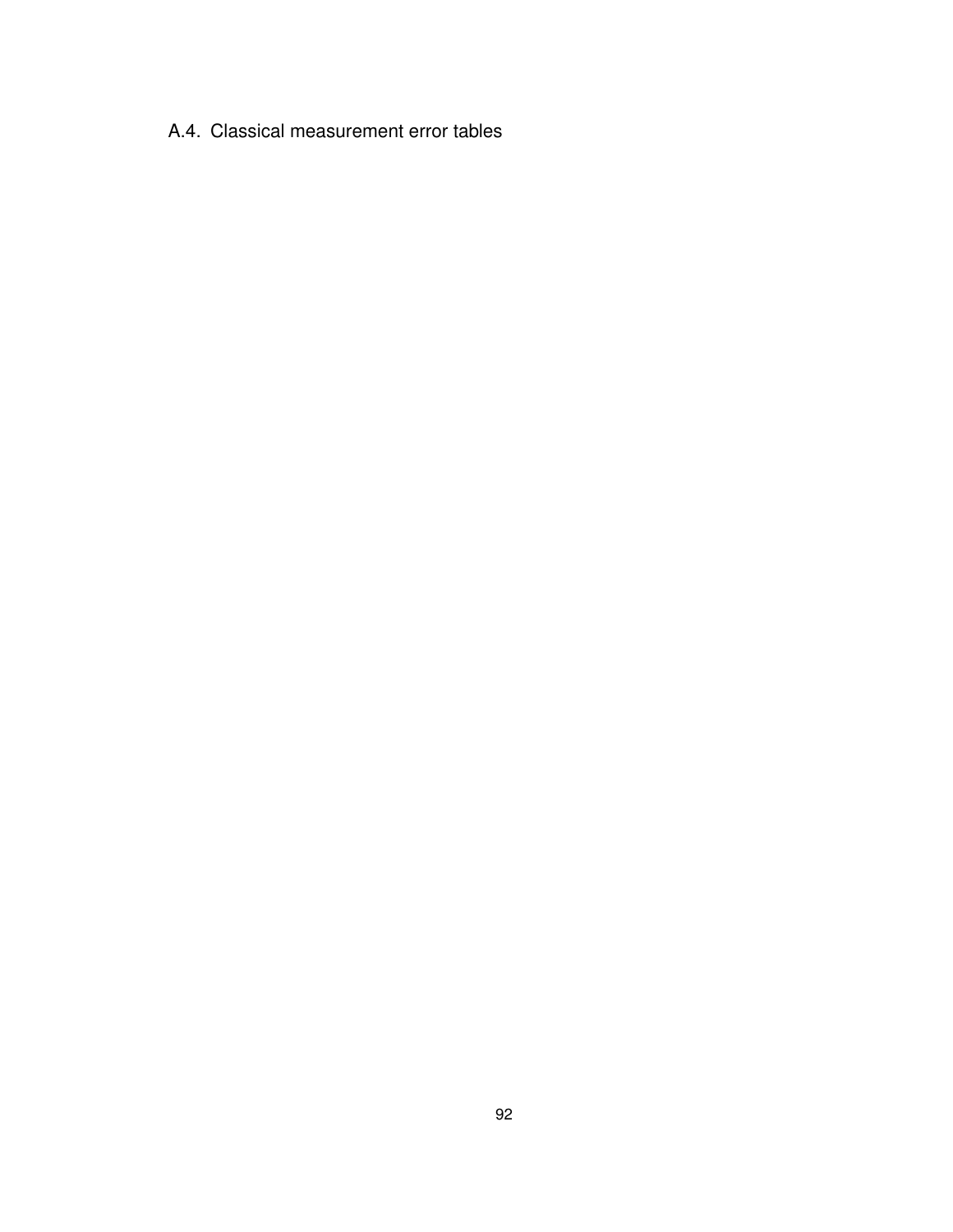## A.4. Classical measurement error tables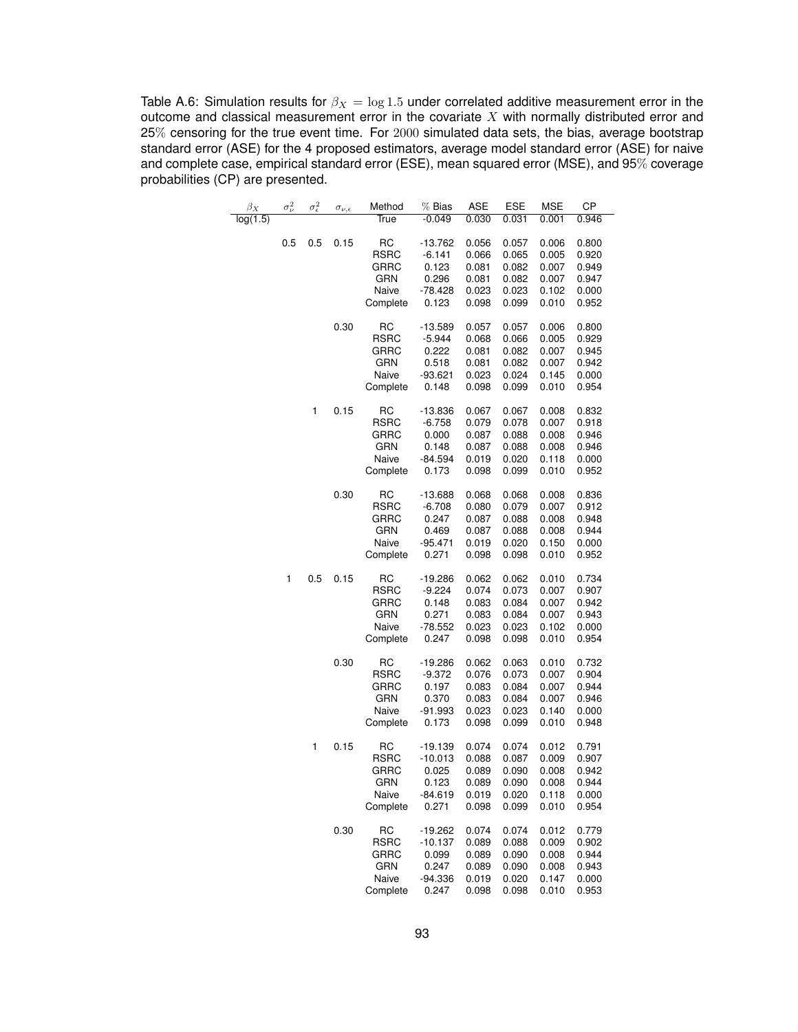Table A.6: Simulation results for $\beta_X = \log 1.5$ under correlated additive measurement error in the outcome and classical measurement error in the covariate $X$ with normally distributed error and 25% censoring for the true event time. For 2000 simulated data sets, the bias, average bootstrap standard error (ASE) for the 4 proposed estimators, average model standard error (ASE) for naive and complete case, empirical standard error (ESE), mean squared error (MSE), and 95% coverage probabilities (CP) are presented.

| $\beta_X$ | $\sigma^2_\nu$ | $\sigma^2_\epsilon$ | $\sigma_{\nu,\epsilon}$ | Method | % Bias | ASE | ESE | MSE | CP |
|---|---|---|---|---|---|---|---|---|---|
| log(1.5) | | | | True | -0.049 | 0.030 | 0.031 | 0.001 | 0.946 |
| | 0.5 | 0.5 | 0.15 | RC | -13.762 | 0.056 | 0.057 | 0.006 | 0.800 |
| | | | | RSRC | -6.141 | 0.066 | 0.065 | 0.005 | 0.920 |
| | | | | GRRC | 0.123 | 0.081 | 0.082 | 0.007 | 0.949 |
| | | | | GRN | 0.296 | 0.081 | 0.082 | 0.007 | 0.947 |
| | | | | Naive | -78.428 | 0.023 | 0.023 | 0.102 | 0.000 |
| | | | | Complete | 0.123 | 0.098 | 0.099 | 0.010 | 0.952 |
| | | | 0.30 | RC | -13.589 | 0.057 | 0.057 | 0.006 | 0.800 |
| | | | | RSRC | -5.944 | 0.068 | 0.066 | 0.005 | 0.929 |
| | | | | GRRC | 0.222 | 0.081 | 0.082 | 0.007 | 0.945 |
| | | | | GRN | 0.518 | 0.081 | 0.082 | 0.007 | 0.942 |
| | | | | Naive | -93.621 | 0.023 | 0.024 | 0.145 | 0.000 |
| | | | | Complete | 0.148 | 0.098 | 0.099 | 0.010 | 0.954 |
| | | 1 | 0.15 | RC | -13.836 | 0.067 | 0.067 | 0.008 | 0.832 |
| | | | | RSRC | -6.758 | 0.079 | 0.078 | 0.007 | 0.918 |
| | | | | GRRC | 0.000 | 0.087 | 0.088 | 0.008 | 0.946 |
| | | | | GRN | 0.148 | 0.087 | 0.088 | 0.008 | 0.946 |
| | | | | Naive | -84.594 | 0.019 | 0.020 | 0.118 | 0.000 |
| | | | | Complete | 0.173 | 0.098 | 0.099 | 0.010 | 0.952 |
| | | | 0.30 | RC | -13.688 | 0.068 | 0.068 | 0.008 | 0.836 |
| | | | | RSRC | -6.708 | 0.080 | 0.079 | 0.007 | 0.912 |
| | | | | GRRC | 0.247 | 0.087 | 0.088 | 0.008 | 0.948 |
| | | | | GRN | 0.469 | 0.087 | 0.088 | 0.008 | 0.944 |
| | | | | Naive | -95.471 | 0.019 | 0.020 | 0.150 | 0.000 |
| | | | | Complete | 0.271 | 0.098 | 0.098 | 0.010 | 0.952 |
| | 1 | 0.5 | 0.15 | RC | -19.286 | 0.062 | 0.062 | 0.010 | 0.734 |
| | | | | RSRC | -9.224 | 0.074 | 0.073 | 0.007 | 0.907 |
| | | | | GRRC | 0.148 | 0.083 | 0.084 | 0.007 | 0.942 |
| | | | | GRN | 0.271 | 0.083 | 0.084 | 0.007 | 0.943 |
| | | | | Naive | -78.552 | 0.023 | 0.023 | 0.102 | 0.000 |
| | | | | Complete | 0.247 | 0.098 | 0.098 | 0.010 | 0.954 |
| | | | 0.30 | RC | -19.286 | 0.062 | 0.063 | 0.010 | 0.732 |
| | | | | RSRC | -9.372 | 0.076 | 0.073 | 0.007 | 0.904 |
| | | | | GRRC | 0.197 | 0.083 | 0.084 | 0.007 | 0.944 |
| | | | | GRN | 0.370 | 0.083 | 0.084 | 0.007 | 0.946 |
| | | | | Naive | -91.993 | 0.023 | 0.023 | 0.140 | 0.000 |
| | | | | Complete | 0.173 | 0.098 | 0.099 | 0.010 | 0.948 |
| | | 1 | 0.15 | RC | -19.139 | 0.074 | 0.074 | 0.012 | 0.791 |
| | | | | RSRC | -10.013 | 0.088 | 0.087 | 0.009 | 0.907 |
| | | | | GRRC | 0.025 | 0.089 | 0.090 | 0.008 | 0.942 |
| | | | | GRN | 0.123 | 0.089 | 0.090 | 0.008 | 0.944 |
| | | | | Naive | -84.619 | 0.019 | 0.020 | 0.118 | 0.000 |
| | | | | Complete | 0.271 | 0.098 | 0.099 | 0.010 | 0.954 |
| | | | 0.30 | RC | -19.262 | 0.074 | 0.074 | 0.012 | 0.779 |
| | | | | RSRC | -10.137 | 0.089 | 0.088 | 0.009 | 0.902 |
| | | | | GRRC | 0.099 | 0.089 | 0.090 | 0.008 | 0.944 |
| | | | | GRN | 0.247 | 0.089 | 0.090 | 0.008 | 0.943 |
| | | | | Naive | -94.336 | 0.019 | 0.020 | 0.147 | 0.000 |
| | | | | Complete | 0.247 | 0.098 | 0.098 | 0.010 | 0.953 |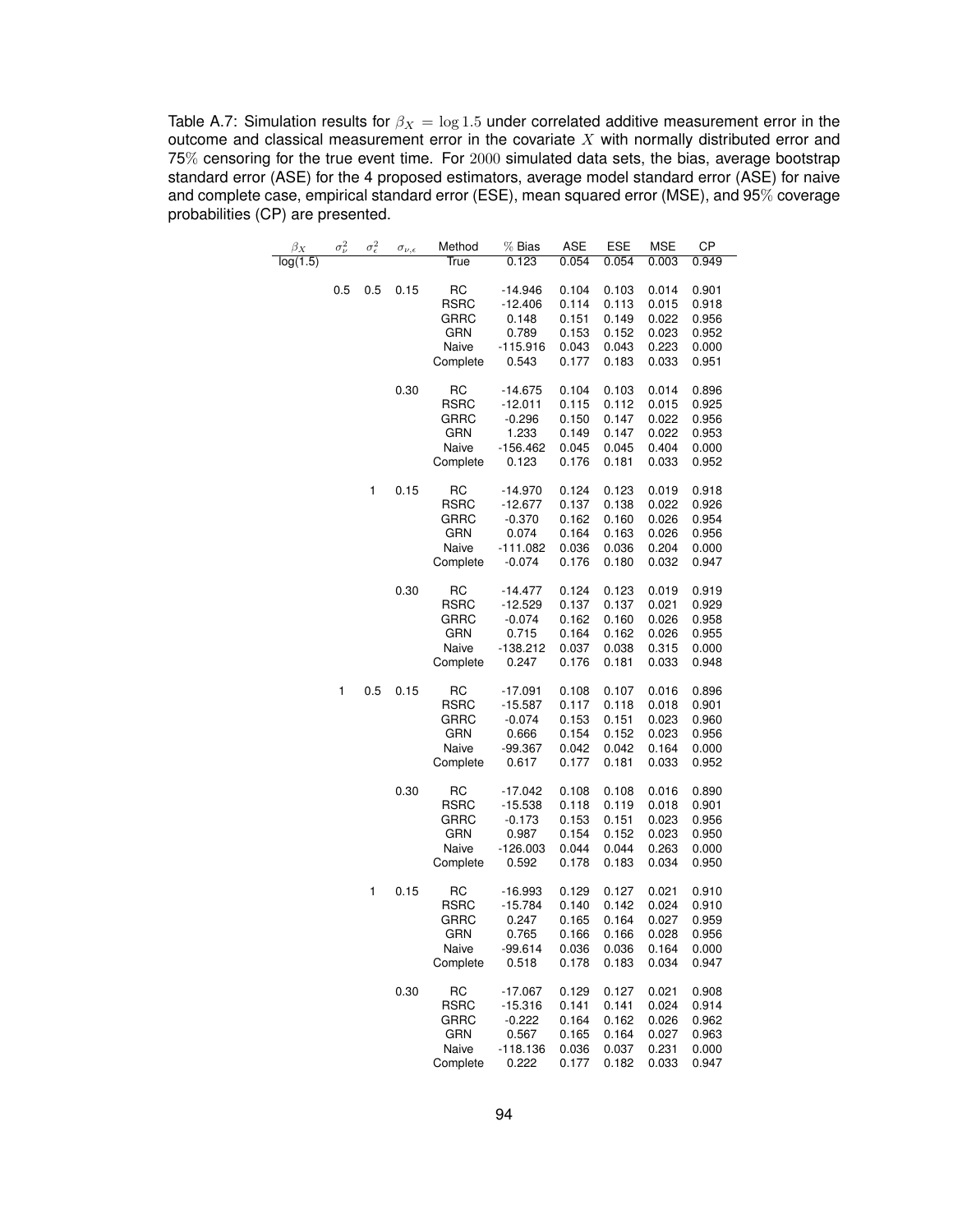Table A.7: Simulation results for $\beta_X = \log 1.5$ under correlated additive measurement error in the outcome and classical measurement error in the covariate $X$ with normally distributed error and 75% censoring for the true event time. For 2000 simulated data sets, the bias, average bootstrap standard error (ASE) for the 4 proposed estimators, average model standard error (ASE) for naive and complete case, empirical standard error (ESE), mean squared error (MSE), and 95% coverage probabilities (CP) are presented.

| $\beta_X$ | $\sigma^2_\nu$ | $\sigma^2_\epsilon$ | $\sigma_{\nu,\epsilon}$ | Method | % Bias | ASE | ESE | MSE | CP |
|---|---|---|---|---|---|---|---|---|---|
| log(1.5) | | | | True | 0.123 | 0.054 | 0.054 | 0.003 | 0.949 |
| | 0.5 | 0.5 | 0.15 | RC | -14.946 | 0.104 | 0.103 | 0.014 | 0.901 |
| | | | | RSRC | -12.406 | 0.114 | 0.113 | 0.015 | 0.918 |
| | | | | GRRC | 0.148 | 0.151 | 0.149 | 0.022 | 0.956 |
| | | | | GRN | 0.789 | 0.153 | 0.152 | 0.023 | 0.952 |
| | | | | Naive | -115.916 | 0.043 | 0.043 | 0.223 | 0.000 |
| | | | | Complete | 0.543 | 0.177 | 0.183 | 0.033 | 0.951 |
| | | | 0.30 | RC | -14.675 | 0.104 | 0.103 | 0.014 | 0.896 |
| | | | | RSRC | -12.011 | 0.115 | 0.112 | 0.015 | 0.925 |
| | | | | GRRC | -0.296 | 0.150 | 0.147 | 0.022 | 0.956 |
| | | | | GRN | 1.233 | 0.149 | 0.147 | 0.022 | 0.953 |
| | | | | Naive | -156.462 | 0.045 | 0.045 | 0.404 | 0.000 |
| | | | | Complete | 0.123 | 0.176 | 0.181 | 0.033 | 0.952 |
| | | 1 | 0.15 | RC | -14.970 | 0.124 | 0.123 | 0.019 | 0.918 |
| | | | | RSRC | -12.677 | 0.137 | 0.138 | 0.022 | 0.926 |
| | | | | GRRC | -0.370 | 0.162 | 0.160 | 0.026 | 0.954 |
| | | | | GRN | 0.074 | 0.164 | 0.163 | 0.026 | 0.956 |
| | | | | Naive | -111.082 | 0.036 | 0.036 | 0.204 | 0.000 |
| | | | | Complete | -0.074 | 0.176 | 0.180 | 0.032 | 0.947 |
| | | | 0.30 | RC | -14.477 | 0.124 | 0.123 | 0.019 | 0.919 |
| | | | | RSRC | -12.529 | 0.137 | 0.137 | 0.021 | 0.929 |
| | | | | GRRC | -0.074 | 0.162 | 0.160 | 0.026 | 0.958 |
| | | | | GRN | 0.715 | 0.164 | 0.162 | 0.026 | 0.955 |
| | | | | Naive | -138.212 | 0.037 | 0.038 | 0.315 | 0.000 |
| | | | | Complete | 0.247 | 0.176 | 0.181 | 0.033 | 0.948 |
| | 1 | 0.5 | 0.15 | RC | -17.091 | 0.108 | 0.107 | 0.016 | 0.896 |
| | | | | RSRC | -15.587 | 0.117 | 0.118 | 0.018 | 0.901 |
| | | | | GRRC | -0.074 | 0.153 | 0.151 | 0.023 | 0.960 |
| | | | | GRN | 0.666 | 0.154 | 0.152 | 0.023 | 0.956 |
| | | | | Naive | -99.367 | 0.042 | 0.042 | 0.164 | 0.000 |
| | | | | Complete | 0.617 | 0.177 | 0.181 | 0.033 | 0.952 |
| | | | 0.30 | RC | -17.042 | 0.108 | 0.108 | 0.016 | 0.890 |
| | | | | RSRC | -15.538 | 0.118 | 0.119 | 0.018 | 0.901 |
| | | | | GRRC | -0.173 | 0.153 | 0.151 | 0.023 | 0.956 |
| | | | | GRN | 0.987 | 0.154 | 0.152 | 0.023 | 0.950 |
| | | | | Naive | -126.003 | 0.044 | 0.044 | 0.263 | 0.000 |
| | | | | Complete | 0.592 | 0.178 | 0.183 | 0.034 | 0.950 |
| | | 1 | 0.15 | RC | -16.993 | 0.129 | 0.127 | 0.021 | 0.910 |
| | | | | RSRC | -15.784 | 0.140 | 0.142 | 0.024 | 0.910 |
| | | | | GRRC | 0.247 | 0.165 | 0.164 | 0.027 | 0.959 |
| | | | | GRN | 0.765 | 0.166 | 0.166 | 0.028 | 0.956 |
| | | | | Naive | -99.614 | 0.036 | 0.036 | 0.164 | 0.000 |
| | | | | Complete | 0.518 | 0.178 | 0.183 | 0.034 | 0.947 |
| | | | 0.30 | RC | -17.067 | 0.129 | 0.127 | 0.021 | 0.908 |
| | | | | RSRC | -15.316 | 0.141 | 0.141 | 0.024 | 0.914 |
| | | | | GRRC | -0.222 | 0.164 | 0.162 | 0.026 | 0.962 |
| | | | | GRN | 0.567 | 0.165 | 0.164 | 0.027 | 0.963 |
| | | | | Naive | -118.136 | 0.036 | 0.037 | 0.231 | 0.000 |
| | | | | Complete | 0.222 | 0.177 | 0.182 | 0.033 | 0.947 |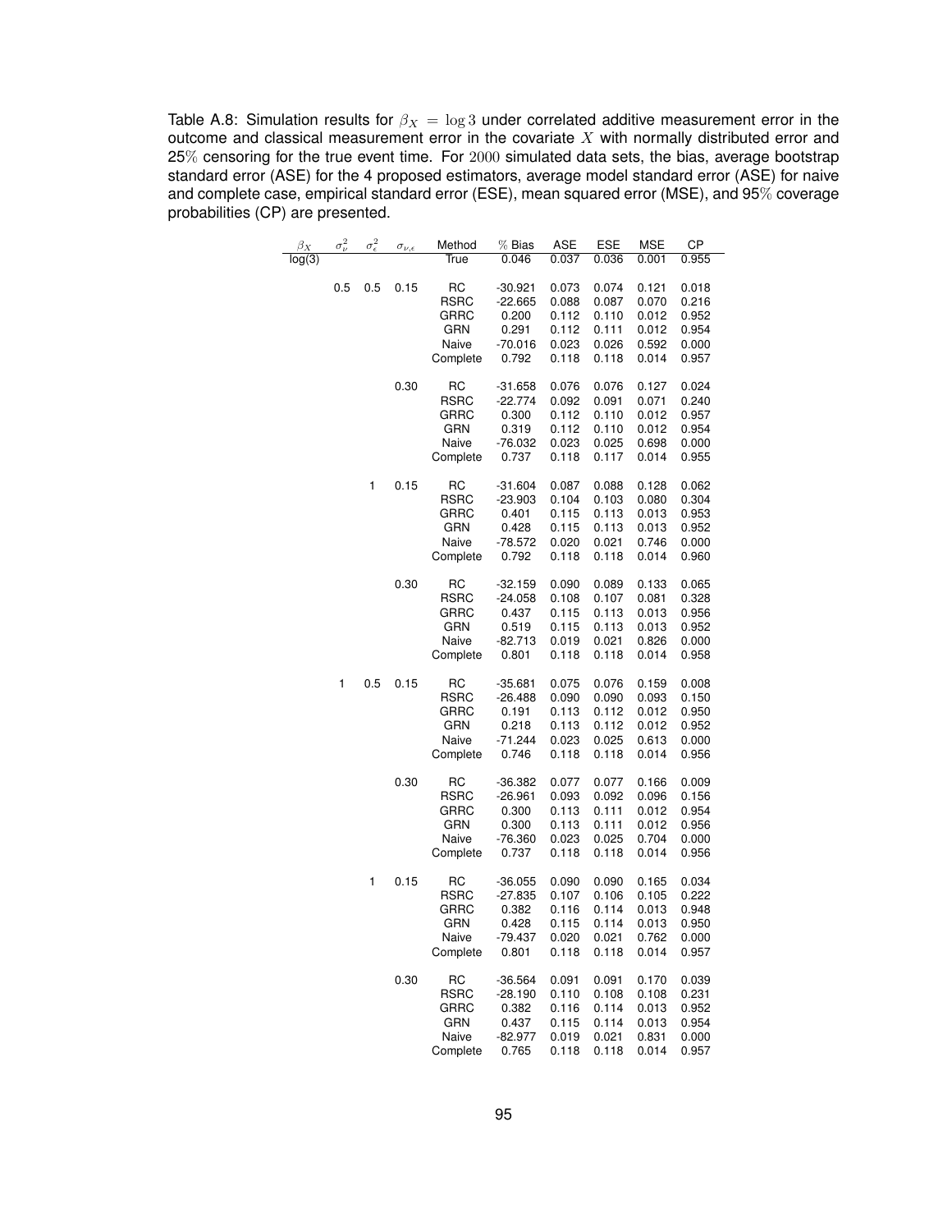Table A.8: Simulation results for $\beta_X = \log 3$ under correlated additive measurement error in the outcome and classical measurement error in the covariate $X$ with normally distributed error and 25% censoring for the true event time. For 2000 simulated data sets, the bias, average bootstrap standard error (ASE) for the 4 proposed estimators, average model standard error (ASE) for naive and complete case, empirical standard error (ESE), mean squared error (MSE), and 95% coverage probabilities (CP) are presented.

| $\beta_X$ | $\sigma^2_\nu$ | $\sigma^2_\epsilon$ | $\sigma_{\nu,\epsilon}$ | Method | % Bias | ASE | ESE | MSE | CP |
|---|---|---|---|---|---|---|---|---|---|
| log(3) | | | | True | 0.046 | 0.037 | 0.036 | 0.001 | 0.955 |
| | 0.5 | 0.5 | 0.15 | RC | -30.921 | 0.073 | 0.074 | 0.121 | 0.018 |
| | | | | RSRC | -22.665 | 0.088 | 0.087 | 0.070 | 0.216 |
| | | | | GRRC | 0.200 | 0.112 | 0.110 | 0.012 | 0.952 |
| | | | | GRN | 0.291 | 0.112 | 0.111 | 0.012 | 0.954 |
| | | | | Naive | -70.016 | 0.023 | 0.026 | 0.592 | 0.000 |
| | | | | Complete | 0.792 | 0.118 | 0.118 | 0.014 | 0.957 |
| | | | 0.30 | RC | -31.658 | 0.076 | 0.076 | 0.127 | 0.024 |
| | | | | RSRC | -22.774 | 0.092 | 0.091 | 0.071 | 0.240 |
| | | | | GRRC | 0.300 | 0.112 | 0.110 | 0.012 | 0.957 |
| | | | | GRN | 0.319 | 0.112 | 0.110 | 0.012 | 0.954 |
| | | | | Naive | -76.032 | 0.023 | 0.025 | 0.698 | 0.000 |
| | | | | Complete | 0.737 | 0.118 | 0.117 | 0.014 | 0.955 |
| | | 1 | 0.15 | RC | -31.604 | 0.087 | 0.088 | 0.128 | 0.062 |
| | | | | RSRC | -23.903 | 0.104 | 0.103 | 0.080 | 0.304 |
| | | | | GRRC | 0.401 | 0.115 | 0.113 | 0.013 | 0.953 |
| | | | | GRN | 0.428 | 0.115 | 0.113 | 0.013 | 0.952 |
| | | | | Naive | -78.572 | 0.020 | 0.021 | 0.746 | 0.000 |
| | | | | Complete | 0.792 | 0.118 | 0.118 | 0.014 | 0.960 |
| | | | 0.30 | RC | -32.159 | 0.090 | 0.089 | 0.133 | 0.065 |
| | | | | RSRC | -24.058 | 0.108 | 0.107 | 0.081 | 0.328 |
| | | | | GRRC | 0.437 | 0.115 | 0.113 | 0.013 | 0.956 |
| | | | | GRN | 0.519 | 0.115 | 0.113 | 0.013 | 0.952 |
| | | | | Naive | -82.713 | 0.019 | 0.021 | 0.826 | 0.000 |
| | | | | Complete | 0.801 | 0.118 | 0.118 | 0.014 | 0.958 |
| | 1 | 0.5 | 0.15 | RC | -35.681 | 0.075 | 0.076 | 0.159 | 0.008 |
| | | | | RSRC | -26.488 | 0.090 | 0.090 | 0.093 | 0.150 |
| | | | | GRRC | 0.191 | 0.113 | 0.112 | 0.012 | 0.950 |
| | | | | GRN | 0.218 | 0.113 | 0.112 | 0.012 | 0.952 |
| | | | | Naive | -71.244 | 0.023 | 0.025 | 0.613 | 0.000 |
| | | | | Complete | 0.746 | 0.118 | 0.118 | 0.014 | 0.956 |
| | | | 0.30 | RC | -36.382 | 0.077 | 0.077 | 0.166 | 0.009 |
| | | | | RSRC | -26.961 | 0.093 | 0.092 | 0.096 | 0.156 |
| | | | | GRRC | 0.300 | 0.113 | 0.111 | 0.012 | 0.954 |
| | | | | GRN | 0.300 | 0.113 | 0.111 | 0.012 | 0.956 |
| | | | | Naive | -76.360 | 0.023 | 0.025 | 0.704 | 0.000 |
| | | | | Complete | 0.737 | 0.118 | 0.118 | 0.014 | 0.956 |
| | | 1 | 0.15 | RC | -36.055 | 0.090 | 0.090 | 0.165 | 0.034 |
| | | | | RSRC | -27.835 | 0.107 | 0.106 | 0.105 | 0.222 |
| | | | | GRRC | 0.382 | 0.116 | 0.114 | 0.013 | 0.948 |
| | | | | GRN | 0.428 | 0.115 | 0.114 | 0.013 | 0.950 |
| | | | | Naive | -79.437 | 0.020 | 0.021 | 0.762 | 0.000 |
| | | | | Complete | 0.801 | 0.118 | 0.118 | 0.014 | 0.957 |
| | | | 0.30 | RC | -36.564 | 0.091 | 0.091 | 0.170 | 0.039 |
| | | | | RSRC | -28.190 | 0.110 | 0.108 | 0.108 | 0.231 |
| | | | | GRRC | 0.382 | 0.116 | 0.114 | 0.013 | 0.952 |
| | | | | GRN | 0.437 | 0.115 | 0.114 | 0.013 | 0.954 |
| | | | | Naive | -82.977 | 0.019 | 0.021 | 0.831 | 0.000 |
| | | | | Complete | 0.765 | 0.118 | 0.118 | 0.014 | 0.957 |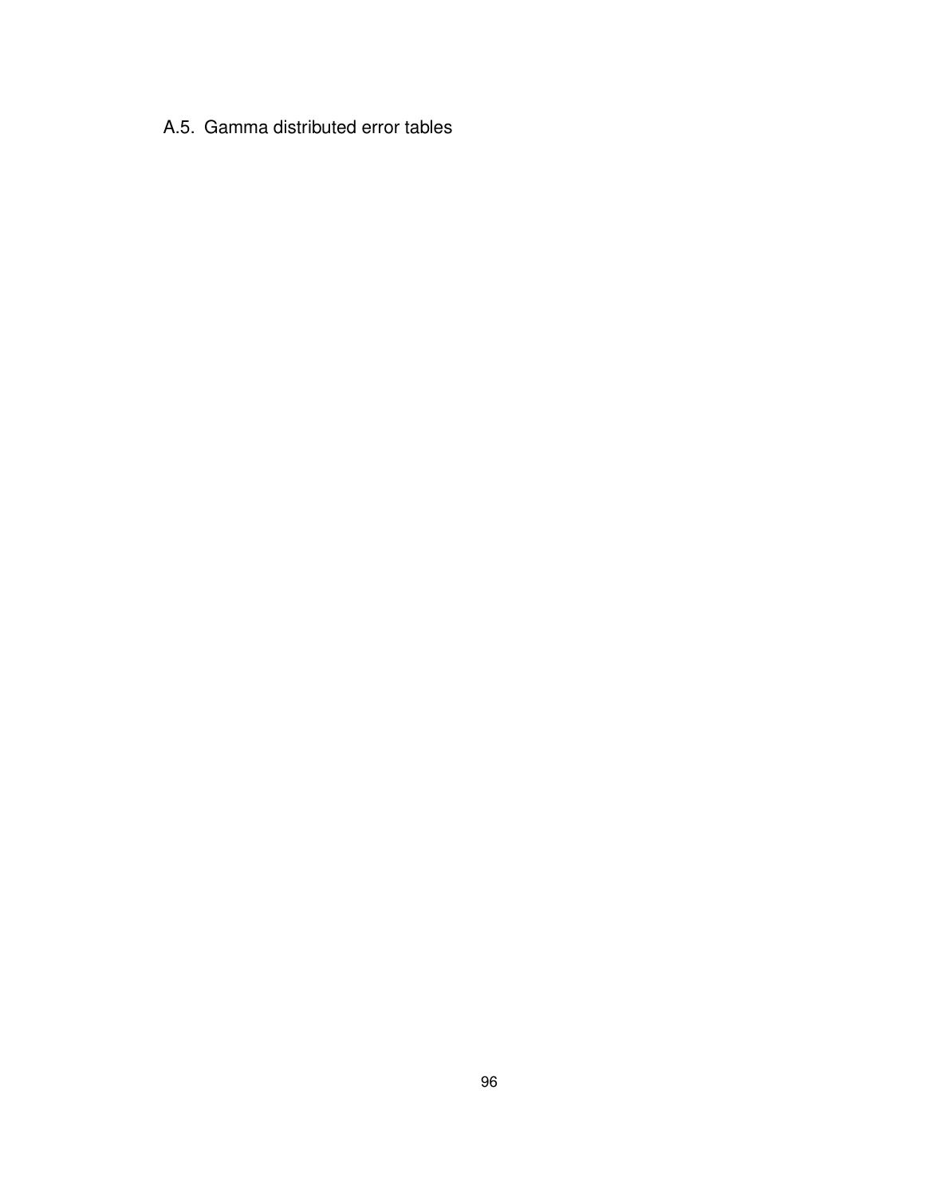## A.5. Gamma distributed error tables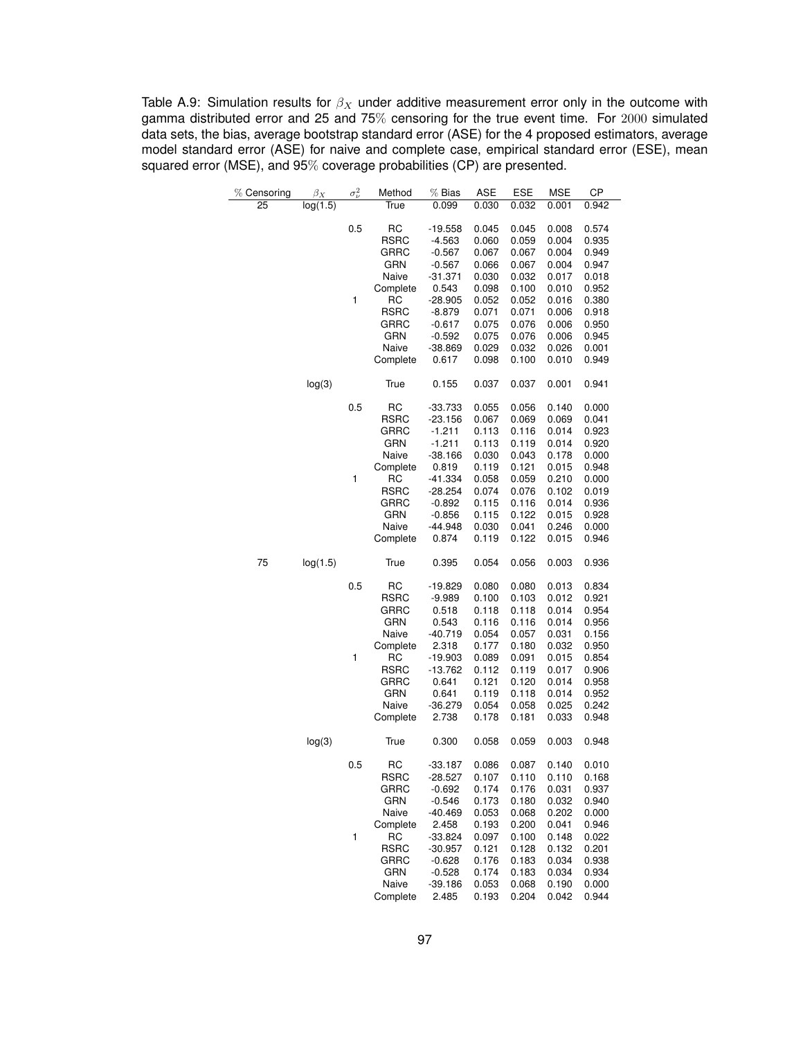Table A.9: Simulation results for $\beta_X$ under additive measurement error only in the outcome with gamma distributed error and 25 and 75% censoring for the true event time. For $2000$ simulated data sets, the bias, average bootstrap standard error (ASE) for the 4 proposed estimators, average model standard error (ASE) for naive and complete case, empirical standard error (ESE), mean squared error (MSE), and 95% coverage probabilities (CP) are presented.

| % Censoring | $\beta_X$ | $\sigma^2_\nu$ | Method | % Bias | ASE | ESE | MSE | CP |
|---|---|---|---|---|---|---|---|---|
| 25 | log(1.5) | | True | 0.099 | 0.030 | 0.032 | 0.001 | 0.942 |
| | | 0.5 | RC | -19.558 | 0.045 | 0.045 | 0.008 | 0.574 |
| | | | RSRC | -4.563 | 0.060 | 0.059 | 0.004 | 0.935 |
| | | | GRRC | -0.567 | 0.067 | 0.067 | 0.004 | 0.949 |
| | | | GRN | -0.567 | 0.066 | 0.067 | 0.004 | 0.947 |
| | | | Naive | -31.371 | 0.030 | 0.032 | 0.017 | 0.018 |
| | | | Complete | 0.543 | 0.098 | 0.100 | 0.010 | 0.952 |
| | | 1 | RC | -28.905 | 0.052 | 0.052 | 0.016 | 0.380 |
| | | | RSRC | -8.879 | 0.071 | 0.071 | 0.006 | 0.918 |
| | | | GRRC | -0.617 | 0.075 | 0.076 | 0.006 | 0.950 |
| | | | GRN | -0.592 | 0.075 | 0.076 | 0.006 | 0.945 |
| | | | Naive | -38.869 | 0.029 | 0.032 | 0.026 | 0.001 |
| | | | Complete | 0.617 | 0.098 | 0.100 | 0.010 | 0.949 |
| | log(3) | | True | 0.155 | 0.037 | 0.037 | 0.001 | 0.941 |
| | | 0.5 | RC | -33.733 | 0.055 | 0.056 | 0.140 | 0.000 |
| | | | RSRC | -23.156 | 0.067 | 0.069 | 0.069 | 0.041 |
| | | | GRRC | -1.211 | 0.113 | 0.116 | 0.014 | 0.923 |
| | | | GRN | -1.211 | 0.113 | 0.119 | 0.014 | 0.920 |
| | | | Naive | -38.166 | 0.030 | 0.043 | 0.178 | 0.000 |
| | | | Complete | 0.819 | 0.119 | 0.121 | 0.015 | 0.948 |
| | | 1 | RC | -41.334 | 0.058 | 0.059 | 0.210 | 0.000 |
| | | | RSRC | -28.254 | 0.074 | 0.076 | 0.102 | 0.019 |
| | | | GRRC | -0.892 | 0.115 | 0.116 | 0.014 | 0.936 |
| | | | GRN | -0.856 | 0.115 | 0.122 | 0.015 | 0.928 |
| | | | Naive | -44.948 | 0.030 | 0.041 | 0.246 | 0.000 |
| | | | Complete | 0.874 | 0.119 | 0.122 | 0.015 | 0.946 |
| 75 | log(1.5) | | True | 0.395 | 0.054 | 0.056 | 0.003 | 0.936 |
| | | 0.5 | RC | -19.829 | 0.080 | 0.080 | 0.013 | 0.834 |
| | | | RSRC | -9.989 | 0.100 | 0.103 | 0.012 | 0.921 |
| | | | GRRC | 0.518 | 0.118 | 0.118 | 0.014 | 0.954 |
| | | | GRN | 0.543 | 0.116 | 0.116 | 0.014 | 0.956 |
| | | | Naive | -40.719 | 0.054 | 0.057 | 0.031 | 0.156 |
| | | | Complete | 2.318 | 0.177 | 0.180 | 0.032 | 0.950 |
| | | 1 | RC | -19.903 | 0.089 | 0.091 | 0.015 | 0.854 |
| | | | RSRC | -13.762 | 0.112 | 0.119 | 0.017 | 0.906 |
| | | | GRRC | 0.641 | 0.121 | 0.120 | 0.014 | 0.958 |
| | | | GRN | 0.641 | 0.119 | 0.118 | 0.014 | 0.952 |
| | | | Naive | -36.279 | 0.054 | 0.058 | 0.025 | 0.242 |
| | | | Complete | 2.738 | 0.178 | 0.181 | 0.033 | 0.948 |
| | log(3) | | True | 0.300 | 0.058 | 0.059 | 0.003 | 0.948 |
| | | 0.5 | RC | -33.187 | 0.086 | 0.087 | 0.140 | 0.010 |
| | | | RSRC | -28.527 | 0.107 | 0.110 | 0.110 | 0.168 |
| | | | GRRC | -0.692 | 0.174 | 0.176 | 0.031 | 0.937 |
| | | | GRN | -0.546 | 0.173 | 0.180 | 0.032 | 0.940 |
| | | | Naive | -40.469 | 0.053 | 0.068 | 0.202 | 0.000 |
| | | | Complete | 2.458 | 0.193 | 0.200 | 0.041 | 0.946 |
| | | 1 | RC | -33.824 | 0.097 | 0.100 | 0.148 | 0.022 |
| | | | RSRC | -30.957 | 0.121 | 0.128 | 0.132 | 0.201 |
| | | | GRRC | -0.628 | 0.176 | 0.183 | 0.034 | 0.938 |
| | | | GRN | -0.528 | 0.174 | 0.183 | 0.034 | 0.934 |
| | | | Naive | -39.186 | 0.053 | 0.068 | 0.190 | 0.000 |
| | | | Complete | 2.485 | 0.193 | 0.204 | 0.042 | 0.944 |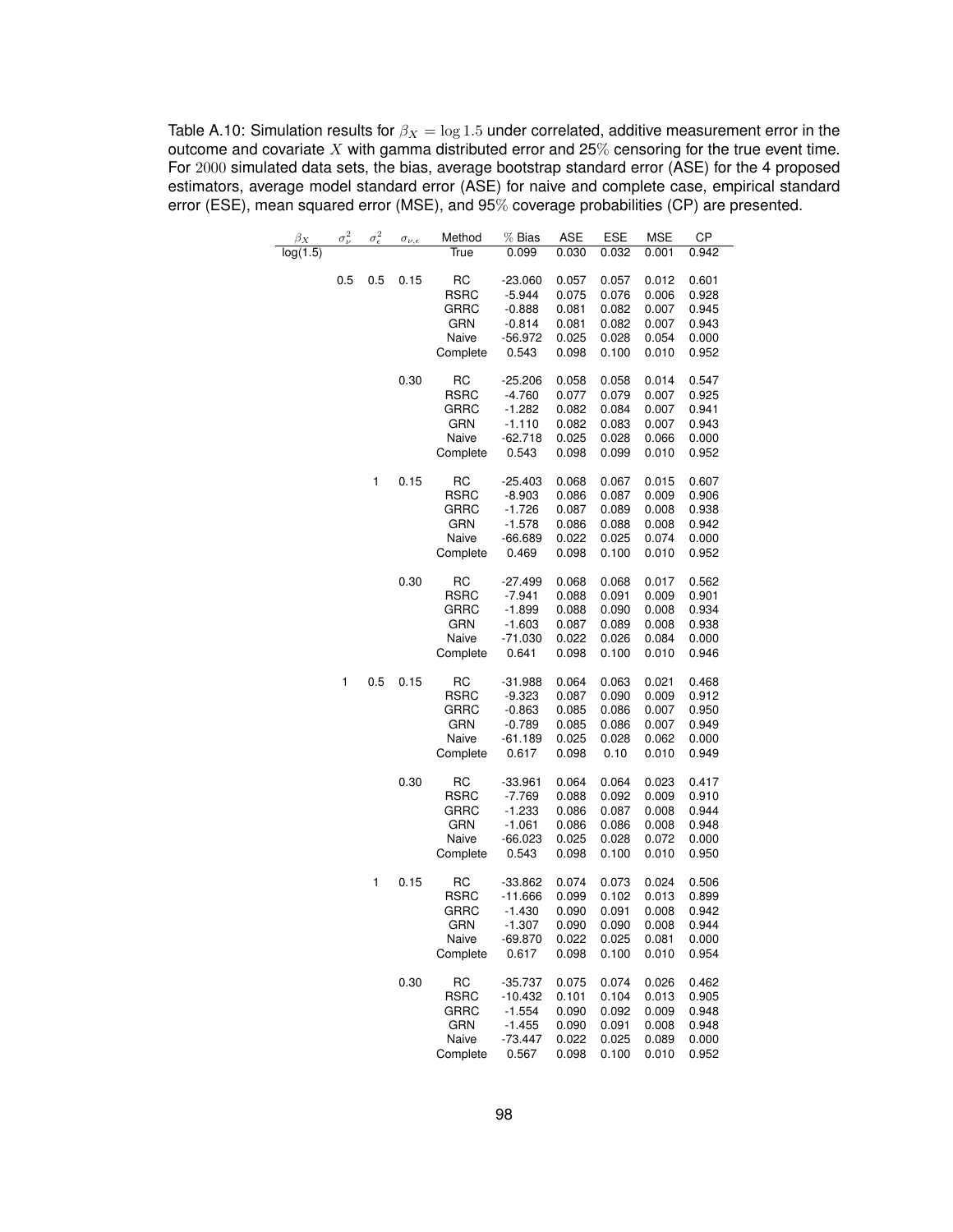Table A.10: Simulation results for $\beta_X = \log 1.5$ under correlated, additive measurement error in the outcome and covariate $X$ with gamma distributed error and 25% censoring for the true event time. For 2000 simulated data sets, the bias, average bootstrap standard error (ASE) for the 4 proposed estimators, average model standard error (ASE) for naive and complete case, empirical standard error (ESE), mean squared error (MSE), and 95% coverage probabilities (CP) are presented.

| $\beta_X$ | $\sigma^2_\nu$ | $\sigma^2_\epsilon$ | $\sigma_{\nu,\epsilon}$ | Method | % Bias | ASE | ESE | MSE | CP |
|---|---|---|---|---|---|---|---|---|---|
| log(1.5) | | | | True | 0.099 | 0.030 | 0.032 | 0.001 | 0.942 |
| | 0.5 | 0.5 | 0.15 | RC | -23.060 | 0.057 | 0.057 | 0.012 | 0.601 |
| | | | | RSRC | -5.944 | 0.075 | 0.076 | 0.006 | 0.928 |
| | | | | GRRC | -0.888 | 0.081 | 0.082 | 0.007 | 0.945 |
| | | | | GRN | -0.814 | 0.081 | 0.082 | 0.007 | 0.943 |
| | | | | Naive | -56.972 | 0.025 | 0.028 | 0.054 | 0.000 |
| | | | | Complete | 0.543 | 0.098 | 0.100 | 0.010 | 0.952 |
| | | | 0.30 | RC | -25.206 | 0.058 | 0.058 | 0.014 | 0.547 |
| | | | | RSRC | -4.760 | 0.077 | 0.079 | 0.007 | 0.925 |
| | | | | GRRC | -1.282 | 0.082 | 0.084 | 0.007 | 0.941 |
| | | | | GRN | -1.110 | 0.082 | 0.083 | 0.007 | 0.943 |
| | | | | Naive | -62.718 | 0.025 | 0.028 | 0.066 | 0.000 |
| | | | | Complete | 0.543 | 0.098 | 0.099 | 0.010 | 0.952 |
| | | 1 | 0.15 | RC | -25.403 | 0.068 | 0.067 | 0.015 | 0.607 |
| | | | | RSRC | -8.903 | 0.086 | 0.087 | 0.009 | 0.906 |
| | | | | GRRC | -1.726 | 0.087 | 0.089 | 0.008 | 0.938 |
| | | | | GRN | -1.578 | 0.086 | 0.088 | 0.008 | 0.942 |
| | | | | Naive | -66.689 | 0.022 | 0.025 | 0.074 | 0.000 |
| | | | | Complete | 0.469 | 0.098 | 0.100 | 0.010 | 0.952 |
| | | | 0.30 | RC | -27.499 | 0.068 | 0.068 | 0.017 | 0.562 |
| | | | | RSRC | -7.941 | 0.088 | 0.091 | 0.009 | 0.901 |
| | | | | GRRC | -1.899 | 0.088 | 0.090 | 0.008 | 0.934 |
| | | | | GRN | -1.603 | 0.087 | 0.089 | 0.008 | 0.938 |
| | | | | Naive | -71.030 | 0.022 | 0.026 | 0.084 | 0.000 |
| | | | | Complete | 0.641 | 0.098 | 0.100 | 0.010 | 0.946 |
| | 1 | 0.5 | 0.15 | RC | -31.988 | 0.064 | 0.063 | 0.021 | 0.468 |
| | | | | RSRC | -9.323 | 0.087 | 0.090 | 0.009 | 0.912 |
| | | | | GRRC | -0.863 | 0.085 | 0.086 | 0.007 | 0.950 |
| | | | | GRN | -0.789 | 0.085 | 0.086 | 0.007 | 0.949 |
| | | | | Naive | -61.189 | 0.025 | 0.028 | 0.062 | 0.000 |
| | | | | Complete | 0.617 | 0.098 | 0.10 | 0.010 | 0.949 |
| | | | 0.30 | RC | -33.961 | 0.064 | 0.064 | 0.023 | 0.417 |
| | | | | RSRC | -7.769 | 0.088 | 0.092 | 0.009 | 0.910 |
| | | | | GRRC | -1.233 | 0.086 | 0.087 | 0.008 | 0.944 |
| | | | | GRN | -1.061 | 0.086 | 0.086 | 0.008 | 0.948 |
| | | | | Naive | -66.023 | 0.025 | 0.028 | 0.072 | 0.000 |
| | | | | Complete | 0.543 | 0.098 | 0.100 | 0.010 | 0.950 |
| | | 1 | 0.15 | RC | -33.862 | 0.074 | 0.073 | 0.024 | 0.506 |
| | | | | RSRC | -11.666 | 0.099 | 0.102 | 0.013 | 0.899 |
| | | | | GRRC | -1.430 | 0.090 | 0.091 | 0.008 | 0.942 |
| | | | | GRN | -1.307 | 0.090 | 0.090 | 0.008 | 0.944 |
| | | | | Naive | -69.870 | 0.022 | 0.025 | 0.081 | 0.000 |
| | | | | Complete | 0.617 | 0.098 | 0.100 | 0.010 | 0.954 |
| | | | 0.30 | RC | -35.737 | 0.075 | 0.074 | 0.026 | 0.462 |
| | | | | RSRC | -10.432 | 0.101 | 0.104 | 0.013 | 0.905 |
| | | | | GRRC | -1.554 | 0.090 | 0.092 | 0.009 | 0.948 |
| | | | | GRN | -1.455 | 0.090 | 0.091 | 0.008 | 0.948 |
| | | | | Naive | -73.447 | 0.022 | 0.025 | 0.089 | 0.000 |
| | | | | Complete | 0.567 | 0.098 | 0.100 | 0.010 | 0.952 |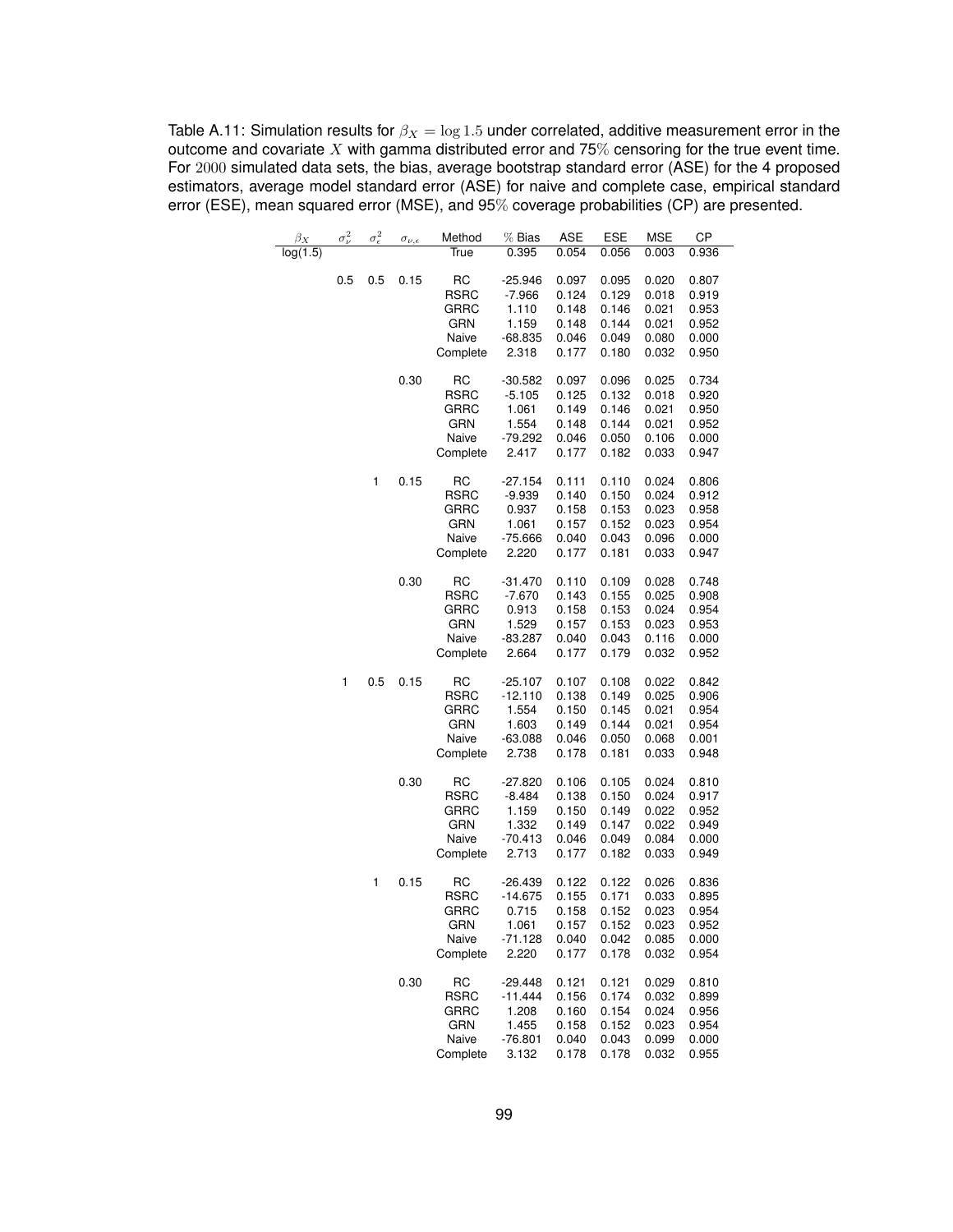Table A.11: Simulation results for $\beta_X = \log 1.5$ under correlated, additive measurement error in the outcome and covariate $X$ with gamma distributed error and 75% censoring for the true event time. For 2000 simulated data sets, the bias, average bootstrap standard error (ASE) for the 4 proposed estimators, average model standard error (ASE) for naive and complete case, empirical standard error (ESE), mean squared error (MSE), and 95% coverage probabilities (CP) are presented.

| $\beta_X$ | $\sigma^2_\nu$ | $\sigma^2_\epsilon$ | $\sigma_{\nu,\epsilon}$ | Method | % Bias | ASE | ESE | MSE | CP |
|---|---|---|---|---|---|---|---|---|---|
| log(1.5) | | | | True | 0.395 | 0.054 | 0.056 | 0.003 | 0.936 |
| | 0.5 | 0.5 | 0.15 | RC | -25.946 | 0.097 | 0.095 | 0.020 | 0.807 |
| | | | | RSRC | -7.966 | 0.124 | 0.129 | 0.018 | 0.919 |
| | | | | GRRC | 1.110 | 0.148 | 0.146 | 0.021 | 0.953 |
| | | | | GRN | 1.159 | 0.148 | 0.144 | 0.021 | 0.952 |
| | | | | Naive | -68.835 | 0.046 | 0.049 | 0.080 | 0.000 |
| | | | | Complete | 2.318 | 0.177 | 0.180 | 0.032 | 0.950 |
| | | | 0.30 | RC | -30.582 | 0.097 | 0.096 | 0.025 | 0.734 |
| | | | | RSRC | -5.105 | 0.125 | 0.132 | 0.018 | 0.920 |
| | | | | GRRC | 1.061 | 0.149 | 0.146 | 0.021 | 0.950 |
| | | | | GRN | 1.554 | 0.148 | 0.144 | 0.021 | 0.952 |
| | | | | Naive | -79.292 | 0.046 | 0.050 | 0.106 | 0.000 |
| | | | | Complete | 2.417 | 0.177 | 0.182 | 0.033 | 0.947 |
| | | 1 | 0.15 | RC | -27.154 | 0.111 | 0.110 | 0.024 | 0.806 |
| | | | | RSRC | -9.939 | 0.140 | 0.150 | 0.024 | 0.912 |
| | | | | GRRC | 0.937 | 0.158 | 0.153 | 0.023 | 0.958 |
| | | | | GRN | 1.061 | 0.157 | 0.152 | 0.023 | 0.954 |
| | | | | Naive | -75.666 | 0.040 | 0.043 | 0.096 | 0.000 |
| | | | | Complete | 2.220 | 0.177 | 0.181 | 0.033 | 0.947 |
| | | | 0.30 | RC | -31.470 | 0.110 | 0.109 | 0.028 | 0.748 |
| | | | | RSRC | -7.670 | 0.143 | 0.155 | 0.025 | 0.908 |
| | | | | GRRC | 0.913 | 0.158 | 0.153 | 0.024 | 0.954 |
| | | | | GRN | 1.529 | 0.157 | 0.153 | 0.023 | 0.953 |
| | | | | Naive | -83.287 | 0.040 | 0.043 | 0.116 | 0.000 |
| | | | | Complete | 2.664 | 0.177 | 0.179 | 0.032 | 0.952 |
| | 1 | 0.5 | 0.15 | RC | -25.107 | 0.107 | 0.108 | 0.022 | 0.842 |
| | | | | RSRC | -12.110 | 0.138 | 0.149 | 0.025 | 0.906 |
| | | | | GRRC | 1.554 | 0.150 | 0.145 | 0.021 | 0.954 |
| | | | | GRN | 1.603 | 0.149 | 0.144 | 0.021 | 0.954 |
| | | | | Naive | -63.088 | 0.046 | 0.050 | 0.068 | 0.001 |
| | | | | Complete | 2.738 | 0.178 | 0.181 | 0.033 | 0.948 |
| | | | 0.30 | RC | -27.820 | 0.106 | 0.105 | 0.024 | 0.810 |
| | | | | RSRC | -8.484 | 0.138 | 0.150 | 0.024 | 0.917 |
| | | | | GRRC | 1.159 | 0.150 | 0.149 | 0.022 | 0.952 |
| | | | | GRN | 1.332 | 0.149 | 0.147 | 0.022 | 0.949 |
| | | | | Naive | -70.413 | 0.046 | 0.049 | 0.084 | 0.000 |
| | | | | Complete | 2.713 | 0.177 | 0.182 | 0.033 | 0.949 |
| | | 1 | 0.15 | RC | -26.439 | 0.122 | 0.122 | 0.026 | 0.836 |
| | | | | RSRC | -14.675 | 0.155 | 0.171 | 0.033 | 0.895 |
| | | | | GRRC | 0.715 | 0.158 | 0.152 | 0.023 | 0.954 |
| | | | | GRN | 1.061 | 0.157 | 0.152 | 0.023 | 0.952 |
| | | | | Naive | -71.128 | 0.040 | 0.042 | 0.085 | 0.000 |
| | | | | Complete | 2.220 | 0.177 | 0.178 | 0.032 | 0.954 |
| | | | 0.30 | RC | -29.448 | 0.121 | 0.121 | 0.029 | 0.810 |
| | | | | RSRC | -11.444 | 0.156 | 0.174 | 0.032 | 0.899 |
| | | | | GRRC | 1.208 | 0.160 | 0.154 | 0.024 | 0.956 |
| | | | | GRN | 1.455 | 0.158 | 0.152 | 0.023 | 0.954 |
| | | | | Naive | -76.801 | 0.040 | 0.043 | 0.099 | 0.000 |
| | | | | Complete | 3.132 | 0.178 | 0.178 | 0.032 | 0.955 |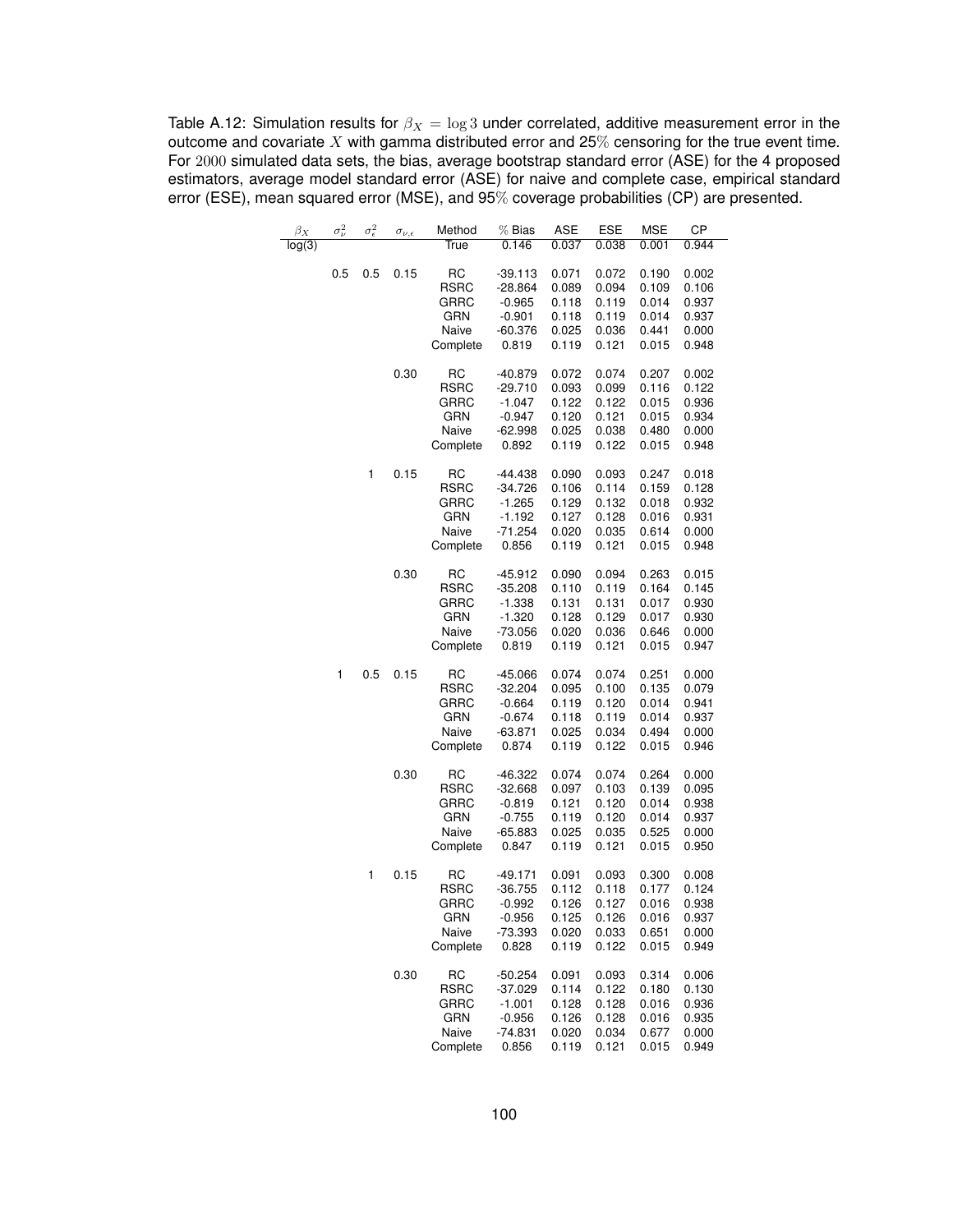Table A.12: Simulation results for $\beta_X = \log 3$ under correlated, additive measurement error in the outcome and covariate $X$ with gamma distributed error and 25% censoring for the true event time. For 2000 simulated data sets, the bias, average bootstrap standard error (ASE) for the 4 proposed estimators, average model standard error (ASE) for naive and complete case, empirical standard error (ESE), mean squared error (MSE), and 95% coverage probabilities (CP) are presented.

| $\beta_X$ | $\sigma^2_\nu$ | $\sigma^2_\epsilon$ | $\sigma_{\nu,\epsilon}$ | Method | % Bias | ASE | ESE | MSE | CP |
|---|---|---|---|---|---|---|---|---|---|
| log(3) | | | | True | 0.146 | 0.037 | 0.038 | 0.001 | 0.944 |
| | 0.5 | 0.5 | 0.15 | RC | -39.113 | 0.071 | 0.072 | 0.190 | 0.002 |
| | | | | RSRC | -28.864 | 0.089 | 0.094 | 0.109 | 0.106 |
| | | | | GRRC | -0.965 | 0.118 | 0.119 | 0.014 | 0.937 |
| | | | | GRN | -0.901 | 0.118 | 0.119 | 0.014 | 0.937 |
| | | | | Naive | -60.376 | 0.025 | 0.036 | 0.441 | 0.000 |
| | | | | Complete | 0.819 | 0.119 | 0.121 | 0.015 | 0.948 |
| | | | 0.30 | RC | -40.879 | 0.072 | 0.074 | 0.207 | 0.002 |
| | | | | RSRC | -29.710 | 0.093 | 0.099 | 0.116 | 0.122 |
| | | | | GRRC | -1.047 | 0.122 | 0.122 | 0.015 | 0.936 |
| | | | | GRN | -0.947 | 0.120 | 0.121 | 0.015 | 0.934 |
| | | | | Naive | -62.998 | 0.025 | 0.038 | 0.480 | 0.000 |
| | | | | Complete | 0.892 | 0.119 | 0.122 | 0.015 | 0.948 |
| | | 1 | 0.15 | RC | -44.438 | 0.090 | 0.093 | 0.247 | 0.018 |
| | | | | RSRC | -34.726 | 0.106 | 0.114 | 0.159 | 0.128 |
| | | | | GRRC | -1.265 | 0.129 | 0.132 | 0.018 | 0.932 |
| | | | | GRN | -1.192 | 0.127 | 0.128 | 0.016 | 0.931 |
| | | | | Naive | -71.254 | 0.020 | 0.035 | 0.614 | 0.000 |
| | | | | Complete | 0.856 | 0.119 | 0.121 | 0.015 | 0.948 |
| | | | 0.30 | RC | -45.912 | 0.090 | 0.094 | 0.263 | 0.015 |
| | | | | RSRC | -35.208 | 0.110 | 0.119 | 0.164 | 0.145 |
| | | | | GRRC | -1.338 | 0.131 | 0.131 | 0.017 | 0.930 |
| | | | | GRN | -1.320 | 0.128 | 0.129 | 0.017 | 0.930 |
| | | | | Naive | -73.056 | 0.020 | 0.036 | 0.646 | 0.000 |
| | | | | Complete | 0.819 | 0.119 | 0.121 | 0.015 | 0.947 |
| | 1 | 0.5 | 0.15 | RC | -45.066 | 0.074 | 0.074 | 0.251 | 0.000 |
| | | | | RSRC | -32.204 | 0.095 | 0.100 | 0.135 | 0.079 |
| | | | | GRRC | -0.664 | 0.119 | 0.120 | 0.014 | 0.941 |
| | | | | GRN | -0.674 | 0.118 | 0.119 | 0.014 | 0.937 |
| | | | | Naive | -63.871 | 0.025 | 0.034 | 0.494 | 0.000 |
| | | | | Complete | 0.874 | 0.119 | 0.122 | 0.015 | 0.946 |
| | | | 0.30 | RC | -46.322 | 0.074 | 0.074 | 0.264 | 0.000 |
| | | | | RSRC | -32.668 | 0.097 | 0.103 | 0.139 | 0.095 |
| | | | | GRRC | -0.819 | 0.121 | 0.120 | 0.014 | 0.938 |
| | | | | GRN | -0.755 | 0.119 | 0.120 | 0.014 | 0.937 |
| | | | | Naive | -65.883 | 0.025 | 0.035 | 0.525 | 0.000 |
| | | | | Complete | 0.847 | 0.119 | 0.121 | 0.015 | 0.950 |
| | | 1 | 0.15 | RC | -49.171 | 0.091 | 0.093 | 0.300 | 0.008 |
| | | | | RSRC | -36.755 | 0.112 | 0.118 | 0.177 | 0.124 |
| | | | | GRRC | -0.992 | 0.126 | 0.127 | 0.016 | 0.938 |
| | | | | GRN | -0.956 | 0.125 | 0.126 | 0.016 | 0.937 |
| | | | | Naive | -73.393 | 0.020 | 0.033 | 0.651 | 0.000 |
| | | | | Complete | 0.828 | 0.119 | 0.122 | 0.015 | 0.949 |
| | | | 0.30 | RC | -50.254 | 0.091 | 0.093 | 0.314 | 0.006 |
| | | | | RSRC | -37.029 | 0.114 | 0.122 | 0.180 | 0.130 |
| | | | | GRRC | -1.001 | 0.128 | 0.128 | 0.016 | 0.936 |
| | | | | GRN | -0.956 | 0.126 | 0.128 | 0.016 | 0.935 |
| | | | | Naive | -74.831 | 0.020 | 0.034 | 0.677 | 0.000 |
| | | | | Complete | 0.856 | 0.119 | 0.121 | 0.015 | 0.949 |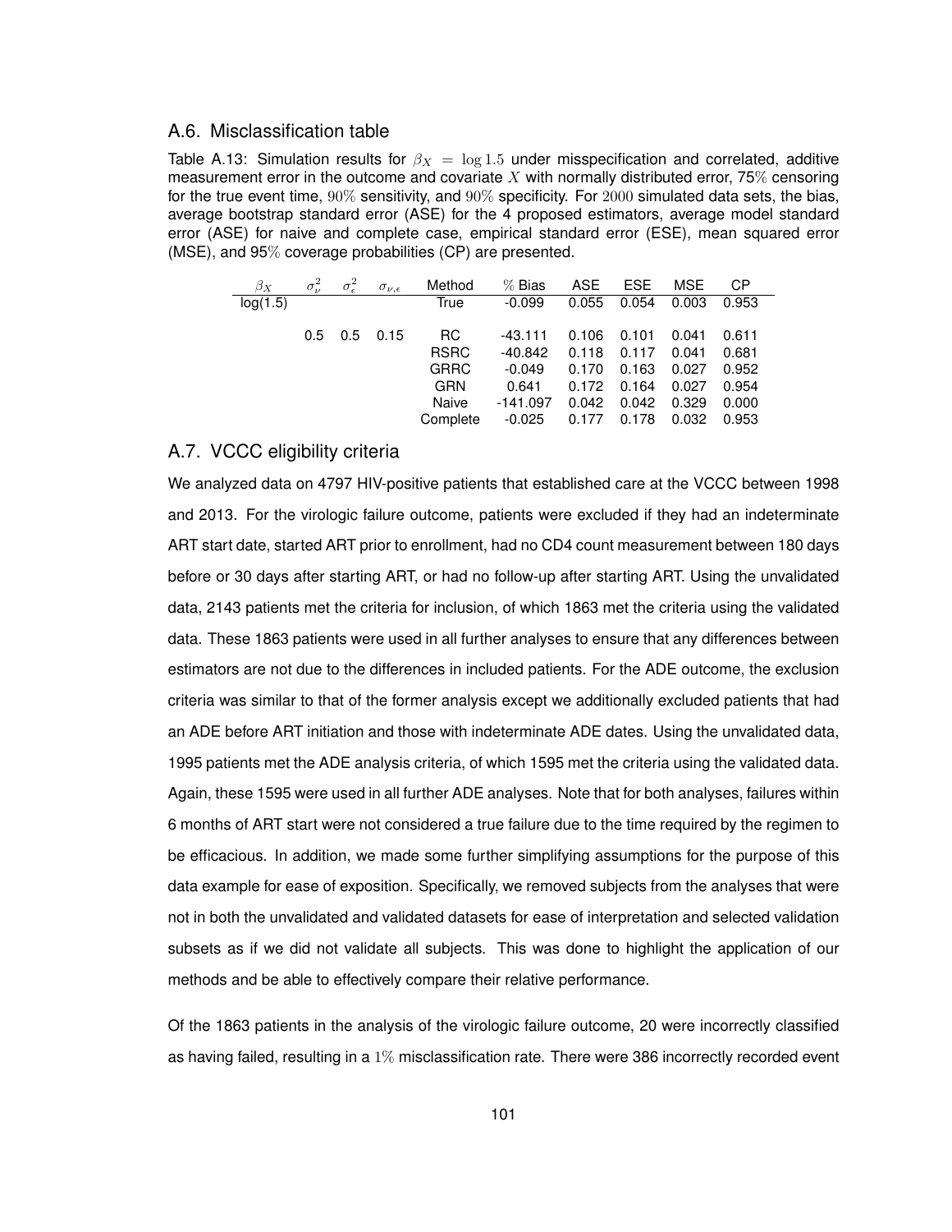### A.6. Misclassification table

Table A.13: Simulation results for $\beta_X = \log 1.5$ under misspecification and correlated, additive measurement error in the outcome and covariate $X$ with normally distributed error, 75% censoring for the true event time, 90% sensitivity, and 90% specificity. For 2000 simulated data sets, the bias, average bootstrap standard error (ASE) for the 4 proposed estimators, average model standard error (ASE) for naive and complete case, empirical standard error (ESE), mean squared error (MSE), and 95% coverage probabilities (CP) are presented.

| $\beta_X$ | $\sigma_\nu^2$ | $\sigma_\epsilon^2$ | $\sigma_{\nu,\epsilon}$ | Method | % Bias | ASE | ESE | MSE | CP |
|---|---|---|---|---|---|---|---|---|---|
| log(1.5) | | | | True | -0.099 | 0.055 | 0.054 | 0.003 | 0.953 |
| | 0.5 | 0.5 | 0.15 | RC | -43.111 | 0.106 | 0.101 | 0.041 | 0.611 |
| | | | | RSRC | -40.842 | 0.118 | 0.117 | 0.041 | 0.681 |
| | | | | GRRC | -0.049 | 0.170 | 0.163 | 0.027 | 0.952 |
| | | | | GRN | 0.641 | 0.172 | 0.164 | 0.027 | 0.954 |
| | | | | Naive | -141.097 | 0.042 | 0.042 | 0.329 | 0.000 |
| | | | | Complete | -0.025 | 0.177 | 0.178 | 0.032 | 0.953 |

### A.7. VCCC eligibility criteria

We analyzed data on 4797 HIV-positive patients that established care at the VCCC between 1998 and 2013. For the virologic failure outcome, patients were excluded if they had an indeterminate ART start date, started ART prior to enrollment, had no CD4 count measurement between 180 days before or 30 days after starting ART, or had no follow-up after starting ART. Using the unvalidated data, 2143 patients met the criteria for inclusion, of which 1863 met the criteria using the validated data. These 1863 patients were used in all further analyses to ensure that any differences between estimators are not due to the differences in included patients. For the ADE outcome, the exclusion criteria was similar to that of the former analysis except we additionally excluded patients that had an ADE before ART initiation and those with indeterminate ADE dates. Using the unvalidated data, 1995 patients met the ADE analysis criteria, of which 1595 met the criteria using the validated data. Again, these 1595 were used in all further ADE analyses. Note that for both analyses, failures within 6 months of ART start were not considered a true failure due to the time required by the regimen to be efficacious. In addition, we made some further simplifying assumptions for the purpose of this data example for ease of exposition. Specifically, we removed subjects from the analyses that were not in both the unvalidated and validated datasets for ease of interpretation and selected validation subsets as if we did not validate all subjects. This was done to highlight the application of our methods and be able to effectively compare their relative performance.

Of the 1863 patients in the analysis of the virologic failure outcome, 20 were incorrectly classified as having failed, resulting in a 1% misclassification rate. There were 386 incorrectly recorded event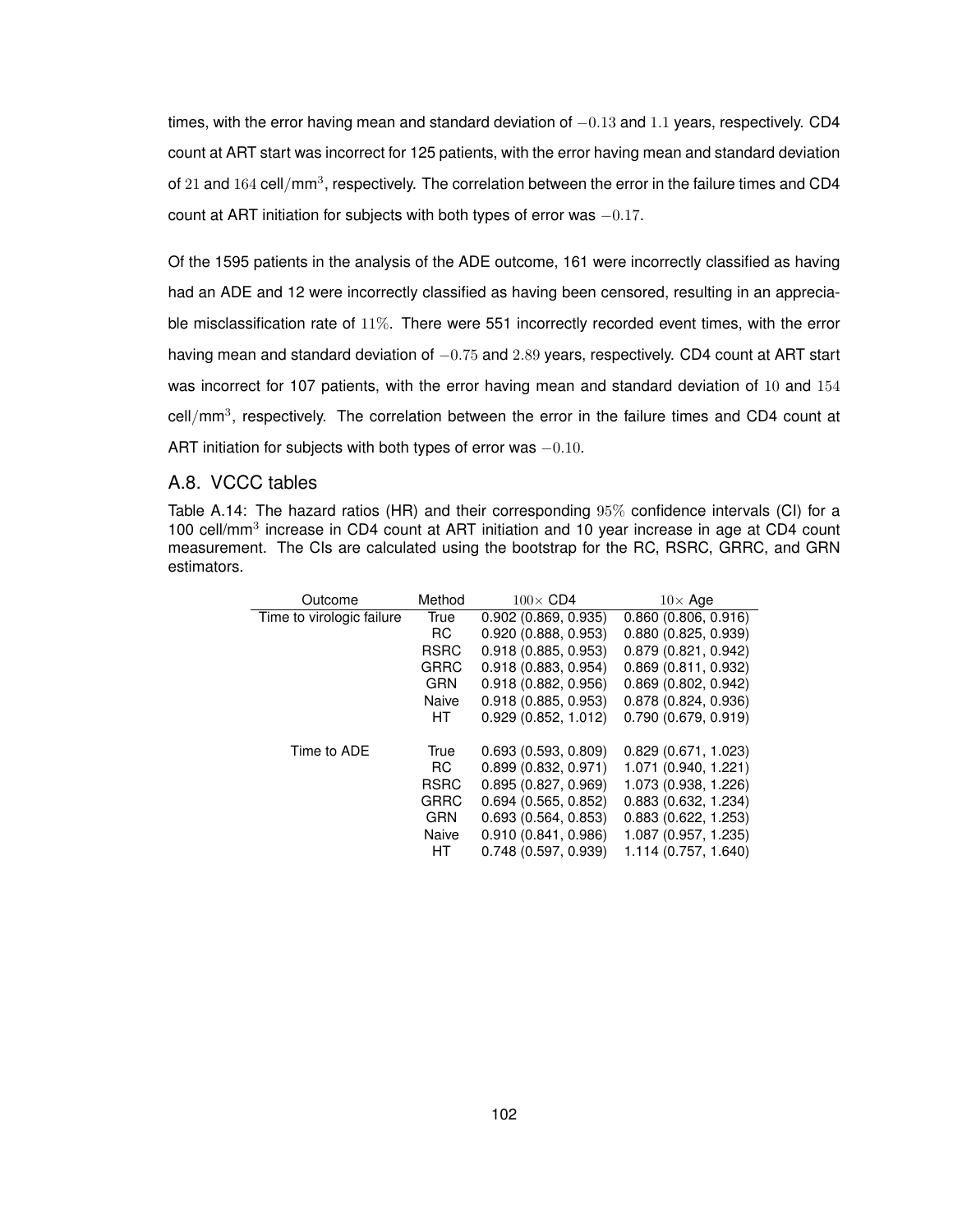times, with the error having mean and standard deviation of $-0.13$ and $1.1$ years, respectively. CD4 count at ART start was incorrect for 125 patients, with the error having mean and standard deviation of $21$ and $164$ cell/mm$^3$, respectively. The correlation between the error in the failure times and CD4 count at ART initiation for subjects with both types of error was $-0.17$.

Of the 1595 patients in the analysis of the ADE outcome, 161 were incorrectly classified as having had an ADE and 12 were incorrectly classified as having been censored, resulting in an appreciable misclassification rate of $11\%$. There were 551 incorrectly recorded event times, with the error having mean and standard deviation of $-0.75$ and $2.89$ years, respectively. CD4 count at ART start was incorrect for 107 patients, with the error having mean and standard deviation of $10$ and $154$ cell/mm$^3$, respectively. The correlation between the error in the failure times and CD4 count at ART initiation for subjects with both types of error was $-0.10$.

## A.8. VCCC tables

Table A.14: The hazard ratios (HR) and their corresponding $95\%$ confidence intervals (CI) for a 100 cell/mm$^3$ increase in CD4 count at ART initiation and 10 year increase in age at CD4 count measurement. The CIs are calculated using the bootstrap for the RC, RSRC, GRRC, and GRN estimators.

| Outcome | Method | $100\times$ CD4 | $10\times$ Age |
|---|---|---|---|
| Time to virologic failure | True | 0.902 (0.869, 0.935) | 0.860 (0.806, 0.916) |
| | RC | 0.920 (0.888, 0.953) | 0.880 (0.825, 0.939) |
| | RSRC | 0.918 (0.885, 0.953) | 0.879 (0.821, 0.942) |
| | GRRC | 0.918 (0.883, 0.954) | 0.869 (0.811, 0.932) |
| | GRN | 0.918 (0.882, 0.956) | 0.869 (0.802, 0.942) |
| | Naive | 0.918 (0.885, 0.953) | 0.878 (0.824, 0.936) |
| | HT | 0.929 (0.852, 1.012) | 0.790 (0.679, 0.919) |
| Time to ADE | True | 0.693 (0.593, 0.809) | 0.829 (0.671, 1.023) |
| | RC | 0.899 (0.832, 0.971) | 1.071 (0.940, 1.221) |
| | RSRC | 0.895 (0.827, 0.969) | 1.073 (0.938, 1.226) |
| | GRRC | 0.694 (0.565, 0.852) | 0.883 (0.632, 1.234) |
| | GRN | 0.693 (0.564, 0.853) | 0.883 (0.622, 1.253) |
| | Naive | 0.910 (0.841, 0.986) | 1.087 (0.957, 1.235) |
| | HT | 0.748 (0.597, 0.939) | 1.114 (0.757, 1.640) |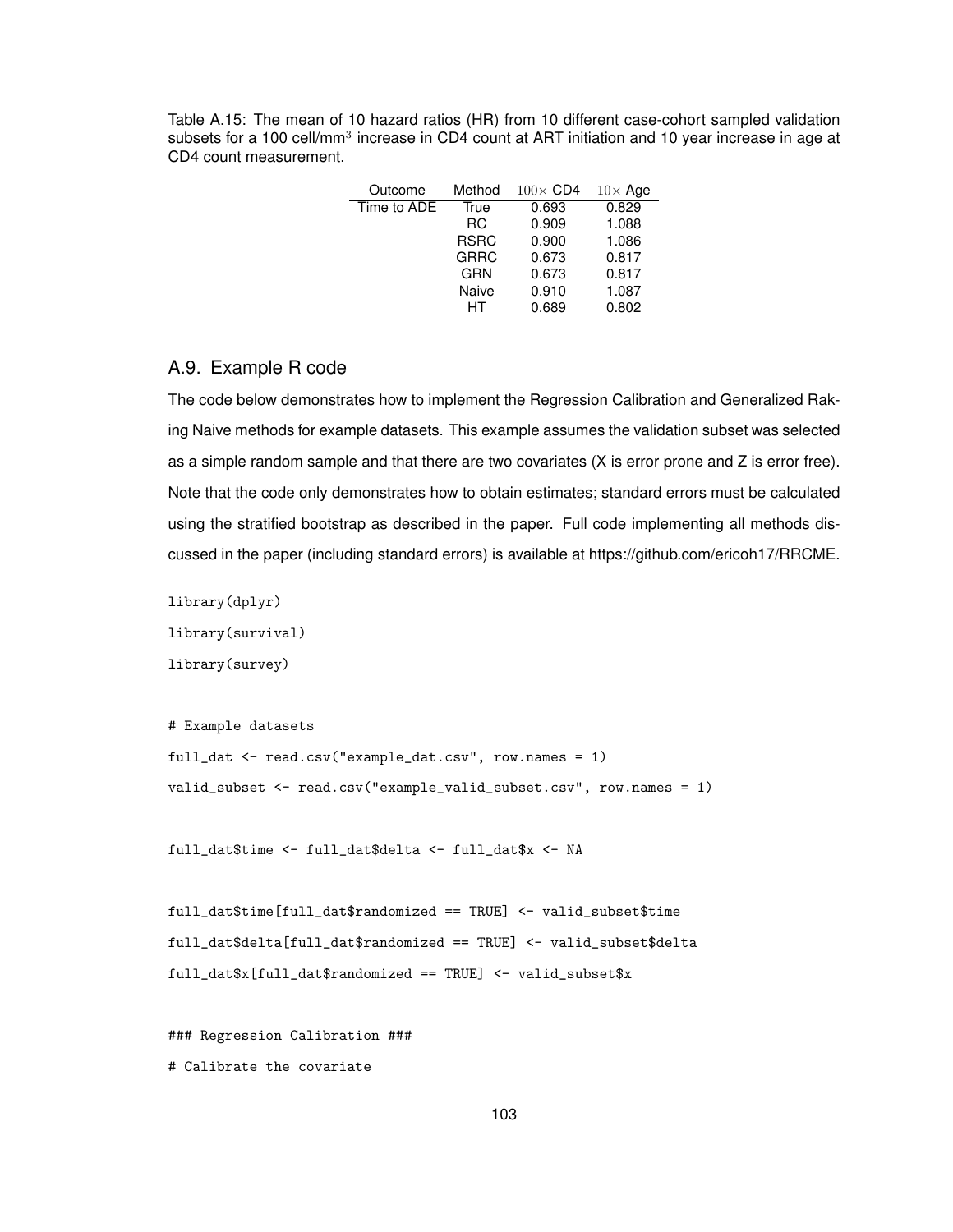Table A.15: The mean of 10 hazard ratios (HR) from 10 different case-cohort sampled validation subsets for a 100 cell/mm$^3$ increase in CD4 count at ART initiation and 10 year increase in age at CD4 count measurement.

| Outcome | Method | $100\times$ CD4 | $10\times$ Age |
|---|---|---|---|
| Time to ADE | True | 0.693 | 0.829 |
| | RC | 0.909 | 1.088 |
| | RSRC | 0.900 | 1.086 |
| | GRRC | 0.673 | 0.817 |
| | GRN | 0.673 | 0.817 |
| | Naive | 0.910 | 1.087 |
| | HT | 0.689 | 0.802 |

## A.9. Example R code

The code below demonstrates how to implement the Regression Calibration and Generalized Raking Naive methods for example datasets. This example assumes the validation subset was selected as a simple random sample and that there are two covariates (X is error prone and Z is error free). Note that the code only demonstrates how to obtain estimates; standard errors must be calculated using the stratified bootstrap as described in the paper. Full code implementing all methods discussed in the paper (including standard errors) is available at https://github.com/ericoh17/RRCME.

```
library(dplyr)
library(survival)
library(survey)

# Example datasets
full_dat <- read.csv("example_dat.csv", row.names = 1)
valid_subset <- read.csv("example_valid_subset.csv", row.names = 1)

full_dat$time <- full_dat$delta <- full_dat$x <- NA

full_dat$time[full_dat$randomized == TRUE] <- valid_subset$time
full_dat$delta[full_dat$randomized == TRUE] <- valid_subset$delta
full_dat$x[full_dat$randomized == TRUE] <- valid_subset$x

### Regression Calibration ###
# Calibrate the covariate
```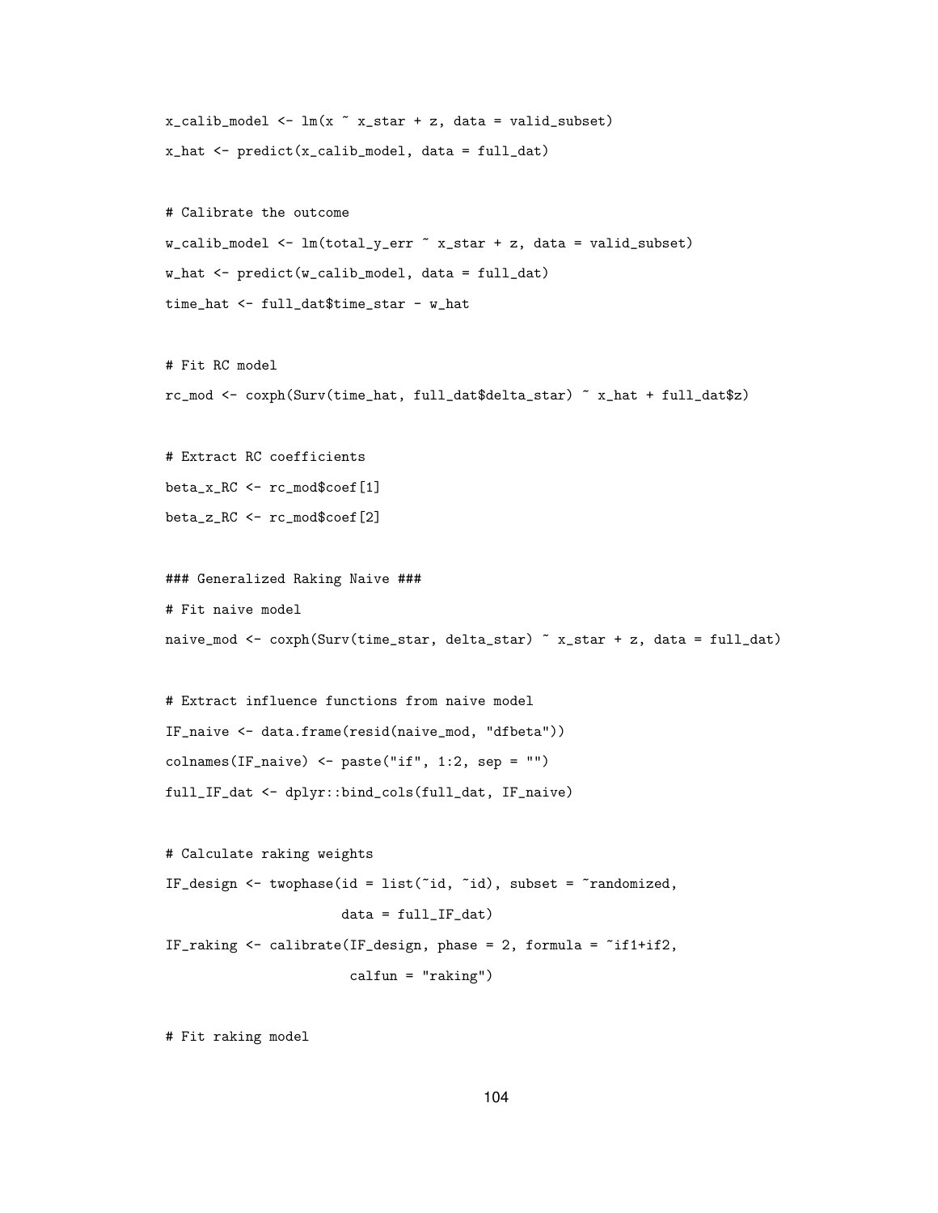```
x_calib_model <- lm(x ~ x_star + z, data = valid_subset)
x_hat <- predict(x_calib_model, data = full_dat)

# Calibrate the outcome
w_calib_model <- lm(total_y_err ~ x_star + z, data = valid_subset)
w_hat <- predict(w_calib_model, data = full_dat)
time_hat <- full_dat$time_star - w_hat

# Fit RC model
rc_mod <- coxph(Surv(time_hat, full_dat$delta_star) ~ x_hat + full_dat$z)

# Extract RC coefficients
beta_x_RC <- rc_mod$coef[1]
beta_z_RC <- rc_mod$coef[2]

### Generalized Raking Naive ###
# Fit naive model
naive_mod <- coxph(Surv(time_star, delta_star) ~ x_star + z, data = full_dat)

# Extract influence functions from naive model
IF_naive <- data.frame(resid(naive_mod, "dfbeta"))
colnames(IF_naive) <- paste("if", 1:2, sep = "")
full_IF_dat <- dplyr::bind_cols(full_dat, IF_naive)

# Calculate raking weights
IF_design <- twophase(id = list(~id, ~id), subset = ~randomized,
                      data = full_IF_dat)
IF_raking <- calibrate(IF_design, phase = 2, formula = ~if1+if2,
                       calfun = "raking")

# Fit raking model
```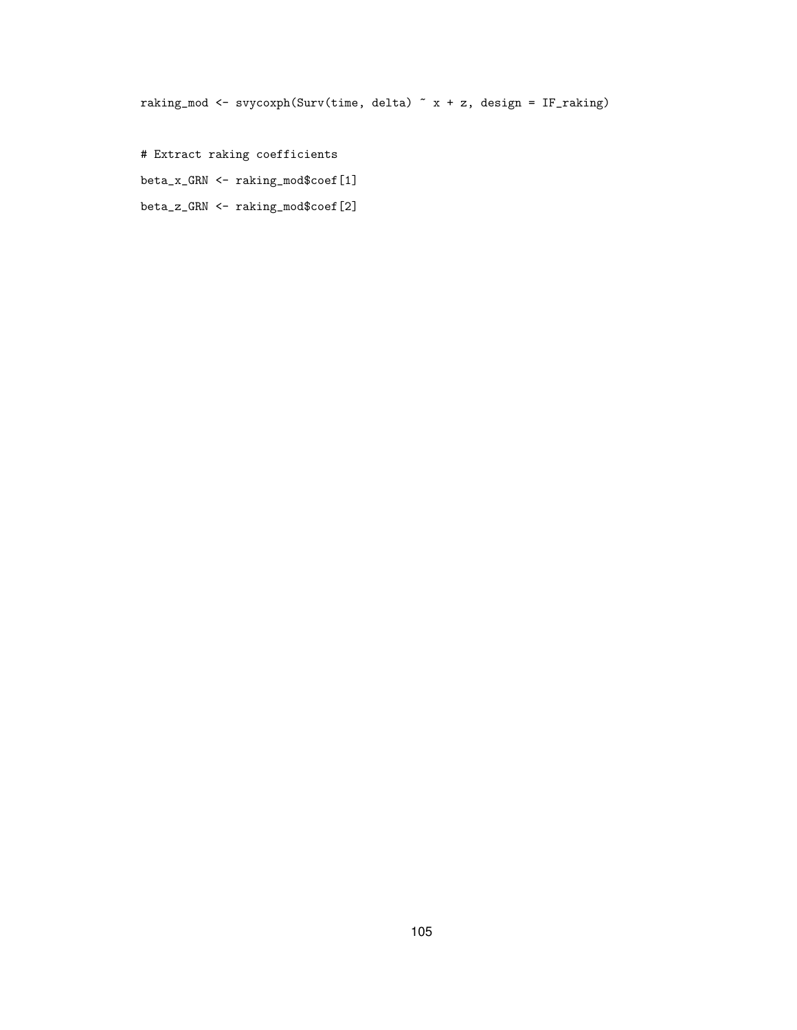```
raking_mod <- svycoxph(Surv(time, delta) ~ x + z, design = IF_raking)

# Extract raking coefficients
beta_x_GRN <- raking_mod$coef[1]
beta_z_GRN <- raking_mod$coef[2]
```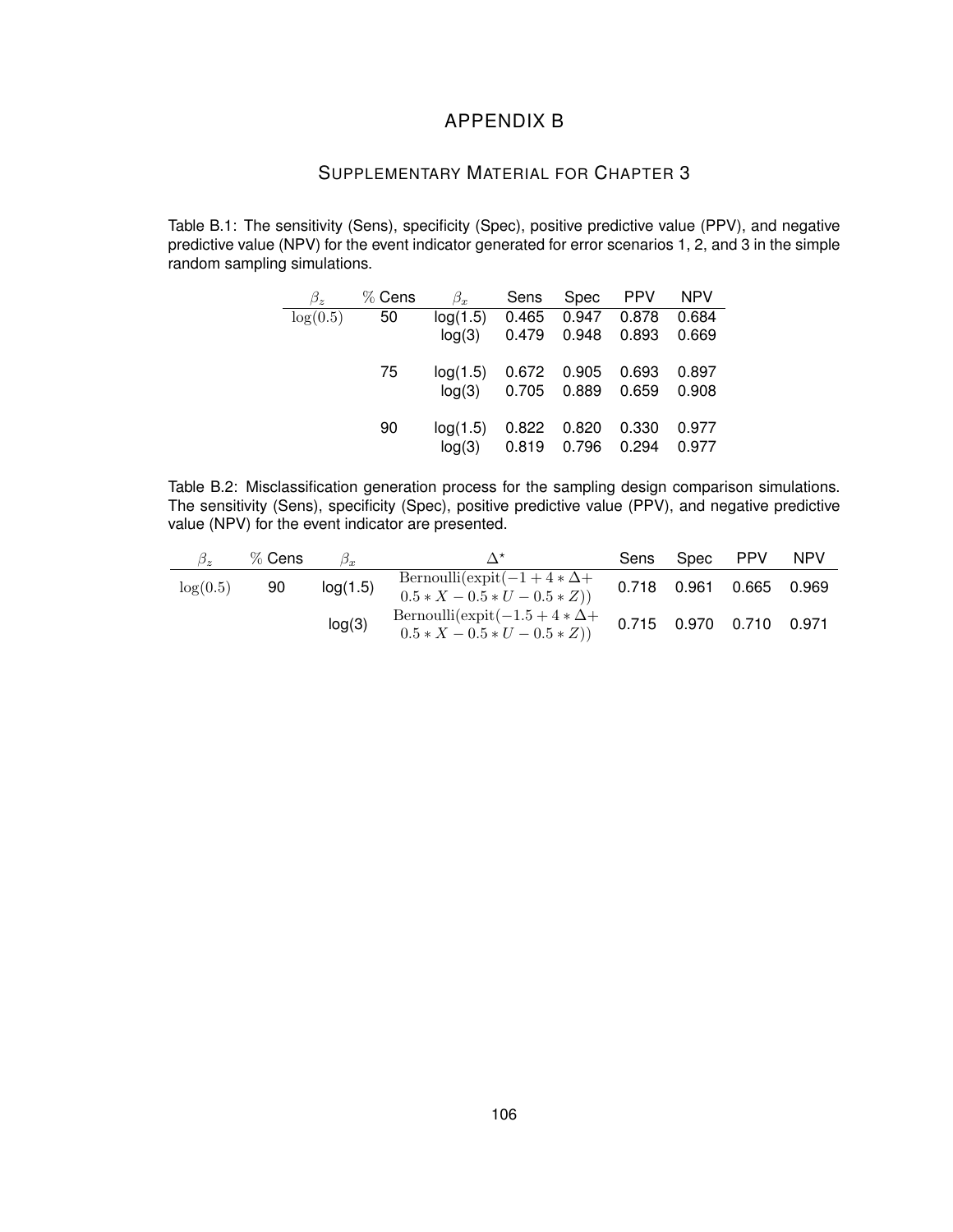# APPENDIX B

## SUPPLEMENTARY MATERIAL FOR CHAPTER 3

Table B.1: The sensitivity (Sens), specificity (Spec), positive predictive value (PPV), and negative predictive value (NPV) for the event indicator generated for error scenarios 1, 2, and 3 in the simple random sampling simulations.

| $\beta_z$ | % Cens | $\beta_x$ | Sens | Spec | PPV | NPV |
|---|---|---|---|---|---|---|
| $\log(0.5)$ | 50 | log(1.5) | 0.465 | 0.947 | 0.878 | 0.684 |
| | | log(3) | 0.479 | 0.948 | 0.893 | 0.669 |
| | 75 | log(1.5) | 0.672 | 0.905 | 0.693 | 0.897 |
| | | log(3) | 0.705 | 0.889 | 0.659 | 0.908 |
| | 90 | log(1.5) | 0.822 | 0.820 | 0.330 | 0.977 |
| | | log(3) | 0.819 | 0.796 | 0.294 | 0.977 |

Table B.2: Misclassification generation process for the sampling design comparison simulations. The sensitivity (Sens), specificity (Spec), positive predictive value (PPV), and negative predictive value (NPV) for the event indicator are presented.

| $\beta_z$ | % Cens | $\beta_x$ | $\Delta^\star$ | Sens | Spec | PPV | NPV |
|---|---|---|---|---|---|---|---|
| $\log(0.5)$ | 90 | log(1.5) | $\text{Bernoulli}(\text{expit}(-1 + 4 * \Delta + 0.5 * X - 0.5 * U - 0.5 * Z))$ | 0.718 | 0.961 | 0.665 | 0.969 |
| | | log(3) | $\text{Bernoulli}(\text{expit}(-1.5 + 4 * \Delta + 0.5 * X - 0.5 * U - 0.5 * Z))$ | 0.715 | 0.970 | 0.710 | 0.971 |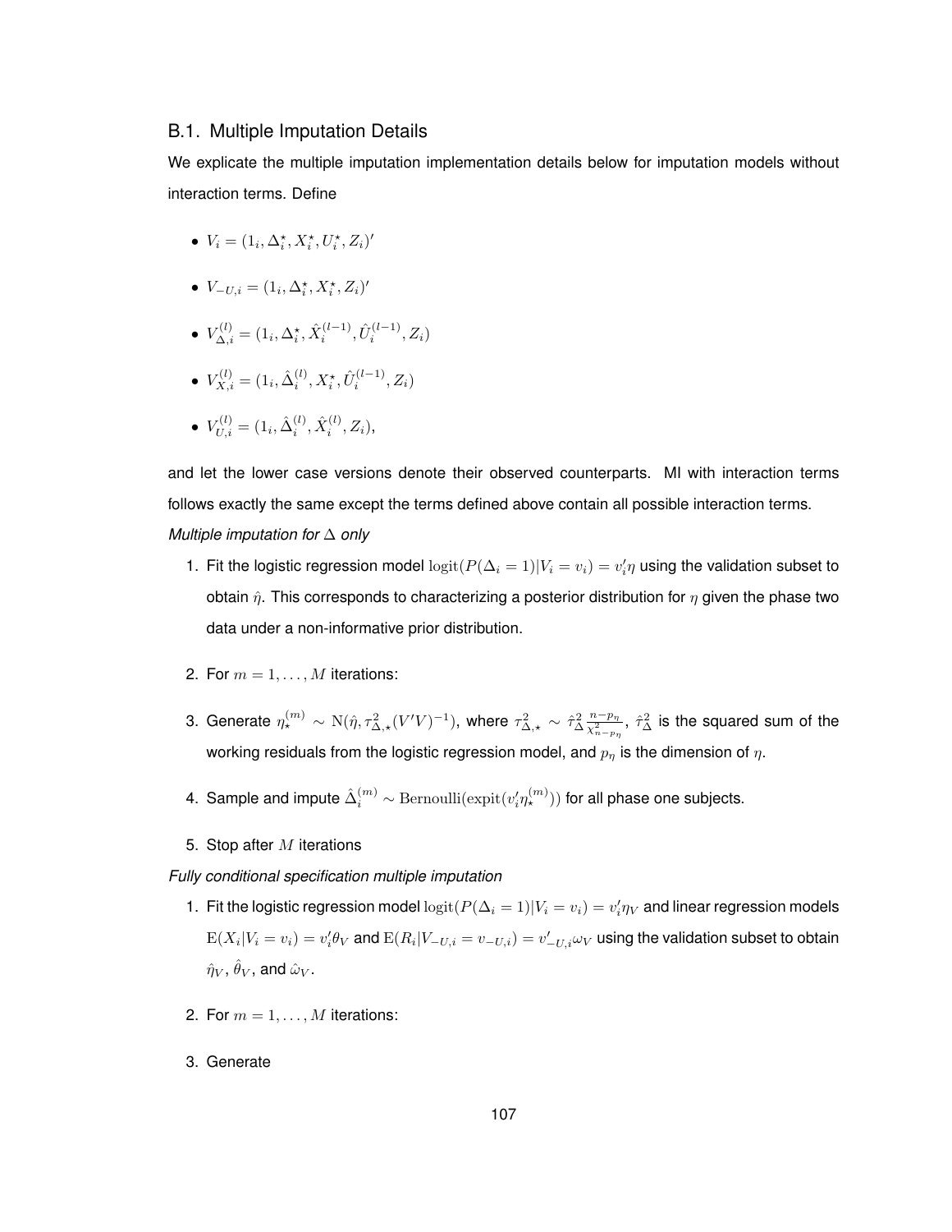## B.1. Multiple Imputation Details

We explicate the multiple imputation implementation details below for imputation models without interaction terms. Define

- $V_i = (1_i, \Delta_i^\star, X_i^\star, U_i^\star, Z_i)'$
- $V_{-U,i} = (1_i, \Delta_i^\star, X_i^\star, Z_i)'$
- $V_{\Delta,i}^{(l)} = (1_i, \Delta_i^\star, \hat{X}_i^{(l-1)}, \hat{U}_i^{(l-1)}, Z_i)$
- $V_{X,i}^{(l)} = (1_i, \hat{\Delta}_i^{(l)}, X_i^\star, \hat{U}_i^{(l-1)}, Z_i)$
- $V_{U,i}^{(l)} = (1_i, \hat{\Delta}_i^{(l)}, \hat{X}_i^{(l)}, Z_i)$,

and let the lower case versions denote their observed counterparts. MI with interaction terms follows exactly the same except the terms defined above contain all possible interaction terms.

*Multiple imputation for $\Delta$ only*

1. Fit the logistic regression model $\text{logit}(P(\Delta_i = 1)|V_i = v_i) = v_i'\eta$ using the validation subset to obtain $\hat{\eta}$. This corresponds to characterizing a posterior distribution for $\eta$ given the phase two data under a non-informative prior distribution.
2. For $m = 1, \ldots, M$ iterations:
3. Generate $\eta_\star^{(m)} \sim \text{N}(\hat{\eta}, \tau_{\Delta,\star}^2 (V'V)^{-1})$, where $\tau_{\Delta,\star}^2 \sim \hat{\tau}_\Delta^2 \frac{n-p_\eta}{\chi_{n-p_\eta}^2}$, $\hat{\tau}_\Delta^2$ is the squared sum of the working residuals from the logistic regression model, and $p_\eta$ is the dimension of $\eta$.
4. Sample and impute $\hat{\Delta}_i^{(m)} \sim \text{Bernoulli}(\text{expit}(v_i'\eta_\star^{(m)}))$ for all phase one subjects.
5. Stop after $M$ iterations

*Fully conditional specification multiple imputation*

1. Fit the logistic regression model $\text{logit}(P(\Delta_i = 1)|V_i = v_i) = v_i'\eta_V$ and linear regression models $\text{E}(X_i|V_i = v_i) = v_i'\theta_V$ and $\text{E}(R_i|V_{-U,i} = v_{-U,i}) = v_{-U,i}'\omega_V$ using the validation subset to obtain $\hat{\eta}_V$, $\hat{\theta}_V$, and $\hat{\omega}_V$.
2. For $m = 1, \ldots, M$ iterations:
3. Generate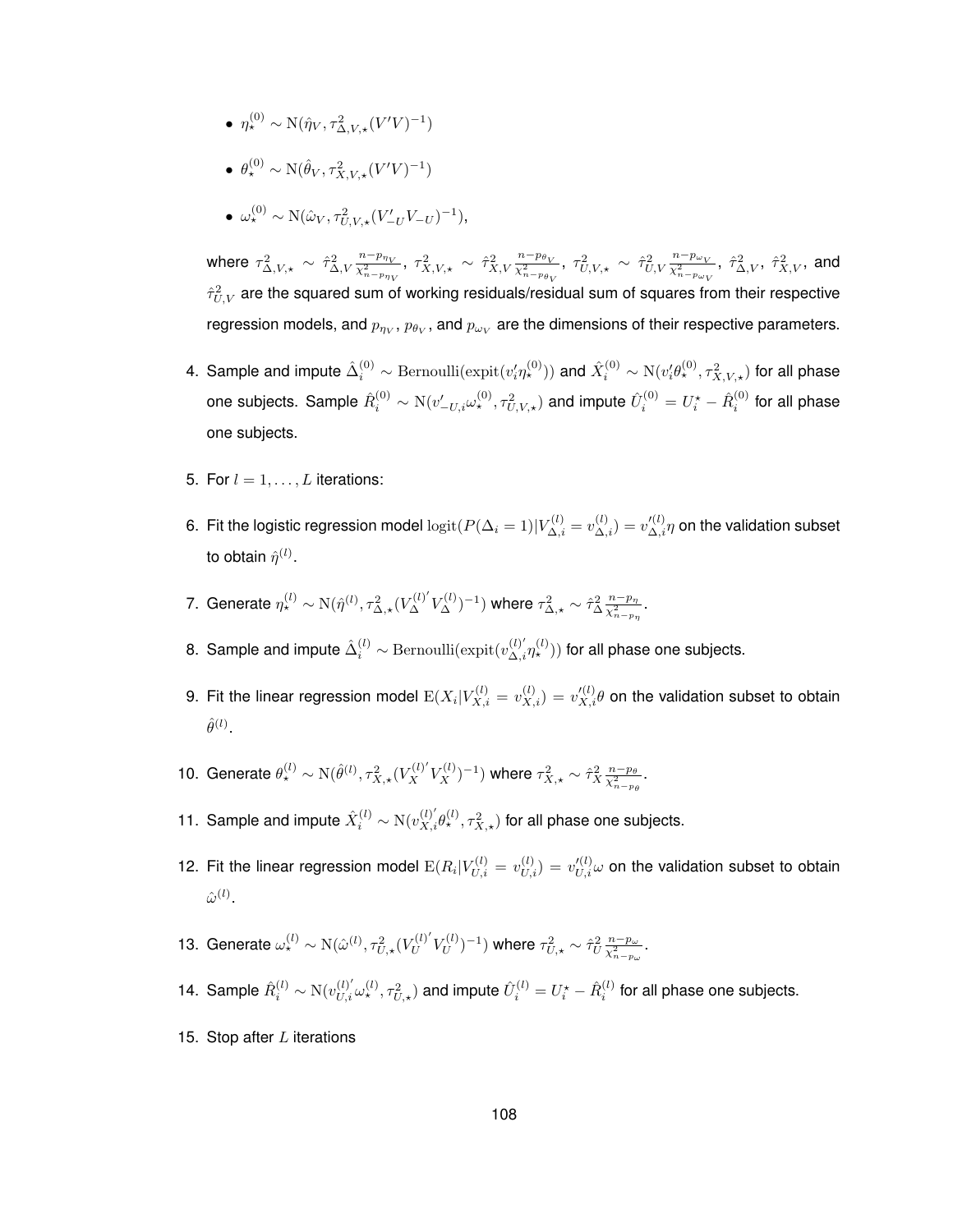- $\eta_\star^{(0)} \sim \mathrm{N}(\hat{\eta}_V, \tau^2_{\Delta,V,\star}(V'V)^{-1})$

- $\theta_\star^{(0)} \sim \mathrm{N}(\hat{\theta}_V, \tau^2_{X,V,\star}(V'V)^{-1})$

- $\omega_\star^{(0)} \sim \mathrm{N}(\hat{\omega}_V, \tau^2_{U,V,\star}(V'_{-U}V_{-U})^{-1})$,

  where $\tau^2_{\Delta,V,\star} \sim \hat{\tau}^2_{\Delta,V}\frac{n-p_{\eta_V}}{\chi^2_{n-p_{\eta_V}}}$, $\tau^2_{X,V,\star} \sim \hat{\tau}^2_{X,V}\frac{n-p_{\theta_V}}{\chi^2_{n-p_{\theta_V}}}$, $\tau^2_{U,V,\star} \sim \hat{\tau}^2_{U,V}\frac{n-p_{\omega_V}}{\chi^2_{n-p_{\omega_V}}}$, $\hat{\tau}^2_{\Delta,V}$, $\hat{\tau}^2_{X,V}$, and $\hat{\tau}^2_{U,V}$ are the squared sum of working residuals/residual sum of squares from their respective regression models, and $p_{\eta_V}$, $p_{\theta_V}$, and $p_{\omega_V}$ are the dimensions of their respective parameters.

4. Sample and impute $\hat{\Delta}_i^{(0)} \sim \mathrm{Bernoulli}(\mathrm{expit}(v_i'\eta_\star^{(0)}))$ and $\hat{X}_i^{(0)} \sim \mathrm{N}(v_i'\theta_\star^{(0)}, \tau^2_{X,V,\star})$ for all phase one subjects. Sample $\hat{R}_i^{(0)} \sim \mathrm{N}(v'_{-U,i}\omega_\star^{(0)}, \tau^2_{U,V,\star})$ and impute $\hat{U}_i^{(0)} = U_i^\star - \hat{R}_i^{(0)}$ for all phase one subjects.

5. For $l = 1, \ldots, L$ iterations:

6. Fit the logistic regression model $\mathrm{logit}(P(\Delta_i = 1)|V_{\Delta,i}^{(l)} = v_{\Delta,i}^{(l)}) = v_{\Delta,i}^{\prime(l)}\eta$ on the validation subset to obtain $\hat{\eta}^{(l)}$.

7. Generate $\eta_\star^{(l)} \sim \mathrm{N}(\hat{\eta}^{(l)}, \tau^2_{\Delta,\star}(V_\Delta^{(l)'}V_\Delta^{(l)})^{-1})$ where $\tau^2_{\Delta,\star} \sim \hat{\tau}^2_\Delta\frac{n-p_\eta}{\chi^2_{n-p_\eta}}$.

8. Sample and impute $\hat{\Delta}_i^{(l)} \sim \mathrm{Bernoulli}(\mathrm{expit}(v_{\Delta,i}^{(l)'}\eta_\star^{(l)}))$ for all phase one subjects.

9. Fit the linear regression model $\mathrm{E}(X_i|V_{X,i}^{(l)} = v_{X,i}^{(l)}) = v_{X,i}^{\prime(l)}\theta$ on the validation subset to obtain $\hat{\theta}^{(l)}$.

10. Generate $\theta_\star^{(l)} \sim \mathrm{N}(\hat{\theta}^{(l)}, \tau^2_{X,\star}(V_X^{(l)'}V_X^{(l)})^{-1})$ where $\tau^2_{X,\star} \sim \hat{\tau}^2_X\frac{n-p_\theta}{\chi^2_{n-p_\theta}}$.

11. Sample and impute $\hat{X}_i^{(l)} \sim \mathrm{N}(v_{X,i}^{(l)'}\theta_\star^{(l)}, \tau^2_{X,\star})$ for all phase one subjects.

12. Fit the linear regression model $\mathrm{E}(R_i|V_{U,i}^{(l)} = v_{U,i}^{(l)}) = v_{U,i}^{\prime(l)}\omega$ on the validation subset to obtain $\hat{\omega}^{(l)}$.

13. Generate $\omega_\star^{(l)} \sim \mathrm{N}(\hat{\omega}^{(l)}, \tau^2_{U,\star}(V_U^{(l)'}V_U^{(l)})^{-1})$ where $\tau^2_{U,\star} \sim \hat{\tau}^2_U\frac{n-p_\omega}{\chi^2_{n-p_\omega}}$.

14. Sample $\hat{R}_i^{(l)} \sim \mathrm{N}(v_{U,i}^{(l)'}\omega_\star^{(l)}, \tau^2_{U,\star})$ and impute $\hat{U}_i^{(l)} = U_i^\star - \hat{R}_i^{(l)}$ for all phase one subjects.

15. Stop after $L$ iterations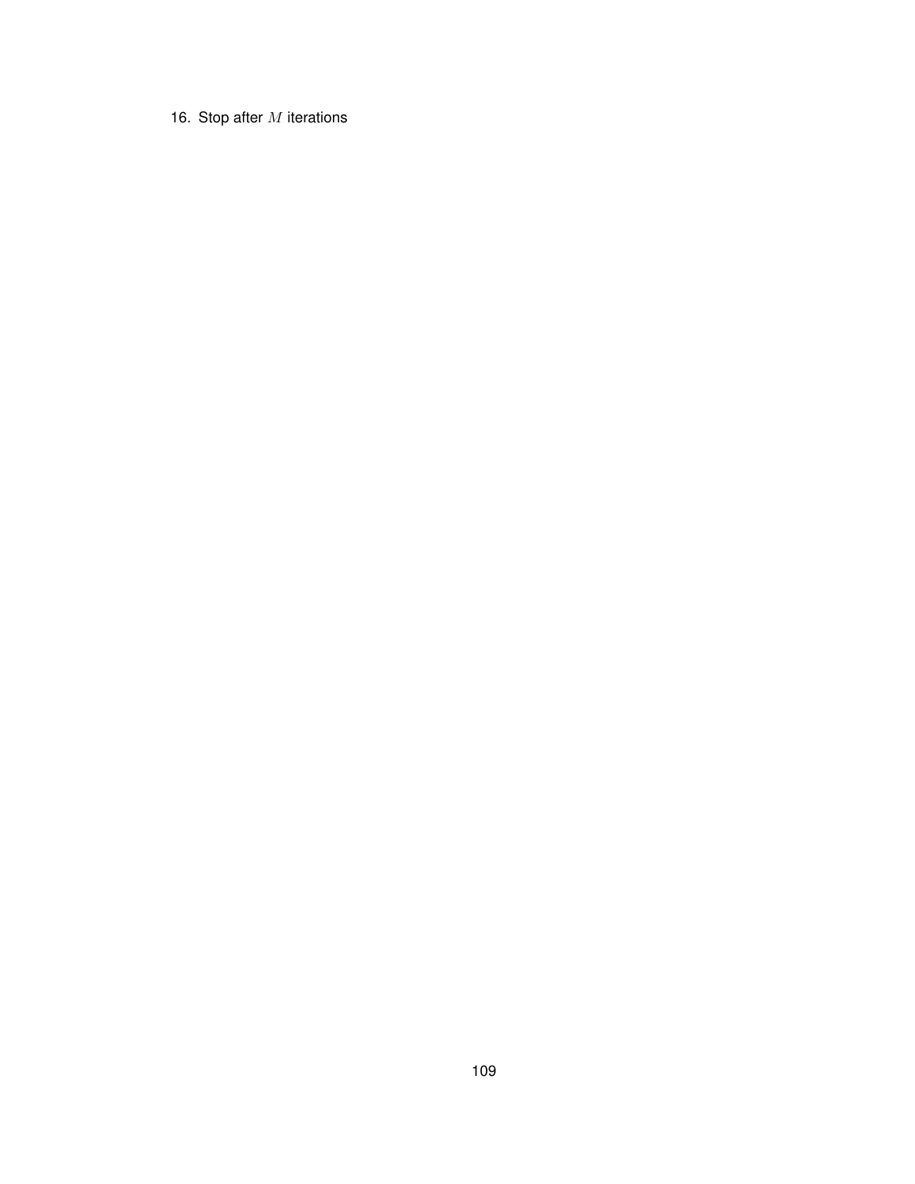16. Stop after $M$ iterations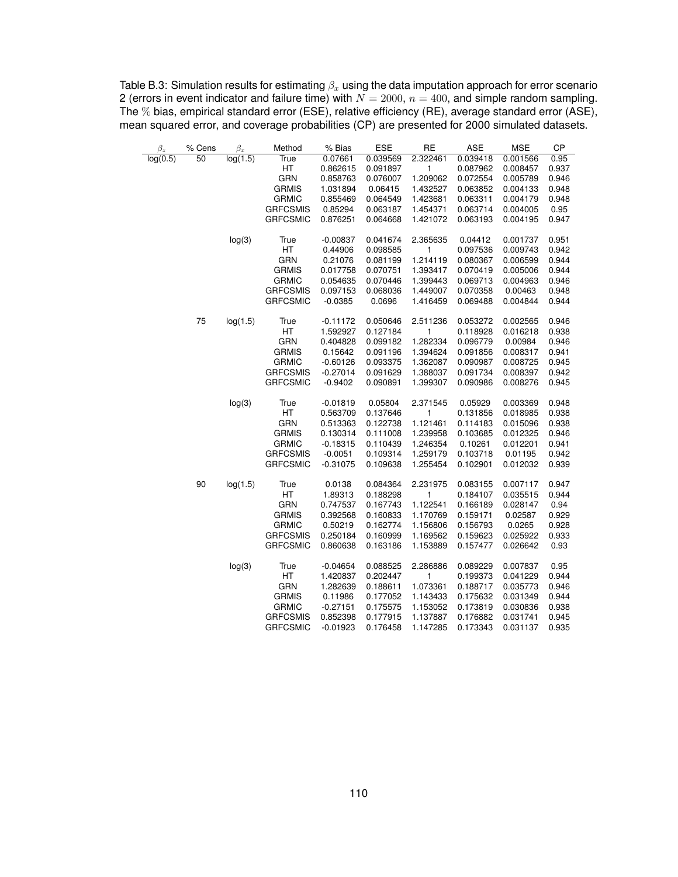Table B.3: Simulation results for estimating $\beta_x$ using the data imputation approach for error scenario 2 (errors in event indicator and failure time) with $N = 2000$, $n = 400$, and simple random sampling. The % bias, empirical standard error (ESE), relative efficiency (RE), average standard error (ASE), mean squared error, and coverage probabilities (CP) are presented for 2000 simulated datasets.

| $\beta_z$ | % Cens | $\beta_x$ | Method | % Bias | ESE | RE | ASE | MSE | CP |
|---|---|---|---|---|---|---|---|---|---|
| log(0.5) | 50 | log(1.5) | True | 0.07661 | 0.039569 | 2.322461 | 0.039418 | 0.001566 | 0.95 |
| | | | HT | 0.862615 | 0.091897 | 1 | 0.087962 | 0.008457 | 0.937 |
| | | | GRN | 0.858763 | 0.076007 | 1.209062 | 0.072554 | 0.005789 | 0.946 |
| | | | GRMIS | 1.031894 | 0.06415 | 1.432527 | 0.063852 | 0.004133 | 0.948 |
| | | | GRMIC | 0.855469 | 0.064549 | 1.423681 | 0.063311 | 0.004179 | 0.948 |
| | | | GRFCSMIS | 0.85294 | 0.063187 | 1.454371 | 0.063714 | 0.004005 | 0.95 |
| | | | GRFCSMIC | 0.876251 | 0.064668 | 1.421072 | 0.063193 | 0.004195 | 0.947 |
| | | log(3) | True | -0.00837 | 0.041674 | 2.365635 | 0.04412 | 0.001737 | 0.951 |
| | | | HT | 0.44906 | 0.098585 | 1 | 0.097536 | 0.009743 | 0.942 |
| | | | GRN | 0.21076 | 0.081199 | 1.214119 | 0.080367 | 0.006599 | 0.944 |
| | | | GRMIS | 0.017758 | 0.070751 | 1.393417 | 0.070419 | 0.005006 | 0.944 |
| | | | GRMIC | 0.054635 | 0.070446 | 1.399443 | 0.069713 | 0.004963 | 0.946 |
| | | | GRFCSMIS | 0.097153 | 0.068036 | 1.449007 | 0.070358 | 0.00463 | 0.948 |
| | | | GRFCSMIC | -0.0385 | 0.0696 | 1.416459 | 0.069488 | 0.004844 | 0.944 |
| | 75 | log(1.5) | True | -0.11172 | 0.050646 | 2.511236 | 0.053272 | 0.002565 | 0.946 |
| | | | HT | 1.592927 | 0.127184 | 1 | 0.118928 | 0.016218 | 0.938 |
| | | | GRN | 0.404828 | 0.099182 | 1.282334 | 0.096779 | 0.00984 | 0.946 |
| | | | GRMIS | 0.15642 | 0.091196 | 1.394624 | 0.091856 | 0.008317 | 0.941 |
| | | | GRMIC | -0.60126 | 0.093375 | 1.362087 | 0.090987 | 0.008725 | 0.945 |
| | | | GRFCSMIS | -0.27014 | 0.091629 | 1.388037 | 0.091734 | 0.008397 | 0.942 |
| | | | GRFCSMIC | -0.9402 | 0.090891 | 1.399307 | 0.090986 | 0.008276 | 0.945 |
| | | log(3) | True | -0.01819 | 0.05804 | 2.371545 | 0.05929 | 0.003369 | 0.948 |
| | | | HT | 0.563709 | 0.137646 | 1 | 0.131856 | 0.018985 | 0.938 |
| | | | GRN | 0.513363 | 0.122738 | 1.121461 | 0.114183 | 0.015096 | 0.938 |
| | | | GRMIS | 0.130314 | 0.111008 | 1.239958 | 0.103685 | 0.012325 | 0.946 |
| | | | GRMIC | -0.18315 | 0.110439 | 1.246354 | 0.10261 | 0.012201 | 0.941 |
| | | | GRFCSMIS | -0.0051 | 0.109314 | 1.259179 | 0.103718 | 0.01195 | 0.942 |
| | | | GRFCSMIC | -0.31075 | 0.109638 | 1.255454 | 0.102901 | 0.012032 | 0.939 |
| | 90 | log(1.5) | True | 0.0138 | 0.084364 | 2.231975 | 0.083155 | 0.007117 | 0.947 |
| | | | HT | 1.89313 | 0.188298 | 1 | 0.184107 | 0.035515 | 0.944 |
| | | | GRN | 0.747537 | 0.167743 | 1.122541 | 0.166189 | 0.028147 | 0.94 |
| | | | GRMIS | 0.392568 | 0.160833 | 1.170769 | 0.159171 | 0.02587 | 0.929 |
| | | | GRMIC | 0.50219 | 0.162774 | 1.156806 | 0.156793 | 0.0265 | 0.928 |
| | | | GRFCSMIS | 0.250184 | 0.160999 | 1.169562 | 0.159623 | 0.025922 | 0.933 |
| | | | GRFCSMIC | 0.860638 | 0.163186 | 1.153889 | 0.157477 | 0.026642 | 0.93 |
| | | log(3) | True | -0.04654 | 0.088525 | 2.286886 | 0.089229 | 0.007837 | 0.95 |
| | | | HT | 1.420837 | 0.202447 | 1 | 0.199373 | 0.041229 | 0.944 |
| | | | GRN | 1.282639 | 0.188611 | 1.073361 | 0.188717 | 0.035773 | 0.946 |
| | | | GRMIS | 0.11986 | 0.177052 | 1.143433 | 0.175632 | 0.031349 | 0.944 |
| | | | GRMIC | -0.27151 | 0.175575 | 1.153052 | 0.173819 | 0.030836 | 0.938 |
| | | | GRFCSMIS | 0.852398 | 0.177915 | 1.137887 | 0.176882 | 0.031741 | 0.945 |
| | | | GRFCSMIC | -0.01923 | 0.176458 | 1.147285 | 0.173343 | 0.031137 | 0.935 |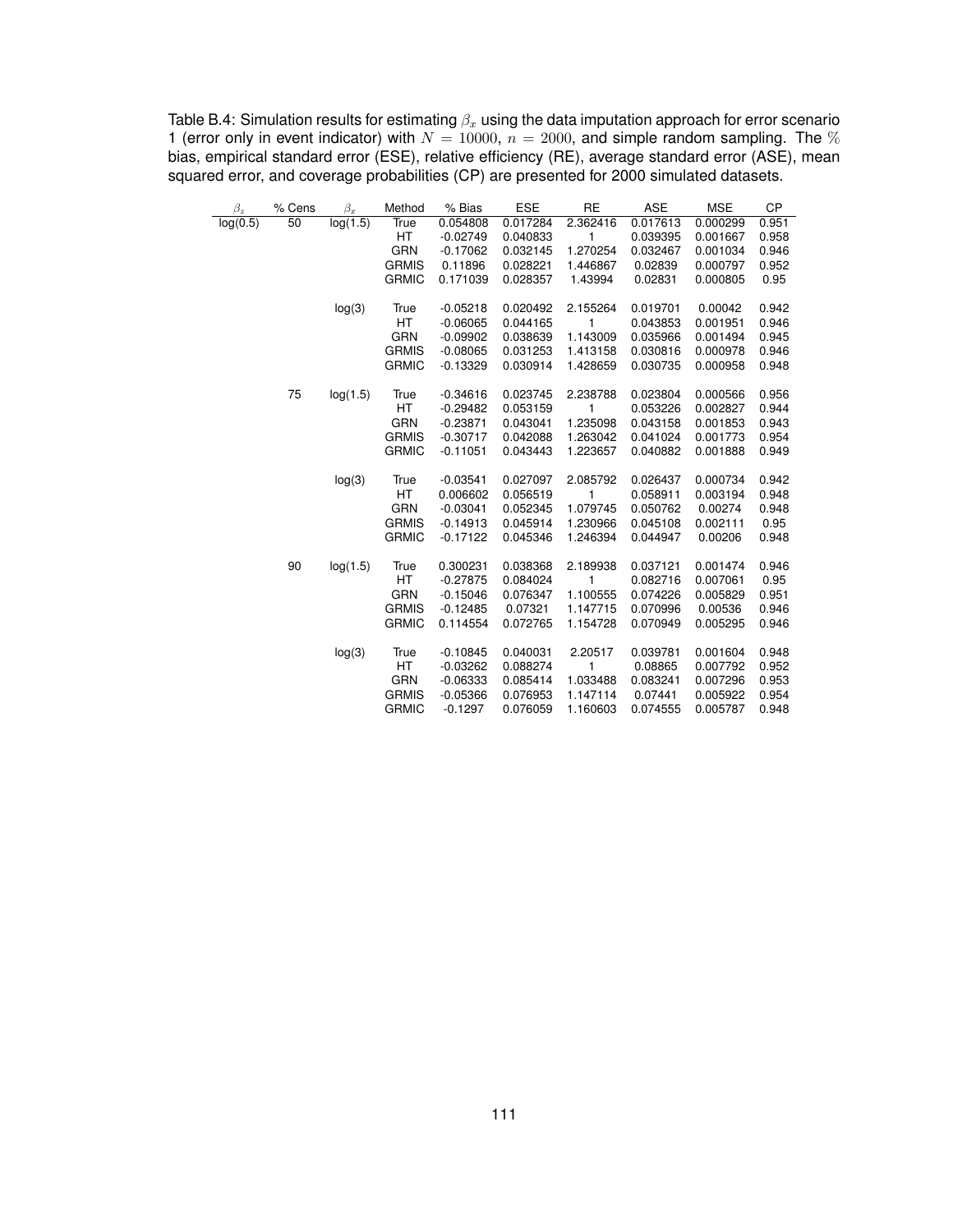Table B.4: Simulation results for estimating $\beta_x$ using the data imputation approach for error scenario 1 (error only in event indicator) with $N = 10000$, $n = 2000$, and simple random sampling. The % bias, empirical standard error (ESE), relative efficiency (RE), average standard error (ASE), mean squared error, and coverage probabilities (CP) are presented for 2000 simulated datasets.

| $\beta_z$ | % Cens | $\beta_x$ | Method | % Bias | ESE | RE | ASE | MSE | CP |
|---|---|---|---|---|---|---|---|---|---|
| log(0.5) | 50 | log(1.5) | True | 0.054808 | 0.017284 | 2.362416 | 0.017613 | 0.000299 | 0.951 |
| | | | HT | -0.02749 | 0.040833 | 1 | 0.039395 | 0.001667 | 0.958 |
| | | | GRN | -0.17062 | 0.032145 | 1.270254 | 0.032467 | 0.001034 | 0.946 |
| | | | GRMIS | 0.11896 | 0.028221 | 1.446867 | 0.02839 | 0.000797 | 0.952 |
| | | | GRMIC | 0.171039 | 0.028357 | 1.43994 | 0.02831 | 0.000805 | 0.95 |
| | | log(3) | True | -0.05218 | 0.020492 | 2.155264 | 0.019701 | 0.00042 | 0.942 |
| | | | HT | -0.06065 | 0.044165 | 1 | 0.043853 | 0.001951 | 0.946 |
| | | | GRN | -0.09902 | 0.038639 | 1.143009 | 0.035966 | 0.001494 | 0.945 |
| | | | GRMIS | -0.08065 | 0.031253 | 1.413158 | 0.030816 | 0.000978 | 0.946 |
| | | | GRMIC | -0.13329 | 0.030914 | 1.428659 | 0.030735 | 0.000958 | 0.948 |
| | 75 | log(1.5) | True | -0.34616 | 0.023745 | 2.238788 | 0.023804 | 0.000566 | 0.956 |
| | | | HT | -0.29482 | 0.053159 | 1 | 0.053226 | 0.002827 | 0.944 |
| | | | GRN | -0.23871 | 0.043041 | 1.235098 | 0.043158 | 0.001853 | 0.943 |
| | | | GRMIS | -0.30717 | 0.042088 | 1.263042 | 0.041024 | 0.001773 | 0.954 |
| | | | GRMIC | -0.11051 | 0.043443 | 1.223657 | 0.040882 | 0.001888 | 0.949 |
| | | log(3) | True | -0.03541 | 0.027097 | 2.085792 | 0.026437 | 0.000734 | 0.942 |
| | | | HT | 0.006602 | 0.056519 | 1 | 0.058911 | 0.003194 | 0.948 |
| | | | GRN | -0.03041 | 0.052345 | 1.079745 | 0.050762 | 0.00274 | 0.948 |
| | | | GRMIS | -0.14913 | 0.045914 | 1.230966 | 0.045108 | 0.002111 | 0.95 |
| | | | GRMIC | -0.17122 | 0.045346 | 1.246394 | 0.044947 | 0.00206 | 0.948 |
| | 90 | log(1.5) | True | 0.300231 | 0.038368 | 2.189938 | 0.037121 | 0.001474 | 0.946 |
| | | | HT | -0.27875 | 0.084024 | 1 | 0.082716 | 0.007061 | 0.95 |
| | | | GRN | -0.15046 | 0.076347 | 1.100555 | 0.074226 | 0.005829 | 0.951 |
| | | | GRMIS | -0.12485 | 0.07321 | 1.147715 | 0.070996 | 0.00536 | 0.946 |
| | | | GRMIC | 0.114554 | 0.072765 | 1.154728 | 0.070949 | 0.005295 | 0.946 |
| | | log(3) | True | -0.10845 | 0.040031 | 2.20517 | 0.039781 | 0.001604 | 0.948 |
| | | | HT | -0.03262 | 0.088274 | 1 | 0.08865 | 0.007792 | 0.952 |
| | | | GRN | -0.06333 | 0.085414 | 1.033488 | 0.083241 | 0.007296 | 0.953 |
| | | | GRMIS | -0.05366 | 0.076953 | 1.147114 | 0.07441 | 0.005922 | 0.954 |
| | | | GRMIC | -0.1297 | 0.076059 | 1.160603 | 0.074555 | 0.005787 | 0.948 |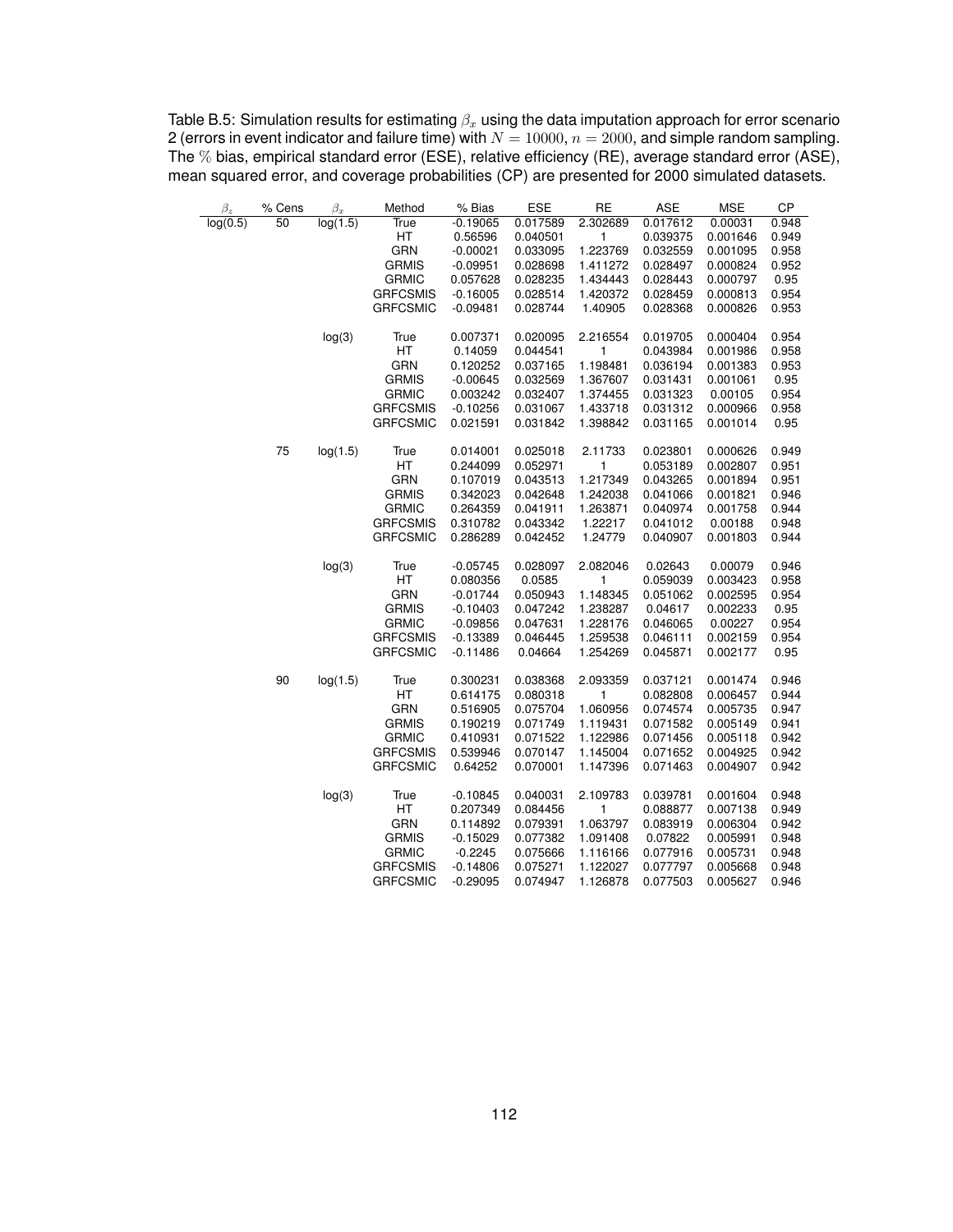Table B.5: Simulation results for estimating $\beta_x$ using the data imputation approach for error scenario 2 (errors in event indicator and failure time) with $N = 10000$, $n = 2000$, and simple random sampling. The % bias, empirical standard error (ESE), relative efficiency (RE), average standard error (ASE), mean squared error, and coverage probabilities (CP) are presented for 2000 simulated datasets.

| $\beta_z$ | % Cens | $\beta_x$ | Method | % Bias | ESE | RE | ASE | MSE | CP |
|---|---|---|---|---|---|---|---|---|---|
| log(0.5) | 50 | log(1.5) | True | -0.19065 | 0.017589 | 2.302689 | 0.017612 | 0.00031 | 0.948 |
| | | | HT | 0.56596 | 0.040501 | 1 | 0.039375 | 0.001646 | 0.949 |
| | | | GRN | -0.00021 | 0.033095 | 1.223769 | 0.032559 | 0.001095 | 0.958 |
| | | | GRMIS | -0.09951 | 0.028698 | 1.411272 | 0.028497 | 0.000824 | 0.952 |
| | | | GRMIC | 0.057628 | 0.028235 | 1.434443 | 0.028443 | 0.000797 | 0.95 |
| | | | GRFCSMIS | -0.16005 | 0.028514 | 1.420372 | 0.028459 | 0.000813 | 0.954 |
| | | | GRFCSMIC | -0.09481 | 0.028744 | 1.40905 | 0.028368 | 0.000826 | 0.953 |
| | | log(3) | True | 0.007371 | 0.020095 | 2.216554 | 0.019705 | 0.000404 | 0.954 |
| | | | HT | 0.14059 | 0.044541 | 1 | 0.043984 | 0.001986 | 0.958 |
| | | | GRN | 0.120252 | 0.037165 | 1.198481 | 0.036194 | 0.001383 | 0.953 |
| | | | GRMIS | -0.00645 | 0.032569 | 1.367607 | 0.031431 | 0.001061 | 0.95 |
| | | | GRMIC | 0.003242 | 0.032407 | 1.374455 | 0.031323 | 0.00105 | 0.954 |
| | | | GRFCSMIS | -0.10256 | 0.031067 | 1.433718 | 0.031312 | 0.000966 | 0.958 |
| | | | GRFCSMIC | 0.021591 | 0.031842 | 1.398842 | 0.031165 | 0.001014 | 0.95 |
| | 75 | log(1.5) | True | 0.014001 | 0.025018 | 2.11733 | 0.023801 | 0.000626 | 0.949 |
| | | | HT | 0.244099 | 0.052971 | 1 | 0.053189 | 0.002807 | 0.951 |
| | | | GRN | 0.107019 | 0.043513 | 1.217349 | 0.043265 | 0.001894 | 0.951 |
| | | | GRMIS | 0.342023 | 0.042648 | 1.242038 | 0.041066 | 0.001821 | 0.946 |
| | | | GRMIC | 0.264359 | 0.041911 | 1.263871 | 0.040974 | 0.001758 | 0.944 |
| | | | GRFCSMIS | 0.310782 | 0.043342 | 1.22217 | 0.041012 | 0.00188 | 0.948 |
| | | | GRFCSMIC | 0.286289 | 0.042452 | 1.24779 | 0.040907 | 0.001803 | 0.944 |
| | | log(3) | True | -0.05745 | 0.028097 | 2.082046 | 0.02643 | 0.00079 | 0.946 |
| | | | HT | 0.080356 | 0.0585 | 1 | 0.059039 | 0.003423 | 0.958 |
| | | | GRN | -0.01744 | 0.050943 | 1.148345 | 0.051062 | 0.002595 | 0.954 |
| | | | GRMIS | -0.10403 | 0.047242 | 1.238287 | 0.04617 | 0.002233 | 0.95 |
| | | | GRMIC | -0.09856 | 0.047631 | 1.228176 | 0.046065 | 0.00227 | 0.954 |
| | | | GRFCSMIS | -0.13389 | 0.046445 | 1.259538 | 0.046111 | 0.002159 | 0.954 |
| | | | GRFCSMIC | -0.11486 | 0.04664 | 1.254269 | 0.045871 | 0.002177 | 0.95 |
| | 90 | log(1.5) | True | 0.300231 | 0.038368 | 2.093359 | 0.037121 | 0.001474 | 0.946 |
| | | | HT | 0.614175 | 0.080318 | 1 | 0.082808 | 0.006457 | 0.944 |
| | | | GRN | 0.516905 | 0.075704 | 1.060956 | 0.074574 | 0.005735 | 0.947 |
| | | | GRMIS | 0.190219 | 0.071749 | 1.119431 | 0.071582 | 0.005149 | 0.941 |
| | | | GRMIC | 0.410931 | 0.071522 | 1.122986 | 0.071456 | 0.005118 | 0.942 |
| | | | GRFCSMIS | 0.539946 | 0.070147 | 1.145004 | 0.071652 | 0.004925 | 0.942 |
| | | | GRFCSMIC | 0.64252 | 0.070001 | 1.147396 | 0.071463 | 0.004907 | 0.942 |
| | | log(3) | True | -0.10845 | 0.040031 | 2.109783 | 0.039781 | 0.001604 | 0.948 |
| | | | HT | 0.207349 | 0.084456 | 1 | 0.088877 | 0.007138 | 0.949 |
| | | | GRN | 0.114892 | 0.079391 | 1.063797 | 0.083919 | 0.006304 | 0.942 |
| | | | GRMIS | -0.15029 | 0.077382 | 1.091408 | 0.07822 | 0.005991 | 0.948 |
| | | | GRMIC | -0.2245 | 0.075666 | 1.116166 | 0.077916 | 0.005731 | 0.948 |
| | | | GRFCSMIS | -0.14806 | 0.075271 | 1.122027 | 0.077797 | 0.005668 | 0.948 |
| | | | GRFCSMIC | -0.29095 | 0.074947 | 1.126878 | 0.077503 | 0.005627 | 0.946 |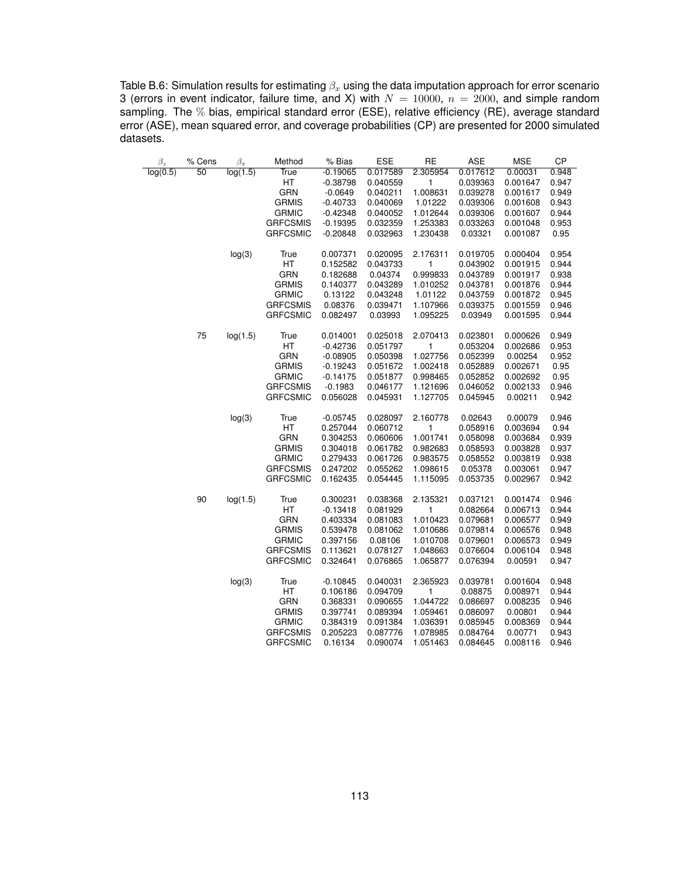Table B.6: Simulation results for estimating $\beta_x$ using the data imputation approach for error scenario 3 (errors in event indicator, failure time, and X) with $N = 10000$, $n = 2000$, and simple random sampling. The % bias, empirical standard error (ESE), relative efficiency (RE), average standard error (ASE), mean squared error, and coverage probabilities (CP) are presented for 2000 simulated datasets.

| $\beta_z$ | % Cens | $\beta_x$ | Method | % Bias | ESE | RE | ASE | MSE | CP |
|---|---|---|---|---|---|---|---|---|---|
| log(0.5) | 50 | log(1.5) | True | -0.19065 | 0.017589 | 2.305954 | 0.017612 | 0.00031 | 0.948 |
| | | | HT | -0.38798 | 0.040559 | 1 | 0.039363 | 0.001647 | 0.947 |
| | | | GRN | -0.0649 | 0.040211 | 1.008631 | 0.039278 | 0.001617 | 0.949 |
| | | | GRMIS | -0.40733 | 0.040069 | 1.01222 | 0.039306 | 0.001608 | 0.943 |
| | | | GRMIC | -0.42348 | 0.040052 | 1.012644 | 0.039306 | 0.001607 | 0.944 |
| | | | GRFCSMIS | -0.19395 | 0.032359 | 1.253383 | 0.033263 | 0.001048 | 0.953 |
| | | | GRFCSMIC | -0.20848 | 0.032963 | 1.230438 | 0.03321 | 0.001087 | 0.95 |
| | | log(3) | True | 0.007371 | 0.020095 | 2.176311 | 0.019705 | 0.000404 | 0.954 |
| | | | HT | 0.152582 | 0.043733 | 1 | 0.043902 | 0.001915 | 0.944 |
| | | | GRN | 0.182688 | 0.04374 | 0.999833 | 0.043789 | 0.001917 | 0.938 |
| | | | GRMIS | 0.140377 | 0.043289 | 1.010252 | 0.043781 | 0.001876 | 0.944 |
| | | | GRMIC | 0.13122 | 0.043248 | 1.01122 | 0.043759 | 0.001872 | 0.945 |
| | | | GRFCSMIS | 0.08376 | 0.039471 | 1.107966 | 0.039375 | 0.001559 | 0.946 |
| | | | GRFCSMIC | 0.082497 | 0.03993 | 1.095225 | 0.03949 | 0.001595 | 0.944 |
| | 75 | log(1.5) | True | 0.014001 | 0.025018 | 2.070413 | 0.023801 | 0.000626 | 0.949 |
| | | | HT | -0.42736 | 0.051797 | 1 | 0.053204 | 0.002686 | 0.953 |
| | | | GRN | -0.08905 | 0.050398 | 1.027756 | 0.052399 | 0.00254 | 0.952 |
| | | | GRMIS | -0.19243 | 0.051672 | 1.002418 | 0.052889 | 0.002671 | 0.95 |
| | | | GRMIC | -0.14175 | 0.051877 | 0.998465 | 0.052852 | 0.002692 | 0.95 |
| | | | GRFCSMIS | -0.1983 | 0.046177 | 1.121696 | 0.046052 | 0.002133 | 0.946 |
| | | | GRFCSMIC | 0.056028 | 0.045931 | 1.127705 | 0.045945 | 0.00211 | 0.942 |
| | | log(3) | True | -0.05745 | 0.028097 | 2.160778 | 0.02643 | 0.00079 | 0.946 |
| | | | HT | 0.257044 | 0.060712 | 1 | 0.058916 | 0.003694 | 0.94 |
| | | | GRN | 0.304253 | 0.060606 | 1.001741 | 0.058098 | 0.003684 | 0.939 |
| | | | GRMIS | 0.304018 | 0.061782 | 0.982683 | 0.058593 | 0.003828 | 0.937 |
| | | | GRMIC | 0.279433 | 0.061726 | 0.983575 | 0.058552 | 0.003819 | 0.938 |
| | | | GRFCSMIS | 0.247202 | 0.055262 | 1.098615 | 0.05378 | 0.003061 | 0.947 |
| | | | GRFCSMIC | 0.162435 | 0.054445 | 1.115095 | 0.053735 | 0.002967 | 0.942 |
| | 90 | log(1.5) | True | 0.300231 | 0.038368 | 2.135321 | 0.037121 | 0.001474 | 0.946 |
| | | | HT | -0.13418 | 0.081929 | 1 | 0.082664 | 0.006713 | 0.944 |
| | | | GRN | 0.403334 | 0.081083 | 1.010423 | 0.079681 | 0.006577 | 0.949 |
| | | | GRMIS | 0.539478 | 0.081062 | 1.010686 | 0.079814 | 0.006576 | 0.948 |
| | | | GRMIC | 0.397156 | 0.08106 | 1.010708 | 0.079601 | 0.006573 | 0.949 |
| | | | GRFCSMIS | 0.113621 | 0.078127 | 1.048663 | 0.076604 | 0.006104 | 0.948 |
| | | | GRFCSMIC | 0.324641 | 0.076865 | 1.065877 | 0.076394 | 0.00591 | 0.947 |
| | | log(3) | True | -0.10845 | 0.040031 | 2.365923 | 0.039781 | 0.001604 | 0.948 |
| | | | HT | 0.106186 | 0.094709 | 1 | 0.08875 | 0.008971 | 0.944 |
| | | | GRN | 0.368331 | 0.090655 | 1.044722 | 0.086697 | 0.008235 | 0.946 |
| | | | GRMIS | 0.397741 | 0.089394 | 1.059461 | 0.086097 | 0.00801 | 0.944 |
| | | | GRMIC | 0.384319 | 0.091384 | 1.036391 | 0.085945 | 0.008369 | 0.944 |
| | | | GRFCSMIS | 0.205223 | 0.087776 | 1.078985 | 0.084764 | 0.00771 | 0.943 |
| | | | GRFCSMIC | 0.16134 | 0.090074 | 1.051463 | 0.084645 | 0.008116 | 0.946 |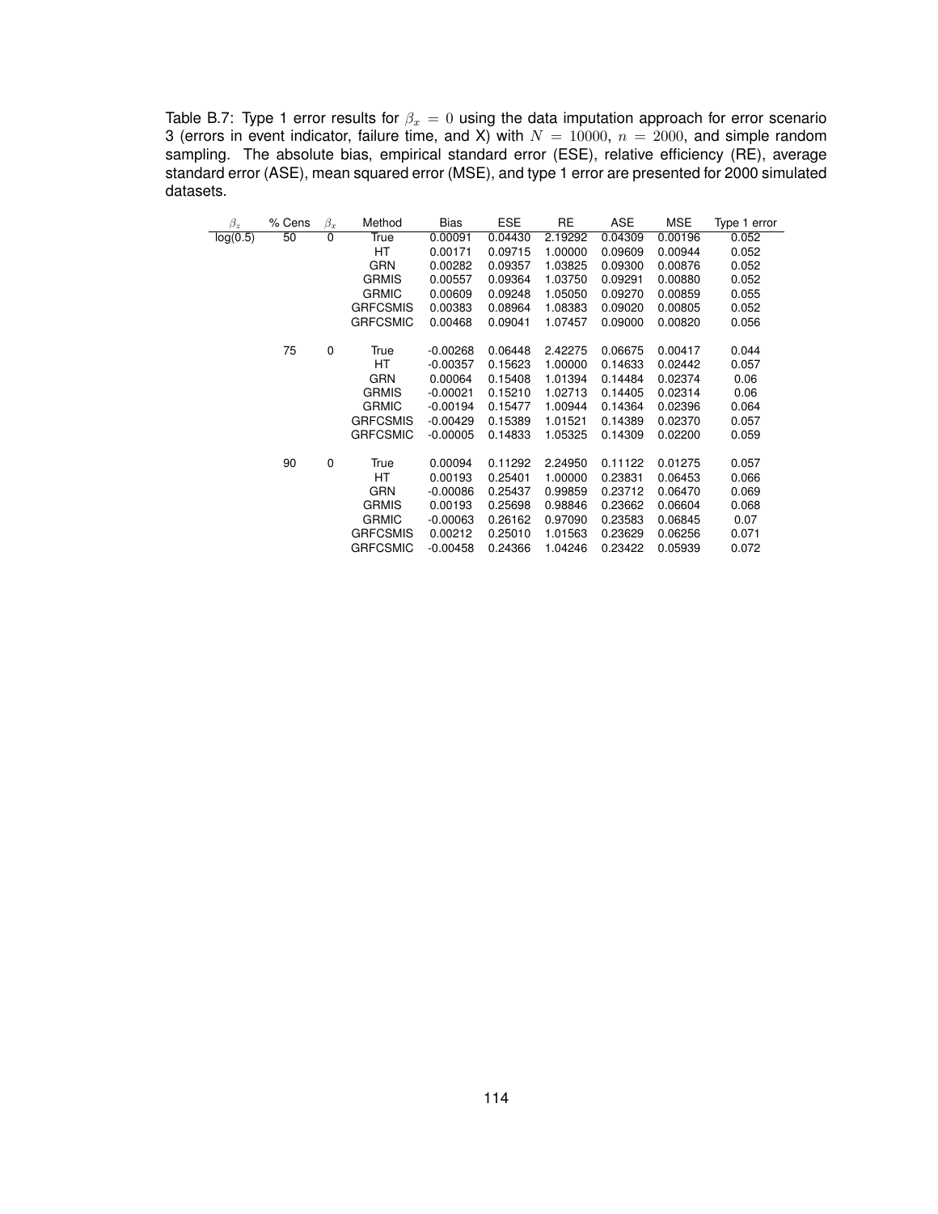Table B.7: Type 1 error results for $\beta_x = 0$ using the data imputation approach for error scenario 3 (errors in event indicator, failure time, and X) with $N = 10000$, $n = 2000$, and simple random sampling. The absolute bias, empirical standard error (ESE), relative efficiency (RE), average standard error (ASE), mean squared error (MSE), and type 1 error are presented for 2000 simulated datasets.

| $\beta_z$ | % Cens | $\beta_x$ | Method | Bias | ESE | RE | ASE | MSE | Type 1 error |
|---|---|---|---|---|---|---|---|---|---|
| log(0.5) | 50 | 0 | True | 0.00091 | 0.04430 | 2.19292 | 0.04309 | 0.00196 | 0.052 |
| | | | HT | 0.00171 | 0.09715 | 1.00000 | 0.09609 | 0.00944 | 0.052 |
| | | | GRN | 0.00282 | 0.09357 | 1.03825 | 0.09300 | 0.00876 | 0.052 |
| | | | GRMIS | 0.00557 | 0.09364 | 1.03750 | 0.09291 | 0.00880 | 0.052 |
| | | | GRMIC | 0.00609 | 0.09248 | 1.05050 | 0.09270 | 0.00859 | 0.055 |
| | | | GRFCSMIS | 0.00383 | 0.08964 | 1.08383 | 0.09020 | 0.00805 | 0.052 |
| | | | GRFCSMIC | 0.00468 | 0.09041 | 1.07457 | 0.09000 | 0.00820 | 0.056 |
| | 75 | 0 | True | -0.00268 | 0.06448 | 2.42275 | 0.06675 | 0.00417 | 0.044 |
| | | | HT | -0.00357 | 0.15623 | 1.00000 | 0.14633 | 0.02442 | 0.057 |
| | | | GRN | 0.00064 | 0.15408 | 1.01394 | 0.14484 | 0.02374 | 0.06 |
| | | | GRMIS | -0.00021 | 0.15210 | 1.02713 | 0.14405 | 0.02314 | 0.06 |
| | | | GRMIC | -0.00194 | 0.15477 | 1.00944 | 0.14364 | 0.02396 | 0.064 |
| | | | GRFCSMIS | -0.00429 | 0.15389 | 1.01521 | 0.14389 | 0.02370 | 0.057 |
| | | | GRFCSMIC | -0.00005 | 0.14833 | 1.05325 | 0.14309 | 0.02200 | 0.059 |
| | 90 | 0 | True | 0.00094 | 0.11292 | 2.24950 | 0.11122 | 0.01275 | 0.057 |
| | | | HT | 0.00193 | 0.25401 | 1.00000 | 0.23831 | 0.06453 | 0.066 |
| | | | GRN | -0.00086 | 0.25437 | 0.99859 | 0.23712 | 0.06470 | 0.069 |
| | | | GRMIS | 0.00193 | 0.25698 | 0.98846 | 0.23662 | 0.06604 | 0.068 |
| | | | GRMIC | -0.00063 | 0.26162 | 0.97090 | 0.23583 | 0.06845 | 0.07 |
| | | | GRFCSMIS | 0.00212 | 0.25010 | 1.01563 | 0.23629 | 0.06256 | 0.071 |
| | | | GRFCSMIC | -0.00458 | 0.24366 | 1.04246 | 0.23422 | 0.05939 | 0.072 |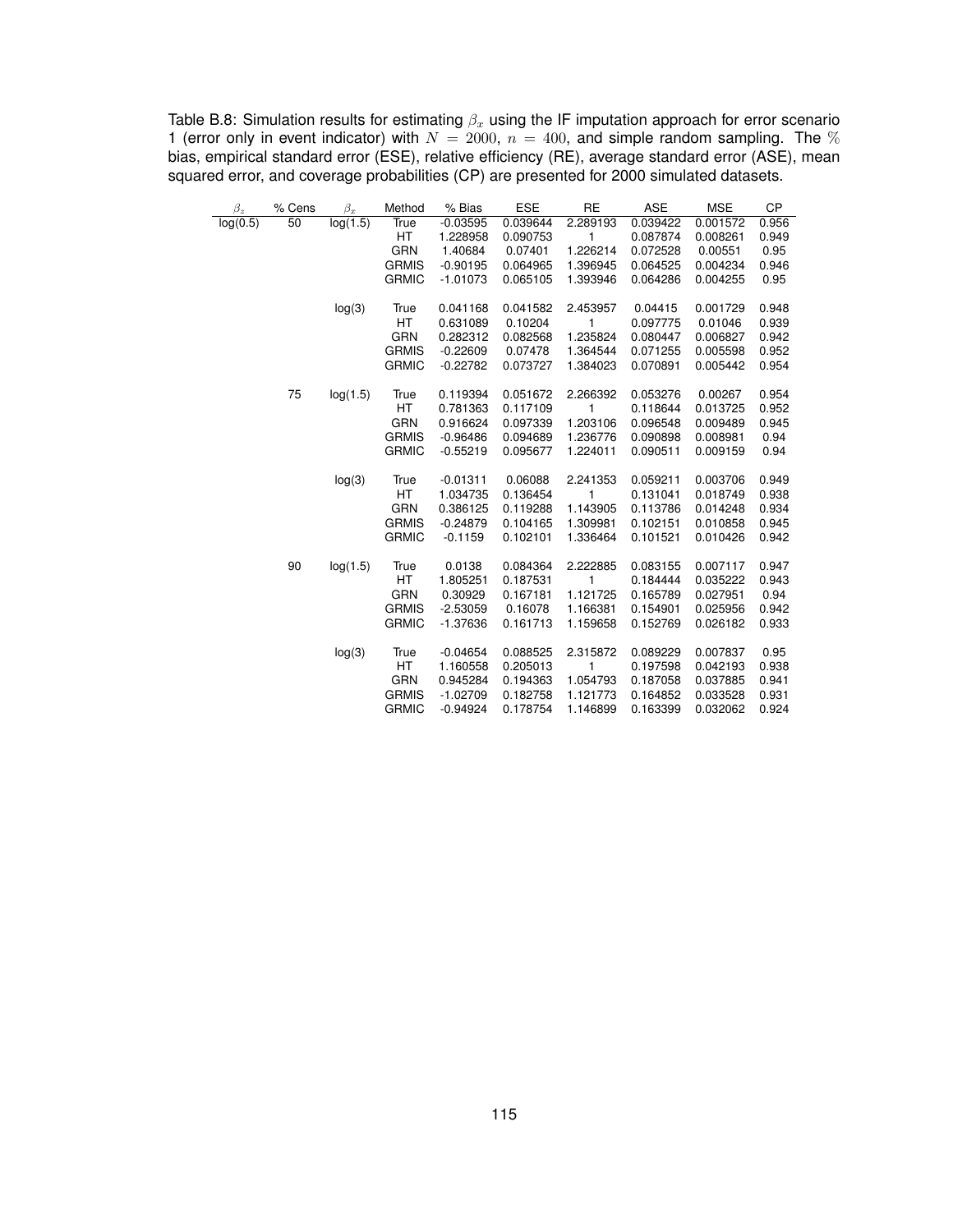Table B.8: Simulation results for estimating $\beta_x$ using the IF imputation approach for error scenario 1 (error only in event indicator) with $N = 2000$, $n = 400$, and simple random sampling. The % bias, empirical standard error (ESE), relative efficiency (RE), average standard error (ASE), mean squared error, and coverage probabilities (CP) are presented for 2000 simulated datasets.

| $\beta_z$ | % Cens | $\beta_x$ | Method | % Bias | ESE | RE | ASE | MSE | CP |
|---|---|---|---|---|---|---|---|---|---|
| log(0.5) | 50 | log(1.5) | True | -0.03595 | 0.039644 | 2.289193 | 0.039422 | 0.001572 | 0.956 |
| | | | HT | 1.228958 | 0.090753 | 1 | 0.087874 | 0.008261 | 0.949 |
| | | | GRN | 1.40684 | 0.07401 | 1.226214 | 0.072528 | 0.00551 | 0.95 |
| | | | GRMIS | -0.90195 | 0.064965 | 1.396945 | 0.064525 | 0.004234 | 0.946 |
| | | | GRMIC | -1.01073 | 0.065105 | 1.393946 | 0.064286 | 0.004255 | 0.95 |
| | | log(3) | True | 0.041168 | 0.041582 | 2.453957 | 0.04415 | 0.001729 | 0.948 |
| | | | HT | 0.631089 | 0.10204 | 1 | 0.097775 | 0.01046 | 0.939 |
| | | | GRN | 0.282312 | 0.082568 | 1.235824 | 0.080447 | 0.006827 | 0.942 |
| | | | GRMIS | -0.22609 | 0.07478 | 1.364544 | 0.071255 | 0.005598 | 0.952 |
| | | | GRMIC | -0.22782 | 0.073727 | 1.384023 | 0.070891 | 0.005442 | 0.954 |
| | 75 | log(1.5) | True | 0.119394 | 0.051672 | 2.266392 | 0.053276 | 0.00267 | 0.954 |
| | | | HT | 0.781363 | 0.117109 | 1 | 0.118644 | 0.013725 | 0.952 |
| | | | GRN | 0.916624 | 0.097339 | 1.203106 | 0.096548 | 0.009489 | 0.945 |
| | | | GRMIS | -0.96486 | 0.094689 | 1.236776 | 0.090898 | 0.008981 | 0.94 |
| | | | GRMIC | -0.55219 | 0.095677 | 1.224011 | 0.090511 | 0.009159 | 0.94 |
| | | log(3) | True | -0.01311 | 0.06088 | 2.241353 | 0.059211 | 0.003706 | 0.949 |
| | | | HT | 1.034735 | 0.136454 | 1 | 0.131041 | 0.018749 | 0.938 |
| | | | GRN | 0.386125 | 0.119288 | 1.143905 | 0.113786 | 0.014248 | 0.934 |
| | | | GRMIS | -0.24879 | 0.104165 | 1.309981 | 0.102151 | 0.010858 | 0.945 |
| | | | GRMIC | -0.1159 | 0.102101 | 1.336464 | 0.101521 | 0.010426 | 0.942 |
| | 90 | log(1.5) | True | 0.0138 | 0.084364 | 2.222885 | 0.083155 | 0.007117 | 0.947 |
| | | | HT | 1.805251 | 0.187531 | 1 | 0.184444 | 0.035222 | 0.943 |
| | | | GRN | 0.30929 | 0.167181 | 1.121725 | 0.165789 | 0.027951 | 0.94 |
| | | | GRMIS | -2.53059 | 0.16078 | 1.166381 | 0.154901 | 0.025956 | 0.942 |
| | | | GRMIC | -1.37636 | 0.161713 | 1.159658 | 0.152769 | 0.026182 | 0.933 |
| | | log(3) | True | -0.04654 | 0.088525 | 2.315872 | 0.089229 | 0.007837 | 0.95 |
| | | | HT | 1.160558 | 0.205013 | 1 | 0.197598 | 0.042193 | 0.938 |
| | | | GRN | 0.945284 | 0.194363 | 1.054793 | 0.187058 | 0.037885 | 0.941 |
| | | | GRMIS | -1.02709 | 0.182758 | 1.121773 | 0.164852 | 0.033528 | 0.931 |
| | | | GRMIC | -0.94924 | 0.178754 | 1.146899 | 0.163399 | 0.032062 | 0.924 |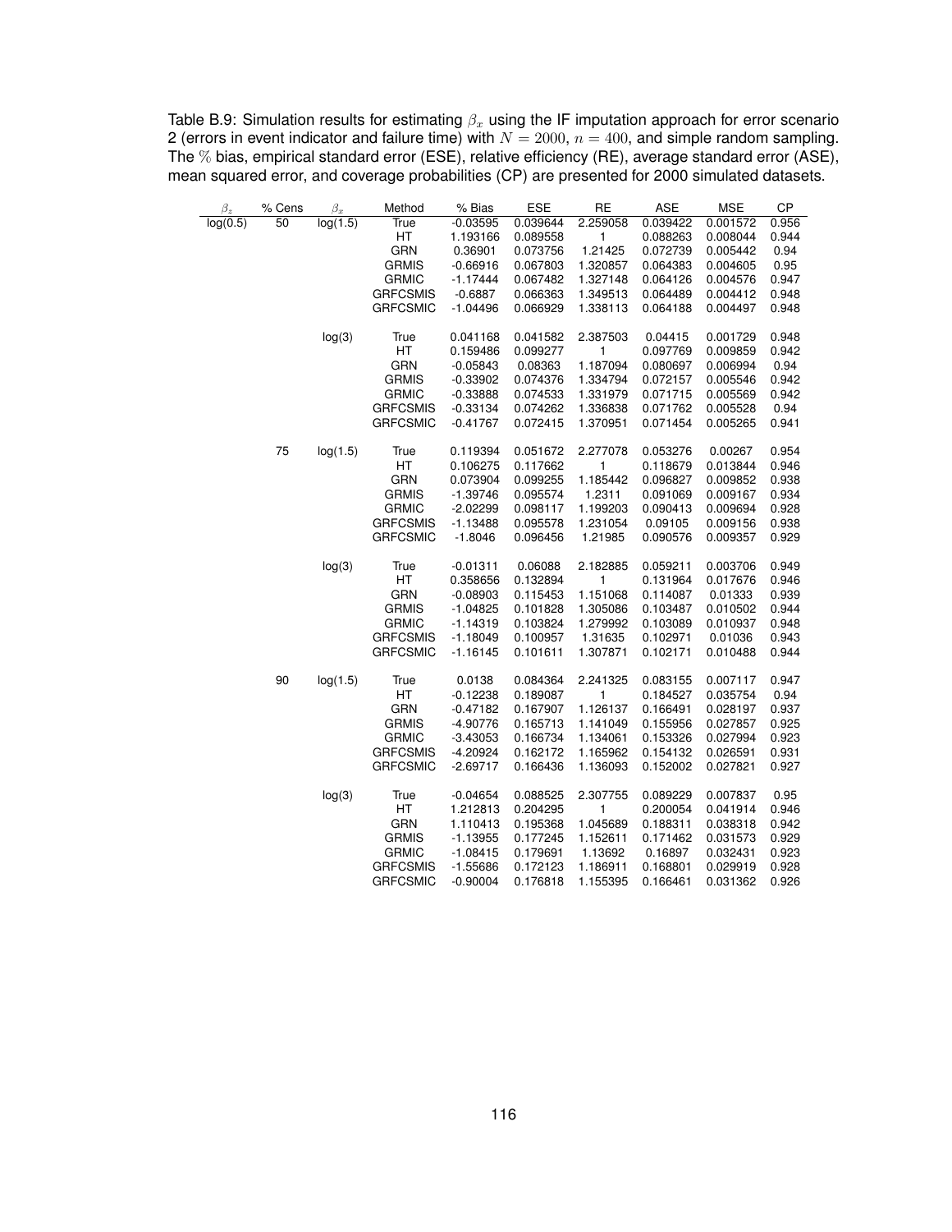Table B.9: Simulation results for estimating $\beta_x$ using the IF imputation approach for error scenario 2 (errors in event indicator and failure time) with $N = 2000$, $n = 400$, and simple random sampling. The % bias, empirical standard error (ESE), relative efficiency (RE), average standard error (ASE), mean squared error, and coverage probabilities (CP) are presented for 2000 simulated datasets.

| $\beta_z$ | % Cens | $\beta_x$ | Method | % Bias | ESE | RE | ASE | MSE | CP |
|---|---|---|---|---|---|---|---|---|---|
| log(0.5) | 50 | log(1.5) | True | -0.03595 | 0.039644 | 2.259058 | 0.039422 | 0.001572 | 0.956 |
| | | | HT | 1.193166 | 0.089558 | 1 | 0.088263 | 0.008044 | 0.944 |
| | | | GRN | 0.36901 | 0.073756 | 1.21425 | 0.072739 | 0.005442 | 0.94 |
| | | | GRMIS | -0.66916 | 0.067803 | 1.320857 | 0.064383 | 0.004605 | 0.95 |
| | | | GRMIC | -1.17444 | 0.067482 | 1.327148 | 0.064126 | 0.004576 | 0.947 |
| | | | GRFCSMIS | -0.6887 | 0.066363 | 1.349513 | 0.064489 | 0.004412 | 0.948 |
| | | | GRFCSMIC | -1.04496 | 0.066929 | 1.338113 | 0.064188 | 0.004497 | 0.948 |
| | | log(3) | True | 0.041168 | 0.041582 | 2.387503 | 0.04415 | 0.001729 | 0.948 |
| | | | HT | 0.159486 | 0.099277 | 1 | 0.097769 | 0.009859 | 0.942 |
| | | | GRN | -0.05843 | 0.08363 | 1.187094 | 0.080697 | 0.006994 | 0.94 |
| | | | GRMIS | -0.33902 | 0.074376 | 1.334794 | 0.072157 | 0.005546 | 0.942 |
| | | | GRMIC | -0.33888 | 0.074533 | 1.331979 | 0.071715 | 0.005569 | 0.942 |
| | | | GRFCSMIS | -0.33134 | 0.074262 | 1.336838 | 0.071762 | 0.005528 | 0.94 |
| | | | GRFCSMIC | -0.41767 | 0.072415 | 1.370951 | 0.071454 | 0.005265 | 0.941 |
| | 75 | log(1.5) | True | 0.119394 | 0.051672 | 2.277078 | 0.053276 | 0.00267 | 0.954 |
| | | | HT | 0.106275 | 0.117662 | 1 | 0.118679 | 0.013844 | 0.946 |
| | | | GRN | 0.073904 | 0.099255 | 1.185442 | 0.096827 | 0.009852 | 0.938 |
| | | | GRMIS | -1.39746 | 0.095574 | 1.2311 | 0.091069 | 0.009167 | 0.934 |
| | | | GRMIC | -2.02299 | 0.098117 | 1.199203 | 0.090413 | 0.009694 | 0.928 |
| | | | GRFCSMIS | -1.13488 | 0.095578 | 1.231054 | 0.09105 | 0.009156 | 0.938 |
| | | | GRFCSMIC | -1.8046 | 0.096456 | 1.21985 | 0.090576 | 0.009357 | 0.929 |
| | | log(3) | True | -0.01311 | 0.06088 | 2.182885 | 0.059211 | 0.003706 | 0.949 |
| | | | HT | 0.358656 | 0.132894 | 1 | 0.131964 | 0.017676 | 0.946 |
| | | | GRN | -0.08903 | 0.115453 | 1.151068 | 0.114087 | 0.01333 | 0.939 |
| | | | GRMIS | -1.04825 | 0.101828 | 1.305086 | 0.103487 | 0.010502 | 0.944 |
| | | | GRMIC | -1.14319 | 0.103824 | 1.279992 | 0.103089 | 0.010937 | 0.948 |
| | | | GRFCSMIS | -1.18049 | 0.100957 | 1.31635 | 0.102971 | 0.01036 | 0.943 |
| | | | GRFCSMIC | -1.16145 | 0.101611 | 1.307871 | 0.102171 | 0.010488 | 0.944 |
| | 90 | log(1.5) | True | 0.0138 | 0.084364 | 2.241325 | 0.083155 | 0.007117 | 0.947 |
| | | | HT | -0.12238 | 0.189087 | 1 | 0.184527 | 0.035754 | 0.94 |
| | | | GRN | -0.47182 | 0.167907 | 1.126137 | 0.166491 | 0.028197 | 0.937 |
| | | | GRMIS | -4.90776 | 0.165713 | 1.141049 | 0.155956 | 0.027857 | 0.925 |
| | | | GRMIC | -3.43053 | 0.166734 | 1.134061 | 0.153326 | 0.027994 | 0.923 |
| | | | GRFCSMIS | -4.20924 | 0.162172 | 1.165962 | 0.154132 | 0.026591 | 0.931 |
| | | | GRFCSMIC | -2.69717 | 0.166436 | 1.136093 | 0.152002 | 0.027821 | 0.927 |
| | | log(3) | True | -0.04654 | 0.088525 | 2.307755 | 0.089229 | 0.007837 | 0.95 |
| | | | HT | 1.212813 | 0.204295 | 1 | 0.200054 | 0.041914 | 0.946 |
| | | | GRN | 1.110413 | 0.195368 | 1.045689 | 0.188311 | 0.038318 | 0.942 |
| | | | GRMIS | -1.13955 | 0.177245 | 1.152611 | 0.171462 | 0.031573 | 0.929 |
| | | | GRMIC | -1.08415 | 0.179691 | 1.13692 | 0.16897 | 0.032431 | 0.923 |
| | | | GRFCSMIS | -1.55686 | 0.172123 | 1.186911 | 0.168801 | 0.029919 | 0.928 |
| | | | GRFCSMIC | -0.90004 | 0.176818 | 1.155395 | 0.166461 | 0.031362 | 0.926 |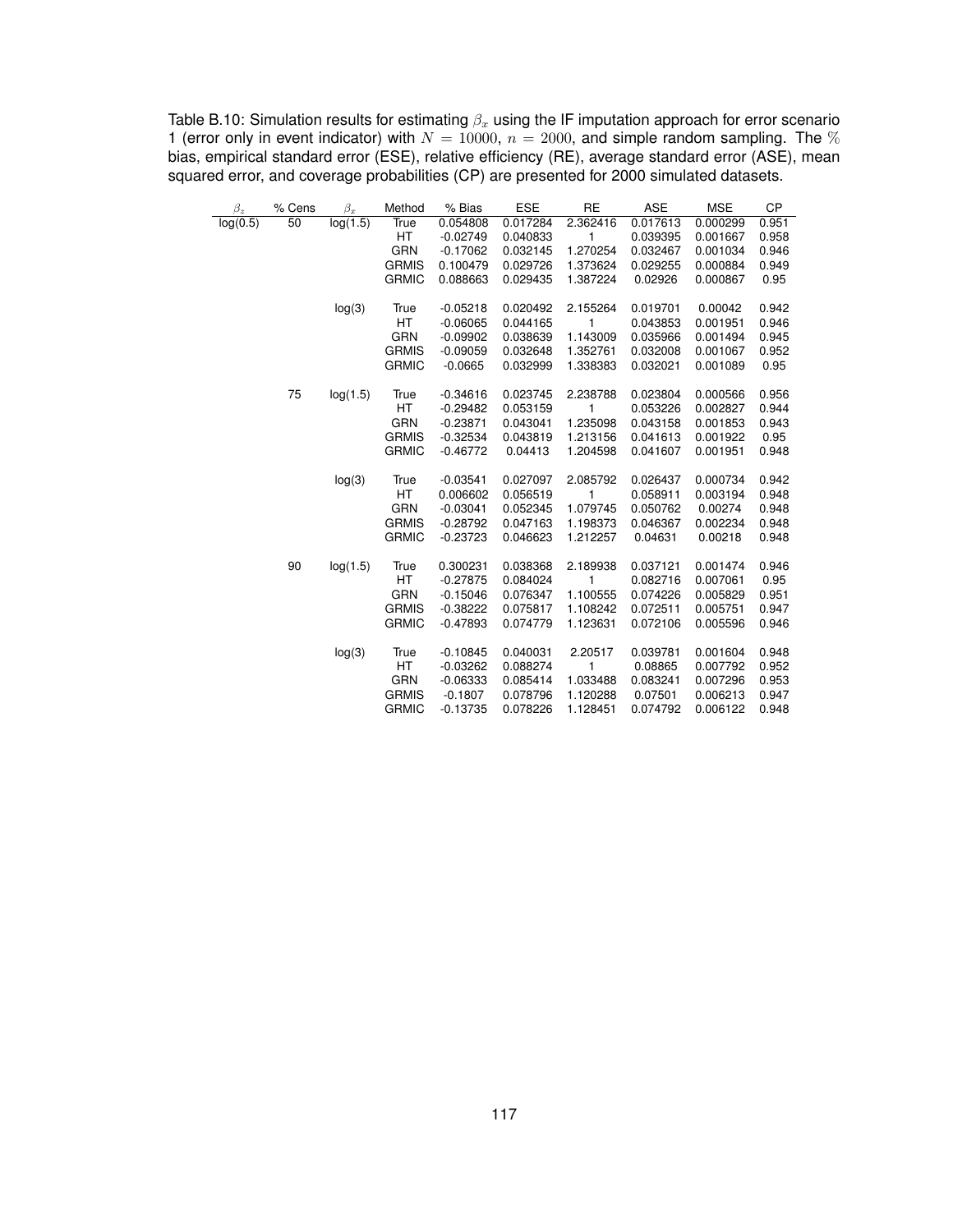Table B.10: Simulation results for estimating $\beta_x$ using the IF imputation approach for error scenario 1 (error only in event indicator) with $N = 10000$, $n = 2000$, and simple random sampling. The % bias, empirical standard error (ESE), relative efficiency (RE), average standard error (ASE), mean squared error, and coverage probabilities (CP) are presented for 2000 simulated datasets.

| $\beta_z$ | % Cens | $\beta_x$ | Method | % Bias | ESE | RE | ASE | MSE | CP |
|---|---|---|---|---|---|---|---|---|---|
| log(0.5) | 50 | log(1.5) | True | 0.054808 | 0.017284 | 2.362416 | 0.017613 | 0.000299 | 0.951 |
| | | | HT | -0.02749 | 0.040833 | 1 | 0.039395 | 0.001667 | 0.958 |
| | | | GRN | -0.17062 | 0.032145 | 1.270254 | 0.032467 | 0.001034 | 0.946 |
| | | | GRMIS | 0.100479 | 0.029726 | 1.373624 | 0.029255 | 0.000884 | 0.949 |
| | | | GRMIC | 0.088663 | 0.029435 | 1.387224 | 0.02926 | 0.000867 | 0.95 |
| | | log(3) | True | -0.05218 | 0.020492 | 2.155264 | 0.019701 | 0.00042 | 0.942 |
| | | | HT | -0.06065 | 0.044165 | 1 | 0.043853 | 0.001951 | 0.946 |
| | | | GRN | -0.09902 | 0.038639 | 1.143009 | 0.035966 | 0.001494 | 0.945 |
| | | | GRMIS | -0.09059 | 0.032648 | 1.352761 | 0.032008 | 0.001067 | 0.952 |
| | | | GRMIC | -0.0665 | 0.032999 | 1.338383 | 0.032021 | 0.001089 | 0.95 |
| | 75 | log(1.5) | True | -0.34616 | 0.023745 | 2.238788 | 0.023804 | 0.000566 | 0.956 |
| | | | HT | -0.29482 | 0.053159 | 1 | 0.053226 | 0.002827 | 0.944 |
| | | | GRN | -0.23871 | 0.043041 | 1.235098 | 0.043158 | 0.001853 | 0.943 |
| | | | GRMIS | -0.32534 | 0.043819 | 1.213156 | 0.041613 | 0.001922 | 0.95 |
| | | | GRMIC | -0.46772 | 0.04413 | 1.204598 | 0.041607 | 0.001951 | 0.948 |
| | | log(3) | True | -0.03541 | 0.027097 | 2.085792 | 0.026437 | 0.000734 | 0.942 |
| | | | HT | 0.006602 | 0.056519 | 1 | 0.058911 | 0.003194 | 0.948 |
| | | | GRN | -0.03041 | 0.052345 | 1.079745 | 0.050762 | 0.00274 | 0.948 |
| | | | GRMIS | -0.28792 | 0.047163 | 1.198373 | 0.046367 | 0.002234 | 0.948 |
| | | | GRMIC | -0.23723 | 0.046623 | 1.212257 | 0.04631 | 0.00218 | 0.948 |
| | 90 | log(1.5) | True | 0.300231 | 0.038368 | 2.189938 | 0.037121 | 0.001474 | 0.946 |
| | | | HT | -0.27875 | 0.084024 | 1 | 0.082716 | 0.007061 | 0.95 |
| | | | GRN | -0.15046 | 0.076347 | 1.100555 | 0.074226 | 0.005829 | 0.951 |
| | | | GRMIS | -0.38222 | 0.075817 | 1.108242 | 0.072511 | 0.005751 | 0.947 |
| | | | GRMIC | -0.47893 | 0.074779 | 1.123631 | 0.072106 | 0.005596 | 0.946 |
| | | log(3) | True | -0.10845 | 0.040031 | 2.20517 | 0.039781 | 0.001604 | 0.948 |
| | | | HT | -0.03262 | 0.088274 | 1 | 0.08865 | 0.007792 | 0.952 |
| | | | GRN | -0.06333 | 0.085414 | 1.033488 | 0.083241 | 0.007296 | 0.953 |
| | | | GRMIS | -0.1807 | 0.078796 | 1.120288 | 0.07501 | 0.006213 | 0.947 |
| | | | GRMIC | -0.13735 | 0.078226 | 1.128451 | 0.074792 | 0.006122 | 0.948 |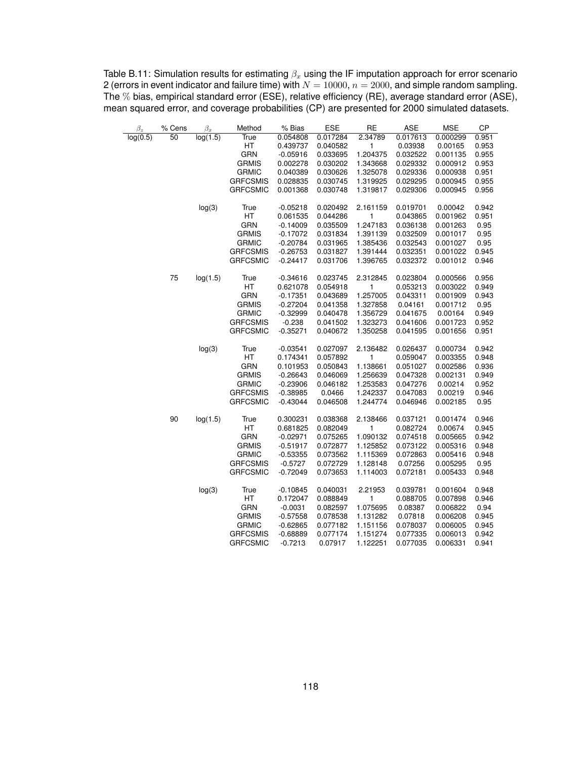Table B.11: Simulation results for estimating $\beta_x$ using the IF imputation approach for error scenario 2 (errors in event indicator and failure time) with $N = 10000$, $n = 2000$, and simple random sampling. The % bias, empirical standard error (ESE), relative efficiency (RE), average standard error (ASE), mean squared error, and coverage probabilities (CP) are presented for 2000 simulated datasets.

| $\beta_z$ | % Cens | $\beta_x$ | Method | % Bias | ESE | RE | ASE | MSE | CP |
|---|---|---|---|---|---|---|---|---|---|
| log(0.5) | 50 | log(1.5) | True | 0.054808 | 0.017284 | 2.34789 | 0.017613 | 0.000299 | 0.951 |
| | | | HT | 0.439737 | 0.040582 | 1 | 0.03938 | 0.00165 | 0.953 |
| | | | GRN | -0.05916 | 0.033695 | 1.204375 | 0.032522 | 0.001135 | 0.955 |
| | | | GRMIS | 0.002278 | 0.030202 | 1.343668 | 0.029332 | 0.000912 | 0.953 |
| | | | GRMIC | 0.040389 | 0.030626 | 1.325078 | 0.029336 | 0.000938 | 0.951 |
| | | | GRFCSMIS | 0.028835 | 0.030745 | 1.319925 | 0.029295 | 0.000945 | 0.955 |
| | | | GRFCSMIC | 0.001368 | 0.030748 | 1.319817 | 0.029306 | 0.000945 | 0.956 |
| | | log(3) | True | -0.05218 | 0.020492 | 2.161159 | 0.019701 | 0.00042 | 0.942 |
| | | | HT | 0.061535 | 0.044286 | 1 | 0.043865 | 0.001962 | 0.951 |
| | | | GRN | -0.14009 | 0.035509 | 1.247183 | 0.036138 | 0.001263 | 0.95 |
| | | | GRMIS | -0.17072 | 0.031834 | 1.391139 | 0.032509 | 0.001017 | 0.95 |
| | | | GRMIC | -0.20784 | 0.031965 | 1.385436 | 0.032543 | 0.001027 | 0.95 |
| | | | GRFCSMIS | -0.26753 | 0.031827 | 1.391444 | 0.032351 | 0.001022 | 0.945 |
| | | | GRFCSMIC | -0.24417 | 0.031706 | 1.396765 | 0.032372 | 0.001012 | 0.946 |
| | 75 | log(1.5) | True | -0.34616 | 0.023745 | 2.312845 | 0.023804 | 0.000566 | 0.956 |
| | | | HT | 0.621078 | 0.054918 | 1 | 0.053213 | 0.003022 | 0.949 |
| | | | GRN | -0.17351 | 0.043689 | 1.257005 | 0.043311 | 0.001909 | 0.943 |
| | | | GRMIS | -0.27204 | 0.041358 | 1.327858 | 0.04161 | 0.001712 | 0.95 |
| | | | GRMIC | -0.32999 | 0.040478 | 1.356729 | 0.041675 | 0.00164 | 0.949 |
| | | | GRFCSMIS | -0.238 | 0.041502 | 1.323273 | 0.041606 | 0.001723 | 0.952 |
| | | | GRFCSMIC | -0.35271 | 0.040672 | 1.350258 | 0.041595 | 0.001656 | 0.951 |
| | | log(3) | True | -0.03541 | 0.027097 | 2.136482 | 0.026437 | 0.000734 | 0.942 |
| | | | HT | 0.174341 | 0.057892 | 1 | 0.059047 | 0.003355 | 0.948 |
| | | | GRN | 0.101953 | 0.050843 | 1.138661 | 0.051027 | 0.002586 | 0.936 |
| | | | GRMIS | -0.26643 | 0.046069 | 1.256639 | 0.047328 | 0.002131 | 0.949 |
| | | | GRMIC | -0.23906 | 0.046182 | 1.253583 | 0.047276 | 0.00214 | 0.952 |
| | | | GRFCSMIS | -0.38985 | 0.0466 | 1.242337 | 0.047083 | 0.00219 | 0.946 |
| | | | GRFCSMIC | -0.43044 | 0.046508 | 1.244774 | 0.046946 | 0.002185 | 0.95 |
| | 90 | log(1.5) | True | 0.300231 | 0.038368 | 2.138466 | 0.037121 | 0.001474 | 0.946 |
| | | | HT | 0.681825 | 0.082049 | 1 | 0.082724 | 0.00674 | 0.945 |
| | | | GRN | -0.02971 | 0.075265 | 1.090132 | 0.074518 | 0.005665 | 0.942 |
| | | | GRMIS | -0.51917 | 0.072877 | 1.125852 | 0.073122 | 0.005316 | 0.948 |
| | | | GRMIC | -0.53355 | 0.073562 | 1.115369 | 0.072863 | 0.005416 | 0.948 |
| | | | GRFCSMIS | -0.5727 | 0.072729 | 1.128148 | 0.07256 | 0.005295 | 0.95 |
| | | | GRFCSMIC | -0.72049 | 0.073653 | 1.114003 | 0.072181 | 0.005433 | 0.948 |
| | | log(3) | True | -0.10845 | 0.040031 | 2.21953 | 0.039781 | 0.001604 | 0.948 |
| | | | HT | 0.172047 | 0.088849 | 1 | 0.088705 | 0.007898 | 0.946 |
| | | | GRN | -0.0031 | 0.082597 | 1.075695 | 0.08387 | 0.006822 | 0.94 |
| | | | GRMIS | -0.57558 | 0.078538 | 1.131282 | 0.07818 | 0.006208 | 0.945 |
| | | | GRMIC | -0.62865 | 0.077182 | 1.151156 | 0.078037 | 0.006005 | 0.945 |
| | | | GRFCSMIS | -0.68889 | 0.077174 | 1.151274 | 0.077335 | 0.006013 | 0.942 |
| | | | GRFCSMIC | -0.7213 | 0.07917 | 1.122251 | 0.077035 | 0.006331 | 0.941 |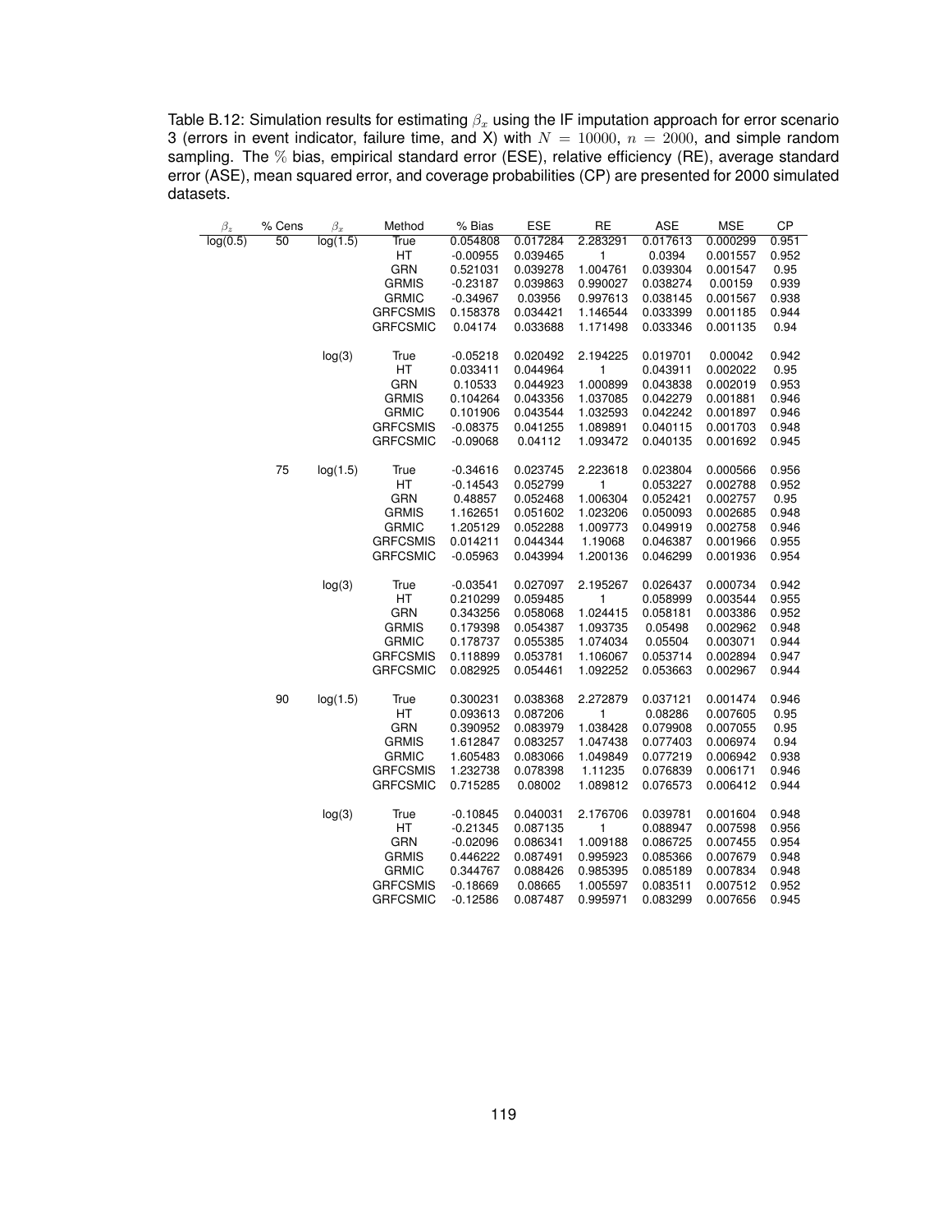Table B.12: Simulation results for estimating $\beta_x$ using the IF imputation approach for error scenario 3 (errors in event indicator, failure time, and X) with $N = 10000$, $n = 2000$, and simple random sampling. The % bias, empirical standard error (ESE), relative efficiency (RE), average standard error (ASE), mean squared error, and coverage probabilities (CP) are presented for 2000 simulated datasets.

| $\beta_z$ | % Cens | $\beta_x$ | Method | % Bias | ESE | RE | ASE | MSE | CP |
|---|---|---|---|---|---|---|---|---|---|
| log(0.5) | 50 | log(1.5) | True | 0.054808 | 0.017284 | 2.283291 | 0.017613 | 0.000299 | 0.951 |
| | | | HT | -0.00955 | 0.039465 | 1 | 0.0394 | 0.001557 | 0.952 |
| | | | GRN | 0.521031 | 0.039278 | 1.004761 | 0.039304 | 0.001547 | 0.95 |
| | | | GRMIS | -0.23187 | 0.039863 | 0.990027 | 0.038274 | 0.00159 | 0.939 |
| | | | GRMIC | -0.34967 | 0.03956 | 0.997613 | 0.038145 | 0.001567 | 0.938 |
| | | | GRFCSMIS | 0.158378 | 0.034421 | 1.146544 | 0.033399 | 0.001185 | 0.944 |
| | | | GRFCSMIC | 0.04174 | 0.033688 | 1.171498 | 0.033346 | 0.001135 | 0.94 |
| | | log(3) | True | -0.05218 | 0.020492 | 2.194225 | 0.019701 | 0.00042 | 0.942 |
| | | | HT | 0.033411 | 0.044964 | 1 | 0.043911 | 0.002022 | 0.95 |
| | | | GRN | 0.10533 | 0.044923 | 1.000899 | 0.043838 | 0.002019 | 0.953 |
| | | | GRMIS | 0.104264 | 0.043356 | 1.037085 | 0.042279 | 0.001881 | 0.946 |
| | | | GRMIC | 0.101906 | 0.043544 | 1.032593 | 0.042242 | 0.001897 | 0.946 |
| | | | GRFCSMIS | -0.08375 | 0.041255 | 1.089891 | 0.040115 | 0.001703 | 0.948 |
| | | | GRFCSMIC | -0.09068 | 0.04112 | 1.093472 | 0.040135 | 0.001692 | 0.945 |
| | 75 | log(1.5) | True | -0.34616 | 0.023745 | 2.223618 | 0.023804 | 0.000566 | 0.956 |
| | | | HT | -0.14543 | 0.052799 | 1 | 0.053227 | 0.002788 | 0.952 |
| | | | GRN | 0.48857 | 0.052468 | 1.006304 | 0.052421 | 0.002757 | 0.95 |
| | | | GRMIS | 1.162651 | 0.051602 | 1.023206 | 0.050093 | 0.002685 | 0.948 |
| | | | GRMIC | 1.205129 | 0.052288 | 1.009773 | 0.049919 | 0.002758 | 0.946 |
| | | | GRFCSMIS | 0.014211 | 0.044344 | 1.19068 | 0.046387 | 0.001966 | 0.955 |
| | | | GRFCSMIC | -0.05963 | 0.043994 | 1.200136 | 0.046299 | 0.001936 | 0.954 |
| | | log(3) | True | -0.03541 | 0.027097 | 2.195267 | 0.026437 | 0.000734 | 0.942 |
| | | | HT | 0.210299 | 0.059485 | 1 | 0.058999 | 0.003544 | 0.955 |
| | | | GRN | 0.343256 | 0.058068 | 1.024415 | 0.058181 | 0.003386 | 0.952 |
| | | | GRMIS | 0.179398 | 0.054387 | 1.093735 | 0.05498 | 0.002962 | 0.948 |
| | | | GRMIC | 0.178737 | 0.055385 | 1.074034 | 0.05504 | 0.003071 | 0.944 |
| | | | GRFCSMIS | 0.118899 | 0.053781 | 1.106067 | 0.053714 | 0.002894 | 0.947 |
| | | | GRFCSMIC | 0.082925 | 0.054461 | 1.092252 | 0.053663 | 0.002967 | 0.944 |
| | 90 | log(1.5) | True | 0.300231 | 0.038368 | 2.272879 | 0.037121 | 0.001474 | 0.946 |
| | | | HT | 0.093613 | 0.087206 | 1 | 0.08286 | 0.007605 | 0.95 |
| | | | GRN | 0.390952 | 0.083979 | 1.038428 | 0.079908 | 0.007055 | 0.95 |
| | | | GRMIS | 1.612847 | 0.083257 | 1.047438 | 0.077403 | 0.006974 | 0.94 |
| | | | GRMIC | 1.605483 | 0.083066 | 1.049849 | 0.077219 | 0.006942 | 0.938 |
| | | | GRFCSMIS | 1.232738 | 0.078398 | 1.11235 | 0.076839 | 0.006171 | 0.946 |
| | | | GRFCSMIC | 0.715285 | 0.08002 | 1.089812 | 0.076573 | 0.006412 | 0.944 |
| | | log(3) | True | -0.10845 | 0.040031 | 2.176706 | 0.039781 | 0.001604 | 0.948 |
| | | | HT | -0.21345 | 0.087135 | 1 | 0.088947 | 0.007598 | 0.956 |
| | | | GRN | -0.02096 | 0.086341 | 1.009188 | 0.086725 | 0.007455 | 0.954 |
| | | | GRMIS | 0.446222 | 0.087491 | 0.995923 | 0.085366 | 0.007679 | 0.948 |
| | | | GRMIC | 0.344767 | 0.088426 | 0.985395 | 0.085189 | 0.007834 | 0.948 |
| | | | GRFCSMIS | -0.18669 | 0.08665 | 1.005597 | 0.083511 | 0.007512 | 0.952 |
| | | | GRFCSMIC | -0.12586 | 0.087487 | 0.995971 | 0.083299 | 0.007656 | 0.945 |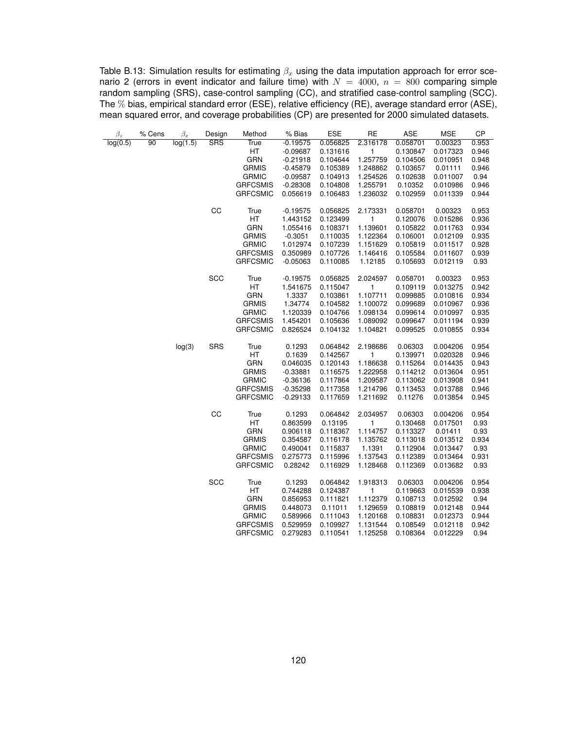Table B.13: Simulation results for estimating $\beta_x$ using the data imputation approach for error scenario 2 (errors in event indicator and failure time) with $N = 4000$, $n = 800$ comparing simple random sampling (SRS), case-control sampling (CC), and stratified case-control sampling (SCC). The % bias, empirical standard error (ESE), relative efficiency (RE), average standard error (ASE), mean squared error, and coverage probabilities (CP) are presented for 2000 simulated datasets.

| $\beta_z$ | % Cens | $\beta_x$ | Design | Method | % Bias | ESE | RE | ASE | MSE | CP |
|---|---|---|---|---|---|---|---|---|---|---|
| log(0.5) | 90 | log(1.5) | SRS | True | -0.19575 | 0.056825 | 2.316178 | 0.058701 | 0.00323 | 0.953 |
| | | | | HT | -0.09687 | 0.131616 | 1 | 0.130847 | 0.017323 | 0.946 |
| | | | | GRN | -0.21918 | 0.104644 | 1.257759 | 0.104506 | 0.010951 | 0.948 |
| | | | | GRMIS | -0.45879 | 0.105389 | 1.248862 | 0.103657 | 0.01111 | 0.946 |
| | | | | GRMIC | -0.09587 | 0.104913 | 1.254526 | 0.102638 | 0.011007 | 0.94 |
| | | | | GRFCSMIS | -0.28308 | 0.104808 | 1.255791 | 0.10352 | 0.010986 | 0.946 |
| | | | | GRFCSMIC | 0.056619 | 0.106483 | 1.236032 | 0.102959 | 0.011339 | 0.944 |
| | | | CC | True | -0.19575 | 0.056825 | 2.173331 | 0.058701 | 0.00323 | 0.953 |
| | | | | HT | 1.443152 | 0.123499 | 1 | 0.120076 | 0.015286 | 0.936 |
| | | | | GRN | 1.055416 | 0.108371 | 1.139601 | 0.105822 | 0.011763 | 0.934 |
| | | | | GRMIS | -0.3051 | 0.110035 | 1.122364 | 0.106001 | 0.012109 | 0.935 |
| | | | | GRMIC | 1.012974 | 0.107239 | 1.151629 | 0.105819 | 0.011517 | 0.928 |
| | | | | GRFCSMIS | 0.350989 | 0.107726 | 1.146416 | 0.105584 | 0.011607 | 0.939 |
| | | | | GRFCSMIC | -0.05063 | 0.110085 | 1.12185 | 0.105693 | 0.012119 | 0.93 |
| | | | SCC | True | -0.19575 | 0.056825 | 2.024597 | 0.058701 | 0.00323 | 0.953 |
| | | | | HT | 1.541675 | 0.115047 | 1 | 0.109119 | 0.013275 | 0.942 |
| | | | | GRN | 1.3337 | 0.103861 | 1.107711 | 0.099885 | 0.010816 | 0.934 |
| | | | | GRMIS | 1.34774 | 0.104582 | 1.100072 | 0.099689 | 0.010967 | 0.936 |
| | | | | GRMIC | 1.120339 | 0.104766 | 1.098134 | 0.099614 | 0.010997 | 0.935 |
| | | | | GRFCSMIS | 1.454201 | 0.105636 | 1.089092 | 0.099647 | 0.011194 | 0.939 |
| | | | | GRFCSMIC | 0.826524 | 0.104132 | 1.104821 | 0.099525 | 0.010855 | 0.934 |
| | | log(3) | SRS | True | 0.1293 | 0.064842 | 2.198686 | 0.06303 | 0.004206 | 0.954 |
| | | | | HT | 0.1639 | 0.142567 | 1 | 0.139971 | 0.020328 | 0.946 |
| | | | | GRN | 0.046035 | 0.120143 | 1.186638 | 0.115264 | 0.014435 | 0.943 |
| | | | | GRMIS | -0.33881 | 0.116575 | 1.222958 | 0.114212 | 0.013604 | 0.951 |
| | | | | GRMIC | -0.36136 | 0.117864 | 1.209587 | 0.113062 | 0.013908 | 0.941 |
| | | | | GRFCSMIS | -0.35298 | 0.117358 | 1.214796 | 0.113453 | 0.013788 | 0.946 |
| | | | | GRFCSMIC | -0.29133 | 0.117659 | 1.211692 | 0.11276 | 0.013854 | 0.945 |
| | | | CC | True | 0.1293 | 0.064842 | 2.034957 | 0.06303 | 0.004206 | 0.954 |
| | | | | HT | 0.863599 | 0.13195 | 1 | 0.130468 | 0.017501 | 0.93 |
| | | | | GRN | 0.906118 | 0.118367 | 1.114757 | 0.113327 | 0.01411 | 0.93 |
| | | | | GRMIS | 0.354587 | 0.116178 | 1.135762 | 0.113018 | 0.013512 | 0.934 |
| | | | | GRMIC | 0.490041 | 0.115837 | 1.1391 | 0.112904 | 0.013447 | 0.93 |
| | | | | GRFCSMIS | 0.275773 | 0.115996 | 1.137543 | 0.112389 | 0.013464 | 0.931 |
| | | | | GRFCSMIC | 0.28242 | 0.116929 | 1.128468 | 0.112369 | 0.013682 | 0.93 |
| | | | SCC | True | 0.1293 | 0.064842 | 1.918313 | 0.06303 | 0.004206 | 0.954 |
| | | | | HT | 0.744288 | 0.124387 | 1 | 0.119663 | 0.015539 | 0.938 |
| | | | | GRN | 0.856953 | 0.111821 | 1.112379 | 0.108713 | 0.012592 | 0.94 |
| | | | | GRMIS | 0.448073 | 0.11011 | 1.129659 | 0.108819 | 0.012148 | 0.944 |
| | | | | GRMIC | 0.589966 | 0.111043 | 1.120168 | 0.108831 | 0.012373 | 0.944 |
| | | | | GRFCSMIS | 0.529959 | 0.109927 | 1.131544 | 0.108549 | 0.012118 | 0.942 |
| | | | | GRFCSMIC | 0.279283 | 0.110541 | 1.125258 | 0.108364 | 0.012229 | 0.94 |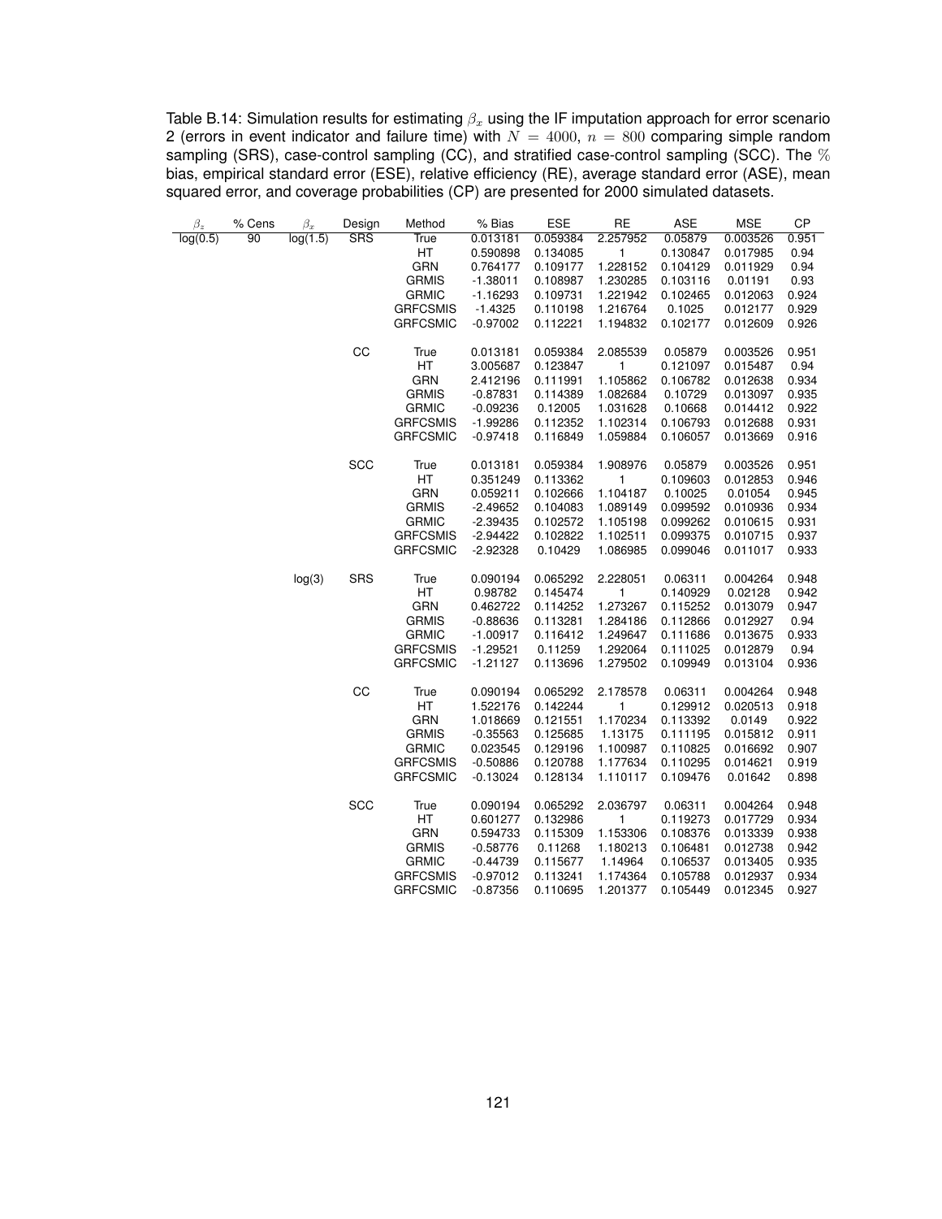Table B.14: Simulation results for estimating $\beta_x$ using the IF imputation approach for error scenario 2 (errors in event indicator and failure time) with $N = 4000$, $n = 800$ comparing simple random sampling (SRS), case-control sampling (CC), and stratified case-control sampling (SCC). The % bias, empirical standard error (ESE), relative efficiency (RE), average standard error (ASE), mean squared error, and coverage probabilities (CP) are presented for 2000 simulated datasets.

| $\beta_z$ | % Cens | $\beta_x$ | Design | Method | % Bias | ESE | RE | ASE | MSE | CP |
|---|---|---|---|---|---|---|---|---|---|---|
| log(0.5) | 90 | log(1.5) | SRS | True | 0.013181 | 0.059384 | 2.257952 | 0.05879 | 0.003526 | 0.951 |
| | | | | HT | 0.590898 | 0.134085 | 1 | 0.130847 | 0.017985 | 0.94 |
| | | | | GRN | 0.764177 | 0.109177 | 1.228152 | 0.104129 | 0.011929 | 0.94 |
| | | | | GRMIS | -1.38011 | 0.108987 | 1.230285 | 0.103116 | 0.01191 | 0.93 |
| | | | | GRMIC | -1.16293 | 0.109731 | 1.221942 | 0.102465 | 0.012063 | 0.924 |
| | | | | GRFCSMIS | -1.4325 | 0.110198 | 1.216764 | 0.1025 | 0.012177 | 0.929 |
| | | | | GRFCSMIC | -0.97002 | 0.112221 | 1.194832 | 0.102177 | 0.012609 | 0.926 |
| | | | CC | True | 0.013181 | 0.059384 | 2.085539 | 0.05879 | 0.003526 | 0.951 |
| | | | | HT | 3.005687 | 0.123847 | 1 | 0.121097 | 0.015487 | 0.94 |
| | | | | GRN | 2.412196 | 0.111991 | 1.105862 | 0.106782 | 0.012638 | 0.934 |
| | | | | GRMIS | -0.87831 | 0.114389 | 1.082684 | 0.10729 | 0.013097 | 0.935 |
| | | | | GRMIC | -0.09236 | 0.12005 | 1.031628 | 0.10668 | 0.014412 | 0.922 |
| | | | | GRFCSMIS | -1.99286 | 0.112352 | 1.102314 | 0.106793 | 0.012688 | 0.931 |
| | | | | GRFCSMIC | -0.97418 | 0.116849 | 1.059884 | 0.106057 | 0.013669 | 0.916 |
| | | | SCC | True | 0.013181 | 0.059384 | 1.908976 | 0.05879 | 0.003526 | 0.951 |
| | | | | HT | 0.351249 | 0.113362 | 1 | 0.109603 | 0.012853 | 0.946 |
| | | | | GRN | 0.059211 | 0.102666 | 1.104187 | 0.10025 | 0.01054 | 0.945 |
| | | | | GRMIS | -2.49652 | 0.104083 | 1.089149 | 0.099592 | 0.010936 | 0.934 |
| | | | | GRMIC | -2.39435 | 0.102572 | 1.105198 | 0.099262 | 0.010615 | 0.931 |
| | | | | GRFCSMIS | -2.94422 | 0.102822 | 1.102511 | 0.099375 | 0.010715 | 0.937 |
| | | | | GRFCSMIC | -2.92328 | 0.10429 | 1.086985 | 0.099046 | 0.011017 | 0.933 |
| | | log(3) | SRS | True | 0.090194 | 0.065292 | 2.228051 | 0.06311 | 0.004264 | 0.948 |
| | | | | HT | 0.98782 | 0.145474 | 1 | 0.140929 | 0.02128 | 0.942 |
| | | | | GRN | 0.462722 | 0.114252 | 1.273267 | 0.115252 | 0.013079 | 0.947 |
| | | | | GRMIS | -0.88636 | 0.113281 | 1.284186 | 0.112866 | 0.012927 | 0.94 |
| | | | | GRMIC | -1.00917 | 0.116412 | 1.249647 | 0.111686 | 0.013675 | 0.933 |
| | | | | GRFCSMIS | -1.29521 | 0.11259 | 1.292064 | 0.111025 | 0.012879 | 0.94 |
| | | | | GRFCSMIC | -1.21127 | 0.113696 | 1.279502 | 0.109949 | 0.013104 | 0.936 |
| | | | CC | True | 0.090194 | 0.065292 | 2.178578 | 0.06311 | 0.004264 | 0.948 |
| | | | | HT | 1.522176 | 0.142244 | 1 | 0.129912 | 0.020513 | 0.918 |
| | | | | GRN | 1.018669 | 0.121551 | 1.170234 | 0.113392 | 0.0149 | 0.922 |
| | | | | GRMIS | -0.35563 | 0.125685 | 1.13175 | 0.111195 | 0.015812 | 0.911 |
| | | | | GRMIC | 0.023545 | 0.129196 | 1.100987 | 0.110825 | 0.016692 | 0.907 |
| | | | | GRFCSMIS | -0.50886 | 0.120788 | 1.177634 | 0.110295 | 0.014621 | 0.919 |
| | | | | GRFCSMIC | -0.13024 | 0.128134 | 1.110117 | 0.109476 | 0.01642 | 0.898 |
| | | | SCC | True | 0.090194 | 0.065292 | 2.036797 | 0.06311 | 0.004264 | 0.948 |
| | | | | HT | 0.601277 | 0.132986 | 1 | 0.119273 | 0.017729 | 0.934 |
| | | | | GRN | 0.594733 | 0.115309 | 1.153306 | 0.108376 | 0.013339 | 0.938 |
| | | | | GRMIS | -0.58776 | 0.11268 | 1.180213 | 0.106481 | 0.012738 | 0.942 |
| | | | | GRMIC | -0.44739 | 0.115677 | 1.14964 | 0.106537 | 0.013405 | 0.935 |
| | | | | GRFCSMIS | -0.97012 | 0.113241 | 1.174364 | 0.105788 | 0.012937 | 0.934 |
| | | | | GRFCSMIC | -0.87356 | 0.110695 | 1.201377 | 0.105449 | 0.012345 | 0.927 |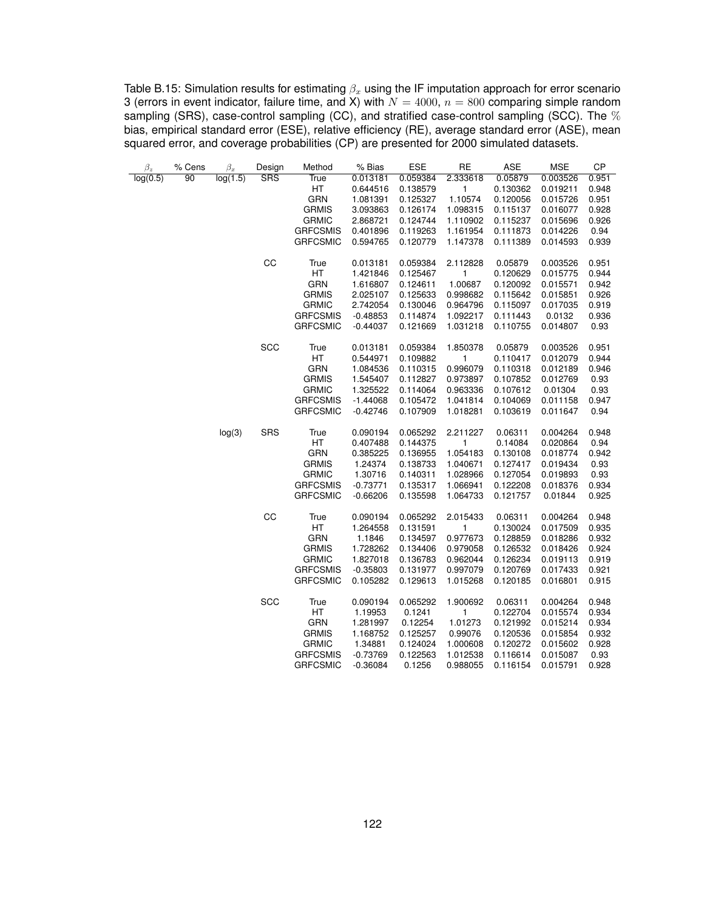Table B.15: Simulation results for estimating $\beta_x$ using the IF imputation approach for error scenario 3 (errors in event indicator, failure time, and X) with $N = 4000$, $n = 800$ comparing simple random sampling (SRS), case-control sampling (CC), and stratified case-control sampling (SCC). The % bias, empirical standard error (ESE), relative efficiency (RE), average standard error (ASE), mean squared error, and coverage probabilities (CP) are presented for 2000 simulated datasets.

| $\beta_z$ | % Cens | $\beta_x$ | Design | Method | % Bias | ESE | RE | ASE | MSE | CP |
|---|---|---|---|---|---|---|---|---|---|---|
| log(0.5) | 90 | log(1.5) | SRS | True | 0.013181 | 0.059384 | 2.333618 | 0.05879 | 0.003526 | 0.951 |
| | | | | HT | 0.644516 | 0.138579 | 1 | 0.130362 | 0.019211 | 0.948 |
| | | | | GRN | 1.081391 | 0.125327 | 1.10574 | 0.120056 | 0.015726 | 0.951 |
| | | | | GRMIS | 3.093863 | 0.126174 | 1.098315 | 0.115137 | 0.016077 | 0.928 |
| | | | | GRMIC | 2.868721 | 0.124744 | 1.110902 | 0.115237 | 0.015696 | 0.926 |
| | | | | GRFCSMIS | 0.401896 | 0.119263 | 1.161954 | 0.111873 | 0.014226 | 0.94 |
| | | | | GRFCSMIC | 0.594765 | 0.120779 | 1.147378 | 0.111389 | 0.014593 | 0.939 |
| | | | CC | True | 0.013181 | 0.059384 | 2.112828 | 0.05879 | 0.003526 | 0.951 |
| | | | | HT | 1.421846 | 0.125467 | 1 | 0.120629 | 0.015775 | 0.944 |
| | | | | GRN | 1.616807 | 0.124611 | 1.00687 | 0.120092 | 0.015571 | 0.942 |
| | | | | GRMIS | 2.025107 | 0.125633 | 0.998682 | 0.115642 | 0.015851 | 0.926 |
| | | | | GRMIC | 2.742054 | 0.130046 | 0.964796 | 0.115097 | 0.017035 | 0.919 |
| | | | | GRFCSMIS | -0.48853 | 0.114874 | 1.092217 | 0.111443 | 0.0132 | 0.936 |
| | | | | GRFCSMIC | -0.44037 | 0.121669 | 1.031218 | 0.110755 | 0.014807 | 0.93 |
| | | | SCC | True | 0.013181 | 0.059384 | 1.850378 | 0.05879 | 0.003526 | 0.951 |
| | | | | HT | 0.544971 | 0.109882 | 1 | 0.110417 | 0.012079 | 0.944 |
| | | | | GRN | 1.084536 | 0.110315 | 0.996079 | 0.110318 | 0.012189 | 0.946 |
| | | | | GRMIS | 1.545407 | 0.112827 | 0.973897 | 0.107852 | 0.012769 | 0.93 |
| | | | | GRMIC | 1.325522 | 0.114064 | 0.963336 | 0.107612 | 0.01304 | 0.93 |
| | | | | GRFCSMIS | -1.44068 | 0.105472 | 1.041814 | 0.104069 | 0.011158 | 0.947 |
| | | | | GRFCSMIC | -0.42746 | 0.107909 | 1.018281 | 0.103619 | 0.011647 | 0.94 |
| | | log(3) | SRS | True | 0.090194 | 0.065292 | 2.211227 | 0.06311 | 0.004264 | 0.948 |
| | | | | HT | 0.407488 | 0.144375 | 1 | 0.14084 | 0.020864 | 0.94 |
| | | | | GRN | 0.385225 | 0.136955 | 1.054183 | 0.130108 | 0.018774 | 0.942 |
| | | | | GRMIS | 1.24374 | 0.138733 | 1.040671 | 0.127417 | 0.019434 | 0.93 |
| | | | | GRMIC | 1.30716 | 0.140311 | 1.028966 | 0.127054 | 0.019893 | 0.93 |
| | | | | GRFCSMIS | -0.73771 | 0.135317 | 1.066941 | 0.122208 | 0.018376 | 0.934 |
| | | | | GRFCSMIC | -0.66206 | 0.135598 | 1.064733 | 0.121757 | 0.01844 | 0.925 |
| | | | CC | True | 0.090194 | 0.065292 | 2.015433 | 0.06311 | 0.004264 | 0.948 |
| | | | | HT | 1.264558 | 0.131591 | 1 | 0.130024 | 0.017509 | 0.935 |
| | | | | GRN | 1.1846 | 0.134597 | 0.977673 | 0.128859 | 0.018286 | 0.932 |
| | | | | GRMIS | 1.728262 | 0.134406 | 0.979058 | 0.126532 | 0.018426 | 0.924 |
| | | | | GRMIC | 1.827018 | 0.136783 | 0.962044 | 0.126234 | 0.019113 | 0.919 |
| | | | | GRFCSMIS | -0.35803 | 0.131977 | 0.997079 | 0.120769 | 0.017433 | 0.921 |
| | | | | GRFCSMIC | 0.105282 | 0.129613 | 1.015268 | 0.120185 | 0.016801 | 0.915 |
| | | | SCC | True | 0.090194 | 0.065292 | 1.900692 | 0.06311 | 0.004264 | 0.948 |
| | | | | HT | 1.19953 | 0.1241 | 1 | 0.122704 | 0.015574 | 0.934 |
| | | | | GRN | 1.281997 | 0.12254 | 1.01273 | 0.121992 | 0.015214 | 0.934 |
| | | | | GRMIS | 1.168752 | 0.125257 | 0.99076 | 0.120536 | 0.015854 | 0.932 |
| | | | | GRMIC | 1.34881 | 0.124024 | 1.000608 | 0.120272 | 0.015602 | 0.928 |
| | | | | GRFCSMIS | -0.73769 | 0.122563 | 1.012538 | 0.116614 | 0.015087 | 0.93 |
| | | | | GRFCSMIC | -0.36084 | 0.1256 | 0.988055 | 0.116154 | 0.015791 | 0.928 |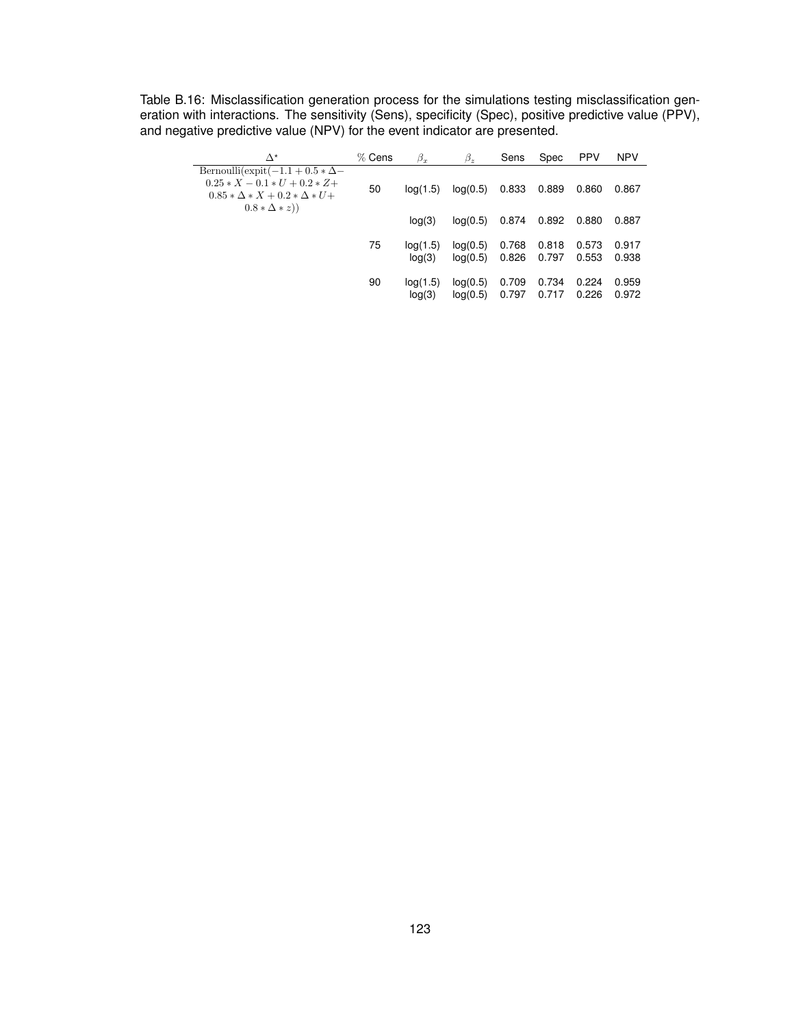Table B.16: Misclassification generation process for the simulations testing misclassification generation with interactions. The sensitivity (Sens), specificity (Spec), positive predictive value (PPV), and negative predictive value (NPV) for the event indicator are presented.

| $\Delta^*$ | % Cens | $\beta_x$ | $\beta_z$ | Sens | Spec | PPV | NPV |
|---|---|---|---|---|---|---|---|
| $\text{Bernoulli}(\text{expit}(-1.1 + 0.5 * \Delta - 0.25 * X - 0.1 * U + 0.2 * Z + 0.85 * \Delta * X + 0.2 * \Delta * U + 0.8 * \Delta * z))$ | 50 | log(1.5) | log(0.5) | 0.833 | 0.889 | 0.860 | 0.867 |
| | | log(3) | log(0.5) | 0.874 | 0.892 | 0.880 | 0.887 |
| | 75 | log(1.5) | log(0.5) | 0.768 | 0.818 | 0.573 | 0.917 |
| | | log(3) | log(0.5) | 0.826 | 0.797 | 0.553 | 0.938 |
| | 90 | log(1.5) | log(0.5) | 0.709 | 0.734 | 0.224 | 0.959 |
| | | log(3) | log(0.5) | 0.797 | 0.717 | 0.226 | 0.972 |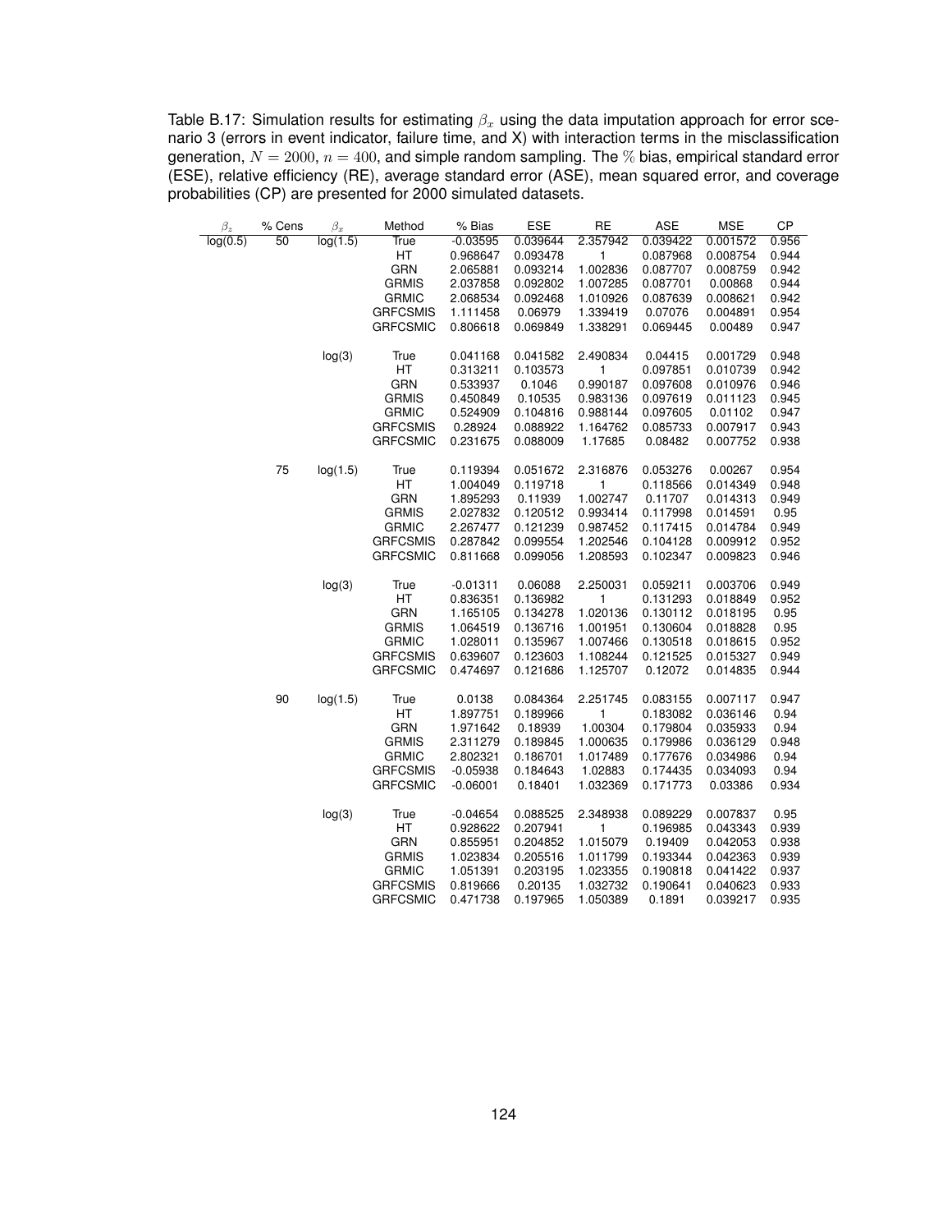Table B.17: Simulation results for estimating $\beta_x$ using the data imputation approach for error scenario 3 (errors in event indicator, failure time, and X) with interaction terms in the misclassification generation, $N = 2000$, $n = 400$, and simple random sampling. The % bias, empirical standard error (ESE), relative efficiency (RE), average standard error (ASE), mean squared error, and coverage probabilities (CP) are presented for 2000 simulated datasets.

| $\beta_z$ | % Cens | $\beta_x$ | Method | % Bias | ESE | RE | ASE | MSE | CP |
|---|---|---|---|---|---|---|---|---|---|
| log(0.5) | 50 | log(1.5) | True | -0.03595 | 0.039644 | 2.357942 | 0.039422 | 0.001572 | 0.956 |
| | | | HT | 0.968647 | 0.093478 | 1 | 0.087968 | 0.008754 | 0.944 |
| | | | GRN | 2.065881 | 0.093214 | 1.002836 | 0.087707 | 0.008759 | 0.942 |
| | | | GRMIS | 2.037858 | 0.092802 | 1.007285 | 0.087701 | 0.00868 | 0.944 |
| | | | GRMIC | 2.068534 | 0.092468 | 1.010926 | 0.087639 | 0.008621 | 0.942 |
| | | | GRFCSMIS | 1.111458 | 0.06979 | 1.339419 | 0.07076 | 0.004891 | 0.954 |
| | | | GRFCSMIC | 0.806618 | 0.069849 | 1.338291 | 0.069445 | 0.00489 | 0.947 |
| | | log(3) | True | 0.041168 | 0.041582 | 2.490834 | 0.04415 | 0.001729 | 0.948 |
| | | | HT | 0.313211 | 0.103573 | 1 | 0.097851 | 0.010739 | 0.942 |
| | | | GRN | 0.533937 | 0.1046 | 0.990187 | 0.097608 | 0.010976 | 0.946 |
| | | | GRMIS | 0.450849 | 0.10535 | 0.983136 | 0.097619 | 0.011123 | 0.945 |
| | | | GRMIC | 0.524909 | 0.104816 | 0.988144 | 0.097605 | 0.01102 | 0.947 |
| | | | GRFCSMIS | 0.28924 | 0.088922 | 1.164762 | 0.085733 | 0.007917 | 0.943 |
| | | | GRFCSMIC | 0.231675 | 0.088009 | 1.17685 | 0.08482 | 0.007752 | 0.938 |
| | 75 | log(1.5) | True | 0.119394 | 0.051672 | 2.316876 | 0.053276 | 0.00267 | 0.954 |
| | | | HT | 1.004049 | 0.119718 | 1 | 0.118566 | 0.014349 | 0.948 |
| | | | GRN | 1.895293 | 0.11939 | 1.002747 | 0.11707 | 0.014313 | 0.949 |
| | | | GRMIS | 2.027832 | 0.120512 | 0.993414 | 0.117998 | 0.014591 | 0.95 |
| | | | GRMIC | 2.267477 | 0.121239 | 0.987452 | 0.117415 | 0.014784 | 0.949 |
| | | | GRFCSMIS | 0.287842 | 0.099554 | 1.202546 | 0.104128 | 0.009912 | 0.952 |
| | | | GRFCSMIC | 0.811668 | 0.099056 | 1.208593 | 0.102347 | 0.009823 | 0.946 |
| | | log(3) | True | -0.01311 | 0.06088 | 2.250031 | 0.059211 | 0.003706 | 0.949 |
| | | | HT | 0.836351 | 0.136982 | 1 | 0.131293 | 0.018849 | 0.952 |
| | | | GRN | 1.165105 | 0.134278 | 1.020136 | 0.130112 | 0.018195 | 0.95 |
| | | | GRMIS | 1.064519 | 0.136716 | 1.001951 | 0.130604 | 0.018828 | 0.95 |
| | | | GRMIC | 1.028011 | 0.135967 | 1.007466 | 0.130518 | 0.018615 | 0.952 |
| | | | GRFCSMIS | 0.639607 | 0.123603 | 1.108244 | 0.121525 | 0.015327 | 0.949 |
| | | | GRFCSMIC | 0.474697 | 0.121686 | 1.125707 | 0.12072 | 0.014835 | 0.944 |
| | 90 | log(1.5) | True | 0.0138 | 0.084364 | 2.251745 | 0.083155 | 0.007117 | 0.947 |
| | | | HT | 1.897751 | 0.189966 | 1 | 0.183082 | 0.036146 | 0.94 |
| | | | GRN | 1.971642 | 0.18939 | 1.00304 | 0.179804 | 0.035933 | 0.94 |
| | | | GRMIS | 2.311279 | 0.189845 | 1.000635 | 0.179986 | 0.036129 | 0.948 |
| | | | GRMIC | 2.802321 | 0.186701 | 1.017489 | 0.177676 | 0.034986 | 0.94 |
| | | | GRFCSMIS | -0.05938 | 0.184643 | 1.02883 | 0.174435 | 0.034093 | 0.94 |
| | | | GRFCSMIC | -0.06001 | 0.18401 | 1.032369 | 0.171773 | 0.03386 | 0.934 |
| | | log(3) | True | -0.04654 | 0.088525 | 2.348938 | 0.089229 | 0.007837 | 0.95 |
| | | | HT | 0.928622 | 0.207941 | 1 | 0.196985 | 0.043343 | 0.939 |
| | | | GRN | 0.855951 | 0.204852 | 1.015079 | 0.19409 | 0.042053 | 0.938 |
| | | | GRMIS | 1.023834 | 0.205516 | 1.011799 | 0.193344 | 0.042363 | 0.939 |
| | | | GRMIC | 1.051391 | 0.203195 | 1.023355 | 0.190818 | 0.041422 | 0.937 |
| | | | GRFCSMIS | 0.819666 | 0.20135 | 1.032732 | 0.190641 | 0.040623 | 0.933 |
| | | | GRFCSMIC | 0.471738 | 0.197965 | 1.050389 | 0.1891 | 0.039217 | 0.935 |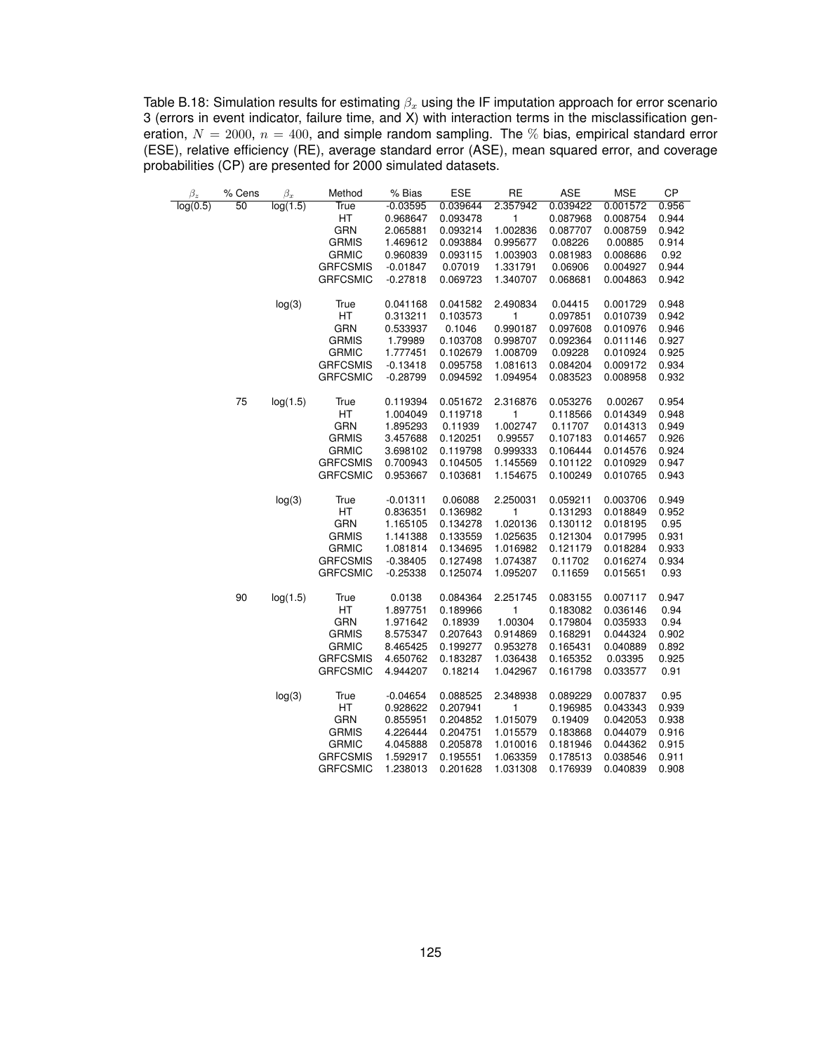Table B.18: Simulation results for estimating $\beta_x$ using the IF imputation approach for error scenario 3 (errors in event indicator, failure time, and X) with interaction terms in the misclassification generation, $N = 2000$, $n = 400$, and simple random sampling. The $\%$ bias, empirical standard error (ESE), relative efficiency (RE), average standard error (ASE), mean squared error, and coverage probabilities (CP) are presented for 2000 simulated datasets.

| $\beta_z$ | % Cens | $\beta_x$ | Method | % Bias | ESE | RE | ASE | MSE | CP |
|---|---|---|---|---|---|---|---|---|---|
| log(0.5) | 50 | log(1.5) | True | -0.03595 | 0.039644 | 2.357942 | 0.039422 | 0.001572 | 0.956 |
| | | | HT | 0.968647 | 0.093478 | 1 | 0.087968 | 0.008754 | 0.944 |
| | | | GRN | 2.065881 | 0.093214 | 1.002836 | 0.087707 | 0.008759 | 0.942 |
| | | | GRMIS | 1.469612 | 0.093884 | 0.995677 | 0.08226 | 0.00885 | 0.914 |
| | | | GRMIC | 0.960839 | 0.093115 | 1.003903 | 0.081983 | 0.008686 | 0.92 |
| | | | GRFCSMIS | -0.01847 | 0.07019 | 1.331791 | 0.06906 | 0.004927 | 0.944 |
| | | | GRFCSMIC | -0.27818 | 0.069723 | 1.340707 | 0.068681 | 0.004863 | 0.942 |
| | | log(3) | True | 0.041168 | 0.041582 | 2.490834 | 0.04415 | 0.001729 | 0.948 |
| | | | HT | 0.313211 | 0.103573 | 1 | 0.097851 | 0.010739 | 0.942 |
| | | | GRN | 0.533937 | 0.1046 | 0.990187 | 0.097608 | 0.010976 | 0.946 |
| | | | GRMIS | 1.79989 | 0.103708 | 0.998707 | 0.092364 | 0.011146 | 0.927 |
| | | | GRMIC | 1.777451 | 0.102679 | 1.008709 | 0.09228 | 0.010924 | 0.925 |
| | | | GRFCSMIS | -0.13418 | 0.095758 | 1.081613 | 0.084204 | 0.009172 | 0.934 |
| | | | GRFCSMIC | -0.28799 | 0.094592 | 1.094954 | 0.083523 | 0.008958 | 0.932 |
| | 75 | log(1.5) | True | 0.119394 | 0.051672 | 2.316876 | 0.053276 | 0.00267 | 0.954 |
| | | | HT | 1.004049 | 0.119718 | 1 | 0.118566 | 0.014349 | 0.948 |
| | | | GRN | 1.895293 | 0.11939 | 1.002747 | 0.11707 | 0.014313 | 0.949 |
| | | | GRMIS | 3.457688 | 0.120251 | 0.99557 | 0.107183 | 0.014657 | 0.926 |
| | | | GRMIC | 3.698102 | 0.119798 | 0.999333 | 0.106444 | 0.014576 | 0.924 |
| | | | GRFCSMIS | 0.700943 | 0.104505 | 1.145569 | 0.101122 | 0.010929 | 0.947 |
| | | | GRFCSMIC | 0.953667 | 0.103681 | 1.154675 | 0.100249 | 0.010765 | 0.943 |
| | | log(3) | True | -0.01311 | 0.06088 | 2.250031 | 0.059211 | 0.003706 | 0.949 |
| | | | HT | 0.836351 | 0.136982 | 1 | 0.131293 | 0.018849 | 0.952 |
| | | | GRN | 1.165105 | 0.134278 | 1.020136 | 0.130112 | 0.018195 | 0.95 |
| | | | GRMIS | 1.141388 | 0.133559 | 1.025635 | 0.121304 | 0.017995 | 0.931 |
| | | | GRMIC | 1.081814 | 0.134695 | 1.016982 | 0.121179 | 0.018284 | 0.933 |
| | | | GRFCSMIS | -0.38405 | 0.127498 | 1.074387 | 0.11702 | 0.016274 | 0.934 |
| | | | GRFCSMIC | -0.25338 | 0.125074 | 1.095207 | 0.11659 | 0.015651 | 0.93 |
| | 90 | log(1.5) | True | 0.0138 | 0.084364 | 2.251745 | 0.083155 | 0.007117 | 0.947 |
| | | | HT | 1.897751 | 0.189966 | 1 | 0.183082 | 0.036146 | 0.94 |
| | | | GRN | 1.971642 | 0.18939 | 1.00304 | 0.179804 | 0.035933 | 0.94 |
| | | | GRMIS | 8.575347 | 0.207643 | 0.914869 | 0.168291 | 0.044324 | 0.902 |
| | | | GRMIC | 8.465425 | 0.199277 | 0.953278 | 0.165431 | 0.040889 | 0.892 |
| | | | GRFCSMIS | 4.650762 | 0.183287 | 1.036438 | 0.165352 | 0.03395 | 0.925 |
| | | | GRFCSMIC | 4.944207 | 0.18214 | 1.042967 | 0.161798 | 0.033577 | 0.91 |
| | | log(3) | True | -0.04654 | 0.088525 | 2.348938 | 0.089229 | 0.007837 | 0.95 |
| | | | HT | 0.928622 | 0.207941 | 1 | 0.196985 | 0.043343 | 0.939 |
| | | | GRN | 0.855951 | 0.204852 | 1.015079 | 0.19409 | 0.042053 | 0.938 |
| | | | GRMIS | 4.226444 | 0.204751 | 1.015579 | 0.183868 | 0.044079 | 0.916 |
| | | | GRMIC | 4.045888 | 0.205878 | 1.010016 | 0.181946 | 0.044362 | 0.915 |
| | | | GRFCSMIS | 1.592917 | 0.195551 | 1.063359 | 0.178513 | 0.038546 | 0.911 |
| | | | GRFCSMIC | 1.238013 | 0.201628 | 1.031308 | 0.176939 | 0.040839 | 0.908 |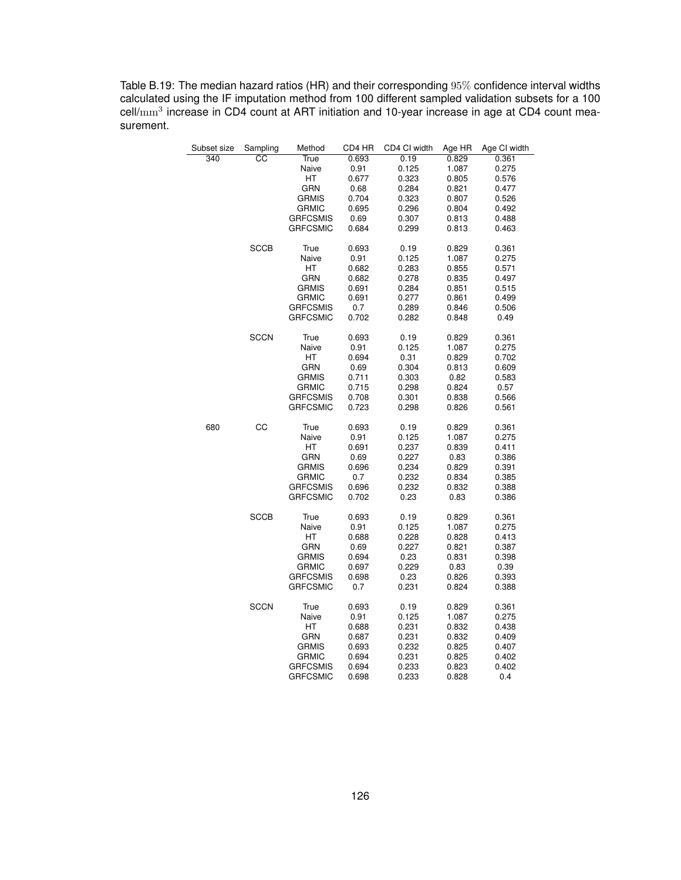Table B.19: The median hazard ratios (HR) and their corresponding $95\%$ confidence interval widths calculated using the IF imputation method from 100 different sampled validation subsets for a 100 cell/$\mathrm{mm}^3$ increase in CD4 count at ART initiation and 10-year increase in age at CD4 count measurement.

| Subset size | Sampling | Method | CD4 HR | CD4 CI width | Age HR | Age CI width |
|---|---|---|---|---|---|---|
| 340 | CC | True | 0.693 | 0.19 | 0.829 | 0.361 |
| | | Naive | 0.91 | 0.125 | 1.087 | 0.275 |
| | | HT | 0.677 | 0.323 | 0.805 | 0.576 |
| | | GRN | 0.68 | 0.284 | 0.821 | 0.477 |
| | | GRMIS | 0.704 | 0.323 | 0.807 | 0.526 |
| | | GRMIC | 0.695 | 0.296 | 0.804 | 0.492 |
| | | GRFCSMIS | 0.69 | 0.307 | 0.813 | 0.488 |
| | | GRFCSMIC | 0.684 | 0.299 | 0.813 | 0.463 |
| | SCCB | True | 0.693 | 0.19 | 0.829 | 0.361 |
| | | Naive | 0.91 | 0.125 | 1.087 | 0.275 |
| | | HT | 0.682 | 0.283 | 0.855 | 0.571 |
| | | GRN | 0.682 | 0.278 | 0.835 | 0.497 |
| | | GRMIS | 0.691 | 0.284 | 0.851 | 0.515 |
| | | GRMIC | 0.691 | 0.277 | 0.861 | 0.499 |
| | | GRFCSMIS | 0.7 | 0.289 | 0.846 | 0.506 |
| | | GRFCSMIC | 0.702 | 0.282 | 0.848 | 0.49 |
| | SCCN | True | 0.693 | 0.19 | 0.829 | 0.361 |
| | | Naive | 0.91 | 0.125 | 1.087 | 0.275 |
| | | HT | 0.694 | 0.31 | 0.829 | 0.702 |
| | | GRN | 0.69 | 0.304 | 0.813 | 0.609 |
| | | GRMIS | 0.711 | 0.303 | 0.82 | 0.583 |
| | | GRMIC | 0.715 | 0.298 | 0.824 | 0.57 |
| | | GRFCSMIS | 0.708 | 0.301 | 0.838 | 0.566 |
| | | GRFCSMIC | 0.723 | 0.298 | 0.826 | 0.561 |
| 680 | CC | True | 0.693 | 0.19 | 0.829 | 0.361 |
| | | Naive | 0.91 | 0.125 | 1.087 | 0.275 |
| | | HT | 0.691 | 0.237 | 0.839 | 0.411 |
| | | GRN | 0.69 | 0.227 | 0.83 | 0.386 |
| | | GRMIS | 0.696 | 0.234 | 0.829 | 0.391 |
| | | GRMIC | 0.7 | 0.232 | 0.834 | 0.385 |
| | | GRFCSMIS | 0.696 | 0.232 | 0.832 | 0.388 |
| | | GRFCSMIC | 0.702 | 0.23 | 0.83 | 0.386 |
| | SCCB | True | 0.693 | 0.19 | 0.829 | 0.361 |
| | | Naive | 0.91 | 0.125 | 1.087 | 0.275 |
| | | HT | 0.688 | 0.228 | 0.828 | 0.413 |
| | | GRN | 0.69 | 0.227 | 0.821 | 0.387 |
| | | GRMIS | 0.694 | 0.23 | 0.831 | 0.398 |
| | | GRMIC | 0.697 | 0.229 | 0.83 | 0.39 |
| | | GRFCSMIS | 0.698 | 0.23 | 0.826 | 0.393 |
| | | GRFCSMIC | 0.7 | 0.231 | 0.824 | 0.388 |
| | SCCN | True | 0.693 | 0.19 | 0.829 | 0.361 |
| | | Naive | 0.91 | 0.125 | 1.087 | 0.275 |
| | | HT | 0.688 | 0.231 | 0.832 | 0.438 |
| | | GRN | 0.687 | 0.231 | 0.832 | 0.409 |
| | | GRMIS | 0.693 | 0.232 | 0.825 | 0.407 |
| | | GRMIC | 0.694 | 0.231 | 0.825 | 0.402 |
| | | GRFCSMIS | 0.694 | 0.233 | 0.823 | 0.402 |
| | | GRFCSMIC | 0.698 | 0.233 | 0.828 | 0.4 |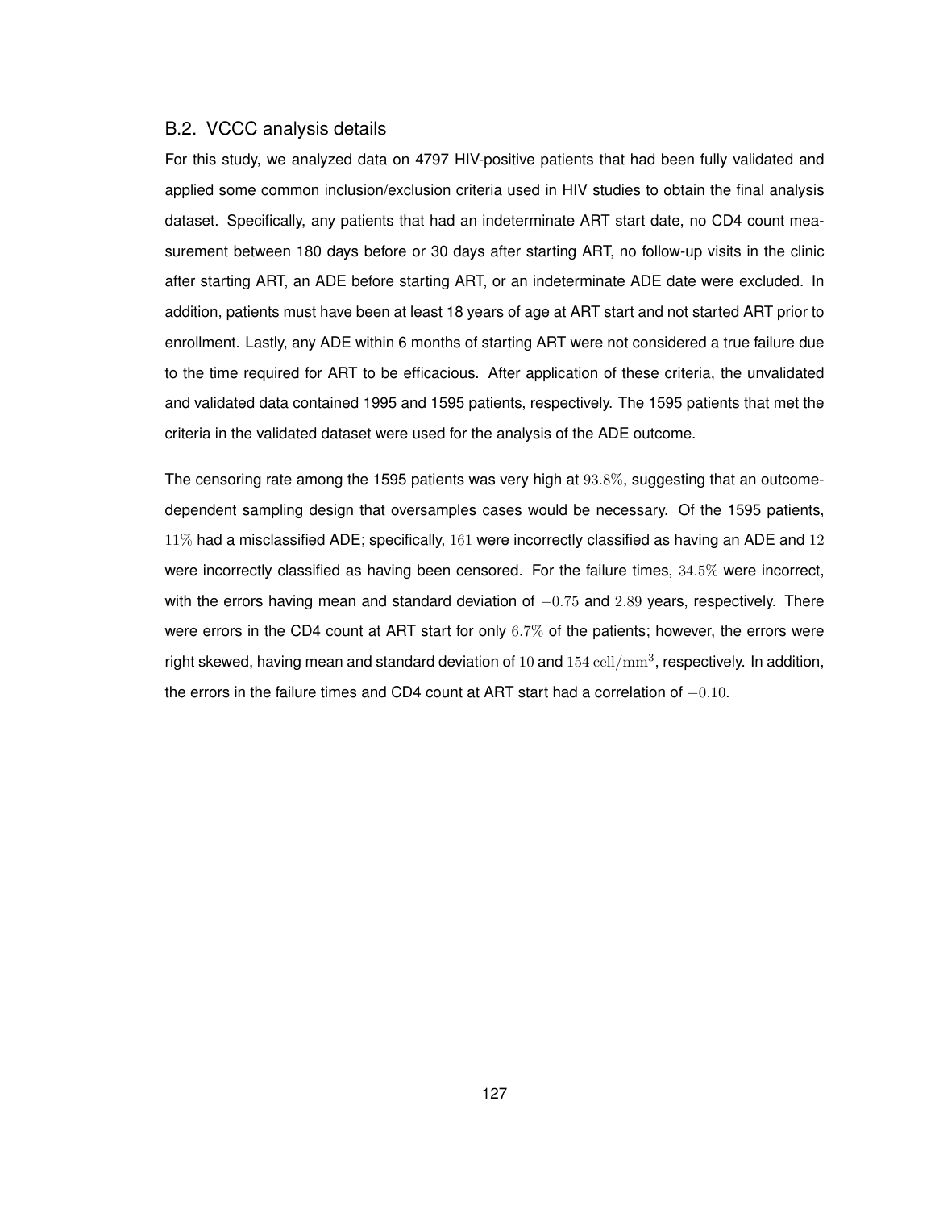### B.2. VCCC analysis details

For this study, we analyzed data on 4797 HIV-positive patients that had been fully validated and applied some common inclusion/exclusion criteria used in HIV studies to obtain the final analysis dataset. Specifically, any patients that had an indeterminate ART start date, no CD4 count measurement between 180 days before or 30 days after starting ART, no follow-up visits in the clinic after starting ART, an ADE before starting ART, or an indeterminate ADE date were excluded. In addition, patients must have been at least 18 years of age at ART start and not started ART prior to enrollment. Lastly, any ADE within 6 months of starting ART were not considered a true failure due to the time required for ART to be efficacious. After application of these criteria, the unvalidated and validated data contained 1995 and 1595 patients, respectively. The 1595 patients that met the criteria in the validated dataset were used for the analysis of the ADE outcome.

The censoring rate among the 1595 patients was very high at $93.8\%$, suggesting that an outcome-dependent sampling design that oversamples cases would be necessary. Of the 1595 patients, $11\%$ had a misclassified ADE; specifically, $161$ were incorrectly classified as having an ADE and $12$ were incorrectly classified as having been censored. For the failure times, $34.5\%$ were incorrect, with the errors having mean and standard deviation of $-0.75$ and $2.89$ years, respectively. There were errors in the CD4 count at ART start for only $6.7\%$ of the patients; however, the errors were right skewed, having mean and standard deviation of $10$ and $154\ \mathrm{cell/mm^3}$, respectively. In addition, the errors in the failure times and CD4 count at ART start had a correlation of $-0.10$.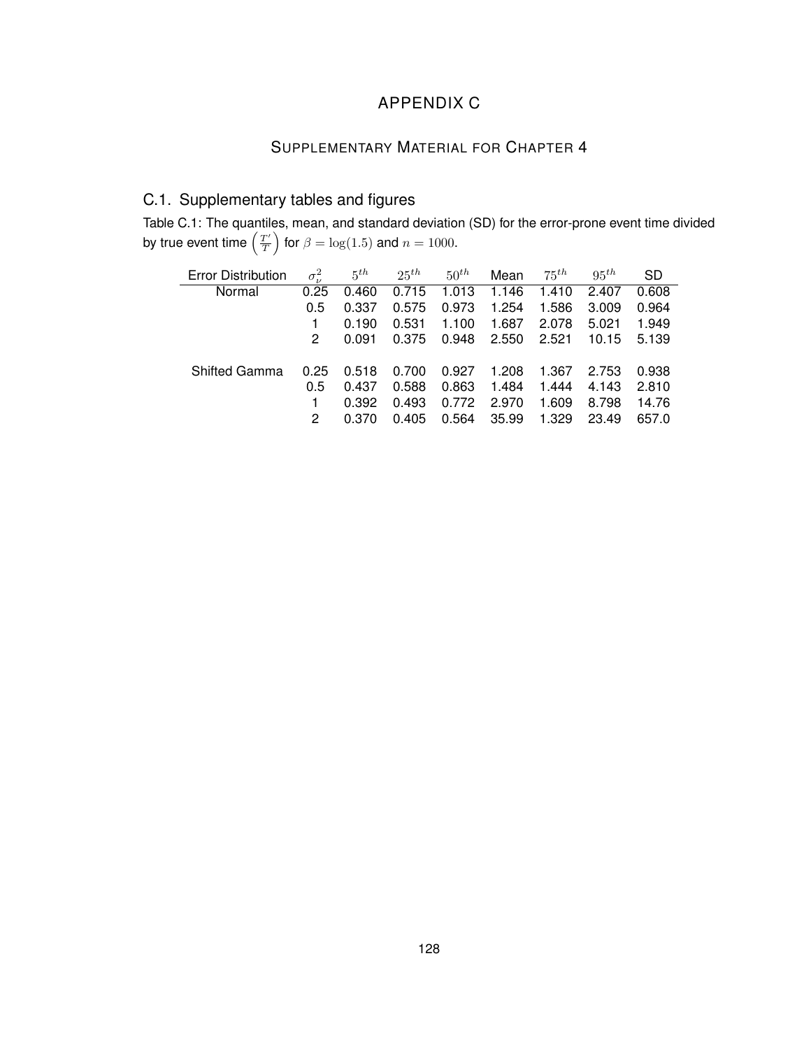# APPENDIX C

## Supplementary Material for Chapter 4

### C.1. Supplementary tables and figures

Table C.1: The quantiles, mean, and standard deviation (SD) for the error-prone event time divided by true event time $\left(\frac{T'}{T}\right)$ for $\beta = \log(1.5)$ and $n = 1000$.

| Error Distribution | $\sigma_\nu^2$ | $5^{th}$ | $25^{th}$ | $50^{th}$ | Mean | $75^{th}$ | $95^{th}$ | SD |
|---|---|---|---|---|---|---|---|---|
| Normal | 0.25 | 0.460 | 0.715 | 1.013 | 1.146 | 1.410 | 2.407 | 0.608 |
| | 0.5 | 0.337 | 0.575 | 0.973 | 1.254 | 1.586 | 3.009 | 0.964 |
| | 1 | 0.190 | 0.531 | 1.100 | 1.687 | 2.078 | 5.021 | 1.949 |
| | 2 | 0.091 | 0.375 | 0.948 | 2.550 | 2.521 | 10.15 | 5.139 |
| Shifted Gamma | 0.25 | 0.518 | 0.700 | 0.927 | 1.208 | 1.367 | 2.753 | 0.938 |
| | 0.5 | 0.437 | 0.588 | 0.863 | 1.484 | 1.444 | 4.143 | 2.810 |
| | 1 | 0.392 | 0.493 | 0.772 | 2.970 | 1.609 | 8.798 | 14.76 |
| | 2 | 0.370 | 0.405 | 0.564 | 35.99 | 1.329 | 23.49 | 657.0 |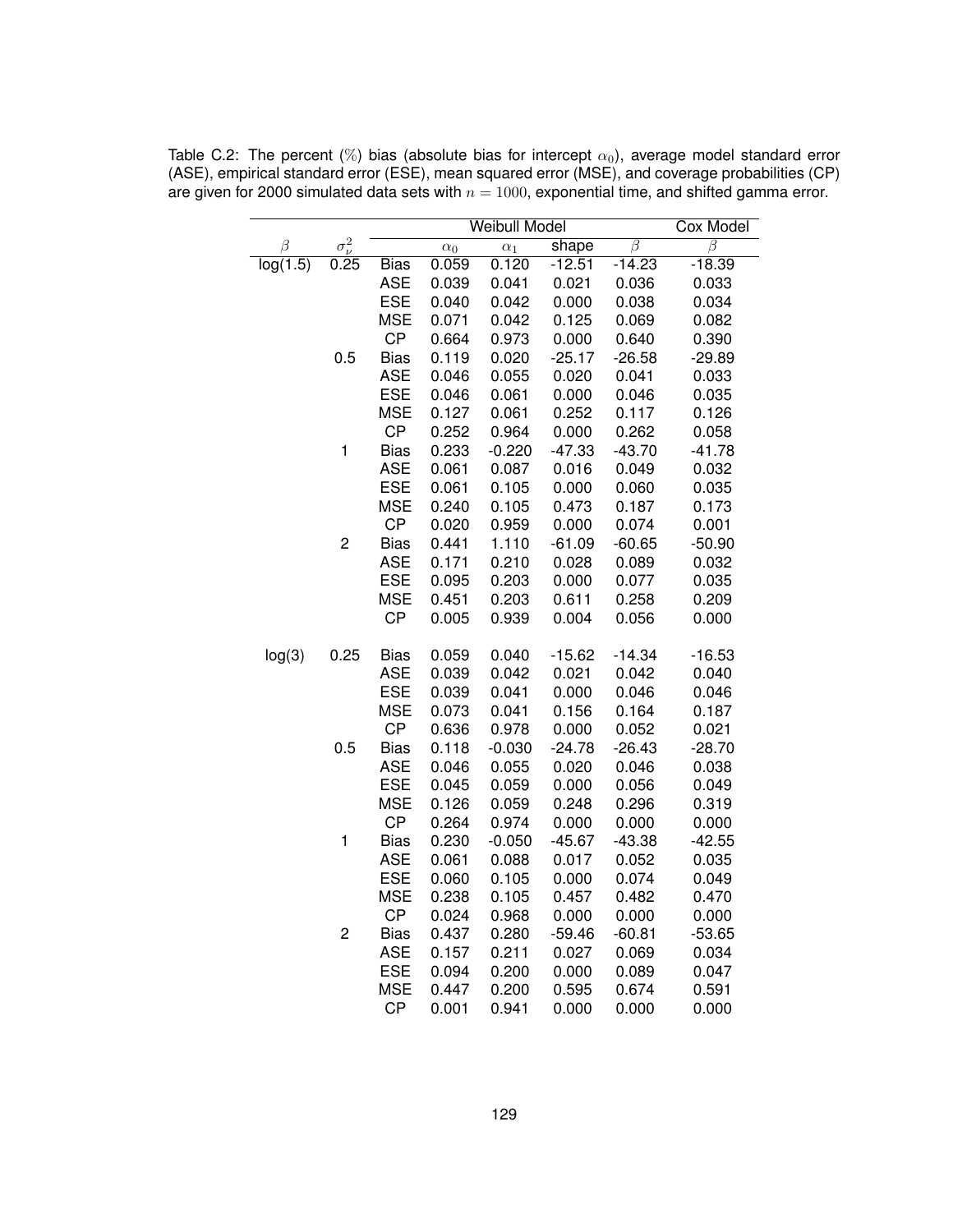Table C.2: The percent (%) bias (absolute bias for intercept $\alpha_0$), average model standard error (ASE), empirical standard error (ESE), mean squared error (MSE), and coverage probabilities (CP) are given for 2000 simulated data sets with $n = 1000$, exponential time, and shifted gamma error.

| | | | Weibull Model | | | | Cox Model |
|---|---|---|---|---|---|---|---|
| $\beta$ | $\sigma_\nu^2$ | | $\alpha_0$ | $\alpha_1$ | shape | $\beta$ | $\beta$ |
| log(1.5) | 0.25 | Bias | 0.059 | 0.120 | -12.51 | -14.23 | -18.39 |
| | | ASE | 0.039 | 0.041 | 0.021 | 0.036 | 0.033 |
| | | ESE | 0.040 | 0.042 | 0.000 | 0.038 | 0.034 |
| | | MSE | 0.071 | 0.042 | 0.125 | 0.069 | 0.082 |
| | | CP | 0.664 | 0.973 | 0.000 | 0.640 | 0.390 |
| | 0.5 | Bias | 0.119 | 0.020 | -25.17 | -26.58 | -29.89 |
| | | ASE | 0.046 | 0.055 | 0.020 | 0.041 | 0.033 |
| | | ESE | 0.046 | 0.061 | 0.000 | 0.046 | 0.035 |
| | | MSE | 0.127 | 0.061 | 0.252 | 0.117 | 0.126 |
| | | CP | 0.252 | 0.964 | 0.000 | 0.262 | 0.058 |
| | 1 | Bias | 0.233 | -0.220 | -47.33 | -43.70 | -41.78 |
| | | ASE | 0.061 | 0.087 | 0.016 | 0.049 | 0.032 |
| | | ESE | 0.061 | 0.105 | 0.000 | 0.060 | 0.035 |
| | | MSE | 0.240 | 0.105 | 0.473 | 0.187 | 0.173 |
| | | CP | 0.020 | 0.959 | 0.000 | 0.074 | 0.001 |
| | 2 | Bias | 0.441 | 1.110 | -61.09 | -60.65 | -50.90 |
| | | ASE | 0.171 | 0.210 | 0.028 | 0.089 | 0.032 |
| | | ESE | 0.095 | 0.203 | 0.000 | 0.077 | 0.035 |
| | | MSE | 0.451 | 0.203 | 0.611 | 0.258 | 0.209 |
| | | CP | 0.005 | 0.939 | 0.004 | 0.056 | 0.000 |
| log(3) | 0.25 | Bias | 0.059 | 0.040 | -15.62 | -14.34 | -16.53 |
| | | ASE | 0.039 | 0.042 | 0.021 | 0.042 | 0.040 |
| | | ESE | 0.039 | 0.041 | 0.000 | 0.046 | 0.046 |
| | | MSE | 0.073 | 0.041 | 0.156 | 0.164 | 0.187 |
| | | CP | 0.636 | 0.978 | 0.000 | 0.052 | 0.021 |
| | 0.5 | Bias | 0.118 | -0.030 | -24.78 | -26.43 | -28.70 |
| | | ASE | 0.046 | 0.055 | 0.020 | 0.046 | 0.038 |
| | | ESE | 0.045 | 0.059 | 0.000 | 0.056 | 0.049 |
| | | MSE | 0.126 | 0.059 | 0.248 | 0.296 | 0.319 |
| | | CP | 0.264 | 0.974 | 0.000 | 0.000 | 0.000 |
| | 1 | Bias | 0.230 | -0.050 | -45.67 | -43.38 | -42.55 |
| | | ASE | 0.061 | 0.088 | 0.017 | 0.052 | 0.035 |
| | | ESE | 0.060 | 0.105 | 0.000 | 0.074 | 0.049 |
| | | MSE | 0.238 | 0.105 | 0.457 | 0.482 | 0.470 |
| | | CP | 0.024 | 0.968 | 0.000 | 0.000 | 0.000 |
| | 2 | Bias | 0.437 | 0.280 | -59.46 | -60.81 | -53.65 |
| | | ASE | 0.157 | 0.211 | 0.027 | 0.069 | 0.034 |
| | | ESE | 0.094 | 0.200 | 0.000 | 0.089 | 0.047 |
| | | MSE | 0.447 | 0.200 | 0.595 | 0.674 | 0.591 |
| | | CP | 0.001 | 0.941 | 0.000 | 0.000 | 0.000 |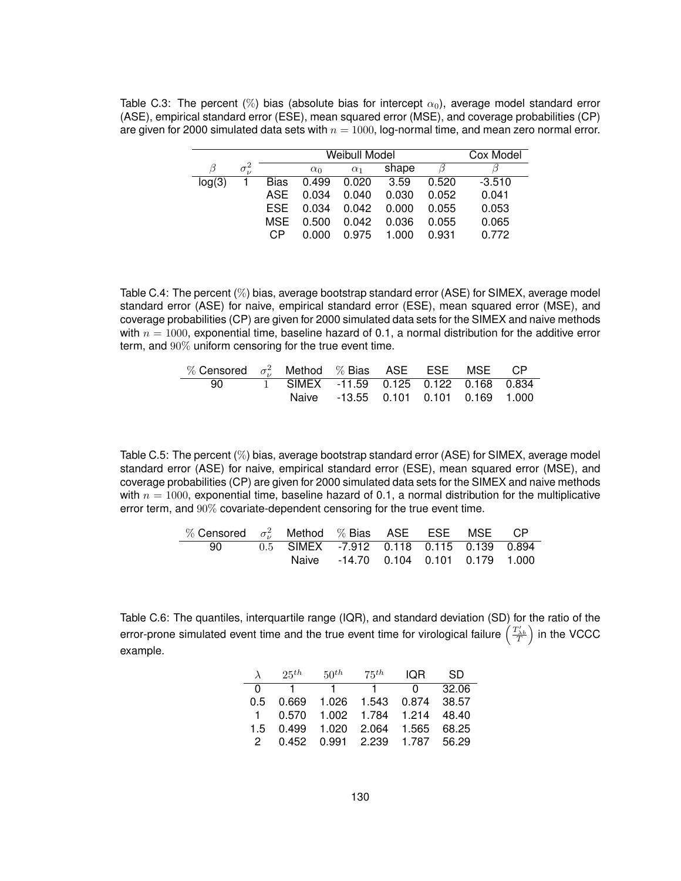Table C.3: The percent (%) bias (absolute bias for intercept $\alpha_0$), average model standard error (ASE), empirical standard error (ESE), mean squared error (MSE), and coverage probabilities (CP) are given for 2000 simulated data sets with $n = 1000$, log-normal time, and mean zero normal error.

| | | | Weibull Model | | | | Cox Model |
|---|---|---|---|---|---|---|---|
| $\beta$ | $\sigma_\nu^2$ | | $\alpha_0$ | $\alpha_1$ | shape | $\beta$ | $\beta$ |
| log(3) | 1 | Bias | 0.499 | 0.020 | 3.59 | 0.520 | -3.510 |
| | | ASE | 0.034 | 0.040 | 0.030 | 0.052 | 0.041 |
| | | ESE | 0.034 | 0.042 | 0.000 | 0.055 | 0.053 |
| | | MSE | 0.500 | 0.042 | 0.036 | 0.055 | 0.065 |
| | | CP | 0.000 | 0.975 | 1.000 | 0.931 | 0.772 |

Table C.4: The percent (%) bias, average bootstrap standard error (ASE) for SIMEX, average model standard error (ASE) for naive, empirical standard error (ESE), mean squared error (MSE), and coverage probabilities (CP) are given for 2000 simulated data sets for the SIMEX and naive methods with $n = 1000$, exponential time, baseline hazard of 0.1, a normal distribution for the additive error term, and 90% uniform censoring for the true event time.

| % Censored | $\sigma_\nu^2$ | Method | % Bias | ASE | ESE | MSE | CP |
|---|---|---|---|---|---|---|---|
| 90 | 1 | SIMEX | -11.59 | 0.125 | 0.122 | 0.168 | 0.834 |
| | | Naive | -13.55 | 0.101 | 0.101 | 0.169 | 1.000 |

Table C.5: The percent (%) bias, average bootstrap standard error (ASE) for SIMEX, average model standard error (ASE) for naive, empirical standard error (ESE), mean squared error (MSE), and coverage probabilities (CP) are given for 2000 simulated data sets for the SIMEX and naive methods with $n = 1000$, exponential time, baseline hazard of 0.1, a normal distribution for the multiplicative error term, and 90% covariate-dependent censoring for the true event time.

| % Censored | $\sigma_\nu^2$ | Method | % Bias | ASE | ESE | MSE | CP |
|---|---|---|---|---|---|---|---|
| 90 | 0.5 | SIMEX | -7.912 | 0.118 | 0.115 | 0.139 | 0.894 |
| | | Naive | -14.70 | 0.104 | 0.101 | 0.179 | 1.000 |

Table C.6: The quantiles, interquartile range (IQR), and standard deviation (SD) for the ratio of the error-prone simulated event time and the true event time for virological failure $\left(\frac{T'_{\lambda b}}{T}\right)$ in the VCCC example.

| $\lambda$ | $25^{th}$ | $50^{th}$ | $75^{th}$ | IQR | SD |
|---|---|---|---|---|---|
| 0 | 1 | 1 | 1 | 0 | 32.06 |
| 0.5 | 0.669 | 1.026 | 1.543 | 0.874 | 38.57 |
| 1 | 0.570 | 1.002 | 1.784 | 1.214 | 48.40 |
| 1.5 | 0.499 | 1.020 | 2.064 | 1.565 | 68.25 |
| 2 | 0.452 | 0.991 | 2.239 | 1.787 | 56.29 |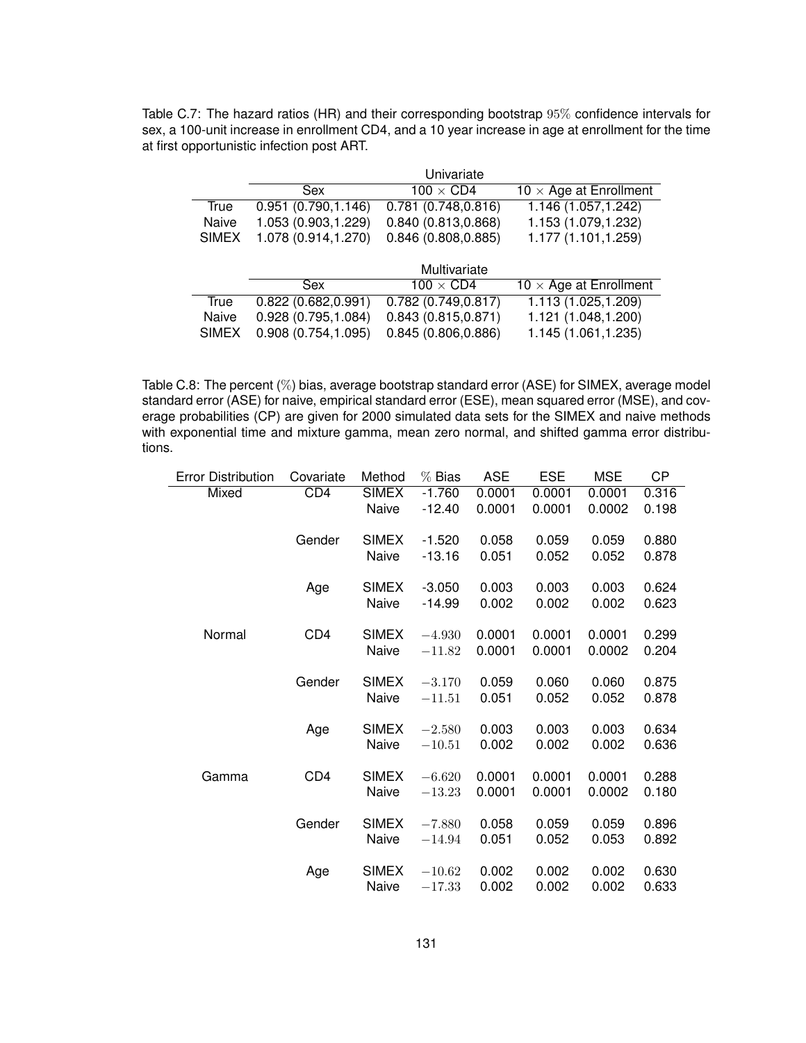Table C.7: The hazard ratios (HR) and their corresponding bootstrap $95\%$ confidence intervals for sex, a 100-unit increase in enrollment CD4, and a 10 year increase in age at enrollment for the time at first opportunistic infection post ART.

| | Univariate | | |
|---|---|---|---|
| | Sex | $100 \times$ CD4 | $10 \times$ Age at Enrollment |
| True | 0.951 (0.790,1.146) | 0.781 (0.748,0.816) | 1.146 (1.057,1.242) |
| Naive | 1.053 (0.903,1.229) | 0.840 (0.813,0.868) | 1.153 (1.079,1.232) |
| SIMEX | 1.078 (0.914,1.270) | 0.846 (0.808,0.885) | 1.177 (1.101,1.259) |
| | **Multivariate** | | |
| | Sex | $100 \times$ CD4 | $10 \times$ Age at Enrollment |
| True | 0.822 (0.682,0.991) | 0.782 (0.749,0.817) | 1.113 (1.025,1.209) |
| Naive | 0.928 (0.795,1.084) | 0.843 (0.815,0.871) | 1.121 (1.048,1.200) |
| SIMEX | 0.908 (0.754,1.095) | 0.845 (0.806,0.886) | 1.145 (1.061,1.235) |

Table C.8: The percent $(\%)$ bias, average bootstrap standard error (ASE) for SIMEX, average model standard error (ASE) for naive, empirical standard error (ESE), mean squared error (MSE), and coverage probabilities (CP) are given for 2000 simulated data sets for the SIMEX and naive methods with exponential time and mixture gamma, mean zero normal, and shifted gamma error distributions.

| Error Distribution | Covariate | Method | $\%$ Bias | ASE | ESE | MSE | CP |
|---|---|---|---|---|---|---|---|
| Mixed | CD4 | SIMEX | -1.760 | 0.0001 | 0.0001 | 0.0001 | 0.316 |
| | | Naive | -12.40 | 0.0001 | 0.0001 | 0.0002 | 0.198 |
| | Gender | SIMEX | -1.520 | 0.058 | 0.059 | 0.059 | 0.880 |
| | | Naive | -13.16 | 0.051 | 0.052 | 0.052 | 0.878 |
| | Age | SIMEX | -3.050 | 0.003 | 0.003 | 0.003 | 0.624 |
| | | Naive | -14.99 | 0.002 | 0.002 | 0.002 | 0.623 |
| Normal | CD4 | SIMEX | $-4.930$ | 0.0001 | 0.0001 | 0.0001 | 0.299 |
| | | Naive | $-11.82$ | 0.0001 | 0.0001 | 0.0002 | 0.204 |
| | Gender | SIMEX | $-3.170$ | 0.059 | 0.060 | 0.060 | 0.875 |
| | | Naive | $-11.51$ | 0.051 | 0.052 | 0.052 | 0.878 |
| | Age | SIMEX | $-2.580$ | 0.003 | 0.003 | 0.003 | 0.634 |
| | | Naive | $-10.51$ | 0.002 | 0.002 | 0.002 | 0.636 |
| Gamma | CD4 | SIMEX | $-6.620$ | 0.0001 | 0.0001 | 0.0001 | 0.288 |
| | | Naive | $-13.23$ | 0.0001 | 0.0001 | 0.0002 | 0.180 |
| | Gender | SIMEX | $-7.880$ | 0.058 | 0.059 | 0.059 | 0.896 |
| | | Naive | $-14.94$ | 0.051 | 0.052 | 0.053 | 0.892 |
| | Age | SIMEX | $-10.62$ | 0.002 | 0.002 | 0.002 | 0.630 |
| | | Naive | $-17.33$ | 0.002 | 0.002 | 0.002 | 0.633 |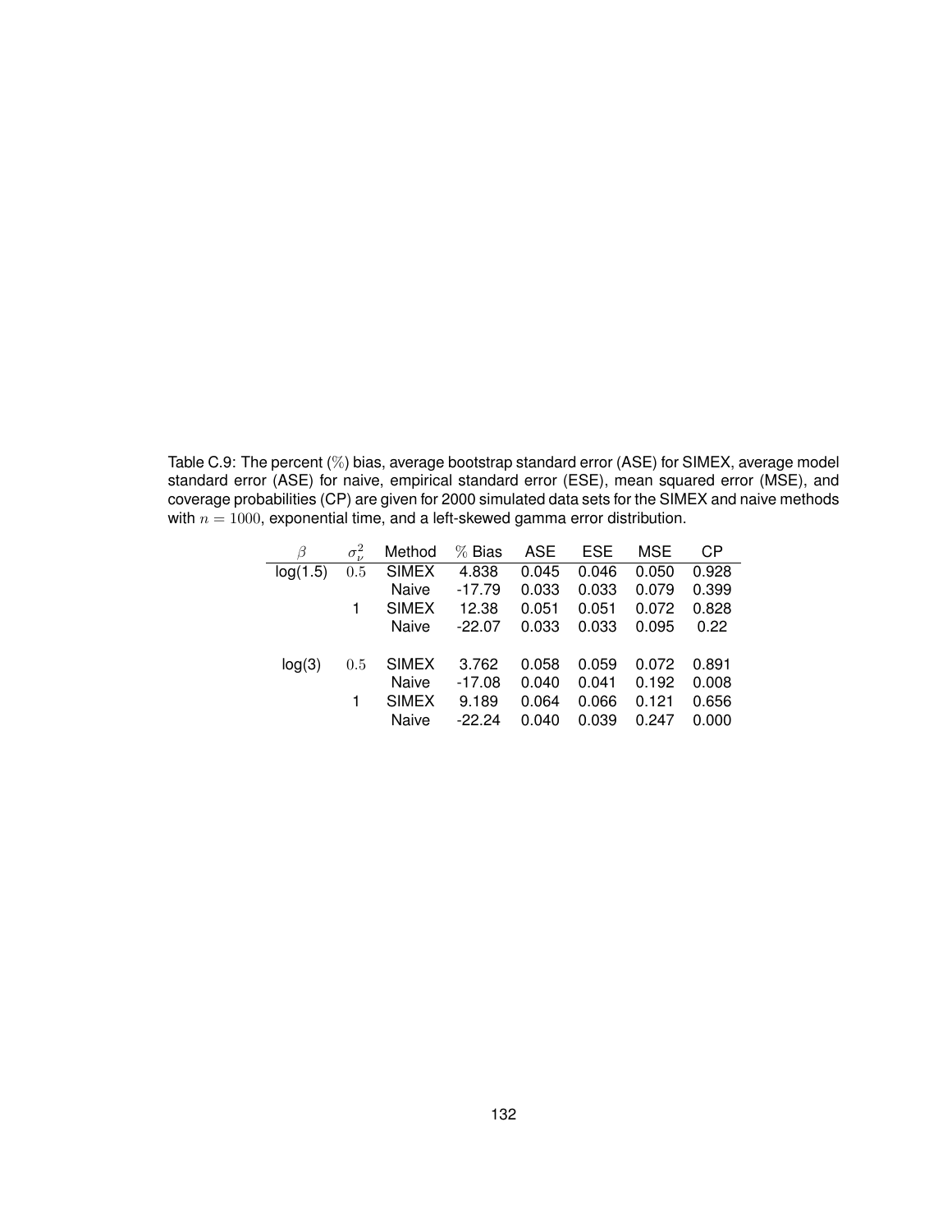Table C.9: The percent (%) bias, average bootstrap standard error (ASE) for SIMEX, average model standard error (ASE) for naive, empirical standard error (ESE), mean squared error (MSE), and coverage probabilities (CP) are given for 2000 simulated data sets for the SIMEX and naive methods with $n = 1000$, exponential time, and a left-skewed gamma error distribution.

| $\beta$ | $\sigma_\nu^2$ | Method | % Bias | ASE | ESE | MSE | CP |
|---|---|---|---|---|---|---|---|
| log(1.5) | $0.5$ | SIMEX | 4.838 | 0.045 | 0.046 | 0.050 | 0.928 |
| | | Naive | -17.79 | 0.033 | 0.033 | 0.079 | 0.399 |
| | 1 | SIMEX | 12.38 | 0.051 | 0.051 | 0.072 | 0.828 |
| | | Naive | -22.07 | 0.033 | 0.033 | 0.095 | 0.22 |
| log(3) | $0.5$ | SIMEX | 3.762 | 0.058 | 0.059 | 0.072 | 0.891 |
| | | Naive | -17.08 | 0.040 | 0.041 | 0.192 | 0.008 |
| | 1 | SIMEX | 9.189 | 0.064 | 0.066 | 0.121 | 0.656 |
| | | Naive | -22.24 | 0.040 | 0.039 | 0.247 | 0.000 |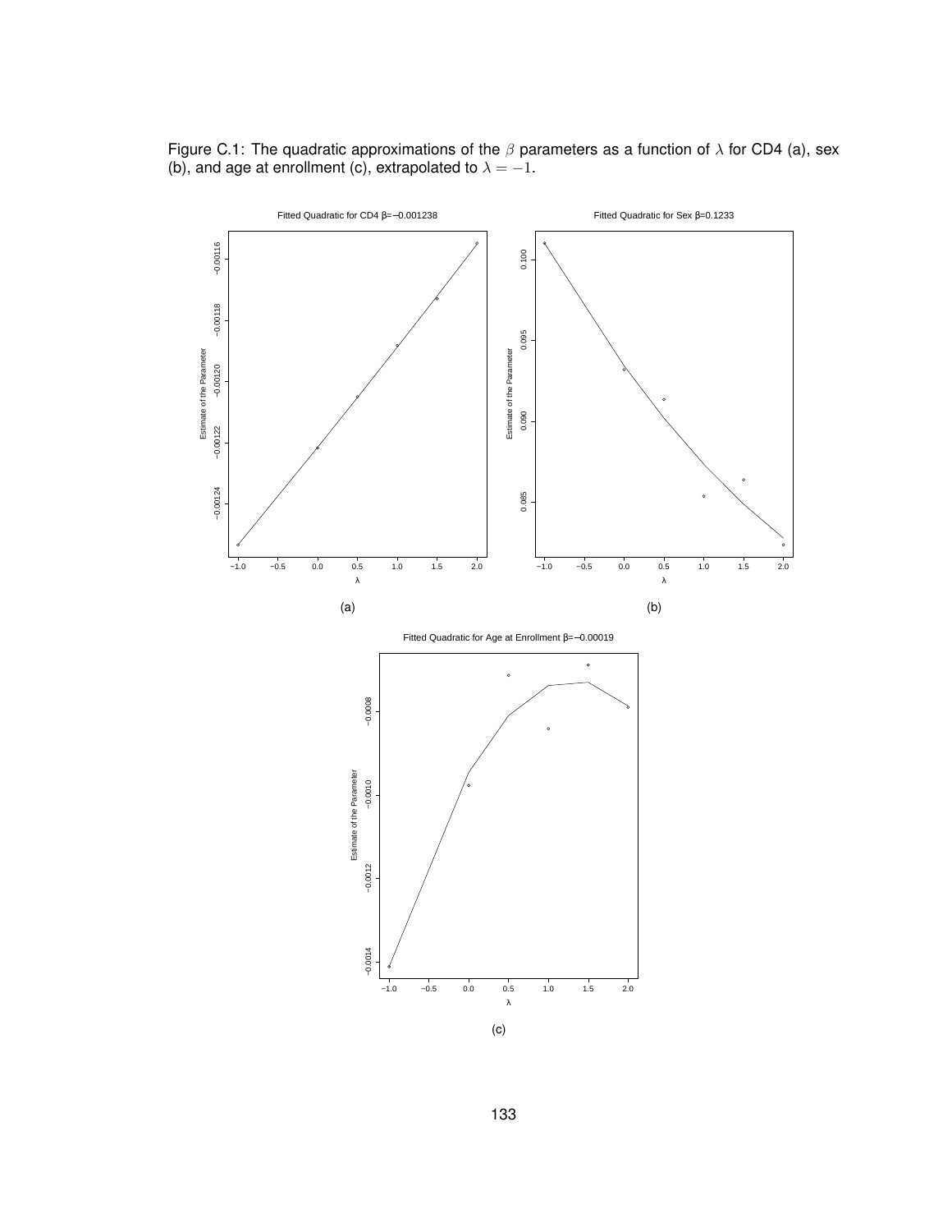Figure C.1: The quadratic approximations of the $\beta$ parameters as a function of $\lambda$ for CD4 (a), sex (b), and age at enrollment (c), extrapolated to $\lambda = -1$.

(a)

(b)

(c)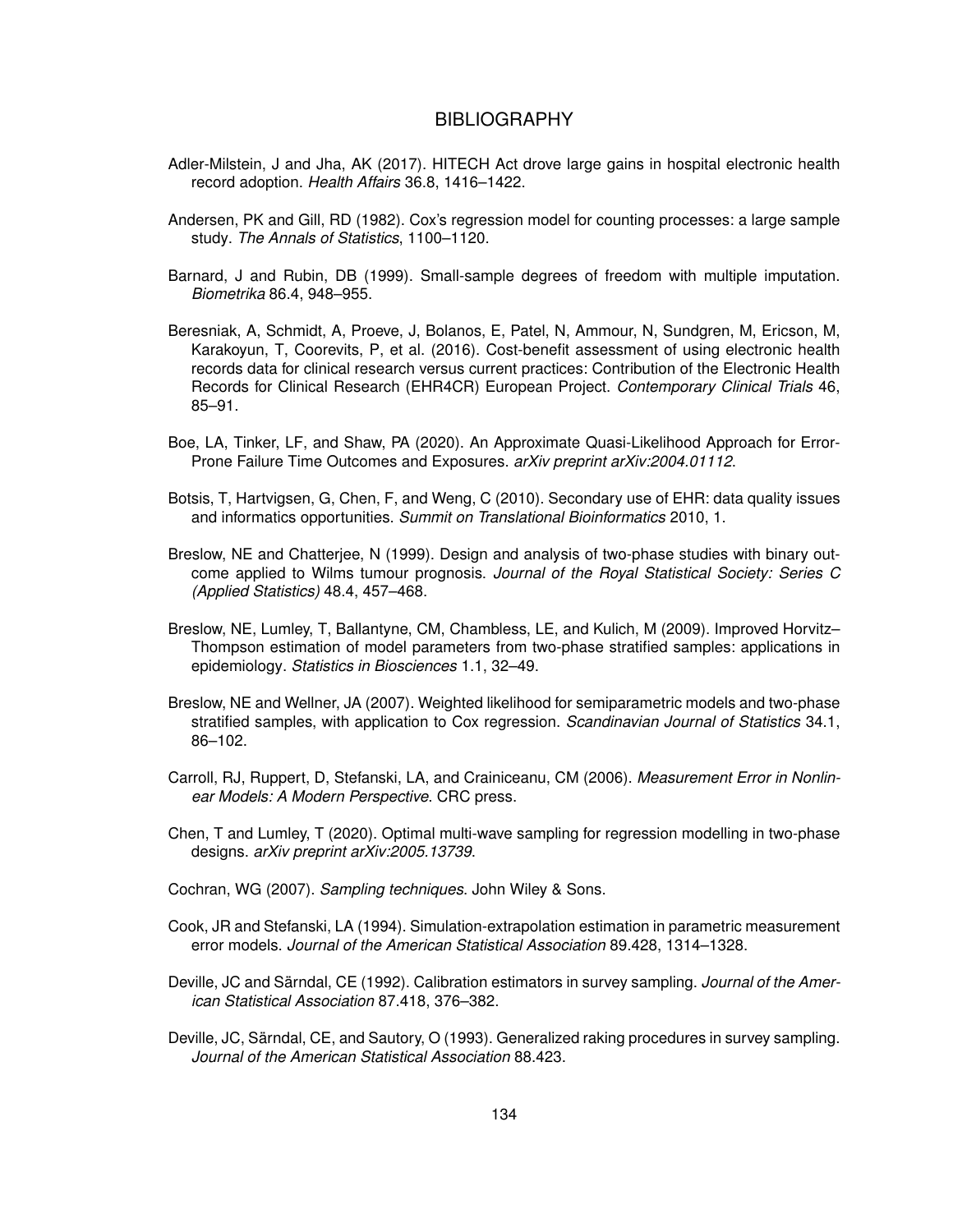# BIBLIOGRAPHY

Adler-Milstein, J and Jha, AK (2017). HITECH Act drove large gains in hospital electronic health record adoption. *Health Affairs* 36.8, 1416–1422.

Andersen, PK and Gill, RD (1982). Cox's regression model for counting processes: a large sample study. *The Annals of Statistics*, 1100–1120.

Barnard, J and Rubin, DB (1999). Small-sample degrees of freedom with multiple imputation. *Biometrika* 86.4, 948–955.

Beresniak, A, Schmidt, A, Proeve, J, Bolanos, E, Patel, N, Ammour, N, Sundgren, M, Ericson, M, Karakoyun, T, Coorevits, P, et al. (2016). Cost-benefit assessment of using electronic health records data for clinical research versus current practices: Contribution of the Electronic Health Records for Clinical Research (EHR4CR) European Project. *Contemporary Clinical Trials* 46, 85–91.

Boe, LA, Tinker, LF, and Shaw, PA (2020). An Approximate Quasi-Likelihood Approach for Error-Prone Failure Time Outcomes and Exposures. *arXiv preprint arXiv:2004.01112*.

Botsis, T, Hartvigsen, G, Chen, F, and Weng, C (2010). Secondary use of EHR: data quality issues and informatics opportunities. *Summit on Translational Bioinformatics* 2010, 1.

Breslow, NE and Chatterjee, N (1999). Design and analysis of two-phase studies with binary outcome applied to Wilms tumour prognosis. *Journal of the Royal Statistical Society: Series C (Applied Statistics)* 48.4, 457–468.

Breslow, NE, Lumley, T, Ballantyne, CM, Chambless, LE, and Kulich, M (2009). Improved Horvitz–Thompson estimation of model parameters from two-phase stratified samples: applications in epidemiology. *Statistics in Biosciences* 1.1, 32–49.

Breslow, NE and Wellner, JA (2007). Weighted likelihood for semiparametric models and two-phase stratified samples, with application to Cox regression. *Scandinavian Journal of Statistics* 34.1, 86–102.

Carroll, RJ, Ruppert, D, Stefanski, LA, and Crainiceanu, CM (2006). *Measurement Error in Nonlinear Models: A Modern Perspective*. CRC press.

Chen, T and Lumley, T (2020). Optimal multi-wave sampling for regression modelling in two-phase designs. *arXiv preprint arXiv:2005.13739*.

Cochran, WG (2007). *Sampling techniques*. John Wiley & Sons.

Cook, JR and Stefanski, LA (1994). Simulation-extrapolation estimation in parametric measurement error models. *Journal of the American Statistical Association* 89.428, 1314–1328.

Deville, JC and Särndal, CE (1992). Calibration estimators in survey sampling. *Journal of the American Statistical Association* 87.418, 376–382.

Deville, JC, Särndal, CE, and Sautory, O (1993). Generalized raking procedures in survey sampling. *Journal of the American Statistical Association* 88.423.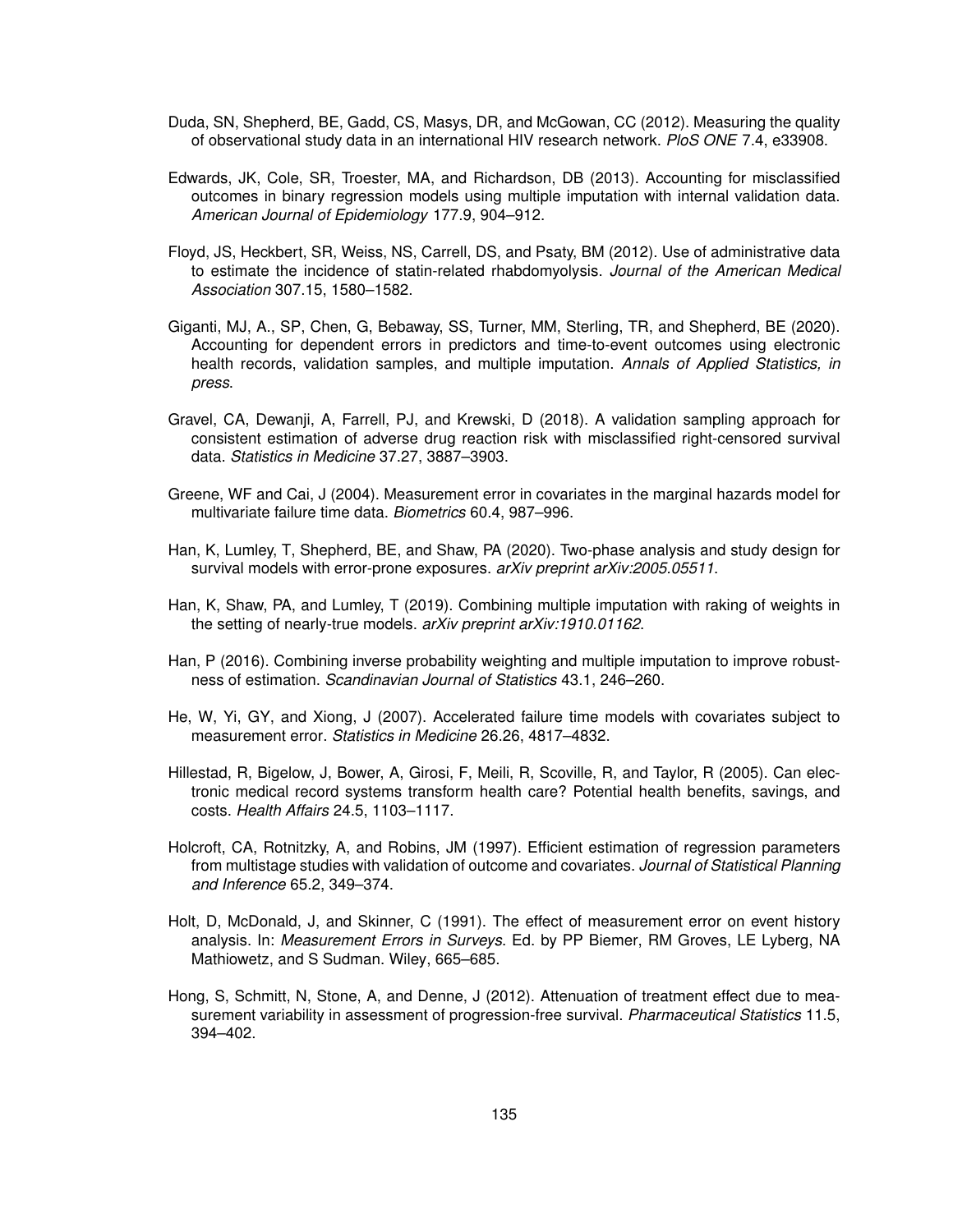Duda, SN, Shepherd, BE, Gadd, CS, Masys, DR, and McGowan, CC (2012). Measuring the quality of observational study data in an international HIV research network. *PloS ONE* 7.4, e33908.

Edwards, JK, Cole, SR, Troester, MA, and Richardson, DB (2013). Accounting for misclassified outcomes in binary regression models using multiple imputation with internal validation data. *American Journal of Epidemiology* 177.9, 904–912.

Floyd, JS, Heckbert, SR, Weiss, NS, Carrell, DS, and Psaty, BM (2012). Use of administrative data to estimate the incidence of statin-related rhabdomyolysis. *Journal of the American Medical Association* 307.15, 1580–1582.

Giganti, MJ, A., SP, Chen, G, Bebaway, SS, Turner, MM, Sterling, TR, and Shepherd, BE (2020). Accounting for dependent errors in predictors and time-to-event outcomes using electronic health records, validation samples, and multiple imputation. *Annals of Applied Statistics, in press*.

Gravel, CA, Dewanji, A, Farrell, PJ, and Krewski, D (2018). A validation sampling approach for consistent estimation of adverse drug reaction risk with misclassified right-censored survival data. *Statistics in Medicine* 37.27, 3887–3903.

Greene, WF and Cai, J (2004). Measurement error in covariates in the marginal hazards model for multivariate failure time data. *Biometrics* 60.4, 987–996.

Han, K, Lumley, T, Shepherd, BE, and Shaw, PA (2020). Two-phase analysis and study design for survival models with error-prone exposures. *arXiv preprint arXiv:2005.05511*.

Han, K, Shaw, PA, and Lumley, T (2019). Combining multiple imputation with raking of weights in the setting of nearly-true models. *arXiv preprint arXiv:1910.01162*.

Han, P (2016). Combining inverse probability weighting and multiple imputation to improve robustness of estimation. *Scandinavian Journal of Statistics* 43.1, 246–260.

He, W, Yi, GY, and Xiong, J (2007). Accelerated failure time models with covariates subject to measurement error. *Statistics in Medicine* 26.26, 4817–4832.

Hillestad, R, Bigelow, J, Bower, A, Girosi, F, Meili, R, Scoville, R, and Taylor, R (2005). Can electronic medical record systems transform health care? Potential health benefits, savings, and costs. *Health Affairs* 24.5, 1103–1117.

Holcroft, CA, Rotnitzky, A, and Robins, JM (1997). Efficient estimation of regression parameters from multistage studies with validation of outcome and covariates. *Journal of Statistical Planning and Inference* 65.2, 349–374.

Holt, D, McDonald, J, and Skinner, C (1991). The effect of measurement error on event history analysis. In: *Measurement Errors in Surveys*. Ed. by PP Biemer, RM Groves, LE Lyberg, NA Mathiowetz, and S Sudman. Wiley, 665–685.

Hong, S, Schmitt, N, Stone, A, and Denne, J (2012). Attenuation of treatment effect due to measurement variability in assessment of progression-free survival. *Pharmaceutical Statistics* 11.5, 394–402.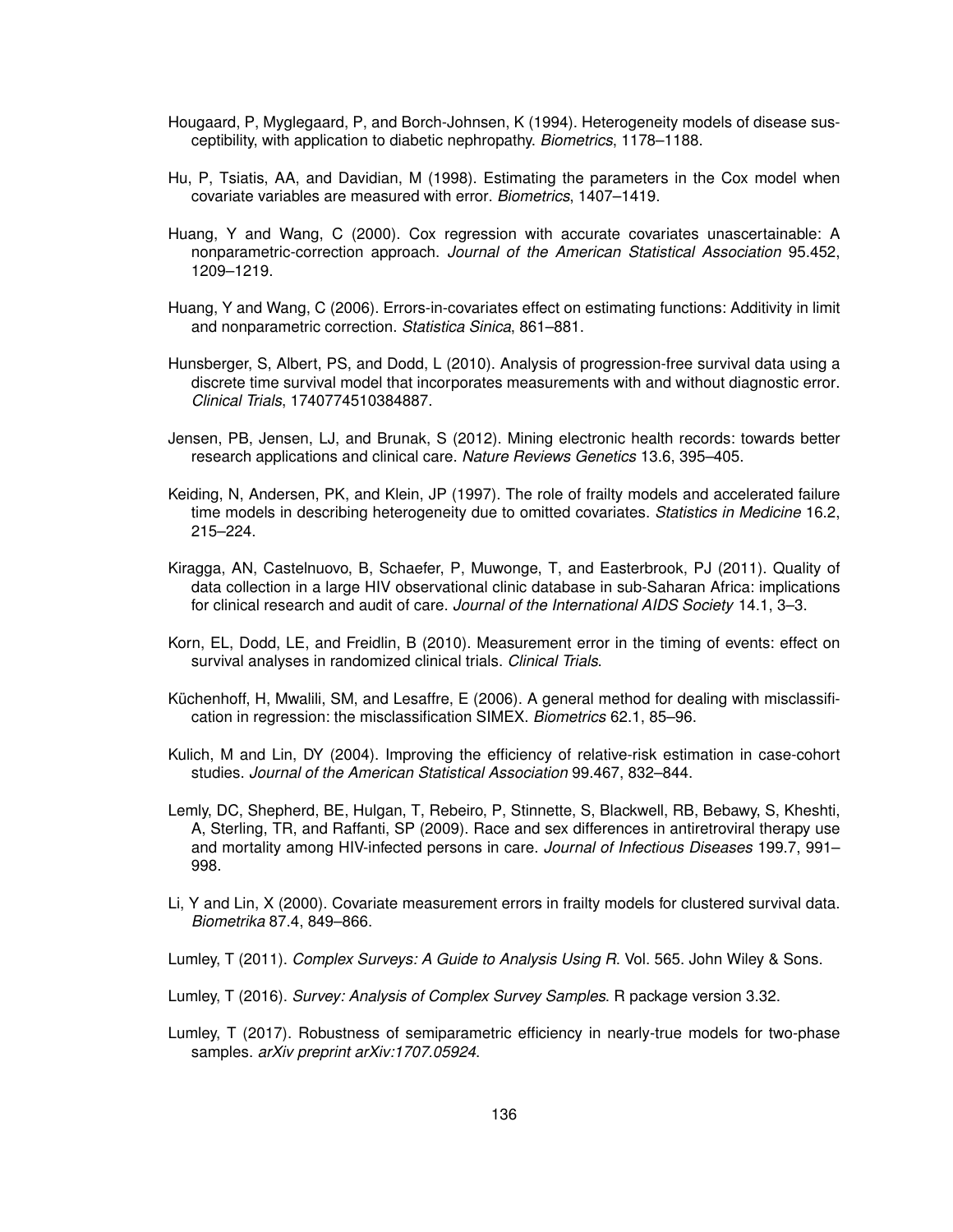Hougaard, P, Myglegaard, P, and Borch-Johnsen, K (1994). Heterogeneity models of disease susceptibility, with application to diabetic nephropathy. *Biometrics*, 1178–1188.

Hu, P, Tsiatis, AA, and Davidian, M (1998). Estimating the parameters in the Cox model when covariate variables are measured with error. *Biometrics*, 1407–1419.

Huang, Y and Wang, C (2000). Cox regression with accurate covariates unascertainable: A nonparametric-correction approach. *Journal of the American Statistical Association* 95.452, 1209–1219.

Huang, Y and Wang, C (2006). Errors-in-covariates effect on estimating functions: Additivity in limit and nonparametric correction. *Statistica Sinica*, 861–881.

Hunsberger, S, Albert, PS, and Dodd, L (2010). Analysis of progression-free survival data using a discrete time survival model that incorporates measurements with and without diagnostic error. *Clinical Trials*, 1740774510384887.

Jensen, PB, Jensen, LJ, and Brunak, S (2012). Mining electronic health records: towards better research applications and clinical care. *Nature Reviews Genetics* 13.6, 395–405.

Keiding, N, Andersen, PK, and Klein, JP (1997). The role of frailty models and accelerated failure time models in describing heterogeneity due to omitted covariates. *Statistics in Medicine* 16.2, 215–224.

Kiragga, AN, Castelnuovo, B, Schaefer, P, Muwonge, T, and Easterbrook, PJ (2011). Quality of data collection in a large HIV observational clinic database in sub-Saharan Africa: implications for clinical research and audit of care. *Journal of the International AIDS Society* 14.1, 3–3.

Korn, EL, Dodd, LE, and Freidlin, B (2010). Measurement error in the timing of events: effect on survival analyses in randomized clinical trials. *Clinical Trials*.

Küchenhoff, H, Mwalili, SM, and Lesaffre, E (2006). A general method for dealing with misclassification in regression: the misclassification SIMEX. *Biometrics* 62.1, 85–96.

Kulich, M and Lin, DY (2004). Improving the efficiency of relative-risk estimation in case-cohort studies. *Journal of the American Statistical Association* 99.467, 832–844.

Lemly, DC, Shepherd, BE, Hulgan, T, Rebeiro, P, Stinnette, S, Blackwell, RB, Bebawy, S, Kheshti, A, Sterling, TR, and Raffanti, SP (2009). Race and sex differences in antiretroviral therapy use and mortality among HIV-infected persons in care. *Journal of Infectious Diseases* 199.7, 991–998.

Li, Y and Lin, X (2000). Covariate measurement errors in frailty models for clustered survival data. *Biometrika* 87.4, 849–866.

Lumley, T (2011). *Complex Surveys: A Guide to Analysis Using R*. Vol. 565. John Wiley & Sons.

Lumley, T (2016). *Survey: Analysis of Complex Survey Samples*. R package version 3.32.

Lumley, T (2017). Robustness of semiparametric efficiency in nearly-true models for two-phase samples. *arXiv preprint arXiv:1707.05924*.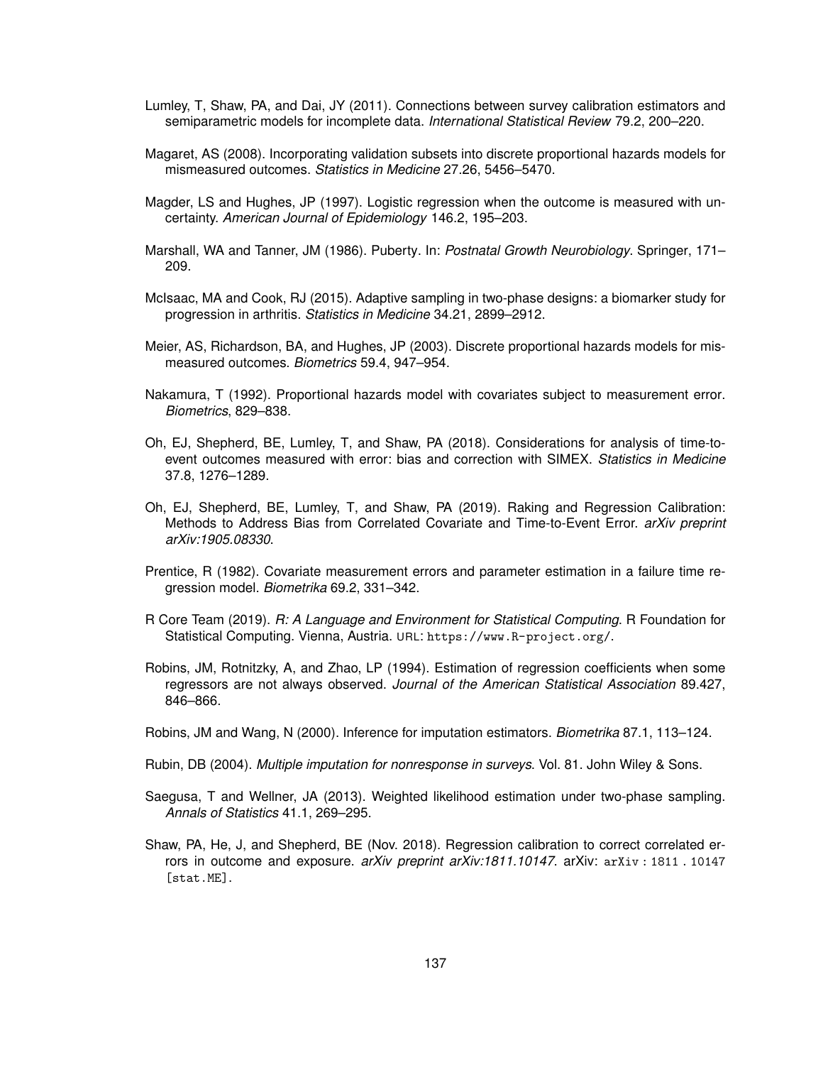Lumley, T, Shaw, PA, and Dai, JY (2011). Connections between survey calibration estimators and semiparametric models for incomplete data. *International Statistical Review* 79.2, 200–220.

Magaret, AS (2008). Incorporating validation subsets into discrete proportional hazards models for mismeasured outcomes. *Statistics in Medicine* 27.26, 5456–5470.

Magder, LS and Hughes, JP (1997). Logistic regression when the outcome is measured with uncertainty. *American Journal of Epidemiology* 146.2, 195–203.

Marshall, WA and Tanner, JM (1986). Puberty. In: *Postnatal Growth Neurobiology*. Springer, 171–209.

McIsaac, MA and Cook, RJ (2015). Adaptive sampling in two-phase designs: a biomarker study for progression in arthritis. *Statistics in Medicine* 34.21, 2899–2912.

Meier, AS, Richardson, BA, and Hughes, JP (2003). Discrete proportional hazards models for mismeasured outcomes. *Biometrics* 59.4, 947–954.

Nakamura, T (1992). Proportional hazards model with covariates subject to measurement error. *Biometrics*, 829–838.

Oh, EJ, Shepherd, BE, Lumley, T, and Shaw, PA (2018). Considerations for analysis of time-to-event outcomes measured with error: bias and correction with SIMEX. *Statistics in Medicine* 37.8, 1276–1289.

Oh, EJ, Shepherd, BE, Lumley, T, and Shaw, PA (2019). Raking and Regression Calibration: Methods to Address Bias from Correlated Covariate and Time-to-Event Error. *arXiv preprint arXiv:1905.08330*.

Prentice, R (1982). Covariate measurement errors and parameter estimation in a failure time regression model. *Biometrika* 69.2, 331–342.

R Core Team (2019). *R: A Language and Environment for Statistical Computing*. R Foundation for Statistical Computing. Vienna, Austria. URL: https://www.R-project.org/.

Robins, JM, Rotnitzky, A, and Zhao, LP (1994). Estimation of regression coefficients when some regressors are not always observed. *Journal of the American Statistical Association* 89.427, 846–866.

Robins, JM and Wang, N (2000). Inference for imputation estimators. *Biometrika* 87.1, 113–124.

Rubin, DB (2004). *Multiple imputation for nonresponse in surveys*. Vol. 81. John Wiley & Sons.

Saegusa, T and Wellner, JA (2013). Weighted likelihood estimation under two-phase sampling. *Annals of Statistics* 41.1, 269–295.

Shaw, PA, He, J, and Shepherd, BE (Nov. 2018). Regression calibration to correct correlated errors in outcome and exposure. *arXiv preprint arXiv:1811.10147*. arXiv: arXiv:1811.10147 [stat.ME].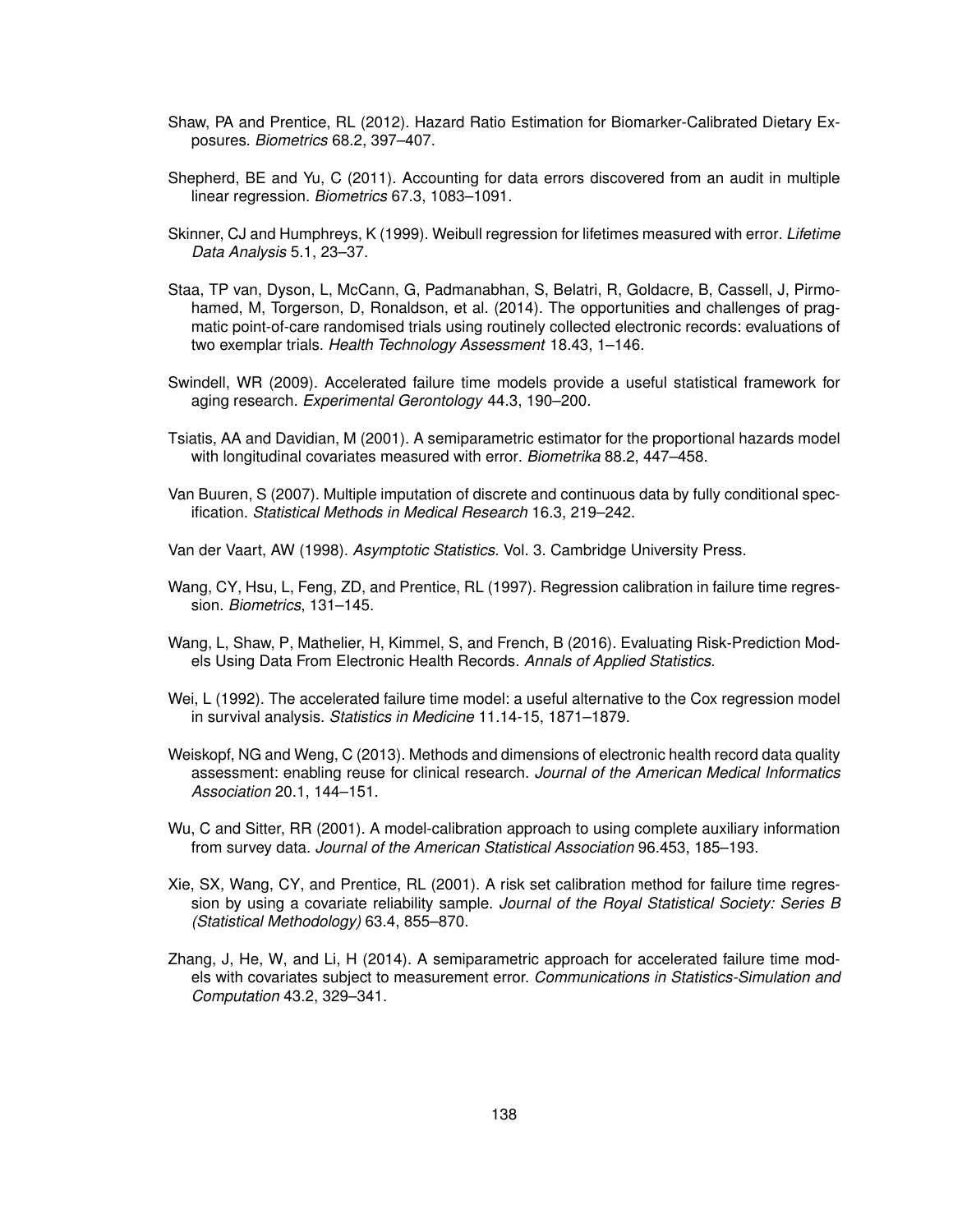Shaw, PA and Prentice, RL (2012). Hazard Ratio Estimation for Biomarker-Calibrated Dietary Exposures. *Biometrics* 68.2, 397–407.

Shepherd, BE and Yu, C (2011). Accounting for data errors discovered from an audit in multiple linear regression. *Biometrics* 67.3, 1083–1091.

Skinner, CJ and Humphreys, K (1999). Weibull regression for lifetimes measured with error. *Lifetime Data Analysis* 5.1, 23–37.

Staa, TP van, Dyson, L, McCann, G, Padmanabhan, S, Belatri, R, Goldacre, B, Cassell, J, Pirmohamed, M, Torgerson, D, Ronaldson, et al. (2014). The opportunities and challenges of pragmatic point-of-care randomised trials using routinely collected electronic records: evaluations of two exemplar trials. *Health Technology Assessment* 18.43, 1–146.

Swindell, WR (2009). Accelerated failure time models provide a useful statistical framework for aging research. *Experimental Gerontology* 44.3, 190–200.

Tsiatis, AA and Davidian, M (2001). A semiparametric estimator for the proportional hazards model with longitudinal covariates measured with error. *Biometrika* 88.2, 447–458.

Van Buuren, S (2007). Multiple imputation of discrete and continuous data by fully conditional specification. *Statistical Methods in Medical Research* 16.3, 219–242.

Van der Vaart, AW (1998). *Asymptotic Statistics*. Vol. 3. Cambridge University Press.

Wang, CY, Hsu, L, Feng, ZD, and Prentice, RL (1997). Regression calibration in failure time regression. *Biometrics*, 131–145.

Wang, L, Shaw, P, Mathelier, H, Kimmel, S, and French, B (2016). Evaluating Risk-Prediction Models Using Data From Electronic Health Records. *Annals of Applied Statistics*.

Wei, L (1992). The accelerated failure time model: a useful alternative to the Cox regression model in survival analysis. *Statistics in Medicine* 11.14-15, 1871–1879.

Weiskopf, NG and Weng, C (2013). Methods and dimensions of electronic health record data quality assessment: enabling reuse for clinical research. *Journal of the American Medical Informatics Association* 20.1, 144–151.

Wu, C and Sitter, RR (2001). A model-calibration approach to using complete auxiliary information from survey data. *Journal of the American Statistical Association* 96.453, 185–193.

Xie, SX, Wang, CY, and Prentice, RL (2001). A risk set calibration method for failure time regression by using a covariate reliability sample. *Journal of the Royal Statistical Society: Series B (Statistical Methodology)* 63.4, 855–870.

Zhang, J, He, W, and Li, H (2014). A semiparametric approach for accelerated failure time models with covariates subject to measurement error. *Communications in Statistics-Simulation and Computation* 43.2, 329–341.